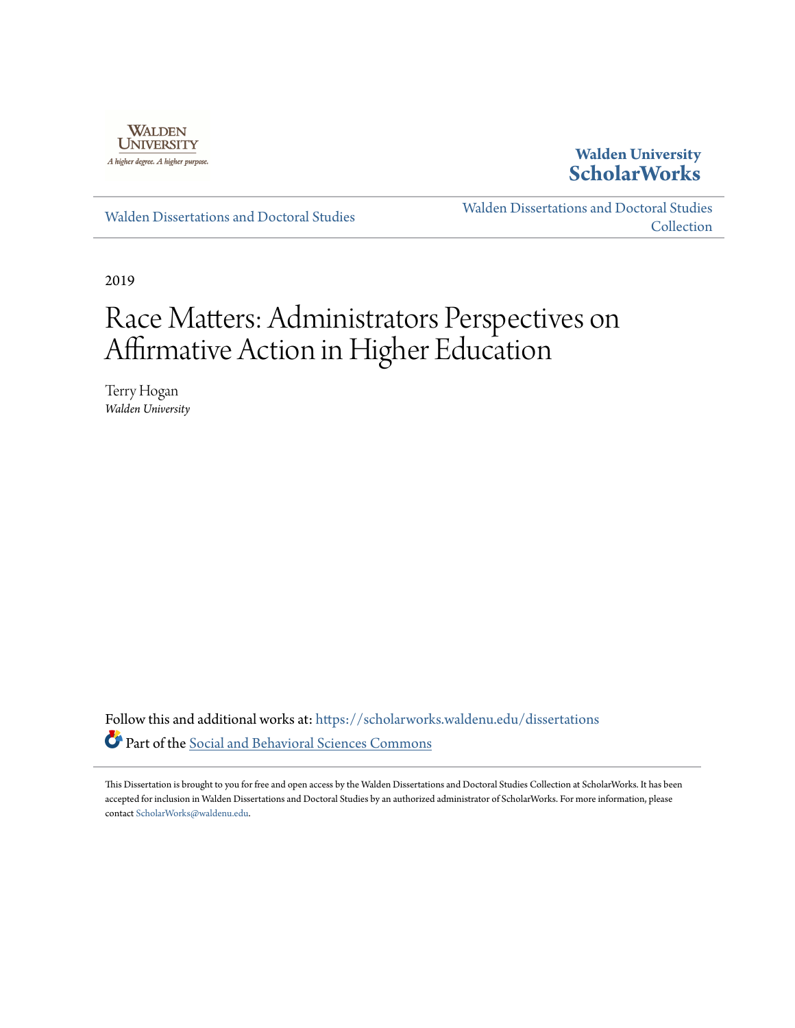Walden University

A higher degree. A higher purpose.

**Walden University ScholarWorks**

Walden Dissertations and Doctoral Studies

Walden Dissertations and Doctoral Studies Collection

2019

# Race Matters: Administrators Perspectives on Affirmative Action in Higher Education

Terry Hogan
*Walden University*

Follow this and additional works at: https://scholarworks.waldenu.edu/dissertations

Part of the Social and Behavioral Sciences Commons

This Dissertation is brought to you for free and open access by the Walden Dissertations and Doctoral Studies Collection at ScholarWorks. It has been accepted for inclusion in Walden Dissertations and Doctoral Studies by an authorized administrator of ScholarWorks. For more information, please contact ScholarWorks@waldenu.edu.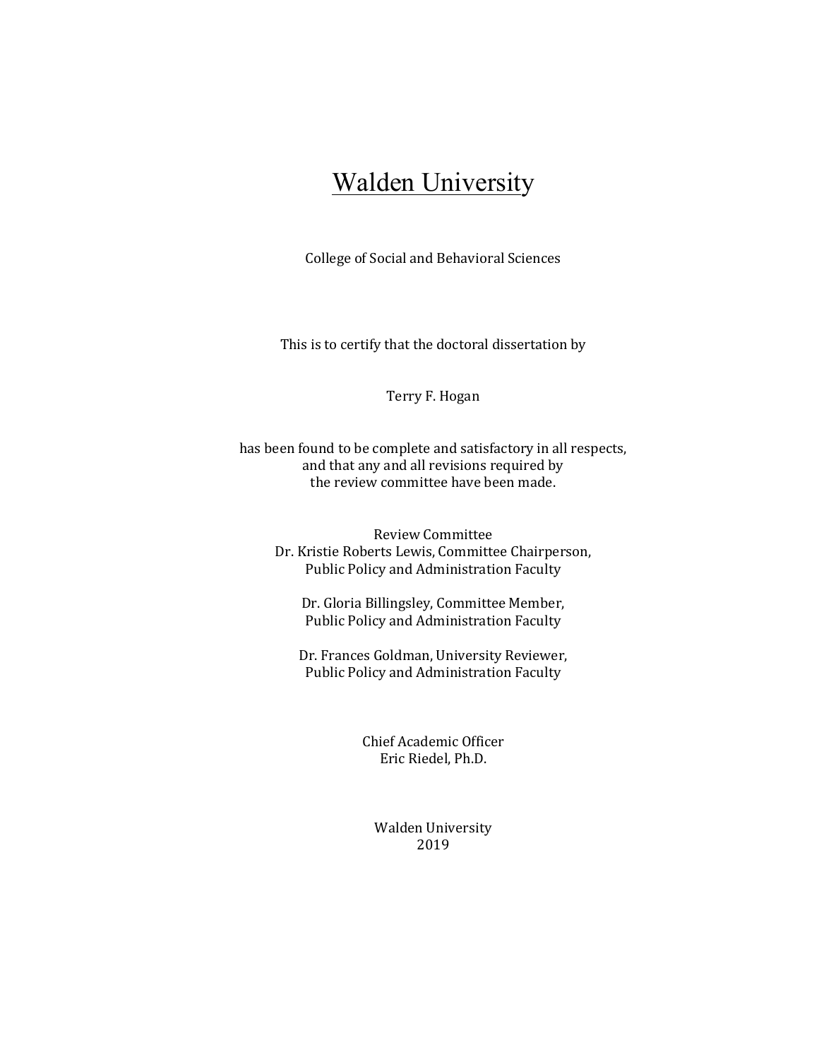# Walden University

College of Social and Behavioral Sciences

This is to certify that the doctoral dissertation by

Terry F. Hogan

has been found to be complete and satisfactory in all respects,
and that any and all revisions required by
the review committee have been made.

Review Committee
Dr. Kristie Roberts Lewis, Committee Chairperson,
Public Policy and Administration Faculty

Dr. Gloria Billingsley, Committee Member,
Public Policy and Administration Faculty

Dr. Frances Goldman, University Reviewer,
Public Policy and Administration Faculty

Chief Academic Officer
Eric Riedel, Ph.D.

Walden University
2019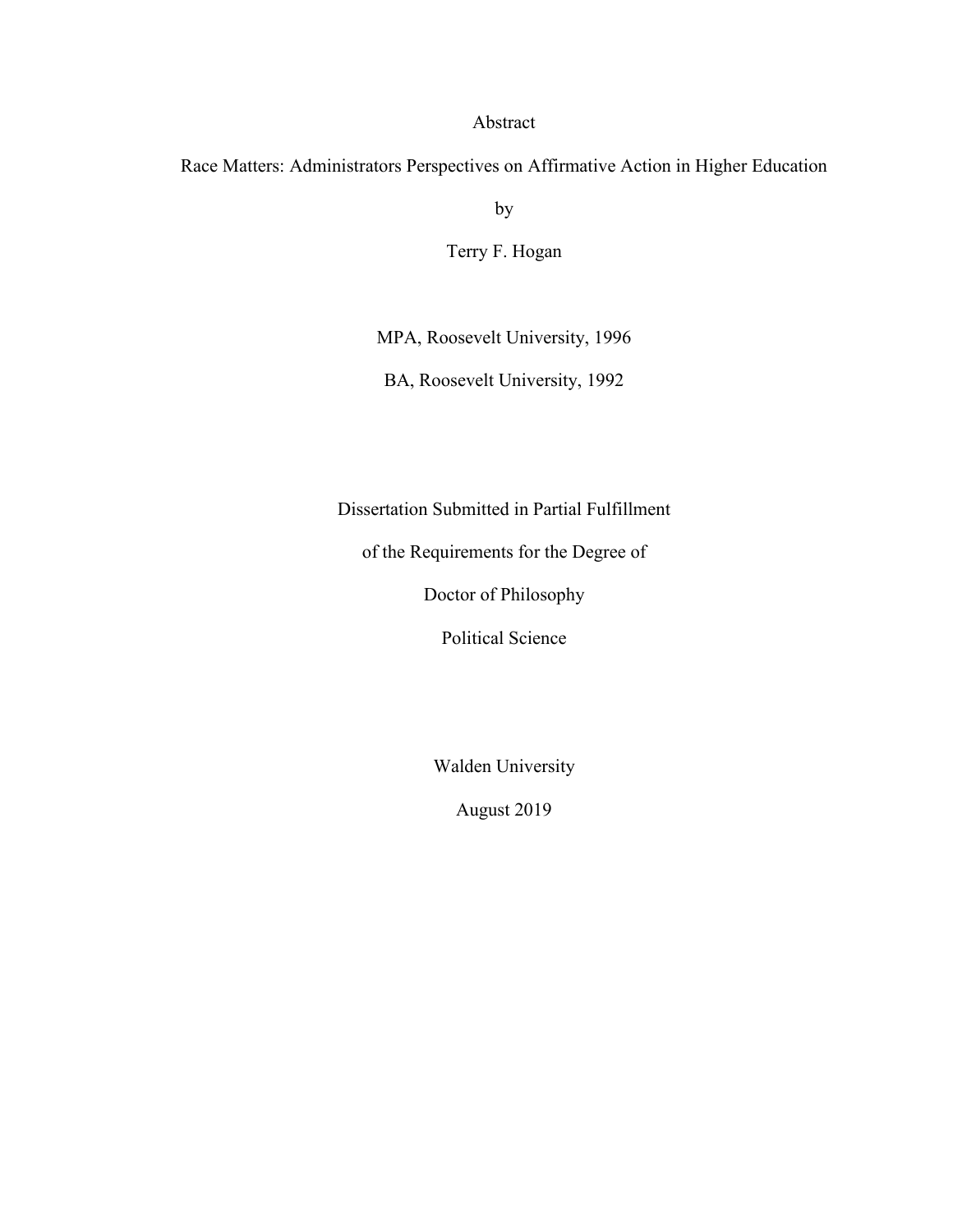Abstract

Race Matters: Administrators Perspectives on Affirmative Action in Higher Education

by

Terry F. Hogan

MPA, Roosevelt University, 1996

BA, Roosevelt University, 1992

Dissertation Submitted in Partial Fulfillment

of the Requirements for the Degree of

Doctor of Philosophy

Political Science

Walden University

August 2019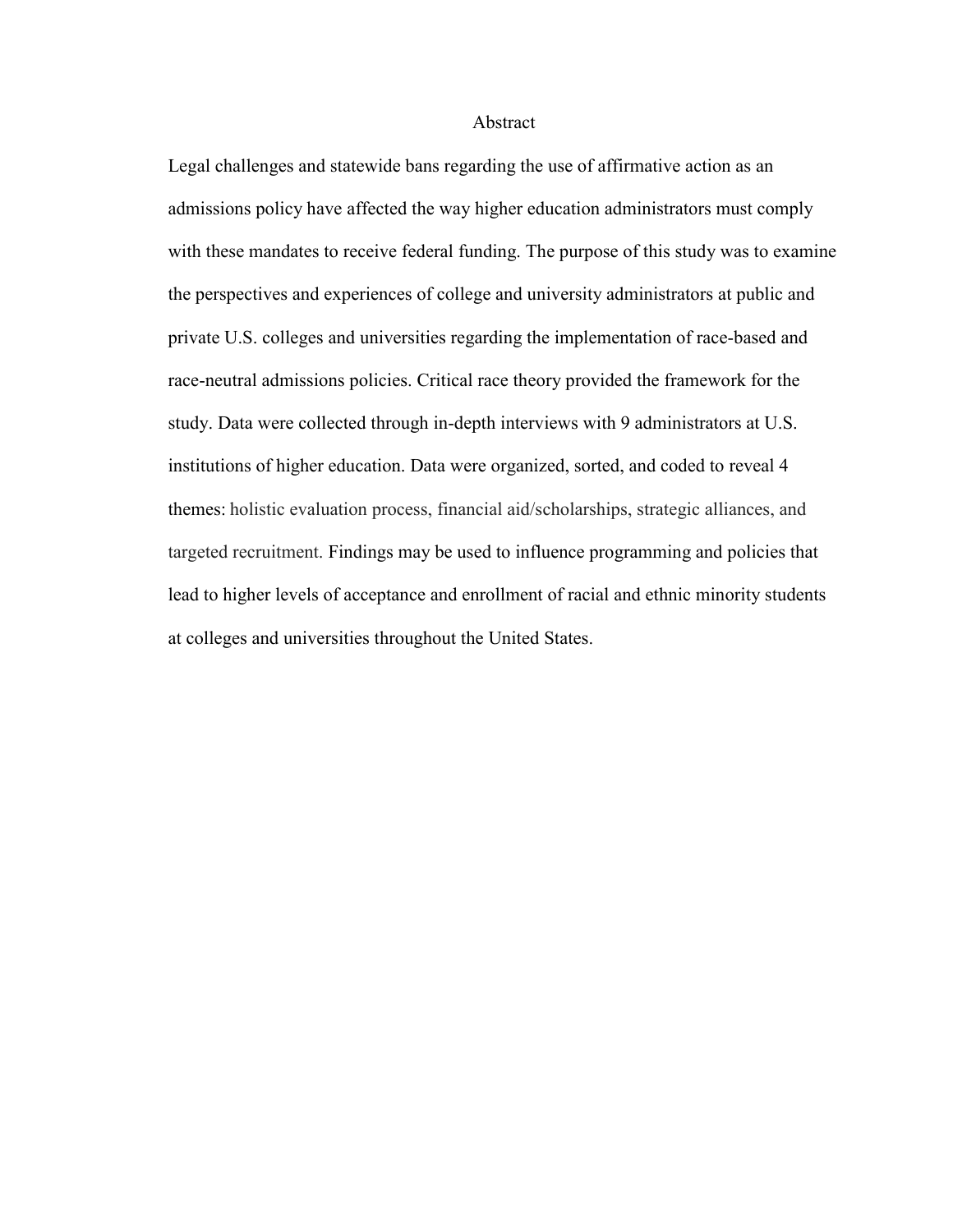# Abstract

Legal challenges and statewide bans regarding the use of affirmative action as an admissions policy have affected the way higher education administrators must comply with these mandates to receive federal funding. The purpose of this study was to examine the perspectives and experiences of college and university administrators at public and private U.S. colleges and universities regarding the implementation of race-based and race-neutral admissions policies. Critical race theory provided the framework for the study. Data were collected through in-depth interviews with 9 administrators at U.S. institutions of higher education. Data were organized, sorted, and coded to reveal 4 themes: holistic evaluation process, financial aid/scholarships, strategic alliances, and targeted recruitment. Findings may be used to influence programming and policies that lead to higher levels of acceptance and enrollment of racial and ethnic minority students at colleges and universities throughout the United States.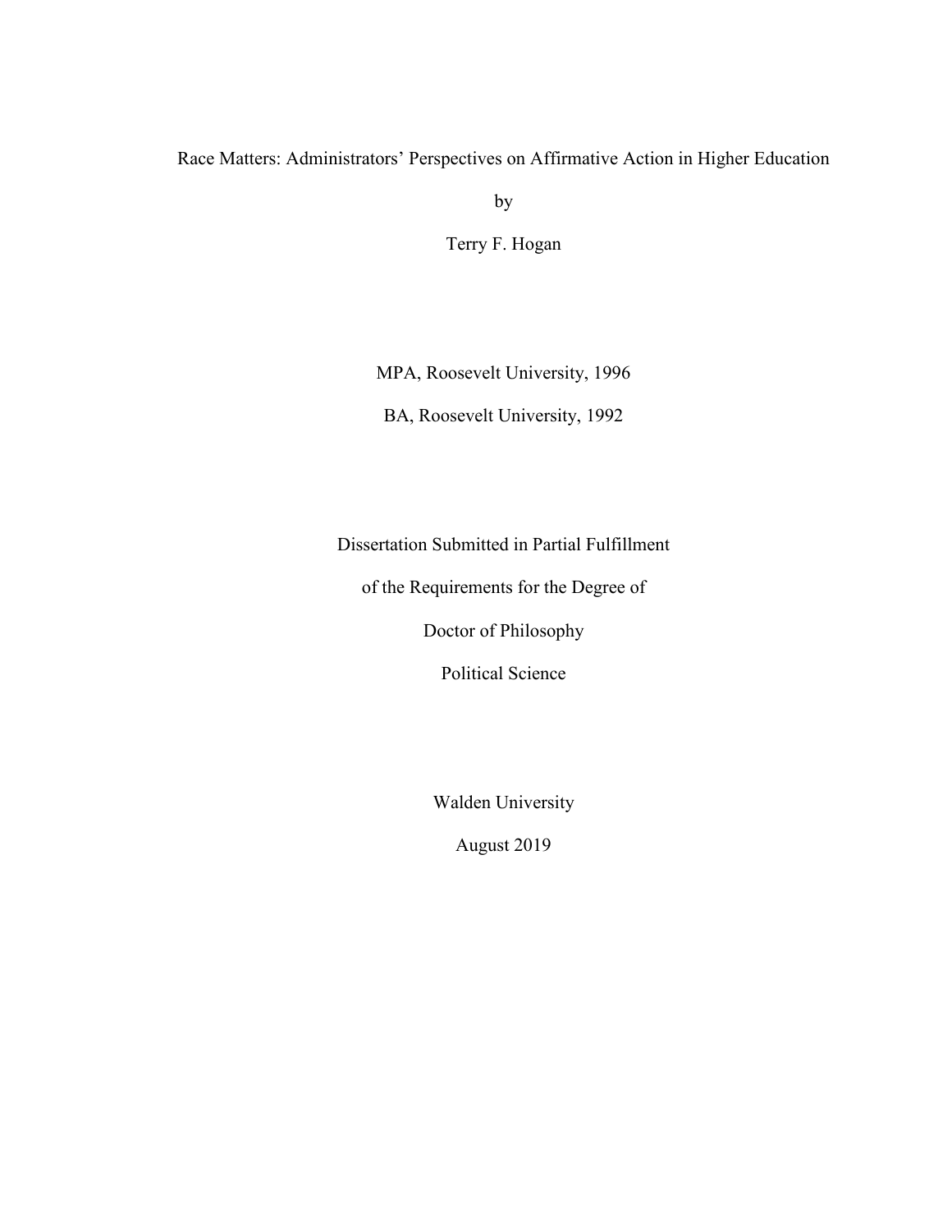Race Matters: Administrators' Perspectives on Affirmative Action in Higher Education

by

Terry F. Hogan

MPA, Roosevelt University, 1996

BA, Roosevelt University, 1992

Dissertation Submitted in Partial Fulfillment

of the Requirements for the Degree of

Doctor of Philosophy

Political Science

Walden University

August 2019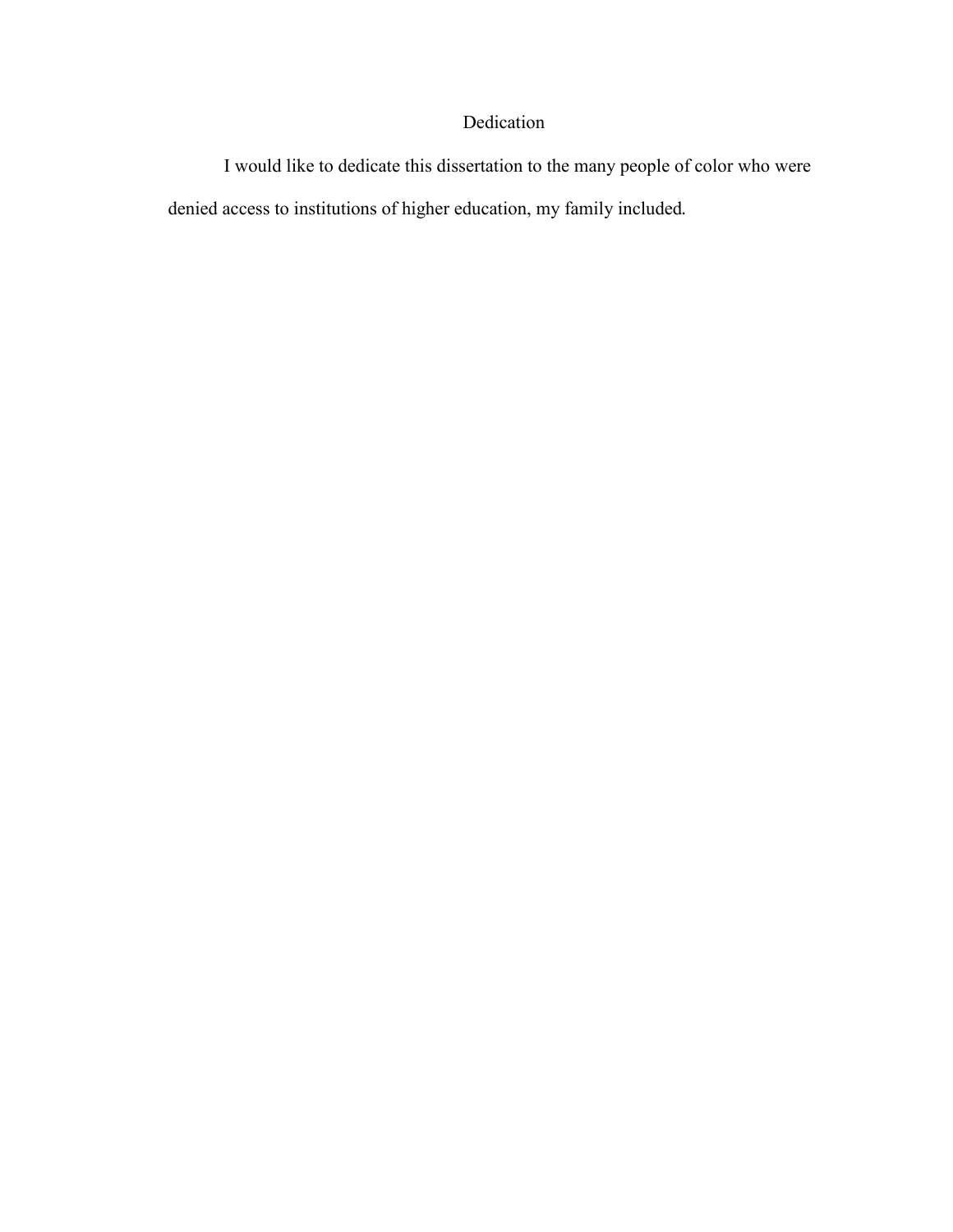# Dedication

I would like to dedicate this dissertation to the many people of color who were denied access to institutions of higher education, my family included.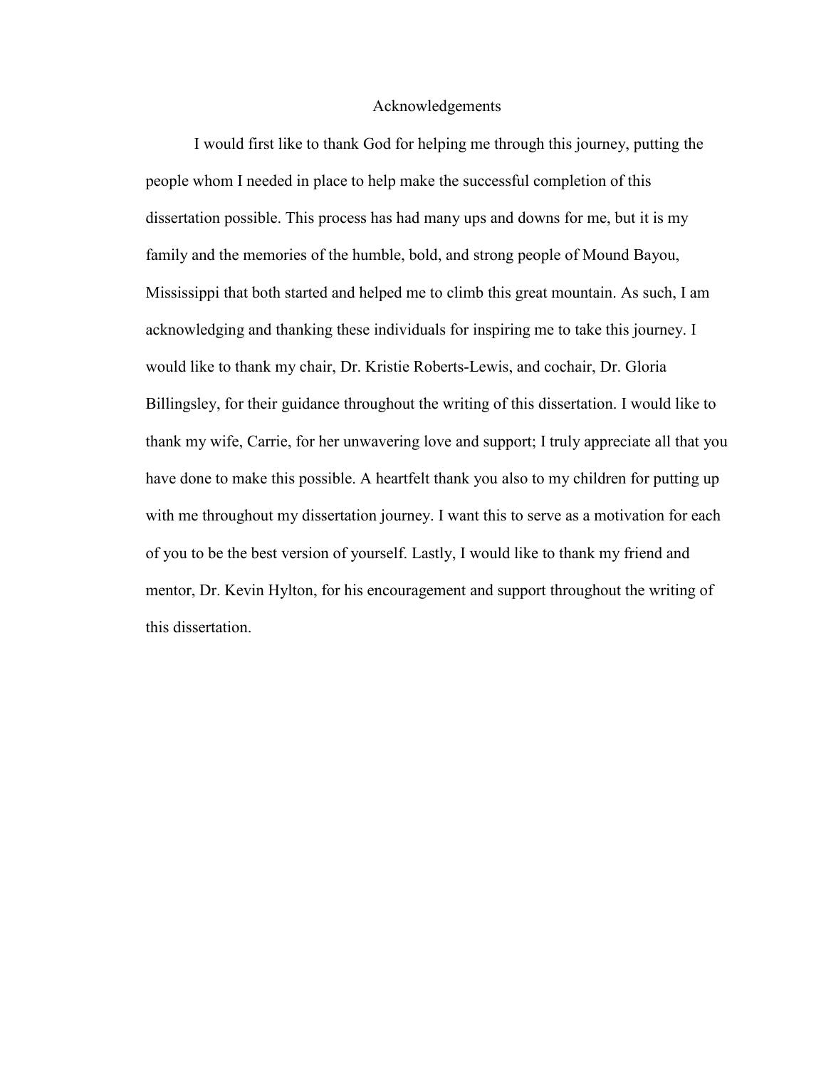# Acknowledgements

I would first like to thank God for helping me through this journey, putting the people whom I needed in place to help make the successful completion of this dissertation possible. This process has had many ups and downs for me, but it is my family and the memories of the humble, bold, and strong people of Mound Bayou, Mississippi that both started and helped me to climb this great mountain. As such, I am acknowledging and thanking these individuals for inspiring me to take this journey. I would like to thank my chair, Dr. Kristie Roberts-Lewis, and cochair, Dr. Gloria Billingsley, for their guidance throughout the writing of this dissertation. I would like to thank my wife, Carrie, for her unwavering love and support; I truly appreciate all that you have done to make this possible. A heartfelt thank you also to my children for putting up with me throughout my dissertation journey. I want this to serve as a motivation for each of you to be the best version of yourself. Lastly, I would like to thank my friend and mentor, Dr. Kevin Hylton, for his encouragement and support throughout the writing of this dissertation.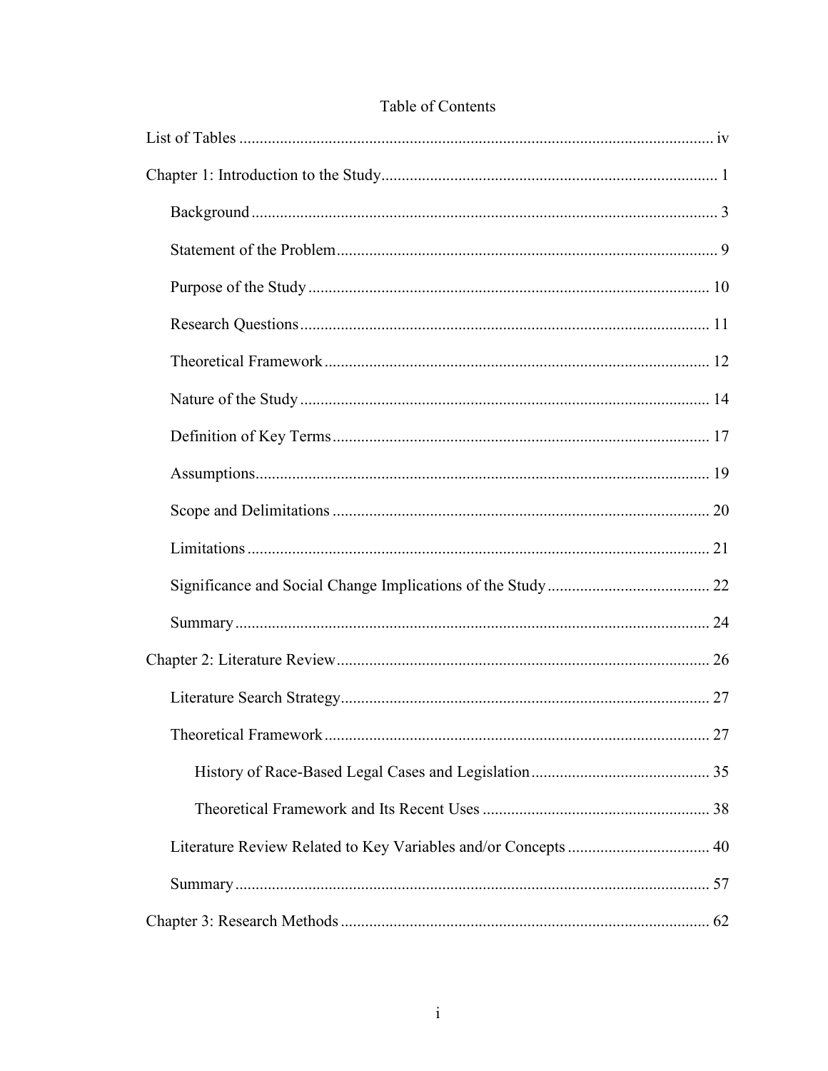# Table of Contents

List of Tables ..................................................................................................................... iv

Chapter 1: Introduction to the Study.................................................................................. 1

  Background .................................................................................................................. 3

  Statement of the Problem............................................................................................. 9

  Purpose of the Study .................................................................................................. 10

  Research Questions.................................................................................................... 11

  Theoretical Framework .............................................................................................. 12

  Nature of the Study .................................................................................................... 14

  Definition of Key Terms............................................................................................ 17

  Assumptions............................................................................................................... 19

  Scope and Delimitations ............................................................................................ 20

  Limitations ................................................................................................................. 21

  Significance and Social Change Implications of the Study........................................ 22

  Summary.................................................................................................................... 24

Chapter 2: Literature Review............................................................................................ 26

  Literature Search Strategy.......................................................................................... 27

  Theoretical Framework .............................................................................................. 27

    History of Race-Based Legal Cases and Legislation ............................................ 35

    Theoretical Framework and Its Recent Uses ........................................................ 38

  Literature Review Related to Key Variables and/or Concepts ................................... 40

  Summary.................................................................................................................... 57

Chapter 3: Research Methods........................................................................................... 62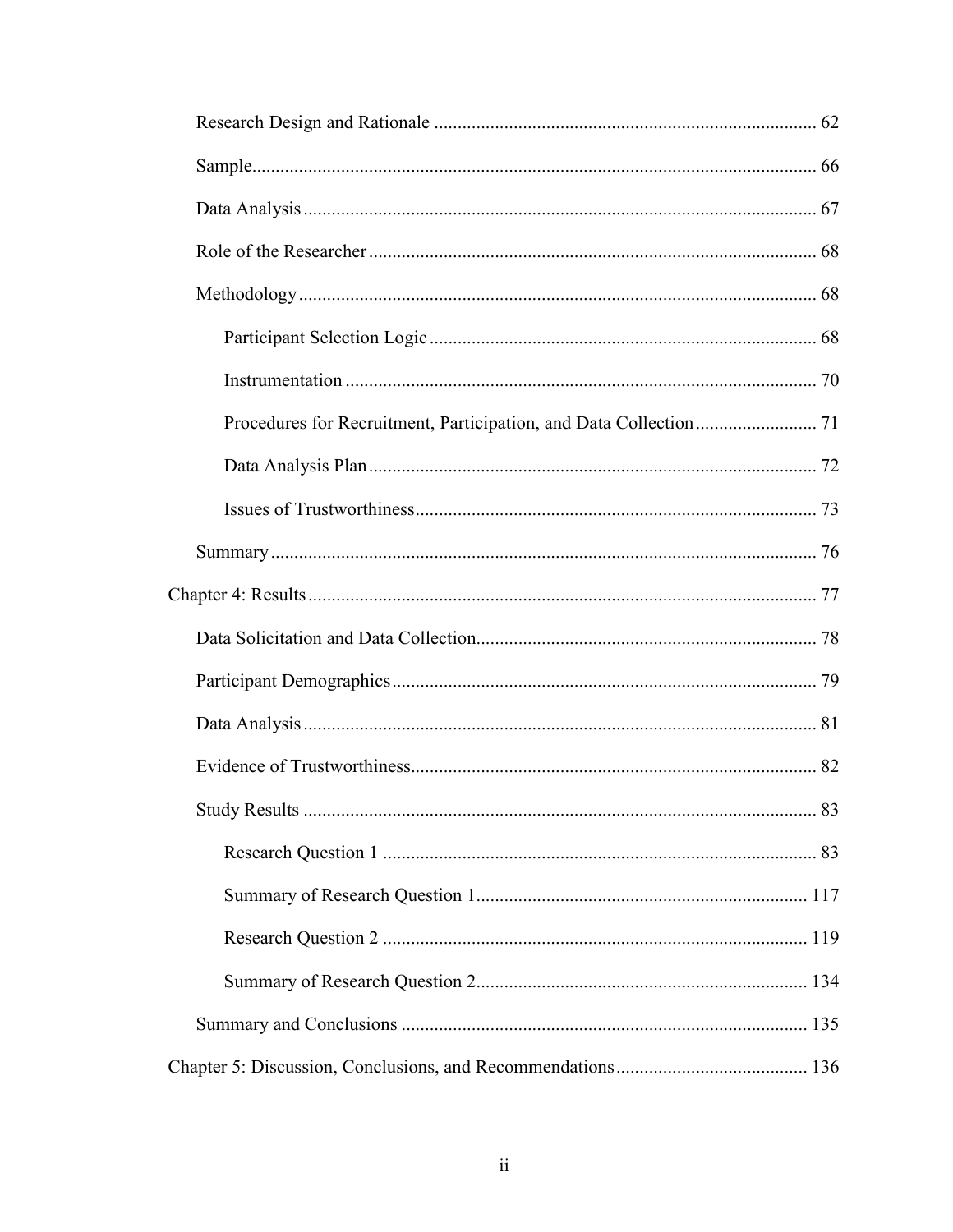Research Design and Rationale ................................................................................ 62

Sample ........................................................................................................................ 66

Data Analysis ............................................................................................................. 67

Role of the Researcher ............................................................................................... 68

Methodology .............................................................................................................. 68

Participant Selection Logic .................................................................................. 68

Instrumentation .................................................................................................... 70

Procedures for Recruitment, Participation, and Data Collection .......................... 71

Data Analysis Plan ............................................................................................... 72

Issues of Trustworthiness ..................................................................................... 73

Summary .................................................................................................................... 76

Chapter 4: Results ............................................................................................................ 77

Data Solicitation and Data Collection ........................................................................ 78

Participant Demographics .......................................................................................... 79

Data Analysis ............................................................................................................. 81

Evidence of Trustworthiness ...................................................................................... 82

Study Results ............................................................................................................. 83

Research Question 1 ............................................................................................ 83

Summary of Research Question 1 ...................................................................... 117

Research Question 2 .......................................................................................... 119

Summary of Research Question 2 ...................................................................... 134

Summary and Conclusions ...................................................................................... 135

Chapter 5: Discussion, Conclusions, and Recommendations ........................................ 136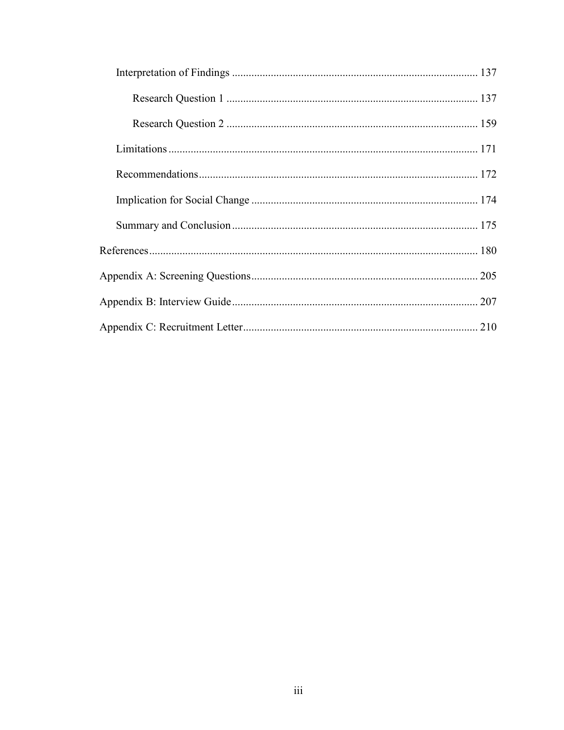Interpretation of Findings ........................................................................................ 137

Research Question 1 .......................................................................................... 137

Research Question 2 .......................................................................................... 159

Limitations ............................................................................................................... 171

Recommendations .................................................................................................... 172

Implication for Social Change ................................................................................. 174

Summary and Conclusion ........................................................................................ 175

References ...................................................................................................................... 180

Appendix A: Screening Questions ................................................................................. 205

Appendix B: Interview Guide ........................................................................................ 207

Appendix C: Recruitment Letter .................................................................................... 210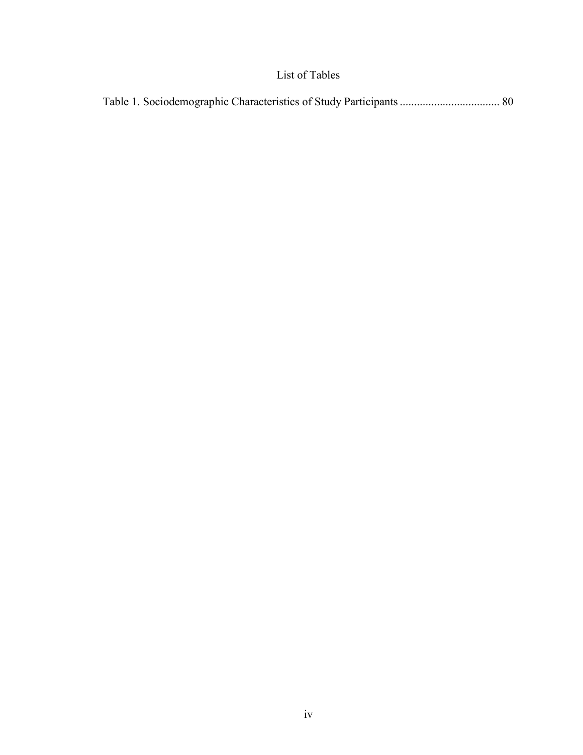# List of Tables

Table 1. Sociodemographic Characteristics of Study Participants .................................. 80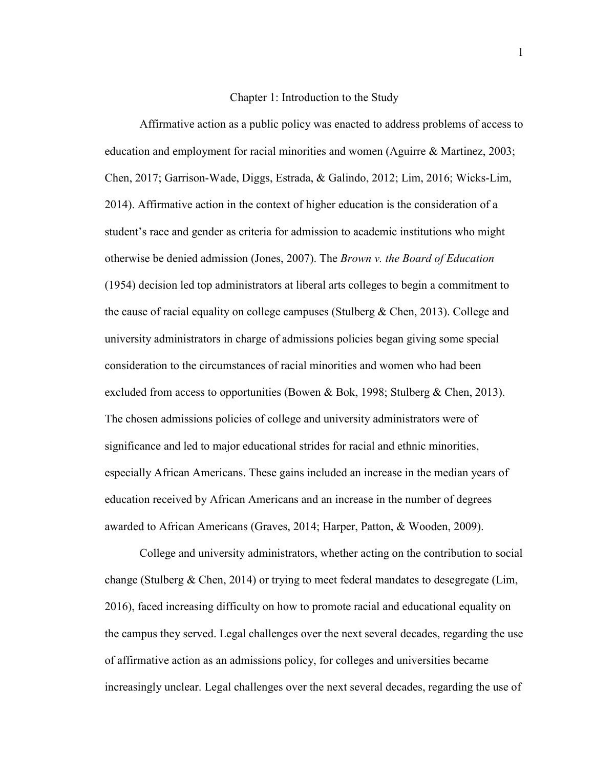# Chapter 1: Introduction to the Study

Affirmative action as a public policy was enacted to address problems of access to education and employment for racial minorities and women (Aguirre & Martinez, 2003; Chen, 2017; Garrison-Wade, Diggs, Estrada, & Galindo, 2012; Lim, 2016; Wicks-Lim, 2014). Affirmative action in the context of higher education is the consideration of a student's race and gender as criteria for admission to academic institutions who might otherwise be denied admission (Jones, 2007). The *Brown v. the Board of Education* (1954) decision led top administrators at liberal arts colleges to begin a commitment to the cause of racial equality on college campuses (Stulberg & Chen, 2013). College and university administrators in charge of admissions policies began giving some special consideration to the circumstances of racial minorities and women who had been excluded from access to opportunities (Bowen & Bok, 1998; Stulberg & Chen, 2013). The chosen admissions policies of college and university administrators were of significance and led to major educational strides for racial and ethnic minorities, especially African Americans. These gains included an increase in the median years of education received by African Americans and an increase in the number of degrees awarded to African Americans (Graves, 2014; Harper, Patton, & Wooden, 2009).

College and university administrators, whether acting on the contribution to social change (Stulberg & Chen, 2014) or trying to meet federal mandates to desegregate (Lim, 2016), faced increasing difficulty on how to promote racial and educational equality on the campus they served. Legal challenges over the next several decades, regarding the use of affirmative action as an admissions policy, for colleges and universities became increasingly unclear. Legal challenges over the next several decades, regarding the use of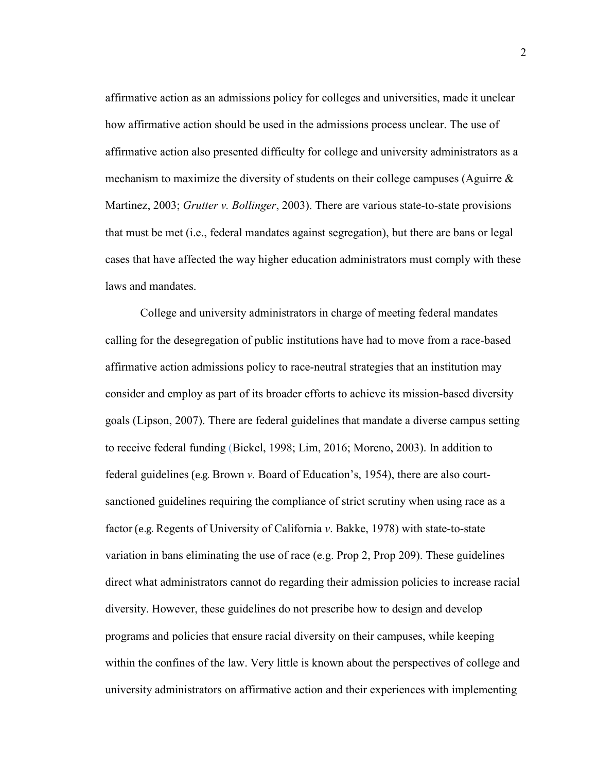affirmative action as an admissions policy for colleges and universities, made it unclear how affirmative action should be used in the admissions process unclear. The use of affirmative action also presented difficulty for college and university administrators as a mechanism to maximize the diversity of students on their college campuses (Aguirre & Martinez, 2003; *Grutter v. Bollinger*, 2003). There are various state-to-state provisions that must be met (i.e., federal mandates against segregation), but there are bans or legal cases that have affected the way higher education administrators must comply with these laws and mandates.

College and university administrators in charge of meeting federal mandates calling for the desegregation of public institutions have had to move from a race-based affirmative action admissions policy to race-neutral strategies that an institution may consider and employ as part of its broader efforts to achieve its mission-based diversity goals (Lipson, 2007). There are federal guidelines that mandate a diverse campus setting to receive federal funding (Bickel, 1998; Lim, 2016; Moreno, 2003). In addition to federal guidelines (e.g. Brown *v.* Board of Education's, 1954), there are also court-sanctioned guidelines requiring the compliance of strict scrutiny when using race as a factor (e.g. Regents of University of California *v*. Bakke, 1978) with state-to-state variation in bans eliminating the use of race (e.g. Prop 2, Prop 209). These guidelines direct what administrators cannot do regarding their admission policies to increase racial diversity. However, these guidelines do not prescribe how to design and develop programs and policies that ensure racial diversity on their campuses, while keeping within the confines of the law. Very little is known about the perspectives of college and university administrators on affirmative action and their experiences with implementing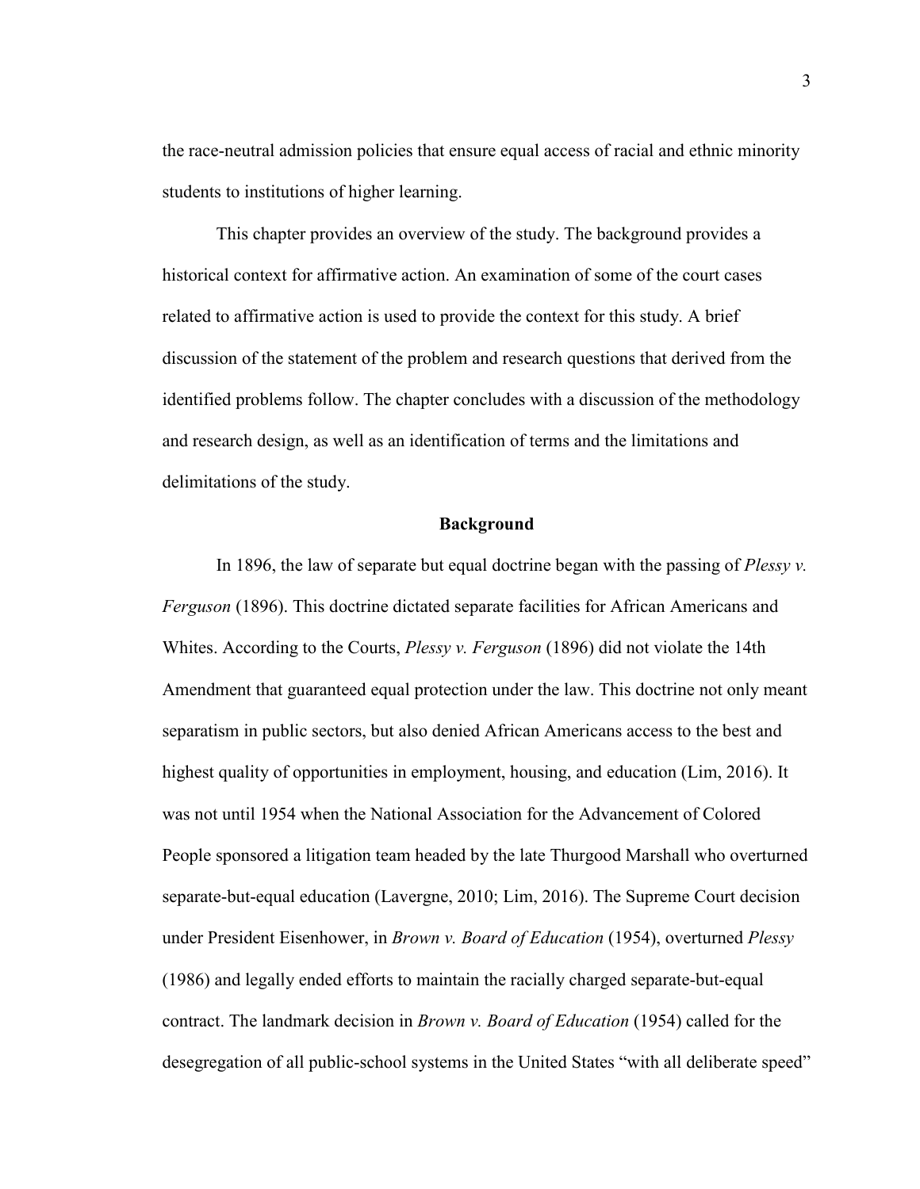the race-neutral admission policies that ensure equal access of racial and ethnic minority students to institutions of higher learning.

This chapter provides an overview of the study. The background provides a historical context for affirmative action. An examination of some of the court cases related to affirmative action is used to provide the context for this study. A brief discussion of the statement of the problem and research questions that derived from the identified problems follow. The chapter concludes with a discussion of the methodology and research design, as well as an identification of terms and the limitations and delimitations of the study.

## Background

In 1896, the law of separate but equal doctrine began with the passing of *Plessy v. Ferguson* (1896). This doctrine dictated separate facilities for African Americans and Whites. According to the Courts, *Plessy v. Ferguson* (1896) did not violate the 14th Amendment that guaranteed equal protection under the law. This doctrine not only meant separatism in public sectors, but also denied African Americans access to the best and highest quality of opportunities in employment, housing, and education (Lim, 2016). It was not until 1954 when the National Association for the Advancement of Colored People sponsored a litigation team headed by the late Thurgood Marshall who overturned separate-but-equal education (Lavergne, 2010; Lim, 2016). The Supreme Court decision under President Eisenhower, in *Brown v. Board of Education* (1954), overturned *Plessy* (1986) and legally ended efforts to maintain the racially charged separate-but-equal contract. The landmark decision in *Brown v. Board of Education* (1954) called for the desegregation of all public-school systems in the United States "with all deliberate speed"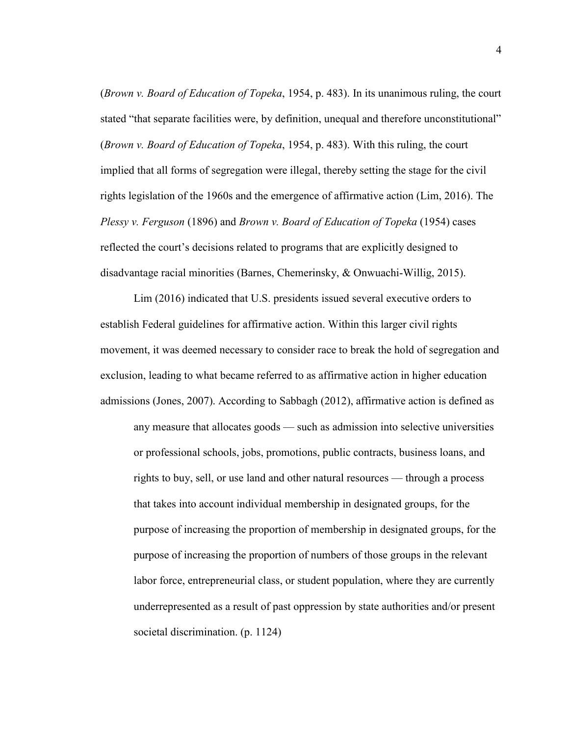(*Brown v. Board of Education of Topeka*, 1954, p. 483). In its unanimous ruling, the court stated "that separate facilities were, by definition, unequal and therefore unconstitutional" (*Brown v. Board of Education of Topeka*, 1954, p. 483). With this ruling, the court implied that all forms of segregation were illegal, thereby setting the stage for the civil rights legislation of the 1960s and the emergence of affirmative action (Lim, 2016). The *Plessy v. Ferguson* (1896) and *Brown v. Board of Education of Topeka* (1954) cases reflected the court's decisions related to programs that are explicitly designed to disadvantage racial minorities (Barnes, Chemerinsky, & Onwuachi-Willig, 2015).

Lim (2016) indicated that U.S. presidents issued several executive orders to establish Federal guidelines for affirmative action. Within this larger civil rights movement, it was deemed necessary to consider race to break the hold of segregation and exclusion, leading to what became referred to as affirmative action in higher education admissions (Jones, 2007). According to Sabbagh (2012), affirmative action is defined as

> any measure that allocates goods — such as admission into selective universities or professional schools, jobs, promotions, public contracts, business loans, and rights to buy, sell, or use land and other natural resources — through a process that takes into account individual membership in designated groups, for the purpose of increasing the proportion of membership in designated groups, for the purpose of increasing the proportion of numbers of those groups in the relevant labor force, entrepreneurial class, or student population, where they are currently underrepresented as a result of past oppression by state authorities and/or present societal discrimination. (p. 1124)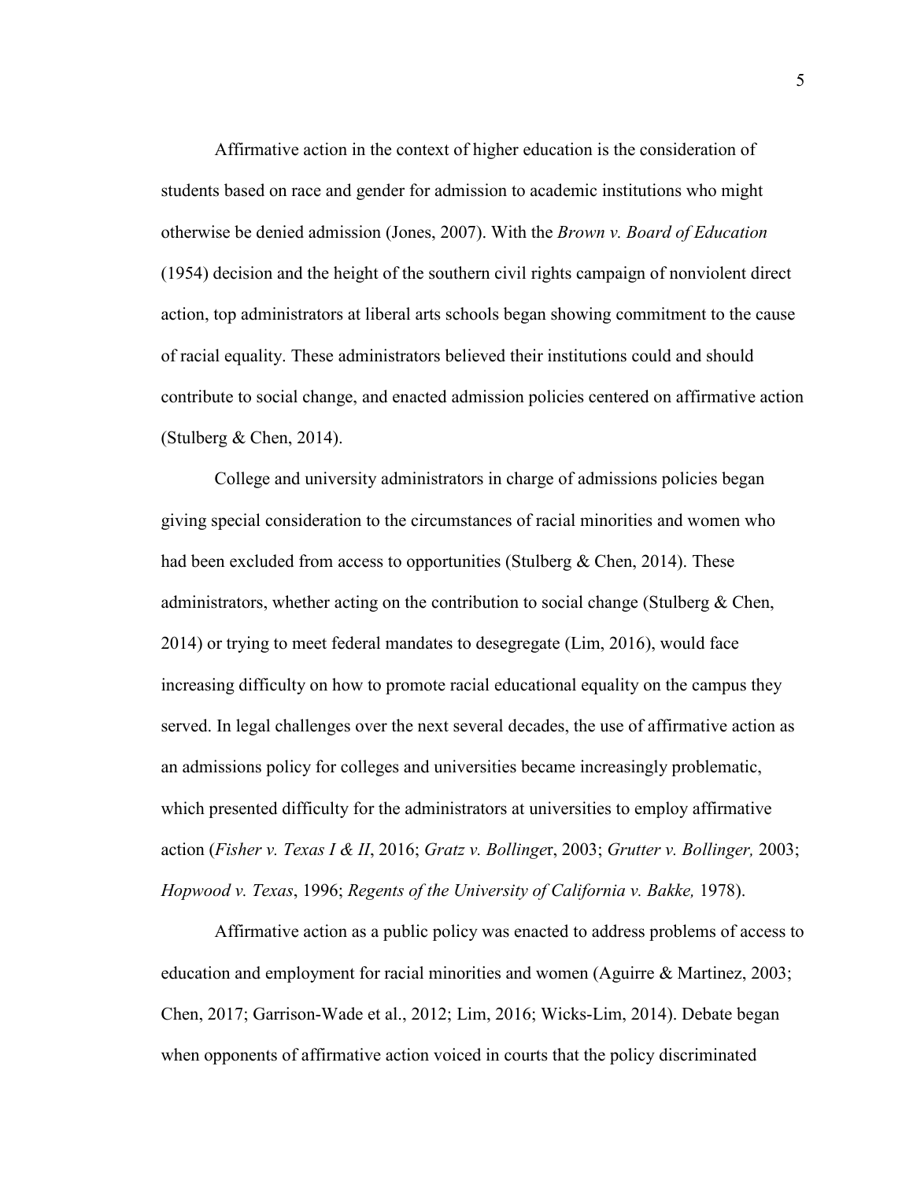Affirmative action in the context of higher education is the consideration of students based on race and gender for admission to academic institutions who might otherwise be denied admission (Jones, 2007). With the *Brown v. Board of Education* (1954) decision and the height of the southern civil rights campaign of nonviolent direct action, top administrators at liberal arts schools began showing commitment to the cause of racial equality. These administrators believed their institutions could and should contribute to social change, and enacted admission policies centered on affirmative action (Stulberg & Chen, 2014).

College and university administrators in charge of admissions policies began giving special consideration to the circumstances of racial minorities and women who had been excluded from access to opportunities (Stulberg & Chen, 2014). These administrators, whether acting on the contribution to social change (Stulberg & Chen, 2014) or trying to meet federal mandates to desegregate (Lim, 2016), would face increasing difficulty on how to promote racial educational equality on the campus they served. In legal challenges over the next several decades, the use of affirmative action as an admissions policy for colleges and universities became increasingly problematic, which presented difficulty for the administrators at universities to employ affirmative action (*Fisher v. Texas I & II*, 2016; *Gratz v. Bollinger*, 2003; *Grutter v. Bollinger,* 2003; *Hopwood v. Texas*, 1996; *Regents of the University of California v. Bakke,* 1978).

Affirmative action as a public policy was enacted to address problems of access to education and employment for racial minorities and women (Aguirre & Martinez, 2003; Chen, 2017; Garrison-Wade et al., 2012; Lim, 2016; Wicks-Lim, 2014). Debate began when opponents of affirmative action voiced in courts that the policy discriminated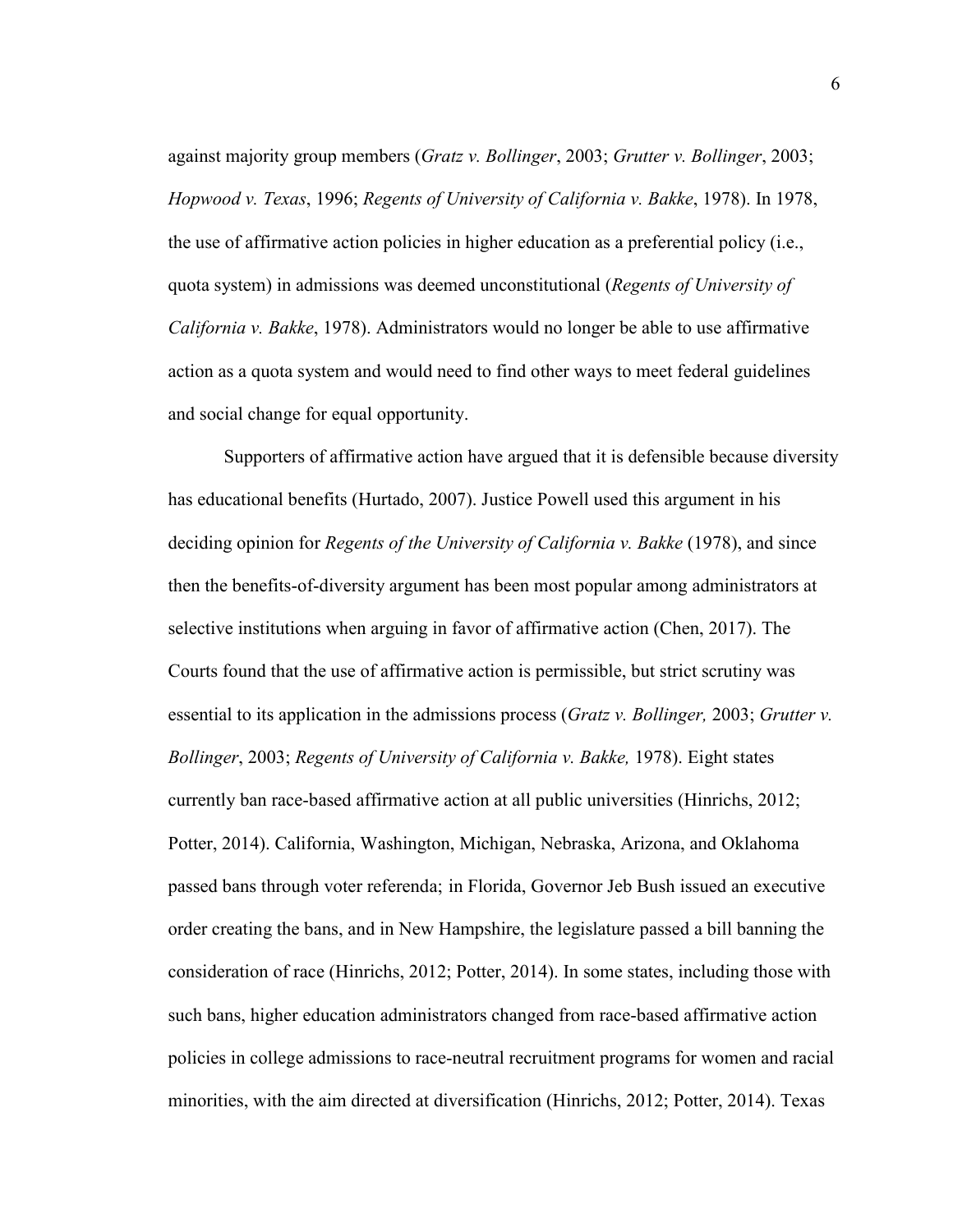against majority group members (*Gratz v. Bollinger*, 2003; *Grutter v. Bollinger*, 2003; *Hopwood v. Texas*, 1996; *Regents of University of California v. Bakke*, 1978). In 1978, the use of affirmative action policies in higher education as a preferential policy (i.e., quota system) in admissions was deemed unconstitutional (*Regents of University of California v. Bakke*, 1978). Administrators would no longer be able to use affirmative action as a quota system and would need to find other ways to meet federal guidelines and social change for equal opportunity.

Supporters of affirmative action have argued that it is defensible because diversity has educational benefits (Hurtado, 2007). Justice Powell used this argument in his deciding opinion for *Regents of the University of California v. Bakke* (1978), and since then the benefits-of-diversity argument has been most popular among administrators at selective institutions when arguing in favor of affirmative action (Chen, 2017). The Courts found that the use of affirmative action is permissible, but strict scrutiny was essential to its application in the admissions process (*Gratz v. Bollinger,* 2003; *Grutter v. Bollinger*, 2003; *Regents of University of California v. Bakke,* 1978). Eight states currently ban race-based affirmative action at all public universities (Hinrichs, 2012; Potter, 2014). California, Washington, Michigan, Nebraska, Arizona, and Oklahoma passed bans through voter referenda; in Florida, Governor Jeb Bush issued an executive order creating the bans, and in New Hampshire, the legislature passed a bill banning the consideration of race (Hinrichs, 2012; Potter, 2014). In some states, including those with such bans, higher education administrators changed from race-based affirmative action policies in college admissions to race-neutral recruitment programs for women and racial minorities, with the aim directed at diversification (Hinrichs, 2012; Potter, 2014). Texas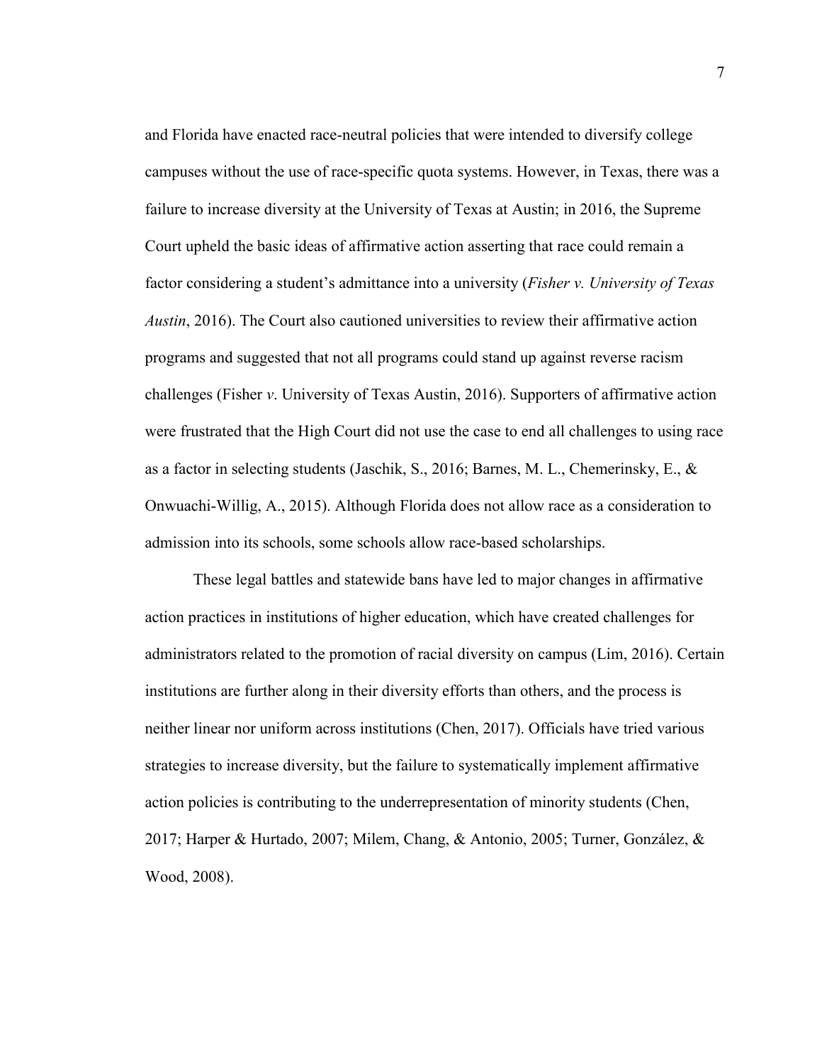and Florida have enacted race-neutral policies that were intended to diversify college campuses without the use of race-specific quota systems. However, in Texas, there was a failure to increase diversity at the University of Texas at Austin; in 2016, the Supreme Court upheld the basic ideas of affirmative action asserting that race could remain a factor considering a student's admittance into a university (*Fisher v. University of Texas Austin*, 2016). The Court also cautioned universities to review their affirmative action programs and suggested that not all programs could stand up against reverse racism challenges (Fisher *v*. University of Texas Austin, 2016). Supporters of affirmative action were frustrated that the High Court did not use the case to end all challenges to using race as a factor in selecting students (Jaschik, S., 2016; Barnes, M. L., Chemerinsky, E., & Onwuachi-Willig, A., 2015). Although Florida does not allow race as a consideration to admission into its schools, some schools allow race-based scholarships.

These legal battles and statewide bans have led to major changes in affirmative action practices in institutions of higher education, which have created challenges for administrators related to the promotion of racial diversity on campus (Lim, 2016). Certain institutions are further along in their diversity efforts than others, and the process is neither linear nor uniform across institutions (Chen, 2017). Officials have tried various strategies to increase diversity, but the failure to systematically implement affirmative action policies is contributing to the underrepresentation of minority students (Chen, 2017; Harper & Hurtado, 2007; Milem, Chang, & Antonio, 2005; Turner, González, & Wood, 2008).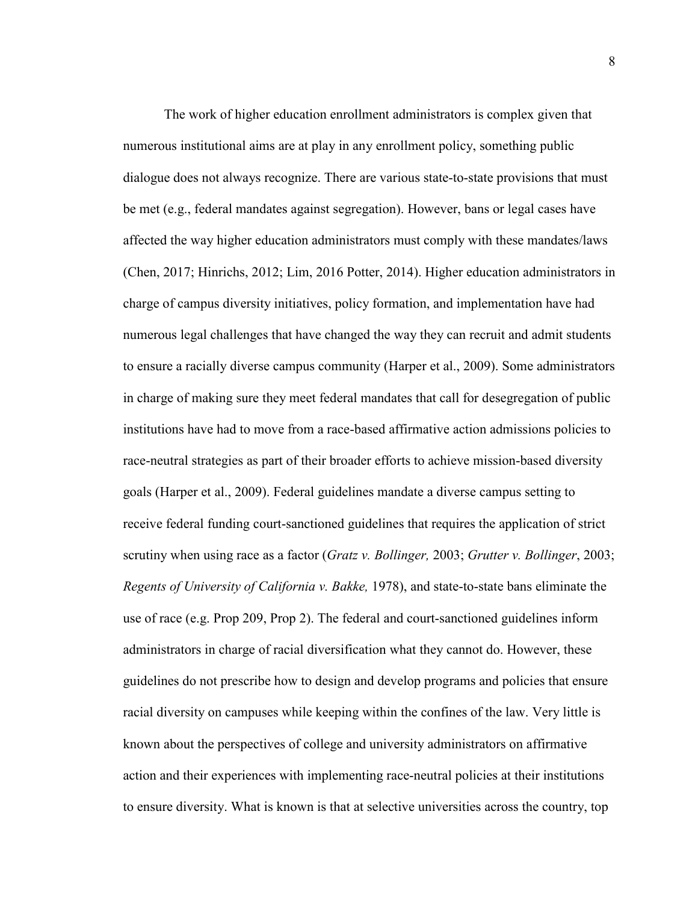The work of higher education enrollment administrators is complex given that numerous institutional aims are at play in any enrollment policy, something public dialogue does not always recognize. There are various state-to-state provisions that must be met (e.g., federal mandates against segregation). However, bans or legal cases have affected the way higher education administrators must comply with these mandates/laws (Chen, 2017; Hinrichs, 2012; Lim, 2016 Potter, 2014). Higher education administrators in charge of campus diversity initiatives, policy formation, and implementation have had numerous legal challenges that have changed the way they can recruit and admit students to ensure a racially diverse campus community (Harper et al., 2009). Some administrators in charge of making sure they meet federal mandates that call for desegregation of public institutions have had to move from a race-based affirmative action admissions policies to race-neutral strategies as part of their broader efforts to achieve mission-based diversity goals (Harper et al., 2009). Federal guidelines mandate a diverse campus setting to receive federal funding court-sanctioned guidelines that requires the application of strict scrutiny when using race as a factor (*Gratz v. Bollinger,* 2003; *Grutter v. Bollinger*, 2003; *Regents of University of California v. Bakke,* 1978), and state-to-state bans eliminate the use of race (e.g. Prop 209, Prop 2). The federal and court-sanctioned guidelines inform administrators in charge of racial diversification what they cannot do. However, these guidelines do not prescribe how to design and develop programs and policies that ensure racial diversity on campuses while keeping within the confines of the law. Very little is known about the perspectives of college and university administrators on affirmative action and their experiences with implementing race-neutral policies at their institutions to ensure diversity. What is known is that at selective universities across the country, top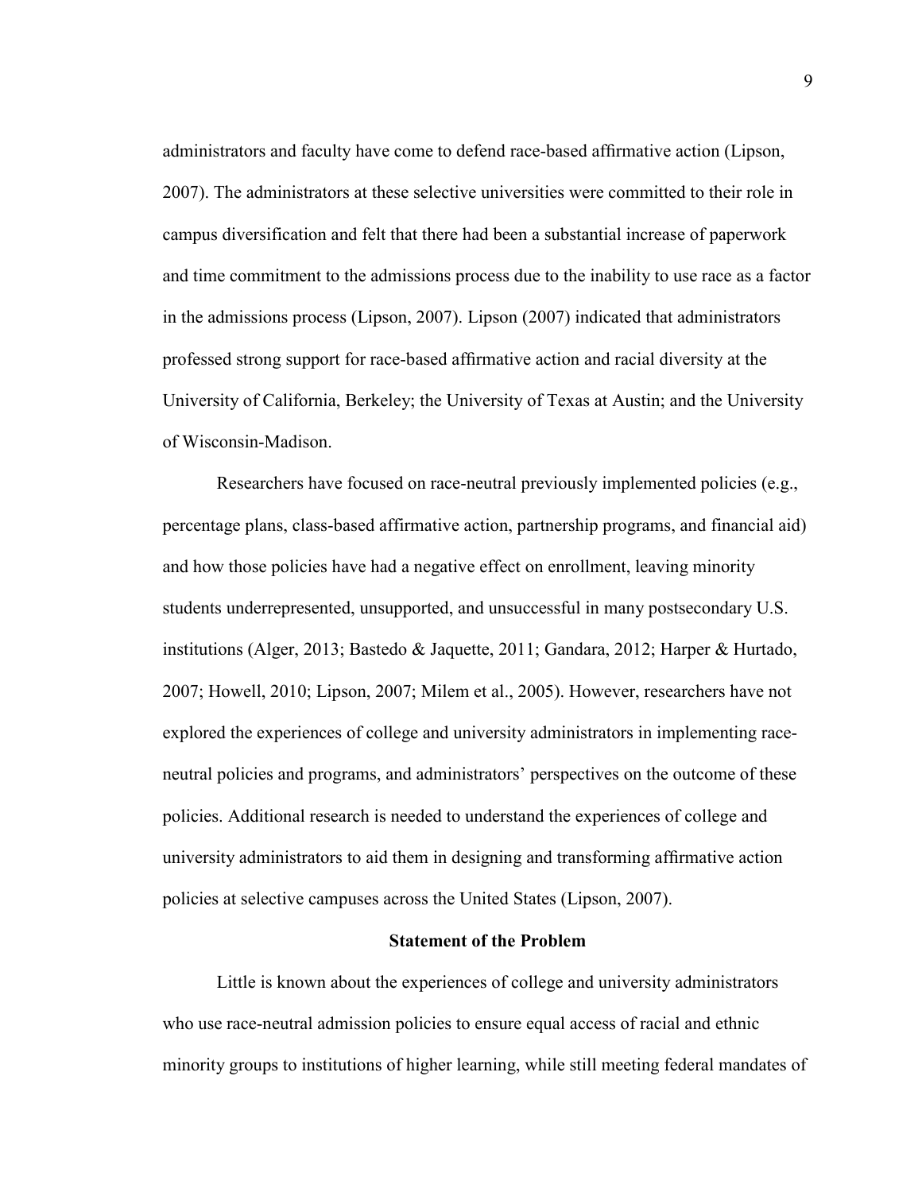administrators and faculty have come to defend race-based affirmative action (Lipson, 2007). The administrators at these selective universities were committed to their role in campus diversification and felt that there had been a substantial increase of paperwork and time commitment to the admissions process due to the inability to use race as a factor in the admissions process (Lipson, 2007). Lipson (2007) indicated that administrators professed strong support for race-based affirmative action and racial diversity at the University of California, Berkeley; the University of Texas at Austin; and the University of Wisconsin-Madison.

Researchers have focused on race-neutral previously implemented policies (e.g., percentage plans, class-based affirmative action, partnership programs, and financial aid) and how those policies have had a negative effect on enrollment, leaving minority students underrepresented, unsupported, and unsuccessful in many postsecondary U.S. institutions (Alger, 2013; Bastedo & Jaquette, 2011; Gandara, 2012; Harper & Hurtado, 2007; Howell, 2010; Lipson, 2007; Milem et al., 2005). However, researchers have not explored the experiences of college and university administrators in implementing race-neutral policies and programs, and administrators' perspectives on the outcome of these policies. Additional research is needed to understand the experiences of college and university administrators to aid them in designing and transforming affirmative action policies at selective campuses across the United States (Lipson, 2007).

## Statement of the Problem

Little is known about the experiences of college and university administrators who use race-neutral admission policies to ensure equal access of racial and ethnic minority groups to institutions of higher learning, while still meeting federal mandates of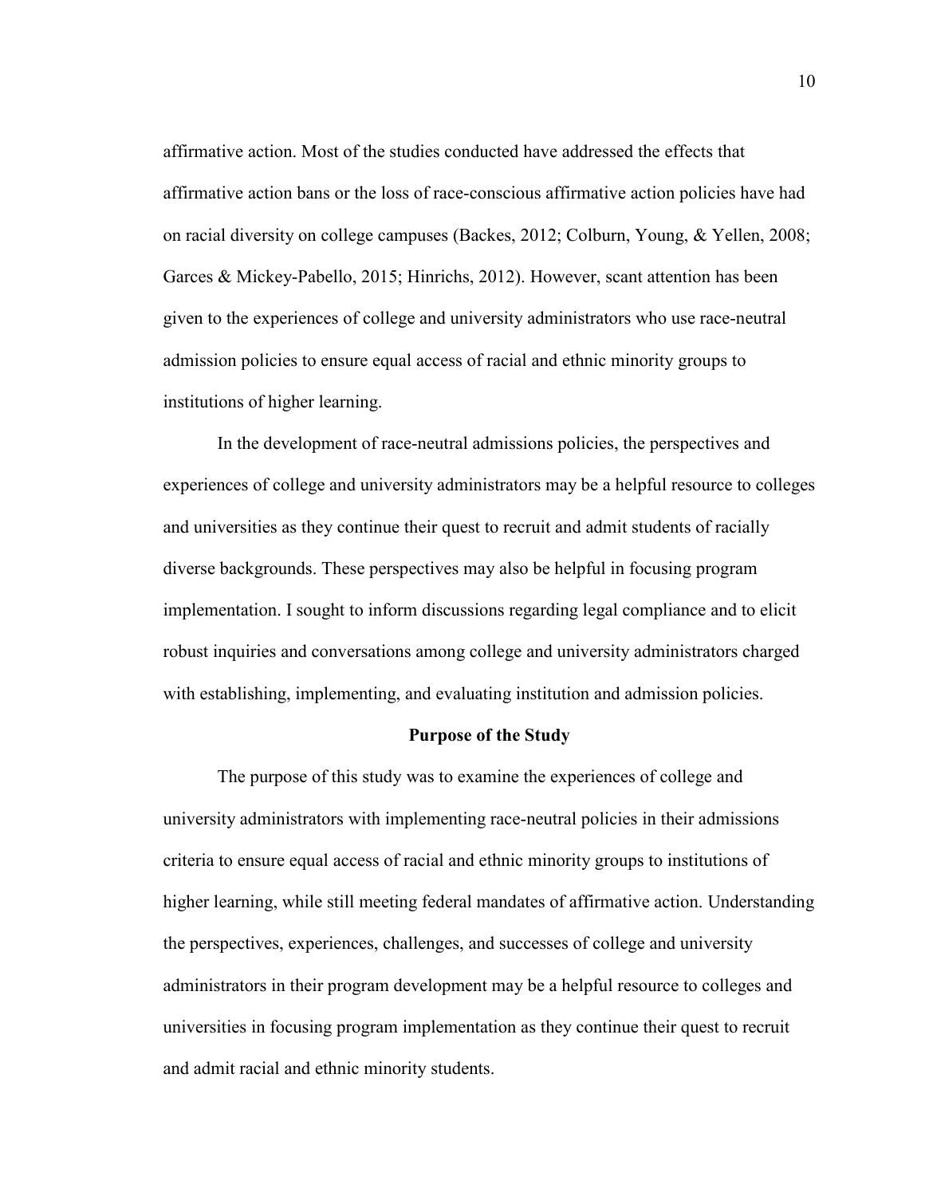affirmative action. Most of the studies conducted have addressed the effects that affirmative action bans or the loss of race-conscious affirmative action policies have had on racial diversity on college campuses (Backes, 2012; Colburn, Young, & Yellen, 2008; Garces & Mickey-Pabello, 2015; Hinrichs, 2012). However, scant attention has been given to the experiences of college and university administrators who use race-neutral admission policies to ensure equal access of racial and ethnic minority groups to institutions of higher learning.

In the development of race-neutral admissions policies, the perspectives and experiences of college and university administrators may be a helpful resource to colleges and universities as they continue their quest to recruit and admit students of racially diverse backgrounds. These perspectives may also be helpful in focusing program implementation. I sought to inform discussions regarding legal compliance and to elicit robust inquiries and conversations among college and university administrators charged with establishing, implementing, and evaluating institution and admission policies.

## Purpose of the Study

The purpose of this study was to examine the experiences of college and university administrators with implementing race-neutral policies in their admissions criteria to ensure equal access of racial and ethnic minority groups to institutions of higher learning, while still meeting federal mandates of affirmative action. Understanding the perspectives, experiences, challenges, and successes of college and university administrators in their program development may be a helpful resource to colleges and universities in focusing program implementation as they continue their quest to recruit and admit racial and ethnic minority students.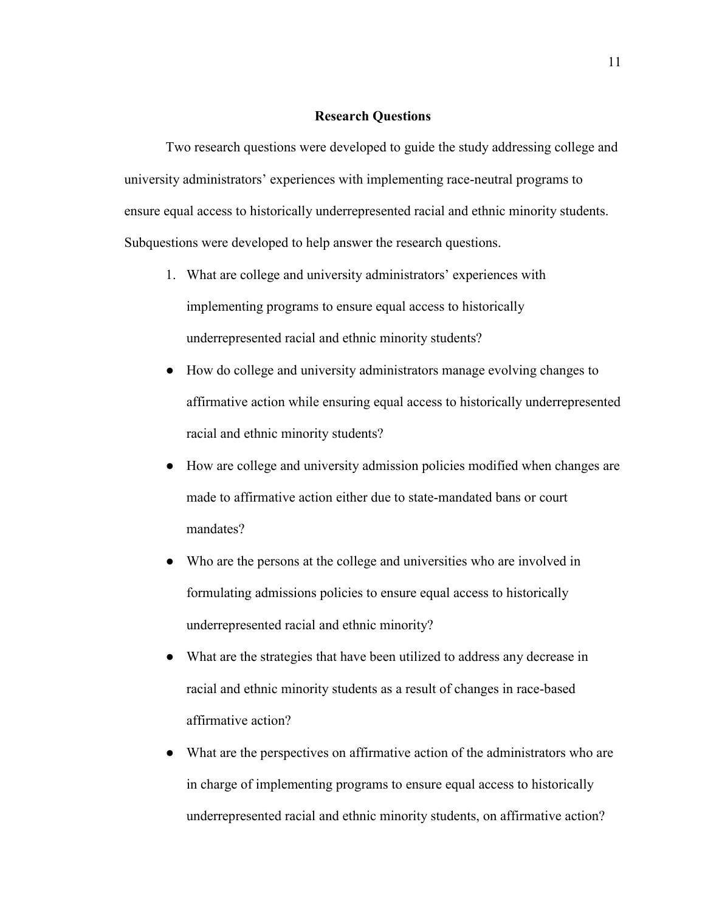## Research Questions

Two research questions were developed to guide the study addressing college and university administrators' experiences with implementing race-neutral programs to ensure equal access to historically underrepresented racial and ethnic minority students. Subquestions were developed to help answer the research questions.

1. What are college and university administrators' experiences with implementing programs to ensure equal access to historically underrepresented racial and ethnic minority students?

- How do college and university administrators manage evolving changes to affirmative action while ensuring equal access to historically underrepresented racial and ethnic minority students?
- How are college and university admission policies modified when changes are made to affirmative action either due to state-mandated bans or court mandates?
- Who are the persons at the college and universities who are involved in formulating admissions policies to ensure equal access to historically underrepresented racial and ethnic minority?
- What are the strategies that have been utilized to address any decrease in racial and ethnic minority students as a result of changes in race-based affirmative action?
- What are the perspectives on affirmative action of the administrators who are in charge of implementing programs to ensure equal access to historically underrepresented racial and ethnic minority students, on affirmative action?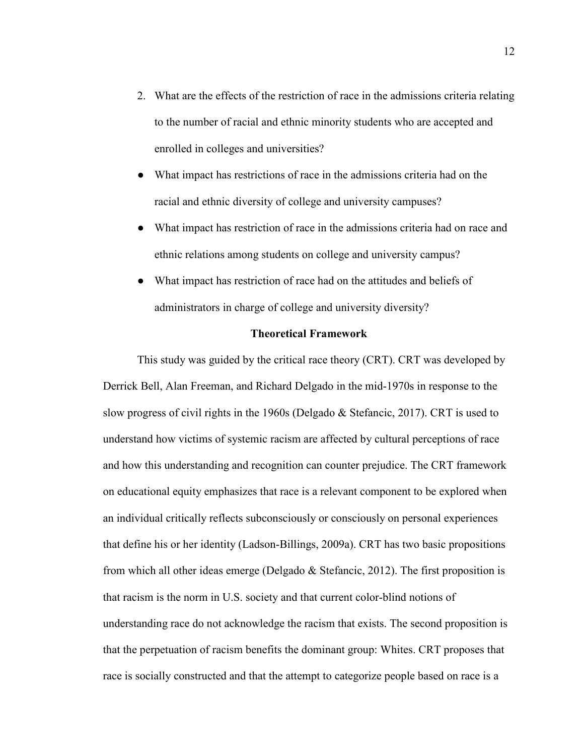2. What are the effects of the restriction of race in the admissions criteria relating to the number of racial and ethnic minority students who are accepted and enrolled in colleges and universities?

- What impact has restrictions of race in the admissions criteria had on the racial and ethnic diversity of college and university campuses?
- What impact has restriction of race in the admissions criteria had on race and ethnic relations among students on college and university campus?
- What impact has restriction of race had on the attitudes and beliefs of administrators in charge of college and university diversity?

## Theoretical Framework

This study was guided by the critical race theory (CRT). CRT was developed by Derrick Bell, Alan Freeman, and Richard Delgado in the mid-1970s in response to the slow progress of civil rights in the 1960s (Delgado & Stefancic, 2017). CRT is used to understand how victims of systemic racism are affected by cultural perceptions of race and how this understanding and recognition can counter prejudice. The CRT framework on educational equity emphasizes that race is a relevant component to be explored when an individual critically reflects subconsciously or consciously on personal experiences that define his or her identity (Ladson-Billings, 2009a). CRT has two basic propositions from which all other ideas emerge (Delgado & Stefancic, 2012). The first proposition is that racism is the norm in U.S. society and that current color-blind notions of understanding race do not acknowledge the racism that exists. The second proposition is that the perpetuation of racism benefits the dominant group: Whites. CRT proposes that race is socially constructed and that the attempt to categorize people based on race is a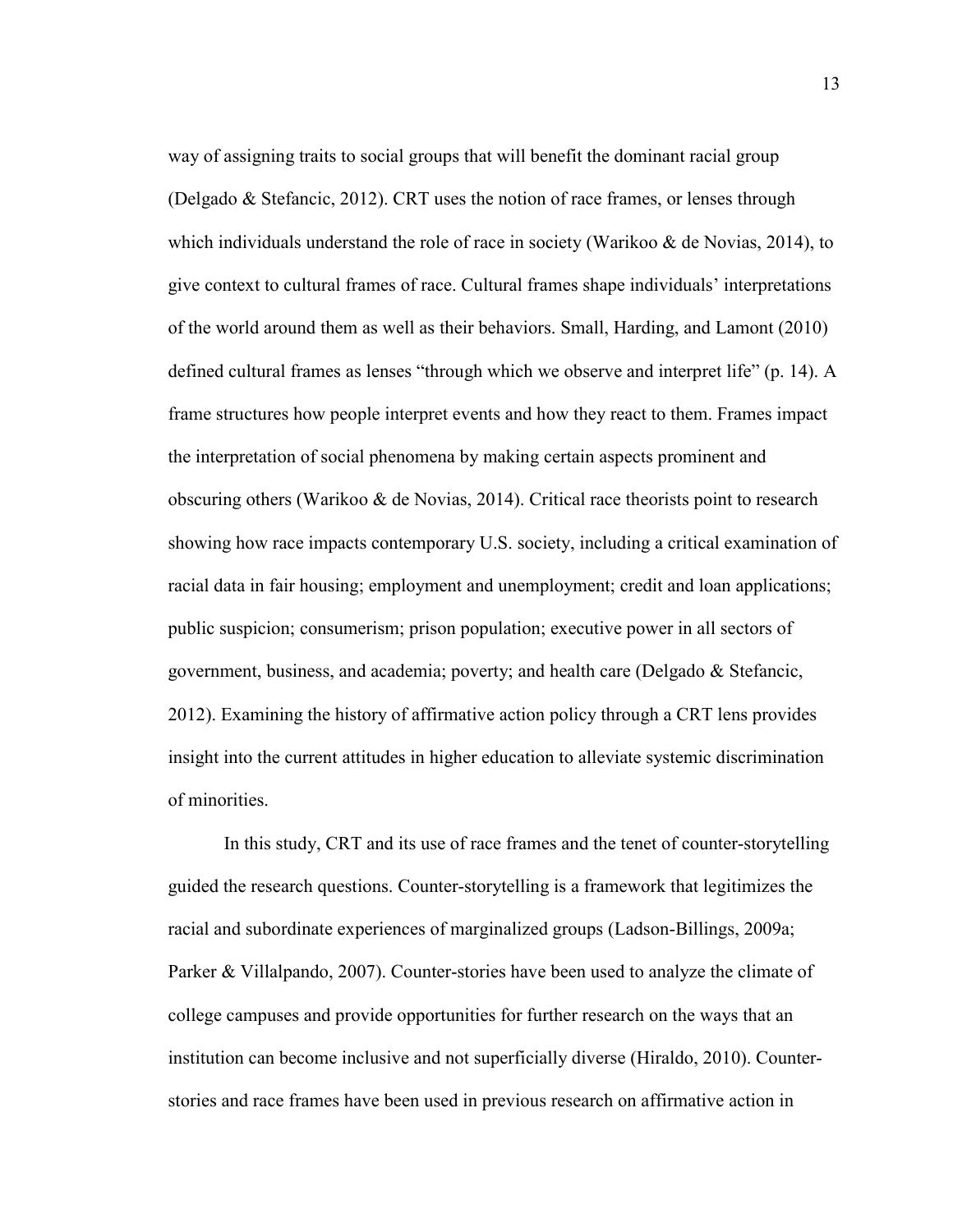way of assigning traits to social groups that will benefit the dominant racial group (Delgado & Stefancic, 2012). CRT uses the notion of race frames, or lenses through which individuals understand the role of race in society (Warikoo & de Novias, 2014), to give context to cultural frames of race. Cultural frames shape individuals' interpretations of the world around them as well as their behaviors. Small, Harding, and Lamont (2010) defined cultural frames as lenses "through which we observe and interpret life" (p. 14). A frame structures how people interpret events and how they react to them. Frames impact the interpretation of social phenomena by making certain aspects prominent and obscuring others (Warikoo & de Novias, 2014). Critical race theorists point to research showing how race impacts contemporary U.S. society, including a critical examination of racial data in fair housing; employment and unemployment; credit and loan applications; public suspicion; consumerism; prison population; executive power in all sectors of government, business, and academia; poverty; and health care (Delgado & Stefancic, 2012). Examining the history of affirmative action policy through a CRT lens provides insight into the current attitudes in higher education to alleviate systemic discrimination of minorities.

In this study, CRT and its use of race frames and the tenet of counter-storytelling guided the research questions. Counter-storytelling is a framework that legitimizes the racial and subordinate experiences of marginalized groups (Ladson-Billings, 2009a; Parker & Villalpando, 2007). Counter-stories have been used to analyze the climate of college campuses and provide opportunities for further research on the ways that an institution can become inclusive and not superficially diverse (Hiraldo, 2010). Counter-stories and race frames have been used in previous research on affirmative action in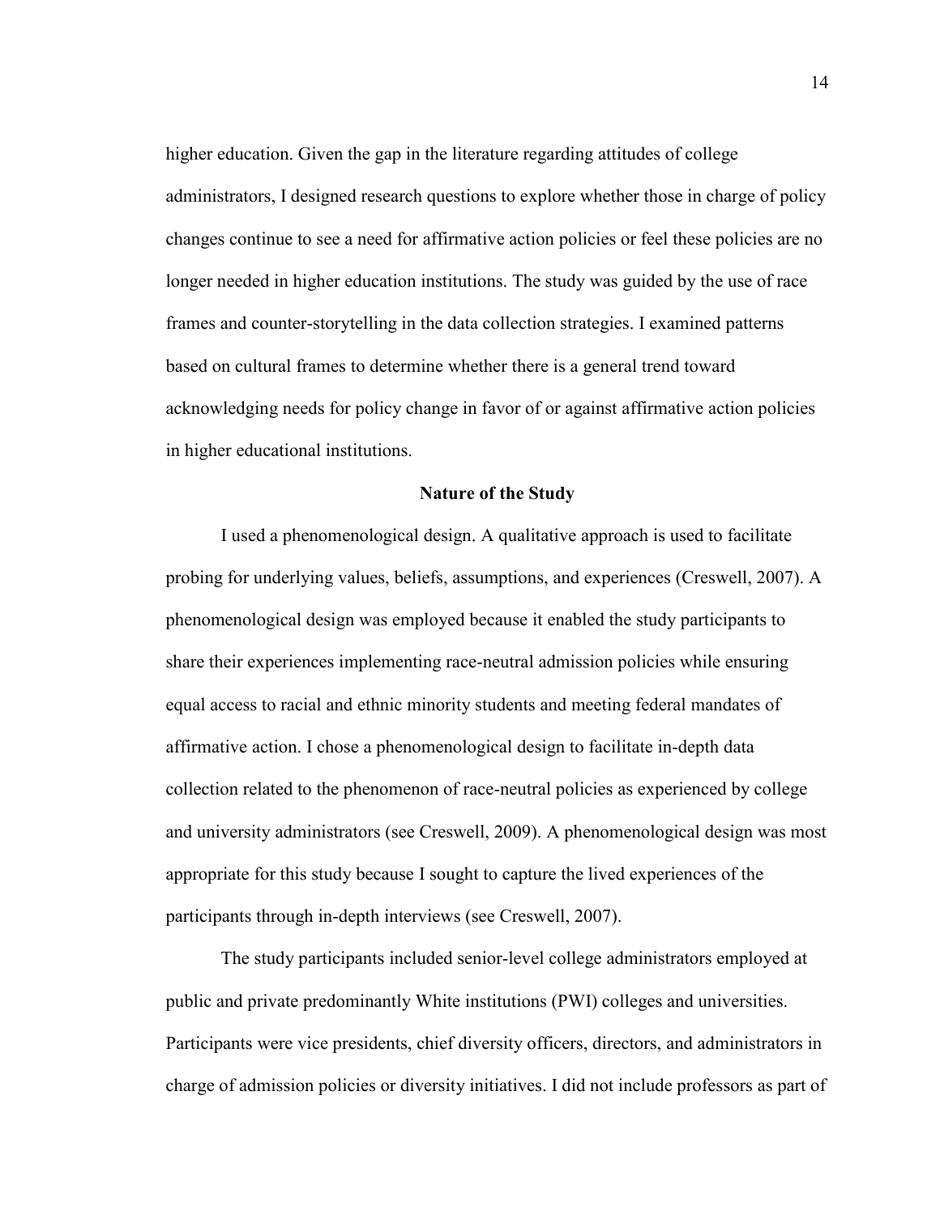higher education. Given the gap in the literature regarding attitudes of college administrators, I designed research questions to explore whether those in charge of policy changes continue to see a need for affirmative action policies or feel these policies are no longer needed in higher education institutions. The study was guided by the use of race frames and counter-storytelling in the data collection strategies. I examined patterns based on cultural frames to determine whether there is a general trend toward acknowledging needs for policy change in favor of or against affirmative action policies in higher educational institutions.

## Nature of the Study

I used a phenomenological design. A qualitative approach is used to facilitate probing for underlying values, beliefs, assumptions, and experiences (Creswell, 2007). A phenomenological design was employed because it enabled the study participants to share their experiences implementing race-neutral admission policies while ensuring equal access to racial and ethnic minority students and meeting federal mandates of affirmative action. I chose a phenomenological design to facilitate in-depth data collection related to the phenomenon of race-neutral policies as experienced by college and university administrators (see Creswell, 2009). A phenomenological design was most appropriate for this study because I sought to capture the lived experiences of the participants through in-depth interviews (see Creswell, 2007).

The study participants included senior-level college administrators employed at public and private predominantly White institutions (PWI) colleges and universities. Participants were vice presidents, chief diversity officers, directors, and administrators in charge of admission policies or diversity initiatives. I did not include professors as part of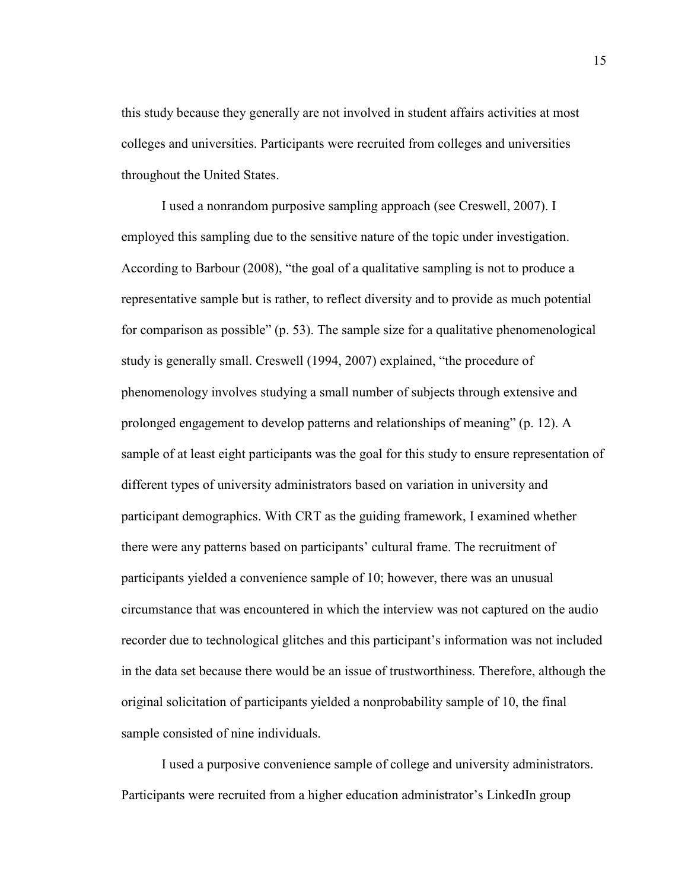this study because they generally are not involved in student affairs activities at most colleges and universities. Participants were recruited from colleges and universities throughout the United States.

I used a nonrandom purposive sampling approach (see Creswell, 2007). I employed this sampling due to the sensitive nature of the topic under investigation. According to Barbour (2008), "the goal of a qualitative sampling is not to produce a representative sample but is rather, to reflect diversity and to provide as much potential for comparison as possible" (p. 53). The sample size for a qualitative phenomenological study is generally small. Creswell (1994, 2007) explained, "the procedure of phenomenology involves studying a small number of subjects through extensive and prolonged engagement to develop patterns and relationships of meaning" (p. 12). A sample of at least eight participants was the goal for this study to ensure representation of different types of university administrators based on variation in university and participant demographics. With CRT as the guiding framework, I examined whether there were any patterns based on participants' cultural frame. The recruitment of participants yielded a convenience sample of 10; however, there was an unusual circumstance that was encountered in which the interview was not captured on the audio recorder due to technological glitches and this participant's information was not included in the data set because there would be an issue of trustworthiness. Therefore, although the original solicitation of participants yielded a nonprobability sample of 10, the final sample consisted of nine individuals.

I used a purposive convenience sample of college and university administrators. Participants were recruited from a higher education administrator's LinkedIn group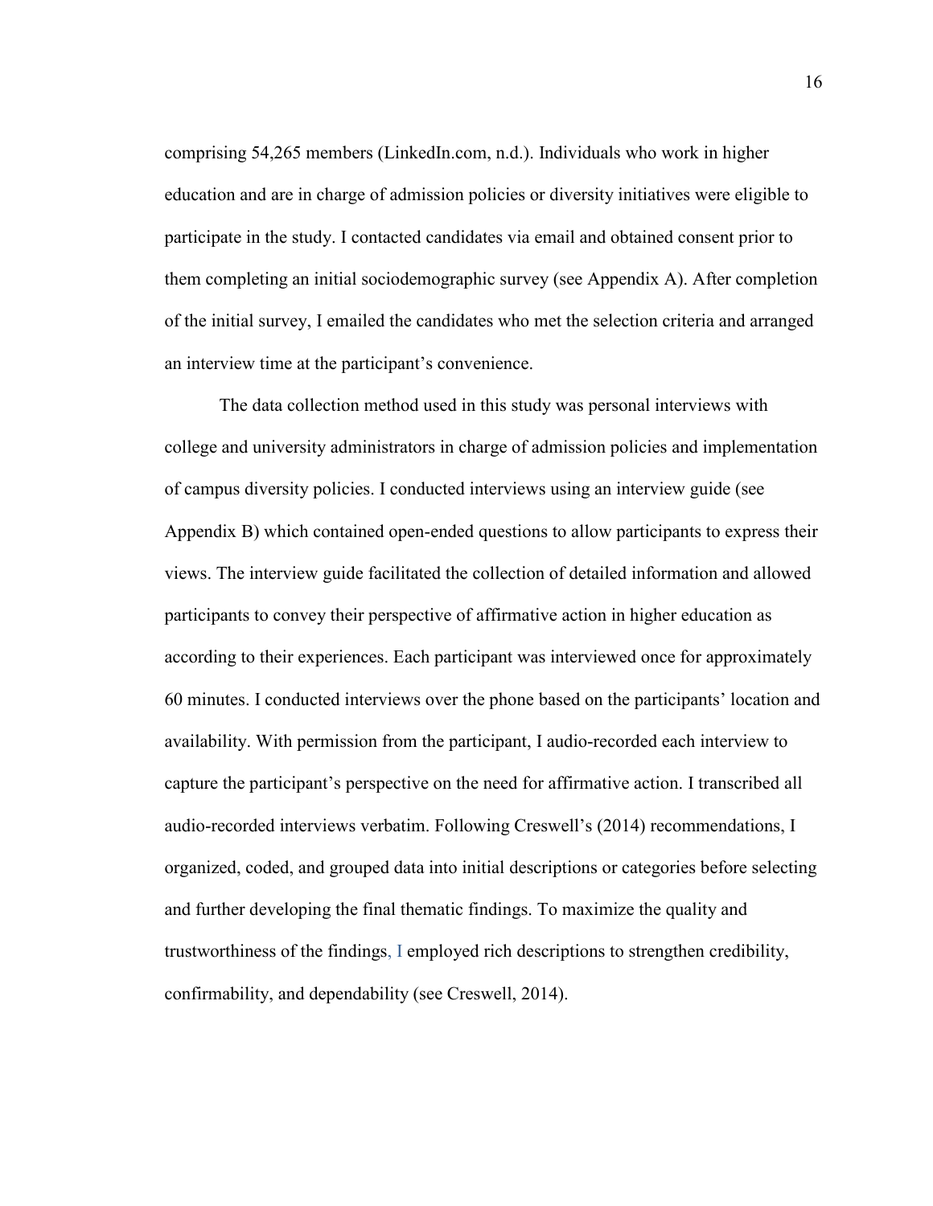comprising 54,265 members (LinkedIn.com, n.d.). Individuals who work in higher education and are in charge of admission policies or diversity initiatives were eligible to participate in the study. I contacted candidates via email and obtained consent prior to them completing an initial sociodemographic survey (see Appendix A). After completion of the initial survey, I emailed the candidates who met the selection criteria and arranged an interview time at the participant's convenience.

The data collection method used in this study was personal interviews with college and university administrators in charge of admission policies and implementation of campus diversity policies. I conducted interviews using an interview guide (see Appendix B) which contained open-ended questions to allow participants to express their views. The interview guide facilitated the collection of detailed information and allowed participants to convey their perspective of affirmative action in higher education as according to their experiences. Each participant was interviewed once for approximately 60 minutes. I conducted interviews over the phone based on the participants' location and availability. With permission from the participant, I audio-recorded each interview to capture the participant's perspective on the need for affirmative action. I transcribed all audio-recorded interviews verbatim. Following Creswell's (2014) recommendations, I organized, coded, and grouped data into initial descriptions or categories before selecting and further developing the final thematic findings. To maximize the quality and trustworthiness of the findings, I employed rich descriptions to strengthen credibility, confirmability, and dependability (see Creswell, 2014).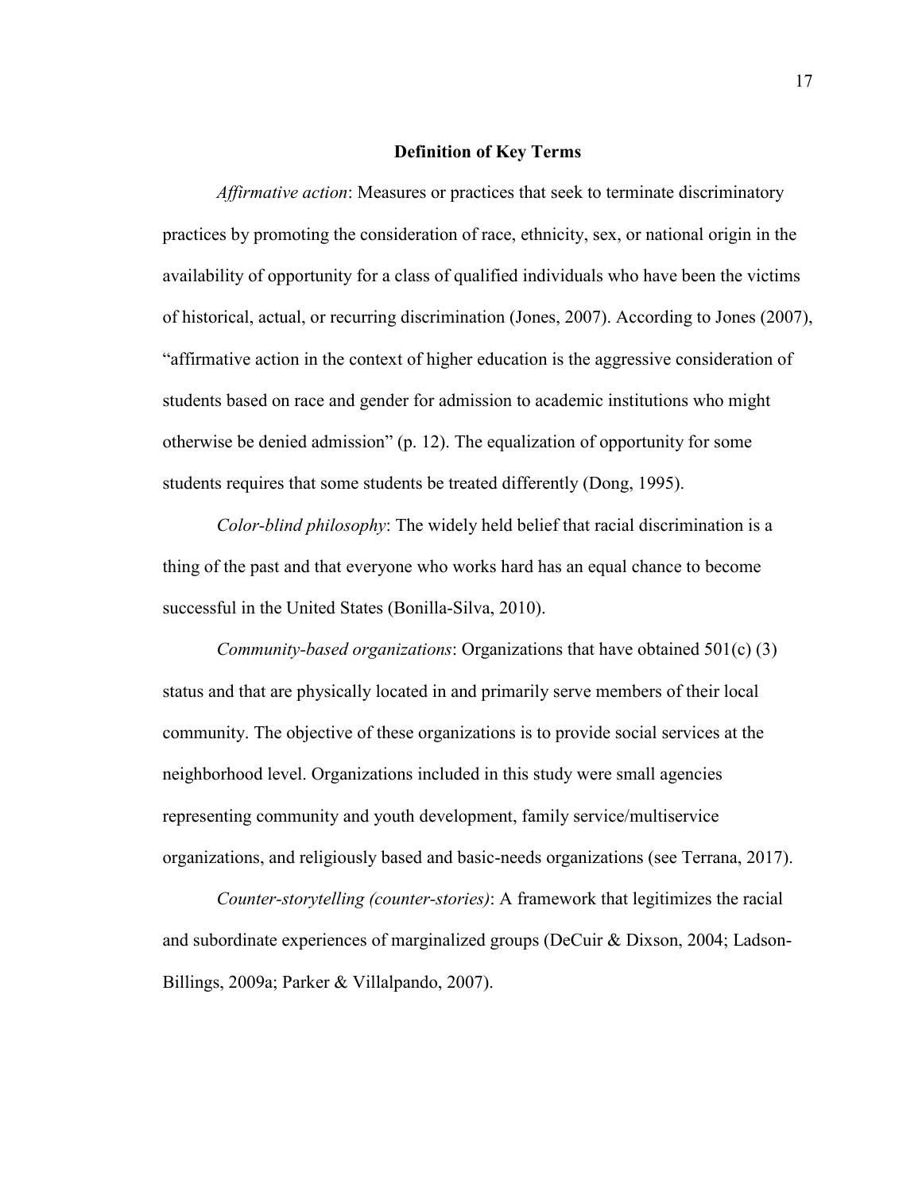## Definition of Key Terms

*Affirmative action*: Measures or practices that seek to terminate discriminatory practices by promoting the consideration of race, ethnicity, sex, or national origin in the availability of opportunity for a class of qualified individuals who have been the victims of historical, actual, or recurring discrimination (Jones, 2007). According to Jones (2007), "affirmative action in the context of higher education is the aggressive consideration of students based on race and gender for admission to academic institutions who might otherwise be denied admission" (p. 12). The equalization of opportunity for some students requires that some students be treated differently (Dong, 1995).

*Color-blind philosophy*: The widely held belief that racial discrimination is a thing of the past and that everyone who works hard has an equal chance to become successful in the United States (Bonilla-Silva, 2010).

*Community-based organizations*: Organizations that have obtained 501(c) (3) status and that are physically located in and primarily serve members of their local community. The objective of these organizations is to provide social services at the neighborhood level. Organizations included in this study were small agencies representing community and youth development, family service/multiservice organizations, and religiously based and basic-needs organizations (see Terrana, 2017).

*Counter-storytelling (counter-stories)*: A framework that legitimizes the racial and subordinate experiences of marginalized groups (DeCuir & Dixson, 2004; Ladson-Billings, 2009a; Parker & Villalpando, 2007).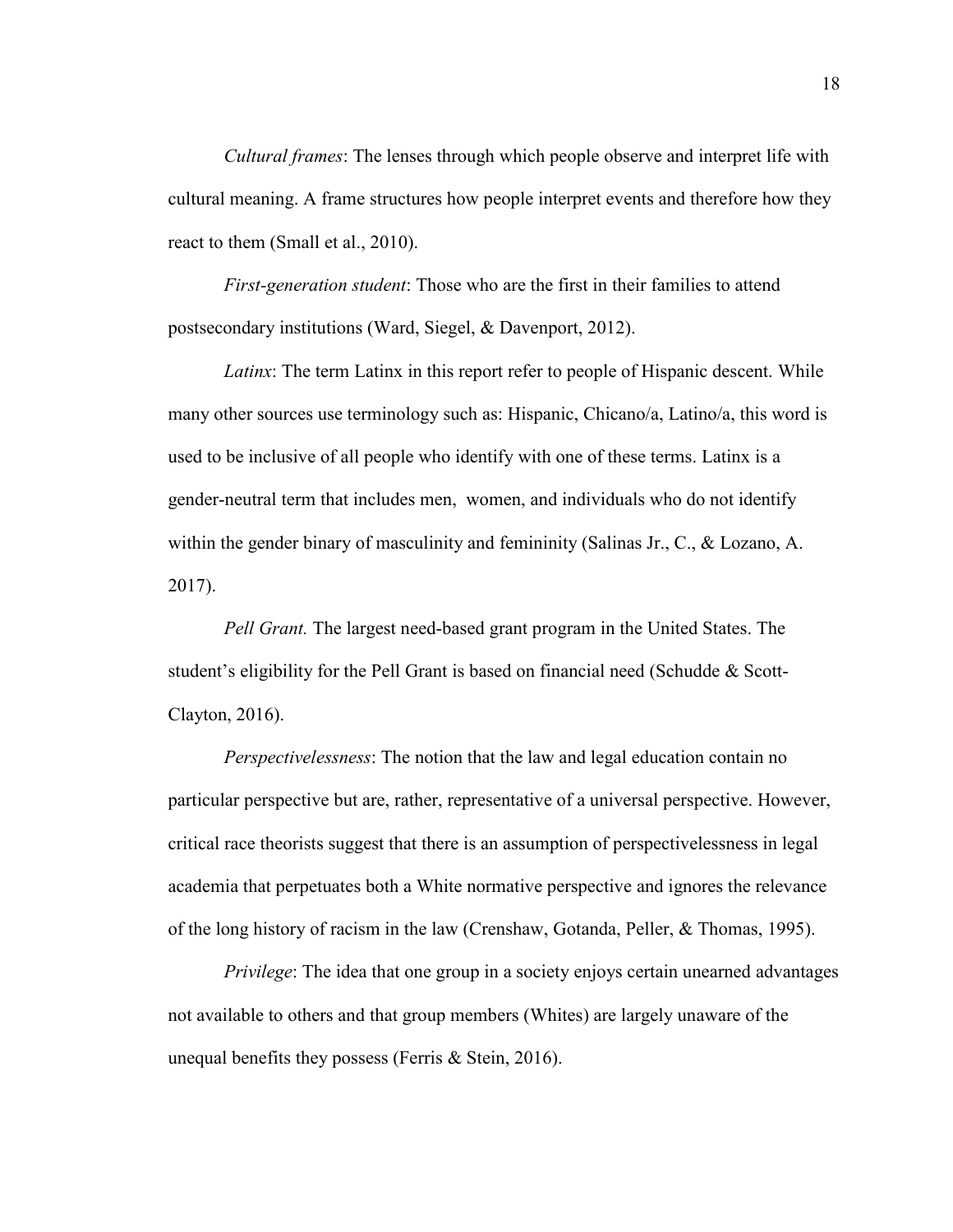*Cultural frames*: The lenses through which people observe and interpret life with cultural meaning. A frame structures how people interpret events and therefore how they react to them (Small et al., 2010).

*First-generation student*: Those who are the first in their families to attend postsecondary institutions (Ward, Siegel, & Davenport, 2012).

*Latinx*: The term Latinx in this report refer to people of Hispanic descent. While many other sources use terminology such as: Hispanic, Chicano/a, Latino/a, this word is used to be inclusive of all people who identify with one of these terms. Latinx is a gender-neutral term that includes men, women, and individuals who do not identify within the gender binary of masculinity and femininity (Salinas Jr., C., & Lozano, A. 2017).

*Pell Grant.* The largest need-based grant program in the United States. The student's eligibility for the Pell Grant is based on financial need (Schudde & Scott-Clayton, 2016).

*Perspectivelessness*: The notion that the law and legal education contain no particular perspective but are, rather, representative of a universal perspective. However, critical race theorists suggest that there is an assumption of perspectivelessness in legal academia that perpetuates both a White normative perspective and ignores the relevance of the long history of racism in the law (Crenshaw, Gotanda, Peller, & Thomas, 1995).

*Privilege*: The idea that one group in a society enjoys certain unearned advantages not available to others and that group members (Whites) are largely unaware of the unequal benefits they possess (Ferris & Stein, 2016).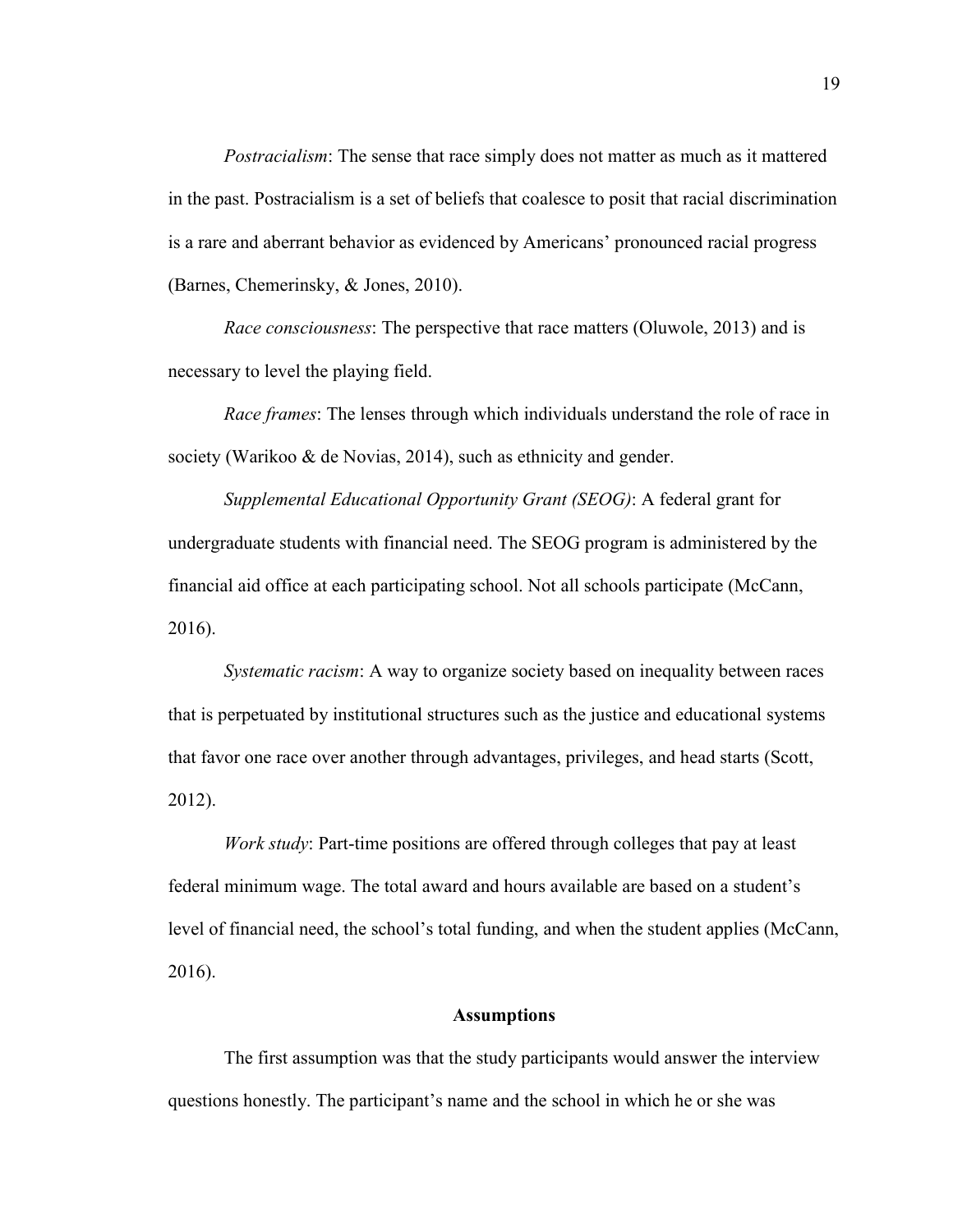*Postracialism*: The sense that race simply does not matter as much as it mattered in the past. Postracialism is a set of beliefs that coalesce to posit that racial discrimination is a rare and aberrant behavior as evidenced by Americans' pronounced racial progress (Barnes, Chemerinsky, & Jones, 2010).

*Race consciousness*: The perspective that race matters (Oluwole, 2013) and is necessary to level the playing field.

*Race frames*: The lenses through which individuals understand the role of race in society (Warikoo & de Novias, 2014), such as ethnicity and gender.

*Supplemental Educational Opportunity Grant (SEOG)*: A federal grant for undergraduate students with financial need. The SEOG program is administered by the financial aid office at each participating school. Not all schools participate (McCann, 2016).

*Systematic racism*: A way to organize society based on inequality between races that is perpetuated by institutional structures such as the justice and educational systems that favor one race over another through advantages, privileges, and head starts (Scott, 2012).

*Work study*: Part-time positions are offered through colleges that pay at least federal minimum wage. The total award and hours available are based on a student's level of financial need, the school's total funding, and when the student applies (McCann, 2016).

## Assumptions

The first assumption was that the study participants would answer the interview questions honestly. The participant's name and the school in which he or she was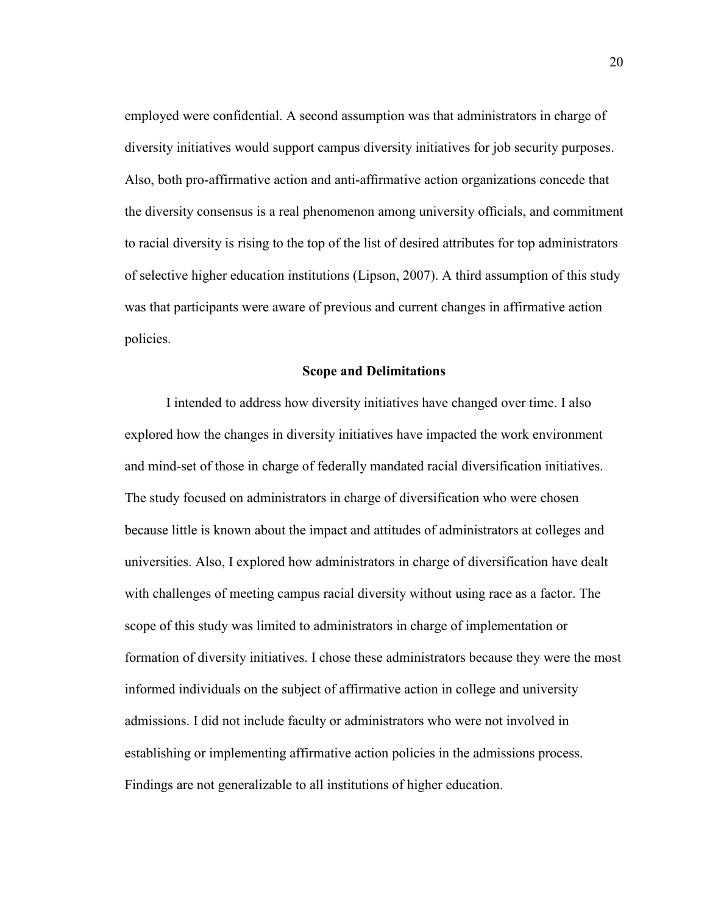employed were confidential. A second assumption was that administrators in charge of diversity initiatives would support campus diversity initiatives for job security purposes. Also, both pro-affirmative action and anti-affirmative action organizations concede that the diversity consensus is a real phenomenon among university officials, and commitment to racial diversity is rising to the top of the list of desired attributes for top administrators of selective higher education institutions (Lipson, 2007). A third assumption of this study was that participants were aware of previous and current changes in affirmative action policies.

## Scope and Delimitations

I intended to address how diversity initiatives have changed over time. I also explored how the changes in diversity initiatives have impacted the work environment and mind-set of those in charge of federally mandated racial diversification initiatives. The study focused on administrators in charge of diversification who were chosen because little is known about the impact and attitudes of administrators at colleges and universities. Also, I explored how administrators in charge of diversification have dealt with challenges of meeting campus racial diversity without using race as a factor. The scope of this study was limited to administrators in charge of implementation or formation of diversity initiatives. I chose these administrators because they were the most informed individuals on the subject of affirmative action in college and university admissions. I did not include faculty or administrators who were not involved in establishing or implementing affirmative action policies in the admissions process. Findings are not generalizable to all institutions of higher education.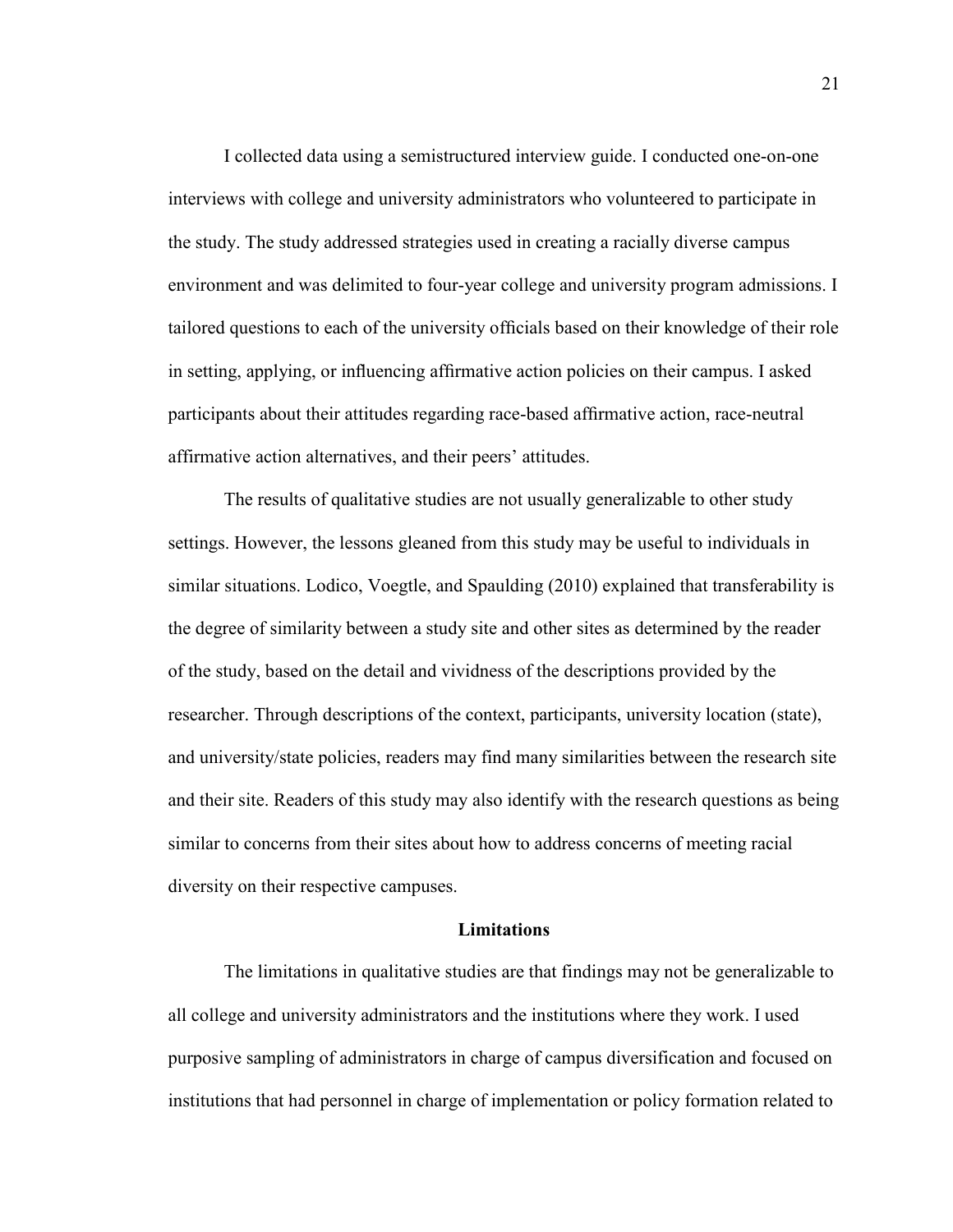I collected data using a semistructured interview guide. I conducted one-on-one interviews with college and university administrators who volunteered to participate in the study. The study addressed strategies used in creating a racially diverse campus environment and was delimited to four-year college and university program admissions. I tailored questions to each of the university officials based on their knowledge of their role in setting, applying, or influencing affirmative action policies on their campus. I asked participants about their attitudes regarding race-based affirmative action, race-neutral affirmative action alternatives, and their peers' attitudes.

The results of qualitative studies are not usually generalizable to other study settings. However, the lessons gleaned from this study may be useful to individuals in similar situations. Lodico, Voegtle, and Spaulding (2010) explained that transferability is the degree of similarity between a study site and other sites as determined by the reader of the study, based on the detail and vividness of the descriptions provided by the researcher. Through descriptions of the context, participants, university location (state), and university/state policies, readers may find many similarities between the research site and their site. Readers of this study may also identify with the research questions as being similar to concerns from their sites about how to address concerns of meeting racial diversity on their respective campuses.

## Limitations

The limitations in qualitative studies are that findings may not be generalizable to all college and university administrators and the institutions where they work. I used purposive sampling of administrators in charge of campus diversification and focused on institutions that had personnel in charge of implementation or policy formation related to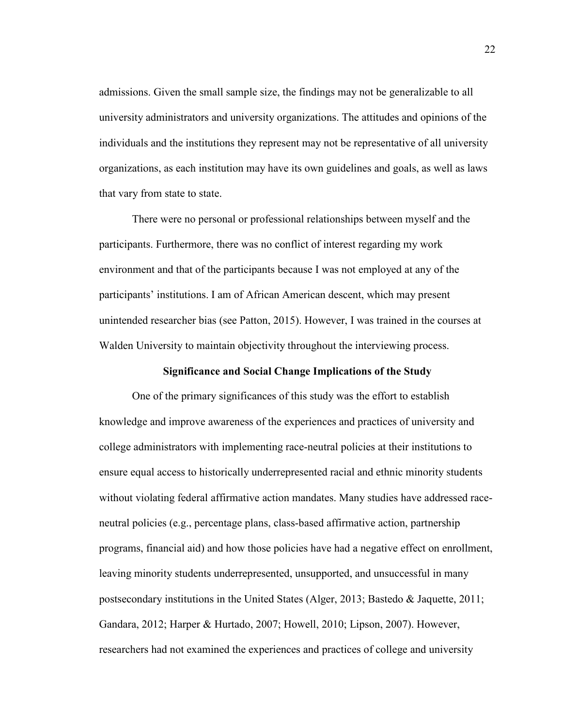admissions. Given the small sample size, the findings may not be generalizable to all university administrators and university organizations. The attitudes and opinions of the individuals and the institutions they represent may not be representative of all university organizations, as each institution may have its own guidelines and goals, as well as laws that vary from state to state.

There were no personal or professional relationships between myself and the participants. Furthermore, there was no conflict of interest regarding my work environment and that of the participants because I was not employed at any of the participants' institutions. I am of African American descent, which may present unintended researcher bias (see Patton, 2015). However, I was trained in the courses at Walden University to maintain objectivity throughout the interviewing process.

## Significance and Social Change Implications of the Study

One of the primary significances of this study was the effort to establish knowledge and improve awareness of the experiences and practices of university and college administrators with implementing race-neutral policies at their institutions to ensure equal access to historically underrepresented racial and ethnic minority students without violating federal affirmative action mandates. Many studies have addressed race-neutral policies (e.g., percentage plans, class-based affirmative action, partnership programs, financial aid) and how those policies have had a negative effect on enrollment, leaving minority students underrepresented, unsupported, and unsuccessful in many postsecondary institutions in the United States (Alger, 2013; Bastedo & Jaquette, 2011; Gandara, 2012; Harper & Hurtado, 2007; Howell, 2010; Lipson, 2007). However, researchers had not examined the experiences and practices of college and university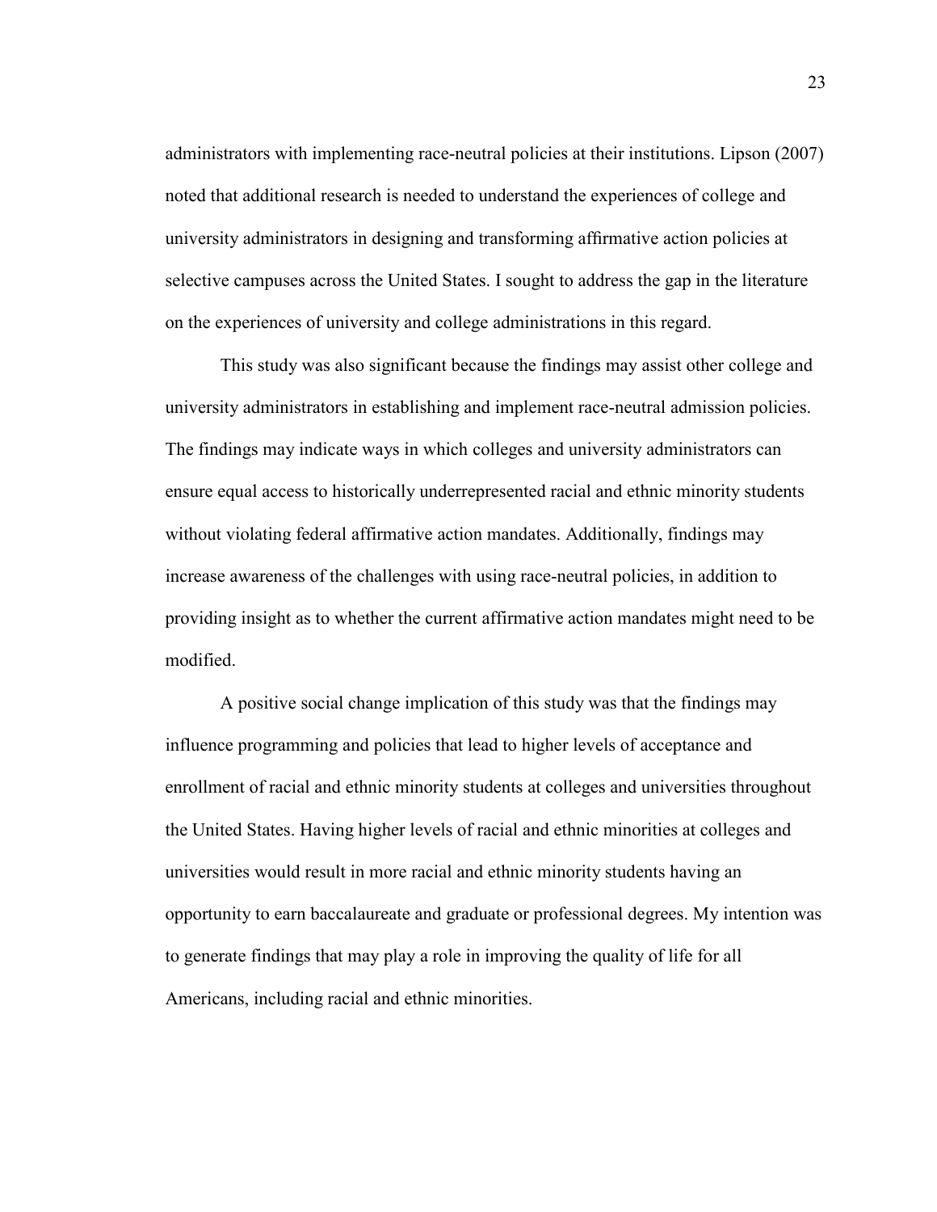administrators with implementing race-neutral policies at their institutions. Lipson (2007) noted that additional research is needed to understand the experiences of college and university administrators in designing and transforming affirmative action policies at selective campuses across the United States. I sought to address the gap in the literature on the experiences of university and college administrations in this regard.

This study was also significant because the findings may assist other college and university administrators in establishing and implement race-neutral admission policies. The findings may indicate ways in which colleges and university administrators can ensure equal access to historically underrepresented racial and ethnic minority students without violating federal affirmative action mandates. Additionally, findings may increase awareness of the challenges with using race-neutral policies, in addition to providing insight as to whether the current affirmative action mandates might need to be modified.

A positive social change implication of this study was that the findings may influence programming and policies that lead to higher levels of acceptance and enrollment of racial and ethnic minority students at colleges and universities throughout the United States. Having higher levels of racial and ethnic minorities at colleges and universities would result in more racial and ethnic minority students having an opportunity to earn baccalaureate and graduate or professional degrees. My intention was to generate findings that may play a role in improving the quality of life for all Americans, including racial and ethnic minorities.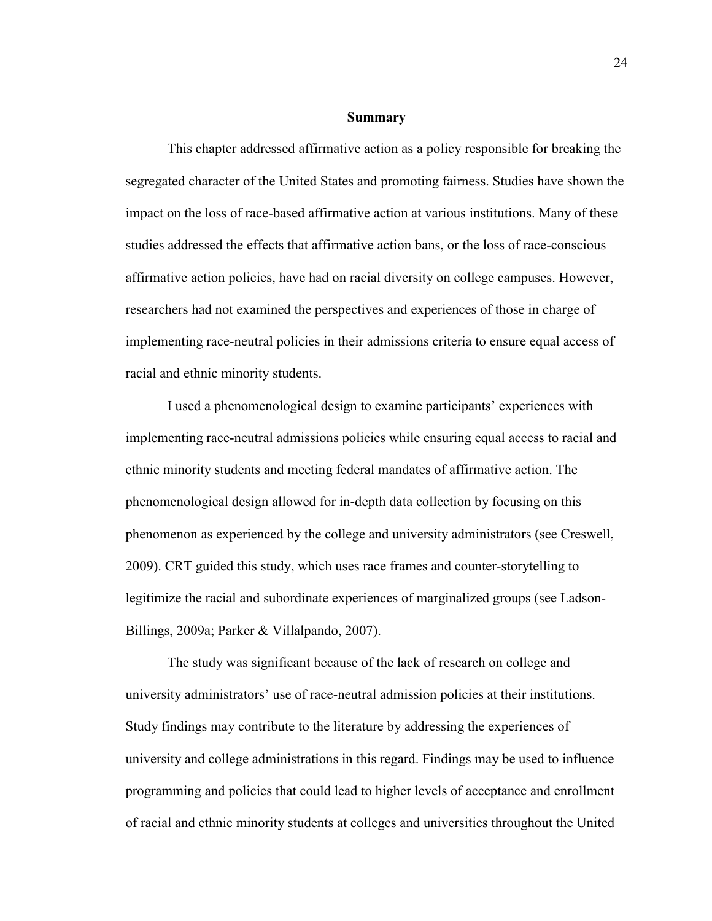## Summary

This chapter addressed affirmative action as a policy responsible for breaking the segregated character of the United States and promoting fairness. Studies have shown the impact on the loss of race-based affirmative action at various institutions. Many of these studies addressed the effects that affirmative action bans, or the loss of race-conscious affirmative action policies, have had on racial diversity on college campuses. However, researchers had not examined the perspectives and experiences of those in charge of implementing race-neutral policies in their admissions criteria to ensure equal access of racial and ethnic minority students.

I used a phenomenological design to examine participants' experiences with implementing race-neutral admissions policies while ensuring equal access to racial and ethnic minority students and meeting federal mandates of affirmative action. The phenomenological design allowed for in-depth data collection by focusing on this phenomenon as experienced by the college and university administrators (see Creswell, 2009). CRT guided this study, which uses race frames and counter-storytelling to legitimize the racial and subordinate experiences of marginalized groups (see Ladson-Billings, 2009a; Parker & Villalpando, 2007).

The study was significant because of the lack of research on college and university administrators' use of race-neutral admission policies at their institutions. Study findings may contribute to the literature by addressing the experiences of university and college administrations in this regard. Findings may be used to influence programming and policies that could lead to higher levels of acceptance and enrollment of racial and ethnic minority students at colleges and universities throughout the United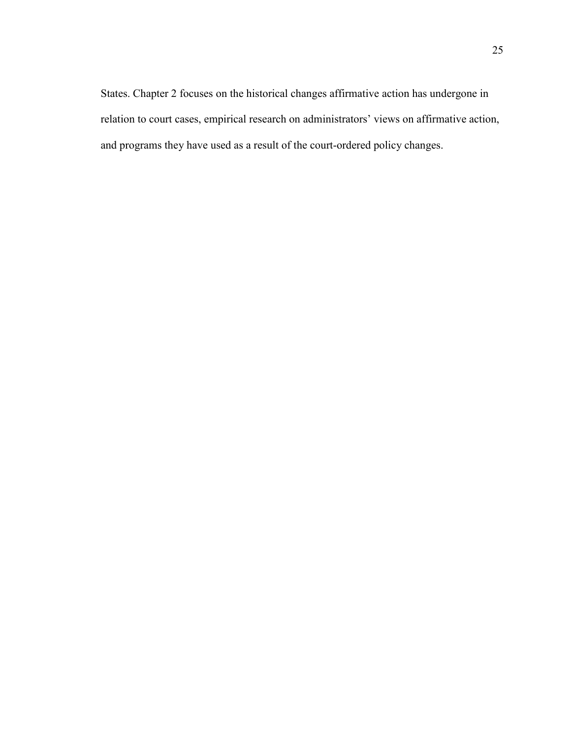States. Chapter 2 focuses on the historical changes affirmative action has undergone in relation to court cases, empirical research on administrators' views on affirmative action, and programs they have used as a result of the court-ordered policy changes.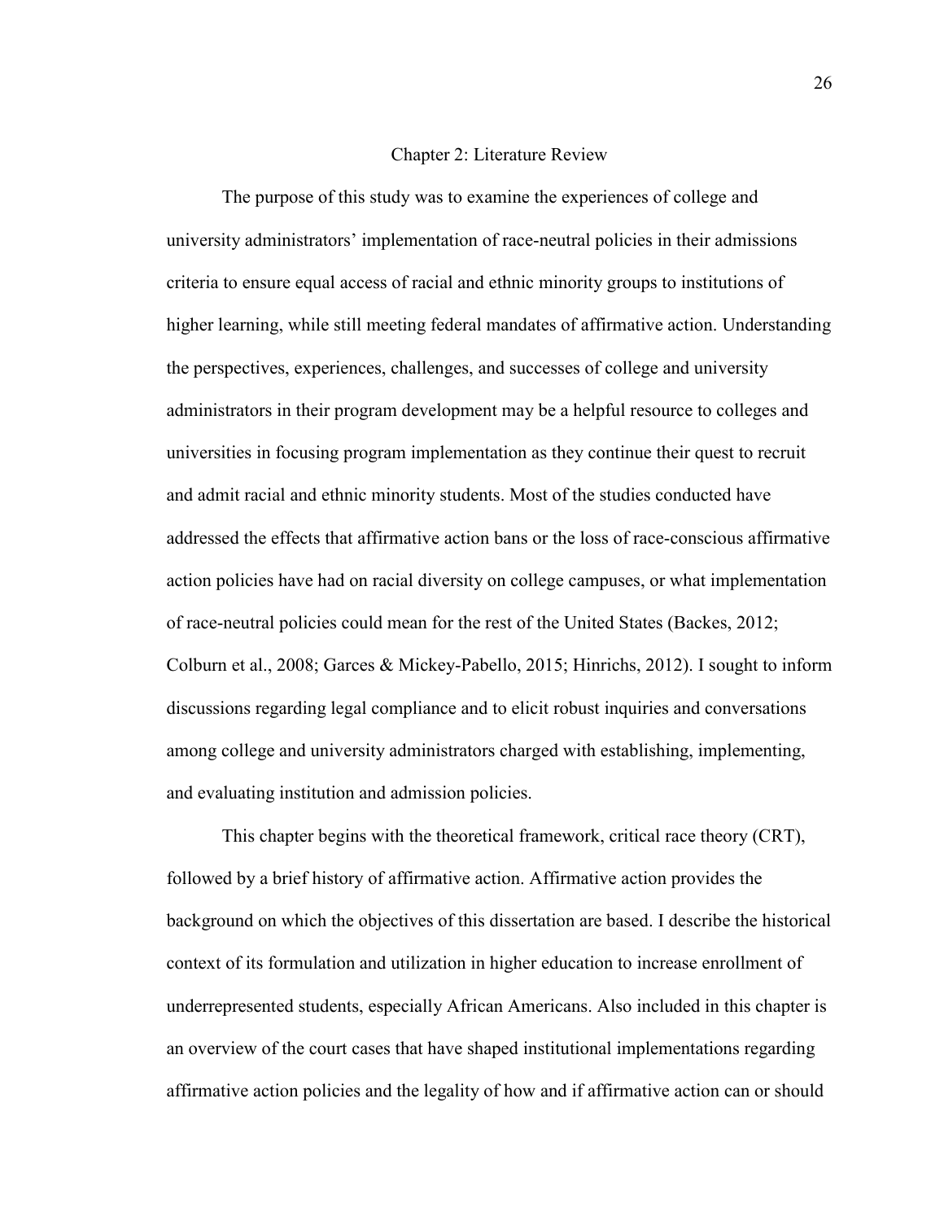# Chapter 2: Literature Review

The purpose of this study was to examine the experiences of college and university administrators' implementation of race-neutral policies in their admissions criteria to ensure equal access of racial and ethnic minority groups to institutions of higher learning, while still meeting federal mandates of affirmative action. Understanding the perspectives, experiences, challenges, and successes of college and university administrators in their program development may be a helpful resource to colleges and universities in focusing program implementation as they continue their quest to recruit and admit racial and ethnic minority students. Most of the studies conducted have addressed the effects that affirmative action bans or the loss of race-conscious affirmative action policies have had on racial diversity on college campuses, or what implementation of race-neutral policies could mean for the rest of the United States (Backes, 2012; Colburn et al., 2008; Garces & Mickey-Pabello, 2015; Hinrichs, 2012). I sought to inform discussions regarding legal compliance and to elicit robust inquiries and conversations among college and university administrators charged with establishing, implementing, and evaluating institution and admission policies.

This chapter begins with the theoretical framework, critical race theory (CRT), followed by a brief history of affirmative action. Affirmative action provides the background on which the objectives of this dissertation are based. I describe the historical context of its formulation and utilization in higher education to increase enrollment of underrepresented students, especially African Americans. Also included in this chapter is an overview of the court cases that have shaped institutional implementations regarding affirmative action policies and the legality of how and if affirmative action can or should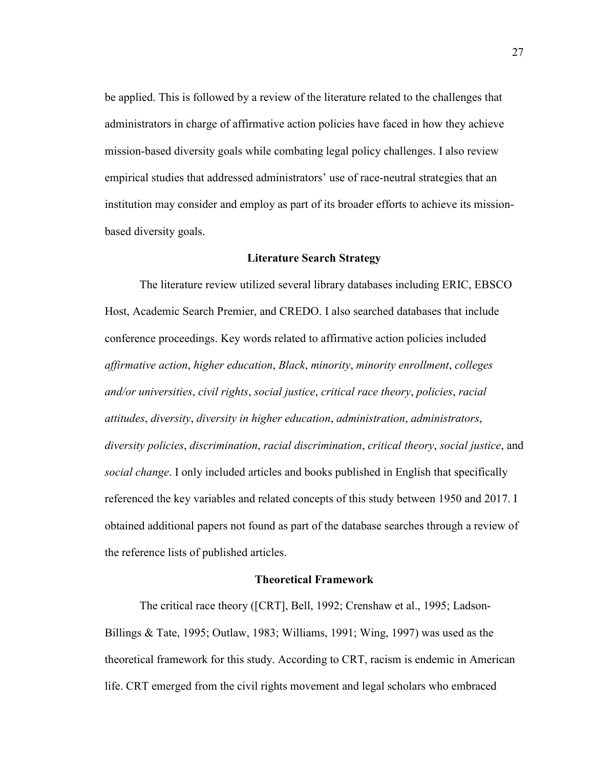be applied. This is followed by a review of the literature related to the challenges that administrators in charge of affirmative action policies have faced in how they achieve mission-based diversity goals while combating legal policy challenges. I also review empirical studies that addressed administrators' use of race-neutral strategies that an institution may consider and employ as part of its broader efforts to achieve its mission-based diversity goals.

## Literature Search Strategy

The literature review utilized several library databases including ERIC, EBSCO Host, Academic Search Premier, and CREDO. I also searched databases that include conference proceedings. Key words related to affirmative action policies included *affirmative action*, *higher education*, *Black*, *minority*, *minority enrollment*, *colleges and/or universities*, *civil rights*, *social justice*, *critical race theory*, *policies*, *racial attitudes*, *diversity*, *diversity in higher education*, *administration*, *administrators*, *diversity policies*, *discrimination*, *racial discrimination*, *critical theory*, *social justice*, and *social change*. I only included articles and books published in English that specifically referenced the key variables and related concepts of this study between 1950 and 2017. I obtained additional papers not found as part of the database searches through a review of the reference lists of published articles.

## Theoretical Framework

The critical race theory ([CRT], Bell, 1992; Crenshaw et al., 1995; Ladson-Billings & Tate, 1995; Outlaw, 1983; Williams, 1991; Wing, 1997) was used as the theoretical framework for this study. According to CRT, racism is endemic in American life. CRT emerged from the civil rights movement and legal scholars who embraced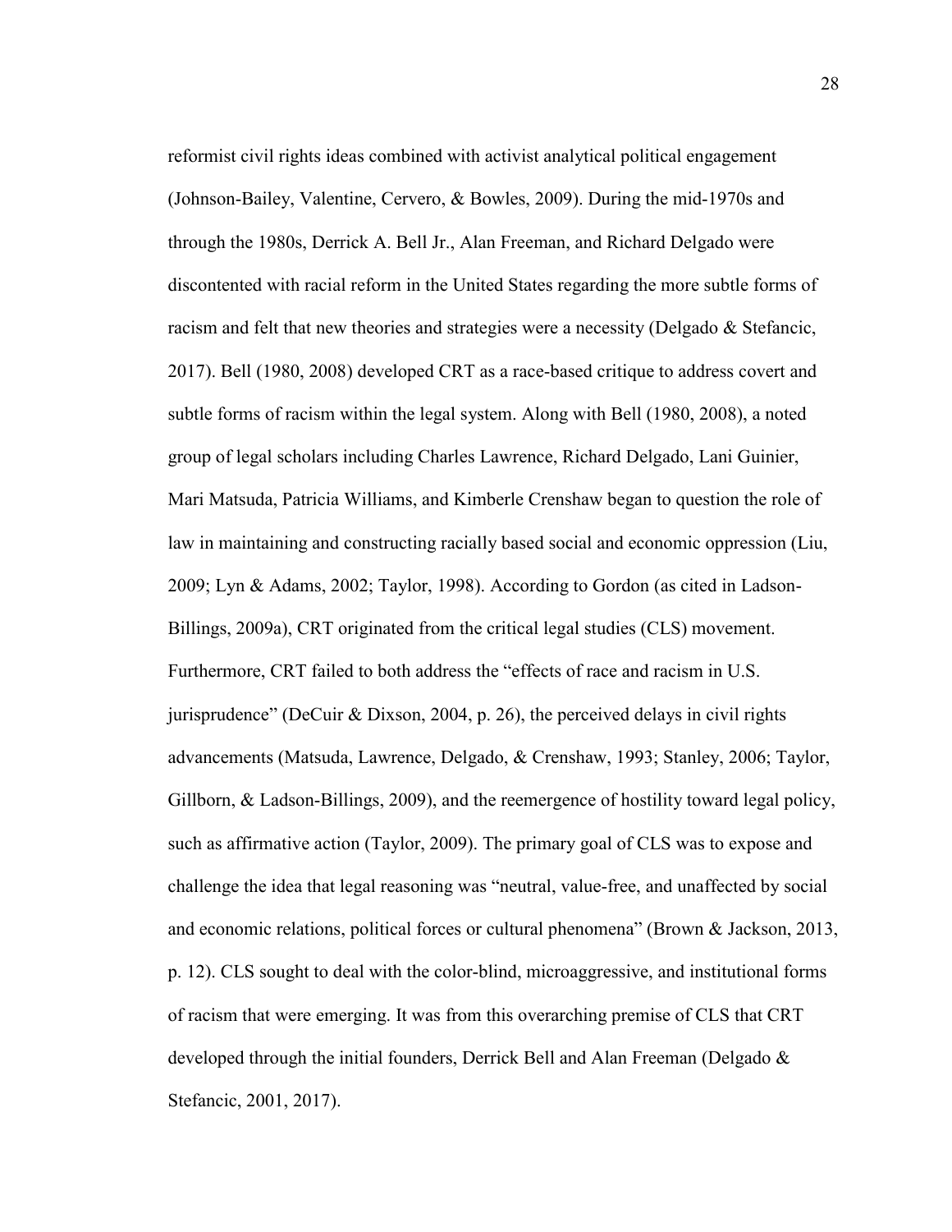reformist civil rights ideas combined with activist analytical political engagement (Johnson-Bailey, Valentine, Cervero, & Bowles, 2009). During the mid-1970s and through the 1980s, Derrick A. Bell Jr., Alan Freeman, and Richard Delgado were discontented with racial reform in the United States regarding the more subtle forms of racism and felt that new theories and strategies were a necessity (Delgado & Stefancic, 2017). Bell (1980, 2008) developed CRT as a race-based critique to address covert and subtle forms of racism within the legal system. Along with Bell (1980, 2008), a noted group of legal scholars including Charles Lawrence, Richard Delgado, Lani Guinier, Mari Matsuda, Patricia Williams, and Kimberle Crenshaw began to question the role of law in maintaining and constructing racially based social and economic oppression (Liu, 2009; Lyn & Adams, 2002; Taylor, 1998). According to Gordon (as cited in Ladson-Billings, 2009a), CRT originated from the critical legal studies (CLS) movement. Furthermore, CRT failed to both address the "effects of race and racism in U.S. jurisprudence" (DeCuir & Dixson, 2004, p. 26), the perceived delays in civil rights advancements (Matsuda, Lawrence, Delgado, & Crenshaw, 1993; Stanley, 2006; Taylor, Gillborn, & Ladson-Billings, 2009), and the reemergence of hostility toward legal policy, such as affirmative action (Taylor, 2009). The primary goal of CLS was to expose and challenge the idea that legal reasoning was "neutral, value-free, and unaffected by social and economic relations, political forces or cultural phenomena" (Brown & Jackson, 2013, p. 12). CLS sought to deal with the color-blind, microaggressive, and institutional forms of racism that were emerging. It was from this overarching premise of CLS that CRT developed through the initial founders, Derrick Bell and Alan Freeman (Delgado & Stefancic, 2001, 2017).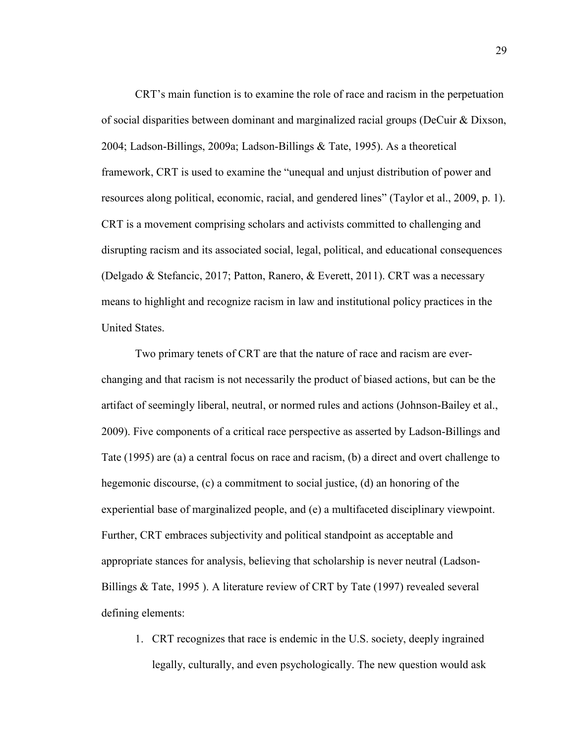CRT's main function is to examine the role of race and racism in the perpetuation of social disparities between dominant and marginalized racial groups (DeCuir & Dixson, 2004; Ladson-Billings, 2009a; Ladson-Billings & Tate, 1995). As a theoretical framework, CRT is used to examine the "unequal and unjust distribution of power and resources along political, economic, racial, and gendered lines" (Taylor et al., 2009, p. 1). CRT is a movement comprising scholars and activists committed to challenging and disrupting racism and its associated social, legal, political, and educational consequences (Delgado & Stefancic, 2017; Patton, Ranero, & Everett, 2011). CRT was a necessary means to highlight and recognize racism in law and institutional policy practices in the United States.

Two primary tenets of CRT are that the nature of race and racism are ever-changing and that racism is not necessarily the product of biased actions, but can be the artifact of seemingly liberal, neutral, or normed rules and actions (Johnson-Bailey et al., 2009). Five components of a critical race perspective as asserted by Ladson-Billings and Tate (1995) are (a) a central focus on race and racism, (b) a direct and overt challenge to hegemonic discourse, (c) a commitment to social justice, (d) an honoring of the experiential base of marginalized people, and (e) a multifaceted disciplinary viewpoint. Further, CRT embraces subjectivity and political standpoint as acceptable and appropriate stances for analysis, believing that scholarship is never neutral (Ladson-Billings & Tate, 1995 ). A literature review of CRT by Tate (1997) revealed several defining elements:

1. CRT recognizes that race is endemic in the U.S. society, deeply ingrained legally, culturally, and even psychologically. The new question would ask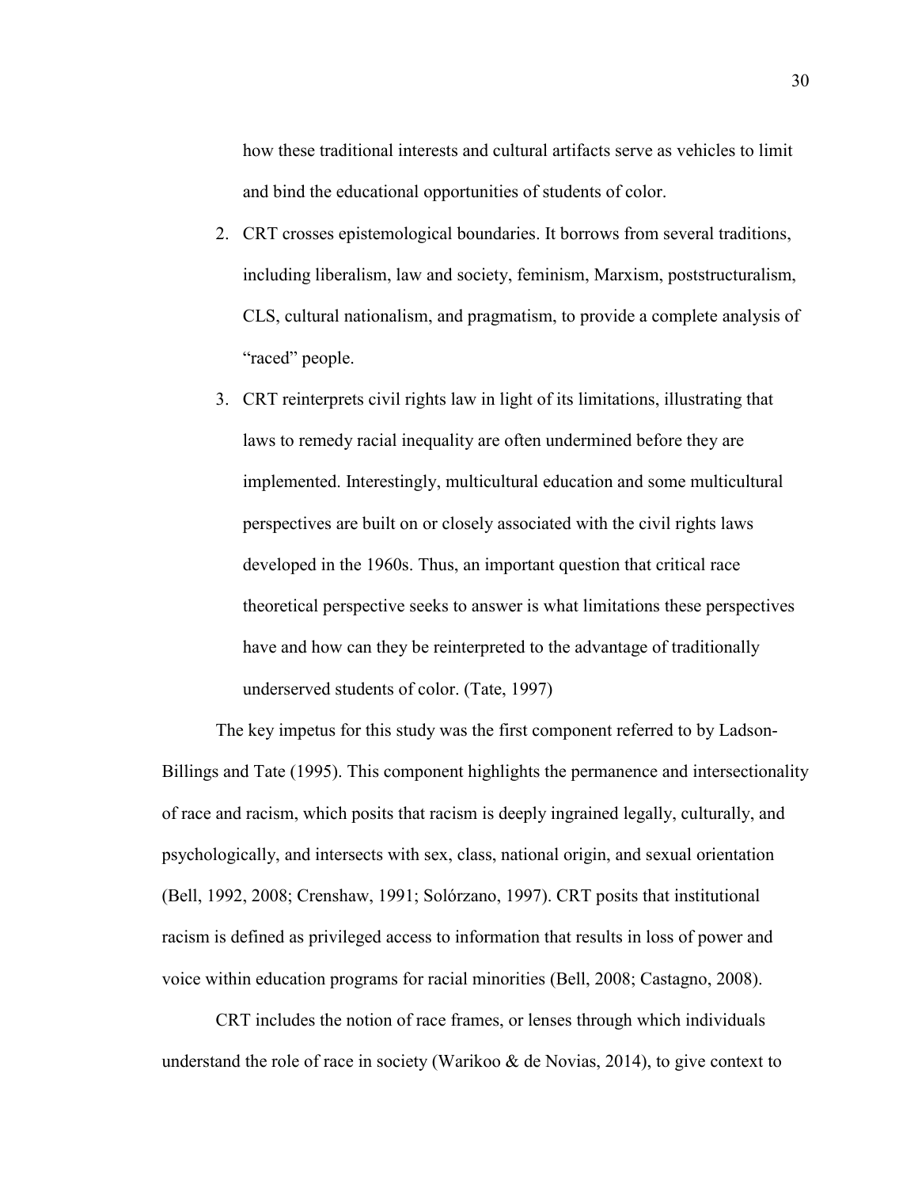how these traditional interests and cultural artifacts serve as vehicles to limit and bind the educational opportunities of students of color.

2. CRT crosses epistemological boundaries. It borrows from several traditions, including liberalism, law and society, feminism, Marxism, poststructuralism, CLS, cultural nationalism, and pragmatism, to provide a complete analysis of "raced" people.
3. CRT reinterprets civil rights law in light of its limitations, illustrating that laws to remedy racial inequality are often undermined before they are implemented. Interestingly, multicultural education and some multicultural perspectives are built on or closely associated with the civil rights laws developed in the 1960s. Thus, an important question that critical race theoretical perspective seeks to answer is what limitations these perspectives have and how can they be reinterpreted to the advantage of traditionally underserved students of color. (Tate, 1997)

The key impetus for this study was the first component referred to by Ladson-Billings and Tate (1995). This component highlights the permanence and intersectionality of race and racism, which posits that racism is deeply ingrained legally, culturally, and psychologically, and intersects with sex, class, national origin, and sexual orientation (Bell, 1992, 2008; Crenshaw, 1991; Solórzano, 1997). CRT posits that institutional racism is defined as privileged access to information that results in loss of power and voice within education programs for racial minorities (Bell, 2008; Castagno, 2008).

CRT includes the notion of race frames, or lenses through which individuals understand the role of race in society (Warikoo & de Novias, 2014), to give context to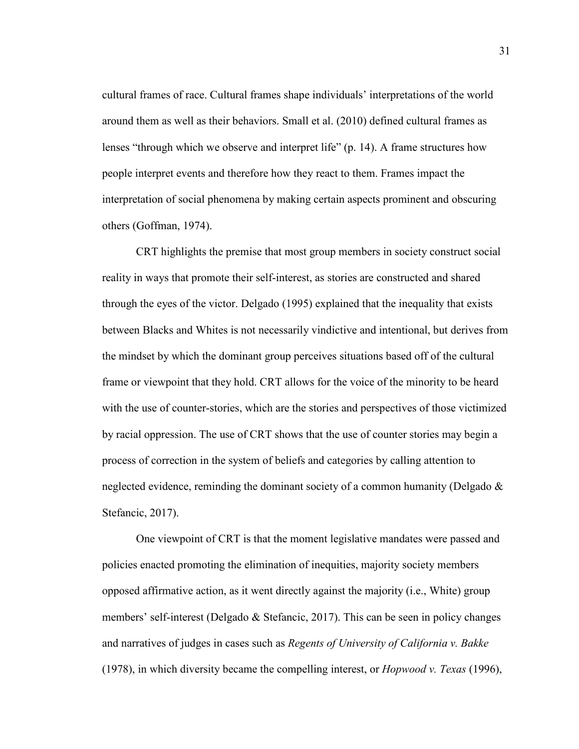cultural frames of race. Cultural frames shape individuals' interpretations of the world around them as well as their behaviors. Small et al. (2010) defined cultural frames as lenses "through which we observe and interpret life" (p. 14). A frame structures how people interpret events and therefore how they react to them. Frames impact the interpretation of social phenomena by making certain aspects prominent and obscuring others (Goffman, 1974).

CRT highlights the premise that most group members in society construct social reality in ways that promote their self-interest, as stories are constructed and shared through the eyes of the victor. Delgado (1995) explained that the inequality that exists between Blacks and Whites is not necessarily vindictive and intentional, but derives from the mindset by which the dominant group perceives situations based off of the cultural frame or viewpoint that they hold. CRT allows for the voice of the minority to be heard with the use of counter-stories, which are the stories and perspectives of those victimized by racial oppression. The use of CRT shows that the use of counter stories may begin a process of correction in the system of beliefs and categories by calling attention to neglected evidence, reminding the dominant society of a common humanity (Delgado & Stefancic, 2017).

One viewpoint of CRT is that the moment legislative mandates were passed and policies enacted promoting the elimination of inequities, majority society members opposed affirmative action, as it went directly against the majority (i.e., White) group members' self-interest (Delgado & Stefancic, 2017). This can be seen in policy changes and narratives of judges in cases such as *Regents of University of California v. Bakke* (1978), in which diversity became the compelling interest, or *Hopwood v. Texas* (1996),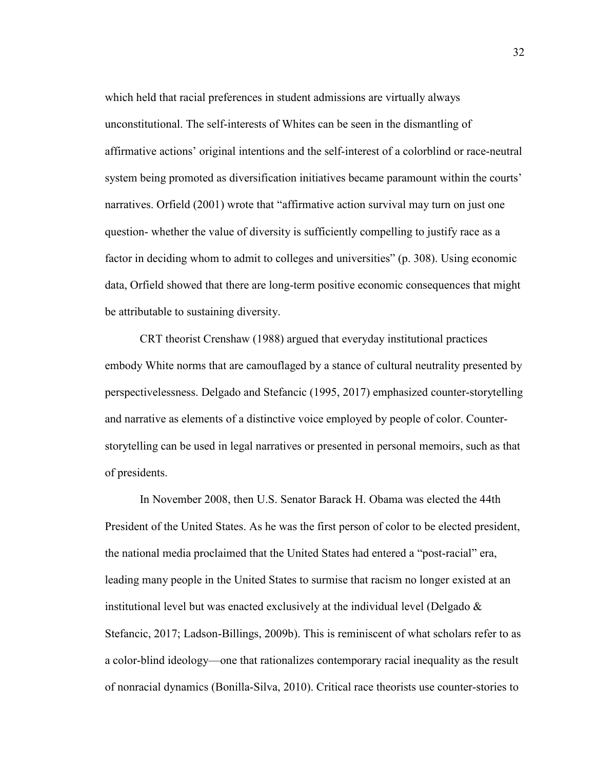which held that racial preferences in student admissions are virtually always unconstitutional. The self-interests of Whites can be seen in the dismantling of affirmative actions' original intentions and the self-interest of a colorblind or race-neutral system being promoted as diversification initiatives became paramount within the courts' narratives. Orfield (2001) wrote that "affirmative action survival may turn on just one question- whether the value of diversity is sufficiently compelling to justify race as a factor in deciding whom to admit to colleges and universities" (p. 308). Using economic data, Orfield showed that there are long-term positive economic consequences that might be attributable to sustaining diversity.

CRT theorist Crenshaw (1988) argued that everyday institutional practices embody White norms that are camouflaged by a stance of cultural neutrality presented by perspectivelessness. Delgado and Stefancic (1995, 2017) emphasized counter-storytelling and narrative as elements of a distinctive voice employed by people of color. Counter-storytelling can be used in legal narratives or presented in personal memoirs, such as that of presidents.

In November 2008, then U.S. Senator Barack H. Obama was elected the 44th President of the United States. As he was the first person of color to be elected president, the national media proclaimed that the United States had entered a "post-racial" era, leading many people in the United States to surmise that racism no longer existed at an institutional level but was enacted exclusively at the individual level (Delgado & Stefancic, 2017; Ladson-Billings, 2009b). This is reminiscent of what scholars refer to as a color-blind ideology—one that rationalizes contemporary racial inequality as the result of nonracial dynamics (Bonilla-Silva, 2010). Critical race theorists use counter-stories to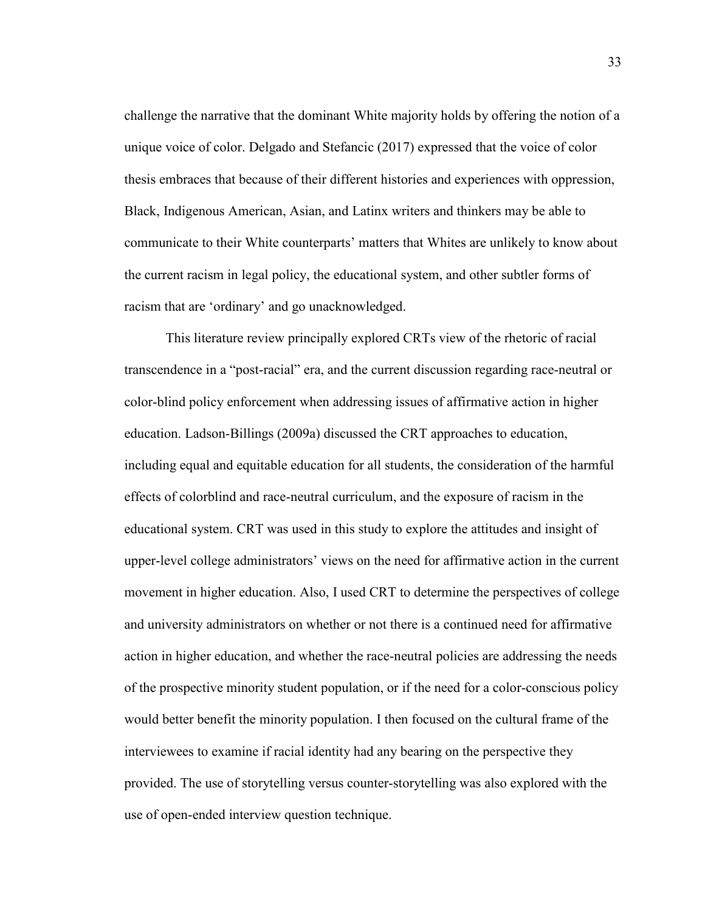challenge the narrative that the dominant White majority holds by offering the notion of a unique voice of color. Delgado and Stefancic (2017) expressed that the voice of color thesis embraces that because of their different histories and experiences with oppression, Black, Indigenous American, Asian, and Latinx writers and thinkers may be able to communicate to their White counterparts' matters that Whites are unlikely to know about the current racism in legal policy, the educational system, and other subtler forms of racism that are 'ordinary' and go unacknowledged.

This literature review principally explored CRTs view of the rhetoric of racial transcendence in a "post-racial" era, and the current discussion regarding race-neutral or color-blind policy enforcement when addressing issues of affirmative action in higher education. Ladson-Billings (2009a) discussed the CRT approaches to education, including equal and equitable education for all students, the consideration of the harmful effects of colorblind and race-neutral curriculum, and the exposure of racism in the educational system. CRT was used in this study to explore the attitudes and insight of upper-level college administrators' views on the need for affirmative action in the current movement in higher education. Also, I used CRT to determine the perspectives of college and university administrators on whether or not there is a continued need for affirmative action in higher education, and whether the race-neutral policies are addressing the needs of the prospective minority student population, or if the need for a color-conscious policy would better benefit the minority population. I then focused on the cultural frame of the interviewees to examine if racial identity had any bearing on the perspective they provided. The use of storytelling versus counter-storytelling was also explored with the use of open-ended interview question technique.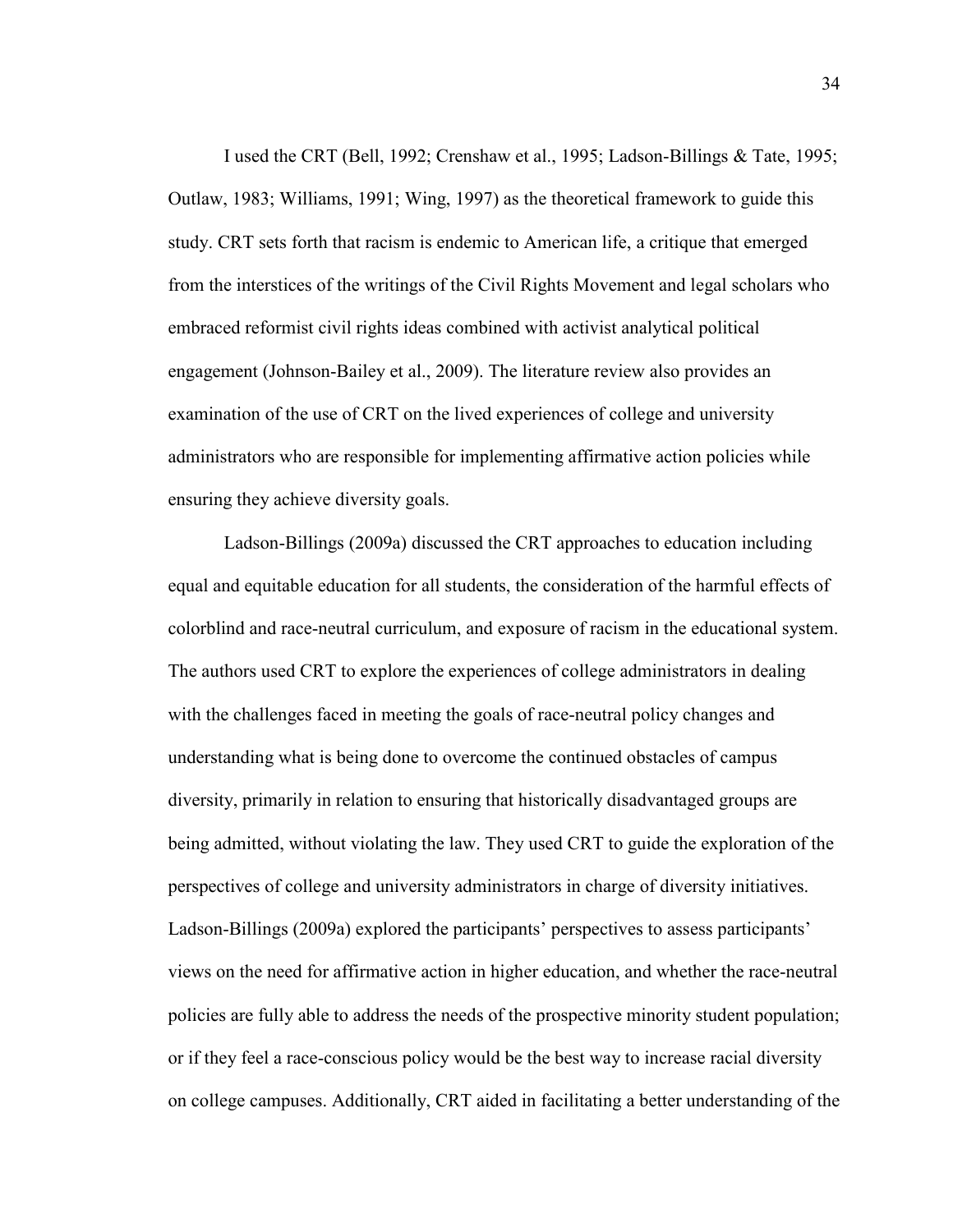I used the CRT (Bell, 1992; Crenshaw et al., 1995; Ladson-Billings & Tate, 1995; Outlaw, 1983; Williams, 1991; Wing, 1997) as the theoretical framework to guide this study. CRT sets forth that racism is endemic to American life, a critique that emerged from the interstices of the writings of the Civil Rights Movement and legal scholars who embraced reformist civil rights ideas combined with activist analytical political engagement (Johnson-Bailey et al., 2009). The literature review also provides an examination of the use of CRT on the lived experiences of college and university administrators who are responsible for implementing affirmative action policies while ensuring they achieve diversity goals.

Ladson-Billings (2009a) discussed the CRT approaches to education including equal and equitable education for all students, the consideration of the harmful effects of colorblind and race-neutral curriculum, and exposure of racism in the educational system. The authors used CRT to explore the experiences of college administrators in dealing with the challenges faced in meeting the goals of race-neutral policy changes and understanding what is being done to overcome the continued obstacles of campus diversity, primarily in relation to ensuring that historically disadvantaged groups are being admitted, without violating the law. They used CRT to guide the exploration of the perspectives of college and university administrators in charge of diversity initiatives. Ladson-Billings (2009a) explored the participants' perspectives to assess participants' views on the need for affirmative action in higher education, and whether the race-neutral policies are fully able to address the needs of the prospective minority student population; or if they feel a race-conscious policy would be the best way to increase racial diversity on college campuses. Additionally, CRT aided in facilitating a better understanding of the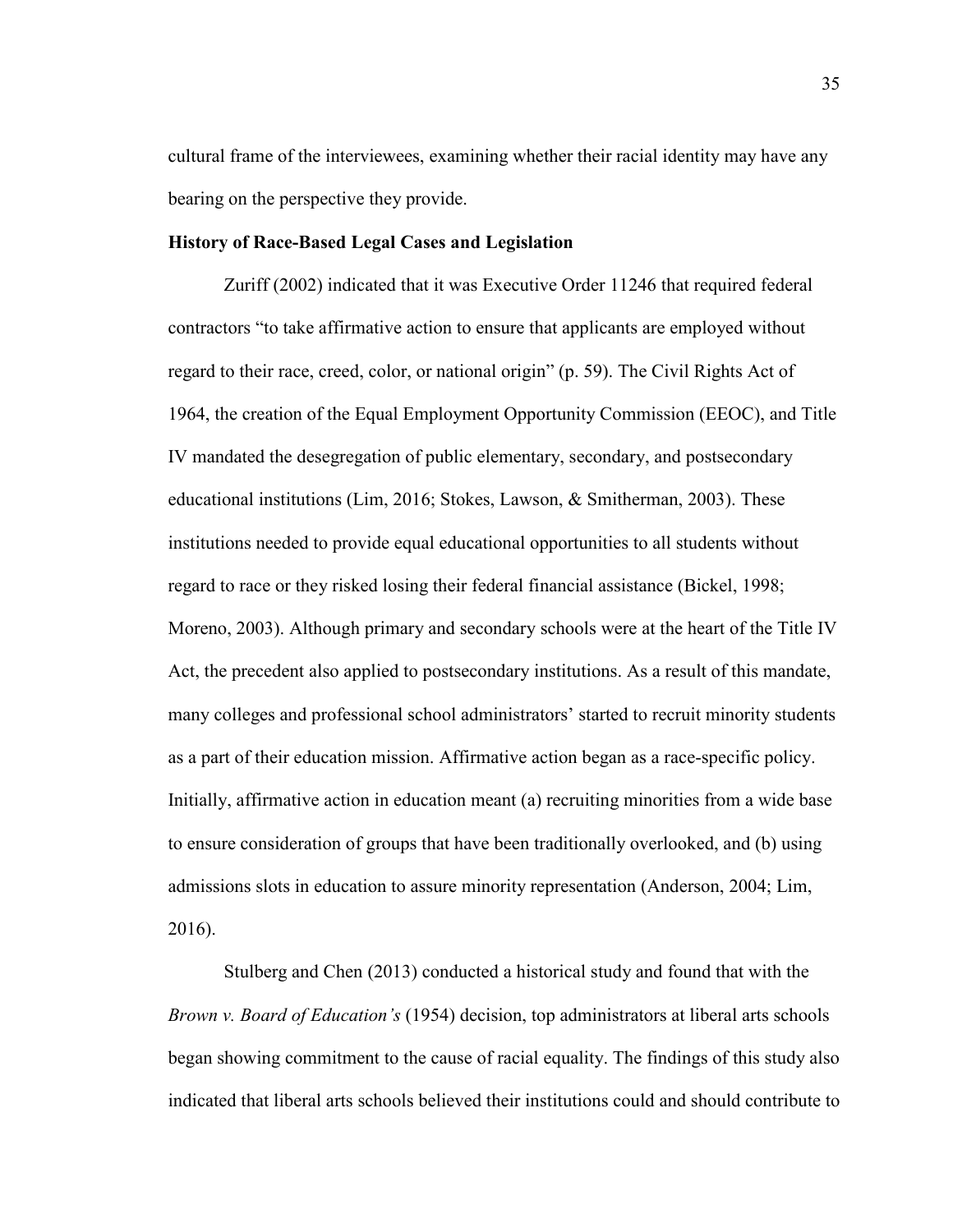cultural frame of the interviewees, examining whether their racial identity may have any bearing on the perspective they provide.

### History of Race-Based Legal Cases and Legislation

Zuriff (2002) indicated that it was Executive Order 11246 that required federal contractors "to take affirmative action to ensure that applicants are employed without regard to their race, creed, color, or national origin" (p. 59). The Civil Rights Act of 1964, the creation of the Equal Employment Opportunity Commission (EEOC), and Title IV mandated the desegregation of public elementary, secondary, and postsecondary educational institutions (Lim, 2016; Stokes, Lawson, & Smitherman, 2003). These institutions needed to provide equal educational opportunities to all students without regard to race or they risked losing their federal financial assistance (Bickel, 1998; Moreno, 2003). Although primary and secondary schools were at the heart of the Title IV Act, the precedent also applied to postsecondary institutions. As a result of this mandate, many colleges and professional school administrators' started to recruit minority students as a part of their education mission. Affirmative action began as a race-specific policy. Initially, affirmative action in education meant (a) recruiting minorities from a wide base to ensure consideration of groups that have been traditionally overlooked, and (b) using admissions slots in education to assure minority representation (Anderson, 2004; Lim, 2016).

Stulberg and Chen (2013) conducted a historical study and found that with the *Brown v. Board of Education's* (1954) decision, top administrators at liberal arts schools began showing commitment to the cause of racial equality. The findings of this study also indicated that liberal arts schools believed their institutions could and should contribute to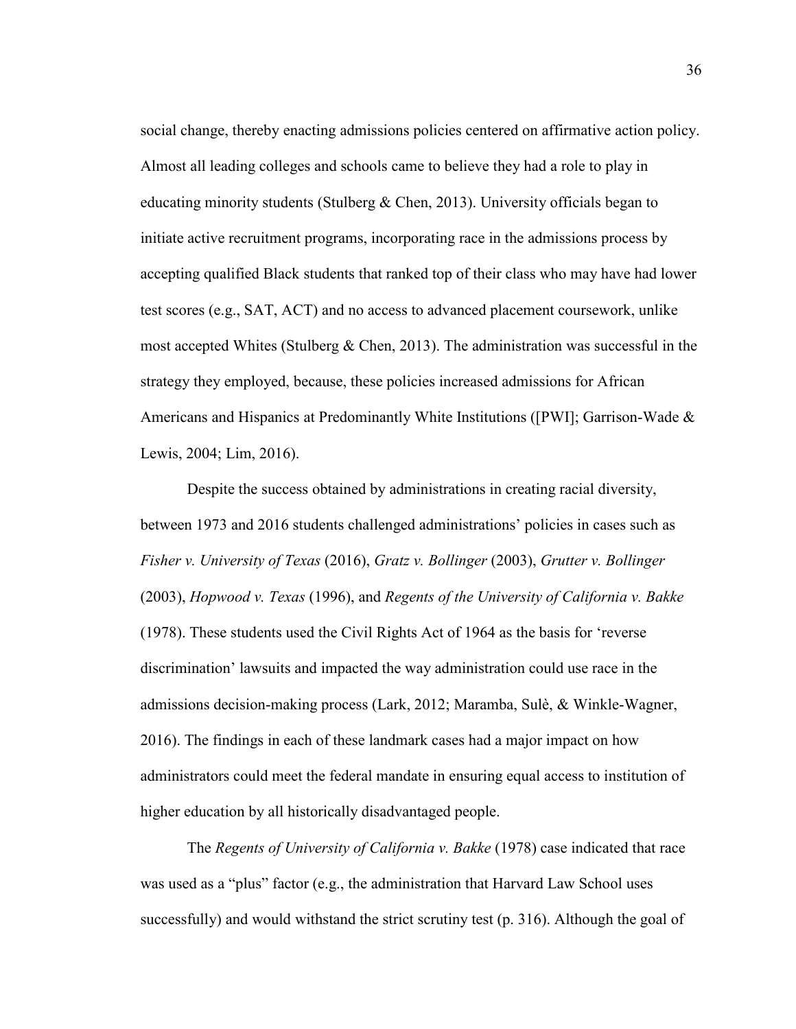social change, thereby enacting admissions policies centered on affirmative action policy. Almost all leading colleges and schools came to believe they had a role to play in educating minority students (Stulberg & Chen, 2013). University officials began to initiate active recruitment programs, incorporating race in the admissions process by accepting qualified Black students that ranked top of their class who may have had lower test scores (e.g., SAT, ACT) and no access to advanced placement coursework, unlike most accepted Whites (Stulberg & Chen, 2013). The administration was successful in the strategy they employed, because, these policies increased admissions for African Americans and Hispanics at Predominantly White Institutions ([PWI]; Garrison-Wade & Lewis, 2004; Lim, 2016).

Despite the success obtained by administrations in creating racial diversity, between 1973 and 2016 students challenged administrations' policies in cases such as *Fisher v. University of Texas* (2016), *Gratz v. Bollinger* (2003), *Grutter v. Bollinger* (2003), *Hopwood v. Texas* (1996), and *Regents of the University of California v. Bakke* (1978). These students used the Civil Rights Act of 1964 as the basis for 'reverse discrimination' lawsuits and impacted the way administration could use race in the admissions decision-making process (Lark, 2012; Maramba, Sulè, & Winkle-Wagner, 2016). The findings in each of these landmark cases had a major impact on how administrators could meet the federal mandate in ensuring equal access to institution of higher education by all historically disadvantaged people.

The *Regents of University of California v. Bakke* (1978) case indicated that race was used as a "plus" factor (e.g., the administration that Harvard Law School uses successfully) and would withstand the strict scrutiny test (p. 316). Although the goal of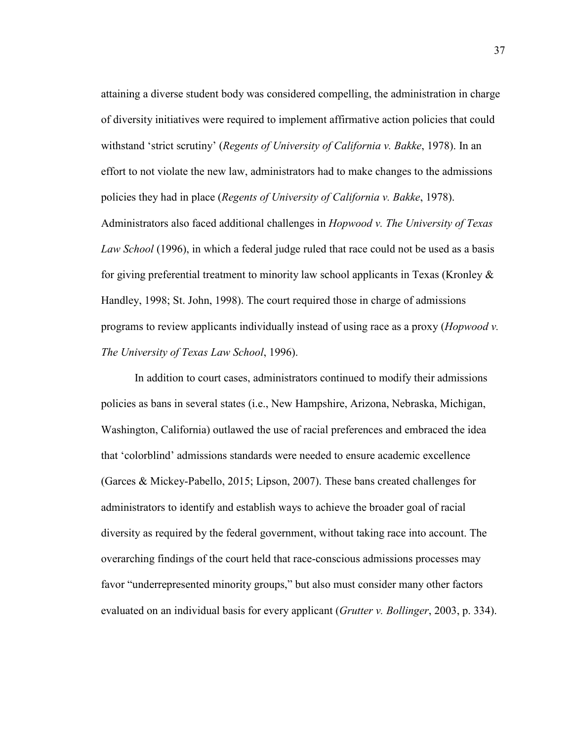attaining a diverse student body was considered compelling, the administration in charge of diversity initiatives were required to implement affirmative action policies that could withstand 'strict scrutiny' (*Regents of University of California v. Bakke*, 1978). In an effort to not violate the new law, administrators had to make changes to the admissions policies they had in place (*Regents of University of California v. Bakke*, 1978). Administrators also faced additional challenges in *Hopwood v. The University of Texas Law School* (1996), in which a federal judge ruled that race could not be used as a basis for giving preferential treatment to minority law school applicants in Texas (Kronley & Handley, 1998; St. John, 1998). The court required those in charge of admissions programs to review applicants individually instead of using race as a proxy (*Hopwood v. The University of Texas Law School*, 1996).

In addition to court cases, administrators continued to modify their admissions policies as bans in several states (i.e., New Hampshire, Arizona, Nebraska, Michigan, Washington, California) outlawed the use of racial preferences and embraced the idea that 'colorblind' admissions standards were needed to ensure academic excellence (Garces & Mickey-Pabello, 2015; Lipson, 2007). These bans created challenges for administrators to identify and establish ways to achieve the broader goal of racial diversity as required by the federal government, without taking race into account. The overarching findings of the court held that race-conscious admissions processes may favor "underrepresented minority groups," but also must consider many other factors evaluated on an individual basis for every applicant (*Grutter v. Bollinger*, 2003, p. 334).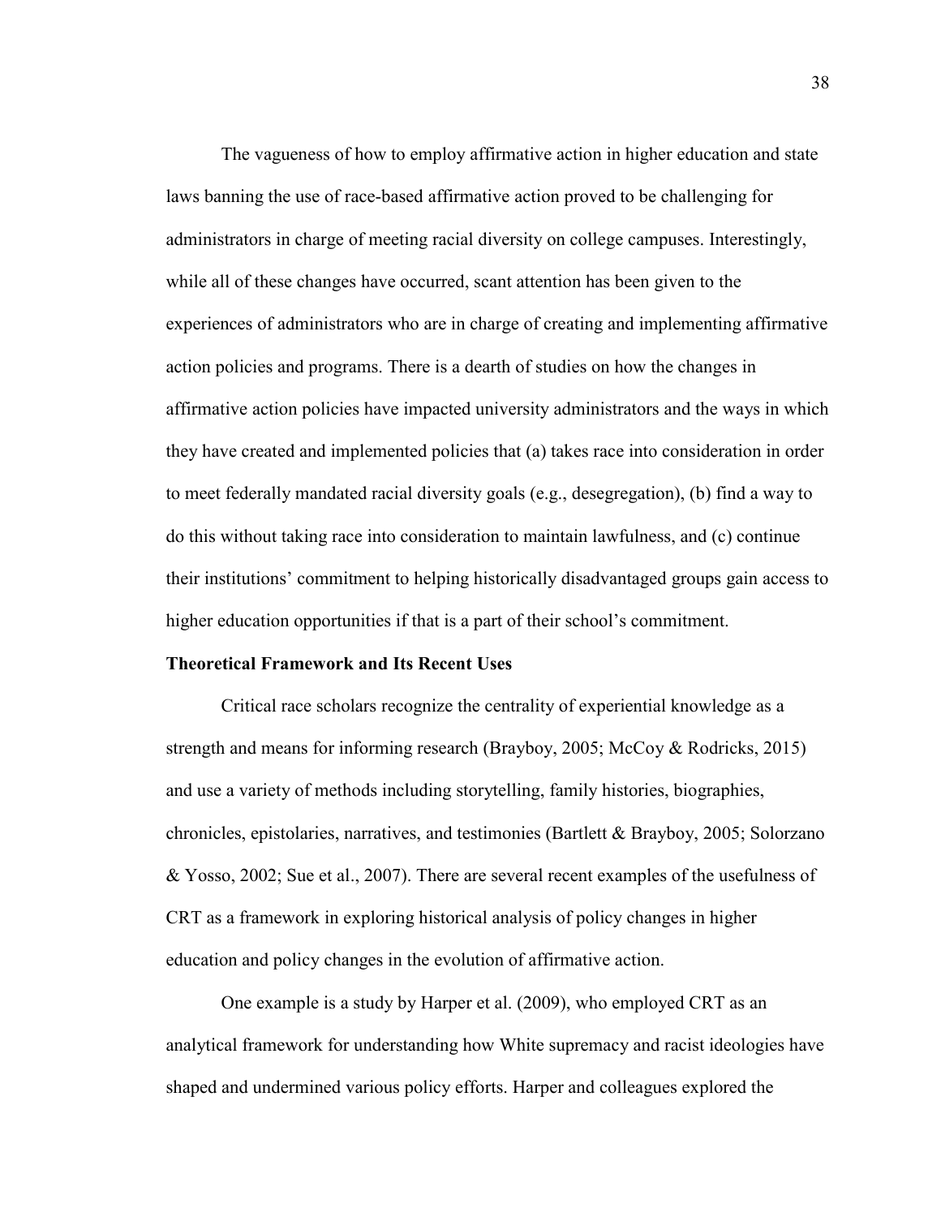The vagueness of how to employ affirmative action in higher education and state laws banning the use of race-based affirmative action proved to be challenging for administrators in charge of meeting racial diversity on college campuses. Interestingly, while all of these changes have occurred, scant attention has been given to the experiences of administrators who are in charge of creating and implementing affirmative action policies and programs. There is a dearth of studies on how the changes in affirmative action policies have impacted university administrators and the ways in which they have created and implemented policies that (a) takes race into consideration in order to meet federally mandated racial diversity goals (e.g., desegregation), (b) find a way to do this without taking race into consideration to maintain lawfulness, and (c) continue their institutions' commitment to helping historically disadvantaged groups gain access to higher education opportunities if that is a part of their school's commitment.

**Theoretical Framework and Its Recent Uses**

Critical race scholars recognize the centrality of experiential knowledge as a strength and means for informing research (Brayboy, 2005; McCoy & Rodricks, 2015) and use a variety of methods including storytelling, family histories, biographies, chronicles, epistolaries, narratives, and testimonies (Bartlett & Brayboy, 2005; Solorzano & Yosso, 2002; Sue et al., 2007). There are several recent examples of the usefulness of CRT as a framework in exploring historical analysis of policy changes in higher education and policy changes in the evolution of affirmative action.

One example is a study by Harper et al. (2009), who employed CRT as an analytical framework for understanding how White supremacy and racist ideologies have shaped and undermined various policy efforts. Harper and colleagues explored the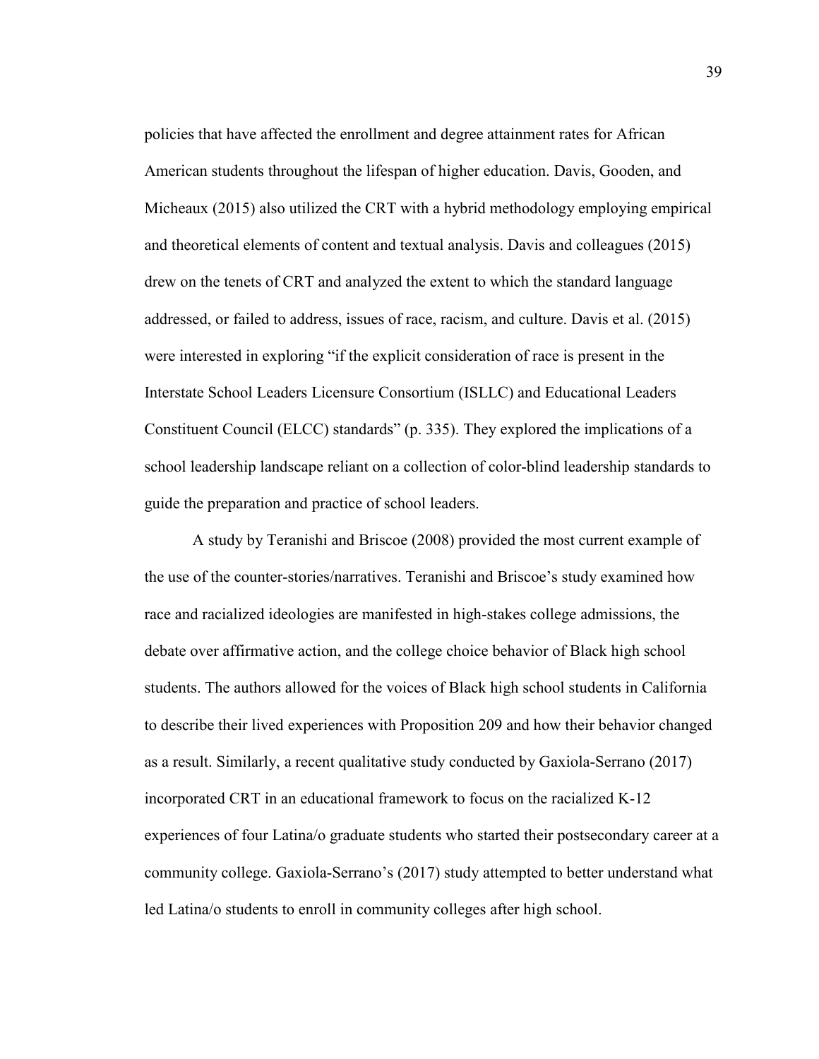policies that have affected the enrollment and degree attainment rates for African American students throughout the lifespan of higher education. Davis, Gooden, and Micheaux (2015) also utilized the CRT with a hybrid methodology employing empirical and theoretical elements of content and textual analysis. Davis and colleagues (2015) drew on the tenets of CRT and analyzed the extent to which the standard language addressed, or failed to address, issues of race, racism, and culture. Davis et al. (2015) were interested in exploring "if the explicit consideration of race is present in the Interstate School Leaders Licensure Consortium (ISLLC) and Educational Leaders Constituent Council (ELCC) standards" (p. 335). They explored the implications of a school leadership landscape reliant on a collection of color-blind leadership standards to guide the preparation and practice of school leaders.

A study by Teranishi and Briscoe (2008) provided the most current example of the use of the counter-stories/narratives. Teranishi and Briscoe's study examined how race and racialized ideologies are manifested in high-stakes college admissions, the debate over affirmative action, and the college choice behavior of Black high school students. The authors allowed for the voices of Black high school students in California to describe their lived experiences with Proposition 209 and how their behavior changed as a result. Similarly, a recent qualitative study conducted by Gaxiola-Serrano (2017) incorporated CRT in an educational framework to focus on the racialized K-12 experiences of four Latina/o graduate students who started their postsecondary career at a community college. Gaxiola-Serrano's (2017) study attempted to better understand what led Latina/o students to enroll in community colleges after high school.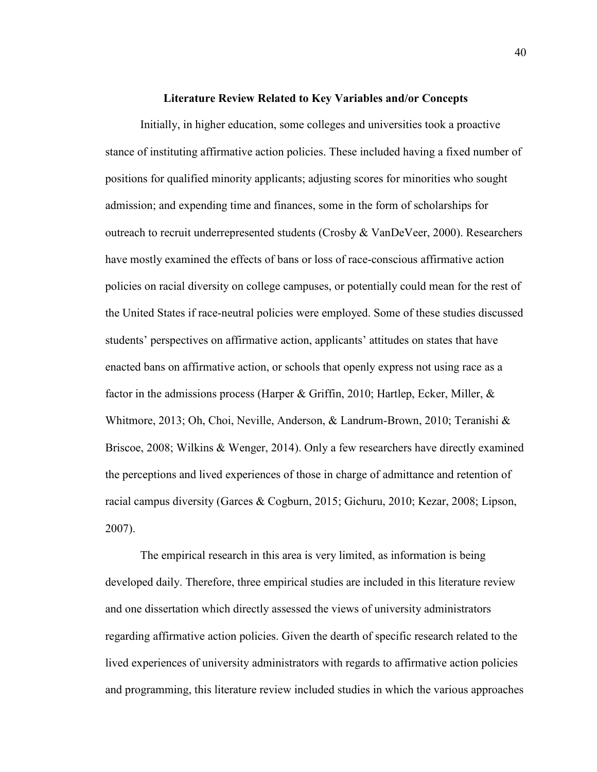## Literature Review Related to Key Variables and/or Concepts

Initially, in higher education, some colleges and universities took a proactive stance of instituting affirmative action policies. These included having a fixed number of positions for qualified minority applicants; adjusting scores for minorities who sought admission; and expending time and finances, some in the form of scholarships for outreach to recruit underrepresented students (Crosby & VanDeVeer, 2000). Researchers have mostly examined the effects of bans or loss of race-conscious affirmative action policies on racial diversity on college campuses, or potentially could mean for the rest of the United States if race-neutral policies were employed. Some of these studies discussed students' perspectives on affirmative action, applicants' attitudes on states that have enacted bans on affirmative action, or schools that openly express not using race as a factor in the admissions process (Harper & Griffin, 2010; Hartlep, Ecker, Miller, & Whitmore, 2013; Oh, Choi, Neville, Anderson, & Landrum-Brown, 2010; Teranishi & Briscoe, 2008; Wilkins & Wenger, 2014). Only a few researchers have directly examined the perceptions and lived experiences of those in charge of admittance and retention of racial campus diversity (Garces & Cogburn, 2015; Gichuru, 2010; Kezar, 2008; Lipson, 2007).

The empirical research in this area is very limited, as information is being developed daily. Therefore, three empirical studies are included in this literature review and one dissertation which directly assessed the views of university administrators regarding affirmative action policies. Given the dearth of specific research related to the lived experiences of university administrators with regards to affirmative action policies and programming, this literature review included studies in which the various approaches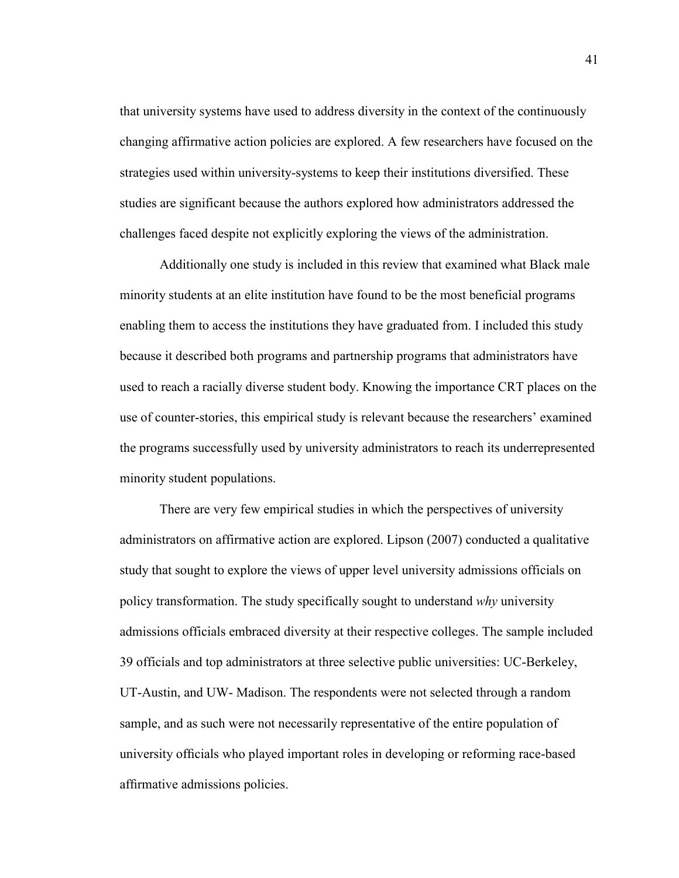that university systems have used to address diversity in the context of the continuously changing affirmative action policies are explored. A few researchers have focused on the strategies used within university-systems to keep their institutions diversified. These studies are significant because the authors explored how administrators addressed the challenges faced despite not explicitly exploring the views of the administration.

Additionally one study is included in this review that examined what Black male minority students at an elite institution have found to be the most beneficial programs enabling them to access the institutions they have graduated from. I included this study because it described both programs and partnership programs that administrators have used to reach a racially diverse student body. Knowing the importance CRT places on the use of counter-stories, this empirical study is relevant because the researchers' examined the programs successfully used by university administrators to reach its underrepresented minority student populations.

There are very few empirical studies in which the perspectives of university administrators on affirmative action are explored. Lipson (2007) conducted a qualitative study that sought to explore the views of upper level university admissions officials on policy transformation. The study specifically sought to understand *why* university admissions officials embraced diversity at their respective colleges. The sample included 39 officials and top administrators at three selective public universities: UC-Berkeley, UT-Austin, and UW- Madison. The respondents were not selected through a random sample, and as such were not necessarily representative of the entire population of university officials who played important roles in developing or reforming race-based affirmative admissions policies.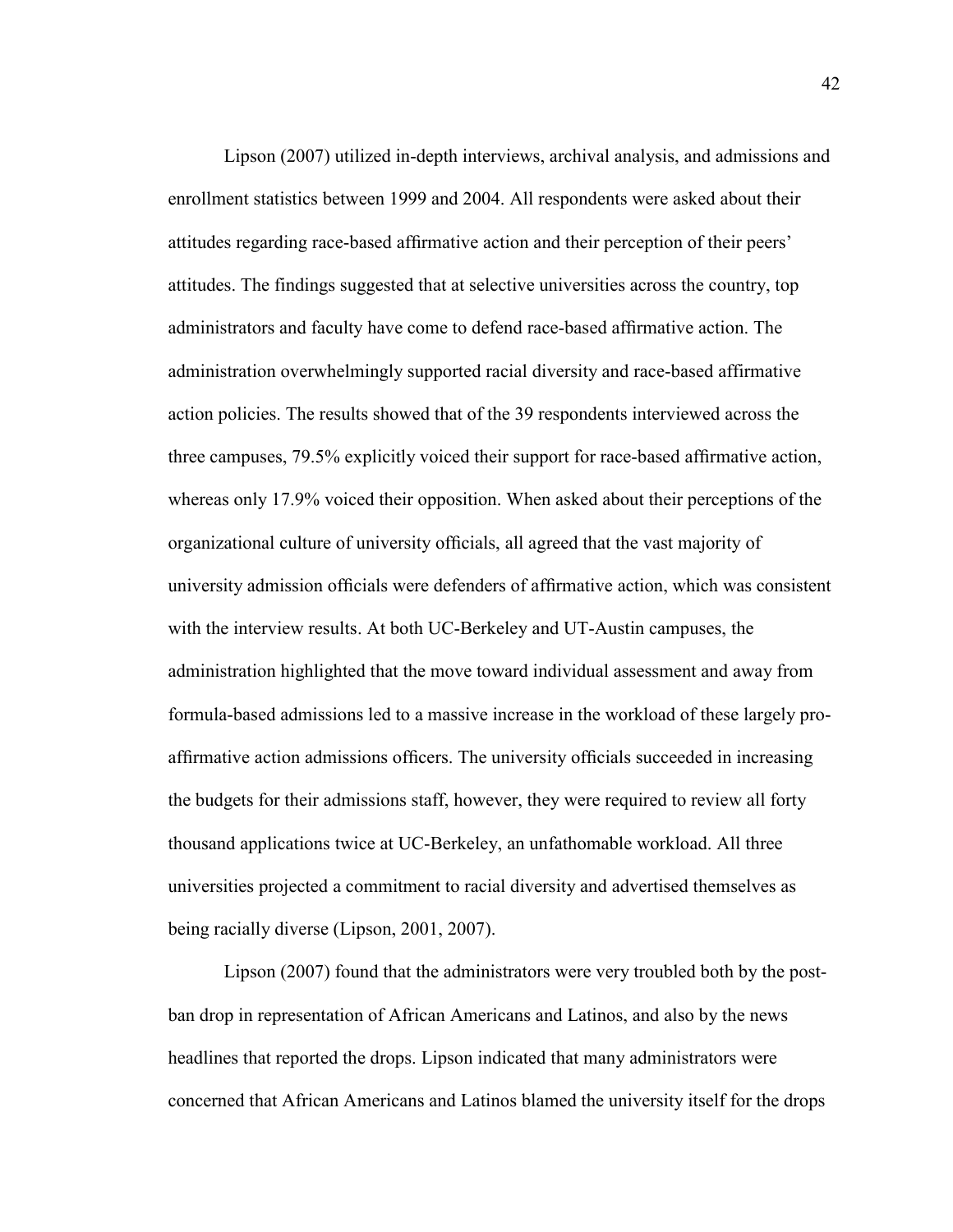Lipson (2007) utilized in-depth interviews, archival analysis, and admissions and enrollment statistics between 1999 and 2004. All respondents were asked about their attitudes regarding race-based affirmative action and their perception of their peers' attitudes. The findings suggested that at selective universities across the country, top administrators and faculty have come to defend race-based affirmative action. The administration overwhelmingly supported racial diversity and race-based affirmative action policies. The results showed that of the 39 respondents interviewed across the three campuses, 79.5% explicitly voiced their support for race-based affirmative action, whereas only 17.9% voiced their opposition. When asked about their perceptions of the organizational culture of university officials, all agreed that the vast majority of university admission officials were defenders of affirmative action, which was consistent with the interview results. At both UC-Berkeley and UT-Austin campuses, the administration highlighted that the move toward individual assessment and away from formula-based admissions led to a massive increase in the workload of these largely pro-affirmative action admissions officers. The university officials succeeded in increasing the budgets for their admissions staff, however, they were required to review all forty thousand applications twice at UC-Berkeley, an unfathomable workload. All three universities projected a commitment to racial diversity and advertised themselves as being racially diverse (Lipson, 2001, 2007).

Lipson (2007) found that the administrators were very troubled both by the post-ban drop in representation of African Americans and Latinos, and also by the news headlines that reported the drops. Lipson indicated that many administrators were concerned that African Americans and Latinos blamed the university itself for the drops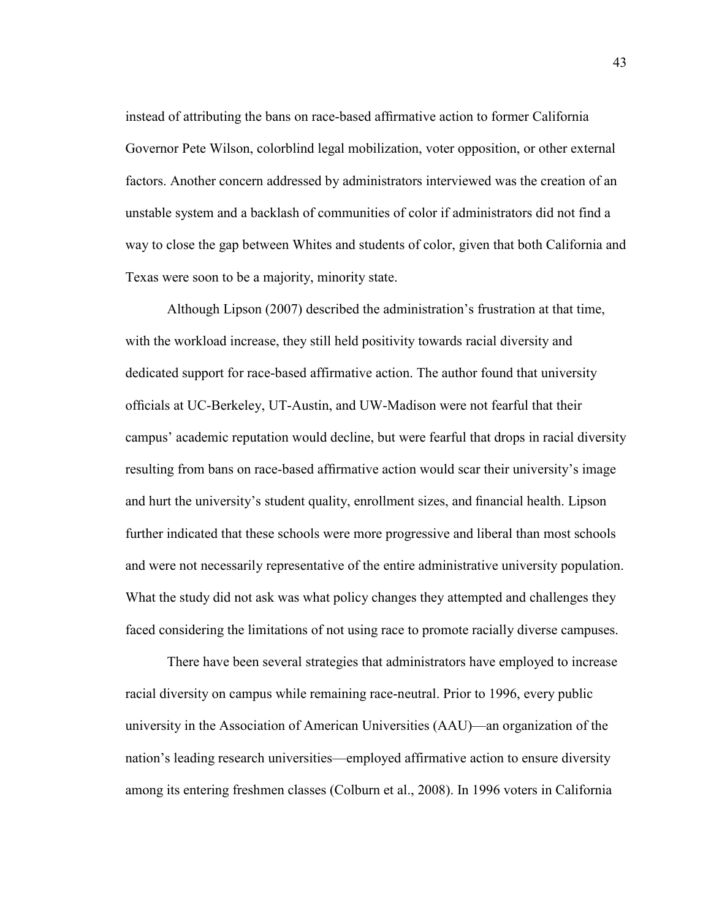instead of attributing the bans on race-based affirmative action to former California Governor Pete Wilson, colorblind legal mobilization, voter opposition, or other external factors. Another concern addressed by administrators interviewed was the creation of an unstable system and a backlash of communities of color if administrators did not find a way to close the gap between Whites and students of color, given that both California and Texas were soon to be a majority, minority state.

Although Lipson (2007) described the administration's frustration at that time, with the workload increase, they still held positivity towards racial diversity and dedicated support for race-based affirmative action. The author found that university officials at UC-Berkeley, UT-Austin, and UW-Madison were not fearful that their campus' academic reputation would decline, but were fearful that drops in racial diversity resulting from bans on race-based affirmative action would scar their university's image and hurt the university's student quality, enrollment sizes, and financial health. Lipson further indicated that these schools were more progressive and liberal than most schools and were not necessarily representative of the entire administrative university population. What the study did not ask was what policy changes they attempted and challenges they faced considering the limitations of not using race to promote racially diverse campuses.

There have been several strategies that administrators have employed to increase racial diversity on campus while remaining race-neutral. Prior to 1996, every public university in the Association of American Universities (AAU)—an organization of the nation's leading research universities—employed affirmative action to ensure diversity among its entering freshmen classes (Colburn et al., 2008). In 1996 voters in California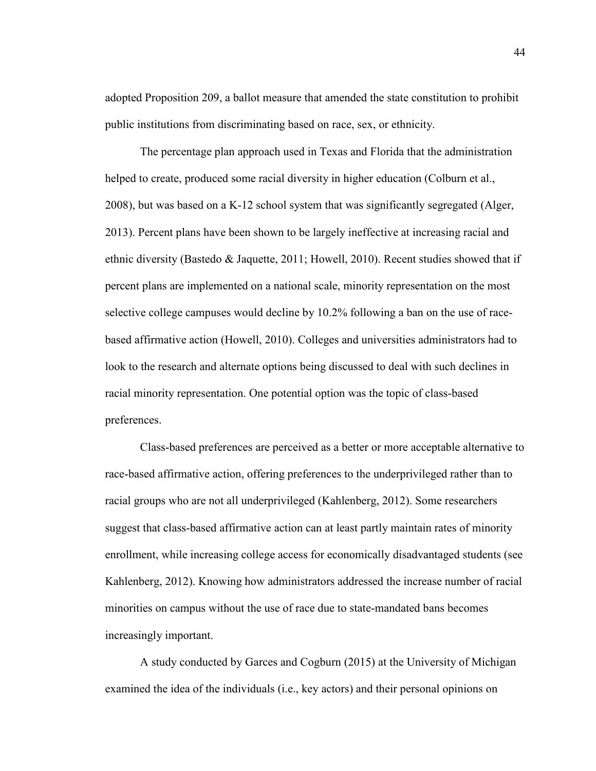adopted Proposition 209, a ballot measure that amended the state constitution to prohibit public institutions from discriminating based on race, sex, or ethnicity.

The percentage plan approach used in Texas and Florida that the administration helped to create, produced some racial diversity in higher education (Colburn et al., 2008), but was based on a K-12 school system that was significantly segregated (Alger, 2013). Percent plans have been shown to be largely ineffective at increasing racial and ethnic diversity (Bastedo & Jaquette, 2011; Howell, 2010). Recent studies showed that if percent plans are implemented on a national scale, minority representation on the most selective college campuses would decline by 10.2% following a ban on the use of race-based affirmative action (Howell, 2010). Colleges and universities administrators had to look to the research and alternate options being discussed to deal with such declines in racial minority representation. One potential option was the topic of class-based preferences.

Class-based preferences are perceived as a better or more acceptable alternative to race-based affirmative action, offering preferences to the underprivileged rather than to racial groups who are not all underprivileged (Kahlenberg, 2012). Some researchers suggest that class-based affirmative action can at least partly maintain rates of minority enrollment, while increasing college access for economically disadvantaged students (see Kahlenberg, 2012). Knowing how administrators addressed the increase number of racial minorities on campus without the use of race due to state-mandated bans becomes increasingly important.

A study conducted by Garces and Cogburn (2015) at the University of Michigan examined the idea of the individuals (i.e., key actors) and their personal opinions on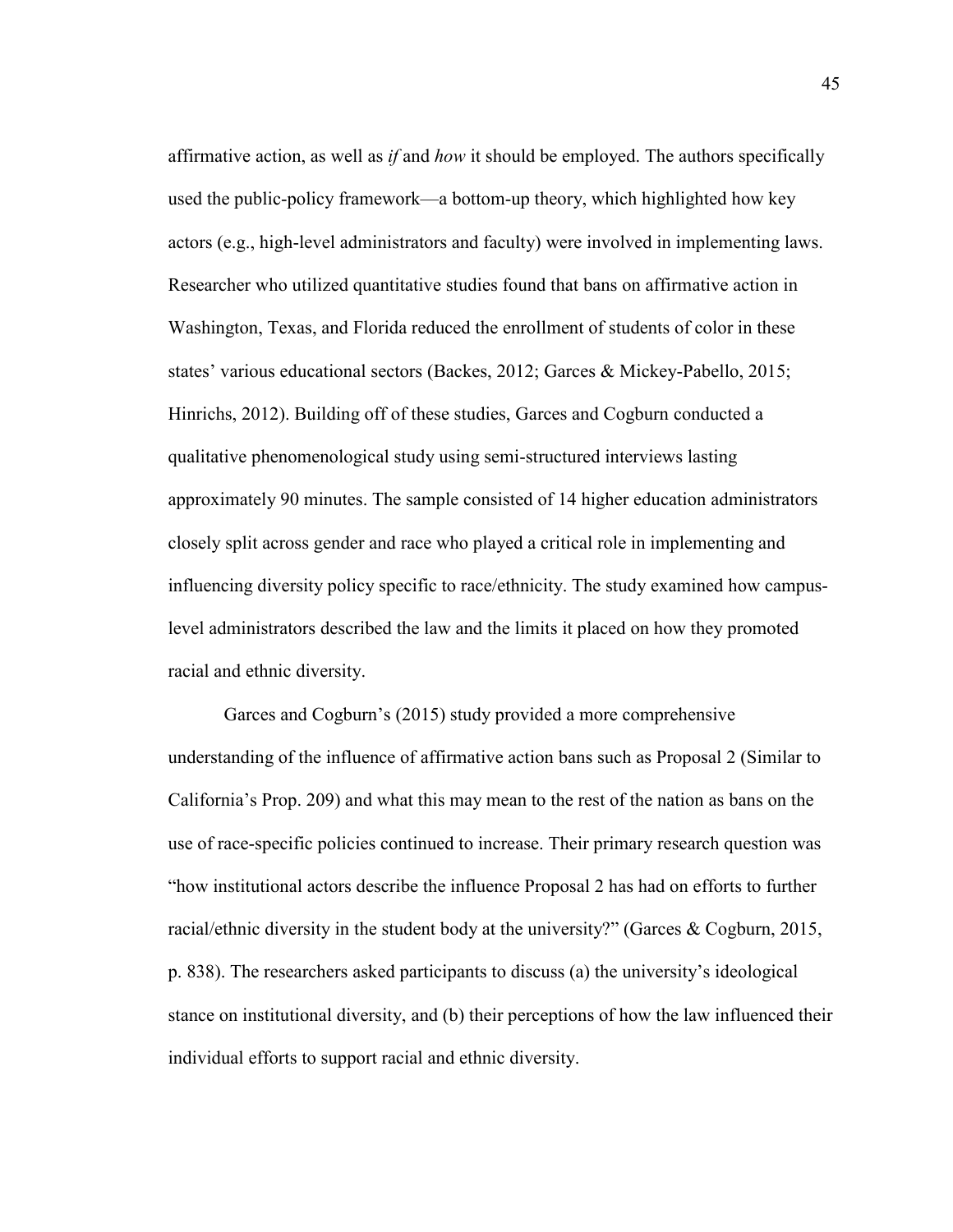affirmative action, as well as *if* and *how* it should be employed. The authors specifically used the public-policy framework—a bottom-up theory, which highlighted how key actors (e.g., high-level administrators and faculty) were involved in implementing laws. Researcher who utilized quantitative studies found that bans on affirmative action in Washington, Texas, and Florida reduced the enrollment of students of color in these states' various educational sectors (Backes, 2012; Garces & Mickey-Pabello, 2015; Hinrichs, 2012). Building off of these studies, Garces and Cogburn conducted a qualitative phenomenological study using semi-structured interviews lasting approximately 90 minutes. The sample consisted of 14 higher education administrators closely split across gender and race who played a critical role in implementing and influencing diversity policy specific to race/ethnicity. The study examined how campus-level administrators described the law and the limits it placed on how they promoted racial and ethnic diversity.

Garces and Cogburn's (2015) study provided a more comprehensive understanding of the influence of affirmative action bans such as Proposal 2 (Similar to California's Prop. 209) and what this may mean to the rest of the nation as bans on the use of race-specific policies continued to increase. Their primary research question was "how institutional actors describe the influence Proposal 2 has had on efforts to further racial/ethnic diversity in the student body at the university?" (Garces & Cogburn, 2015, p. 838). The researchers asked participants to discuss (a) the university's ideological stance on institutional diversity, and (b) their perceptions of how the law influenced their individual efforts to support racial and ethnic diversity.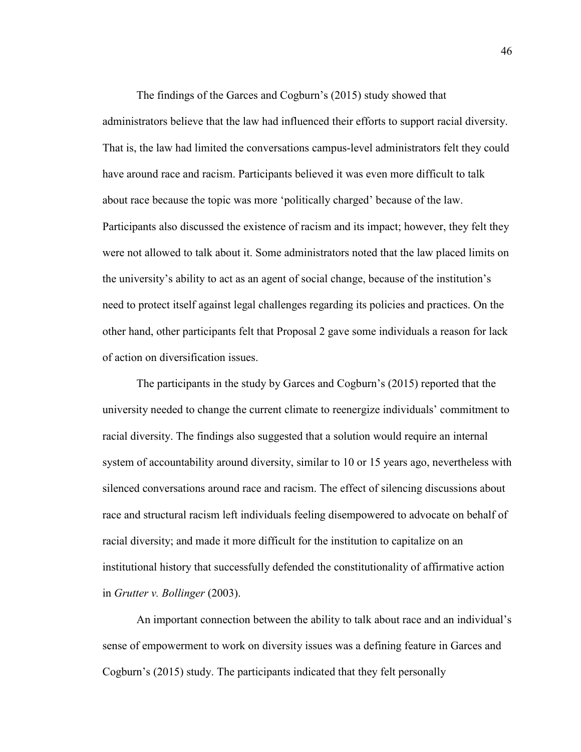The findings of the Garces and Cogburn's (2015) study showed that administrators believe that the law had influenced their efforts to support racial diversity. That is, the law had limited the conversations campus-level administrators felt they could have around race and racism. Participants believed it was even more difficult to talk about race because the topic was more 'politically charged' because of the law. Participants also discussed the existence of racism and its impact; however, they felt they were not allowed to talk about it. Some administrators noted that the law placed limits on the university's ability to act as an agent of social change, because of the institution's need to protect itself against legal challenges regarding its policies and practices. On the other hand, other participants felt that Proposal 2 gave some individuals a reason for lack of action on diversification issues.

The participants in the study by Garces and Cogburn's (2015) reported that the university needed to change the current climate to reenergize individuals' commitment to racial diversity. The findings also suggested that a solution would require an internal system of accountability around diversity, similar to 10 or 15 years ago, nevertheless with silenced conversations around race and racism. The effect of silencing discussions about race and structural racism left individuals feeling disempowered to advocate on behalf of racial diversity; and made it more difficult for the institution to capitalize on an institutional history that successfully defended the constitutionality of affirmative action in *Grutter v. Bollinger* (2003).

An important connection between the ability to talk about race and an individual's sense of empowerment to work on diversity issues was a defining feature in Garces and Cogburn's (2015) study. The participants indicated that they felt personally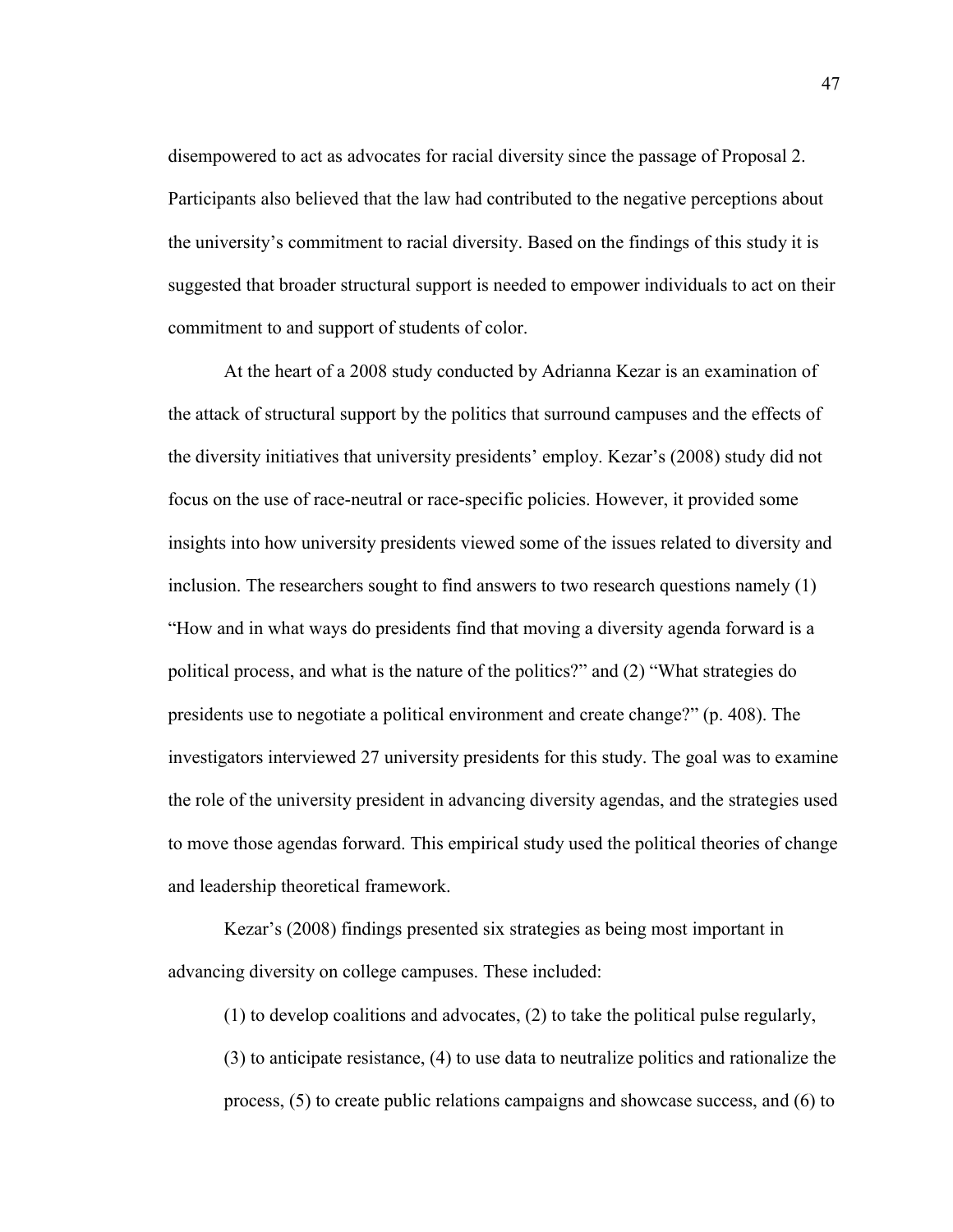disempowered to act as advocates for racial diversity since the passage of Proposal 2. Participants also believed that the law had contributed to the negative perceptions about the university's commitment to racial diversity. Based on the findings of this study it is suggested that broader structural support is needed to empower individuals to act on their commitment to and support of students of color.

At the heart of a 2008 study conducted by Adrianna Kezar is an examination of the attack of structural support by the politics that surround campuses and the effects of the diversity initiatives that university presidents' employ. Kezar's (2008) study did not focus on the use of race-neutral or race-specific policies. However, it provided some insights into how university presidents viewed some of the issues related to diversity and inclusion. The researchers sought to find answers to two research questions namely (1) "How and in what ways do presidents find that moving a diversity agenda forward is a political process, and what is the nature of the politics?" and (2) "What strategies do presidents use to negotiate a political environment and create change?" (p. 408). The investigators interviewed 27 university presidents for this study. The goal was to examine the role of the university president in advancing diversity agendas, and the strategies used to move those agendas forward. This empirical study used the political theories of change and leadership theoretical framework.

Kezar's (2008) findings presented six strategies as being most important in advancing diversity on college campuses. These included:

> (1) to develop coalitions and advocates, (2) to take the political pulse regularly, (3) to anticipate resistance, (4) to use data to neutralize politics and rationalize the process, (5) to create public relations campaigns and showcase success, and (6) to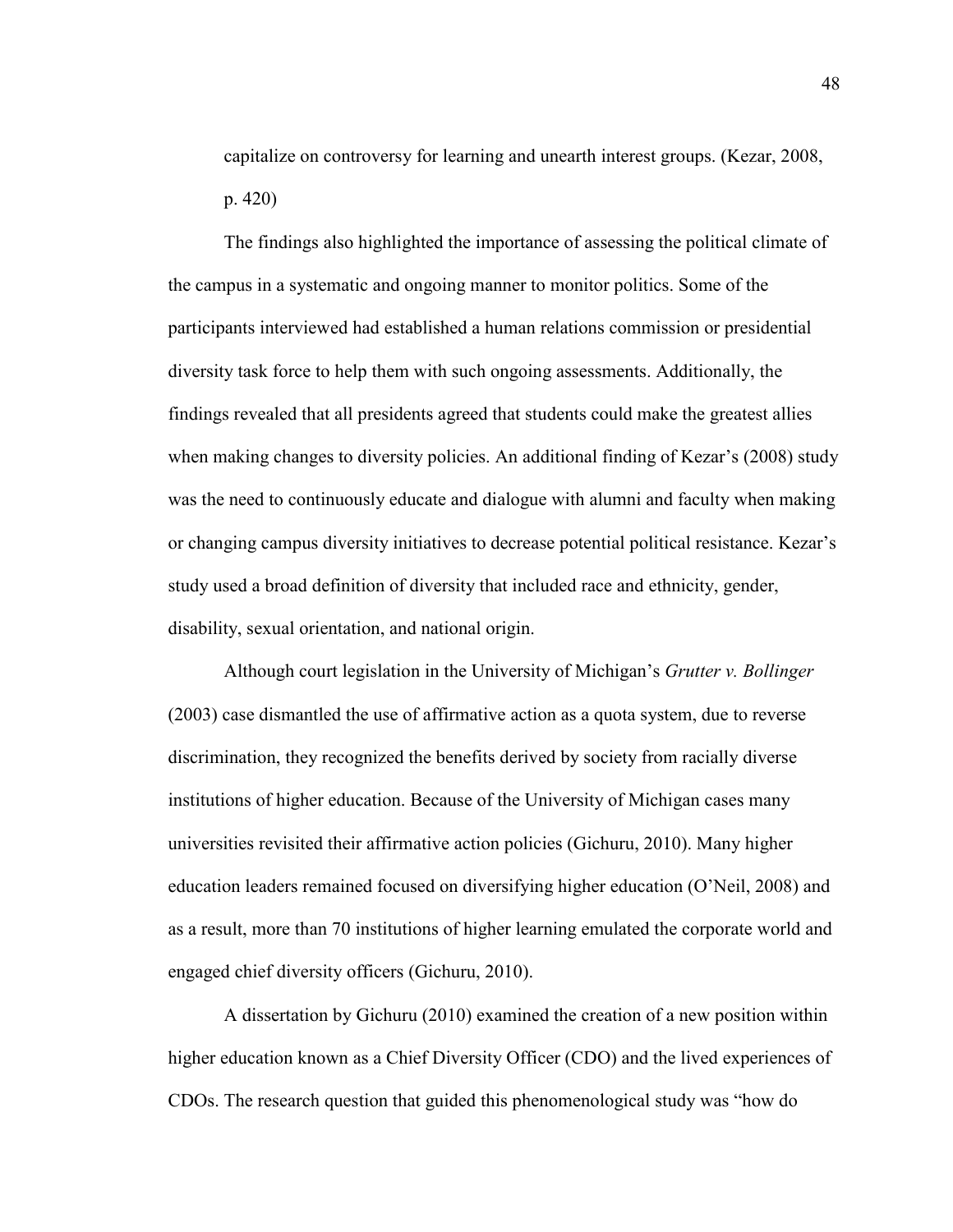> capitalize on controversy for learning and unearth interest groups. (Kezar, 2008, p. 420)

The findings also highlighted the importance of assessing the political climate of the campus in a systematic and ongoing manner to monitor politics. Some of the participants interviewed had established a human relations commission or presidential diversity task force to help them with such ongoing assessments. Additionally, the findings revealed that all presidents agreed that students could make the greatest allies when making changes to diversity policies. An additional finding of Kezar's (2008) study was the need to continuously educate and dialogue with alumni and faculty when making or changing campus diversity initiatives to decrease potential political resistance. Kezar's study used a broad definition of diversity that included race and ethnicity, gender, disability, sexual orientation, and national origin.

Although court legislation in the University of Michigan's *Grutter v. Bollinger* (2003) case dismantled the use of affirmative action as a quota system, due to reverse discrimination, they recognized the benefits derived by society from racially diverse institutions of higher education. Because of the University of Michigan cases many universities revisited their affirmative action policies (Gichuru, 2010). Many higher education leaders remained focused on diversifying higher education (O'Neil, 2008) and as a result, more than 70 institutions of higher learning emulated the corporate world and engaged chief diversity officers (Gichuru, 2010).

A dissertation by Gichuru (2010) examined the creation of a new position within higher education known as a Chief Diversity Officer (CDO) and the lived experiences of CDOs. The research question that guided this phenomenological study was "how do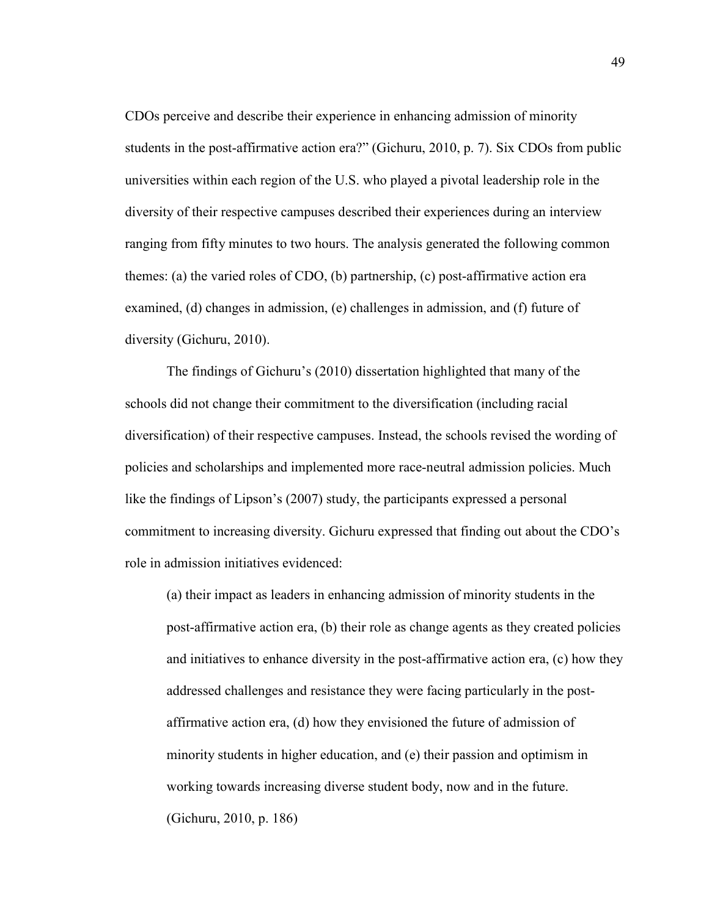CDOs perceive and describe their experience in enhancing admission of minority students in the post-affirmative action era?" (Gichuru, 2010, p. 7). Six CDOs from public universities within each region of the U.S. who played a pivotal leadership role in the diversity of their respective campuses described their experiences during an interview ranging from fifty minutes to two hours. The analysis generated the following common themes: (a) the varied roles of CDO, (b) partnership, (c) post-affirmative action era examined, (d) changes in admission, (e) challenges in admission, and (f) future of diversity (Gichuru, 2010).

The findings of Gichuru's (2010) dissertation highlighted that many of the schools did not change their commitment to the diversification (including racial diversification) of their respective campuses. Instead, the schools revised the wording of policies and scholarships and implemented more race-neutral admission policies. Much like the findings of Lipson's (2007) study, the participants expressed a personal commitment to increasing diversity. Gichuru expressed that finding out about the CDO's role in admission initiatives evidenced:

> (a) their impact as leaders in enhancing admission of minority students in the post-affirmative action era, (b) their role as change agents as they created policies and initiatives to enhance diversity in the post-affirmative action era, (c) how they addressed challenges and resistance they were facing particularly in the post-affirmative action era, (d) how they envisioned the future of admission of minority students in higher education, and (e) their passion and optimism in working towards increasing diverse student body, now and in the future. (Gichuru, 2010, p. 186)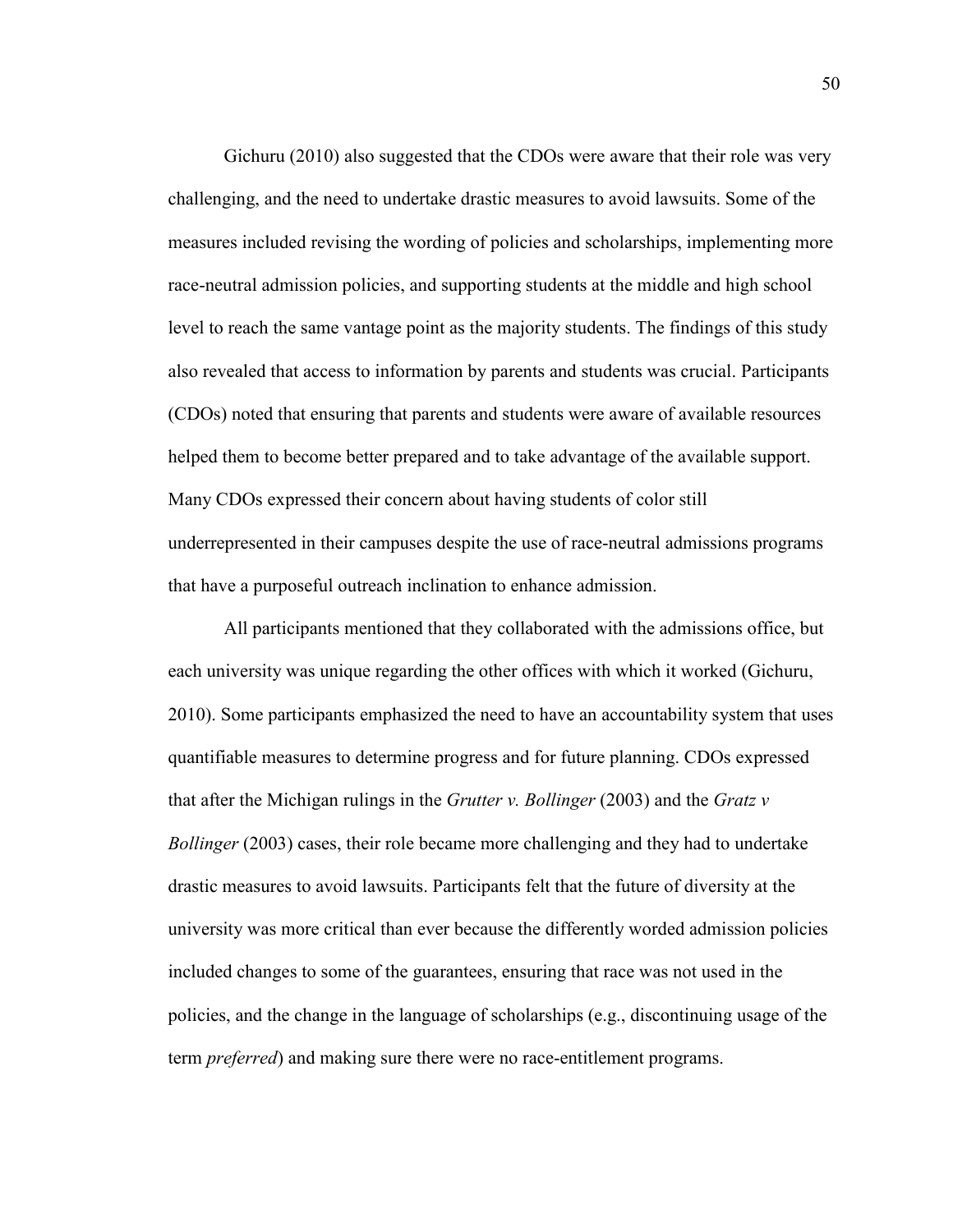Gichuru (2010) also suggested that the CDOs were aware that their role was very challenging, and the need to undertake drastic measures to avoid lawsuits. Some of the measures included revising the wording of policies and scholarships, implementing more race-neutral admission policies, and supporting students at the middle and high school level to reach the same vantage point as the majority students. The findings of this study also revealed that access to information by parents and students was crucial. Participants (CDOs) noted that ensuring that parents and students were aware of available resources helped them to become better prepared and to take advantage of the available support. Many CDOs expressed their concern about having students of color still underrepresented in their campuses despite the use of race-neutral admissions programs that have a purposeful outreach inclination to enhance admission.

All participants mentioned that they collaborated with the admissions office, but each university was unique regarding the other offices with which it worked (Gichuru, 2010). Some participants emphasized the need to have an accountability system that uses quantifiable measures to determine progress and for future planning. CDOs expressed that after the Michigan rulings in the *Grutter v. Bollinger* (2003) and the *Gratz v Bollinger* (2003) cases, their role became more challenging and they had to undertake drastic measures to avoid lawsuits. Participants felt that the future of diversity at the university was more critical than ever because the differently worded admission policies included changes to some of the guarantees, ensuring that race was not used in the policies, and the change in the language of scholarships (e.g., discontinuing usage of the term *preferred*) and making sure there were no race-entitlement programs.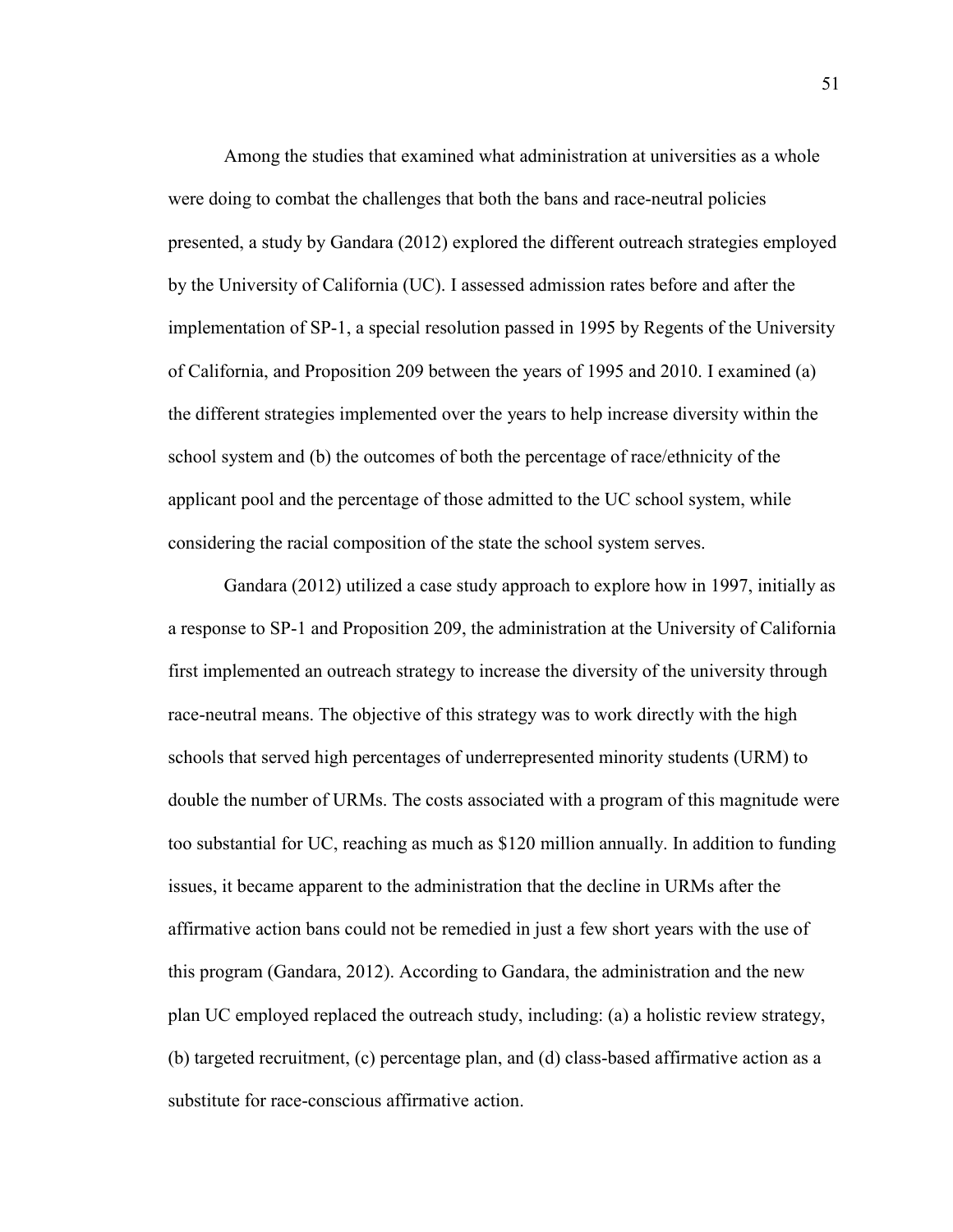Among the studies that examined what administration at universities as a whole were doing to combat the challenges that both the bans and race-neutral policies presented, a study by Gandara (2012) explored the different outreach strategies employed by the University of California (UC). I assessed admission rates before and after the implementation of SP-1, a special resolution passed in 1995 by Regents of the University of California, and Proposition 209 between the years of 1995 and 2010. I examined (a) the different strategies implemented over the years to help increase diversity within the school system and (b) the outcomes of both the percentage of race/ethnicity of the applicant pool and the percentage of those admitted to the UC school system, while considering the racial composition of the state the school system serves.

Gandara (2012) utilized a case study approach to explore how in 1997, initially as a response to SP-1 and Proposition 209, the administration at the University of California first implemented an outreach strategy to increase the diversity of the university through race-neutral means. The objective of this strategy was to work directly with the high schools that served high percentages of underrepresented minority students (URM) to double the number of URMs. The costs associated with a program of this magnitude were too substantial for UC, reaching as much as $120 million annually. In addition to funding issues, it became apparent to the administration that the decline in URMs after the affirmative action bans could not be remedied in just a few short years with the use of this program (Gandara, 2012). According to Gandara, the administration and the new plan UC employed replaced the outreach study, including: (a) a holistic review strategy, (b) targeted recruitment, (c) percentage plan, and (d) class-based affirmative action as a substitute for race-conscious affirmative action.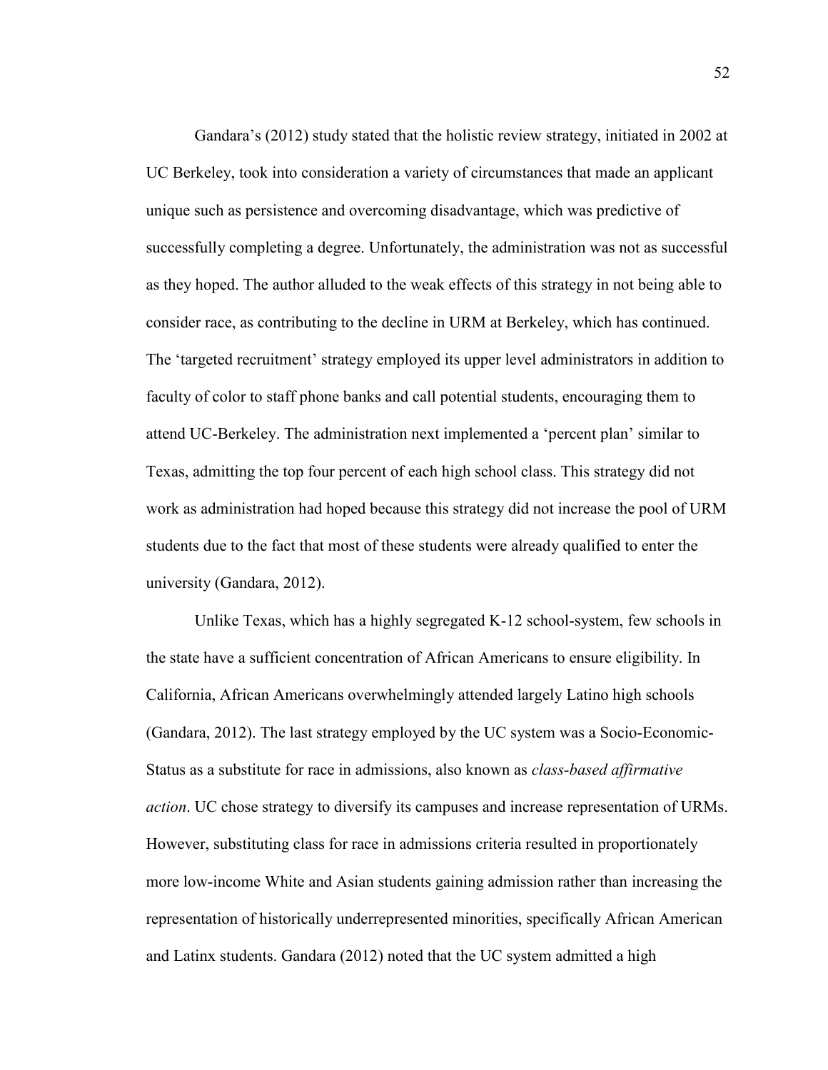Gandara's (2012) study stated that the holistic review strategy, initiated in 2002 at UC Berkeley, took into consideration a variety of circumstances that made an applicant unique such as persistence and overcoming disadvantage, which was predictive of successfully completing a degree. Unfortunately, the administration was not as successful as they hoped. The author alluded to the weak effects of this strategy in not being able to consider race, as contributing to the decline in URM at Berkeley, which has continued. The 'targeted recruitment' strategy employed its upper level administrators in addition to faculty of color to staff phone banks and call potential students, encouraging them to attend UC-Berkeley. The administration next implemented a 'percent plan' similar to Texas, admitting the top four percent of each high school class. This strategy did not work as administration had hoped because this strategy did not increase the pool of URM students due to the fact that most of these students were already qualified to enter the university (Gandara, 2012).

Unlike Texas, which has a highly segregated K-12 school-system, few schools in the state have a sufficient concentration of African Americans to ensure eligibility. In California, African Americans overwhelmingly attended largely Latino high schools (Gandara, 2012). The last strategy employed by the UC system was a Socio-Economic-Status as a substitute for race in admissions, also known as *class-based affirmative action*. UC chose strategy to diversify its campuses and increase representation of URMs. However, substituting class for race in admissions criteria resulted in proportionately more low-income White and Asian students gaining admission rather than increasing the representation of historically underrepresented minorities, specifically African American and Latinx students. Gandara (2012) noted that the UC system admitted a high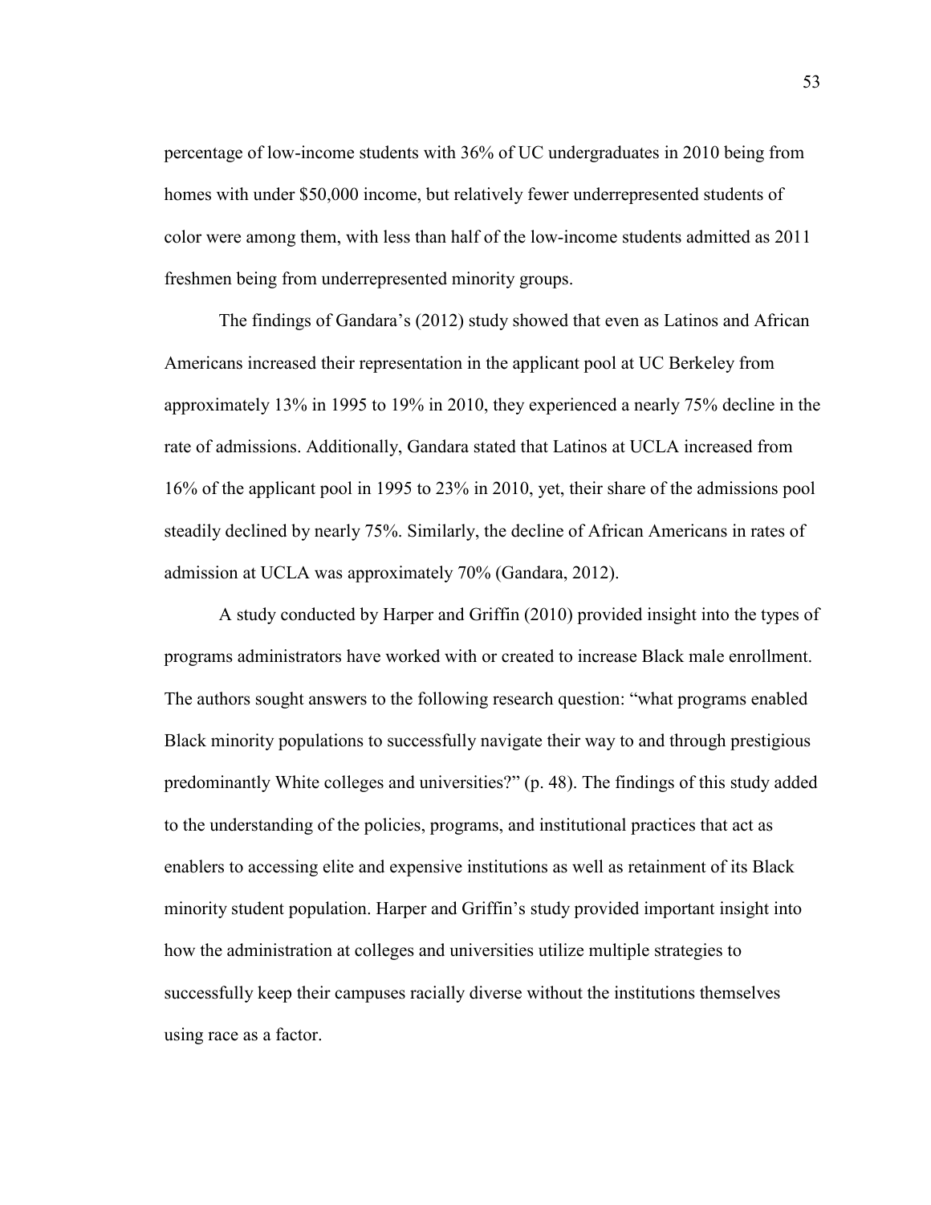percentage of low-income students with 36% of UC undergraduates in 2010 being from homes with under $50,000 income, but relatively fewer underrepresented students of color were among them, with less than half of the low-income students admitted as 2011 freshmen being from underrepresented minority groups.

The findings of Gandara's (2012) study showed that even as Latinos and African Americans increased their representation in the applicant pool at UC Berkeley from approximately 13% in 1995 to 19% in 2010, they experienced a nearly 75% decline in the rate of admissions. Additionally, Gandara stated that Latinos at UCLA increased from 16% of the applicant pool in 1995 to 23% in 2010, yet, their share of the admissions pool steadily declined by nearly 75%. Similarly, the decline of African Americans in rates of admission at UCLA was approximately 70% (Gandara, 2012).

A study conducted by Harper and Griffin (2010) provided insight into the types of programs administrators have worked with or created to increase Black male enrollment. The authors sought answers to the following research question: "what programs enabled Black minority populations to successfully navigate their way to and through prestigious predominantly White colleges and universities?" (p. 48). The findings of this study added to the understanding of the policies, programs, and institutional practices that act as enablers to accessing elite and expensive institutions as well as retainment of its Black minority student population. Harper and Griffin's study provided important insight into how the administration at colleges and universities utilize multiple strategies to successfully keep their campuses racially diverse without the institutions themselves using race as a factor.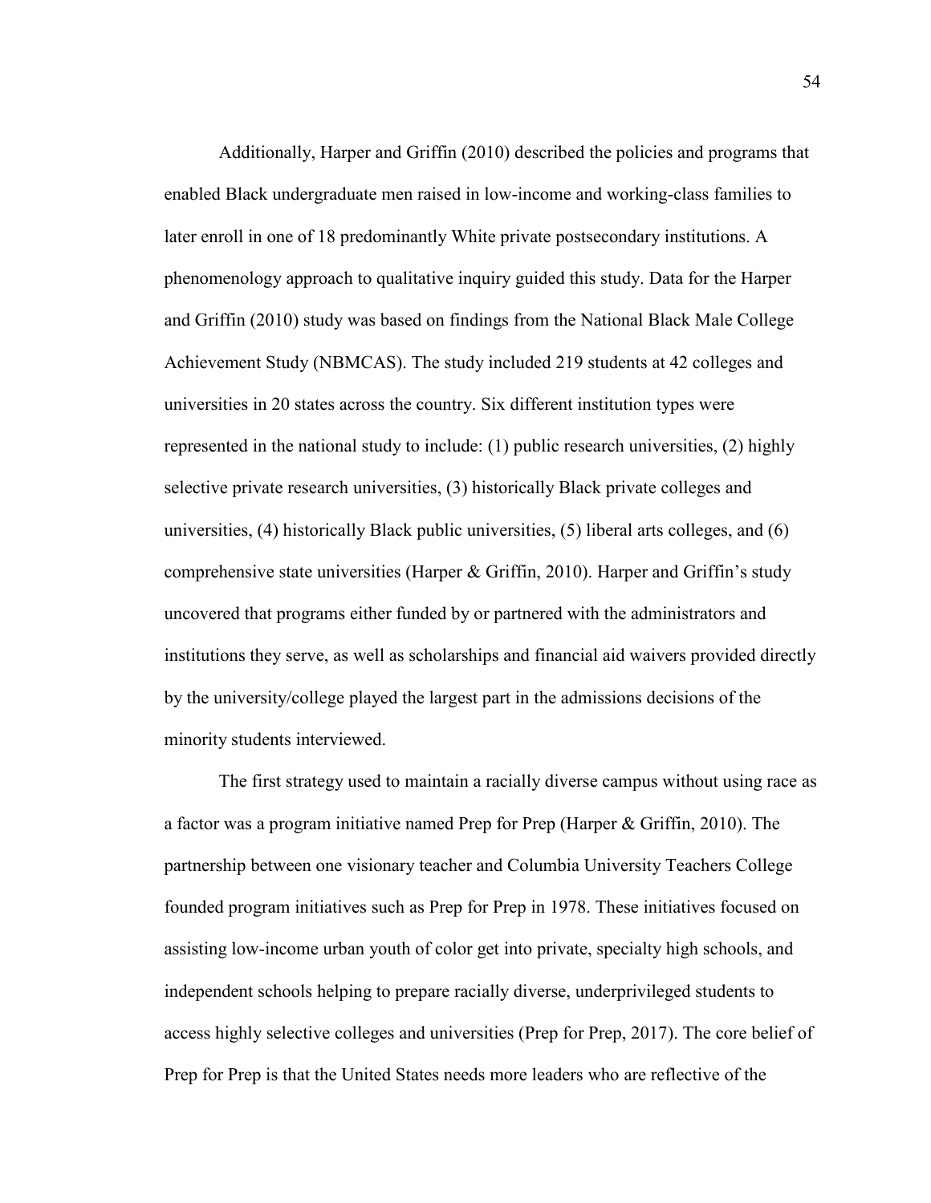Additionally, Harper and Griffin (2010) described the policies and programs that enabled Black undergraduate men raised in low-income and working-class families to later enroll in one of 18 predominantly White private postsecondary institutions. A phenomenology approach to qualitative inquiry guided this study. Data for the Harper and Griffin (2010) study was based on findings from the National Black Male College Achievement Study (NBMCAS). The study included 219 students at 42 colleges and universities in 20 states across the country. Six different institution types were represented in the national study to include: (1) public research universities, (2) highly selective private research universities, (3) historically Black private colleges and universities, (4) historically Black public universities, (5) liberal arts colleges, and (6) comprehensive state universities (Harper & Griffin, 2010). Harper and Griffin's study uncovered that programs either funded by or partnered with the administrators and institutions they serve, as well as scholarships and financial aid waivers provided directly by the university/college played the largest part in the admissions decisions of the minority students interviewed.

The first strategy used to maintain a racially diverse campus without using race as a factor was a program initiative named Prep for Prep (Harper & Griffin, 2010). The partnership between one visionary teacher and Columbia University Teachers College founded program initiatives such as Prep for Prep in 1978. These initiatives focused on assisting low-income urban youth of color get into private, specialty high schools, and independent schools helping to prepare racially diverse, underprivileged students to access highly selective colleges and universities (Prep for Prep, 2017). The core belief of Prep for Prep is that the United States needs more leaders who are reflective of the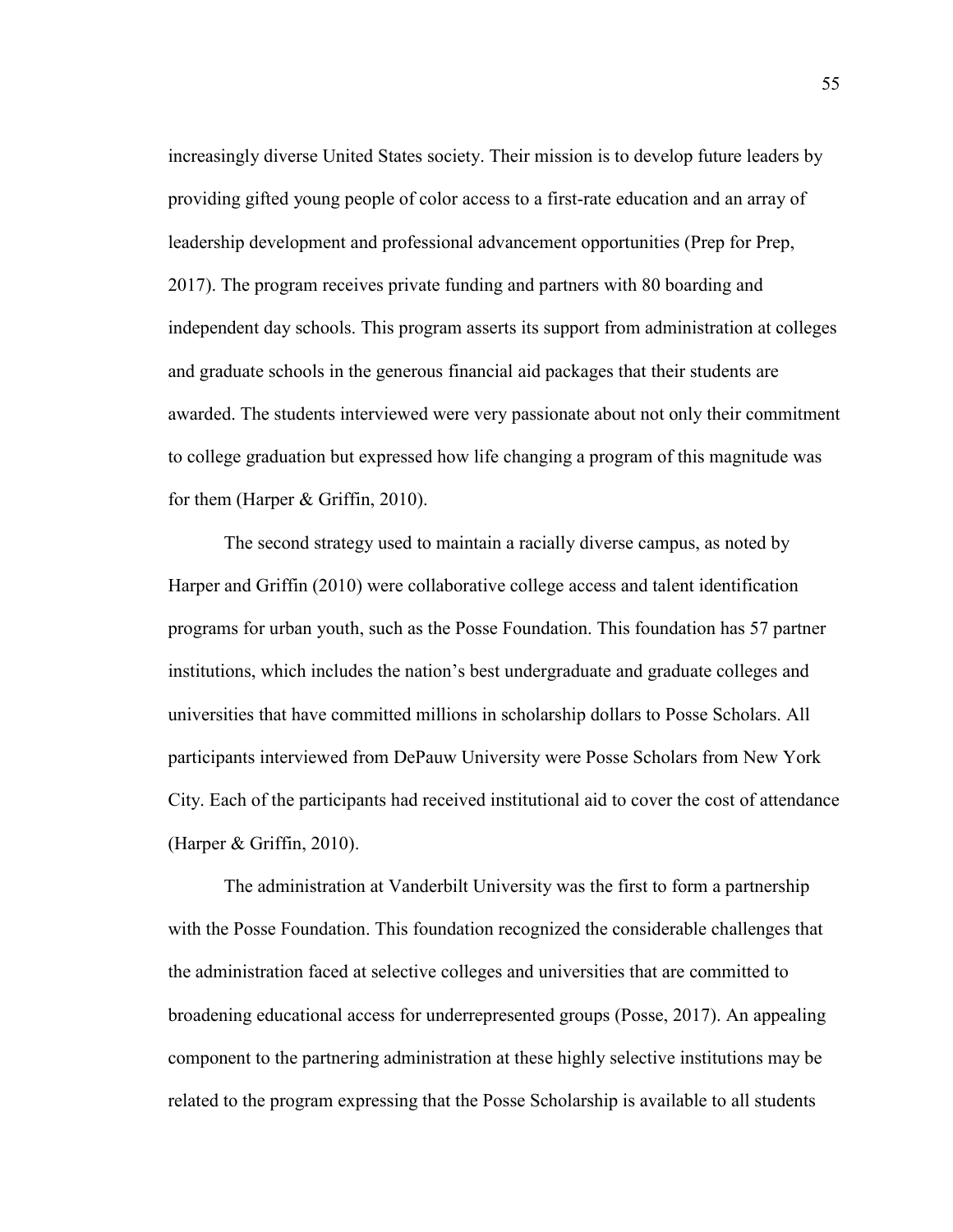increasingly diverse United States society. Their mission is to develop future leaders by providing gifted young people of color access to a first-rate education and an array of leadership development and professional advancement opportunities (Prep for Prep, 2017). The program receives private funding and partners with 80 boarding and independent day schools. This program asserts its support from administration at colleges and graduate schools in the generous financial aid packages that their students are awarded. The students interviewed were very passionate about not only their commitment to college graduation but expressed how life changing a program of this magnitude was for them (Harper & Griffin, 2010).

The second strategy used to maintain a racially diverse campus, as noted by Harper and Griffin (2010) were collaborative college access and talent identification programs for urban youth, such as the Posse Foundation. This foundation has 57 partner institutions, which includes the nation's best undergraduate and graduate colleges and universities that have committed millions in scholarship dollars to Posse Scholars. All participants interviewed from DePauw University were Posse Scholars from New York City. Each of the participants had received institutional aid to cover the cost of attendance (Harper & Griffin, 2010).

The administration at Vanderbilt University was the first to form a partnership with the Posse Foundation. This foundation recognized the considerable challenges that the administration faced at selective colleges and universities that are committed to broadening educational access for underrepresented groups (Posse, 2017). An appealing component to the partnering administration at these highly selective institutions may be related to the program expressing that the Posse Scholarship is available to all students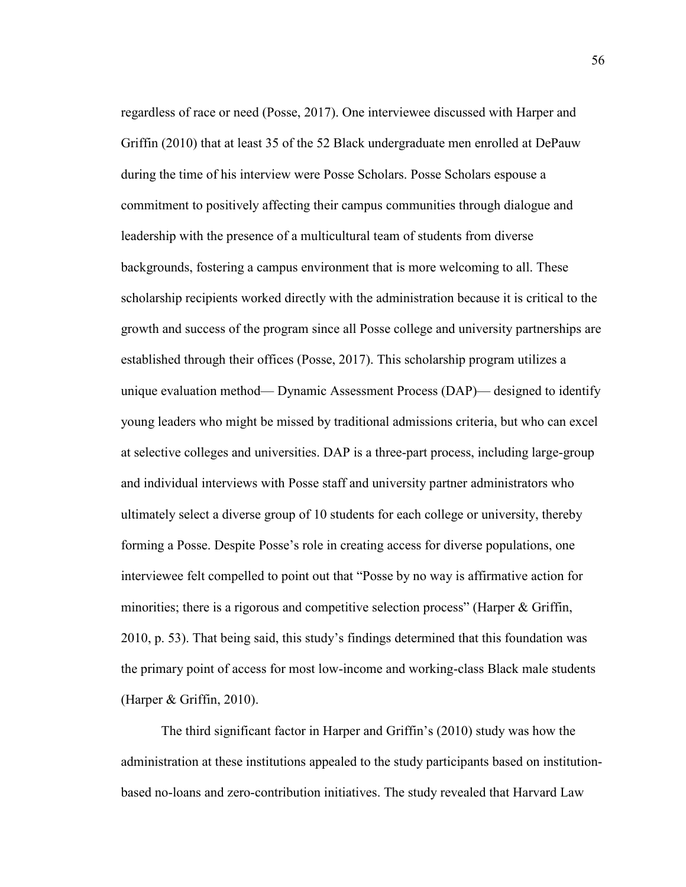regardless of race or need (Posse, 2017). One interviewee discussed with Harper and Griffin (2010) that at least 35 of the 52 Black undergraduate men enrolled at DePauw during the time of his interview were Posse Scholars. Posse Scholars espouse a commitment to positively affecting their campus communities through dialogue and leadership with the presence of a multicultural team of students from diverse backgrounds, fostering a campus environment that is more welcoming to all. These scholarship recipients worked directly with the administration because it is critical to the growth and success of the program since all Posse college and university partnerships are established through their offices (Posse, 2017). This scholarship program utilizes a unique evaluation method— Dynamic Assessment Process (DAP)— designed to identify young leaders who might be missed by traditional admissions criteria, but who can excel at selective colleges and universities. DAP is a three-part process, including large-group and individual interviews with Posse staff and university partner administrators who ultimately select a diverse group of 10 students for each college or university, thereby forming a Posse. Despite Posse's role in creating access for diverse populations, one interviewee felt compelled to point out that "Posse by no way is affirmative action for minorities; there is a rigorous and competitive selection process" (Harper & Griffin, 2010, p. 53). That being said, this study's findings determined that this foundation was the primary point of access for most low-income and working-class Black male students (Harper & Griffin, 2010).

The third significant factor in Harper and Griffin's (2010) study was how the administration at these institutions appealed to the study participants based on institution-based no-loans and zero-contribution initiatives. The study revealed that Harvard Law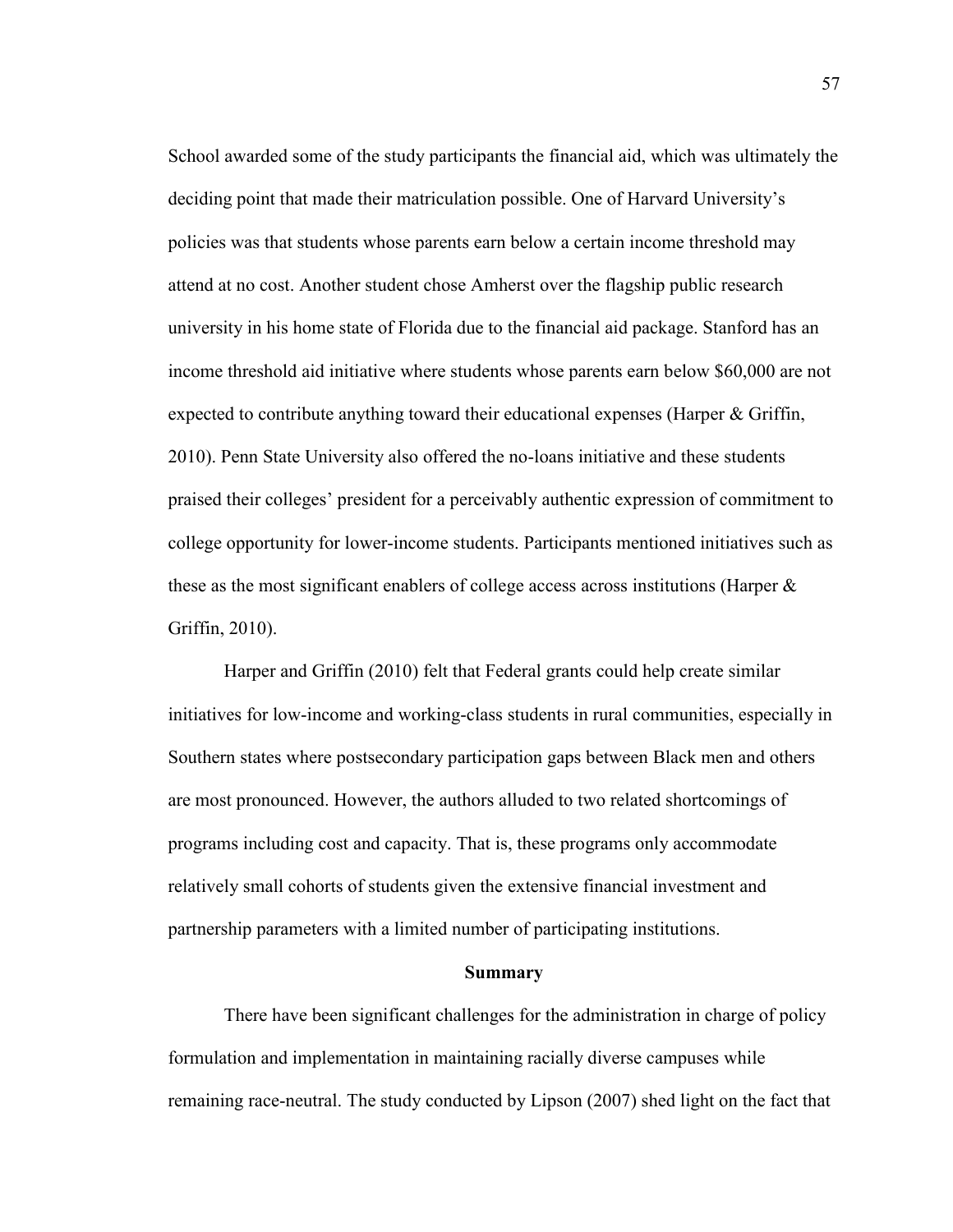School awarded some of the study participants the financial aid, which was ultimately the deciding point that made their matriculation possible. One of Harvard University's policies was that students whose parents earn below a certain income threshold may attend at no cost. Another student chose Amherst over the flagship public research university in his home state of Florida due to the financial aid package. Stanford has an income threshold aid initiative where students whose parents earn below $60,000 are not expected to contribute anything toward their educational expenses (Harper & Griffin, 2010). Penn State University also offered the no-loans initiative and these students praised their colleges' president for a perceivably authentic expression of commitment to college opportunity for lower-income students. Participants mentioned initiatives such as these as the most significant enablers of college access across institutions (Harper & Griffin, 2010).

Harper and Griffin (2010) felt that Federal grants could help create similar initiatives for low-income and working-class students in rural communities, especially in Southern states where postsecondary participation gaps between Black men and others are most pronounced. However, the authors alluded to two related shortcomings of programs including cost and capacity. That is, these programs only accommodate relatively small cohorts of students given the extensive financial investment and partnership parameters with a limited number of participating institutions.

## Summary

There have been significant challenges for the administration in charge of policy formulation and implementation in maintaining racially diverse campuses while remaining race-neutral. The study conducted by Lipson (2007) shed light on the fact that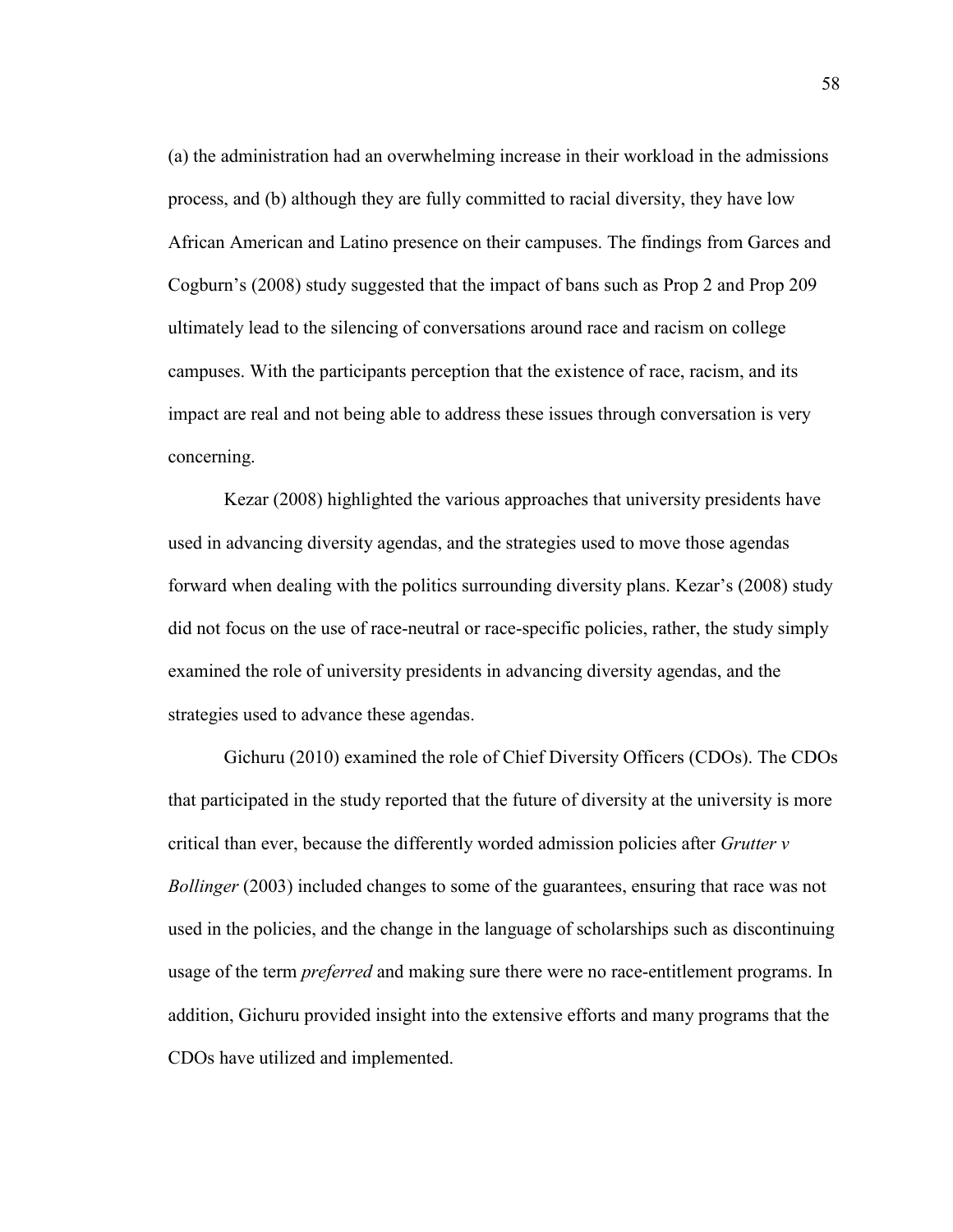(a) the administration had an overwhelming increase in their workload in the admissions process, and (b) although they are fully committed to racial diversity, they have low African American and Latino presence on their campuses. The findings from Garces and Cogburn's (2008) study suggested that the impact of bans such as Prop 2 and Prop 209 ultimately lead to the silencing of conversations around race and racism on college campuses. With the participants perception that the existence of race, racism, and its impact are real and not being able to address these issues through conversation is very concerning.

Kezar (2008) highlighted the various approaches that university presidents have used in advancing diversity agendas, and the strategies used to move those agendas forward when dealing with the politics surrounding diversity plans. Kezar's (2008) study did not focus on the use of race-neutral or race-specific policies, rather, the study simply examined the role of university presidents in advancing diversity agendas, and the strategies used to advance these agendas.

Gichuru (2010) examined the role of Chief Diversity Officers (CDOs). The CDOs that participated in the study reported that the future of diversity at the university is more critical than ever, because the differently worded admission policies after *Grutter v Bollinger* (2003) included changes to some of the guarantees, ensuring that race was not used in the policies, and the change in the language of scholarships such as discontinuing usage of the term *preferred* and making sure there were no race-entitlement programs. In addition, Gichuru provided insight into the extensive efforts and many programs that the CDOs have utilized and implemented.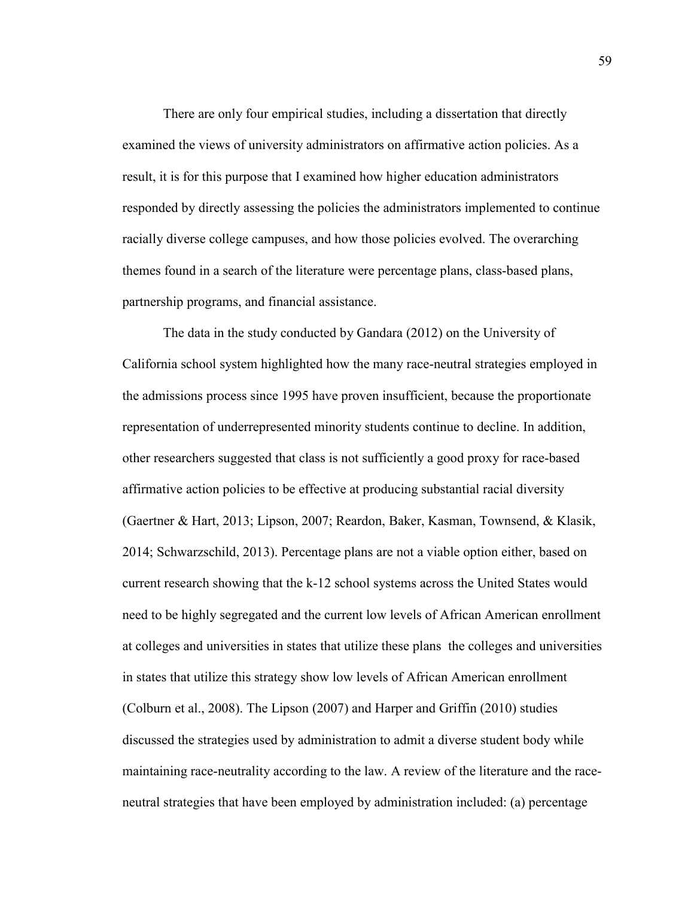There are only four empirical studies, including a dissertation that directly examined the views of university administrators on affirmative action policies. As a result, it is for this purpose that I examined how higher education administrators responded by directly assessing the policies the administrators implemented to continue racially diverse college campuses, and how those policies evolved. The overarching themes found in a search of the literature were percentage plans, class-based plans, partnership programs, and financial assistance.

The data in the study conducted by Gandara (2012) on the University of California school system highlighted how the many race-neutral strategies employed in the admissions process since 1995 have proven insufficient, because the proportionate representation of underrepresented minority students continue to decline. In addition, other researchers suggested that class is not sufficiently a good proxy for race-based affirmative action policies to be effective at producing substantial racial diversity (Gaertner & Hart, 2013; Lipson, 2007; Reardon, Baker, Kasman, Townsend, & Klasik, 2014; Schwarzschild, 2013). Percentage plans are not a viable option either, based on current research showing that the k-12 school systems across the United States would need to be highly segregated and the current low levels of African American enrollment at colleges and universities in states that utilize these plans the colleges and universities in states that utilize this strategy show low levels of African American enrollment (Colburn et al., 2008). The Lipson (2007) and Harper and Griffin (2010) studies discussed the strategies used by administration to admit a diverse student body while maintaining race-neutrality according to the law. A review of the literature and the race-neutral strategies that have been employed by administration included: (a) percentage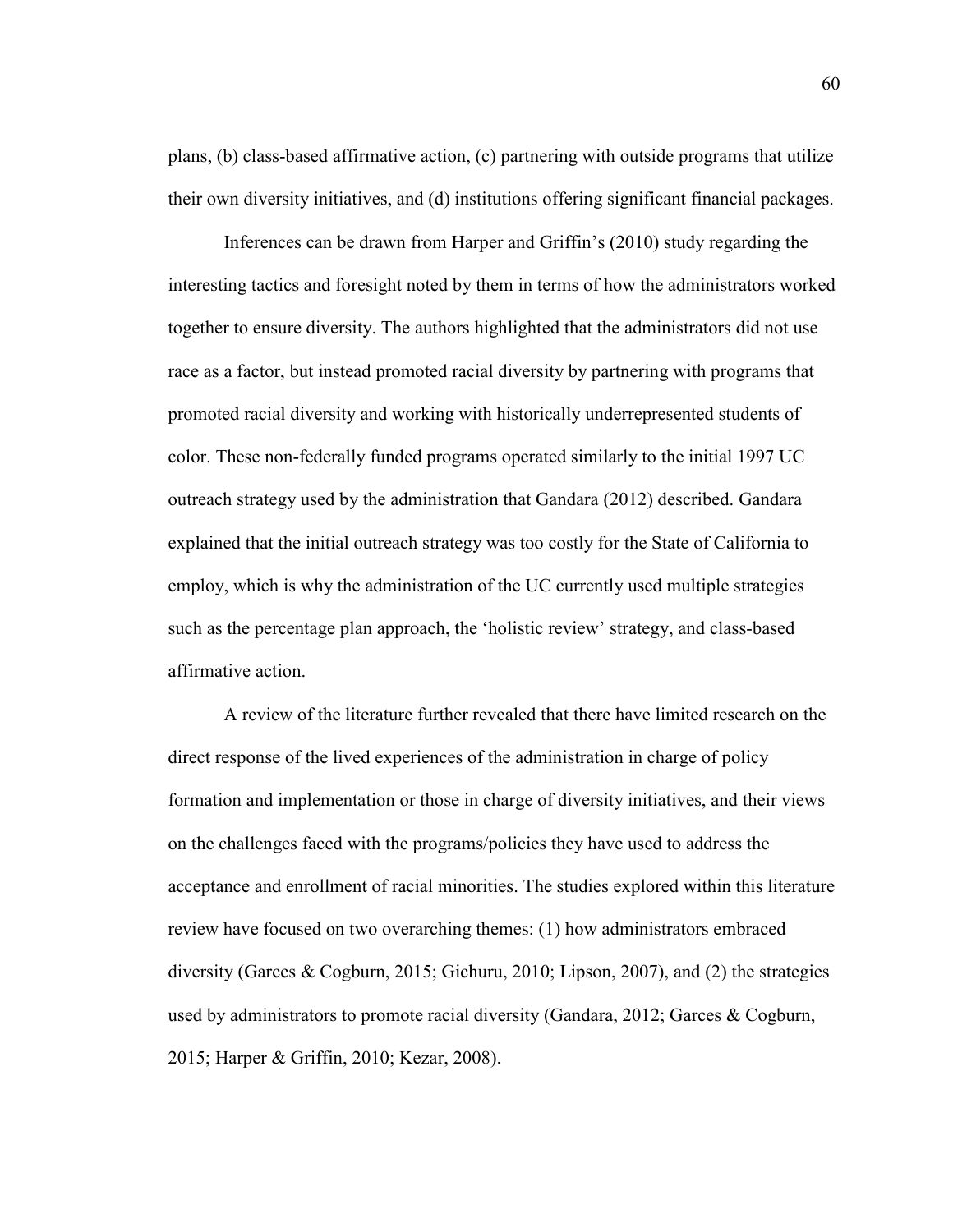plans, (b) class-based affirmative action, (c) partnering with outside programs that utilize their own diversity initiatives, and (d) institutions offering significant financial packages.

Inferences can be drawn from Harper and Griffin's (2010) study regarding the interesting tactics and foresight noted by them in terms of how the administrators worked together to ensure diversity. The authors highlighted that the administrators did not use race as a factor, but instead promoted racial diversity by partnering with programs that promoted racial diversity and working with historically underrepresented students of color. These non-federally funded programs operated similarly to the initial 1997 UC outreach strategy used by the administration that Gandara (2012) described. Gandara explained that the initial outreach strategy was too costly for the State of California to employ, which is why the administration of the UC currently used multiple strategies such as the percentage plan approach, the 'holistic review' strategy, and class-based affirmative action.

A review of the literature further revealed that there have limited research on the direct response of the lived experiences of the administration in charge of policy formation and implementation or those in charge of diversity initiatives, and their views on the challenges faced with the programs/policies they have used to address the acceptance and enrollment of racial minorities. The studies explored within this literature review have focused on two overarching themes: (1) how administrators embraced diversity (Garces & Cogburn, 2015; Gichuru, 2010; Lipson, 2007), and (2) the strategies used by administrators to promote racial diversity (Gandara, 2012; Garces & Cogburn, 2015; Harper & Griffin, 2010; Kezar, 2008).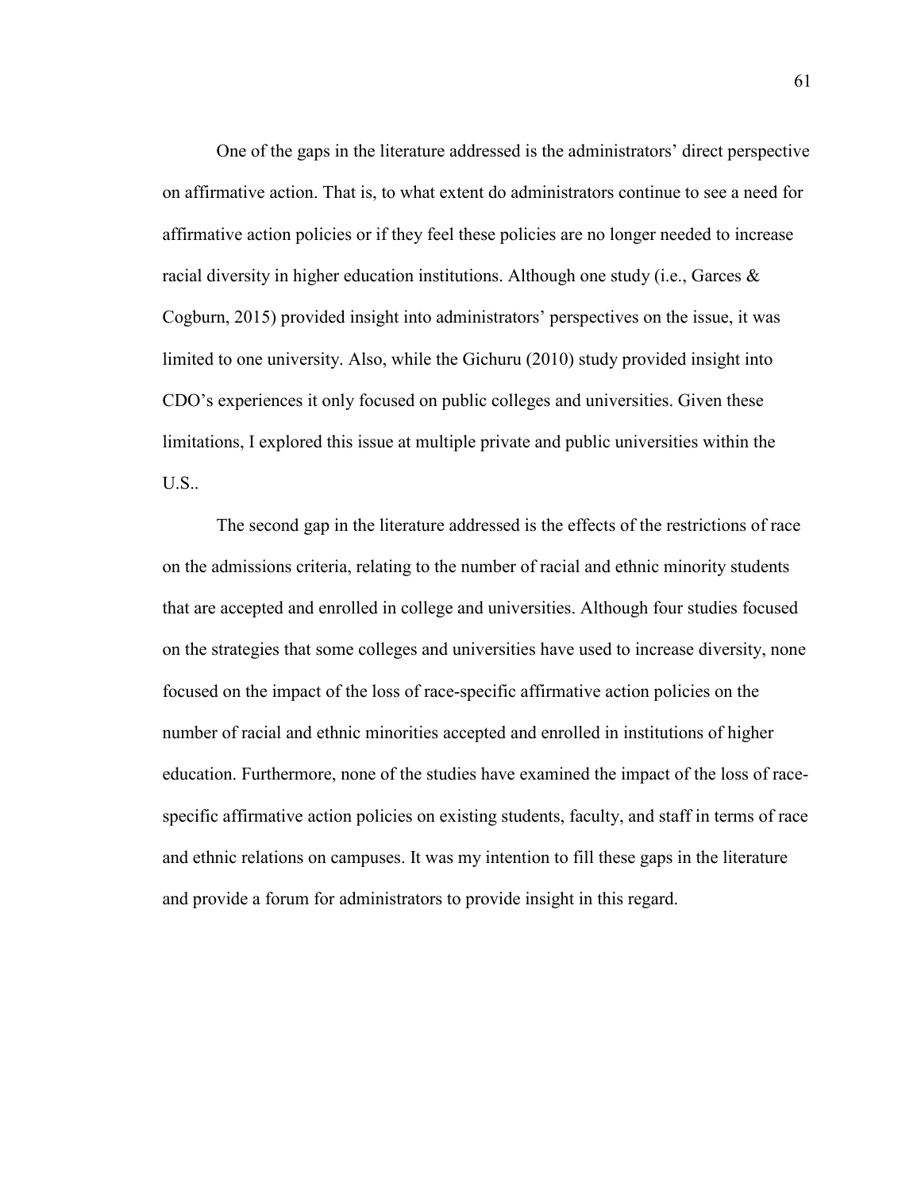One of the gaps in the literature addressed is the administrators' direct perspective on affirmative action. That is, to what extent do administrators continue to see a need for affirmative action policies or if they feel these policies are no longer needed to increase racial diversity in higher education institutions. Although one study (i.e., Garces & Cogburn, 2015) provided insight into administrators' perspectives on the issue, it was limited to one university. Also, while the Gichuru (2010) study provided insight into CDO's experiences it only focused on public colleges and universities. Given these limitations, I explored this issue at multiple private and public universities within the U.S..

The second gap in the literature addressed is the effects of the restrictions of race on the admissions criteria, relating to the number of racial and ethnic minority students that are accepted and enrolled in college and universities. Although four studies focused on the strategies that some colleges and universities have used to increase diversity, none focused on the impact of the loss of race-specific affirmative action policies on the number of racial and ethnic minorities accepted and enrolled in institutions of higher education. Furthermore, none of the studies have examined the impact of the loss of race-specific affirmative action policies on existing students, faculty, and staff in terms of race and ethnic relations on campuses. It was my intention to fill these gaps in the literature and provide a forum for administrators to provide insight in this regard.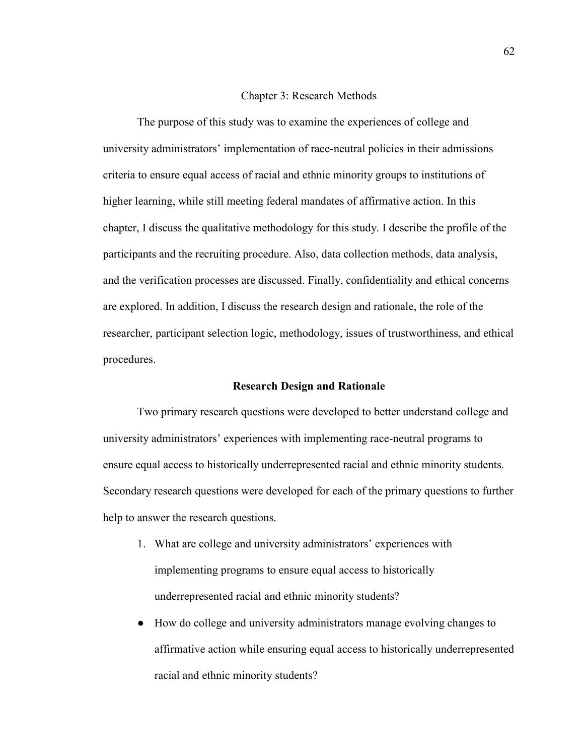# Chapter 3: Research Methods

The purpose of this study was to examine the experiences of college and university administrators' implementation of race-neutral policies in their admissions criteria to ensure equal access of racial and ethnic minority groups to institutions of higher learning, while still meeting federal mandates of affirmative action. In this chapter, I discuss the qualitative methodology for this study. I describe the profile of the participants and the recruiting procedure. Also, data collection methods, data analysis, and the verification processes are discussed. Finally, confidentiality and ethical concerns are explored. In addition, I discuss the research design and rationale, the role of the researcher, participant selection logic, methodology, issues of trustworthiness, and ethical procedures.

## Research Design and Rationale

Two primary research questions were developed to better understand college and university administrators' experiences with implementing race-neutral programs to ensure equal access to historically underrepresented racial and ethnic minority students. Secondary research questions were developed for each of the primary questions to further help to answer the research questions.

1. What are college and university administrators' experiences with implementing programs to ensure equal access to historically underrepresented racial and ethnic minority students?

- How do college and university administrators manage evolving changes to affirmative action while ensuring equal access to historically underrepresented racial and ethnic minority students?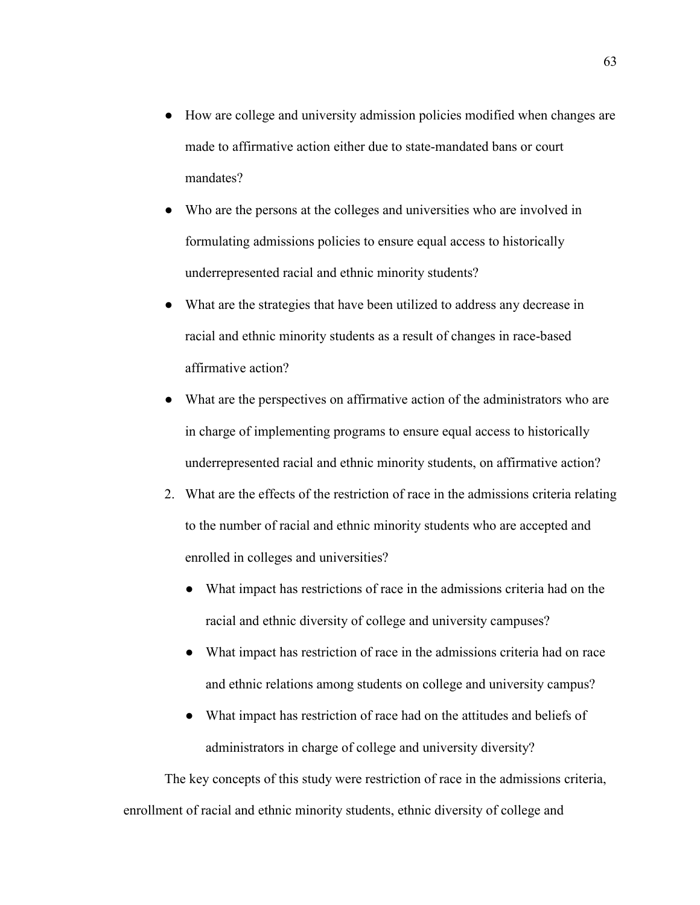- How are college and university admission policies modified when changes are made to affirmative action either due to state-mandated bans or court mandates?
- Who are the persons at the colleges and universities who are involved in formulating admissions policies to ensure equal access to historically underrepresented racial and ethnic minority students?
- What are the strategies that have been utilized to address any decrease in racial and ethnic minority students as a result of changes in race-based affirmative action?
- What are the perspectives on affirmative action of the administrators who are in charge of implementing programs to ensure equal access to historically underrepresented racial and ethnic minority students, on affirmative action?

2. What are the effects of the restriction of race in the admissions criteria relating to the number of racial and ethnic minority students who are accepted and enrolled in colleges and universities?
    - What impact has restrictions of race in the admissions criteria had on the racial and ethnic diversity of college and university campuses?
    - What impact has restriction of race in the admissions criteria had on race and ethnic relations among students on college and university campus?
    - What impact has restriction of race had on the attitudes and beliefs of administrators in charge of college and university diversity?

The key concepts of this study were restriction of race in the admissions criteria, enrollment of racial and ethnic minority students, ethnic diversity of college and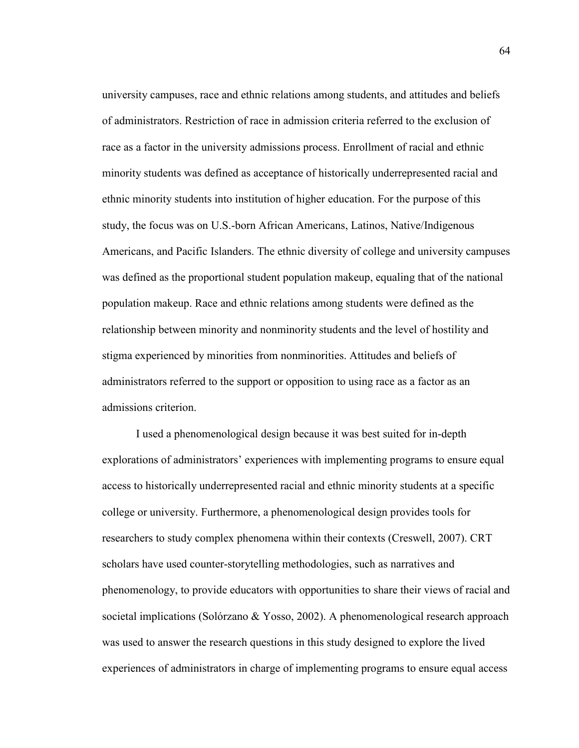university campuses, race and ethnic relations among students, and attitudes and beliefs of administrators. Restriction of race in admission criteria referred to the exclusion of race as a factor in the university admissions process. Enrollment of racial and ethnic minority students was defined as acceptance of historically underrepresented racial and ethnic minority students into institution of higher education. For the purpose of this study, the focus was on U.S.-born African Americans, Latinos, Native/Indigenous Americans, and Pacific Islanders. The ethnic diversity of college and university campuses was defined as the proportional student population makeup, equaling that of the national population makeup. Race and ethnic relations among students were defined as the relationship between minority and nonminority students and the level of hostility and stigma experienced by minorities from nonminorities. Attitudes and beliefs of administrators referred to the support or opposition to using race as a factor as an admissions criterion.

I used a phenomenological design because it was best suited for in-depth explorations of administrators' experiences with implementing programs to ensure equal access to historically underrepresented racial and ethnic minority students at a specific college or university. Furthermore, a phenomenological design provides tools for researchers to study complex phenomena within their contexts (Creswell, 2007). CRT scholars have used counter-storytelling methodologies, such as narratives and phenomenology, to provide educators with opportunities to share their views of racial and societal implications (Solórzano & Yosso, 2002). A phenomenological research approach was used to answer the research questions in this study designed to explore the lived experiences of administrators in charge of implementing programs to ensure equal access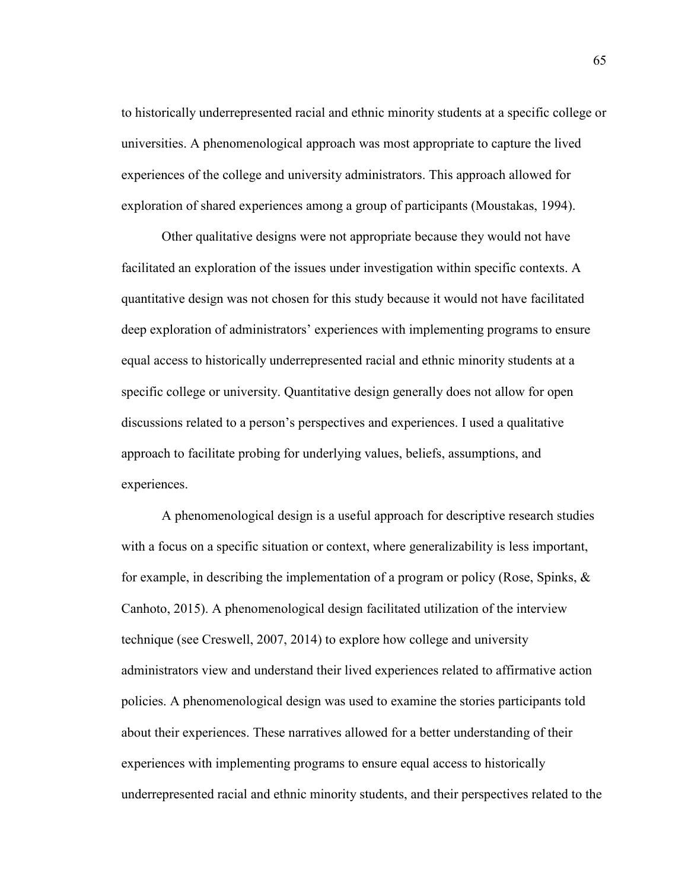to historically underrepresented racial and ethnic minority students at a specific college or universities. A phenomenological approach was most appropriate to capture the lived experiences of the college and university administrators. This approach allowed for exploration of shared experiences among a group of participants (Moustakas, 1994).

Other qualitative designs were not appropriate because they would not have facilitated an exploration of the issues under investigation within specific contexts. A quantitative design was not chosen for this study because it would not have facilitated deep exploration of administrators' experiences with implementing programs to ensure equal access to historically underrepresented racial and ethnic minority students at a specific college or university. Quantitative design generally does not allow for open discussions related to a person's perspectives and experiences. I used a qualitative approach to facilitate probing for underlying values, beliefs, assumptions, and experiences.

A phenomenological design is a useful approach for descriptive research studies with a focus on a specific situation or context, where generalizability is less important, for example, in describing the implementation of a program or policy (Rose, Spinks, & Canhoto, 2015). A phenomenological design facilitated utilization of the interview technique (see Creswell, 2007, 2014) to explore how college and university administrators view and understand their lived experiences related to affirmative action policies. A phenomenological design was used to examine the stories participants told about their experiences. These narratives allowed for a better understanding of their experiences with implementing programs to ensure equal access to historically underrepresented racial and ethnic minority students, and their perspectives related to the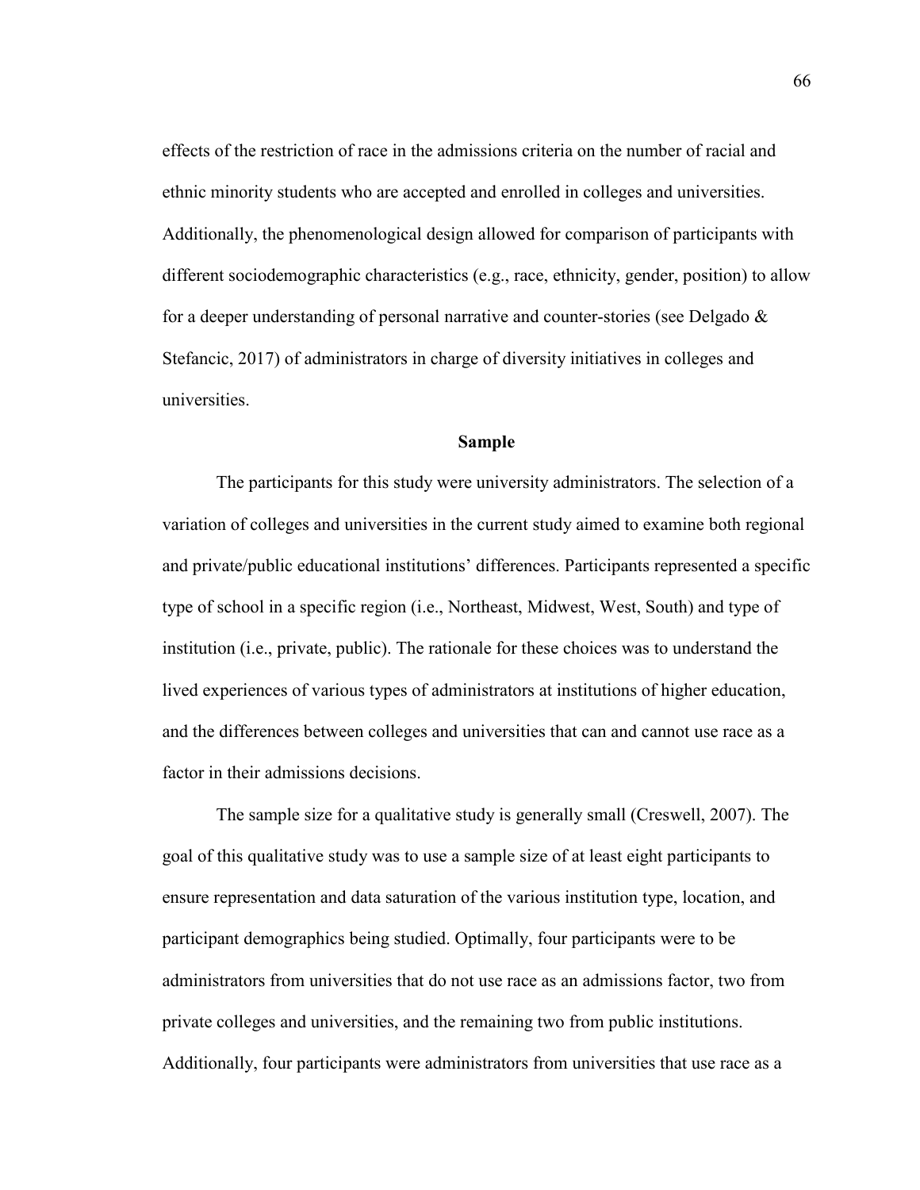effects of the restriction of race in the admissions criteria on the number of racial and ethnic minority students who are accepted and enrolled in colleges and universities. Additionally, the phenomenological design allowed for comparison of participants with different sociodemographic characteristics (e.g., race, ethnicity, gender, position) to allow for a deeper understanding of personal narrative and counter-stories (see Delgado & Stefancic, 2017) of administrators in charge of diversity initiatives in colleges and universities.

## Sample

The participants for this study were university administrators. The selection of a variation of colleges and universities in the current study aimed to examine both regional and private/public educational institutions' differences. Participants represented a specific type of school in a specific region (i.e., Northeast, Midwest, West, South) and type of institution (i.e., private, public). The rationale for these choices was to understand the lived experiences of various types of administrators at institutions of higher education, and the differences between colleges and universities that can and cannot use race as a factor in their admissions decisions.

The sample size for a qualitative study is generally small (Creswell, 2007). The goal of this qualitative study was to use a sample size of at least eight participants to ensure representation and data saturation of the various institution type, location, and participant demographics being studied. Optimally, four participants were to be administrators from universities that do not use race as an admissions factor, two from private colleges and universities, and the remaining two from public institutions. Additionally, four participants were administrators from universities that use race as a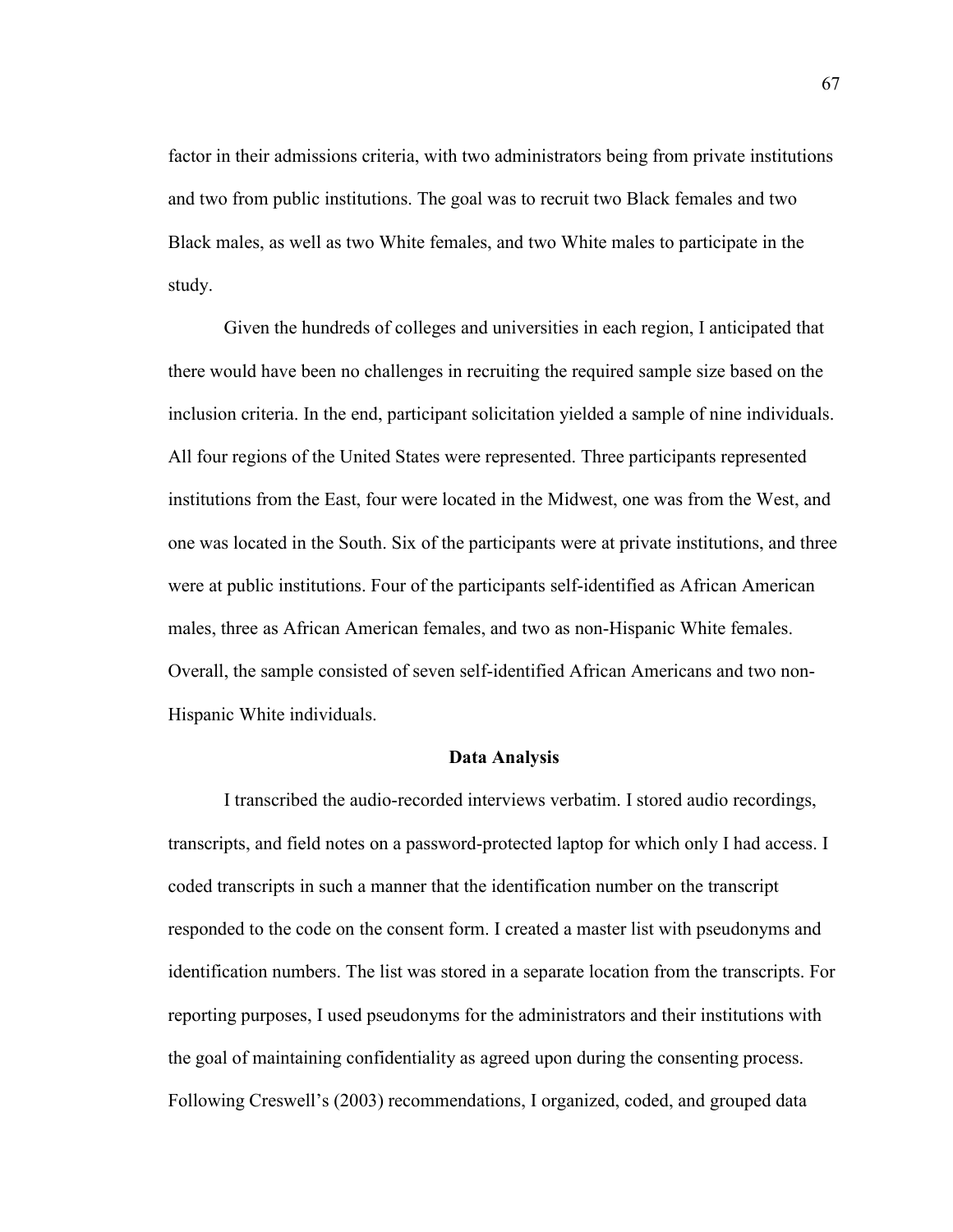factor in their admissions criteria, with two administrators being from private institutions and two from public institutions. The goal was to recruit two Black females and two Black males, as well as two White females, and two White males to participate in the study.

Given the hundreds of colleges and universities in each region, I anticipated that there would have been no challenges in recruiting the required sample size based on the inclusion criteria. In the end, participant solicitation yielded a sample of nine individuals. All four regions of the United States were represented. Three participants represented institutions from the East, four were located in the Midwest, one was from the West, and one was located in the South. Six of the participants were at private institutions, and three were at public institutions. Four of the participants self-identified as African American males, three as African American females, and two as non-Hispanic White females. Overall, the sample consisted of seven self-identified African Americans and two non-Hispanic White individuals.

## Data Analysis

I transcribed the audio-recorded interviews verbatim. I stored audio recordings, transcripts, and field notes on a password-protected laptop for which only I had access. I coded transcripts in such a manner that the identification number on the transcript responded to the code on the consent form. I created a master list with pseudonyms and identification numbers. The list was stored in a separate location from the transcripts. For reporting purposes, I used pseudonyms for the administrators and their institutions with the goal of maintaining confidentiality as agreed upon during the consenting process. Following Creswell's (2003) recommendations, I organized, coded, and grouped data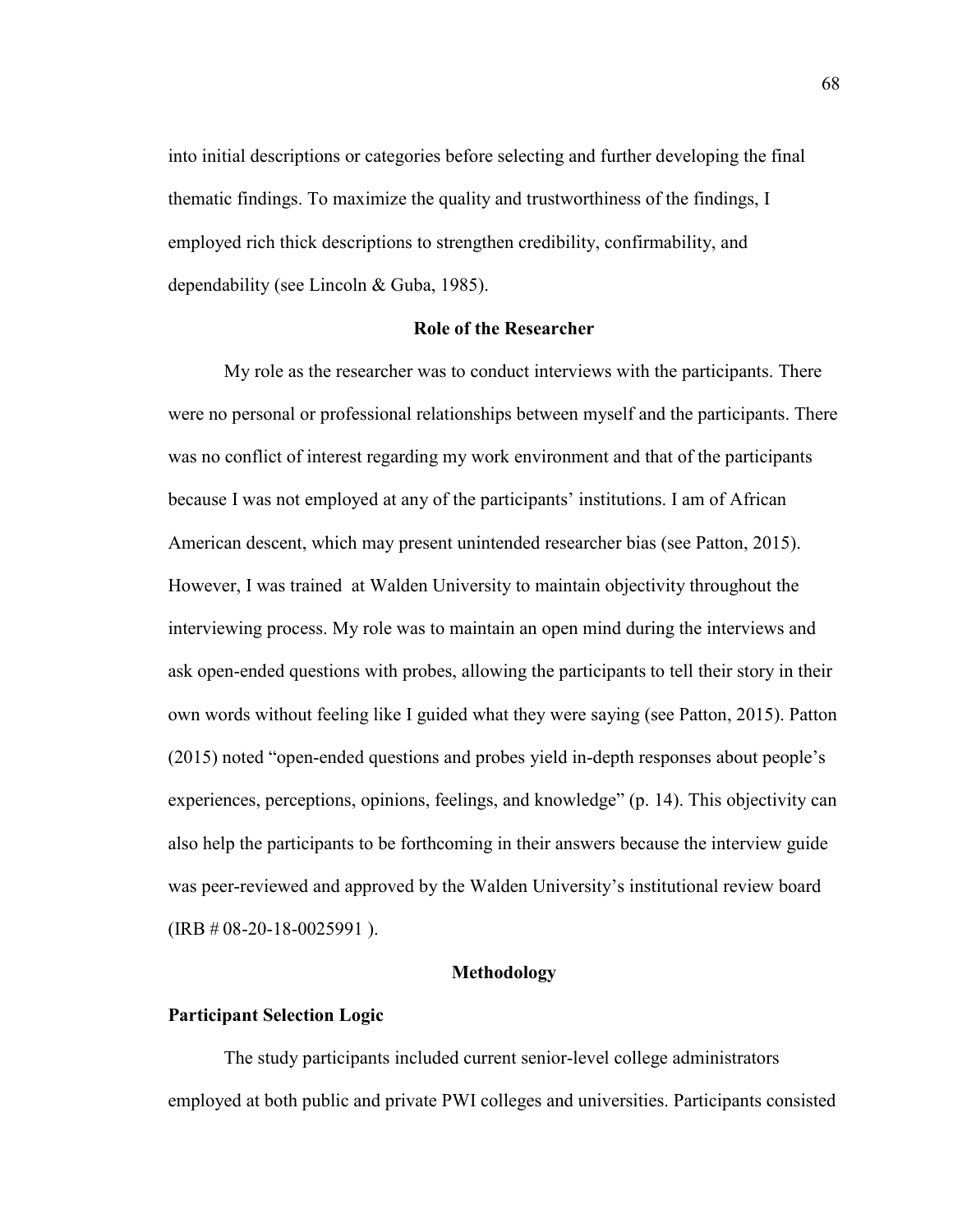into initial descriptions or categories before selecting and further developing the final thematic findings. To maximize the quality and trustworthiness of the findings, I employed rich thick descriptions to strengthen credibility, confirmability, and dependability (see Lincoln & Guba, 1985).

## Role of the Researcher

My role as the researcher was to conduct interviews with the participants. There were no personal or professional relationships between myself and the participants. There was no conflict of interest regarding my work environment and that of the participants because I was not employed at any of the participants' institutions. I am of African American descent, which may present unintended researcher bias (see Patton, 2015). However, I was trained at Walden University to maintain objectivity throughout the interviewing process. My role was to maintain an open mind during the interviews and ask open-ended questions with probes, allowing the participants to tell their story in their own words without feeling like I guided what they were saying (see Patton, 2015). Patton (2015) noted "open-ended questions and probes yield in-depth responses about people's experiences, perceptions, opinions, feelings, and knowledge" (p. 14). This objectivity can also help the participants to be forthcoming in their answers because the interview guide was peer-reviewed and approved by the Walden University's institutional review board (IRB # 08-20-18-0025991 ).

## Methodology

### Participant Selection Logic

The study participants included current senior-level college administrators employed at both public and private PWI colleges and universities. Participants consisted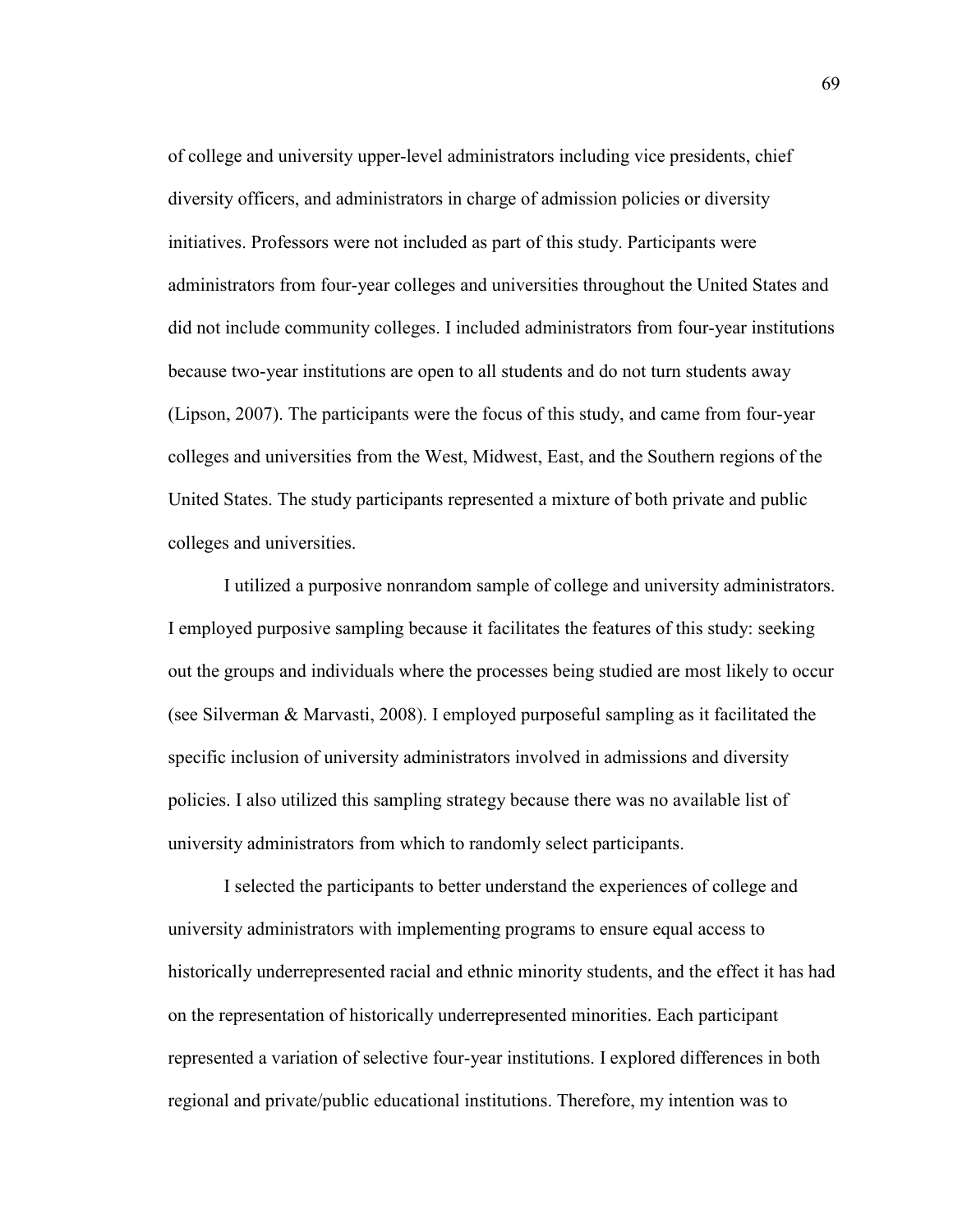of college and university upper-level administrators including vice presidents, chief diversity officers, and administrators in charge of admission policies or diversity initiatives. Professors were not included as part of this study. Participants were administrators from four-year colleges and universities throughout the United States and did not include community colleges. I included administrators from four-year institutions because two-year institutions are open to all students and do not turn students away (Lipson, 2007). The participants were the focus of this study, and came from four-year colleges and universities from the West, Midwest, East, and the Southern regions of the United States. The study participants represented a mixture of both private and public colleges and universities.

I utilized a purposive nonrandom sample of college and university administrators. I employed purposive sampling because it facilitates the features of this study: seeking out the groups and individuals where the processes being studied are most likely to occur (see Silverman & Marvasti, 2008). I employed purposeful sampling as it facilitated the specific inclusion of university administrators involved in admissions and diversity policies. I also utilized this sampling strategy because there was no available list of university administrators from which to randomly select participants.

I selected the participants to better understand the experiences of college and university administrators with implementing programs to ensure equal access to historically underrepresented racial and ethnic minority students, and the effect it has had on the representation of historically underrepresented minorities. Each participant represented a variation of selective four-year institutions. I explored differences in both regional and private/public educational institutions. Therefore, my intention was to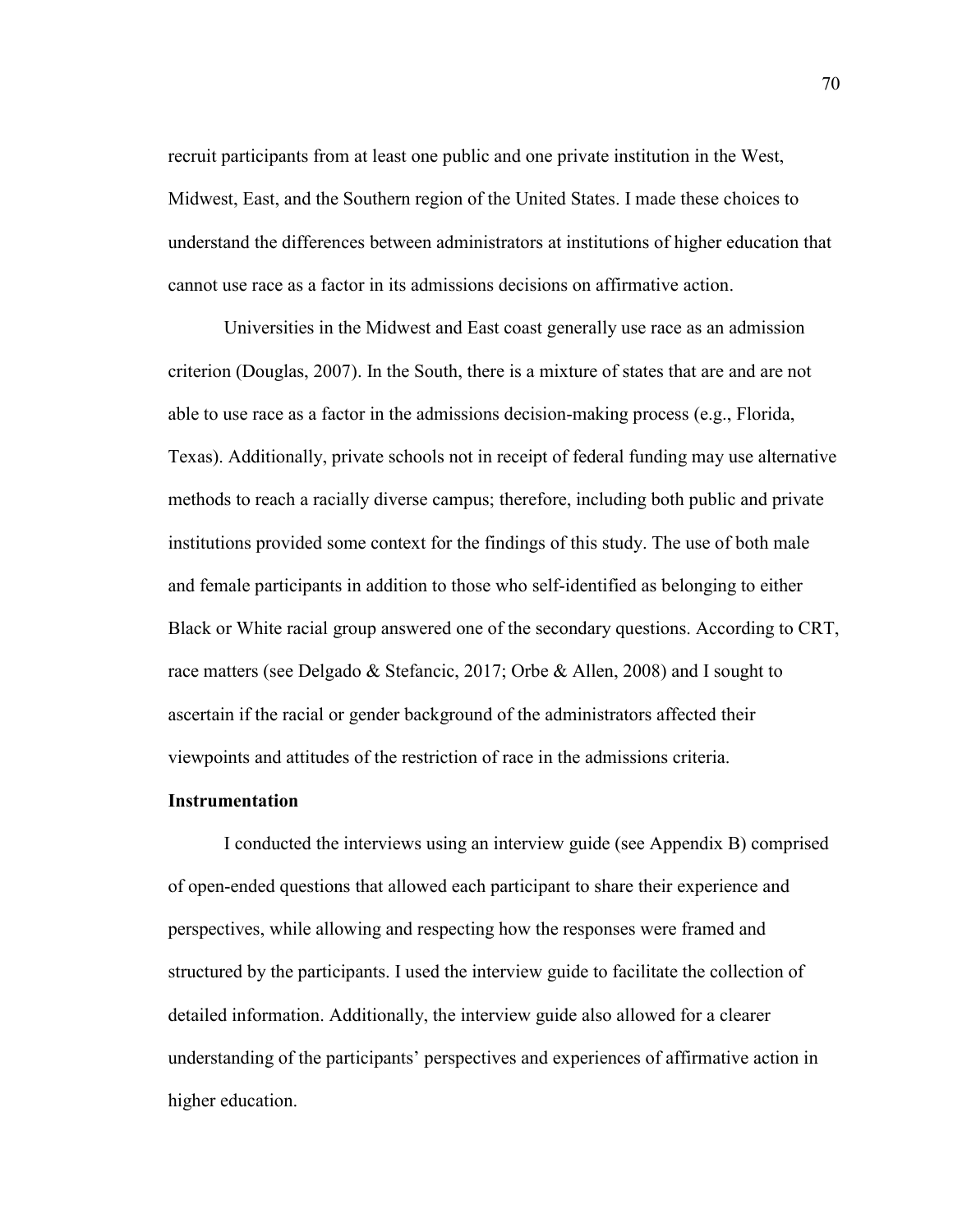recruit participants from at least one public and one private institution in the West, Midwest, East, and the Southern region of the United States. I made these choices to understand the differences between administrators at institutions of higher education that cannot use race as a factor in its admissions decisions on affirmative action.

Universities in the Midwest and East coast generally use race as an admission criterion (Douglas, 2007). In the South, there is a mixture of states that are and are not able to use race as a factor in the admissions decision-making process (e.g., Florida, Texas). Additionally, private schools not in receipt of federal funding may use alternative methods to reach a racially diverse campus; therefore, including both public and private institutions provided some context for the findings of this study. The use of both male and female participants in addition to those who self-identified as belonging to either Black or White racial group answered one of the secondary questions. According to CRT, race matters (see Delgado & Stefancic, 2017; Orbe & Allen, 2008) and I sought to ascertain if the racial or gender background of the administrators affected their viewpoints and attitudes of the restriction of race in the admissions criteria.

**Instrumentation**

I conducted the interviews using an interview guide (see Appendix B) comprised of open-ended questions that allowed each participant to share their experience and perspectives, while allowing and respecting how the responses were framed and structured by the participants. I used the interview guide to facilitate the collection of detailed information. Additionally, the interview guide also allowed for a clearer understanding of the participants' perspectives and experiences of affirmative action in higher education.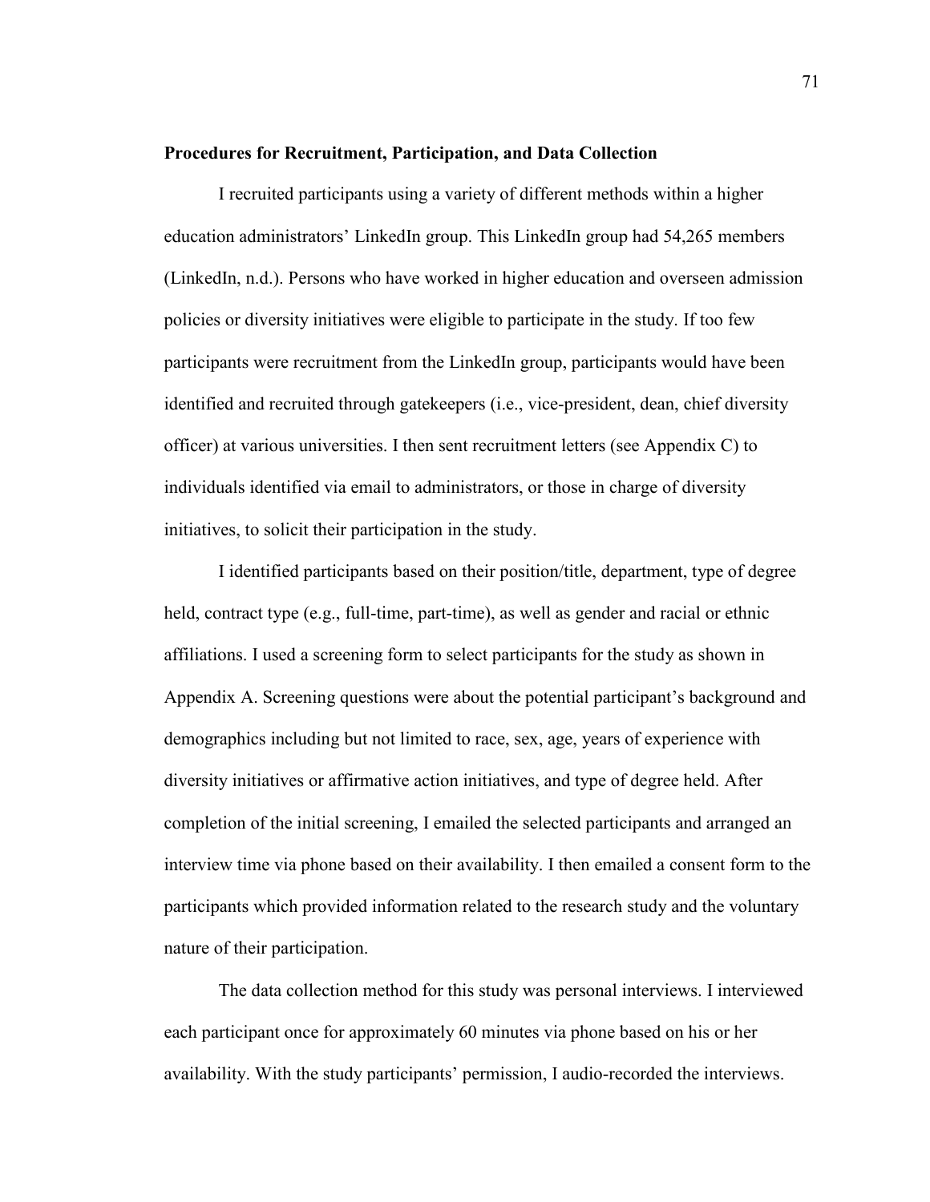**Procedures for Recruitment, Participation, and Data Collection**

I recruited participants using a variety of different methods within a higher education administrators' LinkedIn group. This LinkedIn group had 54,265 members (LinkedIn, n.d.). Persons who have worked in higher education and overseen admission policies or diversity initiatives were eligible to participate in the study. If too few participants were recruitment from the LinkedIn group, participants would have been identified and recruited through gatekeepers (i.e., vice-president, dean, chief diversity officer) at various universities. I then sent recruitment letters (see Appendix C) to individuals identified via email to administrators, or those in charge of diversity initiatives, to solicit their participation in the study.

I identified participants based on their position/title, department, type of degree held, contract type (e.g., full-time, part-time), as well as gender and racial or ethnic affiliations. I used a screening form to select participants for the study as shown in Appendix A. Screening questions were about the potential participant's background and demographics including but not limited to race, sex, age, years of experience with diversity initiatives or affirmative action initiatives, and type of degree held. After completion of the initial screening, I emailed the selected participants and arranged an interview time via phone based on their availability. I then emailed a consent form to the participants which provided information related to the research study and the voluntary nature of their participation.

The data collection method for this study was personal interviews. I interviewed each participant once for approximately 60 minutes via phone based on his or her availability. With the study participants' permission, I audio-recorded the interviews.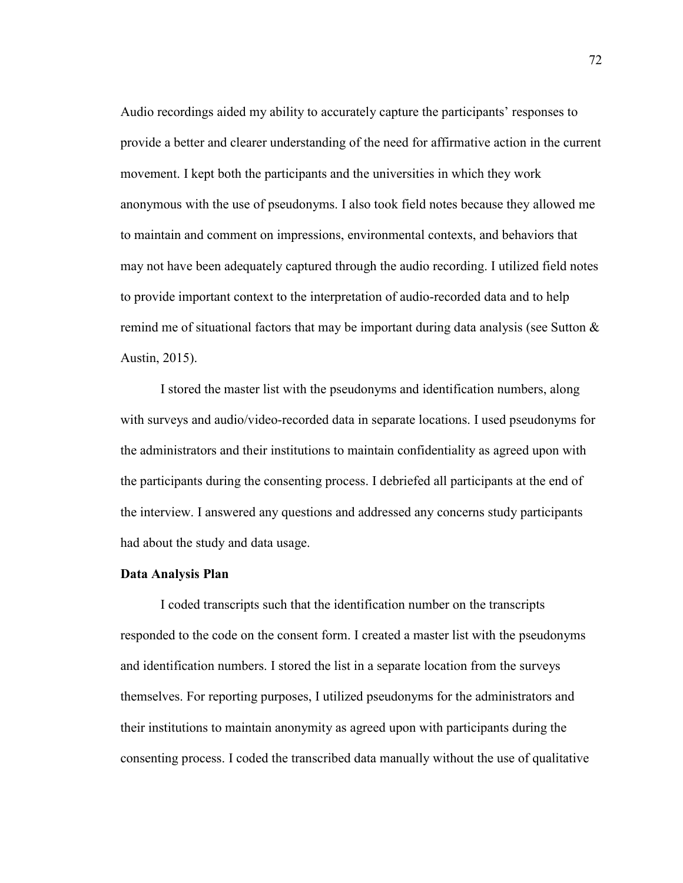Audio recordings aided my ability to accurately capture the participants' responses to provide a better and clearer understanding of the need for affirmative action in the current movement. I kept both the participants and the universities in which they work anonymous with the use of pseudonyms. I also took field notes because they allowed me to maintain and comment on impressions, environmental contexts, and behaviors that may not have been adequately captured through the audio recording. I utilized field notes to provide important context to the interpretation of audio-recorded data and to help remind me of situational factors that may be important during data analysis (see Sutton & Austin, 2015).

I stored the master list with the pseudonyms and identification numbers, along with surveys and audio/video-recorded data in separate locations. I used pseudonyms for the administrators and their institutions to maintain confidentiality as agreed upon with the participants during the consenting process. I debriefed all participants at the end of the interview. I answered any questions and addressed any concerns study participants had about the study and data usage.

**Data Analysis Plan**

I coded transcripts such that the identification number on the transcripts responded to the code on the consent form. I created a master list with the pseudonyms and identification numbers. I stored the list in a separate location from the surveys themselves. For reporting purposes, I utilized pseudonyms for the administrators and their institutions to maintain anonymity as agreed upon with participants during the consenting process. I coded the transcribed data manually without the use of qualitative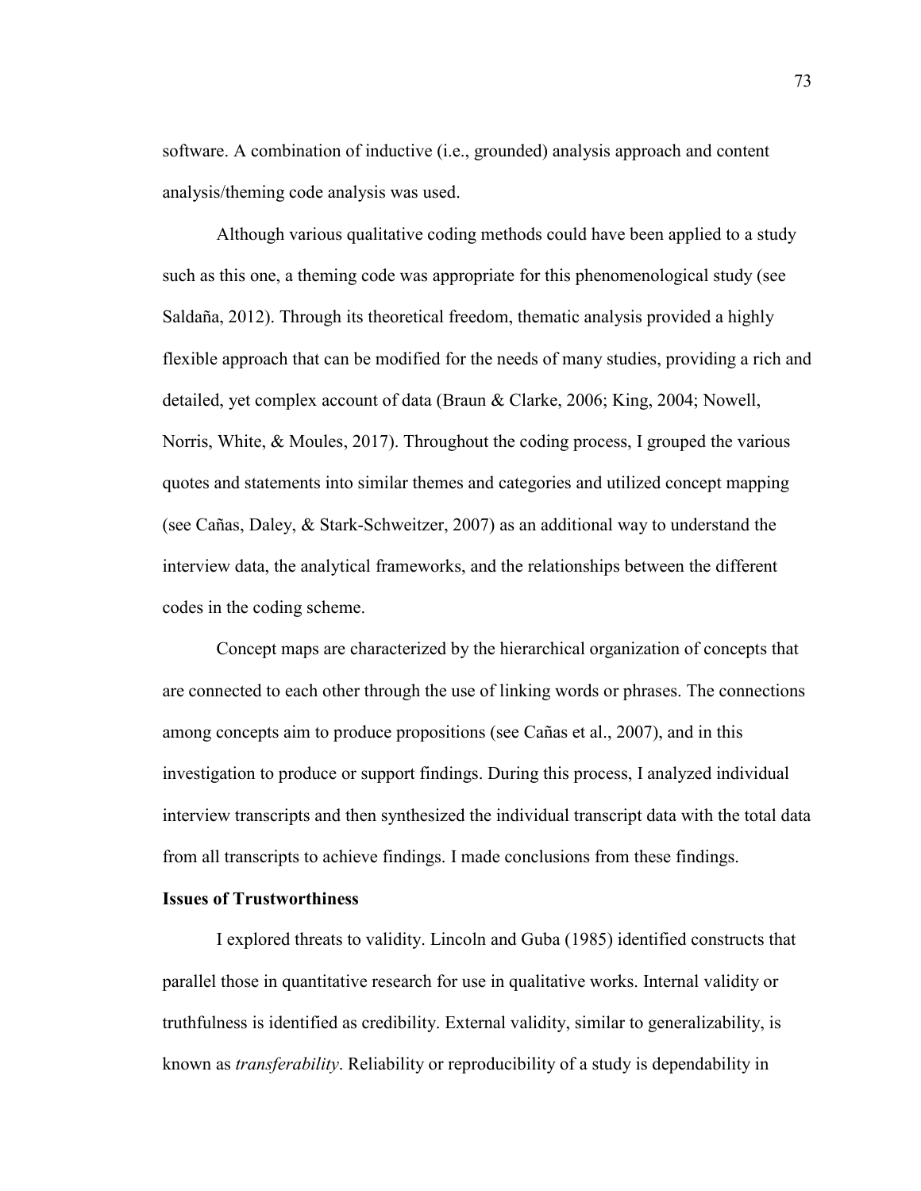software. A combination of inductive (i.e., grounded) analysis approach and content analysis/theming code analysis was used.

Although various qualitative coding methods could have been applied to a study such as this one, a theming code was appropriate for this phenomenological study (see Saldaña, 2012). Through its theoretical freedom, thematic analysis provided a highly flexible approach that can be modified for the needs of many studies, providing a rich and detailed, yet complex account of data (Braun & Clarke, 2006; King, 2004; Nowell, Norris, White, & Moules, 2017). Throughout the coding process, I grouped the various quotes and statements into similar themes and categories and utilized concept mapping (see Cañas, Daley, & Stark-Schweitzer, 2007) as an additional way to understand the interview data, the analytical frameworks, and the relationships between the different codes in the coding scheme.

Concept maps are characterized by the hierarchical organization of concepts that are connected to each other through the use of linking words or phrases. The connections among concepts aim to produce propositions (see Cañas et al., 2007), and in this investigation to produce or support findings. During this process, I analyzed individual interview transcripts and then synthesized the individual transcript data with the total data from all transcripts to achieve findings. I made conclusions from these findings.

**Issues of Trustworthiness**

I explored threats to validity. Lincoln and Guba (1985) identified constructs that parallel those in quantitative research for use in qualitative works. Internal validity or truthfulness is identified as credibility. External validity, similar to generalizability, is known as *transferability*. Reliability or reproducibility of a study is dependability in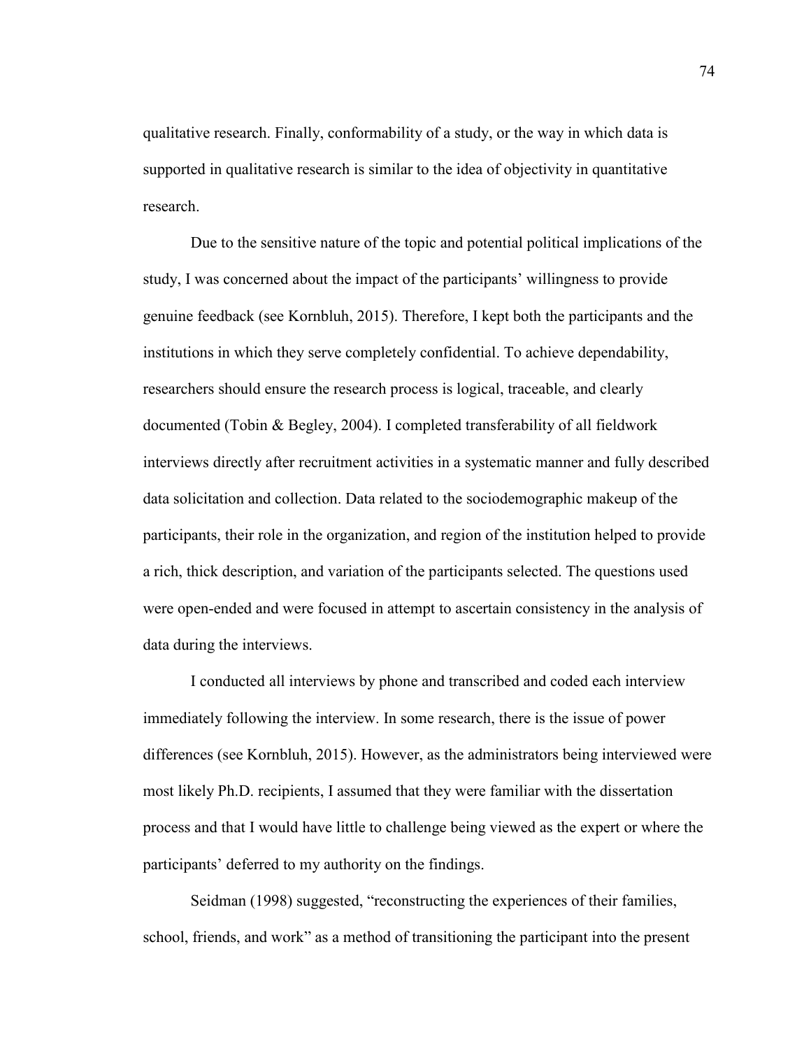qualitative research. Finally, conformability of a study, or the way in which data is supported in qualitative research is similar to the idea of objectivity in quantitative research.

Due to the sensitive nature of the topic and potential political implications of the study, I was concerned about the impact of the participants' willingness to provide genuine feedback (see Kornbluh, 2015). Therefore, I kept both the participants and the institutions in which they serve completely confidential. To achieve dependability, researchers should ensure the research process is logical, traceable, and clearly documented (Tobin & Begley, 2004). I completed transferability of all fieldwork interviews directly after recruitment activities in a systematic manner and fully described data solicitation and collection. Data related to the sociodemographic makeup of the participants, their role in the organization, and region of the institution helped to provide a rich, thick description, and variation of the participants selected. The questions used were open-ended and were focused in attempt to ascertain consistency in the analysis of data during the interviews.

I conducted all interviews by phone and transcribed and coded each interview immediately following the interview. In some research, there is the issue of power differences (see Kornbluh, 2015). However, as the administrators being interviewed were most likely Ph.D. recipients, I assumed that they were familiar with the dissertation process and that I would have little to challenge being viewed as the expert or where the participants' deferred to my authority on the findings.

Seidman (1998) suggested, "reconstructing the experiences of their families, school, friends, and work" as a method of transitioning the participant into the present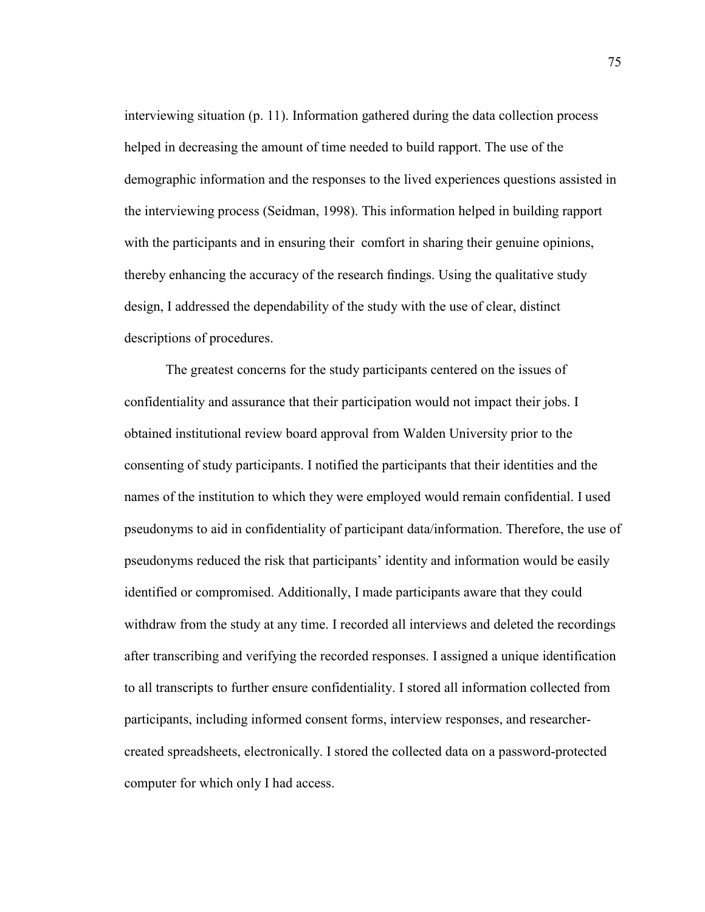interviewing situation (p. 11). Information gathered during the data collection process helped in decreasing the amount of time needed to build rapport. The use of the demographic information and the responses to the lived experiences questions assisted in the interviewing process (Seidman, 1998). This information helped in building rapport with the participants and in ensuring their comfort in sharing their genuine opinions, thereby enhancing the accuracy of the research findings. Using the qualitative study design, I addressed the dependability of the study with the use of clear, distinct descriptions of procedures.

The greatest concerns for the study participants centered on the issues of confidentiality and assurance that their participation would not impact their jobs. I obtained institutional review board approval from Walden University prior to the consenting of study participants. I notified the participants that their identities and the names of the institution to which they were employed would remain confidential. I used pseudonyms to aid in confidentiality of participant data/information. Therefore, the use of pseudonyms reduced the risk that participants' identity and information would be easily identified or compromised. Additionally, I made participants aware that they could withdraw from the study at any time. I recorded all interviews and deleted the recordings after transcribing and verifying the recorded responses. I assigned a unique identification to all transcripts to further ensure confidentiality. I stored all information collected from participants, including informed consent forms, interview responses, and researcher-created spreadsheets, electronically. I stored the collected data on a password-protected computer for which only I had access.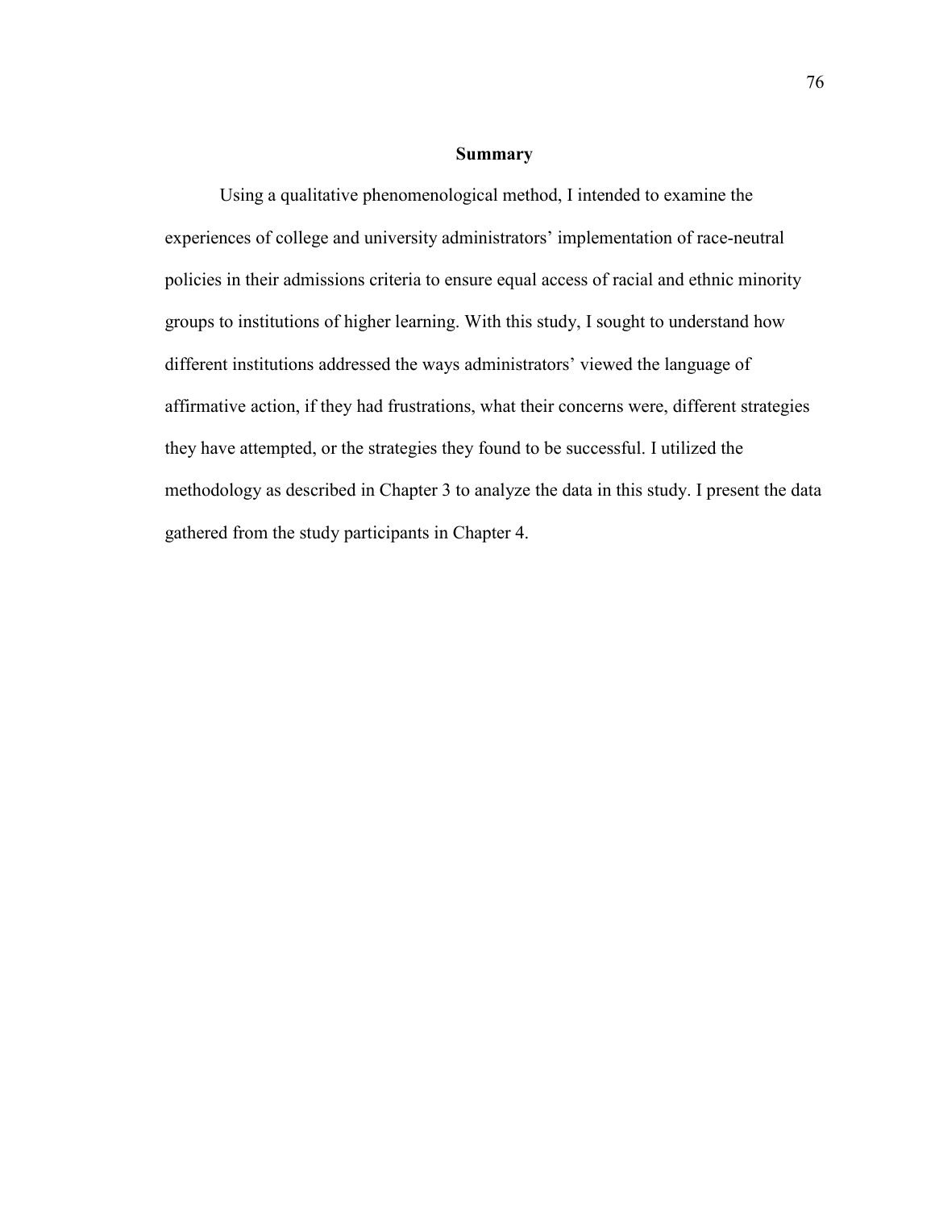## Summary

Using a qualitative phenomenological method, I intended to examine the experiences of college and university administrators' implementation of race-neutral policies in their admissions criteria to ensure equal access of racial and ethnic minority groups to institutions of higher learning. With this study, I sought to understand how different institutions addressed the ways administrators' viewed the language of affirmative action, if they had frustrations, what their concerns were, different strategies they have attempted, or the strategies they found to be successful. I utilized the methodology as described in Chapter 3 to analyze the data in this study. I present the data gathered from the study participants in Chapter 4.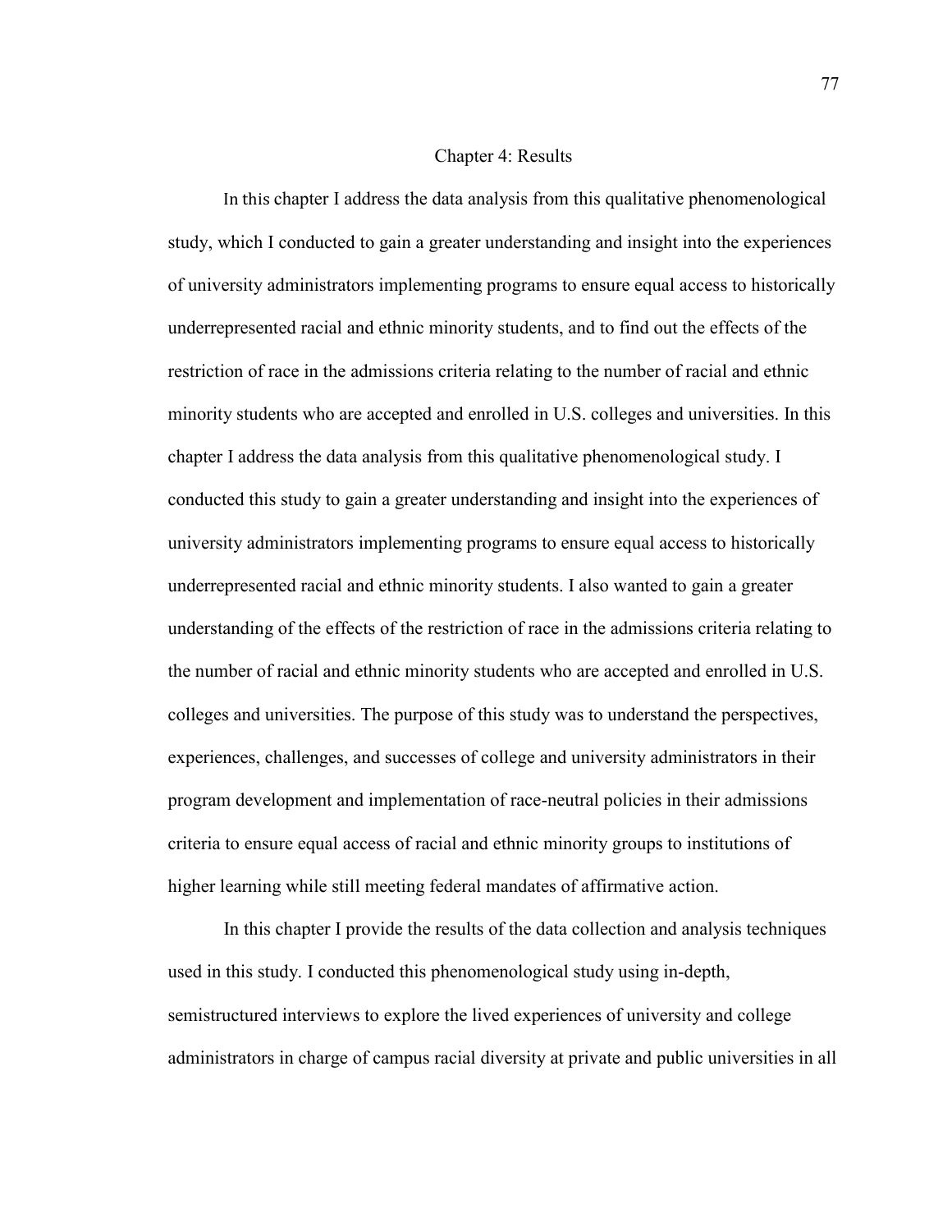# Chapter 4: Results

In this chapter I address the data analysis from this qualitative phenomenological study, which I conducted to gain a greater understanding and insight into the experiences of university administrators implementing programs to ensure equal access to historically underrepresented racial and ethnic minority students, and to find out the effects of the restriction of race in the admissions criteria relating to the number of racial and ethnic minority students who are accepted and enrolled in U.S. colleges and universities. In this chapter I address the data analysis from this qualitative phenomenological study. I conducted this study to gain a greater understanding and insight into the experiences of university administrators implementing programs to ensure equal access to historically underrepresented racial and ethnic minority students. I also wanted to gain a greater understanding of the effects of the restriction of race in the admissions criteria relating to the number of racial and ethnic minority students who are accepted and enrolled in U.S. colleges and universities. The purpose of this study was to understand the perspectives, experiences, challenges, and successes of college and university administrators in their program development and implementation of race-neutral policies in their admissions criteria to ensure equal access of racial and ethnic minority groups to institutions of higher learning while still meeting federal mandates of affirmative action.

In this chapter I provide the results of the data collection and analysis techniques used in this study. I conducted this phenomenological study using in-depth, semistructured interviews to explore the lived experiences of university and college administrators in charge of campus racial diversity at private and public universities in all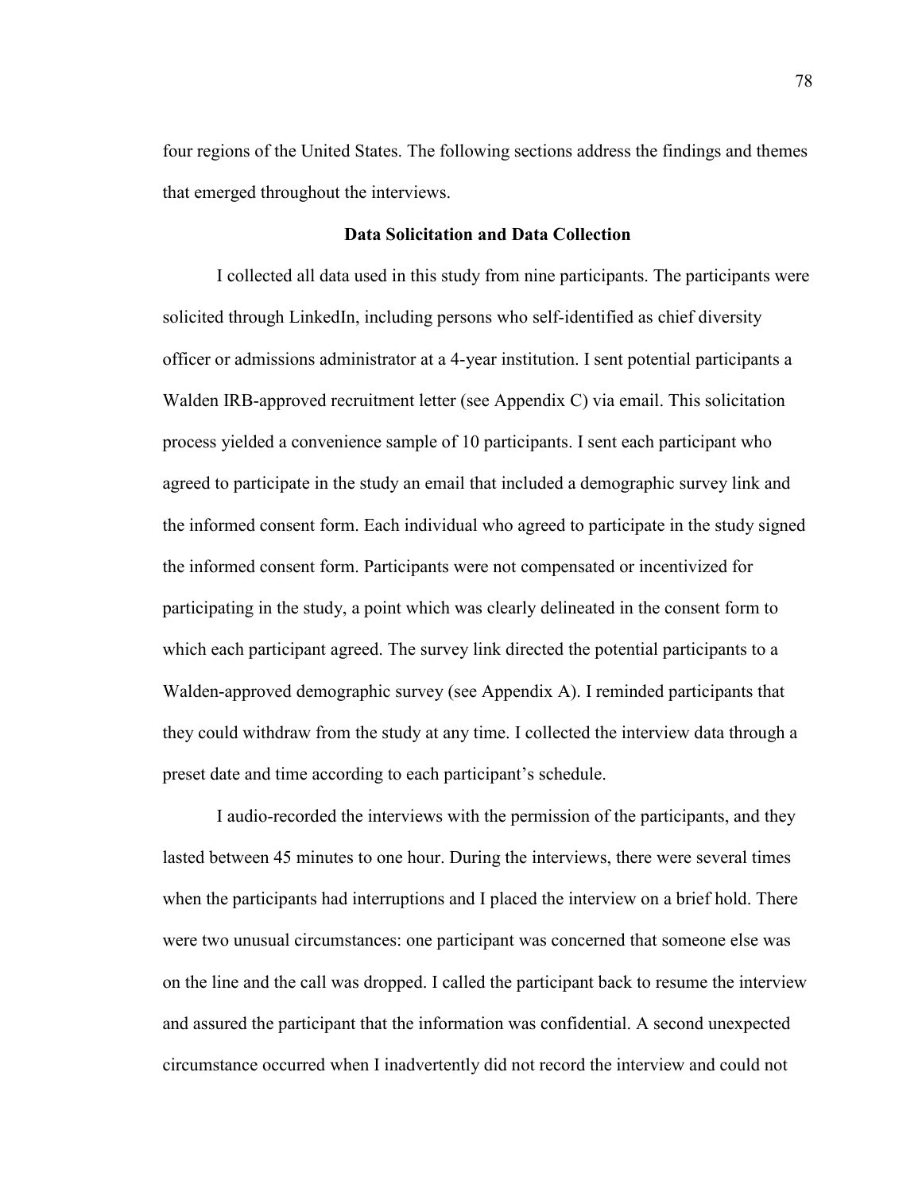four regions of the United States. The following sections address the findings and themes that emerged throughout the interviews.

## Data Solicitation and Data Collection

I collected all data used in this study from nine participants. The participants were solicited through LinkedIn, including persons who self-identified as chief diversity officer or admissions administrator at a 4-year institution. I sent potential participants a Walden IRB-approved recruitment letter (see Appendix C) via email. This solicitation process yielded a convenience sample of 10 participants. I sent each participant who agreed to participate in the study an email that included a demographic survey link and the informed consent form. Each individual who agreed to participate in the study signed the informed consent form. Participants were not compensated or incentivized for participating in the study, a point which was clearly delineated in the consent form to which each participant agreed. The survey link directed the potential participants to a Walden-approved demographic survey (see Appendix A). I reminded participants that they could withdraw from the study at any time. I collected the interview data through a preset date and time according to each participant's schedule.

I audio-recorded the interviews with the permission of the participants, and they lasted between 45 minutes to one hour. During the interviews, there were several times when the participants had interruptions and I placed the interview on a brief hold. There were two unusual circumstances: one participant was concerned that someone else was on the line and the call was dropped. I called the participant back to resume the interview and assured the participant that the information was confidential. A second unexpected circumstance occurred when I inadvertently did not record the interview and could not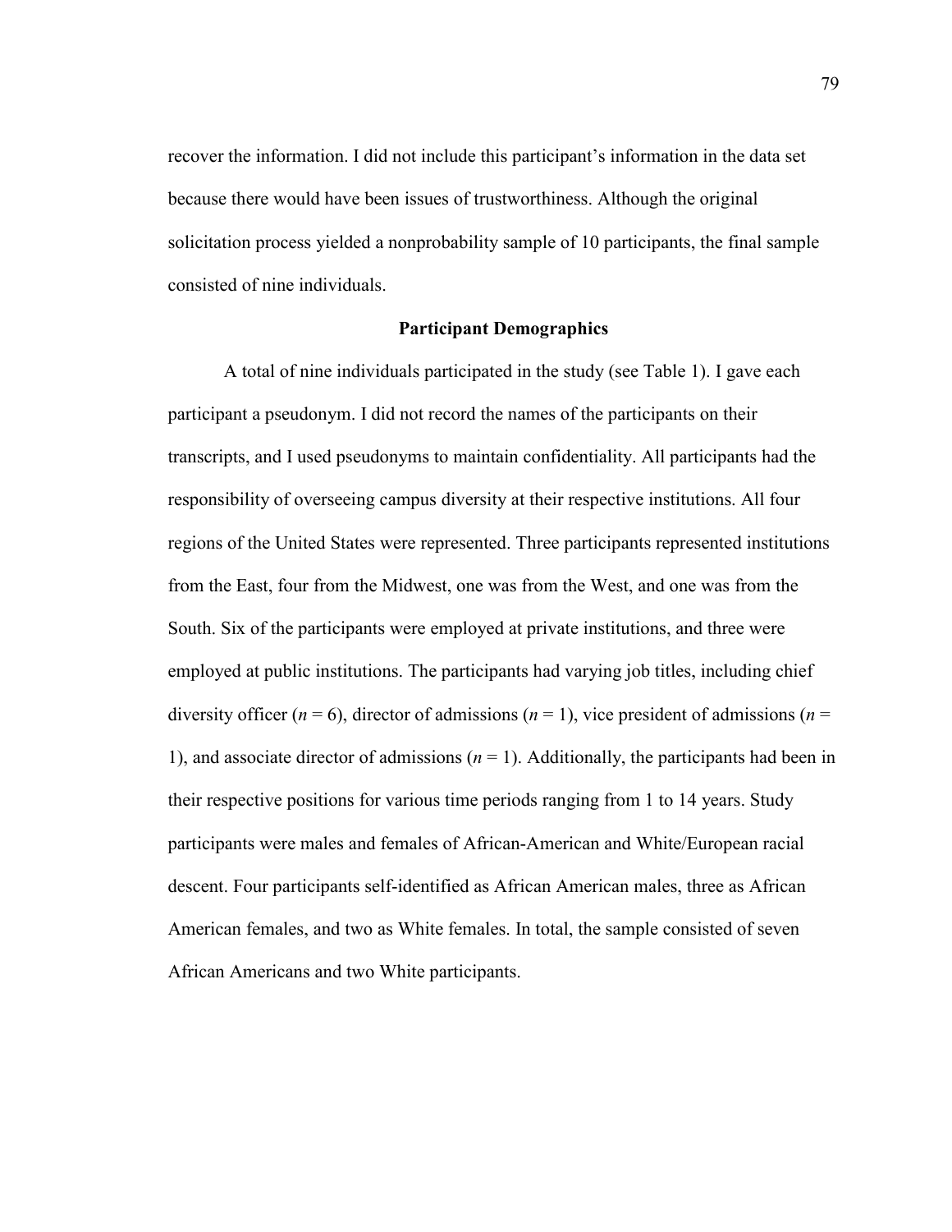recover the information. I did not include this participant's information in the data set because there would have been issues of trustworthiness. Although the original solicitation process yielded a nonprobability sample of 10 participants, the final sample consisted of nine individuals.

## Participant Demographics

A total of nine individuals participated in the study (see Table 1). I gave each participant a pseudonym. I did not record the names of the participants on their transcripts, and I used pseudonyms to maintain confidentiality. All participants had the responsibility of overseeing campus diversity at their respective institutions. All four regions of the United States were represented. Three participants represented institutions from the East, four from the Midwest, one was from the West, and one was from the South. Six of the participants were employed at private institutions, and three were employed at public institutions. The participants had varying job titles, including chief diversity officer (*n* = 6), director of admissions (*n* = 1), vice president of admissions (*n* = 1), and associate director of admissions (*n* = 1). Additionally, the participants had been in their respective positions for various time periods ranging from 1 to 14 years. Study participants were males and females of African-American and White/European racial descent. Four participants self-identified as African American males, three as African American females, and two as White females. In total, the sample consisted of seven African Americans and two White participants.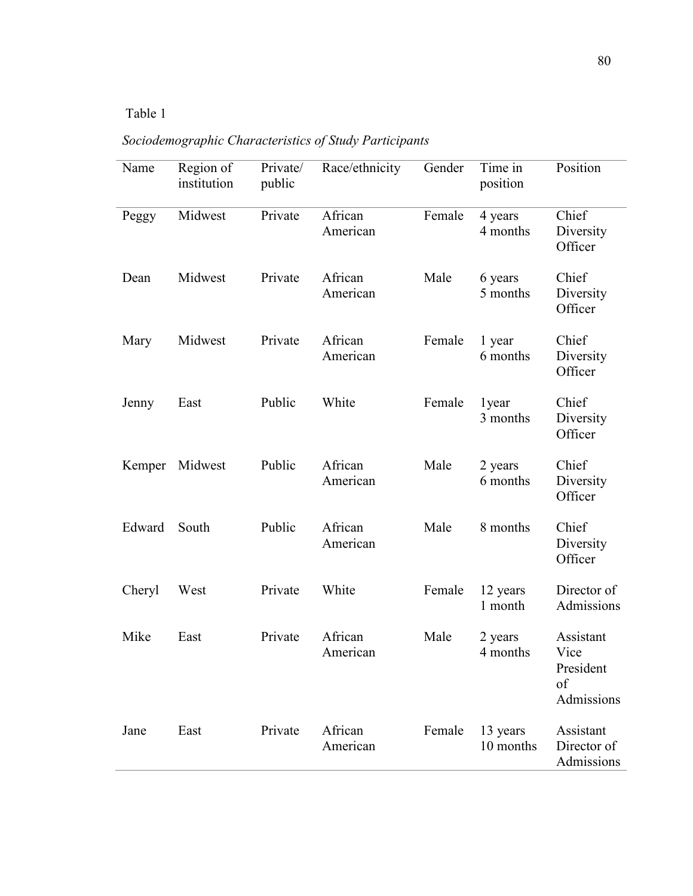Table 1

*Sociodemographic Characteristics of Study Participants*

| Name | Region of institution | Private/ public | Race/ethnicity | Gender | Time in position | Position |
|---|---|---|---|---|---|---|
| Peggy | Midwest | Private | African American | Female | 4 years 4 months | Chief Diversity Officer |
| Dean | Midwest | Private | African American | Male | 6 years 5 months | Chief Diversity Officer |
| Mary | Midwest | Private | African American | Female | 1 year 6 months | Chief Diversity Officer |
| Jenny | East | Public | White | Female | 1year 3 months | Chief Diversity Officer |
| Kemper | Midwest | Public | African American | Male | 2 years 6 months | Chief Diversity Officer |
| Edward | South | Public | African American | Male | 8 months | Chief Diversity Officer |
| Cheryl | West | Private | White | Female | 12 years 1 month | Director of Admissions |
| Mike | East | Private | African American | Male | 2 years 4 months | Assistant Vice President of Admissions |
| Jane | East | Private | African American | Female | 13 years 10 months | Assistant Director of Admissions |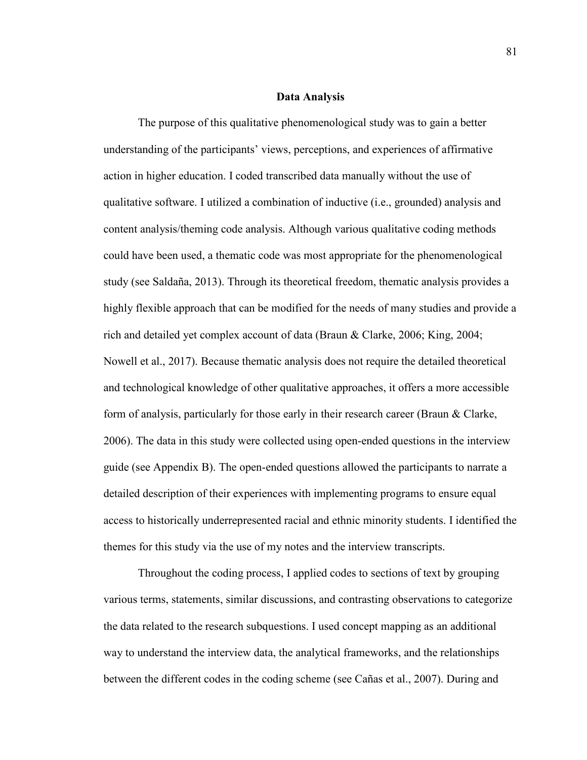## Data Analysis

The purpose of this qualitative phenomenological study was to gain a better understanding of the participants' views, perceptions, and experiences of affirmative action in higher education. I coded transcribed data manually without the use of qualitative software. I utilized a combination of inductive (i.e., grounded) analysis and content analysis/theming code analysis. Although various qualitative coding methods could have been used, a thematic code was most appropriate for the phenomenological study (see Saldaña, 2013). Through its theoretical freedom, thematic analysis provides a highly flexible approach that can be modified for the needs of many studies and provide a rich and detailed yet complex account of data (Braun & Clarke, 2006; King, 2004; Nowell et al., 2017). Because thematic analysis does not require the detailed theoretical and technological knowledge of other qualitative approaches, it offers a more accessible form of analysis, particularly for those early in their research career (Braun & Clarke, 2006). The data in this study were collected using open-ended questions in the interview guide (see Appendix B). The open-ended questions allowed the participants to narrate a detailed description of their experiences with implementing programs to ensure equal access to historically underrepresented racial and ethnic minority students. I identified the themes for this study via the use of my notes and the interview transcripts.

Throughout the coding process, I applied codes to sections of text by grouping various terms, statements, similar discussions, and contrasting observations to categorize the data related to the research subquestions. I used concept mapping as an additional way to understand the interview data, the analytical frameworks, and the relationships between the different codes in the coding scheme (see Cañas et al., 2007). During and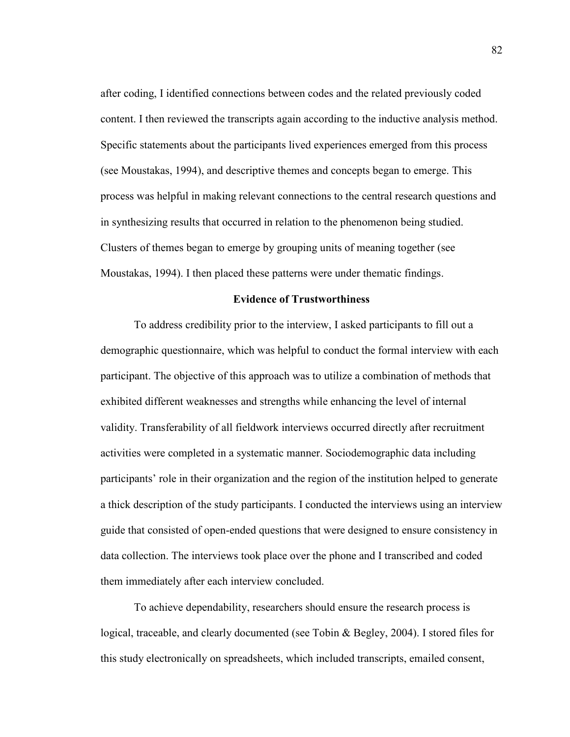after coding, I identified connections between codes and the related previously coded content. I then reviewed the transcripts again according to the inductive analysis method. Specific statements about the participants lived experiences emerged from this process (see Moustakas, 1994), and descriptive themes and concepts began to emerge. This process was helpful in making relevant connections to the central research questions and in synthesizing results that occurred in relation to the phenomenon being studied. Clusters of themes began to emerge by grouping units of meaning together (see Moustakas, 1994). I then placed these patterns were under thematic findings.

## Evidence of Trustworthiness

To address credibility prior to the interview, I asked participants to fill out a demographic questionnaire, which was helpful to conduct the formal interview with each participant. The objective of this approach was to utilize a combination of methods that exhibited different weaknesses and strengths while enhancing the level of internal validity. Transferability of all fieldwork interviews occurred directly after recruitment activities were completed in a systematic manner. Sociodemographic data including participants' role in their organization and the region of the institution helped to generate a thick description of the study participants. I conducted the interviews using an interview guide that consisted of open-ended questions that were designed to ensure consistency in data collection. The interviews took place over the phone and I transcribed and coded them immediately after each interview concluded.

To achieve dependability, researchers should ensure the research process is logical, traceable, and clearly documented (see Tobin & Begley, 2004). I stored files for this study electronically on spreadsheets, which included transcripts, emailed consent,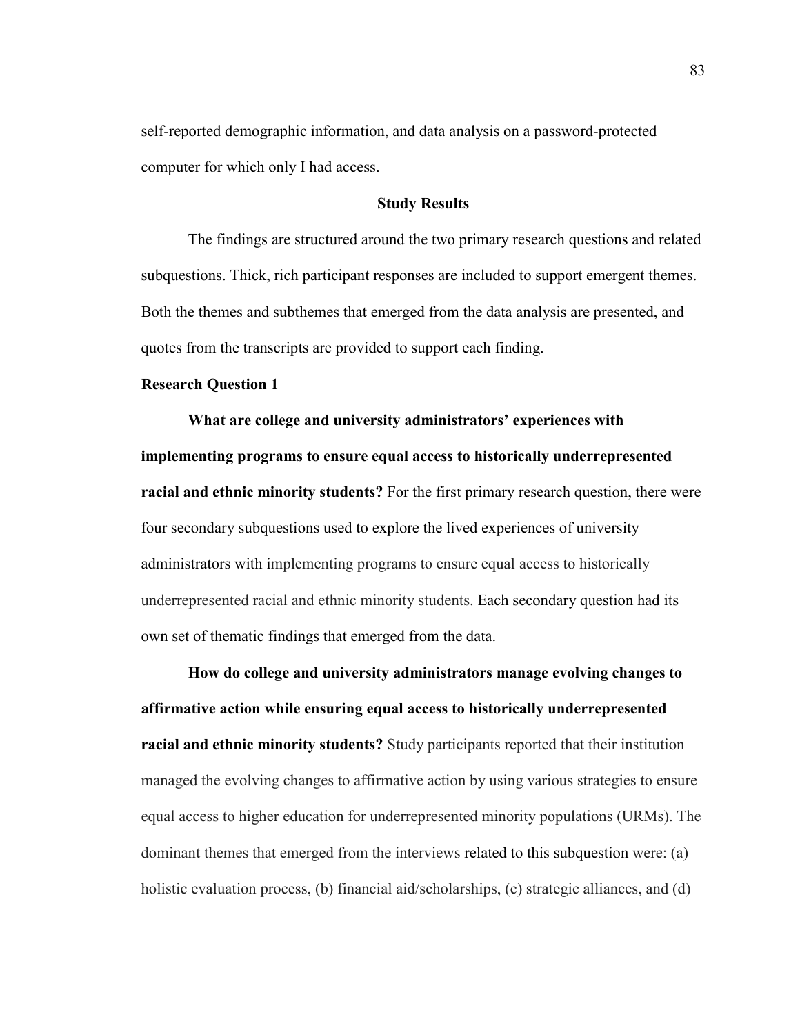self-reported demographic information, and data analysis on a password-protected computer for which only I had access.

## Study Results

The findings are structured around the two primary research questions and related subquestions. Thick, rich participant responses are included to support emergent themes. Both the themes and subthemes that emerged from the data analysis are presented, and quotes from the transcripts are provided to support each finding.

### Research Question 1

**What are college and university administrators' experiences with implementing programs to ensure equal access to historically underrepresented racial and ethnic minority students?** For the first primary research question, there were four secondary subquestions used to explore the lived experiences of university administrators with implementing programs to ensure equal access to historically underrepresented racial and ethnic minority students. Each secondary question had its own set of thematic findings that emerged from the data.

**How do college and university administrators manage evolving changes to affirmative action while ensuring equal access to historically underrepresented racial and ethnic minority students?** Study participants reported that their institution managed the evolving changes to affirmative action by using various strategies to ensure equal access to higher education for underrepresented minority populations (URMs). The dominant themes that emerged from the interviews related to this subquestion were: (a) holistic evaluation process, (b) financial aid/scholarships, (c) strategic alliances, and (d)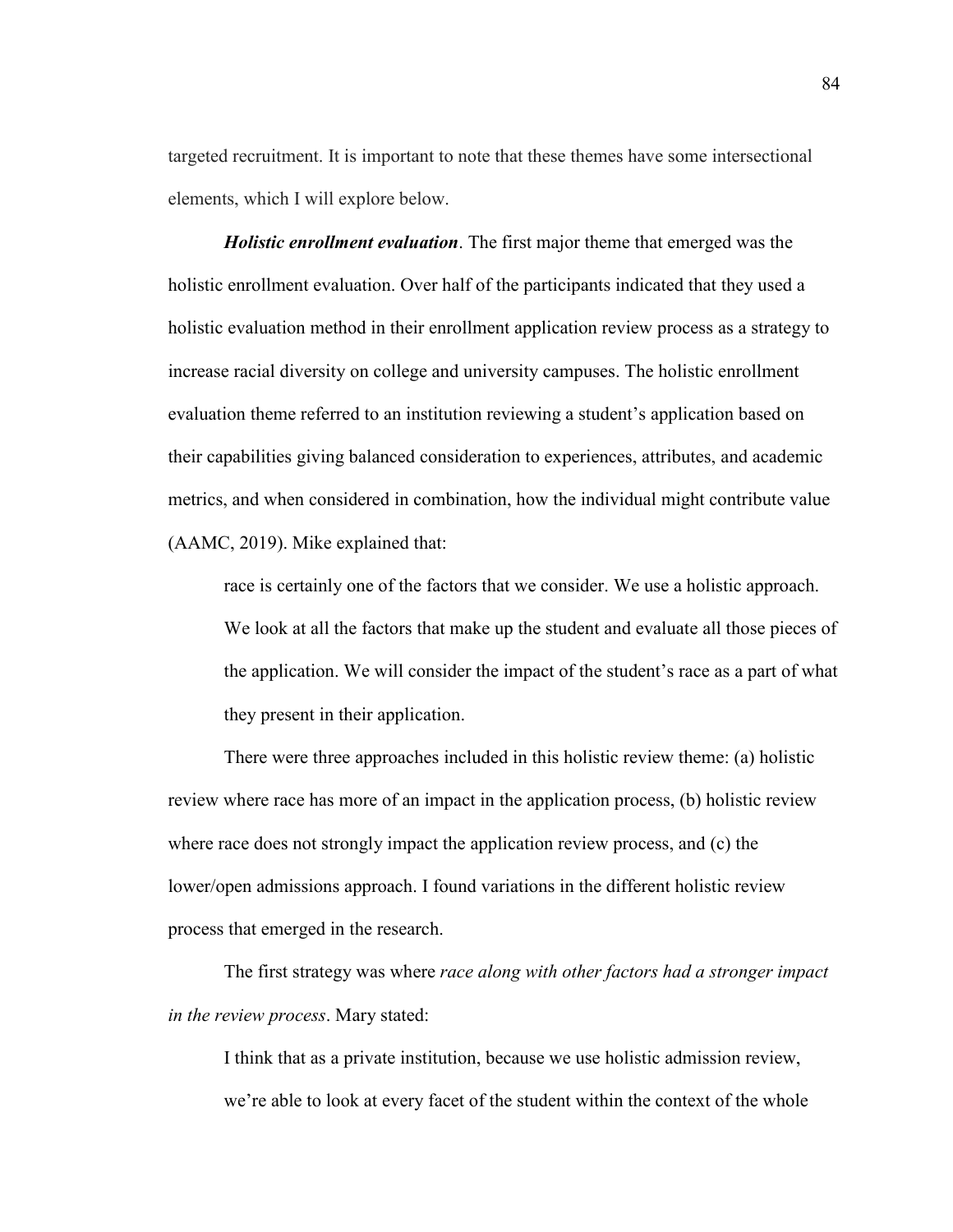targeted recruitment. It is important to note that these themes have some intersectional elements, which I will explore below.

***Holistic enrollment evaluation***. The first major theme that emerged was the holistic enrollment evaluation. Over half of the participants indicated that they used a holistic evaluation method in their enrollment application review process as a strategy to increase racial diversity on college and university campuses. The holistic enrollment evaluation theme referred to an institution reviewing a student's application based on their capabilities giving balanced consideration to experiences, attributes, and academic metrics, and when considered in combination, how the individual might contribute value (AAMC, 2019). Mike explained that:

> race is certainly one of the factors that we consider. We use a holistic approach. We look at all the factors that make up the student and evaluate all those pieces of the application. We will consider the impact of the student's race as a part of what they present in their application.

There were three approaches included in this holistic review theme: (a) holistic review where race has more of an impact in the application process, (b) holistic review where race does not strongly impact the application review process, and (c) the lower/open admissions approach. I found variations in the different holistic review process that emerged in the research.

The first strategy was where *race along with other factors had a stronger impact in the review process*. Mary stated:

> I think that as a private institution, because we use holistic admission review, we're able to look at every facet of the student within the context of the whole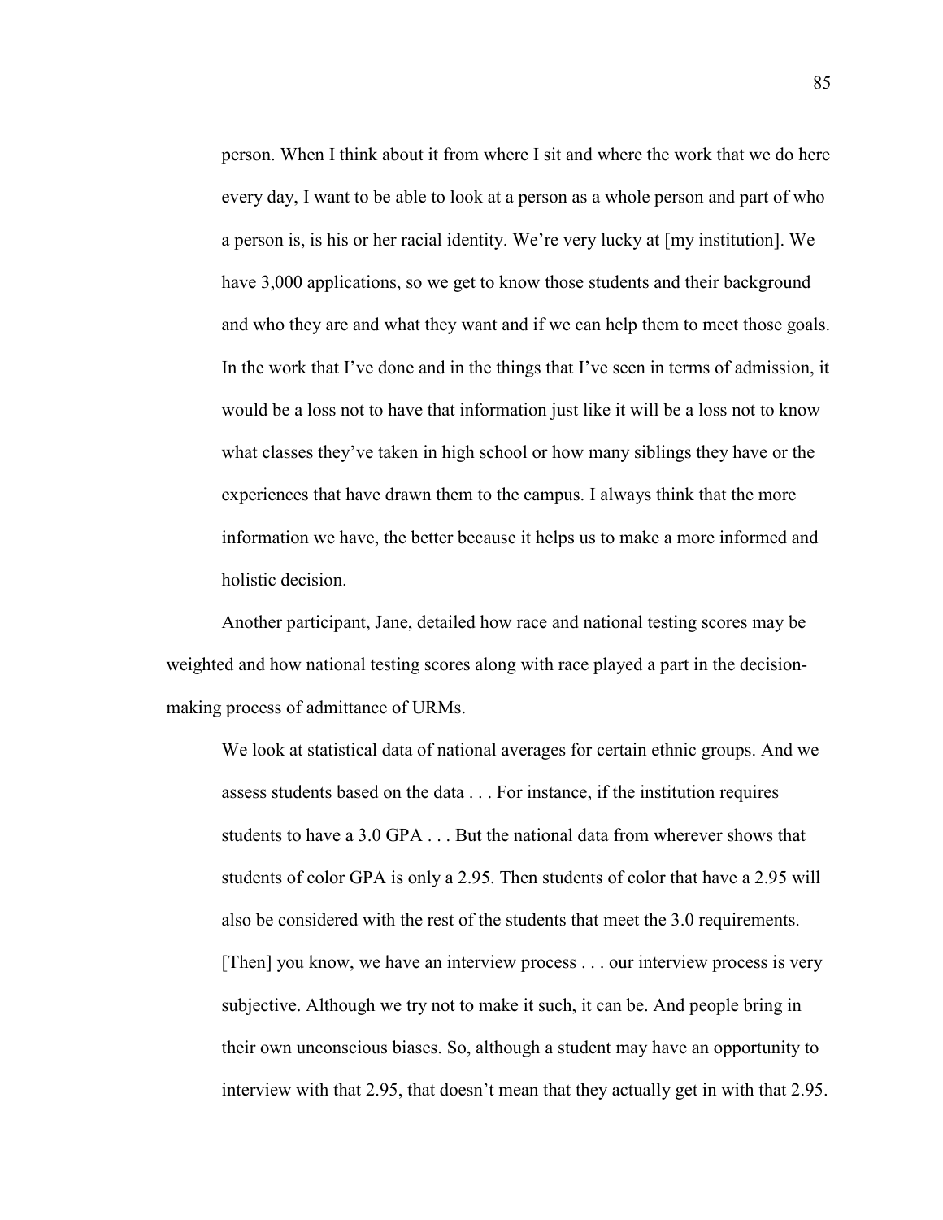> person. When I think about it from where I sit and where the work that we do here every day, I want to be able to look at a person as a whole person and part of who a person is, is his or her racial identity. We're very lucky at [my institution]. We have 3,000 applications, so we get to know those students and their background and who they are and what they want and if we can help them to meet those goals. In the work that I've done and in the things that I've seen in terms of admission, it would be a loss not to have that information just like it will be a loss not to know what classes they've taken in high school or how many siblings they have or the experiences that have drawn them to the campus. I always think that the more information we have, the better because it helps us to make a more informed and holistic decision.

Another participant, Jane, detailed how race and national testing scores may be weighted and how national testing scores along with race played a part in the decision-making process of admittance of URMs.

> We look at statistical data of national averages for certain ethnic groups. And we assess students based on the data . . . For instance, if the institution requires students to have a 3.0 GPA . . . But the national data from wherever shows that students of color GPA is only a 2.95. Then students of color that have a 2.95 will also be considered with the rest of the students that meet the 3.0 requirements. [Then] you know, we have an interview process . . . our interview process is very subjective. Although we try not to make it such, it can be. And people bring in their own unconscious biases. So, although a student may have an opportunity to interview with that 2.95, that doesn't mean that they actually get in with that 2.95.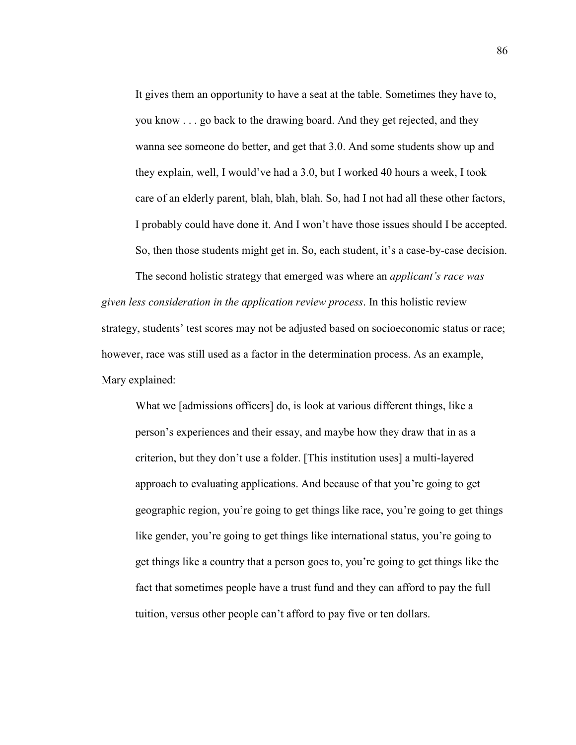> It gives them an opportunity to have a seat at the table. Sometimes they have to, you know . . . go back to the drawing board. And they get rejected, and they wanna see someone do better, and get that 3.0. And some students show up and they explain, well, I would've had a 3.0, but I worked 40 hours a week, I took care of an elderly parent, blah, blah, blah. So, had I not had all these other factors, I probably could have done it. And I won't have those issues should I be accepted. So, then those students might get in. So, each student, it's a case-by-case decision.

The second holistic strategy that emerged was where an *applicant's race was given less consideration in the application review process*. In this holistic review strategy, students' test scores may not be adjusted based on socioeconomic status or race; however, race was still used as a factor in the determination process. As an example, Mary explained:

> What we [admissions officers] do, is look at various different things, like a person's experiences and their essay, and maybe how they draw that in as a criterion, but they don't use a folder. [This institution uses] a multi-layered approach to evaluating applications. And because of that you're going to get geographic region, you're going to get things like race, you're going to get things like gender, you're going to get things like international status, you're going to get things like a country that a person goes to, you're going to get things like the fact that sometimes people have a trust fund and they can afford to pay the full tuition, versus other people can't afford to pay five or ten dollars.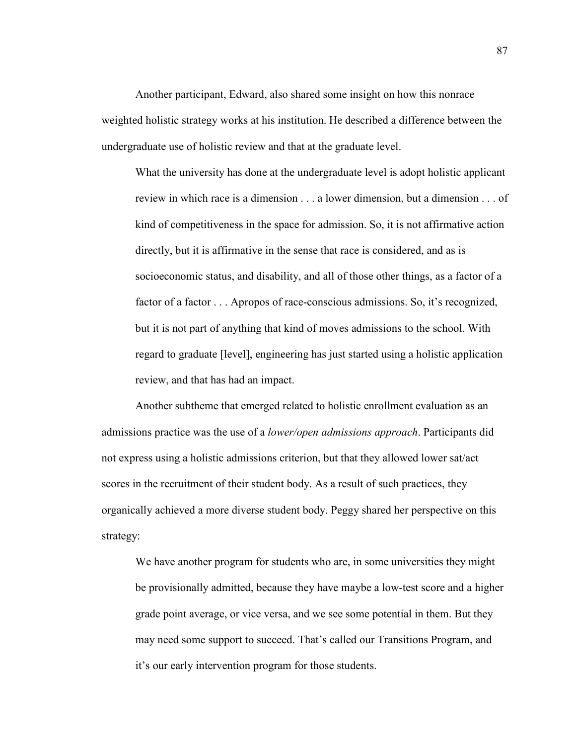Another participant, Edward, also shared some insight on how this nonrace weighted holistic strategy works at his institution. He described a difference between the undergraduate use of holistic review and that at the graduate level.

> What the university has done at the undergraduate level is adopt holistic applicant review in which race is a dimension . . . a lower dimension, but a dimension . . . of kind of competitiveness in the space for admission. So, it is not affirmative action directly, but it is affirmative in the sense that race is considered, and as is socioeconomic status, and disability, and all of those other things, as a factor of a factor of a factor . . . Apropos of race-conscious admissions. So, it's recognized, but it is not part of anything that kind of moves admissions to the school. With regard to graduate [level], engineering has just started using a holistic application review, and that has had an impact.

Another subtheme that emerged related to holistic enrollment evaluation as an admissions practice was the use of a *lower/open admissions approach*. Participants did not express using a holistic admissions criterion, but that they allowed lower sat/act scores in the recruitment of their student body. As a result of such practices, they organically achieved a more diverse student body. Peggy shared her perspective on this strategy:

> We have another program for students who are, in some universities they might be provisionally admitted, because they have maybe a low-test score and a higher grade point average, or vice versa, and we see some potential in them. But they may need some support to succeed. That's called our Transitions Program, and it's our early intervention program for those students.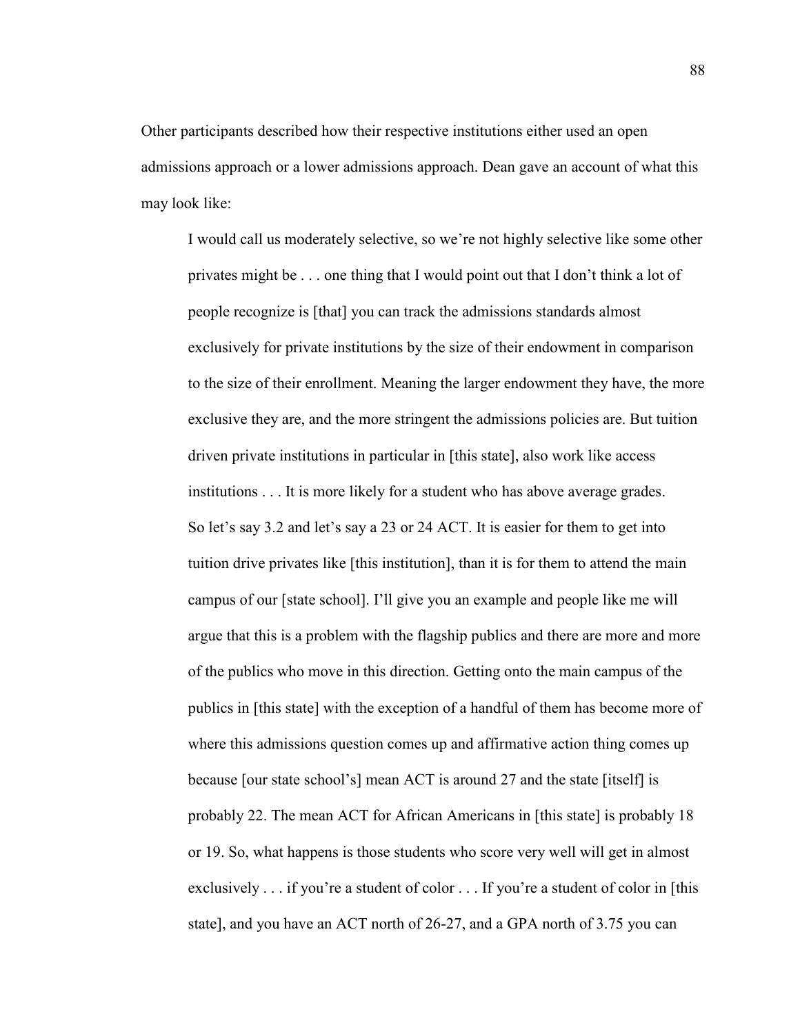Other participants described how their respective institutions either used an open admissions approach or a lower admissions approach. Dean gave an account of what this may look like:

> I would call us moderately selective, so we're not highly selective like some other privates might be . . . one thing that I would point out that I don't think a lot of people recognize is [that] you can track the admissions standards almost exclusively for private institutions by the size of their endowment in comparison to the size of their enrollment. Meaning the larger endowment they have, the more exclusive they are, and the more stringent the admissions policies are. But tuition driven private institutions in particular in [this state], also work like access institutions . . . It is more likely for a student who has above average grades. So let's say 3.2 and let's say a 23 or 24 ACT. It is easier for them to get into tuition drive privates like [this institution], than it is for them to attend the main campus of our [state school]. I'll give you an example and people like me will argue that this is a problem with the flagship publics and there are more and more of the publics who move in this direction. Getting onto the main campus of the publics in [this state] with the exception of a handful of them has become more of where this admissions question comes up and affirmative action thing comes up because [our state school's] mean ACT is around 27 and the state [itself] is probably 22. The mean ACT for African Americans in [this state] is probably 18 or 19. So, what happens is those students who score very well will get in almost exclusively . . . if you're a student of color . . . If you're a student of color in [this state], and you have an ACT north of 26-27, and a GPA north of 3.75 you can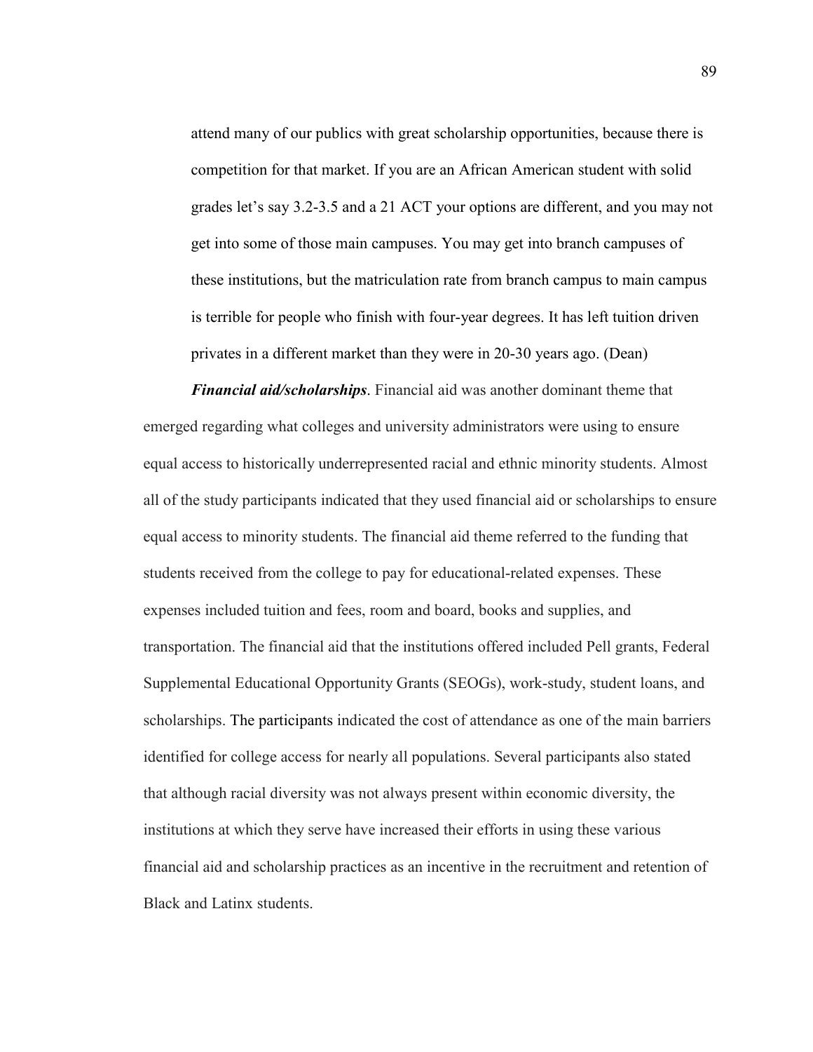> attend many of our publics with great scholarship opportunities, because there is competition for that market. If you are an African American student with solid grades let's say 3.2-3.5 and a 21 ACT your options are different, and you may not get into some of those main campuses. You may get into branch campuses of these institutions, but the matriculation rate from branch campus to main campus is terrible for people who finish with four-year degrees. It has left tuition driven privates in a different market than they were in 20-30 years ago. (Dean)

***Financial aid/scholarships***. Financial aid was another dominant theme that emerged regarding what colleges and university administrators were using to ensure equal access to historically underrepresented racial and ethnic minority students. Almost all of the study participants indicated that they used financial aid or scholarships to ensure equal access to minority students. The financial aid theme referred to the funding that students received from the college to pay for educational-related expenses. These expenses included tuition and fees, room and board, books and supplies, and transportation. The financial aid that the institutions offered included Pell grants, Federal Supplemental Educational Opportunity Grants (SEOGs), work-study, student loans, and scholarships. The participants indicated the cost of attendance as one of the main barriers identified for college access for nearly all populations. Several participants also stated that although racial diversity was not always present within economic diversity, the institutions at which they serve have increased their efforts in using these various financial aid and scholarship practices as an incentive in the recruitment and retention of Black and Latinx students.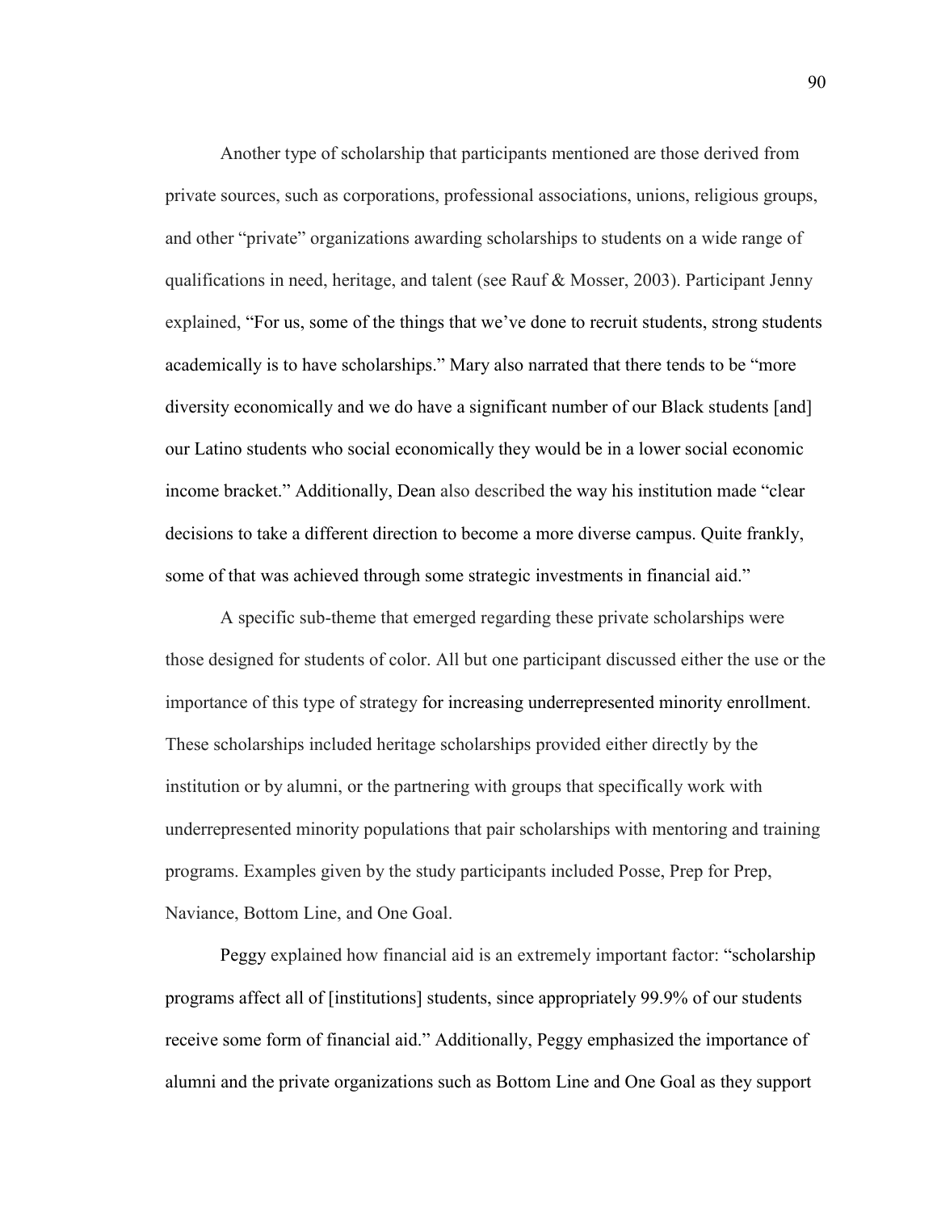Another type of scholarship that participants mentioned are those derived from private sources, such as corporations, professional associations, unions, religious groups, and other "private" organizations awarding scholarships to students on a wide range of qualifications in need, heritage, and talent (see Rauf & Mosser, 2003). Participant Jenny explained, "For us, some of the things that we've done to recruit students, strong students academically is to have scholarships." Mary also narrated that there tends to be "more diversity economically and we do have a significant number of our Black students [and] our Latino students who social economically they would be in a lower social economic income bracket." Additionally, Dean also described the way his institution made "clear decisions to take a different direction to become a more diverse campus. Quite frankly, some of that was achieved through some strategic investments in financial aid."

A specific sub-theme that emerged regarding these private scholarships were those designed for students of color. All but one participant discussed either the use or the importance of this type of strategy for increasing underrepresented minority enrollment. These scholarships included heritage scholarships provided either directly by the institution or by alumni, or the partnering with groups that specifically work with underrepresented minority populations that pair scholarships with mentoring and training programs. Examples given by the study participants included Posse, Prep for Prep, Naviance, Bottom Line, and One Goal.

Peggy explained how financial aid is an extremely important factor: "scholarship programs affect all of [institutions] students, since appropriately 99.9% of our students receive some form of financial aid." Additionally, Peggy emphasized the importance of alumni and the private organizations such as Bottom Line and One Goal as they support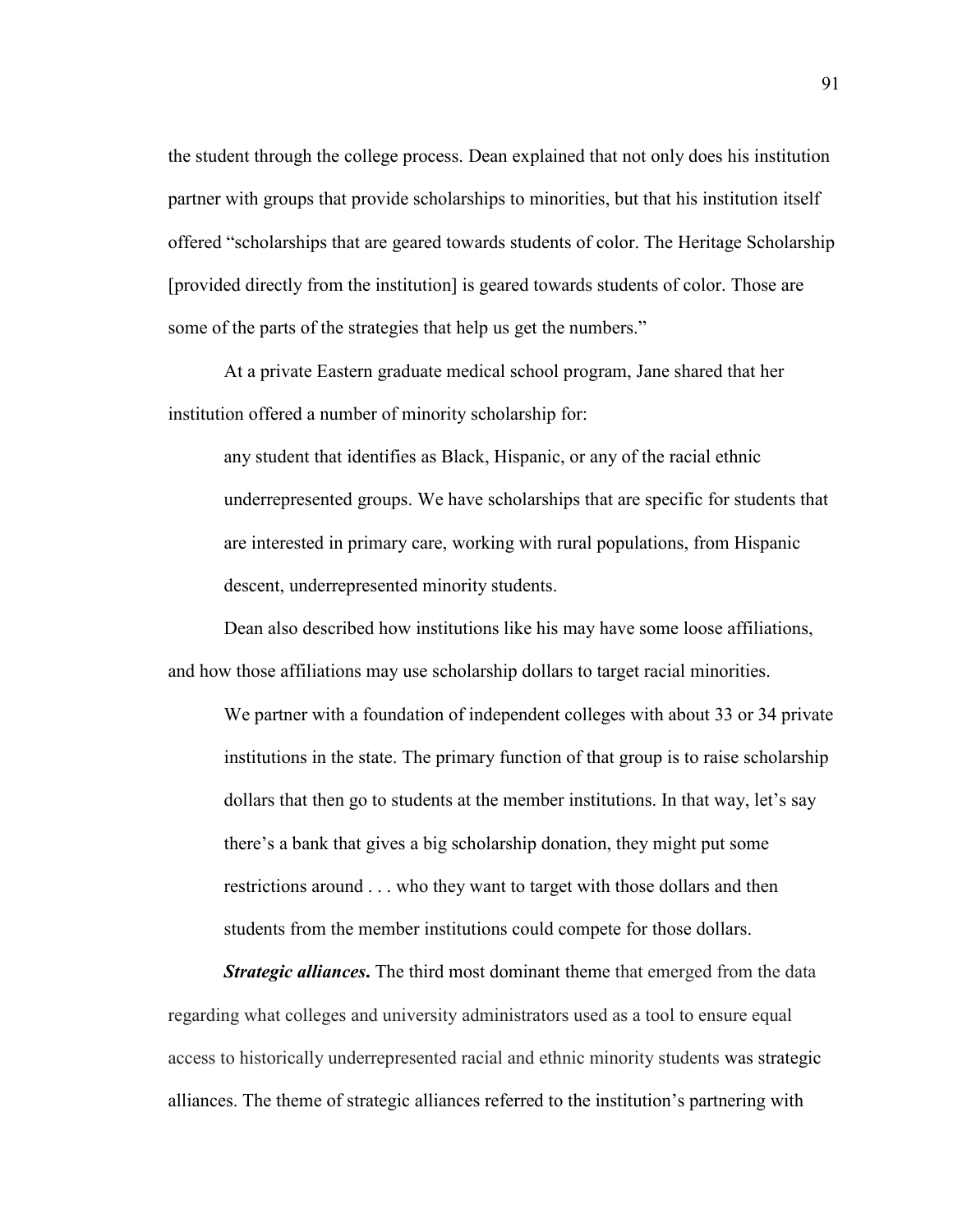the student through the college process. Dean explained that not only does his institution partner with groups that provide scholarships to minorities, but that his institution itself offered "scholarships that are geared towards students of color. The Heritage Scholarship [provided directly from the institution] is geared towards students of color. Those are some of the parts of the strategies that help us get the numbers."

At a private Eastern graduate medical school program, Jane shared that her institution offered a number of minority scholarship for:

> any student that identifies as Black, Hispanic, or any of the racial ethnic underrepresented groups. We have scholarships that are specific for students that are interested in primary care, working with rural populations, from Hispanic descent, underrepresented minority students.

Dean also described how institutions like his may have some loose affiliations, and how those affiliations may use scholarship dollars to target racial minorities.

> We partner with a foundation of independent colleges with about 33 or 34 private institutions in the state. The primary function of that group is to raise scholarship dollars that then go to students at the member institutions. In that way, let's say there's a bank that gives a big scholarship donation, they might put some restrictions around . . . who they want to target with those dollars and then students from the member institutions could compete for those dollars.

***Strategic alliances.*** The third most dominant theme that emerged from the data regarding what colleges and university administrators used as a tool to ensure equal access to historically underrepresented racial and ethnic minority students was strategic alliances. The theme of strategic alliances referred to the institution's partnering with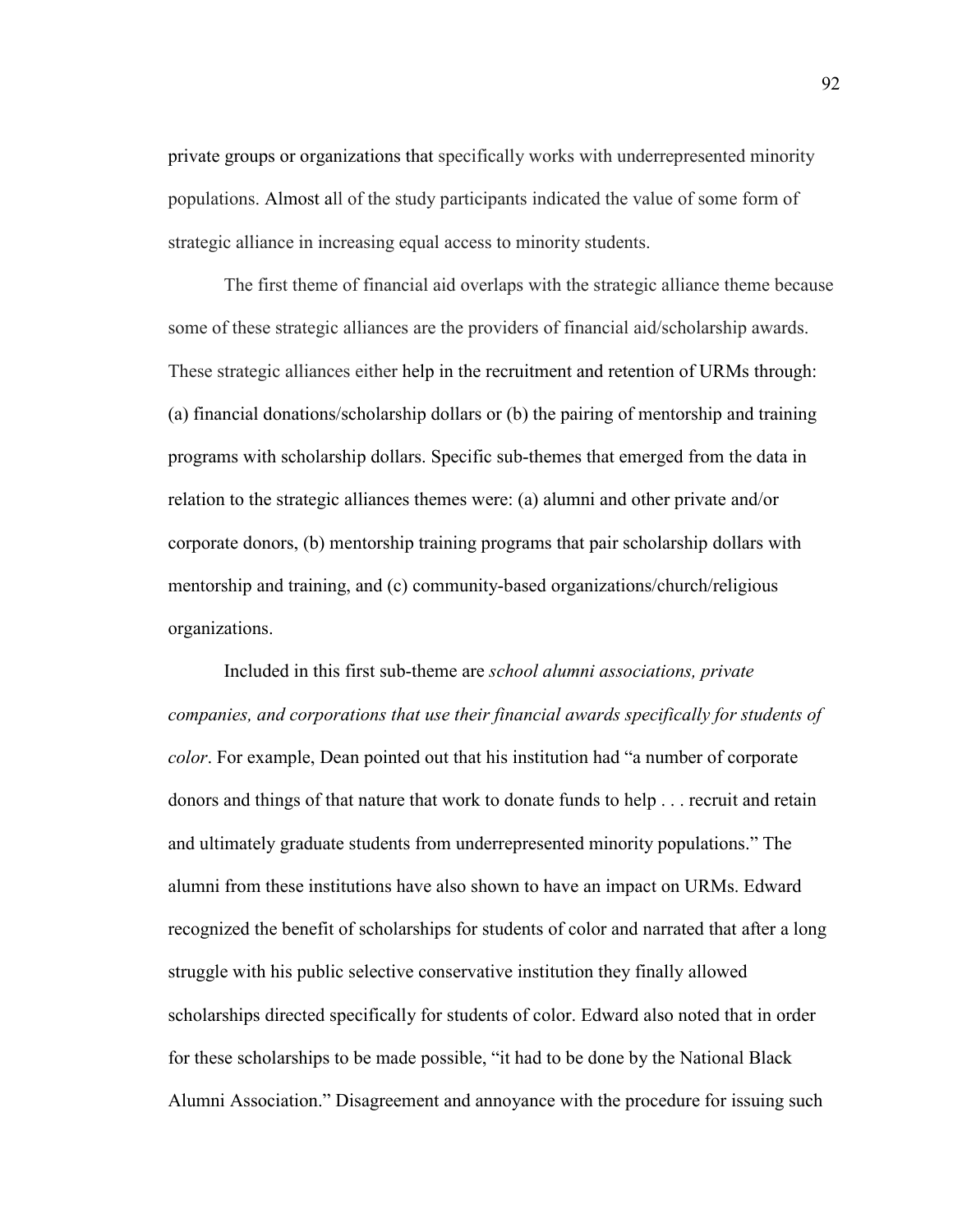private groups or organizations that specifically works with underrepresented minority populations. Almost all of the study participants indicated the value of some form of strategic alliance in increasing equal access to minority students.

The first theme of financial aid overlaps with the strategic alliance theme because some of these strategic alliances are the providers of financial aid/scholarship awards. These strategic alliances either help in the recruitment and retention of URMs through: (a) financial donations/scholarship dollars or (b) the pairing of mentorship and training programs with scholarship dollars. Specific sub-themes that emerged from the data in relation to the strategic alliances themes were: (a) alumni and other private and/or corporate donors, (b) mentorship training programs that pair scholarship dollars with mentorship and training, and (c) community-based organizations/church/religious organizations.

Included in this first sub-theme are *school alumni associations, private companies, and corporations that use their financial awards specifically for students of color*. For example, Dean pointed out that his institution had "a number of corporate donors and things of that nature that work to donate funds to help . . . recruit and retain and ultimately graduate students from underrepresented minority populations." The alumni from these institutions have also shown to have an impact on URMs. Edward recognized the benefit of scholarships for students of color and narrated that after a long struggle with his public selective conservative institution they finally allowed scholarships directed specifically for students of color. Edward also noted that in order for these scholarships to be made possible, "it had to be done by the National Black Alumni Association." Disagreement and annoyance with the procedure for issuing such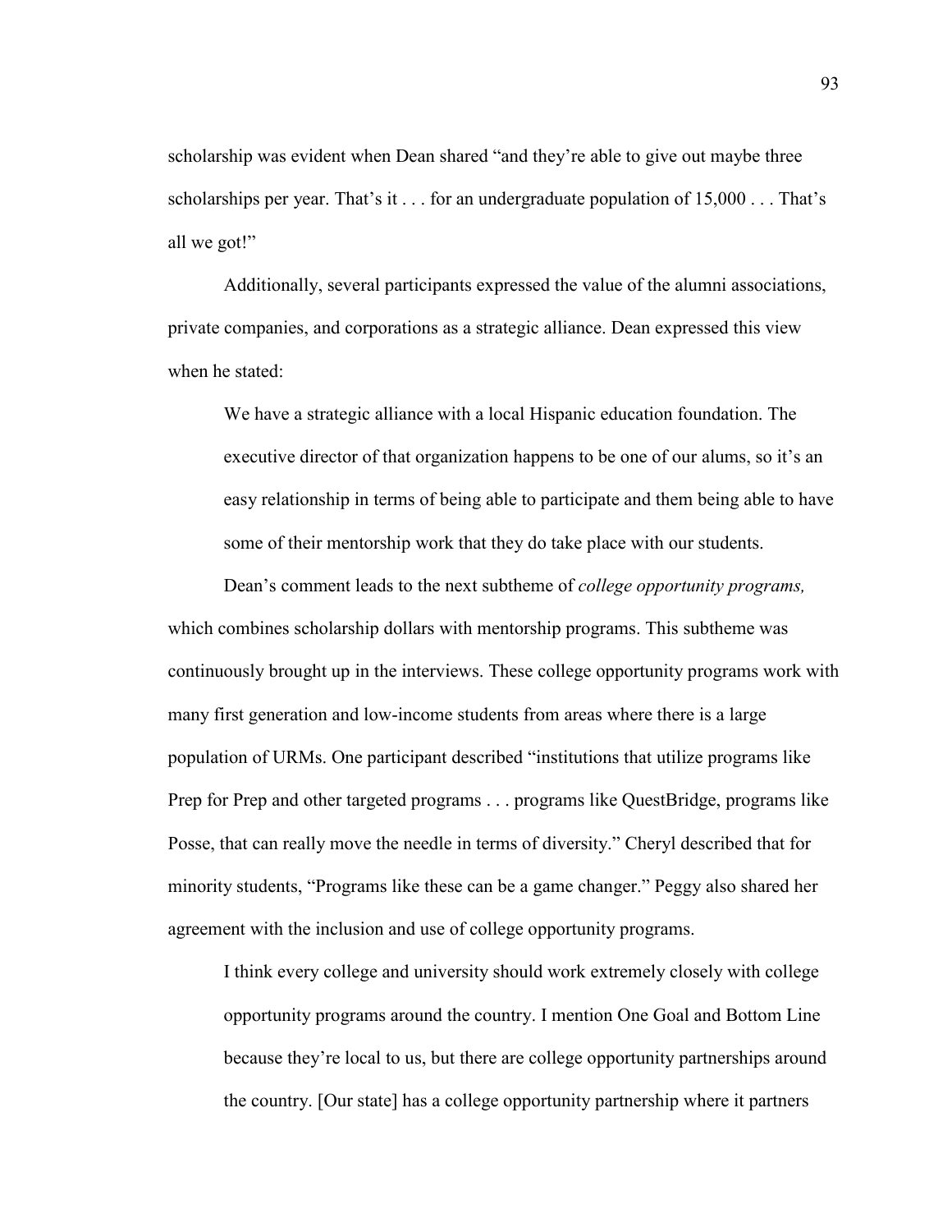scholarship was evident when Dean shared "and they're able to give out maybe three scholarships per year. That's it . . . for an undergraduate population of 15,000 . . . That's all we got!"

Additionally, several participants expressed the value of the alumni associations, private companies, and corporations as a strategic alliance. Dean expressed this view when he stated:

> We have a strategic alliance with a local Hispanic education foundation. The executive director of that organization happens to be one of our alums, so it's an easy relationship in terms of being able to participate and them being able to have some of their mentorship work that they do take place with our students.

Dean's comment leads to the next subtheme of *college opportunity programs,* which combines scholarship dollars with mentorship programs. This subtheme was continuously brought up in the interviews. These college opportunity programs work with many first generation and low-income students from areas where there is a large population of URMs. One participant described "institutions that utilize programs like Prep for Prep and other targeted programs . . . programs like QuestBridge, programs like Posse, that can really move the needle in terms of diversity." Cheryl described that for minority students, "Programs like these can be a game changer." Peggy also shared her agreement with the inclusion and use of college opportunity programs.

> I think every college and university should work extremely closely with college opportunity programs around the country. I mention One Goal and Bottom Line because they're local to us, but there are college opportunity partnerships around the country. [Our state] has a college opportunity partnership where it partners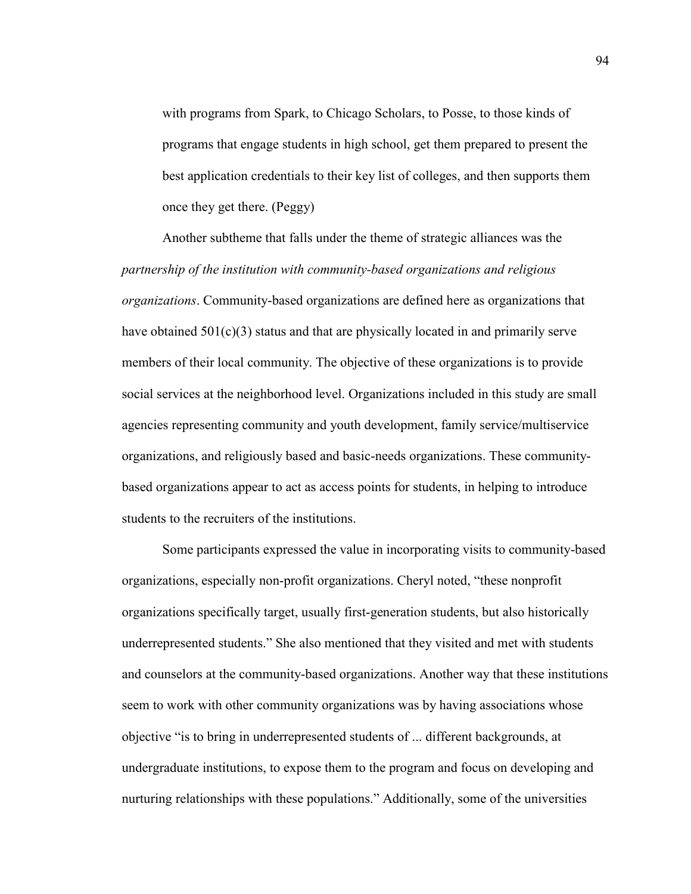> with programs from Spark, to Chicago Scholars, to Posse, to those kinds of programs that engage students in high school, get them prepared to present the best application credentials to their key list of colleges, and then supports them once they get there. (Peggy)

Another subtheme that falls under the theme of strategic alliances was the *partnership of the institution with community-based organizations and religious organizations*. Community-based organizations are defined here as organizations that have obtained 501(c)(3) status and that are physically located in and primarily serve members of their local community. The objective of these organizations is to provide social services at the neighborhood level. Organizations included in this study are small agencies representing community and youth development, family service/multiservice organizations, and religiously based and basic-needs organizations. These community-based organizations appear to act as access points for students, in helping to introduce students to the recruiters of the institutions.

Some participants expressed the value in incorporating visits to community-based organizations, especially non-profit organizations. Cheryl noted, "these nonprofit organizations specifically target, usually first-generation students, but also historically underrepresented students." She also mentioned that they visited and met with students and counselors at the community-based organizations. Another way that these institutions seem to work with other community organizations was by having associations whose objective "is to bring in underrepresented students of ... different backgrounds, at undergraduate institutions, to expose them to the program and focus on developing and nurturing relationships with these populations." Additionally, some of the universities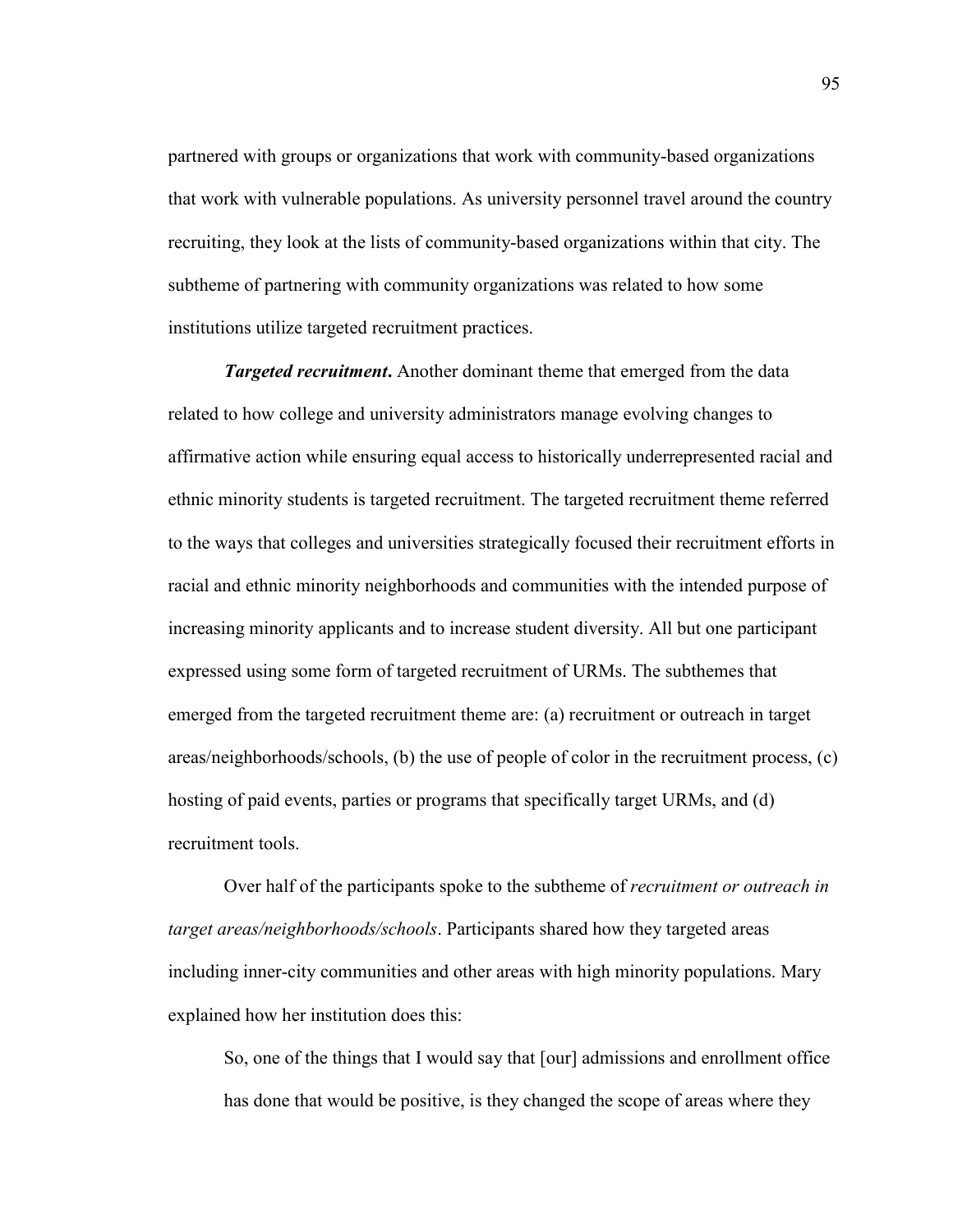partnered with groups or organizations that work with community-based organizations that work with vulnerable populations. As university personnel travel around the country recruiting, they look at the lists of community-based organizations within that city. The subtheme of partnering with community organizations was related to how some institutions utilize targeted recruitment practices.

***Targeted recruitment*.** Another dominant theme that emerged from the data related to how college and university administrators manage evolving changes to affirmative action while ensuring equal access to historically underrepresented racial and ethnic minority students is targeted recruitment. The targeted recruitment theme referred to the ways that colleges and universities strategically focused their recruitment efforts in racial and ethnic minority neighborhoods and communities with the intended purpose of increasing minority applicants and to increase student diversity. All but one participant expressed using some form of targeted recruitment of URMs. The subthemes that emerged from the targeted recruitment theme are: (a) recruitment or outreach in target areas/neighborhoods/schools, (b) the use of people of color in the recruitment process, (c) hosting of paid events, parties or programs that specifically target URMs, and (d) recruitment tools.

Over half of the participants spoke to the subtheme of *recruitment or outreach in target areas/neighborhoods/schools*. Participants shared how they targeted areas including inner-city communities and other areas with high minority populations. Mary explained how her institution does this:

> So, one of the things that I would say that [our] admissions and enrollment office has done that would be positive, is they changed the scope of areas where they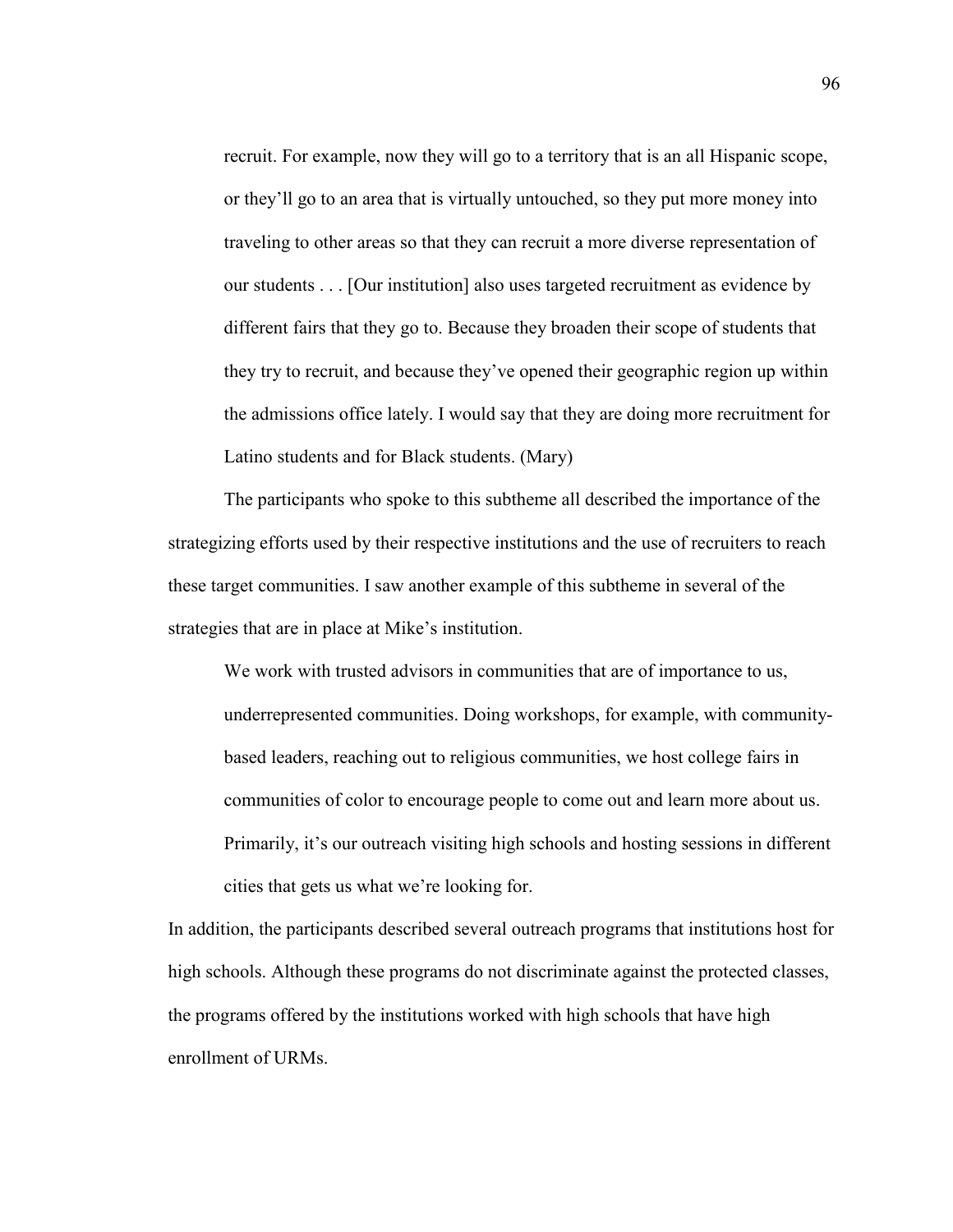> recruit. For example, now they will go to a territory that is an all Hispanic scope, or they'll go to an area that is virtually untouched, so they put more money into traveling to other areas so that they can recruit a more diverse representation of our students . . . [Our institution] also uses targeted recruitment as evidence by different fairs that they go to. Because they broaden their scope of students that they try to recruit, and because they've opened their geographic region up within the admissions office lately. I would say that they are doing more recruitment for Latino students and for Black students. (Mary)

The participants who spoke to this subtheme all described the importance of the strategizing efforts used by their respective institutions and the use of recruiters to reach these target communities. I saw another example of this subtheme in several of the strategies that are in place at Mike's institution.

> We work with trusted advisors in communities that are of importance to us, underrepresented communities. Doing workshops, for example, with community-based leaders, reaching out to religious communities, we host college fairs in communities of color to encourage people to come out and learn more about us. Primarily, it's our outreach visiting high schools and hosting sessions in different cities that gets us what we're looking for.

In addition, the participants described several outreach programs that institutions host for high schools. Although these programs do not discriminate against the protected classes, the programs offered by the institutions worked with high schools that have high enrollment of URMs.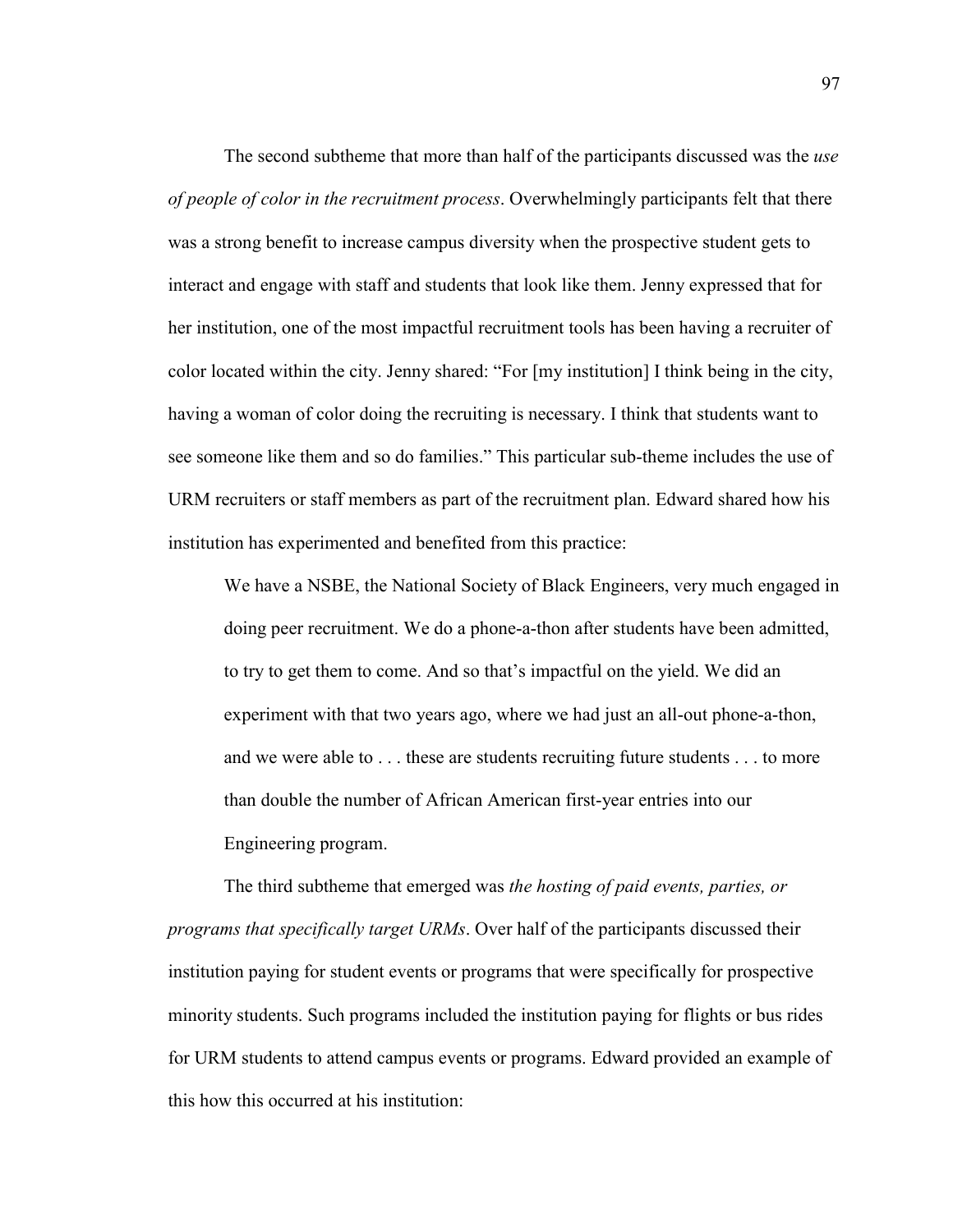The second subtheme that more than half of the participants discussed was the *use of people of color in the recruitment process*. Overwhelmingly participants felt that there was a strong benefit to increase campus diversity when the prospective student gets to interact and engage with staff and students that look like them. Jenny expressed that for her institution, one of the most impactful recruitment tools has been having a recruiter of color located within the city. Jenny shared: "For [my institution] I think being in the city, having a woman of color doing the recruiting is necessary. I think that students want to see someone like them and so do families." This particular sub-theme includes the use of URM recruiters or staff members as part of the recruitment plan. Edward shared how his institution has experimented and benefited from this practice:

> We have a NSBE, the National Society of Black Engineers, very much engaged in doing peer recruitment. We do a phone-a-thon after students have been admitted, to try to get them to come. And so that's impactful on the yield. We did an experiment with that two years ago, where we had just an all-out phone-a-thon, and we were able to . . . these are students recruiting future students . . . to more than double the number of African American first-year entries into our Engineering program.

The third subtheme that emerged was *the hosting of paid events, parties, or programs that specifically target URMs*. Over half of the participants discussed their institution paying for student events or programs that were specifically for prospective minority students. Such programs included the institution paying for flights or bus rides for URM students to attend campus events or programs. Edward provided an example of this how this occurred at his institution: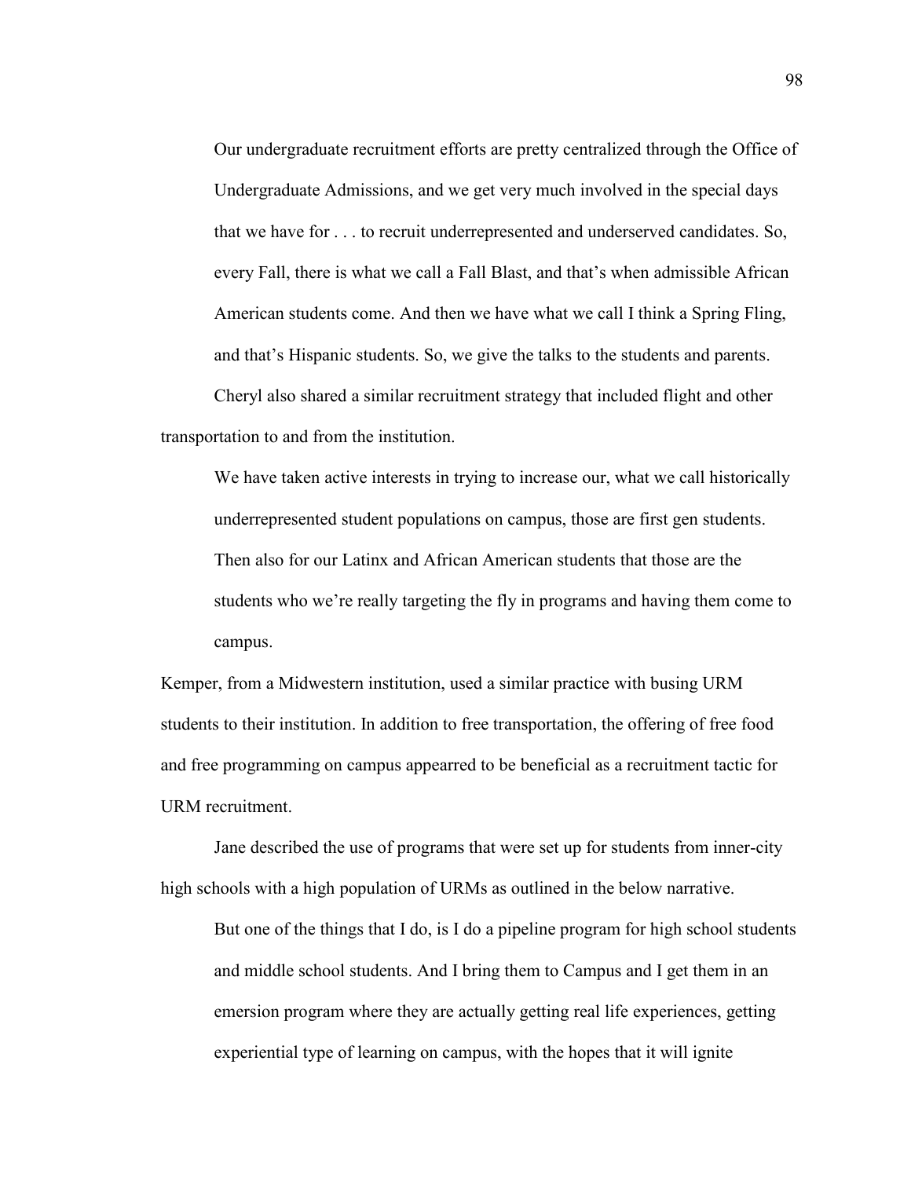> Our undergraduate recruitment efforts are pretty centralized through the Office of Undergraduate Admissions, and we get very much involved in the special days that we have for . . . to recruit underrepresented and underserved candidates. So, every Fall, there is what we call a Fall Blast, and that's when admissible African American students come. And then we have what we call I think a Spring Fling, and that's Hispanic students. So, we give the talks to the students and parents.

Cheryl also shared a similar recruitment strategy that included flight and other transportation to and from the institution.

> We have taken active interests in trying to increase our, what we call historically underrepresented student populations on campus, those are first gen students. Then also for our Latinx and African American students that those are the students who we're really targeting the fly in programs and having them come to campus.

Kemper, from a Midwestern institution, used a similar practice with busing URM students to their institution. In addition to free transportation, the offering of free food and free programming on campus appearred to be beneficial as a recruitment tactic for URM recruitment.

Jane described the use of programs that were set up for students from inner-city high schools with a high population of URMs as outlined in the below narrative.

> But one of the things that I do, is I do a pipeline program for high school students and middle school students. And I bring them to Campus and I get them in an emersion program where they are actually getting real life experiences, getting experiential type of learning on campus, with the hopes that it will ignite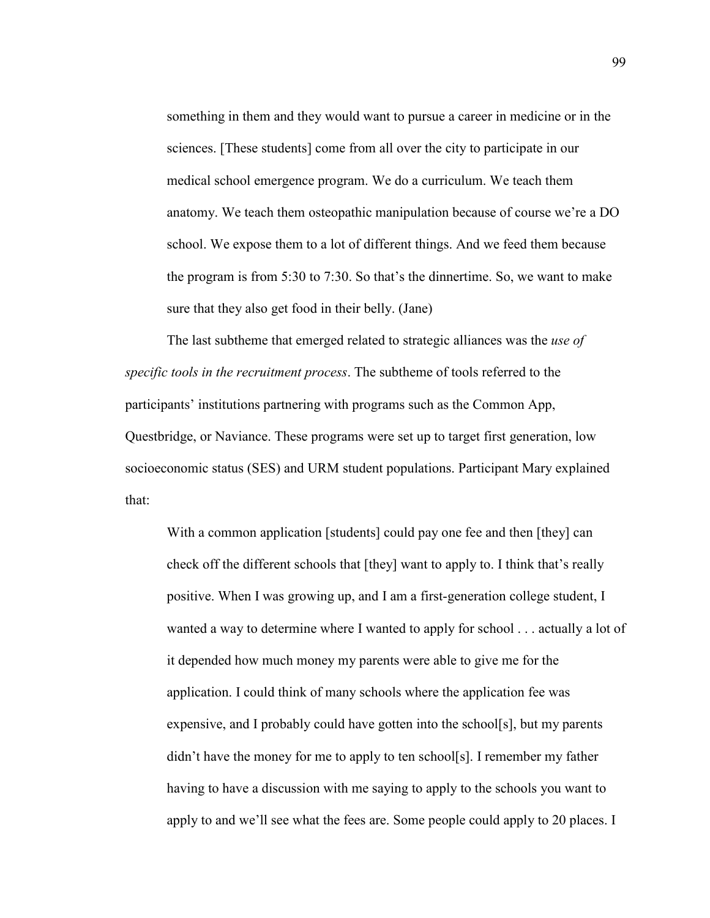> something in them and they would want to pursue a career in medicine or in the sciences. [These students] come from all over the city to participate in our medical school emergence program. We do a curriculum. We teach them anatomy. We teach them osteopathic manipulation because of course we're a DO school. We expose them to a lot of different things. And we feed them because the program is from 5:30 to 7:30. So that's the dinnertime. So, we want to make sure that they also get food in their belly. (Jane)

The last subtheme that emerged related to strategic alliances was the *use of specific tools in the recruitment process*. The subtheme of tools referred to the participants' institutions partnering with programs such as the Common App, Questbridge, or Naviance. These programs were set up to target first generation, low socioeconomic status (SES) and URM student populations. Participant Mary explained that:

> With a common application [students] could pay one fee and then [they] can check off the different schools that [they] want to apply to. I think that's really positive. When I was growing up, and I am a first-generation college student, I wanted a way to determine where I wanted to apply for school . . . actually a lot of it depended how much money my parents were able to give me for the application. I could think of many schools where the application fee was expensive, and I probably could have gotten into the school[s], but my parents didn't have the money for me to apply to ten school[s]. I remember my father having to have a discussion with me saying to apply to the schools you want to apply to and we'll see what the fees are. Some people could apply to 20 places. I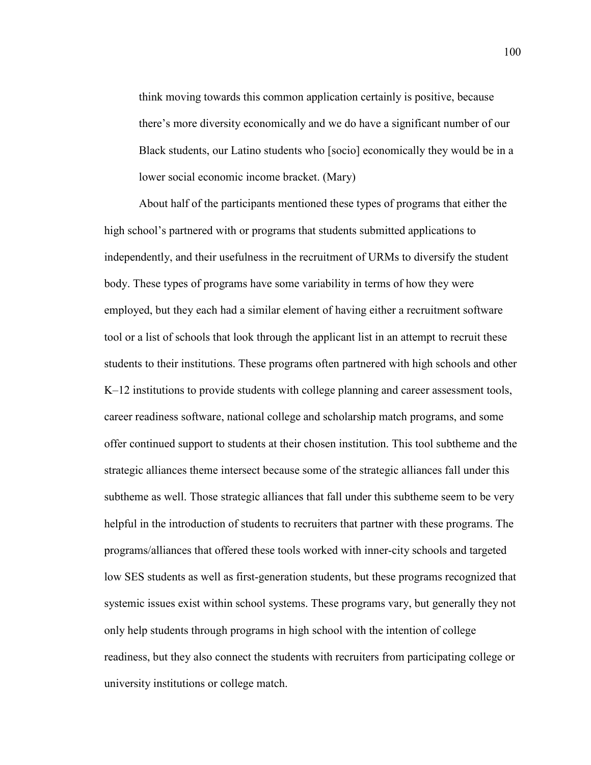> think moving towards this common application certainly is positive, because there's more diversity economically and we do have a significant number of our Black students, our Latino students who [socio] economically they would be in a lower social economic income bracket. (Mary)

About half of the participants mentioned these types of programs that either the high school's partnered with or programs that students submitted applications to independently, and their usefulness in the recruitment of URMs to diversify the student body. These types of programs have some variability in terms of how they were employed, but they each had a similar element of having either a recruitment software tool or a list of schools that look through the applicant list in an attempt to recruit these students to their institutions. These programs often partnered with high schools and other K–12 institutions to provide students with college planning and career assessment tools, career readiness software, national college and scholarship match programs, and some offer continued support to students at their chosen institution. This tool subtheme and the strategic alliances theme intersect because some of the strategic alliances fall under this subtheme as well. Those strategic alliances that fall under this subtheme seem to be very helpful in the introduction of students to recruiters that partner with these programs. The programs/alliances that offered these tools worked with inner-city schools and targeted low SES students as well as first-generation students, but these programs recognized that systemic issues exist within school systems. These programs vary, but generally they not only help students through programs in high school with the intention of college readiness, but they also connect the students with recruiters from participating college or university institutions or college match.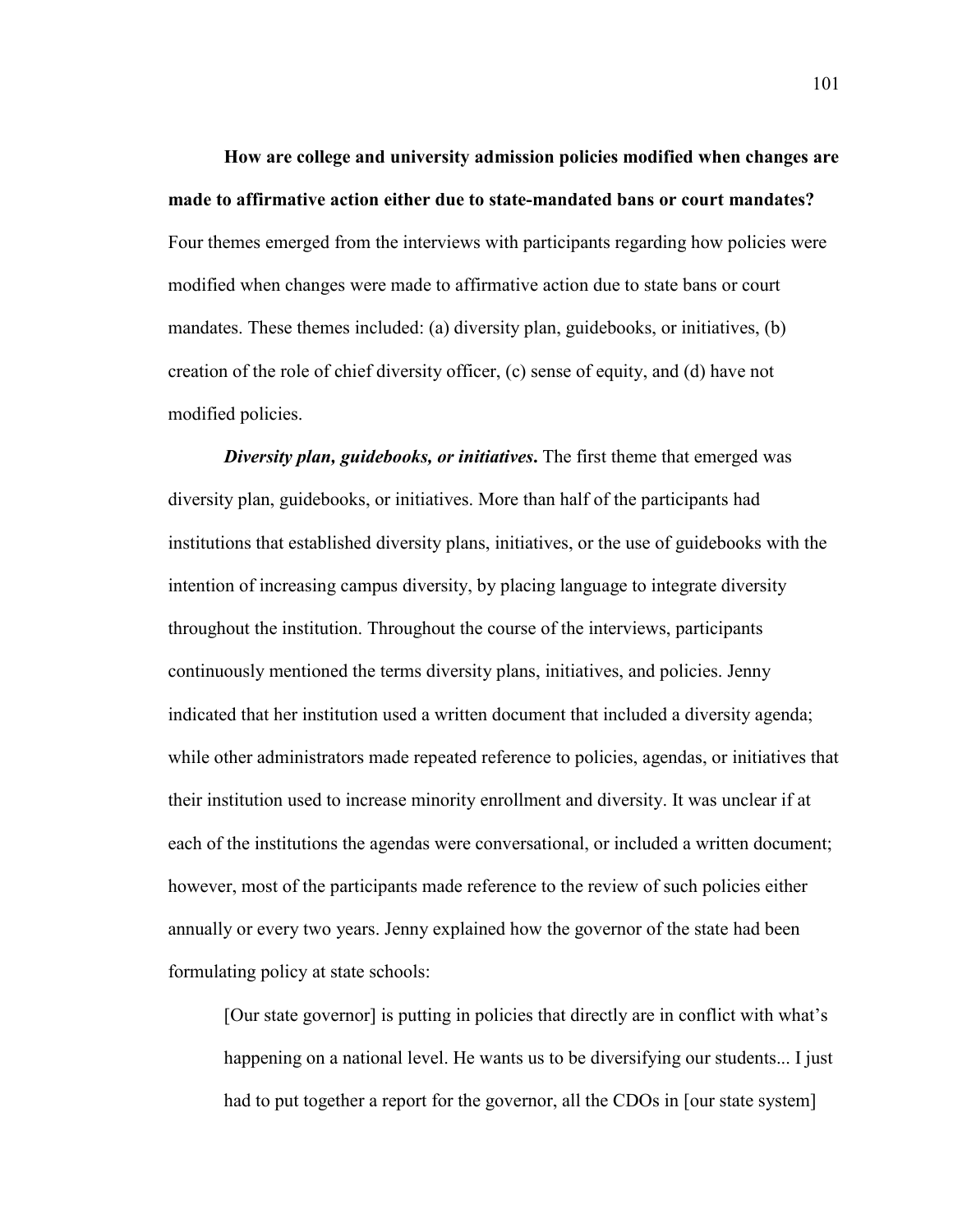**How are college and university admission policies modified when changes are made to affirmative action either due to state-mandated bans or court mandates?** Four themes emerged from the interviews with participants regarding how policies were modified when changes were made to affirmative action due to state bans or court mandates. These themes included: (a) diversity plan, guidebooks, or initiatives, (b) creation of the role of chief diversity officer, (c) sense of equity, and (d) have not modified policies.

***Diversity plan, guidebooks, or initiatives*.** The first theme that emerged was diversity plan, guidebooks, or initiatives. More than half of the participants had institutions that established diversity plans, initiatives, or the use of guidebooks with the intention of increasing campus diversity, by placing language to integrate diversity throughout the institution. Throughout the course of the interviews, participants continuously mentioned the terms diversity plans, initiatives, and policies. Jenny indicated that her institution used a written document that included a diversity agenda; while other administrators made repeated reference to policies, agendas, or initiatives that their institution used to increase minority enrollment and diversity. It was unclear if at each of the institutions the agendas were conversational, or included a written document; however, most of the participants made reference to the review of such policies either annually or every two years. Jenny explained how the governor of the state had been formulating policy at state schools:

> [Our state governor] is putting in policies that directly are in conflict with what's happening on a national level. He wants us to be diversifying our students... I just had to put together a report for the governor, all the CDOs in [our state system]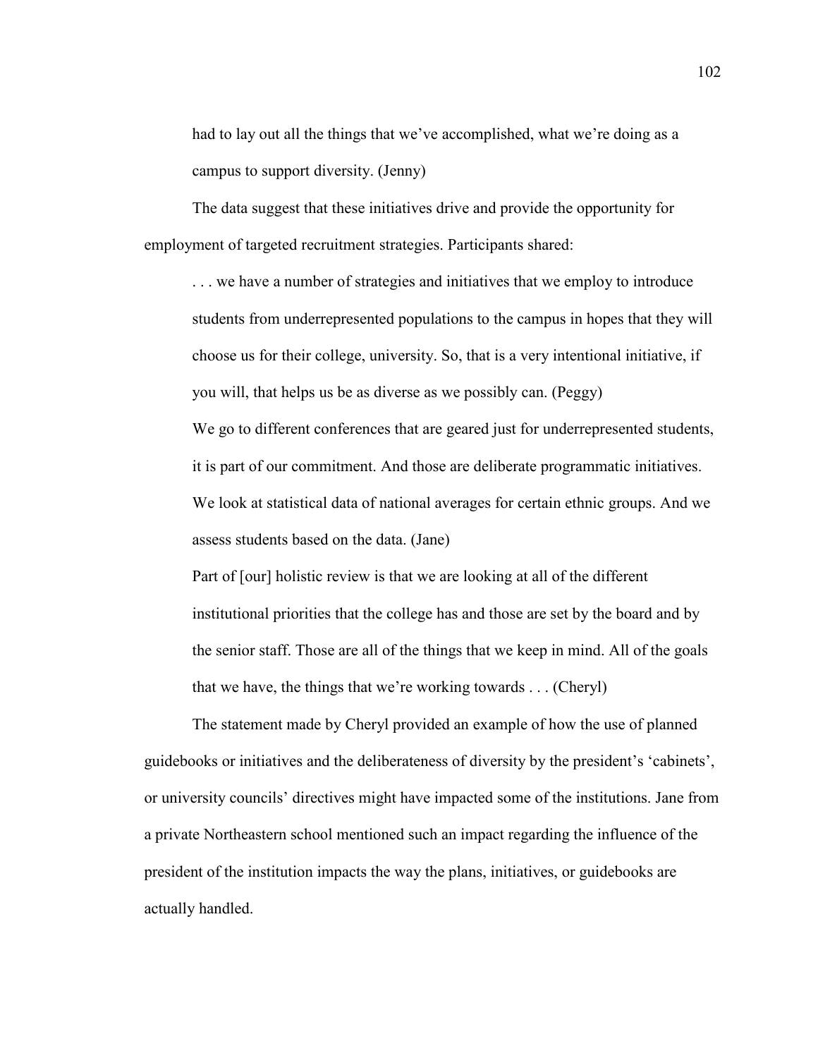> had to lay out all the things that we've accomplished, what we're doing as a campus to support diversity. (Jenny)

The data suggest that these initiatives drive and provide the opportunity for employment of targeted recruitment strategies. Participants shared:

> . . . we have a number of strategies and initiatives that we employ to introduce students from underrepresented populations to the campus in hopes that they will choose us for their college, university. So, that is a very intentional initiative, if you will, that helps us be as diverse as we possibly can. (Peggy)
>
> We go to different conferences that are geared just for underrepresented students, it is part of our commitment. And those are deliberate programmatic initiatives. We look at statistical data of national averages for certain ethnic groups. And we assess students based on the data. (Jane)
>
> Part of [our] holistic review is that we are looking at all of the different institutional priorities that the college has and those are set by the board and by the senior staff. Those are all of the things that we keep in mind. All of the goals that we have, the things that we're working towards . . . (Cheryl)

The statement made by Cheryl provided an example of how the use of planned guidebooks or initiatives and the deliberateness of diversity by the president's 'cabinets', or university councils' directives might have impacted some of the institutions. Jane from a private Northeastern school mentioned such an impact regarding the influence of the president of the institution impacts the way the plans, initiatives, or guidebooks are actually handled.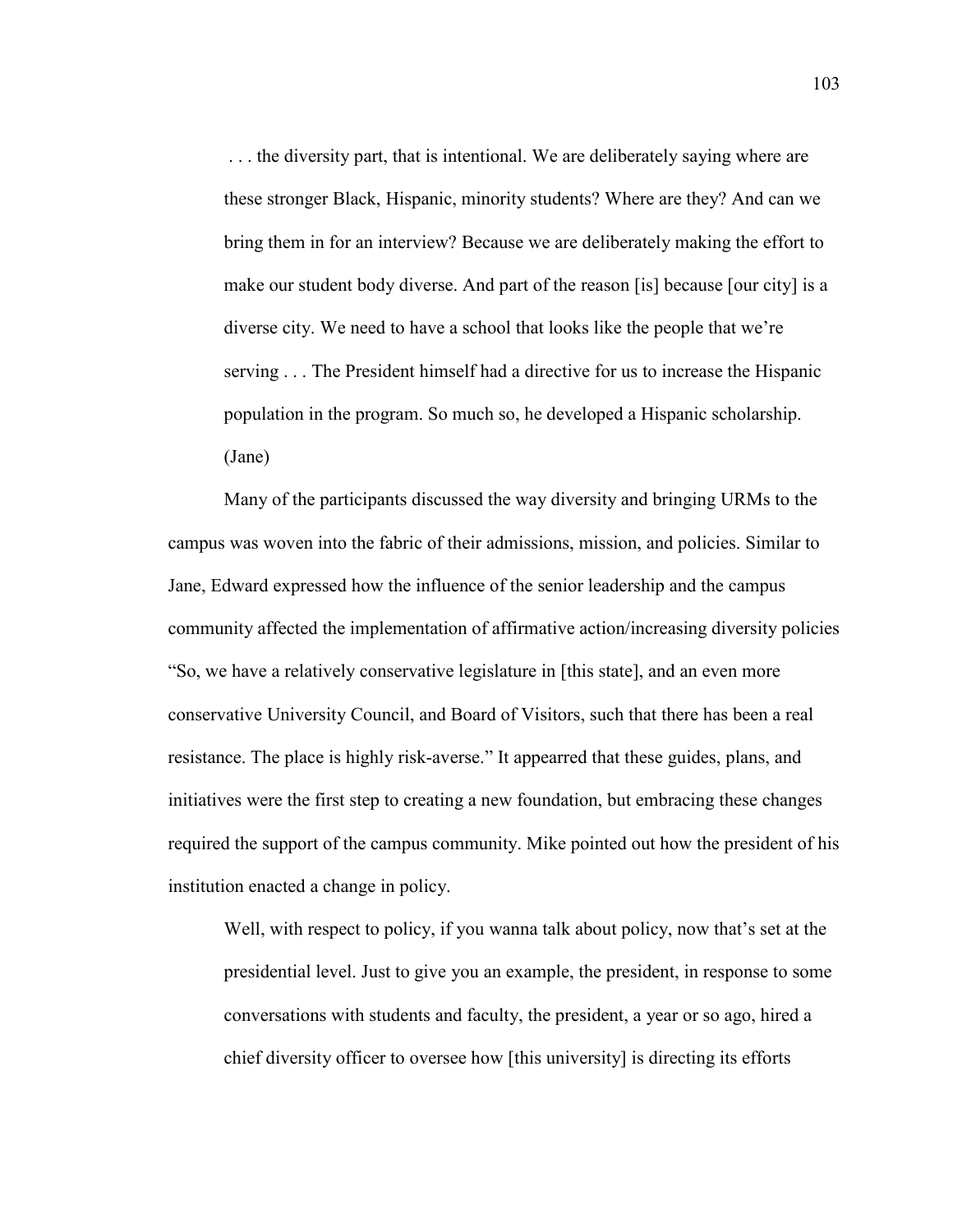> . . . the diversity part, that is intentional. We are deliberately saying where are these stronger Black, Hispanic, minority students? Where are they? And can we bring them in for an interview? Because we are deliberately making the effort to make our student body diverse. And part of the reason [is] because [our city] is a diverse city. We need to have a school that looks like the people that we're serving . . . The President himself had a directive for us to increase the Hispanic population in the program. So much so, he developed a Hispanic scholarship. (Jane)

Many of the participants discussed the way diversity and bringing URMs to the campus was woven into the fabric of their admissions, mission, and policies. Similar to Jane, Edward expressed how the influence of the senior leadership and the campus community affected the implementation of affirmative action/increasing diversity policies "So, we have a relatively conservative legislature in [this state], and an even more conservative University Council, and Board of Visitors, such that there has been a real resistance. The place is highly risk-averse." It appearred that these guides, plans, and initiatives were the first step to creating a new foundation, but embracing these changes required the support of the campus community. Mike pointed out how the president of his institution enacted a change in policy.

> Well, with respect to policy, if you wanna talk about policy, now that's set at the presidential level. Just to give you an example, the president, in response to some conversations with students and faculty, the president, a year or so ago, hired a chief diversity officer to oversee how [this university] is directing its efforts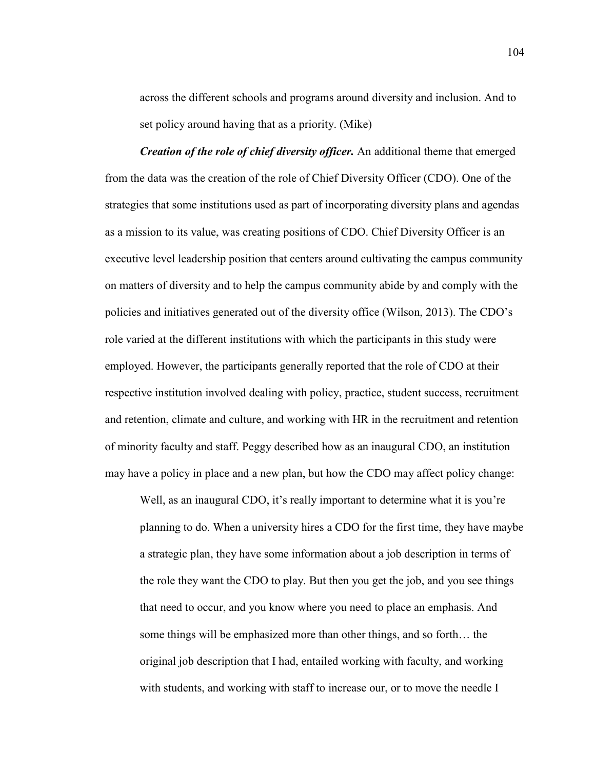> across the different schools and programs around diversity and inclusion. And to set policy around having that as a priority. (Mike)

***Creation of the role of chief diversity officer.*** An additional theme that emerged from the data was the creation of the role of Chief Diversity Officer (CDO). One of the strategies that some institutions used as part of incorporating diversity plans and agendas as a mission to its value, was creating positions of CDO. Chief Diversity Officer is an executive level leadership position that centers around cultivating the campus community on matters of diversity and to help the campus community abide by and comply with the policies and initiatives generated out of the diversity office (Wilson, 2013). The CDO's role varied at the different institutions with which the participants in this study were employed. However, the participants generally reported that the role of CDO at their respective institution involved dealing with policy, practice, student success, recruitment and retention, climate and culture, and working with HR in the recruitment and retention of minority faculty and staff. Peggy described how as an inaugural CDO, an institution may have a policy in place and a new plan, but how the CDO may affect policy change:

> Well, as an inaugural CDO, it's really important to determine what it is you're planning to do. When a university hires a CDO for the first time, they have maybe a strategic plan, they have some information about a job description in terms of the role they want the CDO to play. But then you get the job, and you see things that need to occur, and you know where you need to place an emphasis. And some things will be emphasized more than other things, and so forth… the original job description that I had, entailed working with faculty, and working with students, and working with staff to increase our, or to move the needle I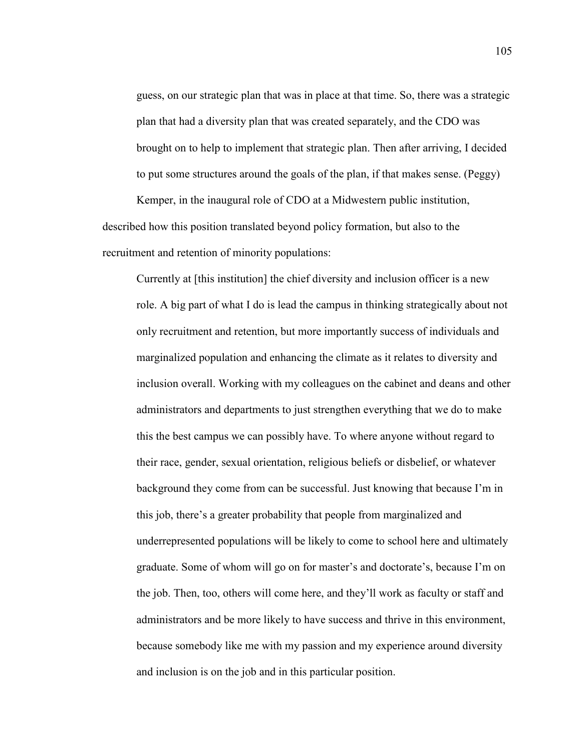> guess, on our strategic plan that was in place at that time. So, there was a strategic plan that had a diversity plan that was created separately, and the CDO was brought on to help to implement that strategic plan. Then after arriving, I decided to put some structures around the goals of the plan, if that makes sense. (Peggy)

Kemper, in the inaugural role of CDO at a Midwestern public institution, described how this position translated beyond policy formation, but also to the recruitment and retention of minority populations:

> Currently at [this institution] the chief diversity and inclusion officer is a new role. A big part of what I do is lead the campus in thinking strategically about not only recruitment and retention, but more importantly success of individuals and marginalized population and enhancing the climate as it relates to diversity and inclusion overall. Working with my colleagues on the cabinet and deans and other administrators and departments to just strengthen everything that we do to make this the best campus we can possibly have. To where anyone without regard to their race, gender, sexual orientation, religious beliefs or disbelief, or whatever background they come from can be successful. Just knowing that because I'm in this job, there's a greater probability that people from marginalized and underrepresented populations will be likely to come to school here and ultimately graduate. Some of whom will go on for master's and doctorate's, because I'm on the job. Then, too, others will come here, and they'll work as faculty or staff and administrators and be more likely to have success and thrive in this environment, because somebody like me with my passion and my experience around diversity and inclusion is on the job and in this particular position.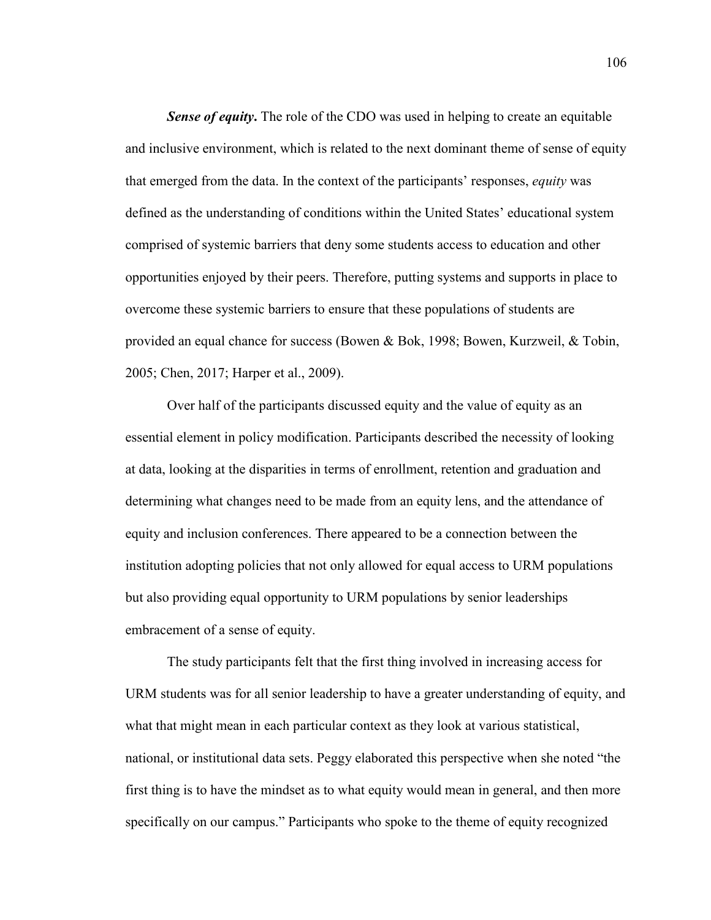***Sense of equity*.** The role of the CDO was used in helping to create an equitable and inclusive environment, which is related to the next dominant theme of sense of equity that emerged from the data. In the context of the participants' responses, *equity* was defined as the understanding of conditions within the United States' educational system comprised of systemic barriers that deny some students access to education and other opportunities enjoyed by their peers. Therefore, putting systems and supports in place to overcome these systemic barriers to ensure that these populations of students are provided an equal chance for success (Bowen & Bok, 1998; Bowen, Kurzweil, & Tobin, 2005; Chen, 2017; Harper et al., 2009).

Over half of the participants discussed equity and the value of equity as an essential element in policy modification. Participants described the necessity of looking at data, looking at the disparities in terms of enrollment, retention and graduation and determining what changes need to be made from an equity lens, and the attendance of equity and inclusion conferences. There appeared to be a connection between the institution adopting policies that not only allowed for equal access to URM populations but also providing equal opportunity to URM populations by senior leaderships embracement of a sense of equity.

The study participants felt that the first thing involved in increasing access for URM students was for all senior leadership to have a greater understanding of equity, and what that might mean in each particular context as they look at various statistical, national, or institutional data sets. Peggy elaborated this perspective when she noted "the first thing is to have the mindset as to what equity would mean in general, and then more specifically on our campus." Participants who spoke to the theme of equity recognized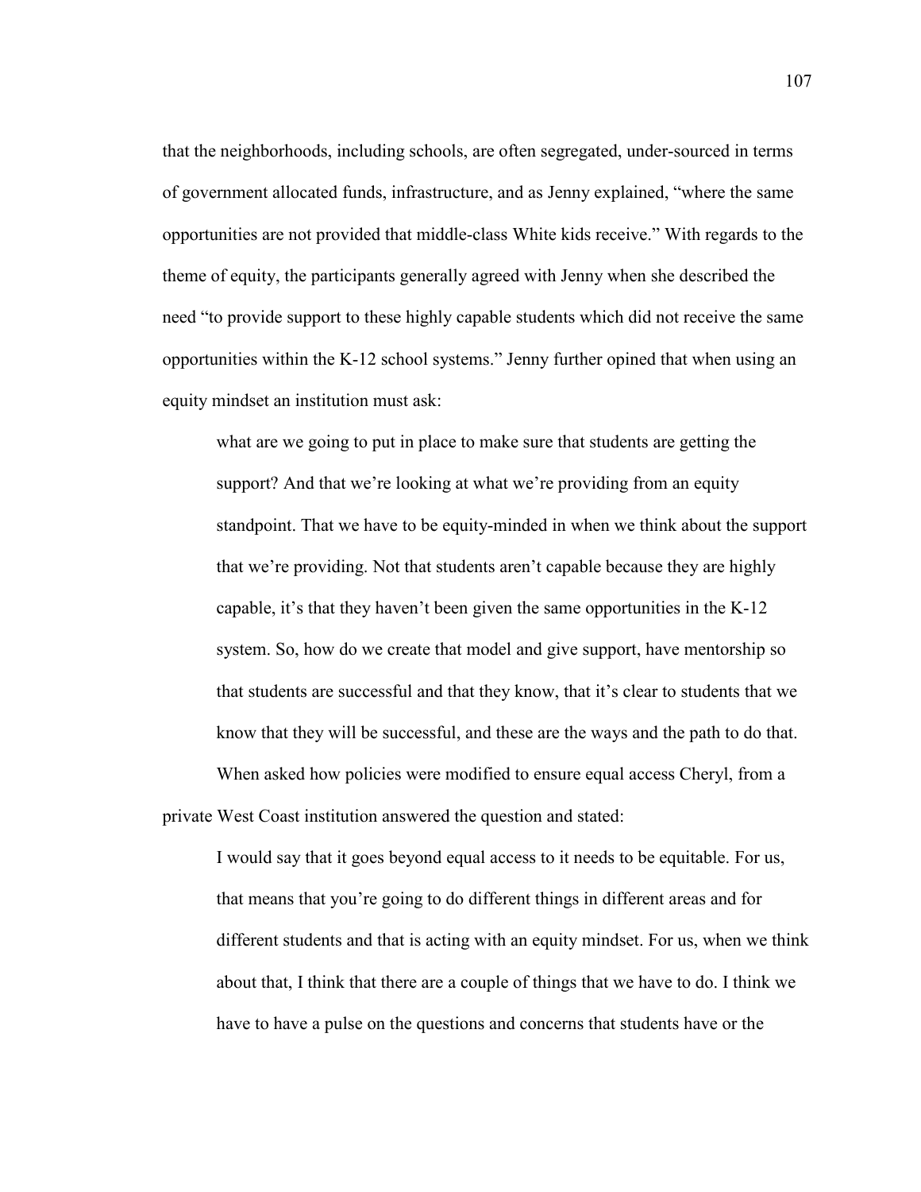that the neighborhoods, including schools, are often segregated, under-sourced in terms of government allocated funds, infrastructure, and as Jenny explained, "where the same opportunities are not provided that middle-class White kids receive." With regards to the theme of equity, the participants generally agreed with Jenny when she described the need "to provide support to these highly capable students which did not receive the same opportunities within the K-12 school systems." Jenny further opined that when using an equity mindset an institution must ask:

> what are we going to put in place to make sure that students are getting the support? And that we're looking at what we're providing from an equity standpoint. That we have to be equity-minded in when we think about the support that we're providing. Not that students aren't capable because they are highly capable, it's that they haven't been given the same opportunities in the K-12 system. So, how do we create that model and give support, have mentorship so that students are successful and that they know, that it's clear to students that we know that they will be successful, and these are the ways and the path to do that.

When asked how policies were modified to ensure equal access Cheryl, from a private West Coast institution answered the question and stated:

> I would say that it goes beyond equal access to it needs to be equitable. For us, that means that you're going to do different things in different areas and for different students and that is acting with an equity mindset. For us, when we think about that, I think that there are a couple of things that we have to do. I think we have to have a pulse on the questions and concerns that students have or the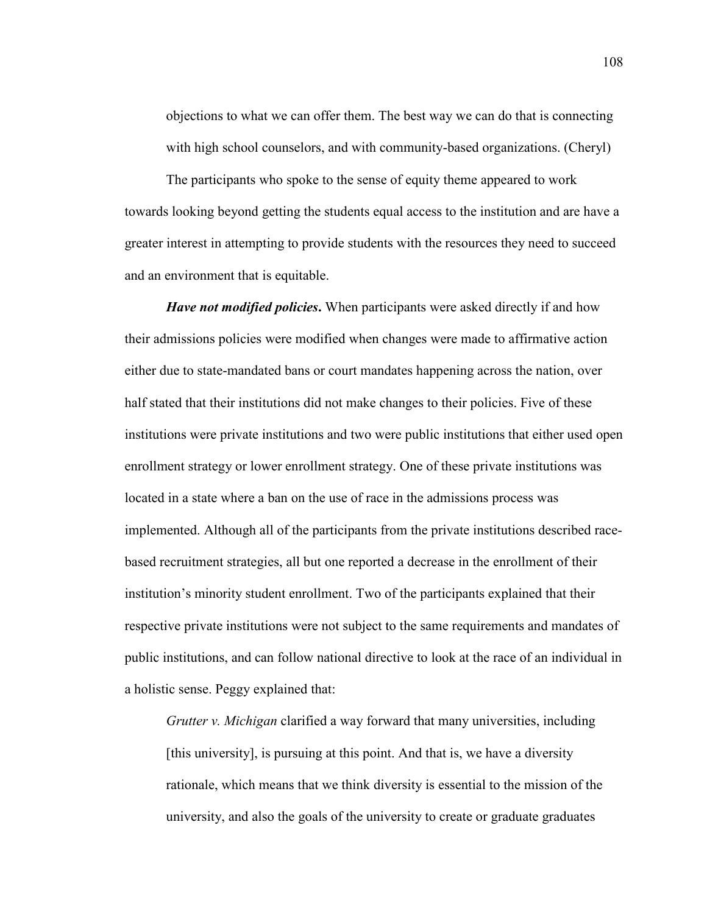objections to what we can offer them. The best way we can do that is connecting with high school counselors, and with community-based organizations. (Cheryl)

The participants who spoke to the sense of equity theme appeared to work towards looking beyond getting the students equal access to the institution and are have a greater interest in attempting to provide students with the resources they need to succeed and an environment that is equitable.

***Have not modified policies*.** When participants were asked directly if and how their admissions policies were modified when changes were made to affirmative action either due to state-mandated bans or court mandates happening across the nation, over half stated that their institutions did not make changes to their policies. Five of these institutions were private institutions and two were public institutions that either used open enrollment strategy or lower enrollment strategy. One of these private institutions was located in a state where a ban on the use of race in the admissions process was implemented. Although all of the participants from the private institutions described race-based recruitment strategies, all but one reported a decrease in the enrollment of their institution's minority student enrollment. Two of the participants explained that their respective private institutions were not subject to the same requirements and mandates of public institutions, and can follow national directive to look at the race of an individual in a holistic sense. Peggy explained that:

> *Grutter v. Michigan* clarified a way forward that many universities, including [this university], is pursuing at this point. And that is, we have a diversity rationale, which means that we think diversity is essential to the mission of the university, and also the goals of the university to create or graduate graduates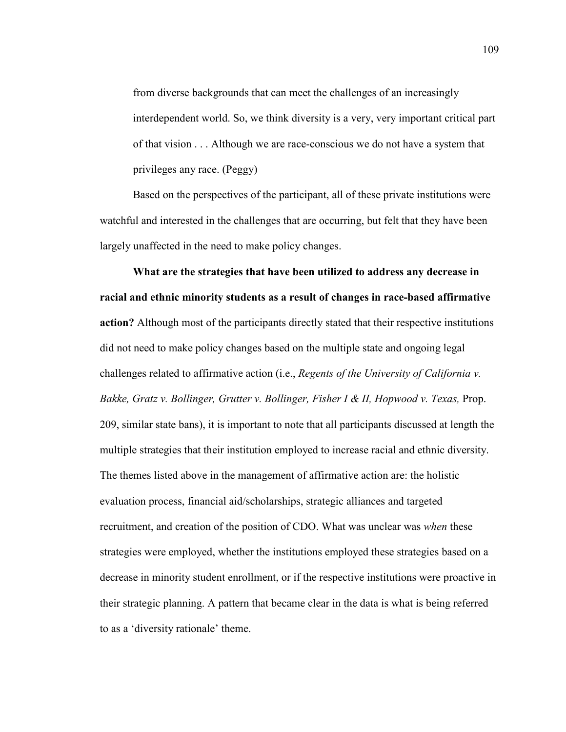from diverse backgrounds that can meet the challenges of an increasingly interdependent world. So, we think diversity is a very, very important critical part of that vision . . . Although we are race-conscious we do not have a system that privileges any race. (Peggy)

Based on the perspectives of the participant, all of these private institutions were watchful and interested in the challenges that are occurring, but felt that they have been largely unaffected in the need to make policy changes.

**What are the strategies that have been utilized to address any decrease in racial and ethnic minority students as a result of changes in race-based affirmative action?** Although most of the participants directly stated that their respective institutions did not need to make policy changes based on the multiple state and ongoing legal challenges related to affirmative action (i.e., *Regents of the University of California v. Bakke, Gratz v. Bollinger, Grutter v. Bollinger, Fisher I & II, Hopwood v. Texas,* Prop. 209, similar state bans), it is important to note that all participants discussed at length the multiple strategies that their institution employed to increase racial and ethnic diversity. The themes listed above in the management of affirmative action are: the holistic evaluation process, financial aid/scholarships, strategic alliances and targeted recruitment, and creation of the position of CDO. What was unclear was *when* these strategies were employed, whether the institutions employed these strategies based on a decrease in minority student enrollment, or if the respective institutions were proactive in their strategic planning. A pattern that became clear in the data is what is being referred to as a 'diversity rationale' theme.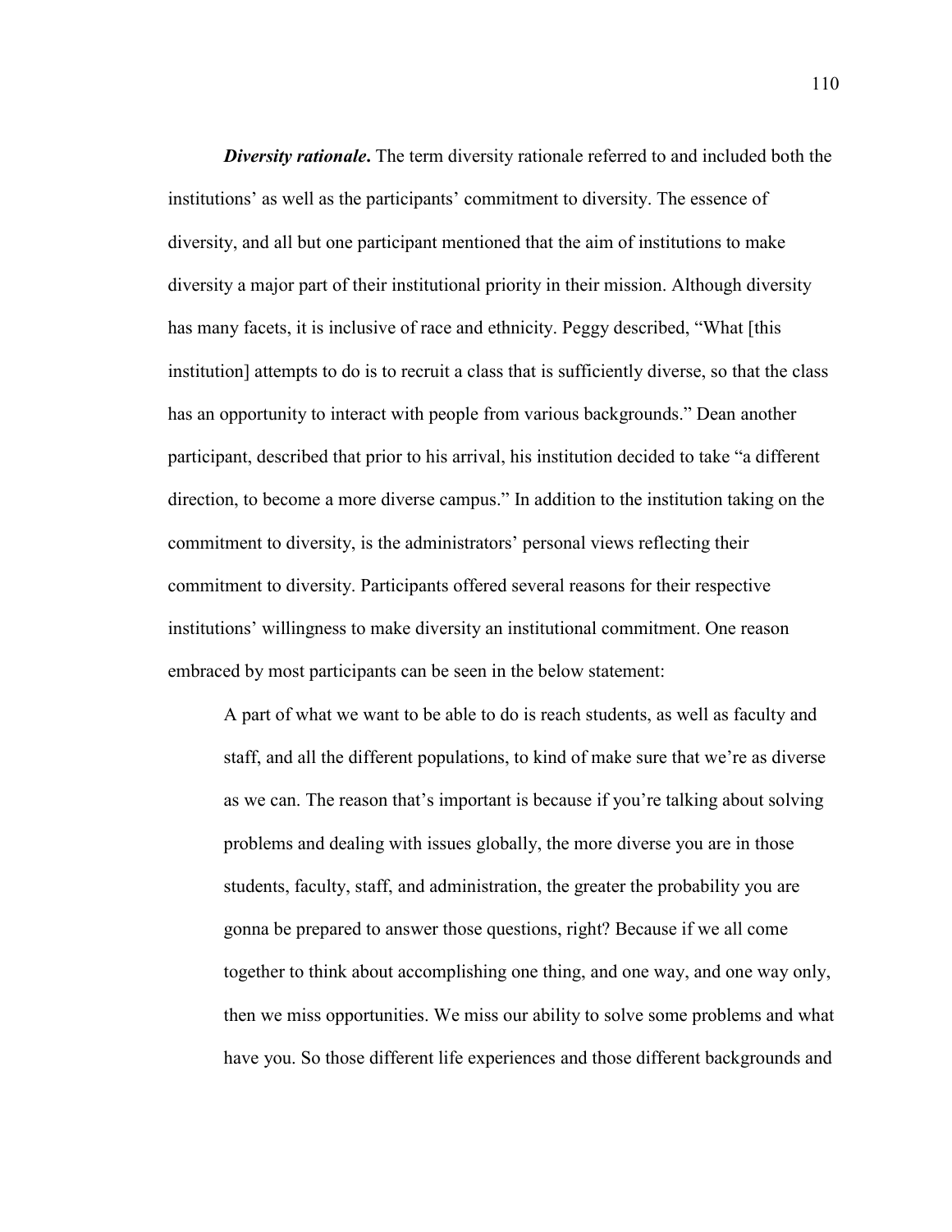***Diversity rationale*.** The term diversity rationale referred to and included both the institutions' as well as the participants' commitment to diversity. The essence of diversity, and all but one participant mentioned that the aim of institutions to make diversity a major part of their institutional priority in their mission. Although diversity has many facets, it is inclusive of race and ethnicity. Peggy described, "What [this institution] attempts to do is to recruit a class that is sufficiently diverse, so that the class has an opportunity to interact with people from various backgrounds." Dean another participant, described that prior to his arrival, his institution decided to take "a different direction, to become a more diverse campus." In addition to the institution taking on the commitment to diversity, is the administrators' personal views reflecting their commitment to diversity. Participants offered several reasons for their respective institutions' willingness to make diversity an institutional commitment. One reason embraced by most participants can be seen in the below statement:

> A part of what we want to be able to do is reach students, as well as faculty and staff, and all the different populations, to kind of make sure that we're as diverse as we can. The reason that's important is because if you're talking about solving problems and dealing with issues globally, the more diverse you are in those students, faculty, staff, and administration, the greater the probability you are gonna be prepared to answer those questions, right? Because if we all come together to think about accomplishing one thing, and one way, and one way only, then we miss opportunities. We miss our ability to solve some problems and what have you. So those different life experiences and those different backgrounds and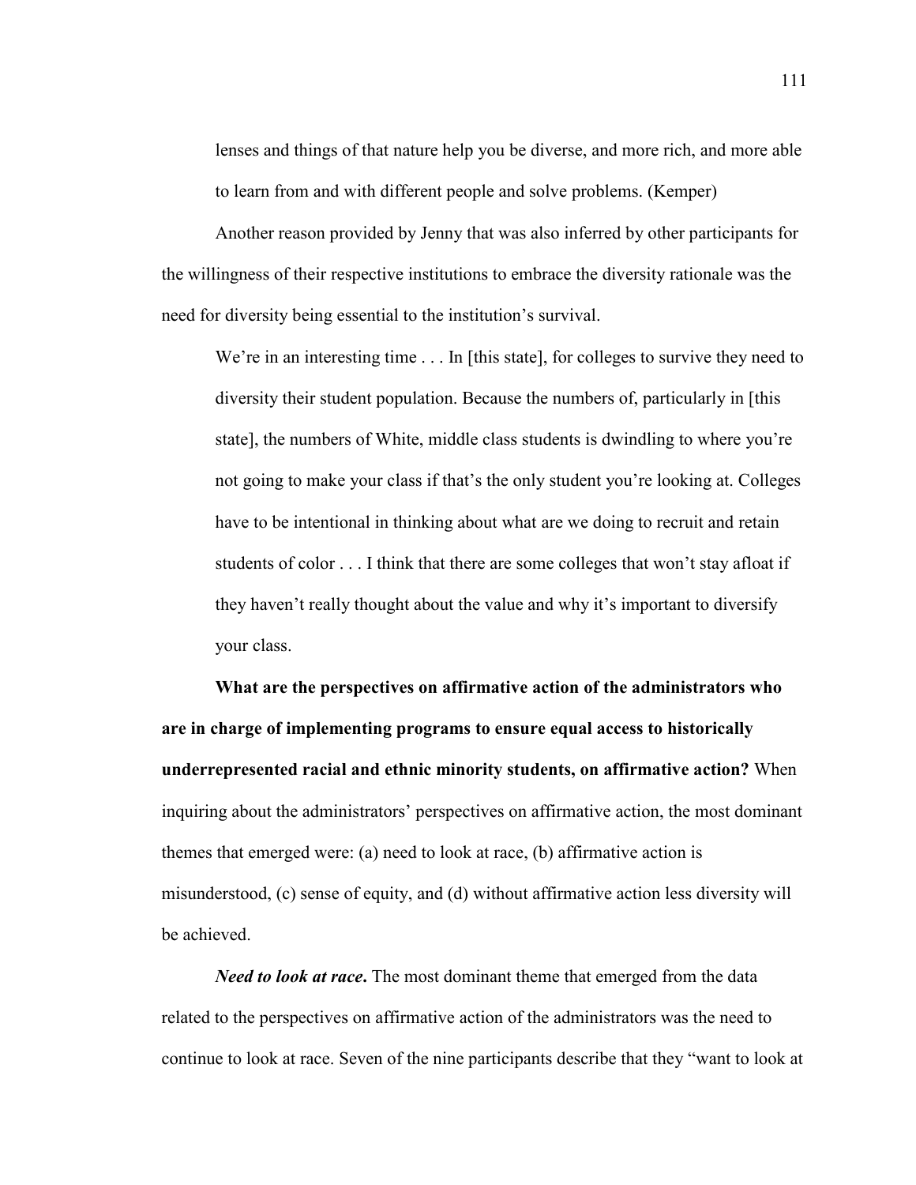> lenses and things of that nature help you be diverse, and more rich, and more able to learn from and with different people and solve problems. (Kemper)

Another reason provided by Jenny that was also inferred by other participants for the willingness of their respective institutions to embrace the diversity rationale was the need for diversity being essential to the institution's survival.

> We're in an interesting time . . . In [this state], for colleges to survive they need to diversity their student population. Because the numbers of, particularly in [this state], the numbers of White, middle class students is dwindling to where you're not going to make your class if that's the only student you're looking at. Colleges have to be intentional in thinking about what are we doing to recruit and retain students of color . . . I think that there are some colleges that won't stay afloat if they haven't really thought about the value and why it's important to diversify your class.

**What are the perspectives on affirmative action of the administrators who are in charge of implementing programs to ensure equal access to historically underrepresented racial and ethnic minority students, on affirmative action?** When inquiring about the administrators' perspectives on affirmative action, the most dominant themes that emerged were: (a) need to look at race, (b) affirmative action is misunderstood, (c) sense of equity, and (d) without affirmative action less diversity will be achieved.

***Need to look at race*.** The most dominant theme that emerged from the data related to the perspectives on affirmative action of the administrators was the need to continue to look at race. Seven of the nine participants describe that they "want to look at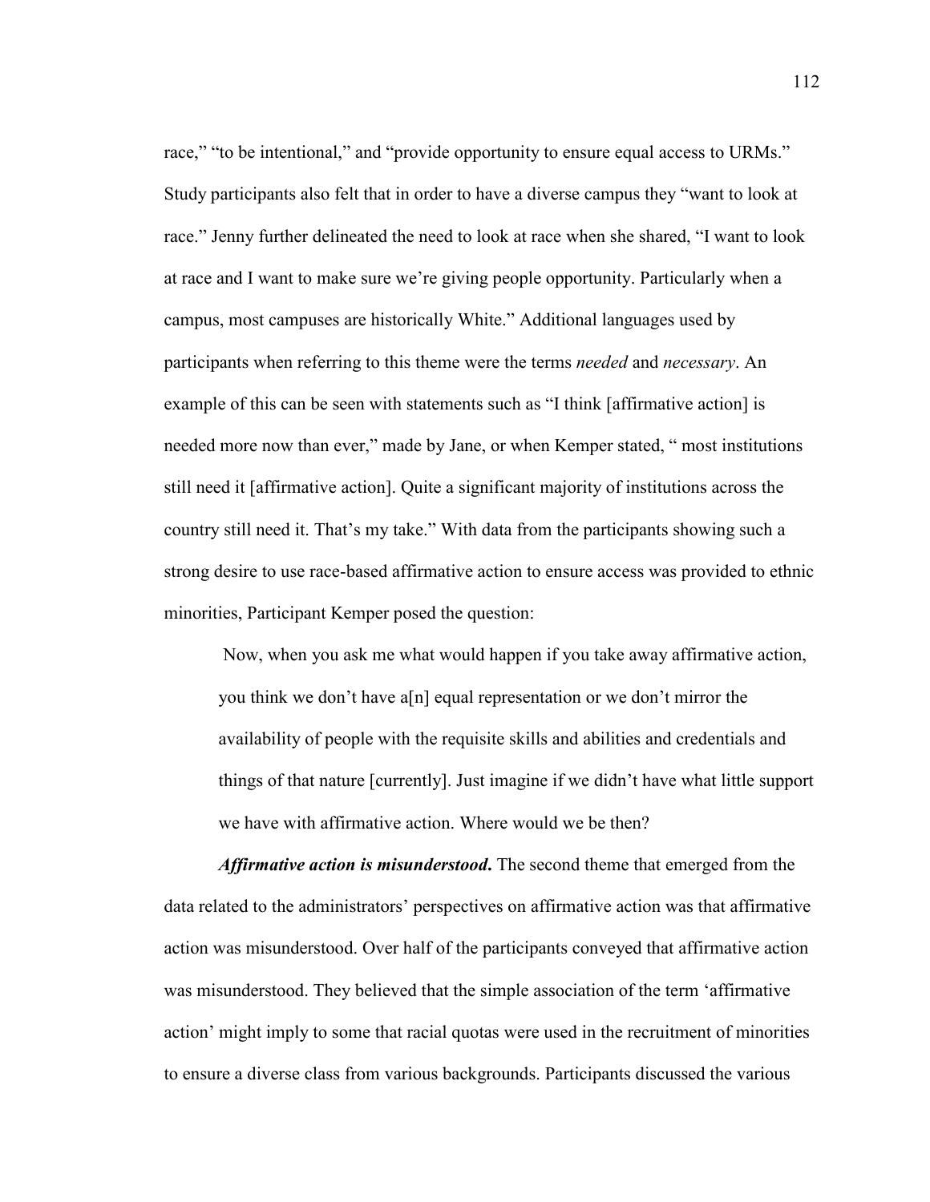race," "to be intentional," and "provide opportunity to ensure equal access to URMs." Study participants also felt that in order to have a diverse campus they "want to look at race." Jenny further delineated the need to look at race when she shared, "I want to look at race and I want to make sure we're giving people opportunity. Particularly when a campus, most campuses are historically White." Additional languages used by participants when referring to this theme were the terms *needed* and *necessary*. An example of this can be seen with statements such as "I think [affirmative action] is needed more now than ever," made by Jane, or when Kemper stated, " most institutions still need it [affirmative action]. Quite a significant majority of institutions across the country still need it. That's my take." With data from the participants showing such a strong desire to use race-based affirmative action to ensure access was provided to ethnic minorities, Participant Kemper posed the question:

> Now, when you ask me what would happen if you take away affirmative action, you think we don't have a[n] equal representation or we don't mirror the availability of people with the requisite skills and abilities and credentials and things of that nature [currently]. Just imagine if we didn't have what little support we have with affirmative action. Where would we be then?

***Affirmative action is misunderstood*.** The second theme that emerged from the data related to the administrators' perspectives on affirmative action was that affirmative action was misunderstood. Over half of the participants conveyed that affirmative action was misunderstood. They believed that the simple association of the term 'affirmative action' might imply to some that racial quotas were used in the recruitment of minorities to ensure a diverse class from various backgrounds. Participants discussed the various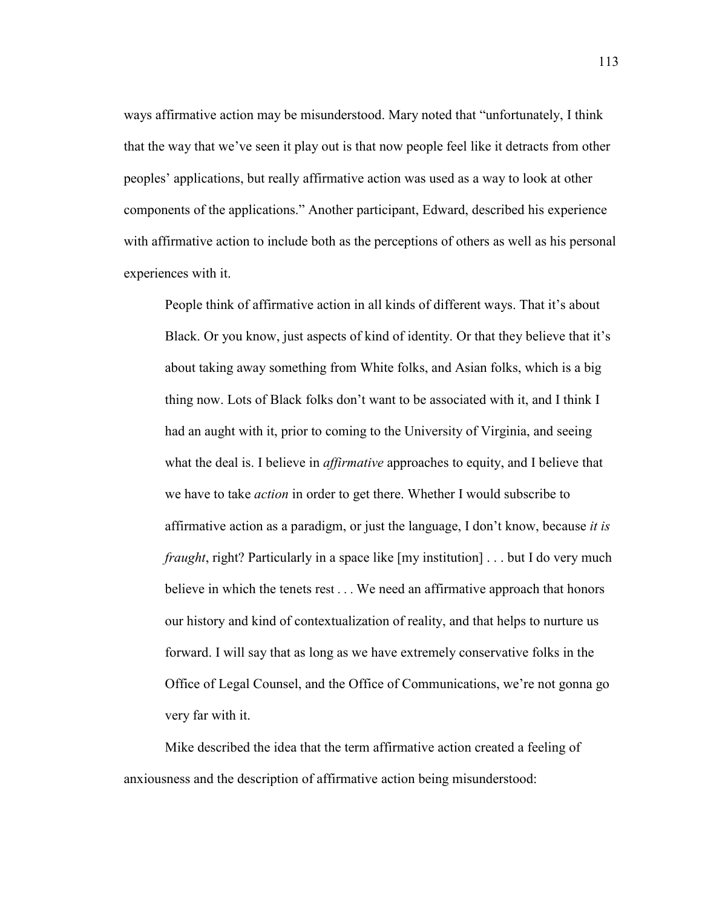ways affirmative action may be misunderstood. Mary noted that "unfortunately, I think that the way that we've seen it play out is that now people feel like it detracts from other peoples' applications, but really affirmative action was used as a way to look at other components of the applications." Another participant, Edward, described his experience with affirmative action to include both as the perceptions of others as well as his personal experiences with it.

> People think of affirmative action in all kinds of different ways. That it's about Black. Or you know, just aspects of kind of identity. Or that they believe that it's about taking away something from White folks, and Asian folks, which is a big thing now. Lots of Black folks don't want to be associated with it, and I think I had an aught with it, prior to coming to the University of Virginia, and seeing what the deal is. I believe in *affirmative* approaches to equity, and I believe that we have to take *action* in order to get there. Whether I would subscribe to affirmative action as a paradigm, or just the language, I don't know, because *it is fraught*, right? Particularly in a space like [my institution] . . . but I do very much believe in which the tenets rest . . . We need an affirmative approach that honors our history and kind of contextualization of reality, and that helps to nurture us forward. I will say that as long as we have extremely conservative folks in the Office of Legal Counsel, and the Office of Communications, we're not gonna go very far with it.

Mike described the idea that the term affirmative action created a feeling of anxiousness and the description of affirmative action being misunderstood: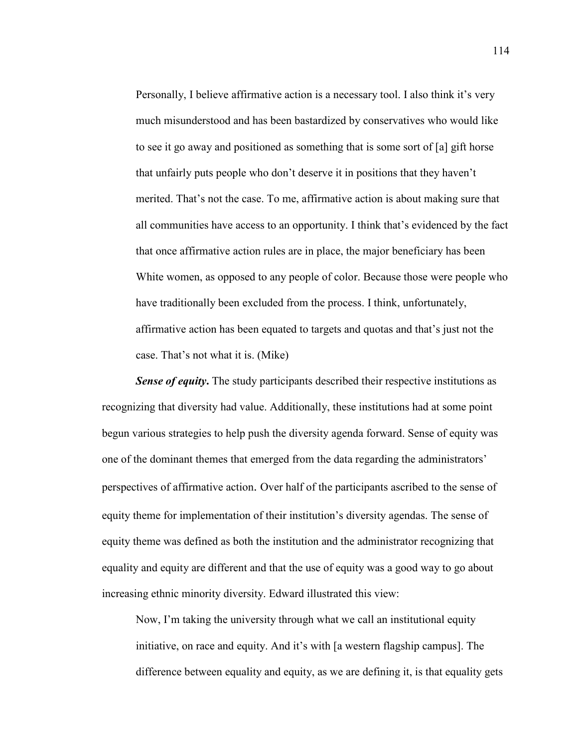> Personally, I believe affirmative action is a necessary tool. I also think it's very much misunderstood and has been bastardized by conservatives who would like to see it go away and positioned as something that is some sort of [a] gift horse that unfairly puts people who don't deserve it in positions that they haven't merited. That's not the case. To me, affirmative action is about making sure that all communities have access to an opportunity. I think that's evidenced by the fact that once affirmative action rules are in place, the major beneficiary has been White women, as opposed to any people of color. Because those were people who have traditionally been excluded from the process. I think, unfortunately, affirmative action has been equated to targets and quotas and that's just not the case. That's not what it is. (Mike)

***Sense of equity***. The study participants described their respective institutions as recognizing that diversity had value. Additionally, these institutions had at some point begun various strategies to help push the diversity agenda forward. Sense of equity was one of the dominant themes that emerged from the data regarding the administrators' perspectives of affirmative action. Over half of the participants ascribed to the sense of equity theme for implementation of their institution's diversity agendas. The sense of equity theme was defined as both the institution and the administrator recognizing that equality and equity are different and that the use of equity was a good way to go about increasing ethnic minority diversity. Edward illustrated this view:

> Now, I'm taking the university through what we call an institutional equity initiative, on race and equity. And it's with [a western flagship campus]. The difference between equality and equity, as we are defining it, is that equality gets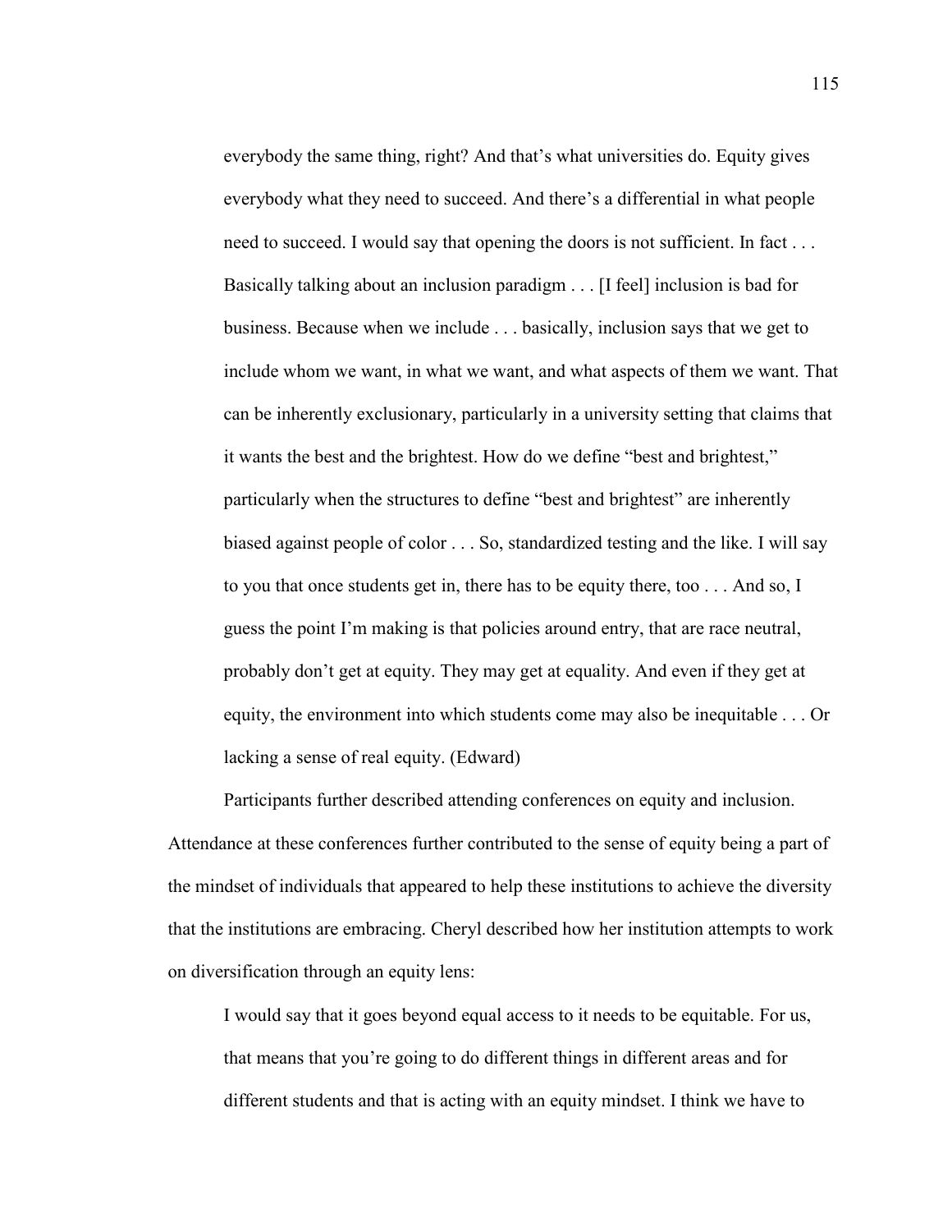> everybody the same thing, right? And that's what universities do. Equity gives everybody what they need to succeed. And there's a differential in what people need to succeed. I would say that opening the doors is not sufficient. In fact . . . Basically talking about an inclusion paradigm . . . [I feel] inclusion is bad for business. Because when we include . . . basically, inclusion says that we get to include whom we want, in what we want, and what aspects of them we want. That can be inherently exclusionary, particularly in a university setting that claims that it wants the best and the brightest. How do we define "best and brightest," particularly when the structures to define "best and brightest" are inherently biased against people of color . . . So, standardized testing and the like. I will say to you that once students get in, there has to be equity there, too . . . And so, I guess the point I'm making is that policies around entry, that are race neutral, probably don't get at equity. They may get at equality. And even if they get at equity, the environment into which students come may also be inequitable . . . Or lacking a sense of real equity. (Edward)

Participants further described attending conferences on equity and inclusion. Attendance at these conferences further contributed to the sense of equity being a part of the mindset of individuals that appeared to help these institutions to achieve the diversity that the institutions are embracing. Cheryl described how her institution attempts to work on diversification through an equity lens:

> I would say that it goes beyond equal access to it needs to be equitable. For us, that means that you're going to do different things in different areas and for different students and that is acting with an equity mindset. I think we have to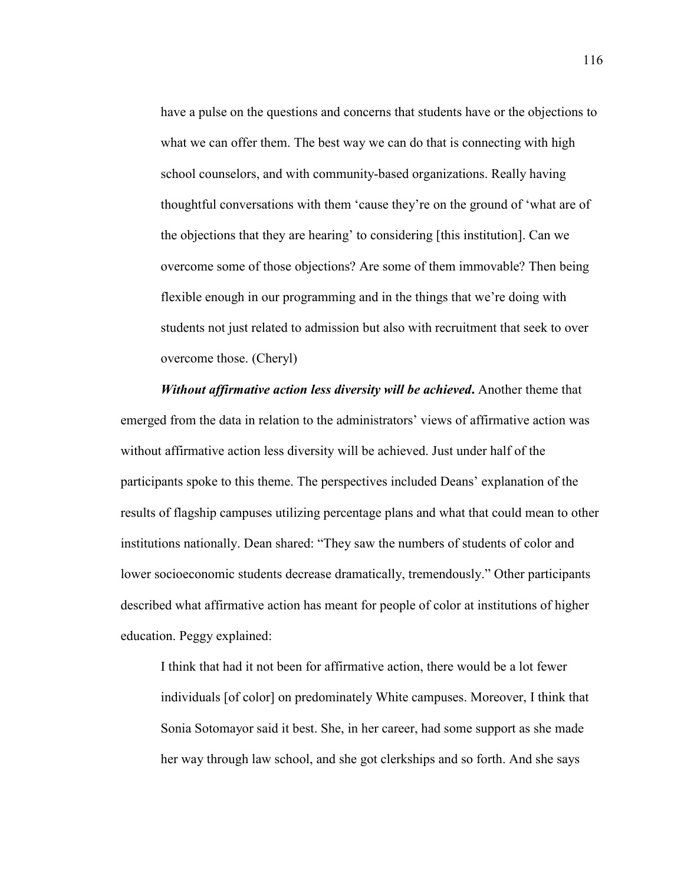have a pulse on the questions and concerns that students have or the objections to what we can offer them. The best way we can do that is connecting with high school counselors, and with community-based organizations. Really having thoughtful conversations with them 'cause they're on the ground of 'what are of the objections that they are hearing' to considering [this institution]. Can we overcome some of those objections? Are some of them immovable? Then being flexible enough in our programming and in the things that we're doing with students not just related to admission but also with recruitment that seek to over overcome those. (Cheryl)

***Without affirmative action less diversity will be achieved*.** Another theme that emerged from the data in relation to the administrators' views of affirmative action was without affirmative action less diversity will be achieved. Just under half of the participants spoke to this theme. The perspectives included Deans' explanation of the results of flagship campuses utilizing percentage plans and what that could mean to other institutions nationally. Dean shared: "They saw the numbers of students of color and lower socioeconomic students decrease dramatically, tremendously." Other participants described what affirmative action has meant for people of color at institutions of higher education. Peggy explained:

> I think that had it not been for affirmative action, there would be a lot fewer individuals [of color] on predominately White campuses. Moreover, I think that Sonia Sotomayor said it best. She, in her career, had some support as she made her way through law school, and she got clerkships and so forth. And she says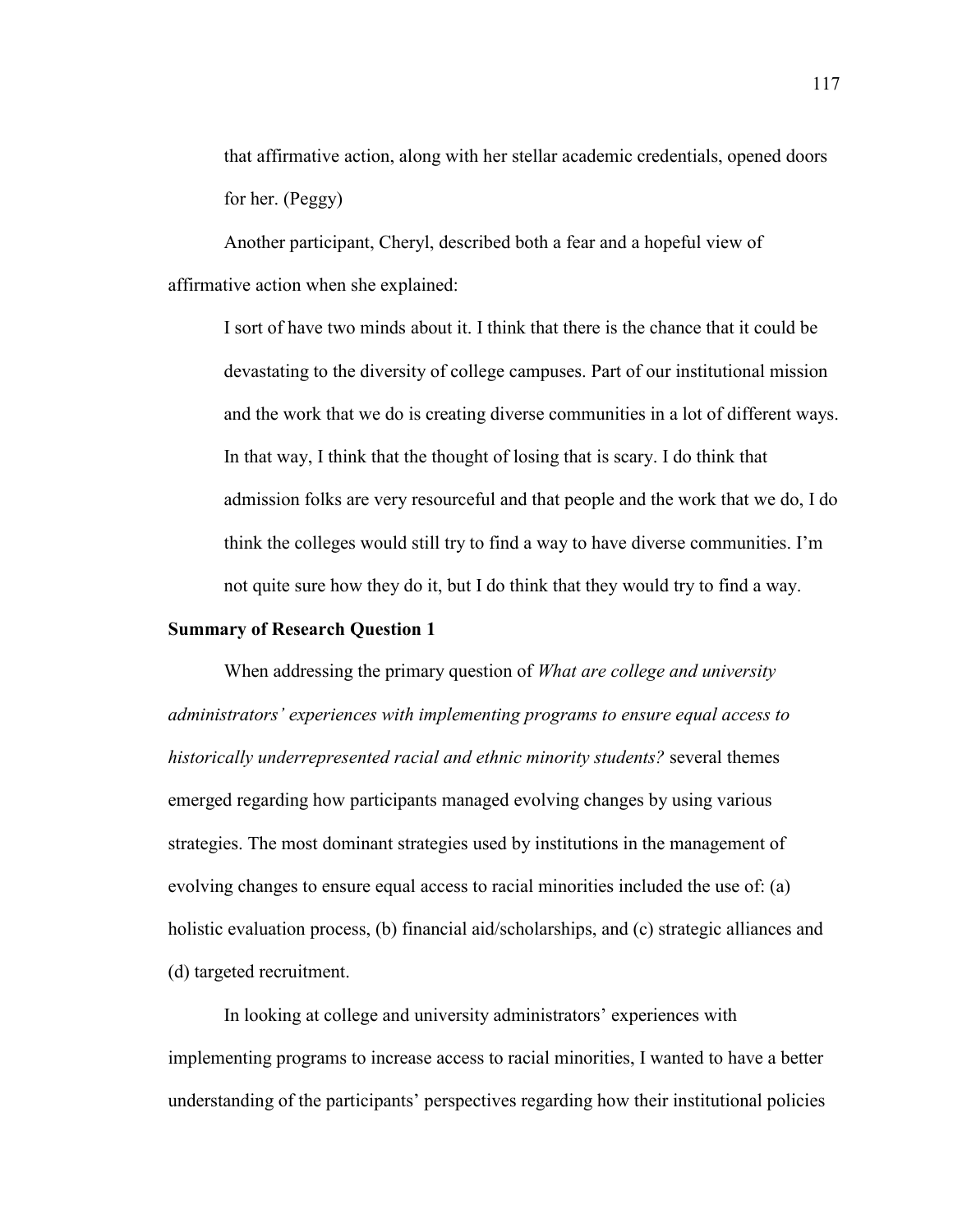> that affirmative action, along with her stellar academic credentials, opened doors for her. (Peggy)

Another participant, Cheryl, described both a fear and a hopeful view of affirmative action when she explained:

> I sort of have two minds about it. I think that there is the chance that it could be devastating to the diversity of college campuses. Part of our institutional mission and the work that we do is creating diverse communities in a lot of different ways. In that way, I think that the thought of losing that is scary. I do think that admission folks are very resourceful and that people and the work that we do, I do think the colleges would still try to find a way to have diverse communities. I'm not quite sure how they do it, but I do think that they would try to find a way.

**Summary of Research Question 1**

When addressing the primary question of *What are college and university administrators' experiences with implementing programs to ensure equal access to historically underrepresented racial and ethnic minority students?* several themes emerged regarding how participants managed evolving changes by using various strategies. The most dominant strategies used by institutions in the management of evolving changes to ensure equal access to racial minorities included the use of: (a) holistic evaluation process, (b) financial aid/scholarships, and (c) strategic alliances and (d) targeted recruitment.

In looking at college and university administrators' experiences with implementing programs to increase access to racial minorities, I wanted to have a better understanding of the participants' perspectives regarding how their institutional policies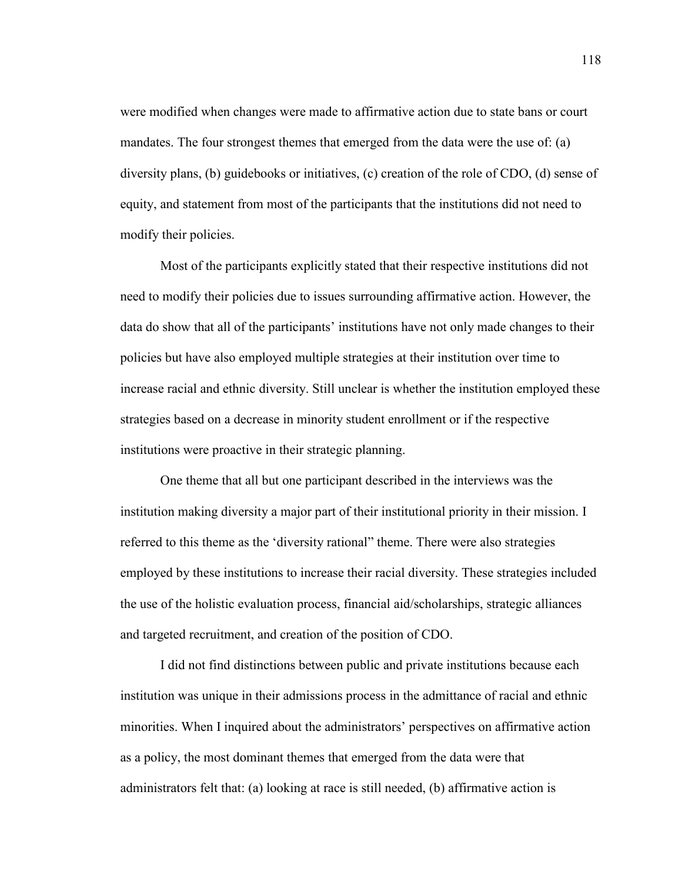were modified when changes were made to affirmative action due to state bans or court mandates. The four strongest themes that emerged from the data were the use of: (a) diversity plans, (b) guidebooks or initiatives, (c) creation of the role of CDO, (d) sense of equity, and statement from most of the participants that the institutions did not need to modify their policies.

Most of the participants explicitly stated that their respective institutions did not need to modify their policies due to issues surrounding affirmative action. However, the data do show that all of the participants' institutions have not only made changes to their policies but have also employed multiple strategies at their institution over time to increase racial and ethnic diversity. Still unclear is whether the institution employed these strategies based on a decrease in minority student enrollment or if the respective institutions were proactive in their strategic planning.

One theme that all but one participant described in the interviews was the institution making diversity a major part of their institutional priority in their mission. I referred to this theme as the 'diversity rational" theme. There were also strategies employed by these institutions to increase their racial diversity. These strategies included the use of the holistic evaluation process, financial aid/scholarships, strategic alliances and targeted recruitment, and creation of the position of CDO.

I did not find distinctions between public and private institutions because each institution was unique in their admissions process in the admittance of racial and ethnic minorities. When I inquired about the administrators' perspectives on affirmative action as a policy, the most dominant themes that emerged from the data were that administrators felt that: (a) looking at race is still needed, (b) affirmative action is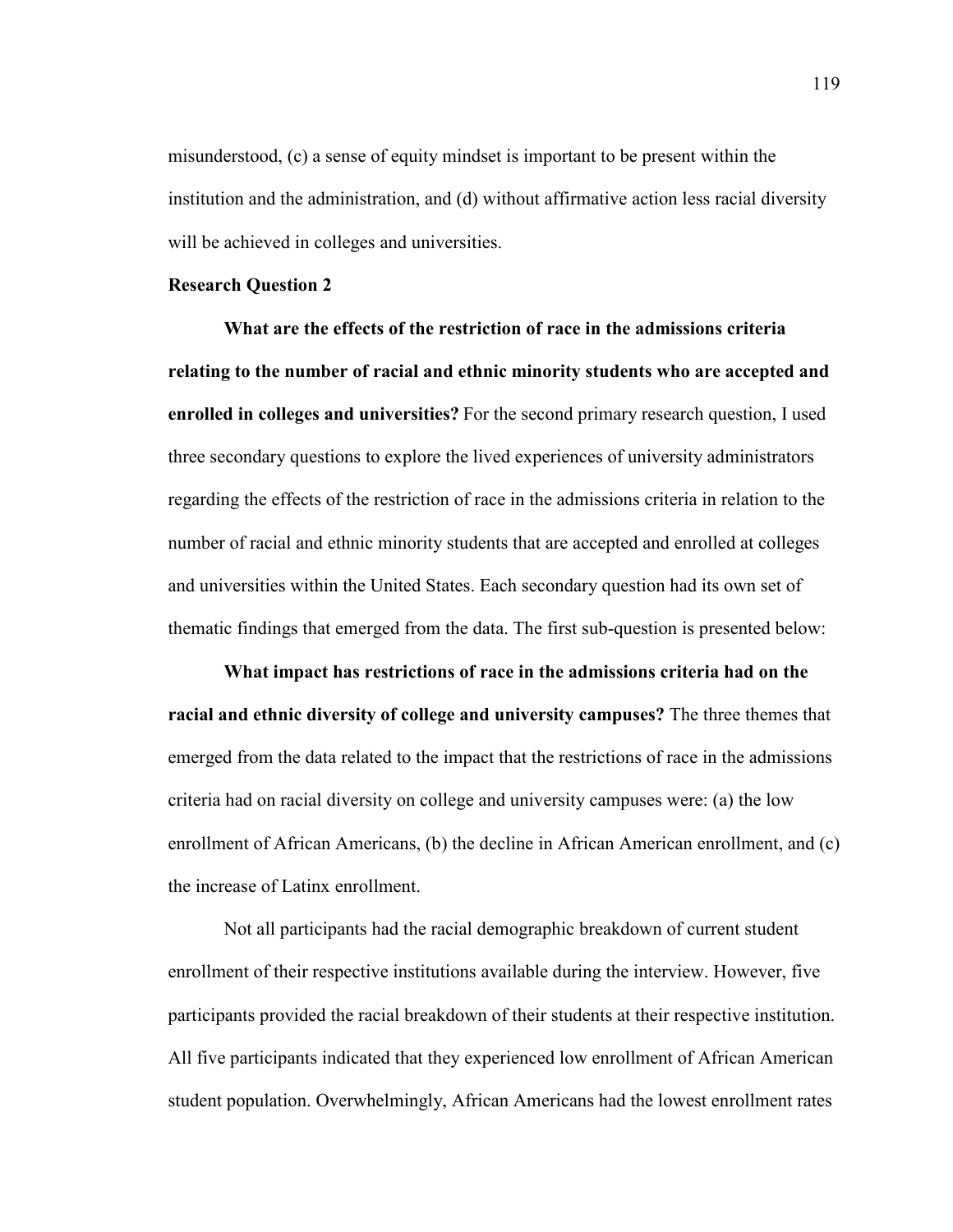misunderstood, (c) a sense of equity mindset is important to be present within the institution and the administration, and (d) without affirmative action less racial diversity will be achieved in colleges and universities.

**Research Question 2**

**What are the effects of the restriction of race in the admissions criteria relating to the number of racial and ethnic minority students who are accepted and enrolled in colleges and universities?** For the second primary research question, I used three secondary questions to explore the lived experiences of university administrators regarding the effects of the restriction of race in the admissions criteria in relation to the number of racial and ethnic minority students that are accepted and enrolled at colleges and universities within the United States. Each secondary question had its own set of thematic findings that emerged from the data. The first sub-question is presented below:

**What impact has restrictions of race in the admissions criteria had on the racial and ethnic diversity of college and university campuses?** The three themes that emerged from the data related to the impact that the restrictions of race in the admissions criteria had on racial diversity on college and university campuses were: (a) the low enrollment of African Americans, (b) the decline in African American enrollment, and (c) the increase of Latinx enrollment.

Not all participants had the racial demographic breakdown of current student enrollment of their respective institutions available during the interview. However, five participants provided the racial breakdown of their students at their respective institution. All five participants indicated that they experienced low enrollment of African American student population. Overwhelmingly, African Americans had the lowest enrollment rates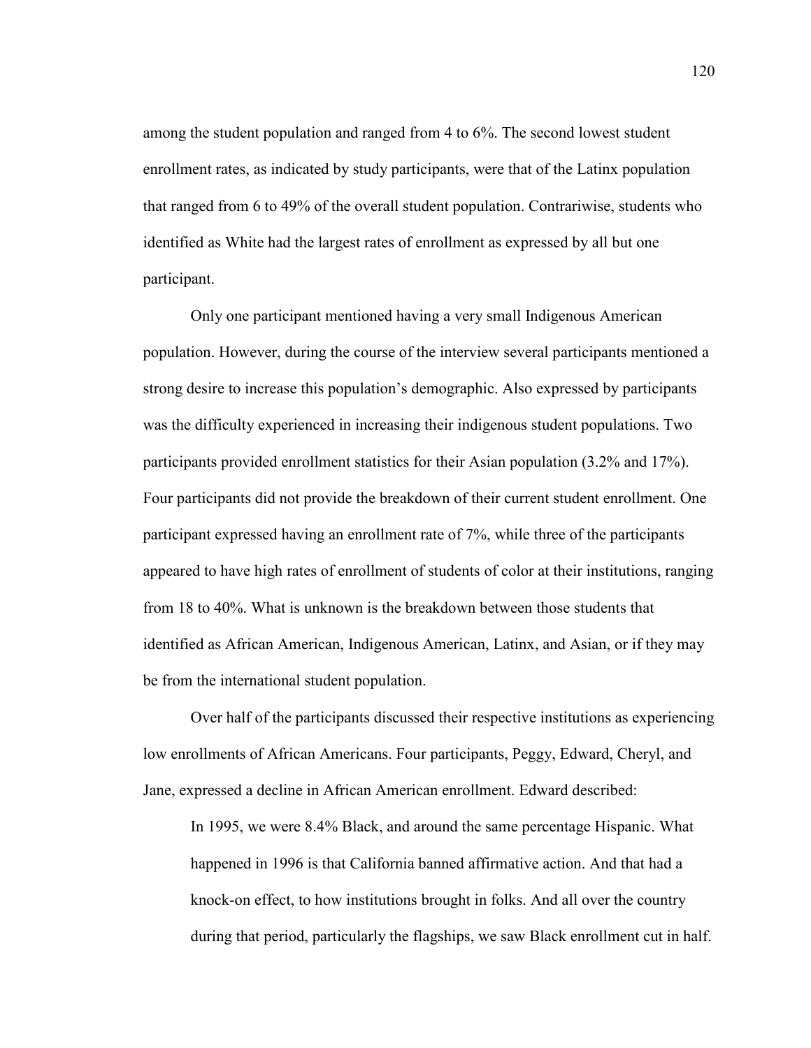among the student population and ranged from 4 to 6%. The second lowest student enrollment rates, as indicated by study participants, were that of the Latinx population that ranged from 6 to 49% of the overall student population. Contrariwise, students who identified as White had the largest rates of enrollment as expressed by all but one participant.

Only one participant mentioned having a very small Indigenous American population. However, during the course of the interview several participants mentioned a strong desire to increase this population's demographic. Also expressed by participants was the difficulty experienced in increasing their indigenous student populations. Two participants provided enrollment statistics for their Asian population (3.2% and 17%). Four participants did not provide the breakdown of their current student enrollment. One participant expressed having an enrollment rate of 7%, while three of the participants appeared to have high rates of enrollment of students of color at their institutions, ranging from 18 to 40%. What is unknown is the breakdown between those students that identified as African American, Indigenous American, Latinx, and Asian, or if they may be from the international student population.

Over half of the participants discussed their respective institutions as experiencing low enrollments of African Americans. Four participants, Peggy, Edward, Cheryl, and Jane, expressed a decline in African American enrollment. Edward described:

> In 1995, we were 8.4% Black, and around the same percentage Hispanic. What happened in 1996 is that California banned affirmative action. And that had a knock-on effect, to how institutions brought in folks. And all over the country during that period, particularly the flagships, we saw Black enrollment cut in half.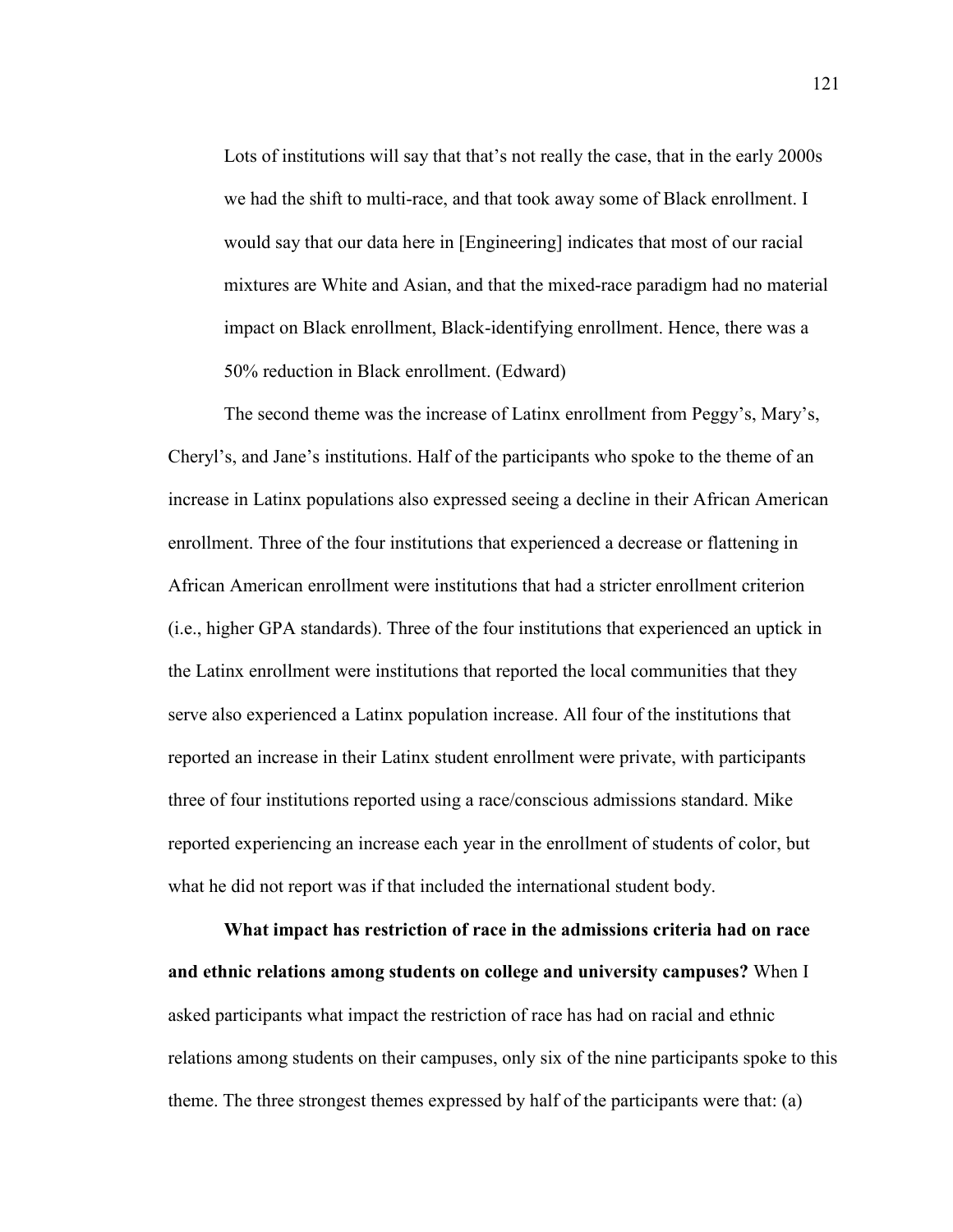> Lots of institutions will say that that's not really the case, that in the early 2000s we had the shift to multi-race, and that took away some of Black enrollment. I would say that our data here in [Engineering] indicates that most of our racial mixtures are White and Asian, and that the mixed-race paradigm had no material impact on Black enrollment, Black-identifying enrollment. Hence, there was a 50% reduction in Black enrollment. (Edward)

The second theme was the increase of Latinx enrollment from Peggy's, Mary's, Cheryl's, and Jane's institutions. Half of the participants who spoke to the theme of an increase in Latinx populations also expressed seeing a decline in their African American enrollment. Three of the four institutions that experienced a decrease or flattening in African American enrollment were institutions that had a stricter enrollment criterion (i.e., higher GPA standards). Three of the four institutions that experienced an uptick in the Latinx enrollment were institutions that reported the local communities that they serve also experienced a Latinx population increase. All four of the institutions that reported an increase in their Latinx student enrollment were private, with participants three of four institutions reported using a race/conscious admissions standard. Mike reported experiencing an increase each year in the enrollment of students of color, but what he did not report was if that included the international student body.

**What impact has restriction of race in the admissions criteria had on race and ethnic relations among students on college and university campuses?** When I asked participants what impact the restriction of race has had on racial and ethnic relations among students on their campuses, only six of the nine participants spoke to this theme. The three strongest themes expressed by half of the participants were that: (a)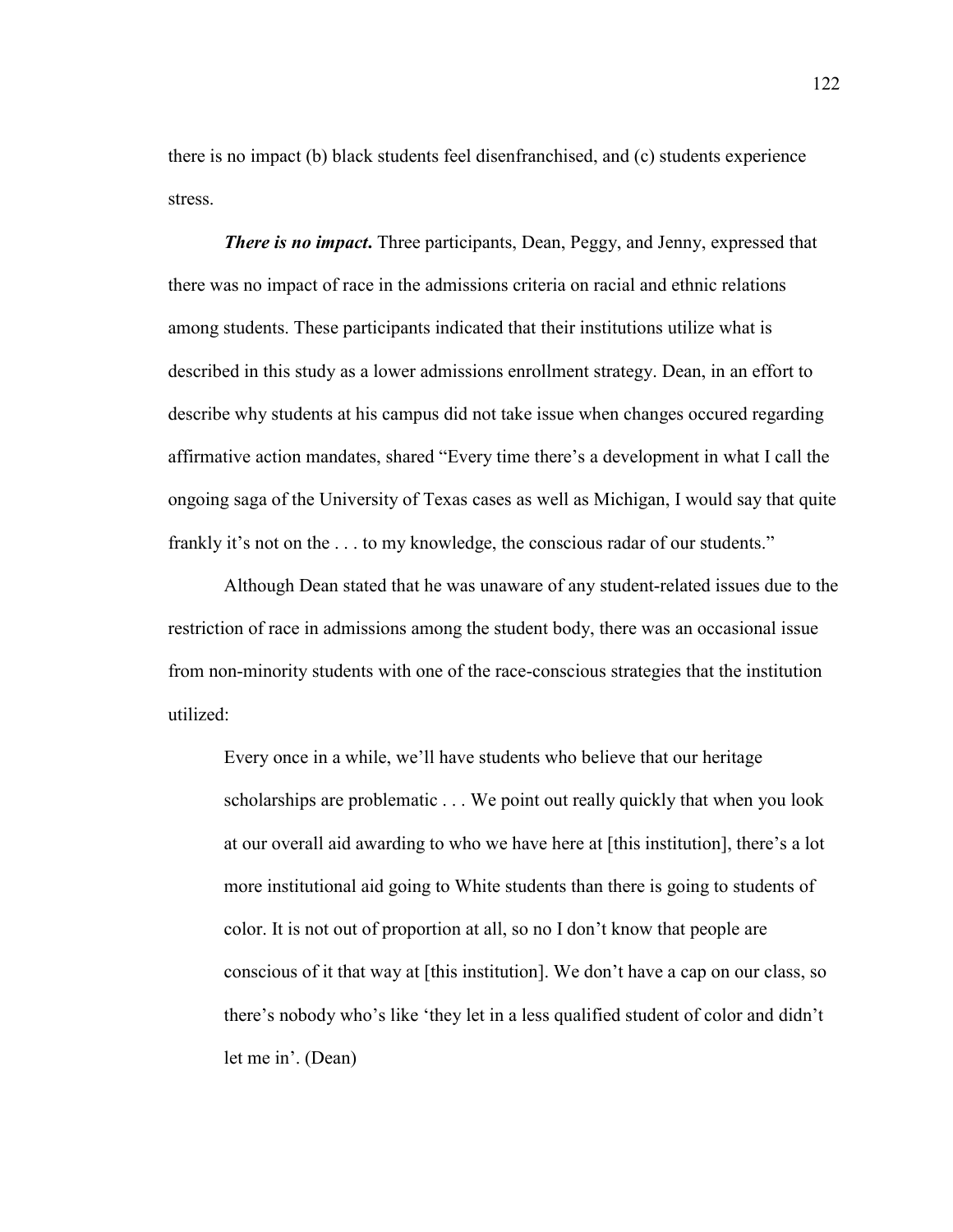there is no impact (b) black students feel disenfranchised, and (c) students experience stress.

***There is no impact*.** Three participants, Dean, Peggy, and Jenny, expressed that there was no impact of race in the admissions criteria on racial and ethnic relations among students. These participants indicated that their institutions utilize what is described in this study as a lower admissions enrollment strategy. Dean, in an effort to describe why students at his campus did not take issue when changes occured regarding affirmative action mandates, shared "Every time there's a development in what I call the ongoing saga of the University of Texas cases as well as Michigan, I would say that quite frankly it's not on the . . . to my knowledge, the conscious radar of our students."

Although Dean stated that he was unaware of any student-related issues due to the restriction of race in admissions among the student body, there was an occasional issue from non-minority students with one of the race-conscious strategies that the institution utilized:

> Every once in a while, we'll have students who believe that our heritage scholarships are problematic . . . We point out really quickly that when you look at our overall aid awarding to who we have here at [this institution], there's a lot more institutional aid going to White students than there is going to students of color. It is not out of proportion at all, so no I don't know that people are conscious of it that way at [this institution]. We don't have a cap on our class, so there's nobody who's like 'they let in a less qualified student of color and didn't let me in'. (Dean)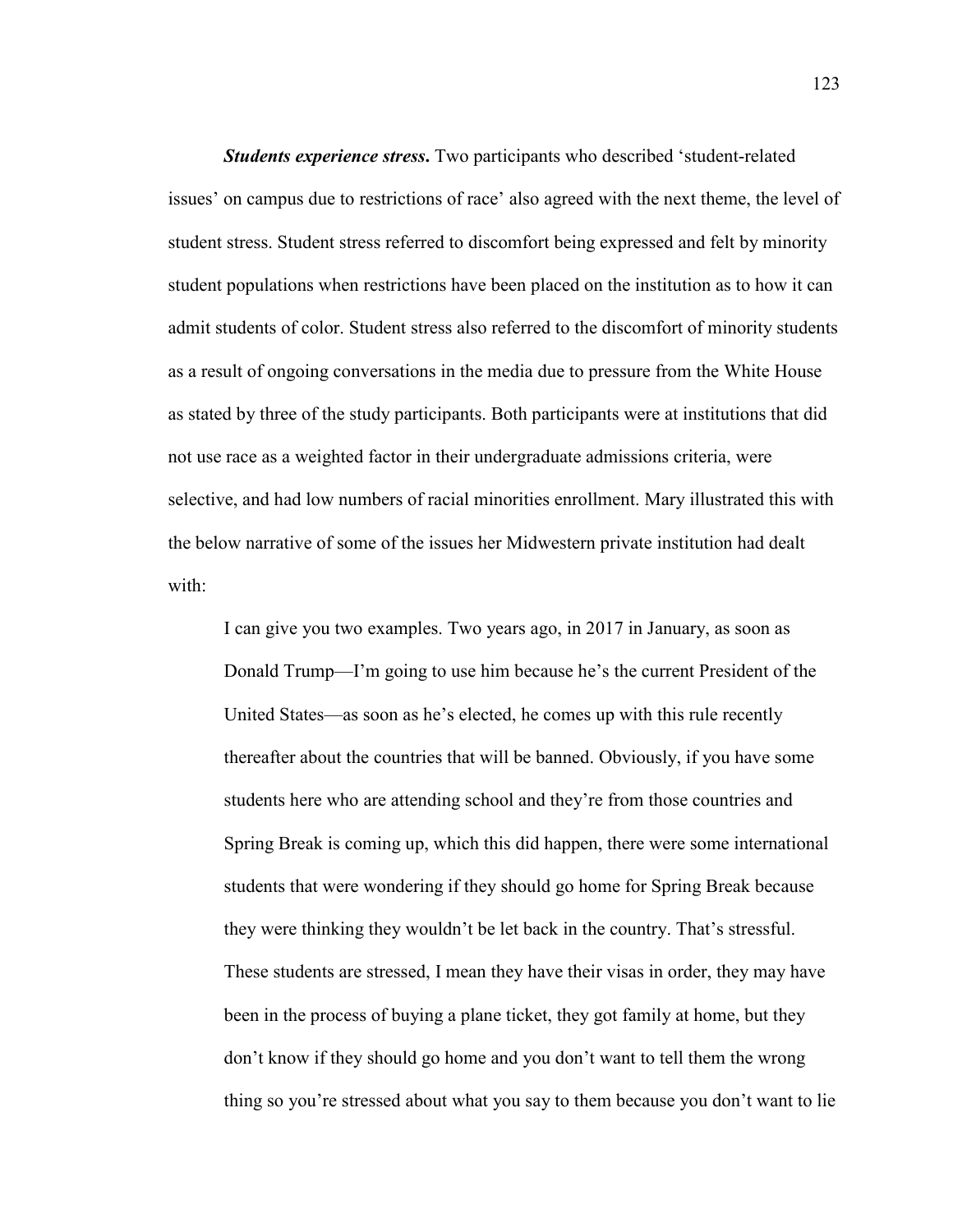***Students experience stress.*** Two participants who described 'student-related issues' on campus due to restrictions of race' also agreed with the next theme, the level of student stress. Student stress referred to discomfort being expressed and felt by minority student populations when restrictions have been placed on the institution as to how it can admit students of color. Student stress also referred to the discomfort of minority students as a result of ongoing conversations in the media due to pressure from the White House as stated by three of the study participants. Both participants were at institutions that did not use race as a weighted factor in their undergraduate admissions criteria, were selective, and had low numbers of racial minorities enrollment. Mary illustrated this with the below narrative of some of the issues her Midwestern private institution had dealt with:

> I can give you two examples. Two years ago, in 2017 in January, as soon as Donald Trump—I'm going to use him because he's the current President of the United States—as soon as he's elected, he comes up with this rule recently thereafter about the countries that will be banned. Obviously, if you have some students here who are attending school and they're from those countries and Spring Break is coming up, which this did happen, there were some international students that were wondering if they should go home for Spring Break because they were thinking they wouldn't be let back in the country. That's stressful. These students are stressed, I mean they have their visas in order, they may have been in the process of buying a plane ticket, they got family at home, but they don't know if they should go home and you don't want to tell them the wrong thing so you're stressed about what you say to them because you don't want to lie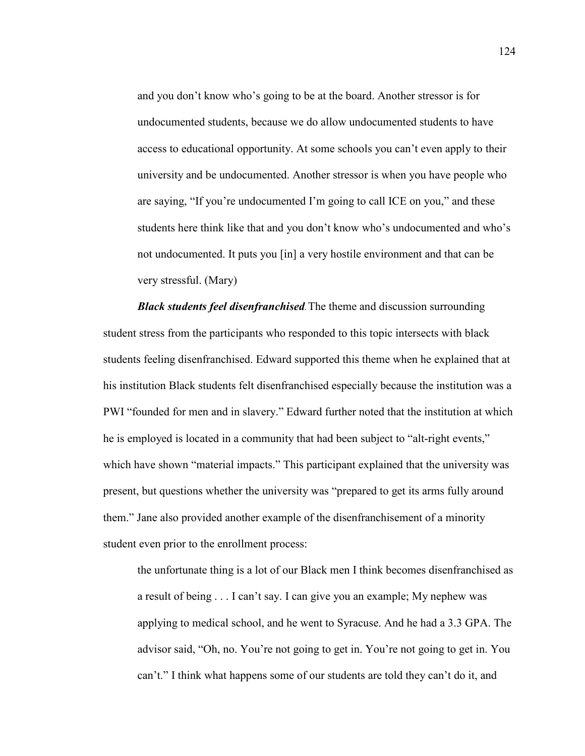> and you don't know who's going to be at the board. Another stressor is for undocumented students, because we do allow undocumented students to have access to educational opportunity. At some schools you can't even apply to their university and be undocumented. Another stressor is when you have people who are saying, "If you're undocumented I'm going to call ICE on you," and these students here think like that and you don't know who's undocumented and who's not undocumented. It puts you [in] a very hostile environment and that can be very stressful. (Mary)

***Black students feel disenfranchised***. The theme and discussion surrounding student stress from the participants who responded to this topic intersects with black students feeling disenfranchised. Edward supported this theme when he explained that at his institution Black students felt disenfranchised especially because the institution was a PWI "founded for men and in slavery." Edward further noted that the institution at which he is employed is located in a community that had been subject to "alt-right events," which have shown "material impacts." This participant explained that the university was present, but questions whether the university was "prepared to get its arms fully around them." Jane also provided another example of the disenfranchisement of a minority student even prior to the enrollment process:

> the unfortunate thing is a lot of our Black men I think becomes disenfranchised as a result of being . . . I can't say. I can give you an example; My nephew was applying to medical school, and he went to Syracuse. And he had a 3.3 GPA. The advisor said, "Oh, no. You're not going to get in. You're not going to get in. You can't." I think what happens some of our students are told they can't do it, and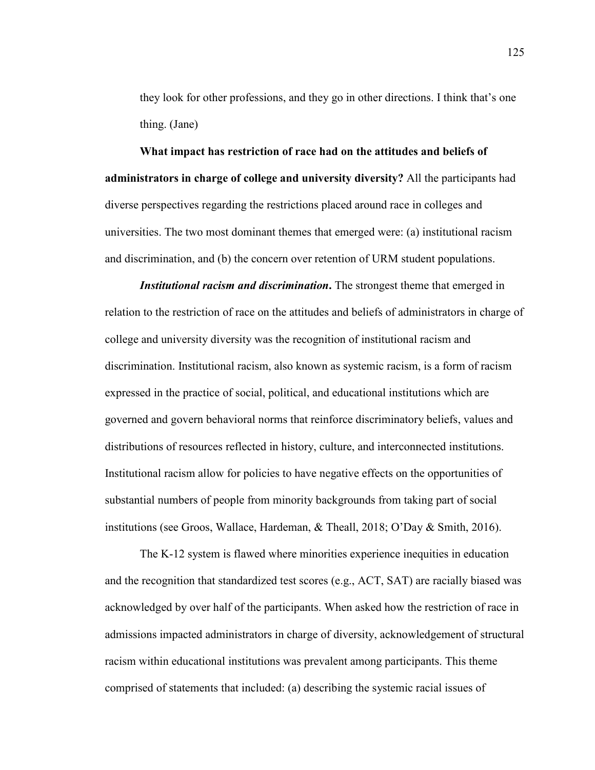they look for other professions, and they go in other directions. I think that's one thing. (Jane)

**What impact has restriction of race had on the attitudes and beliefs of administrators in charge of college and university diversity?** All the participants had diverse perspectives regarding the restrictions placed around race in colleges and universities. The two most dominant themes that emerged were: (a) institutional racism and discrimination, and (b) the concern over retention of URM student populations.

***Institutional racism and discrimination*****.** The strongest theme that emerged in relation to the restriction of race on the attitudes and beliefs of administrators in charge of college and university diversity was the recognition of institutional racism and discrimination. Institutional racism, also known as systemic racism, is a form of racism expressed in the practice of social, political, and educational institutions which are governed and govern behavioral norms that reinforce discriminatory beliefs, values and distributions of resources reflected in history, culture, and interconnected institutions. Institutional racism allow for policies to have negative effects on the opportunities of substantial numbers of people from minority backgrounds from taking part of social institutions (see Groos, Wallace, Hardeman, & Theall, 2018; O'Day & Smith, 2016).

The K-12 system is flawed where minorities experience inequities in education and the recognition that standardized test scores (e.g., ACT, SAT) are racially biased was acknowledged by over half of the participants. When asked how the restriction of race in admissions impacted administrators in charge of diversity, acknowledgement of structural racism within educational institutions was prevalent among participants. This theme comprised of statements that included: (a) describing the systemic racial issues of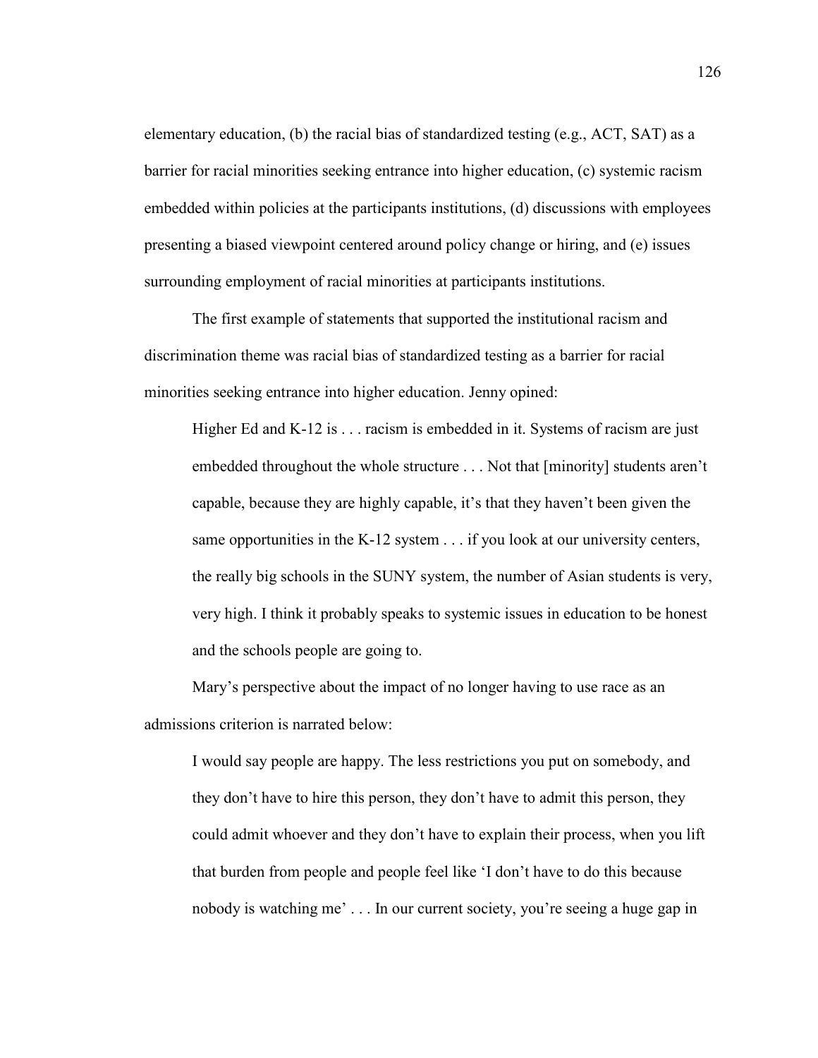elementary education, (b) the racial bias of standardized testing (e.g., ACT, SAT) as a barrier for racial minorities seeking entrance into higher education, (c) systemic racism embedded within policies at the participants institutions, (d) discussions with employees presenting a biased viewpoint centered around policy change or hiring, and (e) issues surrounding employment of racial minorities at participants institutions.

The first example of statements that supported the institutional racism and discrimination theme was racial bias of standardized testing as a barrier for racial minorities seeking entrance into higher education. Jenny opined:

> Higher Ed and K-12 is . . . racism is embedded in it. Systems of racism are just embedded throughout the whole structure . . . Not that [minority] students aren't capable, because they are highly capable, it's that they haven't been given the same opportunities in the K-12 system . . . if you look at our university centers, the really big schools in the SUNY system, the number of Asian students is very, very high. I think it probably speaks to systemic issues in education to be honest and the schools people are going to.

Mary's perspective about the impact of no longer having to use race as an admissions criterion is narrated below:

> I would say people are happy. The less restrictions you put on somebody, and they don't have to hire this person, they don't have to admit this person, they could admit whoever and they don't have to explain their process, when you lift that burden from people and people feel like 'I don't have to do this because nobody is watching me' . . . In our current society, you're seeing a huge gap in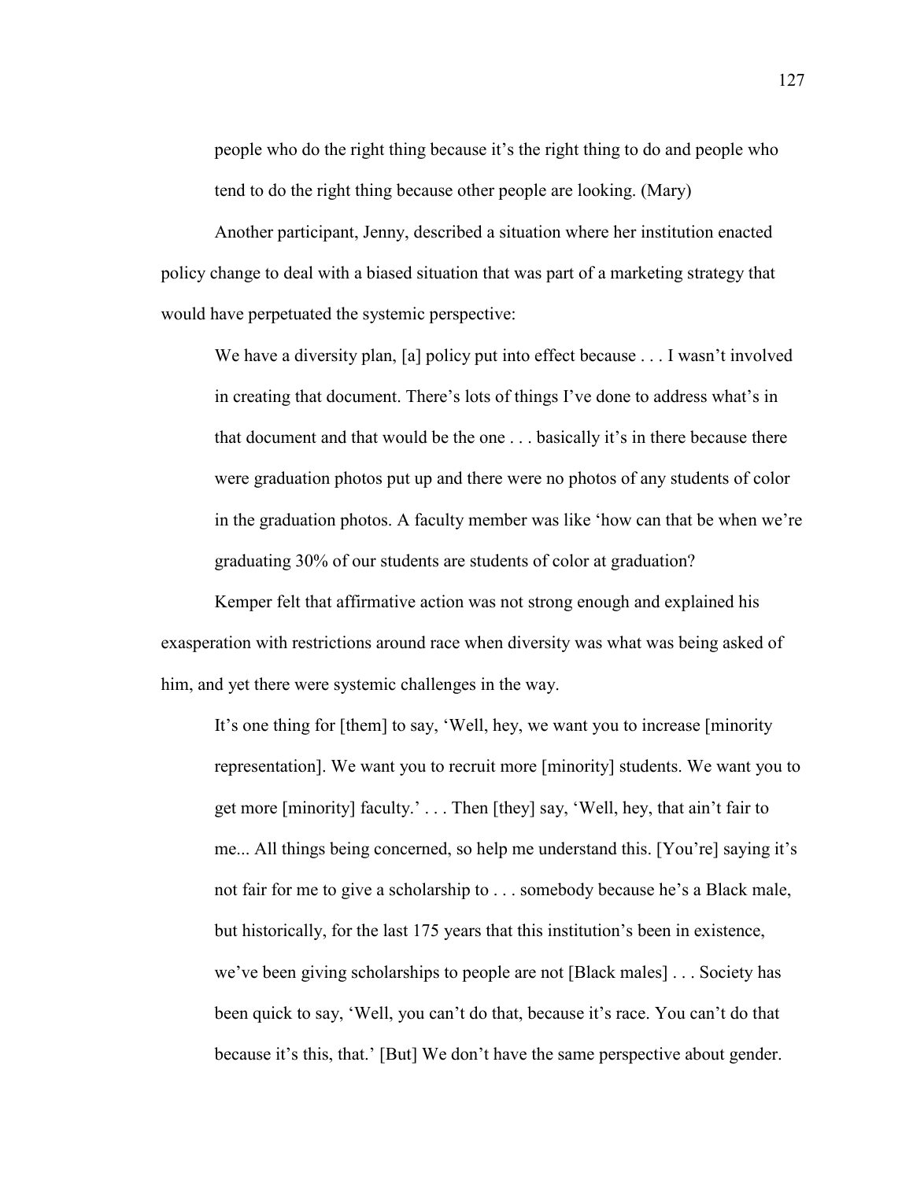> people who do the right thing because it's the right thing to do and people who tend to do the right thing because other people are looking. (Mary)

Another participant, Jenny, described a situation where her institution enacted policy change to deal with a biased situation that was part of a marketing strategy that would have perpetuated the systemic perspective:

> We have a diversity plan, [a] policy put into effect because . . . I wasn't involved in creating that document. There's lots of things I've done to address what's in that document and that would be the one . . . basically it's in there because there were graduation photos put up and there were no photos of any students of color in the graduation photos. A faculty member was like 'how can that be when we're graduating 30% of our students are students of color at graduation?

Kemper felt that affirmative action was not strong enough and explained his exasperation with restrictions around race when diversity was what was being asked of him, and yet there were systemic challenges in the way.

> It's one thing for [them] to say, 'Well, hey, we want you to increase [minority representation]. We want you to recruit more [minority] students. We want you to get more [minority] faculty.' . . . Then [they] say, 'Well, hey, that ain't fair to me... All things being concerned, so help me understand this. [You're] saying it's not fair for me to give a scholarship to . . . somebody because he's a Black male, but historically, for the last 175 years that this institution's been in existence, we've been giving scholarships to people are not [Black males] . . . Society has been quick to say, 'Well, you can't do that, because it's race. You can't do that because it's this, that.' [But] We don't have the same perspective about gender.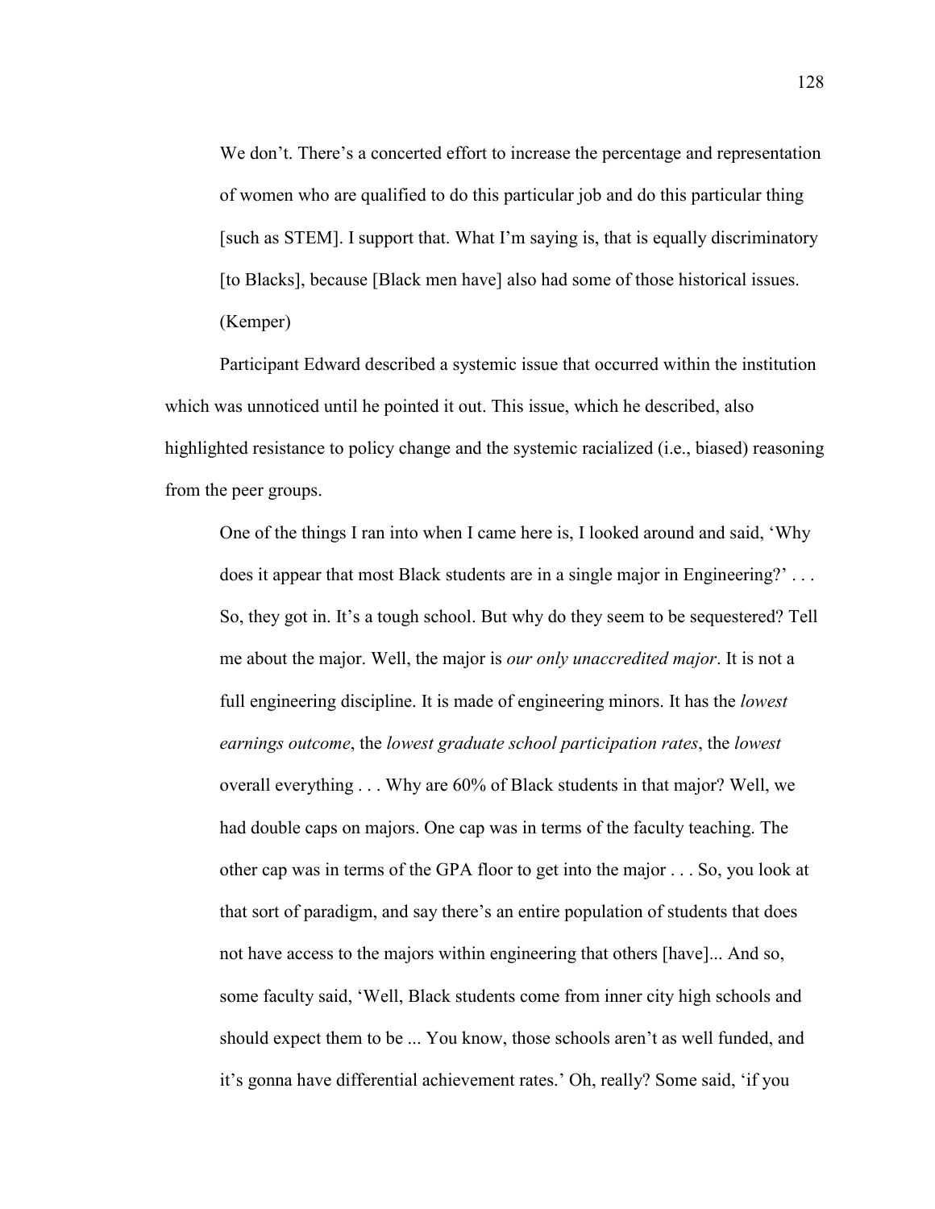> We don't. There's a concerted effort to increase the percentage and representation of women who are qualified to do this particular job and do this particular thing [such as STEM]. I support that. What I'm saying is, that is equally discriminatory [to Blacks], because [Black men have] also had some of those historical issues. (Kemper)

Participant Edward described a systemic issue that occurred within the institution which was unnoticed until he pointed it out. This issue, which he described, also highlighted resistance to policy change and the systemic racialized (i.e., biased) reasoning from the peer groups.

> One of the things I ran into when I came here is, I looked around and said, 'Why does it appear that most Black students are in a single major in Engineering?' . . . So, they got in. It's a tough school. But why do they seem to be sequestered? Tell me about the major. Well, the major is *our only unaccredited major*. It is not a full engineering discipline. It is made of engineering minors. It has the *lowest earnings outcome*, the *lowest graduate school participation rates*, the *lowest* overall everything . . . Why are 60% of Black students in that major? Well, we had double caps on majors. One cap was in terms of the faculty teaching. The other cap was in terms of the GPA floor to get into the major . . . So, you look at that sort of paradigm, and say there's an entire population of students that does not have access to the majors within engineering that others [have]... And so, some faculty said, 'Well, Black students come from inner city high schools and should expect them to be ... You know, those schools aren't as well funded, and it's gonna have differential achievement rates.' Oh, really? Some said, 'if you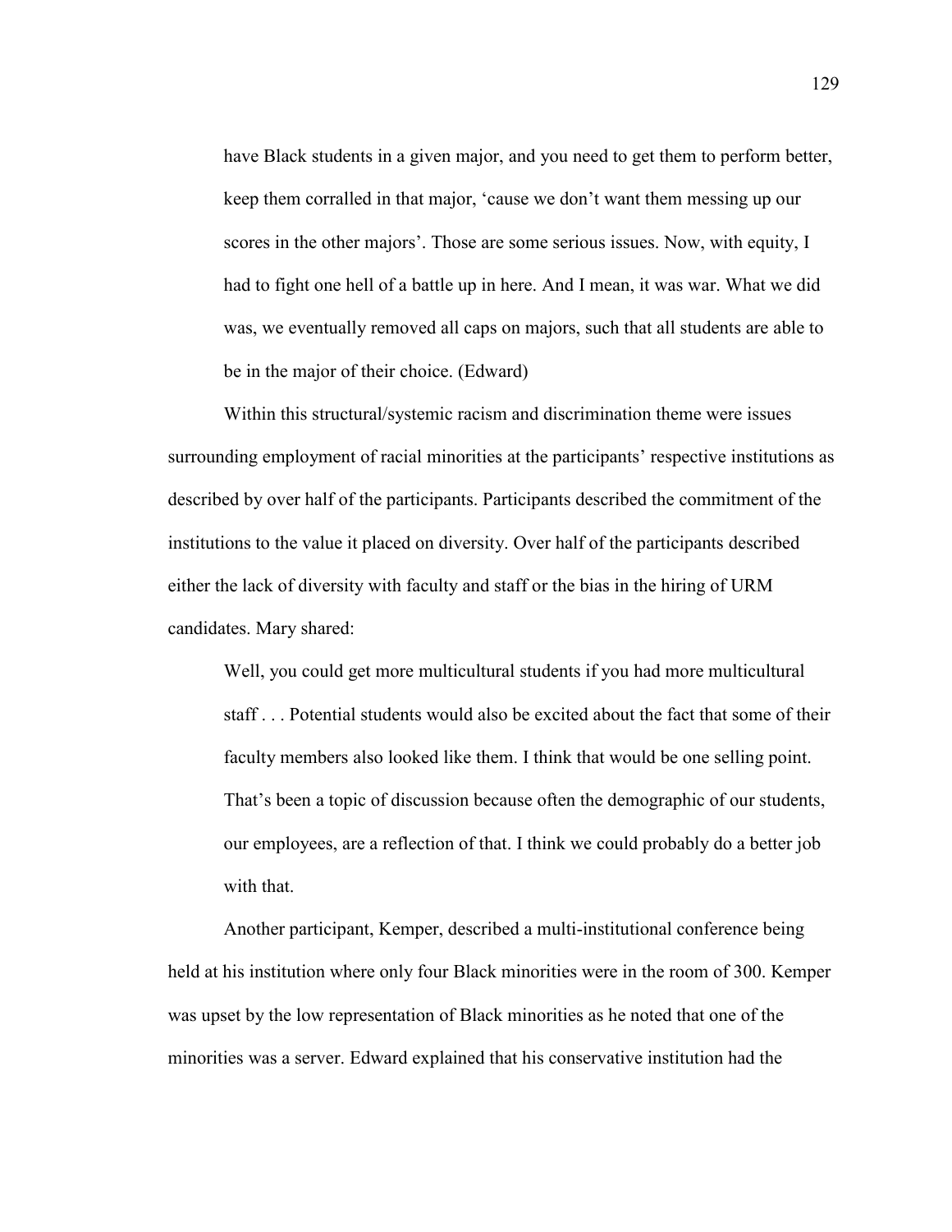> have Black students in a given major, and you need to get them to perform better, keep them corralled in that major, 'cause we don't want them messing up our scores in the other majors'. Those are some serious issues. Now, with equity, I had to fight one hell of a battle up in here. And I mean, it was war. What we did was, we eventually removed all caps on majors, such that all students are able to be in the major of their choice. (Edward)

Within this structural/systemic racism and discrimination theme were issues surrounding employment of racial minorities at the participants' respective institutions as described by over half of the participants. Participants described the commitment of the institutions to the value it placed on diversity. Over half of the participants described either the lack of diversity with faculty and staff or the bias in the hiring of URM candidates. Mary shared:

> Well, you could get more multicultural students if you had more multicultural staff . . . Potential students would also be excited about the fact that some of their faculty members also looked like them. I think that would be one selling point. That's been a topic of discussion because often the demographic of our students, our employees, are a reflection of that. I think we could probably do a better job with that.

Another participant, Kemper, described a multi-institutional conference being held at his institution where only four Black minorities were in the room of 300. Kemper was upset by the low representation of Black minorities as he noted that one of the minorities was a server. Edward explained that his conservative institution had the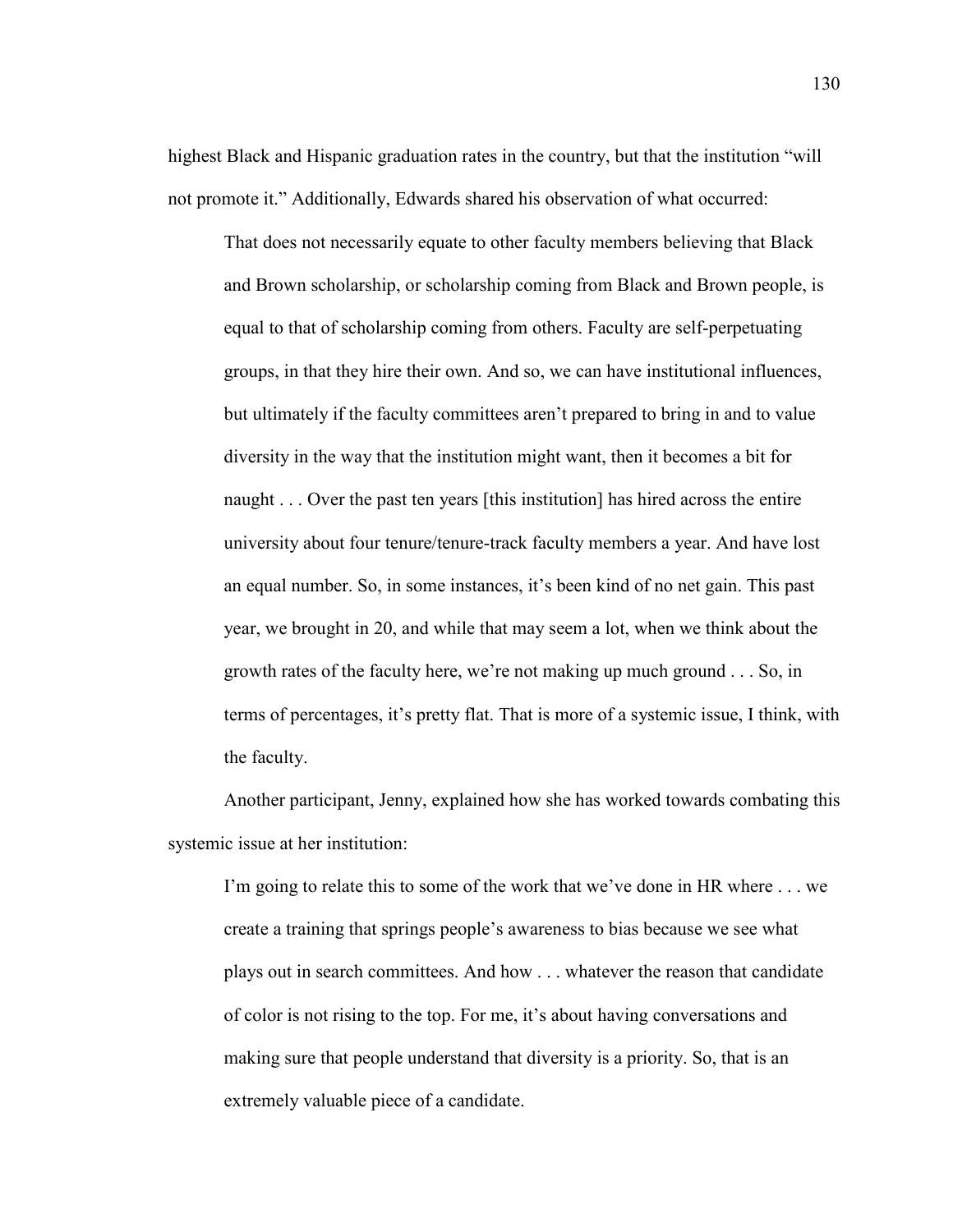highest Black and Hispanic graduation rates in the country, but that the institution "will not promote it." Additionally, Edwards shared his observation of what occurred:

> That does not necessarily equate to other faculty members believing that Black and Brown scholarship, or scholarship coming from Black and Brown people, is equal to that of scholarship coming from others. Faculty are self-perpetuating groups, in that they hire their own. And so, we can have institutional influences, but ultimately if the faculty committees aren't prepared to bring in and to value diversity in the way that the institution might want, then it becomes a bit for naught . . . Over the past ten years [this institution] has hired across the entire university about four tenure/tenure-track faculty members a year. And have lost an equal number. So, in some instances, it's been kind of no net gain. This past year, we brought in 20, and while that may seem a lot, when we think about the growth rates of the faculty here, we're not making up much ground . . . So, in terms of percentages, it's pretty flat. That is more of a systemic issue, I think, with the faculty.

Another participant, Jenny, explained how she has worked towards combating this systemic issue at her institution:

> I'm going to relate this to some of the work that we've done in HR where . . . we create a training that springs people's awareness to bias because we see what plays out in search committees. And how . . . whatever the reason that candidate of color is not rising to the top. For me, it's about having conversations and making sure that people understand that diversity is a priority. So, that is an extremely valuable piece of a candidate.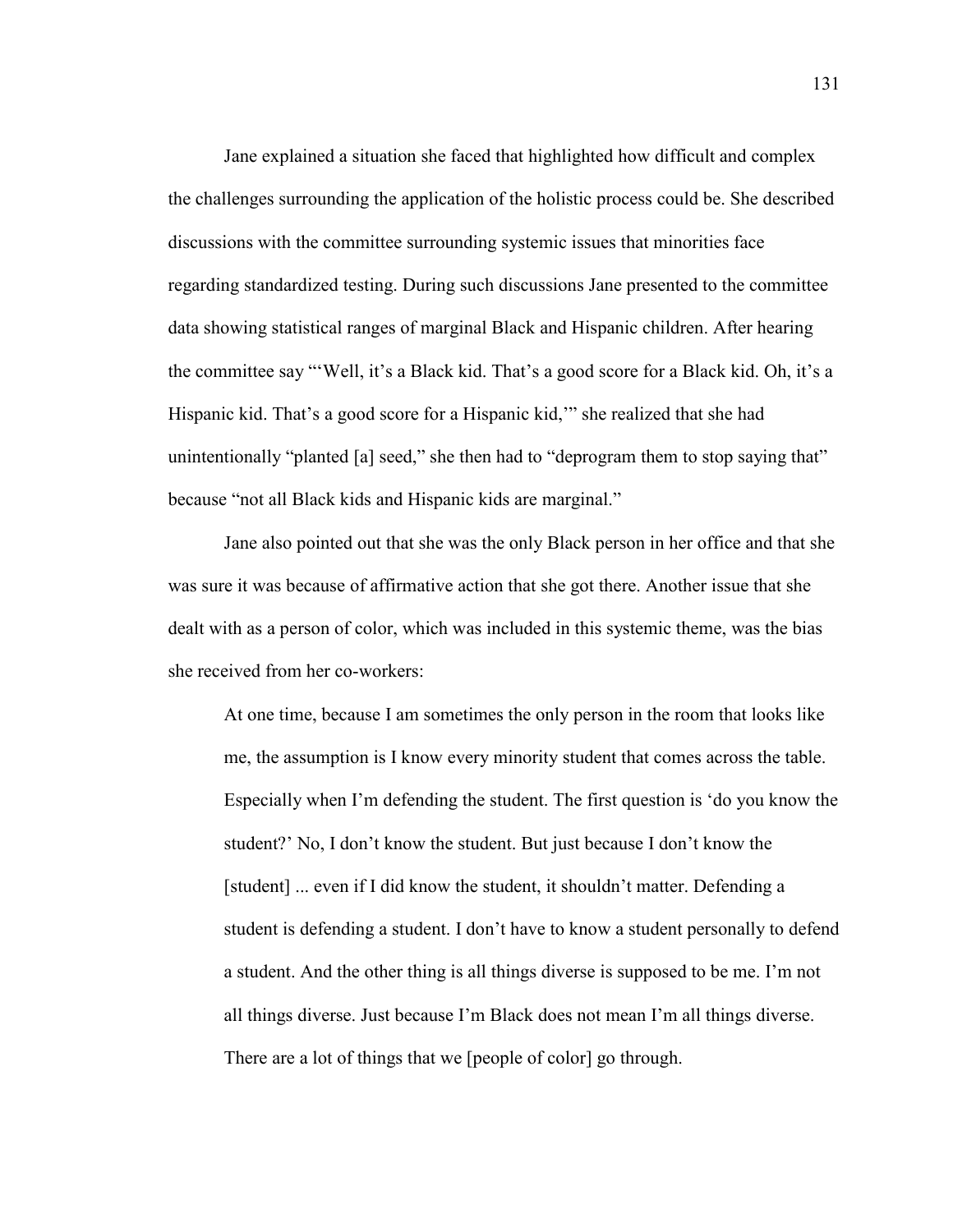Jane explained a situation she faced that highlighted how difficult and complex the challenges surrounding the application of the holistic process could be. She described discussions with the committee surrounding systemic issues that minorities face regarding standardized testing. During such discussions Jane presented to the committee data showing statistical ranges of marginal Black and Hispanic children. After hearing the committee say "'Well, it's a Black kid. That's a good score for a Black kid. Oh, it's a Hispanic kid. That's a good score for a Hispanic kid,'" she realized that she had unintentionally "planted [a] seed," she then had to "deprogram them to stop saying that" because "not all Black kids and Hispanic kids are marginal."

Jane also pointed out that she was the only Black person in her office and that she was sure it was because of affirmative action that she got there. Another issue that she dealt with as a person of color, which was included in this systemic theme, was the bias she received from her co-workers:

> At one time, because I am sometimes the only person in the room that looks like me, the assumption is I know every minority student that comes across the table. Especially when I'm defending the student. The first question is 'do you know the student?' No, I don't know the student. But just because I don't know the [student] ... even if I did know the student, it shouldn't matter. Defending a student is defending a student. I don't have to know a student personally to defend a student. And the other thing is all things diverse is supposed to be me. I'm not all things diverse. Just because I'm Black does not mean I'm all things diverse. There are a lot of things that we [people of color] go through.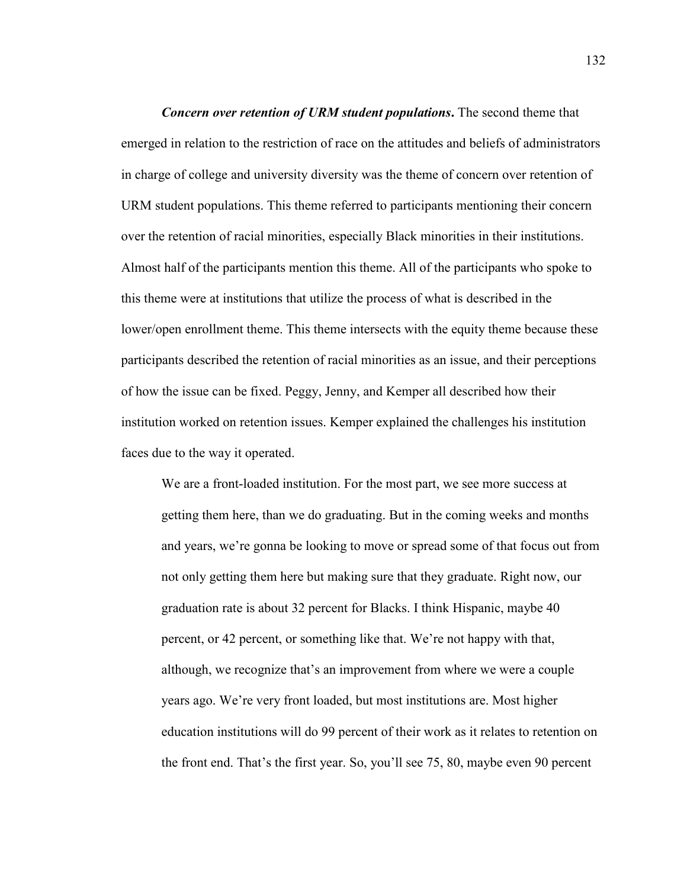***Concern over retention of URM student populations*.** The second theme that emerged in relation to the restriction of race on the attitudes and beliefs of administrators in charge of college and university diversity was the theme of concern over retention of URM student populations. This theme referred to participants mentioning their concern over the retention of racial minorities, especially Black minorities in their institutions. Almost half of the participants mention this theme. All of the participants who spoke to this theme were at institutions that utilize the process of what is described in the lower/open enrollment theme. This theme intersects with the equity theme because these participants described the retention of racial minorities as an issue, and their perceptions of how the issue can be fixed. Peggy, Jenny, and Kemper all described how their institution worked on retention issues. Kemper explained the challenges his institution faces due to the way it operated.

> We are a front-loaded institution. For the most part, we see more success at getting them here, than we do graduating. But in the coming weeks and months and years, we're gonna be looking to move or spread some of that focus out from not only getting them here but making sure that they graduate. Right now, our graduation rate is about 32 percent for Blacks. I think Hispanic, maybe 40 percent, or 42 percent, or something like that. We're not happy with that, although, we recognize that's an improvement from where we were a couple years ago. We're very front loaded, but most institutions are. Most higher education institutions will do 99 percent of their work as it relates to retention on the front end. That's the first year. So, you'll see 75, 80, maybe even 90 percent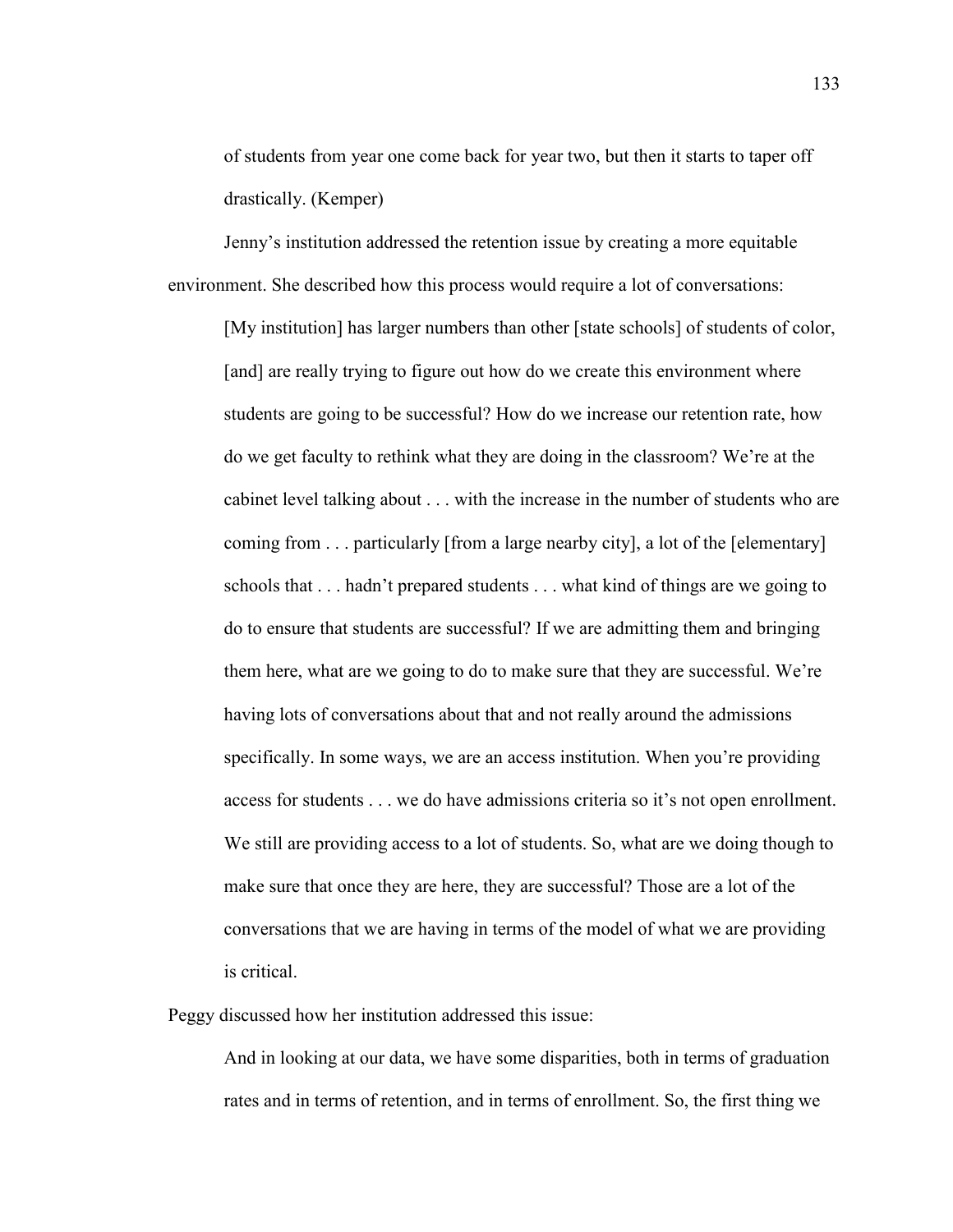of students from year one come back for year two, but then it starts to taper off drastically. (Kemper)

Jenny's institution addressed the retention issue by creating a more equitable environment. She described how this process would require a lot of conversations:

> [My institution] has larger numbers than other [state schools] of students of color, [and] are really trying to figure out how do we create this environment where students are going to be successful? How do we increase our retention rate, how do we get faculty to rethink what they are doing in the classroom? We're at the cabinet level talking about . . . with the increase in the number of students who are coming from . . . particularly [from a large nearby city], a lot of the [elementary] schools that . . . hadn't prepared students . . . what kind of things are we going to do to ensure that students are successful? If we are admitting them and bringing them here, what are we going to do to make sure that they are successful. We're having lots of conversations about that and not really around the admissions specifically. In some ways, we are an access institution. When you're providing access for students . . . we do have admissions criteria so it's not open enrollment. We still are providing access to a lot of students. So, what are we doing though to make sure that once they are here, they are successful? Those are a lot of the conversations that we are having in terms of the model of what we are providing is critical.

Peggy discussed how her institution addressed this issue:

> And in looking at our data, we have some disparities, both in terms of graduation rates and in terms of retention, and in terms of enrollment. So, the first thing we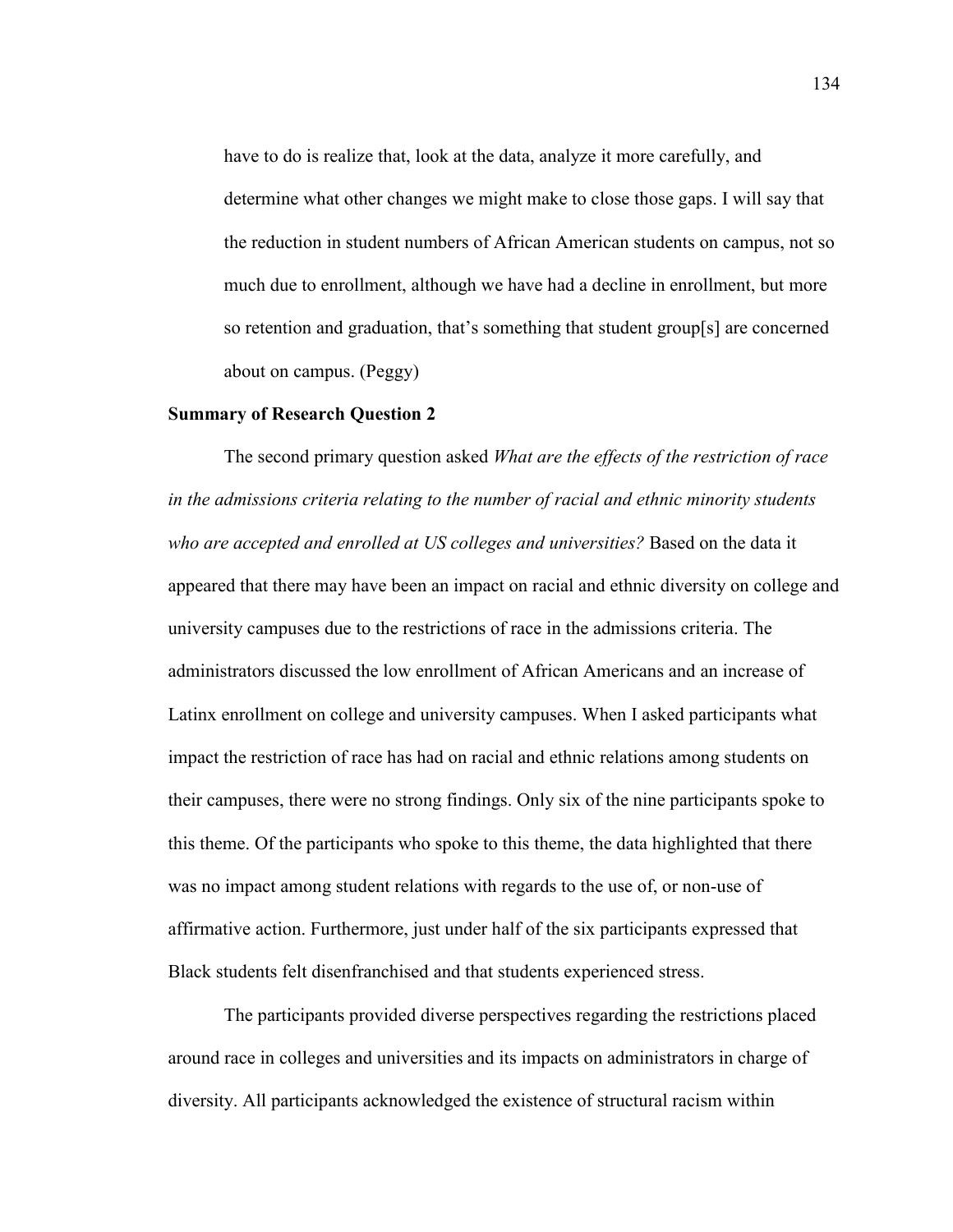have to do is realize that, look at the data, analyze it more carefully, and determine what other changes we might make to close those gaps. I will say that the reduction in student numbers of African American students on campus, not so much due to enrollment, although we have had a decline in enrollment, but more so retention and graduation, that's something that student group[s] are concerned about on campus. (Peggy)

**Summary of Research Question 2**

The second primary question asked *What are the effects of the restriction of race in the admissions criteria relating to the number of racial and ethnic minority students who are accepted and enrolled at US colleges and universities?* Based on the data it appeared that there may have been an impact on racial and ethnic diversity on college and university campuses due to the restrictions of race in the admissions criteria. The administrators discussed the low enrollment of African Americans and an increase of Latinx enrollment on college and university campuses. When I asked participants what impact the restriction of race has had on racial and ethnic relations among students on their campuses, there were no strong findings. Only six of the nine participants spoke to this theme. Of the participants who spoke to this theme, the data highlighted that there was no impact among student relations with regards to the use of, or non-use of affirmative action. Furthermore, just under half of the six participants expressed that Black students felt disenfranchised and that students experienced stress.

The participants provided diverse perspectives regarding the restrictions placed around race in colleges and universities and its impacts on administrators in charge of diversity. All participants acknowledged the existence of structural racism within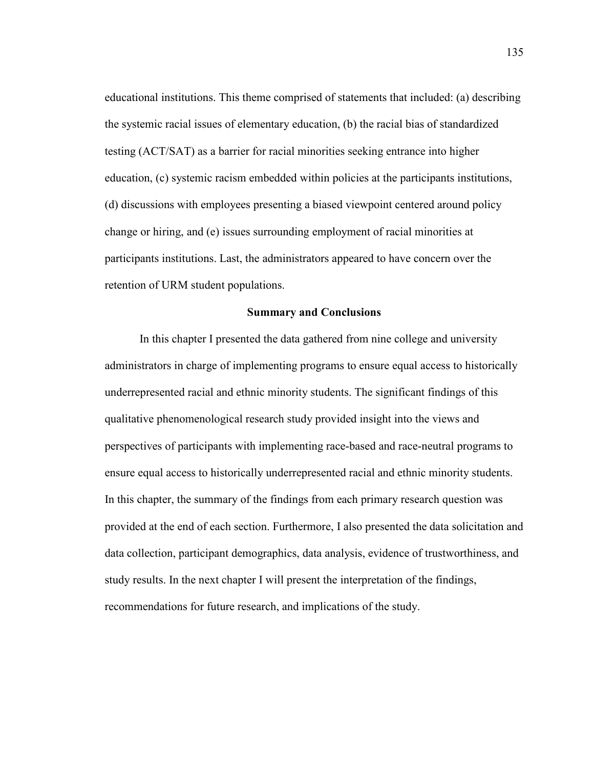educational institutions. This theme comprised of statements that included: (a) describing the systemic racial issues of elementary education, (b) the racial bias of standardized testing (ACT/SAT) as a barrier for racial minorities seeking entrance into higher education, (c) systemic racism embedded within policies at the participants institutions, (d) discussions with employees presenting a biased viewpoint centered around policy change or hiring, and (e) issues surrounding employment of racial minorities at participants institutions. Last, the administrators appeared to have concern over the retention of URM student populations.

## Summary and Conclusions

In this chapter I presented the data gathered from nine college and university administrators in charge of implementing programs to ensure equal access to historically underrepresented racial and ethnic minority students. The significant findings of this qualitative phenomenological research study provided insight into the views and perspectives of participants with implementing race-based and race-neutral programs to ensure equal access to historically underrepresented racial and ethnic minority students. In this chapter, the summary of the findings from each primary research question was provided at the end of each section. Furthermore, I also presented the data solicitation and data collection, participant demographics, data analysis, evidence of trustworthiness, and study results. In the next chapter I will present the interpretation of the findings, recommendations for future research, and implications of the study.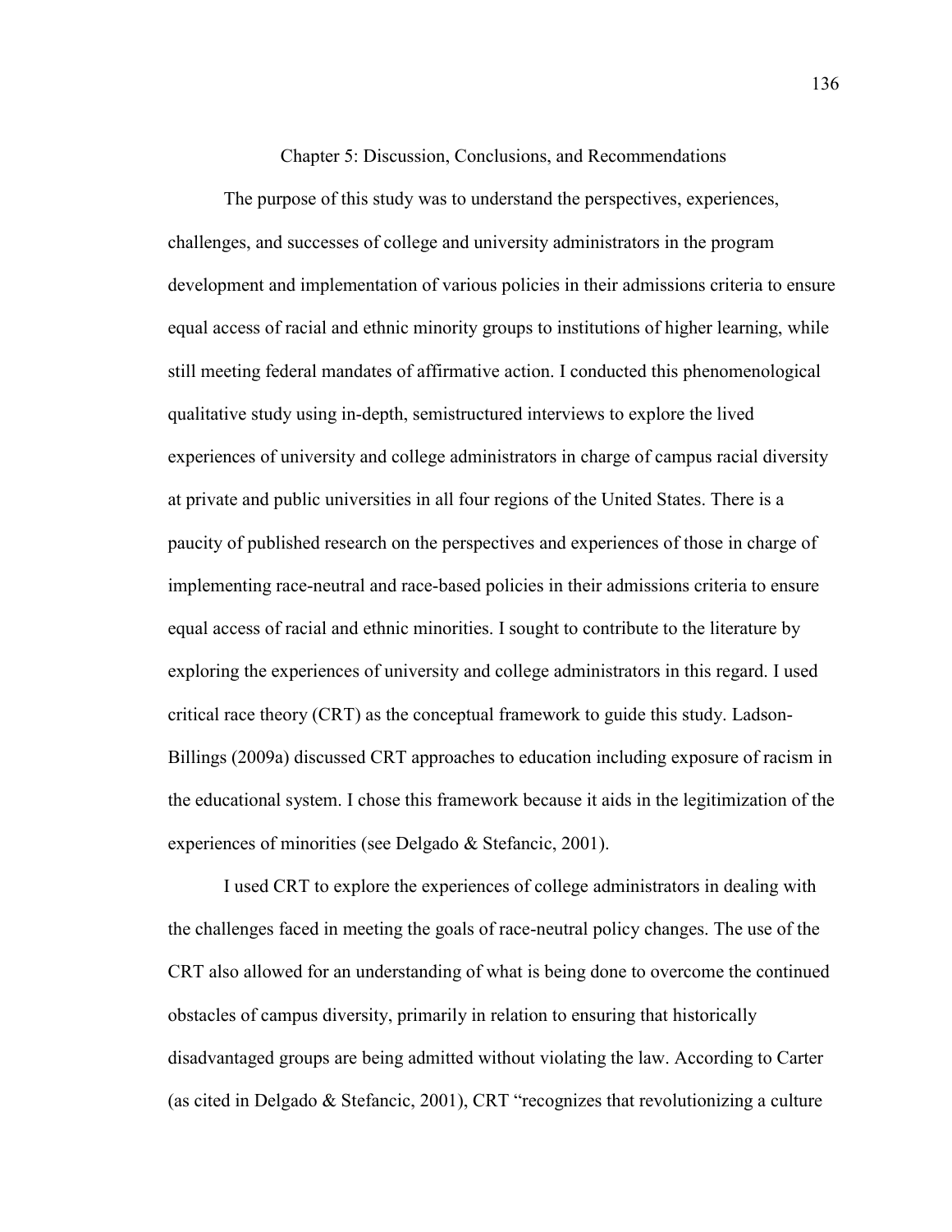# Chapter 5: Discussion, Conclusions, and Recommendations

The purpose of this study was to understand the perspectives, experiences, challenges, and successes of college and university administrators in the program development and implementation of various policies in their admissions criteria to ensure equal access of racial and ethnic minority groups to institutions of higher learning, while still meeting federal mandates of affirmative action. I conducted this phenomenological qualitative study using in-depth, semistructured interviews to explore the lived experiences of university and college administrators in charge of campus racial diversity at private and public universities in all four regions of the United States. There is a paucity of published research on the perspectives and experiences of those in charge of implementing race-neutral and race-based policies in their admissions criteria to ensure equal access of racial and ethnic minorities. I sought to contribute to the literature by exploring the experiences of university and college administrators in this regard. I used critical race theory (CRT) as the conceptual framework to guide this study. Ladson-Billings (2009a) discussed CRT approaches to education including exposure of racism in the educational system. I chose this framework because it aids in the legitimization of the experiences of minorities (see Delgado & Stefancic, 2001).

I used CRT to explore the experiences of college administrators in dealing with the challenges faced in meeting the goals of race-neutral policy changes. The use of the CRT also allowed for an understanding of what is being done to overcome the continued obstacles of campus diversity, primarily in relation to ensuring that historically disadvantaged groups are being admitted without violating the law. According to Carter (as cited in Delgado & Stefancic, 2001), CRT "recognizes that revolutionizing a culture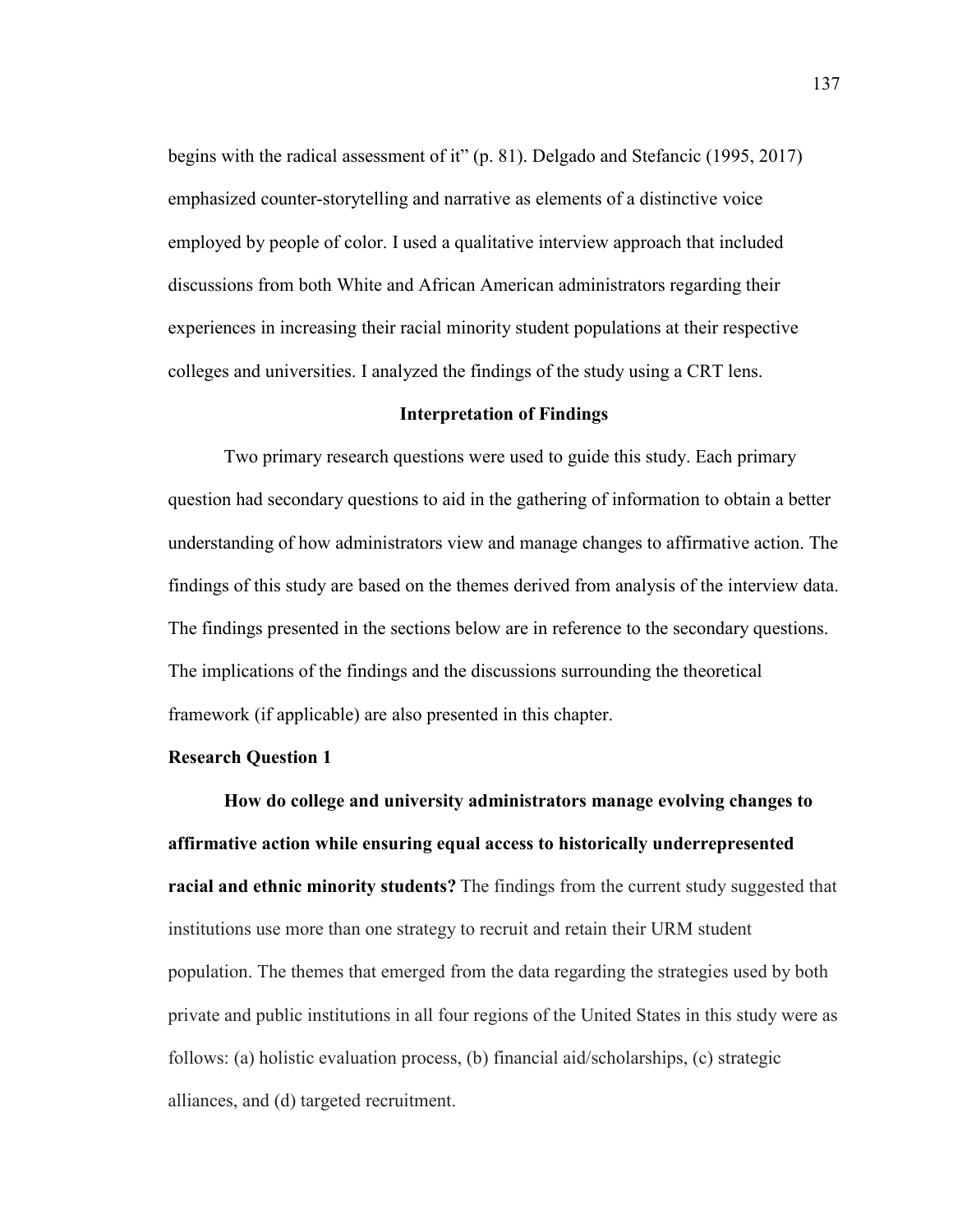begins with the radical assessment of it" (p. 81). Delgado and Stefancic (1995, 2017) emphasized counter-storytelling and narrative as elements of a distinctive voice employed by people of color. I used a qualitative interview approach that included discussions from both White and African American administrators regarding their experiences in increasing their racial minority student populations at their respective colleges and universities. I analyzed the findings of the study using a CRT lens.

## Interpretation of Findings

Two primary research questions were used to guide this study. Each primary question had secondary questions to aid in the gathering of information to obtain a better understanding of how administrators view and manage changes to affirmative action. The findings of this study are based on the themes derived from analysis of the interview data. The findings presented in the sections below are in reference to the secondary questions. The implications of the findings and the discussions surrounding the theoretical framework (if applicable) are also presented in this chapter.

### Research Question 1

**How do college and university administrators manage evolving changes to affirmative action while ensuring equal access to historically underrepresented racial and ethnic minority students?** The findings from the current study suggested that institutions use more than one strategy to recruit and retain their URM student population. The themes that emerged from the data regarding the strategies used by both private and public institutions in all four regions of the United States in this study were as follows: (a) holistic evaluation process, (b) financial aid/scholarships, (c) strategic alliances, and (d) targeted recruitment.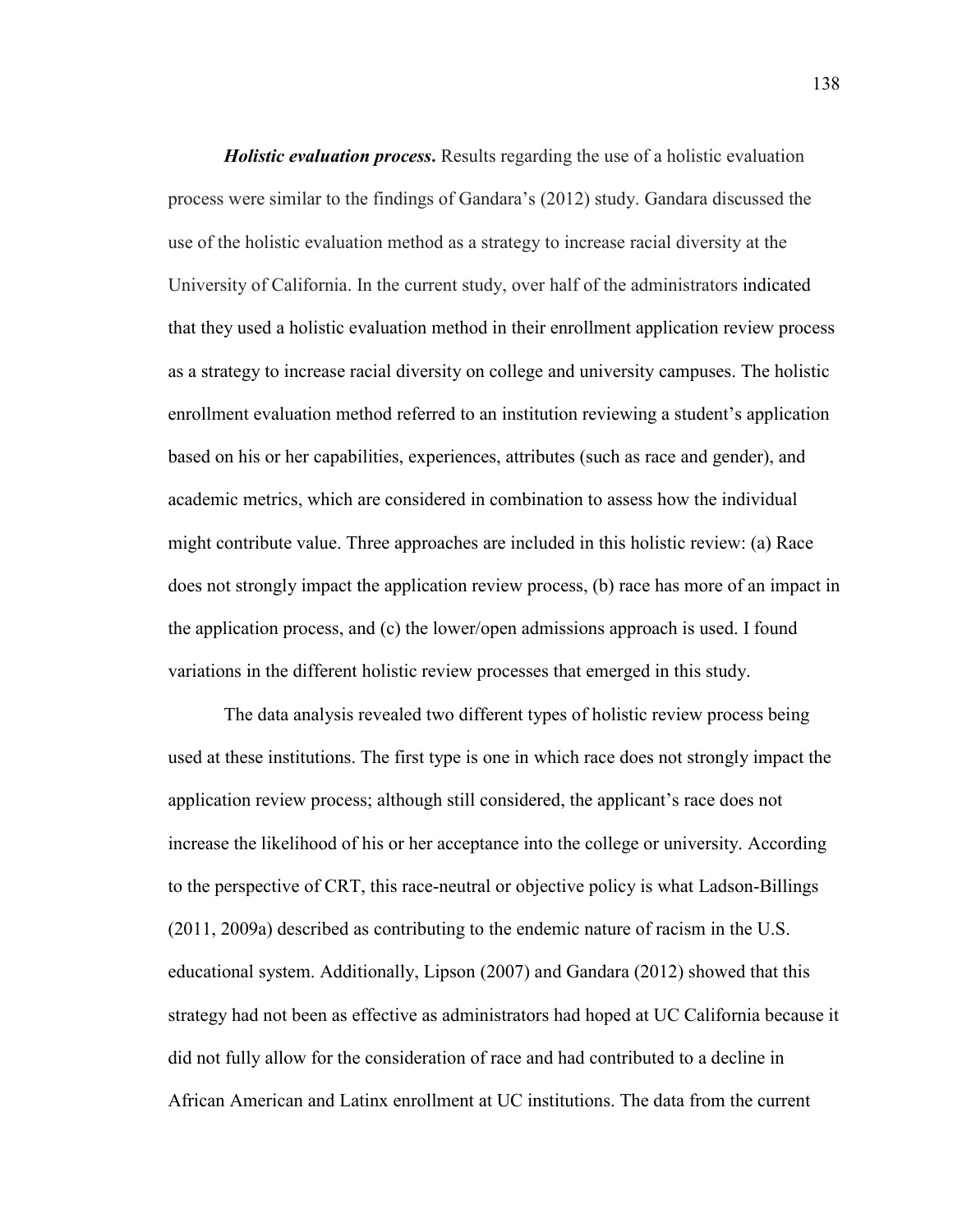***Holistic evaluation process***. Results regarding the use of a holistic evaluation process were similar to the findings of Gandara's (2012) study. Gandara discussed the use of the holistic evaluation method as a strategy to increase racial diversity at the University of California. In the current study, over half of the administrators indicated that they used a holistic evaluation method in their enrollment application review process as a strategy to increase racial diversity on college and university campuses. The holistic enrollment evaluation method referred to an institution reviewing a student's application based on his or her capabilities, experiences, attributes (such as race and gender), and academic metrics, which are considered in combination to assess how the individual might contribute value. Three approaches are included in this holistic review: (a) Race does not strongly impact the application review process, (b) race has more of an impact in the application process, and (c) the lower/open admissions approach is used. I found variations in the different holistic review processes that emerged in this study.

The data analysis revealed two different types of holistic review process being used at these institutions. The first type is one in which race does not strongly impact the application review process; although still considered, the applicant's race does not increase the likelihood of his or her acceptance into the college or university. According to the perspective of CRT, this race-neutral or objective policy is what Ladson-Billings (2011, 2009a) described as contributing to the endemic nature of racism in the U.S. educational system. Additionally, Lipson (2007) and Gandara (2012) showed that this strategy had not been as effective as administrators had hoped at UC California because it did not fully allow for the consideration of race and had contributed to a decline in African American and Latinx enrollment at UC institutions. The data from the current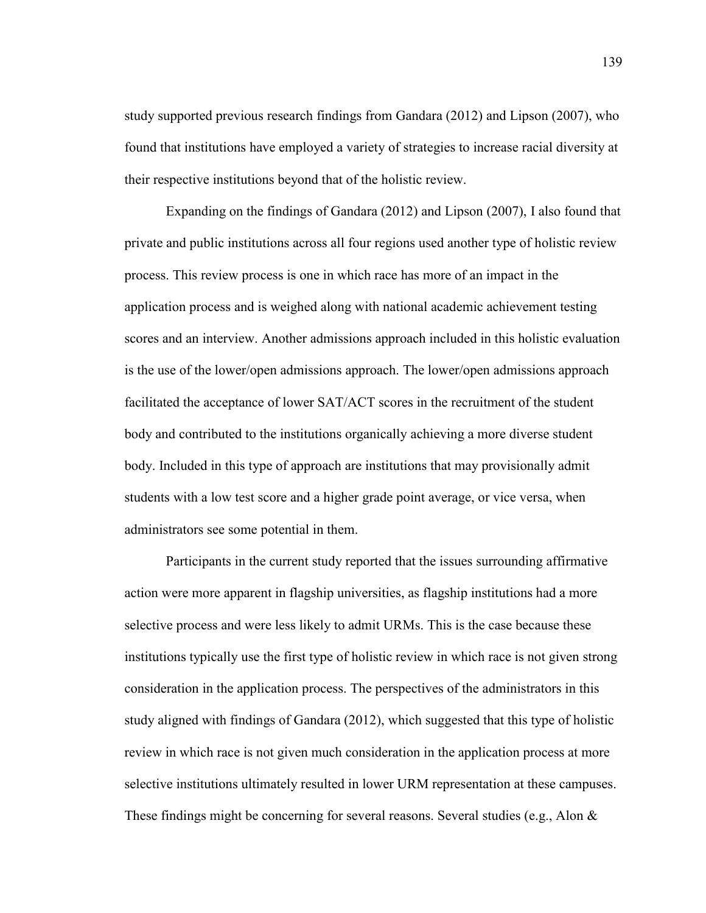study supported previous research findings from Gandara (2012) and Lipson (2007), who found that institutions have employed a variety of strategies to increase racial diversity at their respective institutions beyond that of the holistic review.

Expanding on the findings of Gandara (2012) and Lipson (2007), I also found that private and public institutions across all four regions used another type of holistic review process. This review process is one in which race has more of an impact in the application process and is weighed along with national academic achievement testing scores and an interview. Another admissions approach included in this holistic evaluation is the use of the lower/open admissions approach. The lower/open admissions approach facilitated the acceptance of lower SAT/ACT scores in the recruitment of the student body and contributed to the institutions organically achieving a more diverse student body. Included in this type of approach are institutions that may provisionally admit students with a low test score and a higher grade point average, or vice versa, when administrators see some potential in them.

Participants in the current study reported that the issues surrounding affirmative action were more apparent in flagship universities, as flagship institutions had a more selective process and were less likely to admit URMs. This is the case because these institutions typically use the first type of holistic review in which race is not given strong consideration in the application process. The perspectives of the administrators in this study aligned with findings of Gandara (2012), which suggested that this type of holistic review in which race is not given much consideration in the application process at more selective institutions ultimately resulted in lower URM representation at these campuses. These findings might be concerning for several reasons. Several studies (e.g., Alon &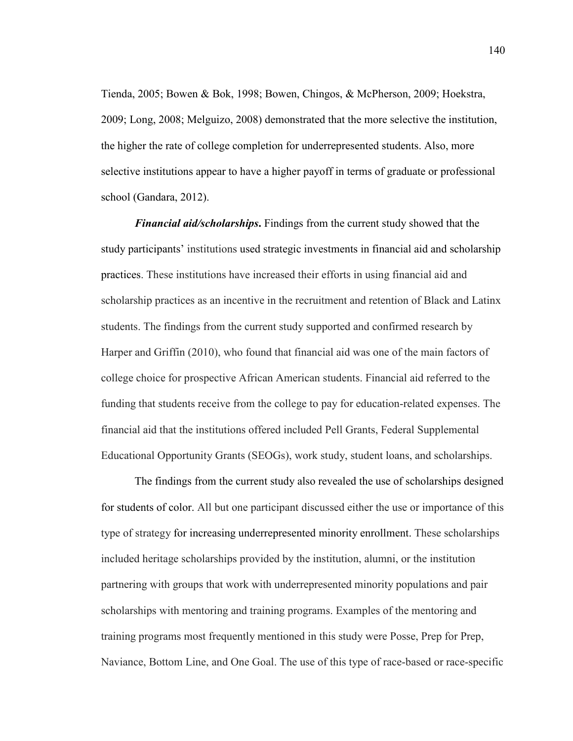Tienda, 2005; Bowen & Bok, 1998; Bowen, Chingos, & McPherson, 2009; Hoekstra, 2009; Long, 2008; Melguizo, 2008) demonstrated that the more selective the institution, the higher the rate of college completion for underrepresented students. Also, more selective institutions appear to have a higher payoff in terms of graduate or professional school (Gandara, 2012).

***Financial aid/scholarships*.** Findings from the current study showed that the study participants' institutions used strategic investments in financial aid and scholarship practices. These institutions have increased their efforts in using financial aid and scholarship practices as an incentive in the recruitment and retention of Black and Latinx students. The findings from the current study supported and confirmed research by Harper and Griffin (2010), who found that financial aid was one of the main factors of college choice for prospective African American students. Financial aid referred to the funding that students receive from the college to pay for education-related expenses. The financial aid that the institutions offered included Pell Grants, Federal Supplemental Educational Opportunity Grants (SEOGs), work study, student loans, and scholarships.

The findings from the current study also revealed the use of scholarships designed for students of color. All but one participant discussed either the use or importance of this type of strategy for increasing underrepresented minority enrollment. These scholarships included heritage scholarships provided by the institution, alumni, or the institution partnering with groups that work with underrepresented minority populations and pair scholarships with mentoring and training programs. Examples of the mentoring and training programs most frequently mentioned in this study were Posse, Prep for Prep, Naviance, Bottom Line, and One Goal. The use of this type of race-based or race-specific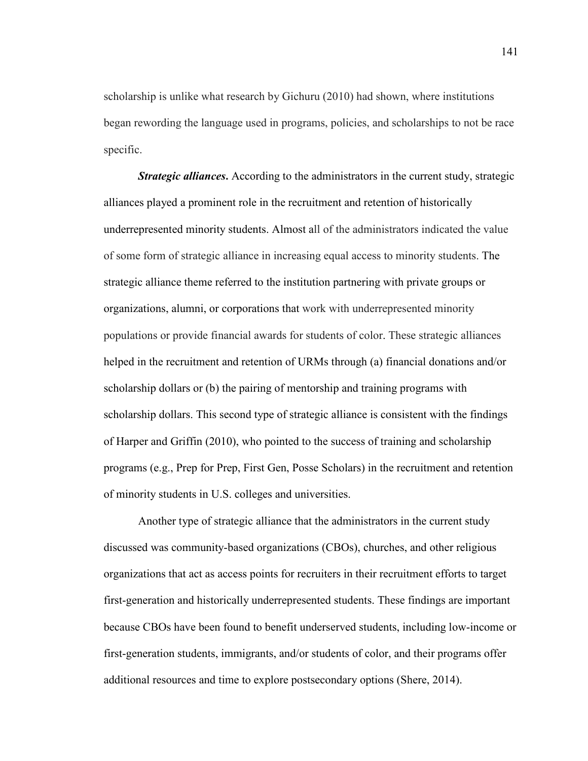scholarship is unlike what research by Gichuru (2010) had shown, where institutions began rewording the language used in programs, policies, and scholarships to not be race specific.

***Strategic alliances.*** According to the administrators in the current study, strategic alliances played a prominent role in the recruitment and retention of historically underrepresented minority students. Almost all of the administrators indicated the value of some form of strategic alliance in increasing equal access to minority students. The strategic alliance theme referred to the institution partnering with private groups or organizations, alumni, or corporations that work with underrepresented minority populations or provide financial awards for students of color. These strategic alliances helped in the recruitment and retention of URMs through (a) financial donations and/or scholarship dollars or (b) the pairing of mentorship and training programs with scholarship dollars. This second type of strategic alliance is consistent with the findings of Harper and Griffin (2010), who pointed to the success of training and scholarship programs (e.g., Prep for Prep, First Gen, Posse Scholars) in the recruitment and retention of minority students in U.S. colleges and universities.

Another type of strategic alliance that the administrators in the current study discussed was community-based organizations (CBOs), churches, and other religious organizations that act as access points for recruiters in their recruitment efforts to target first-generation and historically underrepresented students. These findings are important because CBOs have been found to benefit underserved students, including low-income or first-generation students, immigrants, and/or students of color, and their programs offer additional resources and time to explore postsecondary options (Shere, 2014).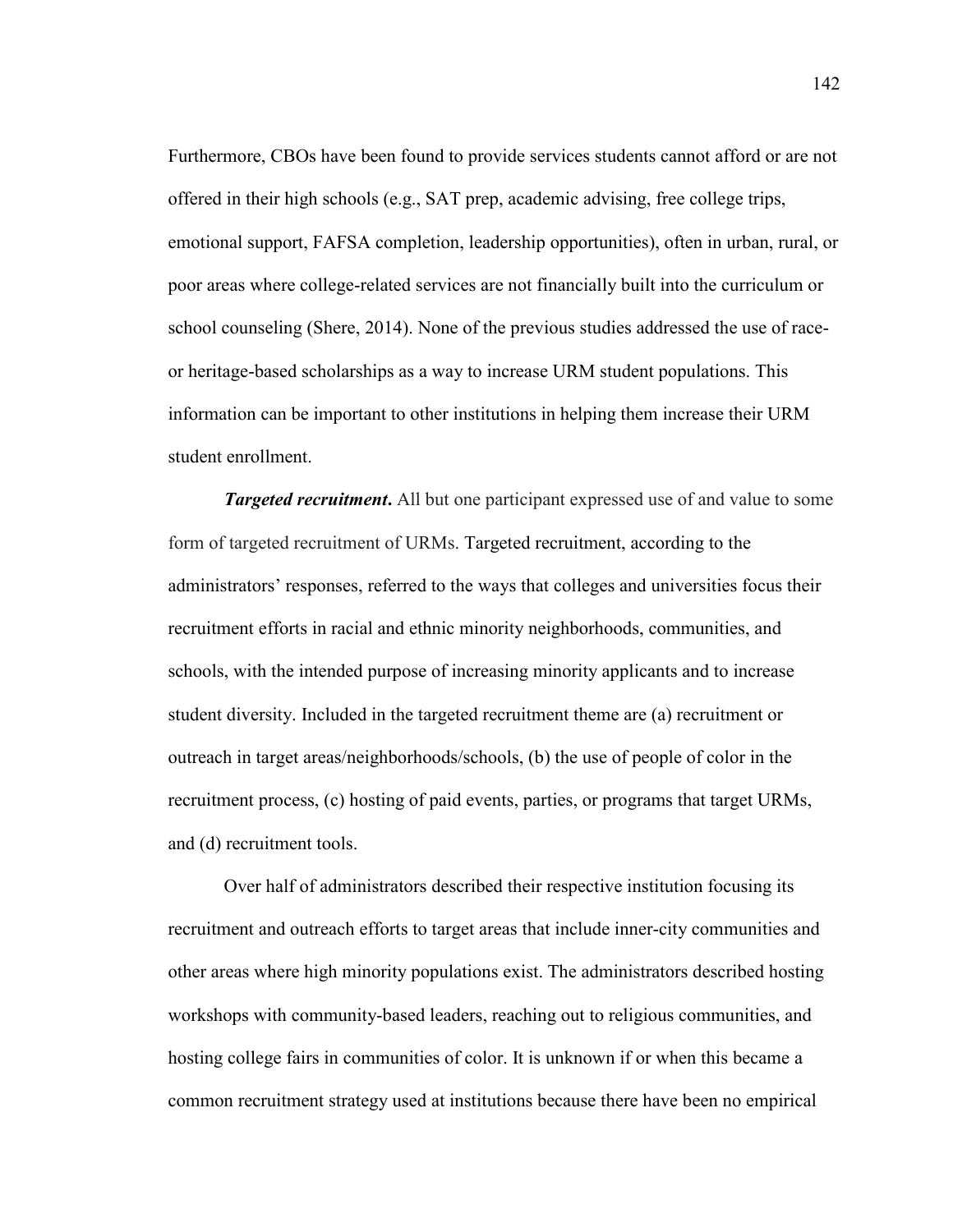Furthermore, CBOs have been found to provide services students cannot afford or are not offered in their high schools (e.g., SAT prep, academic advising, free college trips, emotional support, FAFSA completion, leadership opportunities), often in urban, rural, or poor areas where college-related services are not financially built into the curriculum or school counseling (Shere, 2014). None of the previous studies addressed the use of race- or heritage-based scholarships as a way to increase URM student populations. This information can be important to other institutions in helping them increase their URM student enrollment.

***Targeted recruitment*.** All but one participant expressed use of and value to some form of targeted recruitment of URMs. Targeted recruitment, according to the administrators' responses, referred to the ways that colleges and universities focus their recruitment efforts in racial and ethnic minority neighborhoods, communities, and schools, with the intended purpose of increasing minority applicants and to increase student diversity. Included in the targeted recruitment theme are (a) recruitment or outreach in target areas/neighborhoods/schools, (b) the use of people of color in the recruitment process, (c) hosting of paid events, parties, or programs that target URMs, and (d) recruitment tools.

Over half of administrators described their respective institution focusing its recruitment and outreach efforts to target areas that include inner-city communities and other areas where high minority populations exist. The administrators described hosting workshops with community-based leaders, reaching out to religious communities, and hosting college fairs in communities of color. It is unknown if or when this became a common recruitment strategy used at institutions because there have been no empirical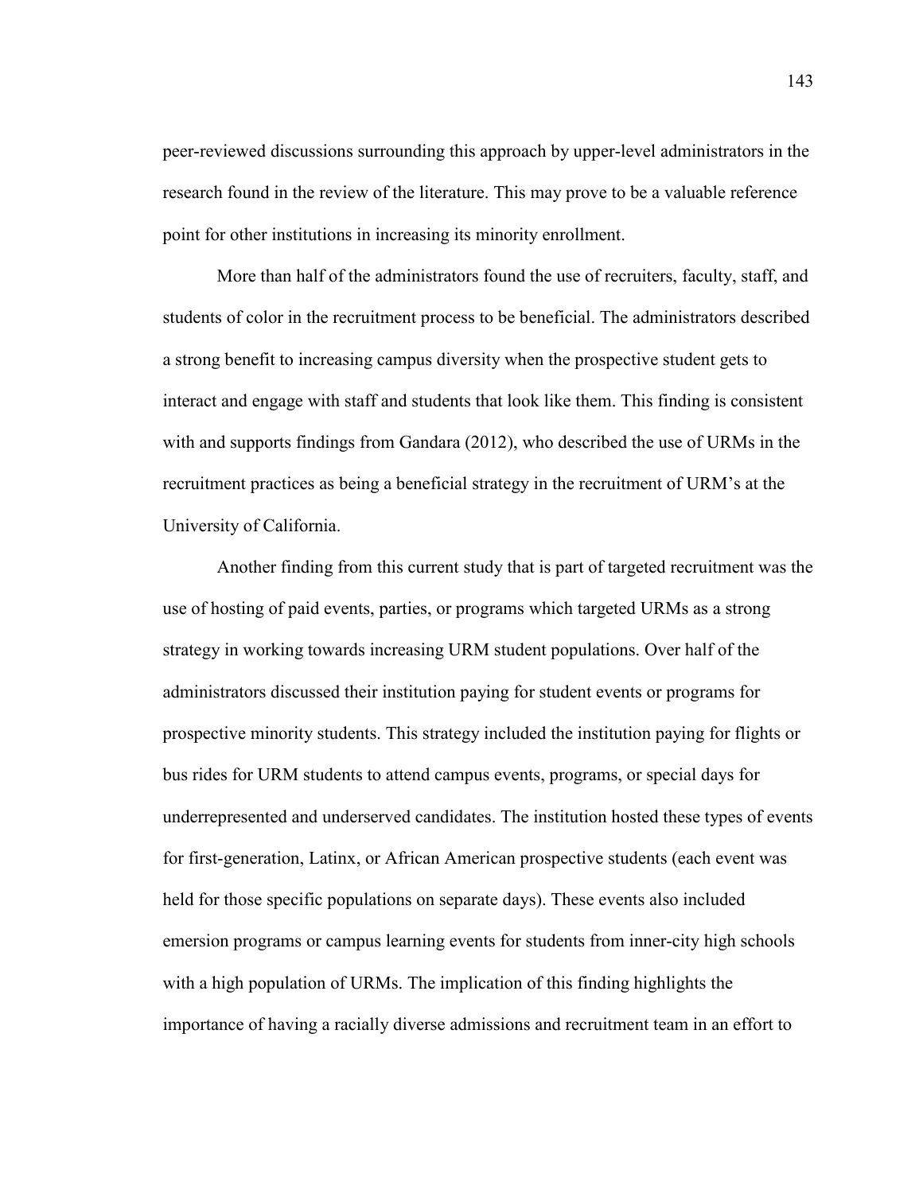peer-reviewed discussions surrounding this approach by upper-level administrators in the research found in the review of the literature. This may prove to be a valuable reference point for other institutions in increasing its minority enrollment.

More than half of the administrators found the use of recruiters, faculty, staff, and students of color in the recruitment process to be beneficial. The administrators described a strong benefit to increasing campus diversity when the prospective student gets to interact and engage with staff and students that look like them. This finding is consistent with and supports findings from Gandara (2012), who described the use of URMs in the recruitment practices as being a beneficial strategy in the recruitment of URM's at the University of California.

Another finding from this current study that is part of targeted recruitment was the use of hosting of paid events, parties, or programs which targeted URMs as a strong strategy in working towards increasing URM student populations. Over half of the administrators discussed their institution paying for student events or programs for prospective minority students. This strategy included the institution paying for flights or bus rides for URM students to attend campus events, programs, or special days for underrepresented and underserved candidates. The institution hosted these types of events for first-generation, Latinx, or African American prospective students (each event was held for those specific populations on separate days). These events also included emersion programs or campus learning events for students from inner-city high schools with a high population of URMs. The implication of this finding highlights the importance of having a racially diverse admissions and recruitment team in an effort to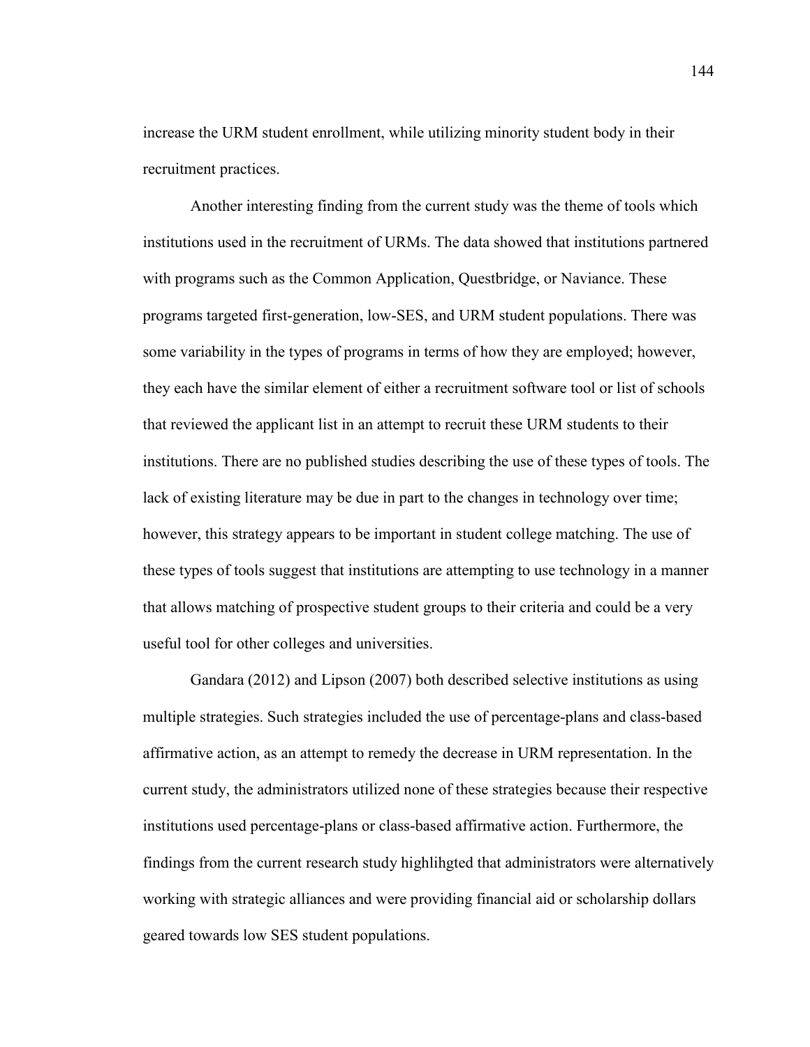increase the URM student enrollment, while utilizing minority student body in their recruitment practices.

Another interesting finding from the current study was the theme of tools which institutions used in the recruitment of URMs. The data showed that institutions partnered with programs such as the Common Application, Questbridge, or Naviance. These programs targeted first-generation, low-SES, and URM student populations. There was some variability in the types of programs in terms of how they are employed; however, they each have the similar element of either a recruitment software tool or list of schools that reviewed the applicant list in an attempt to recruit these URM students to their institutions. There are no published studies describing the use of these types of tools. The lack of existing literature may be due in part to the changes in technology over time; however, this strategy appears to be important in student college matching. The use of these types of tools suggest that institutions are attempting to use technology in a manner that allows matching of prospective student groups to their criteria and could be a very useful tool for other colleges and universities.

Gandara (2012) and Lipson (2007) both described selective institutions as using multiple strategies. Such strategies included the use of percentage-plans and class-based affirmative action, as an attempt to remedy the decrease in URM representation. In the current study, the administrators utilized none of these strategies because their respective institutions used percentage-plans or class-based affirmative action. Furthermore, the findings from the current research study highlihgted that administrators were alternatively working with strategic alliances and were providing financial aid or scholarship dollars geared towards low SES student populations.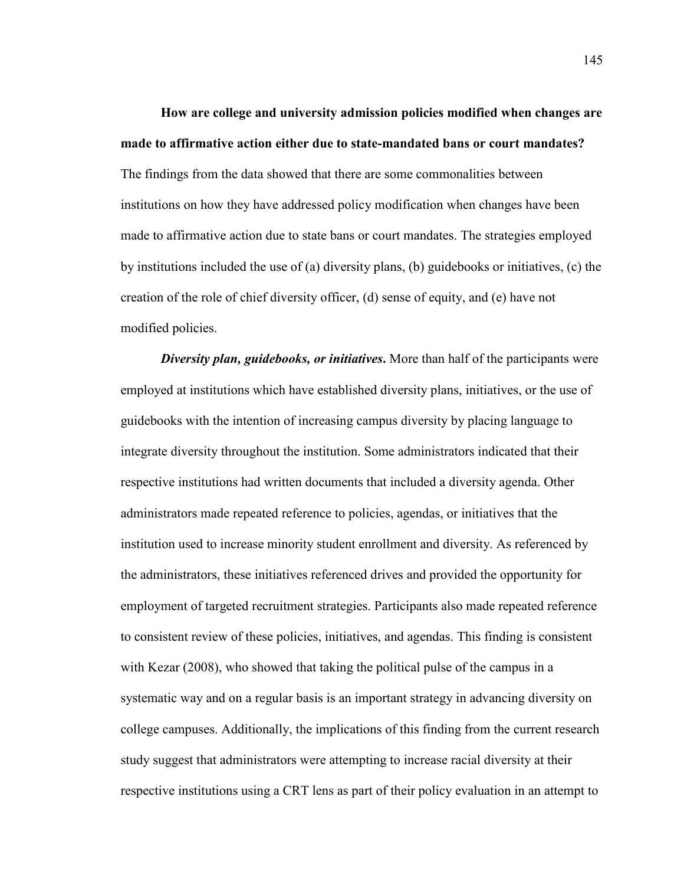**How are college and university admission policies modified when changes are made to affirmative action either due to state-mandated bans or court mandates?** The findings from the data showed that there are some commonalities between institutions on how they have addressed policy modification when changes have been made to affirmative action due to state bans or court mandates. The strategies employed by institutions included the use of (a) diversity plans, (b) guidebooks or initiatives, (c) the creation of the role of chief diversity officer, (d) sense of equity, and (e) have not modified policies.

***Diversity plan, guidebooks, or initiatives*****.** More than half of the participants were employed at institutions which have established diversity plans, initiatives, or the use of guidebooks with the intention of increasing campus diversity by placing language to integrate diversity throughout the institution. Some administrators indicated that their respective institutions had written documents that included a diversity agenda. Other administrators made repeated reference to policies, agendas, or initiatives that the institution used to increase minority student enrollment and diversity. As referenced by the administrators, these initiatives referenced drives and provided the opportunity for employment of targeted recruitment strategies. Participants also made repeated reference to consistent review of these policies, initiatives, and agendas. This finding is consistent with Kezar (2008), who showed that taking the political pulse of the campus in a systematic way and on a regular basis is an important strategy in advancing diversity on college campuses. Additionally, the implications of this finding from the current research study suggest that administrators were attempting to increase racial diversity at their respective institutions using a CRT lens as part of their policy evaluation in an attempt to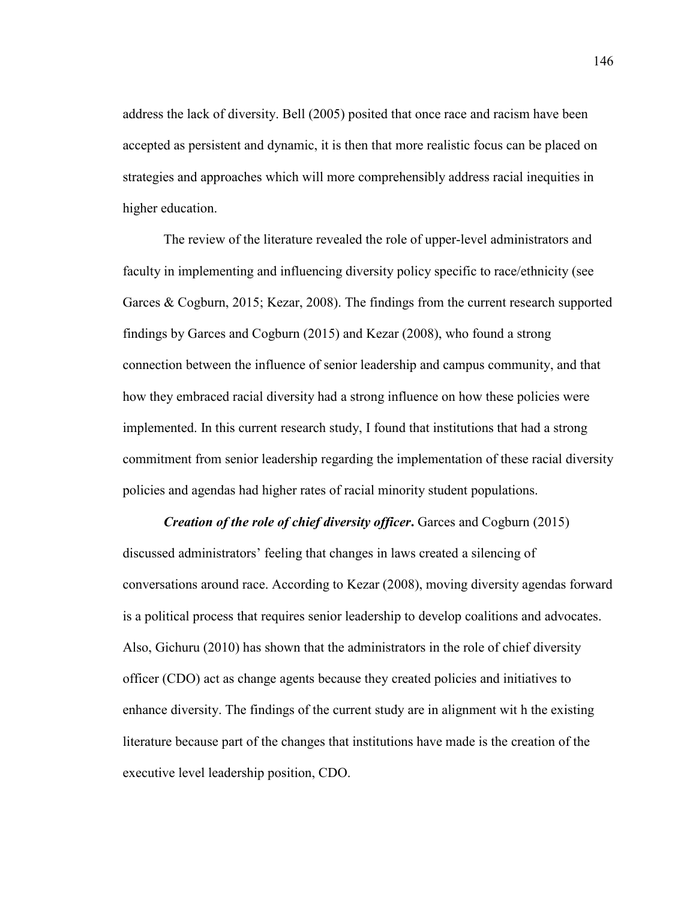address the lack of diversity. Bell (2005) posited that once race and racism have been accepted as persistent and dynamic, it is then that more realistic focus can be placed on strategies and approaches which will more comprehensibly address racial inequities in higher education.

The review of the literature revealed the role of upper-level administrators and faculty in implementing and influencing diversity policy specific to race/ethnicity (see Garces & Cogburn, 2015; Kezar, 2008). The findings from the current research supported findings by Garces and Cogburn (2015) and Kezar (2008), who found a strong connection between the influence of senior leadership and campus community, and that how they embraced racial diversity had a strong influence on how these policies were implemented. In this current research study, I found that institutions that had a strong commitment from senior leadership regarding the implementation of these racial diversity policies and agendas had higher rates of racial minority student populations.

***Creation of the role of chief diversity officer*.** Garces and Cogburn (2015) discussed administrators' feeling that changes in laws created a silencing of conversations around race. According to Kezar (2008), moving diversity agendas forward is a political process that requires senior leadership to develop coalitions and advocates. Also, Gichuru (2010) has shown that the administrators in the role of chief diversity officer (CDO) act as change agents because they created policies and initiatives to enhance diversity. The findings of the current study are in alignment wit h the existing literature because part of the changes that institutions have made is the creation of the executive level leadership position, CDO.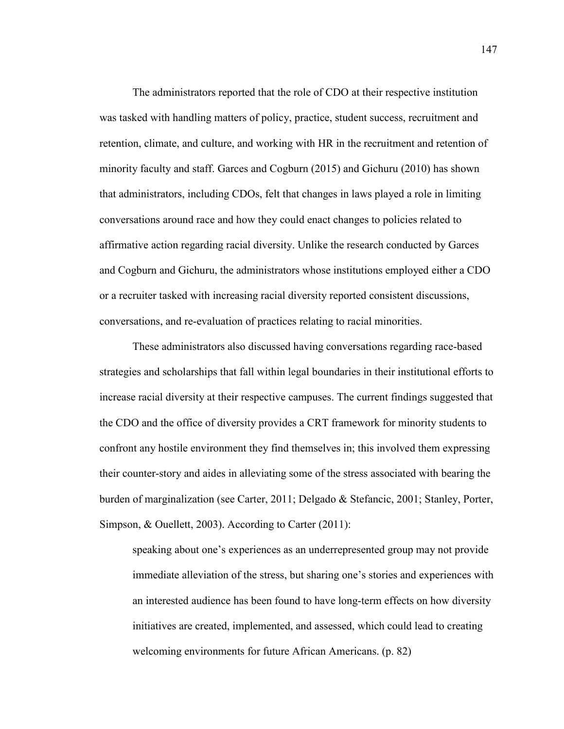The administrators reported that the role of CDO at their respective institution was tasked with handling matters of policy, practice, student success, recruitment and retention, climate, and culture, and working with HR in the recruitment and retention of minority faculty and staff. Garces and Cogburn (2015) and Gichuru (2010) has shown that administrators, including CDOs, felt that changes in laws played a role in limiting conversations around race and how they could enact changes to policies related to affirmative action regarding racial diversity. Unlike the research conducted by Garces and Cogburn and Gichuru, the administrators whose institutions employed either a CDO or a recruiter tasked with increasing racial diversity reported consistent discussions, conversations, and re-evaluation of practices relating to racial minorities.

These administrators also discussed having conversations regarding race-based strategies and scholarships that fall within legal boundaries in their institutional efforts to increase racial diversity at their respective campuses. The current findings suggested that the CDO and the office of diversity provides a CRT framework for minority students to confront any hostile environment they find themselves in; this involved them expressing their counter-story and aides in alleviating some of the stress associated with bearing the burden of marginalization (see Carter, 2011; Delgado & Stefancic, 2001; Stanley, Porter, Simpson, & Ouellett, 2003). According to Carter (2011):

> speaking about one's experiences as an underrepresented group may not provide immediate alleviation of the stress, but sharing one's stories and experiences with an interested audience has been found to have long-term effects on how diversity initiatives are created, implemented, and assessed, which could lead to creating welcoming environments for future African Americans. (p. 82)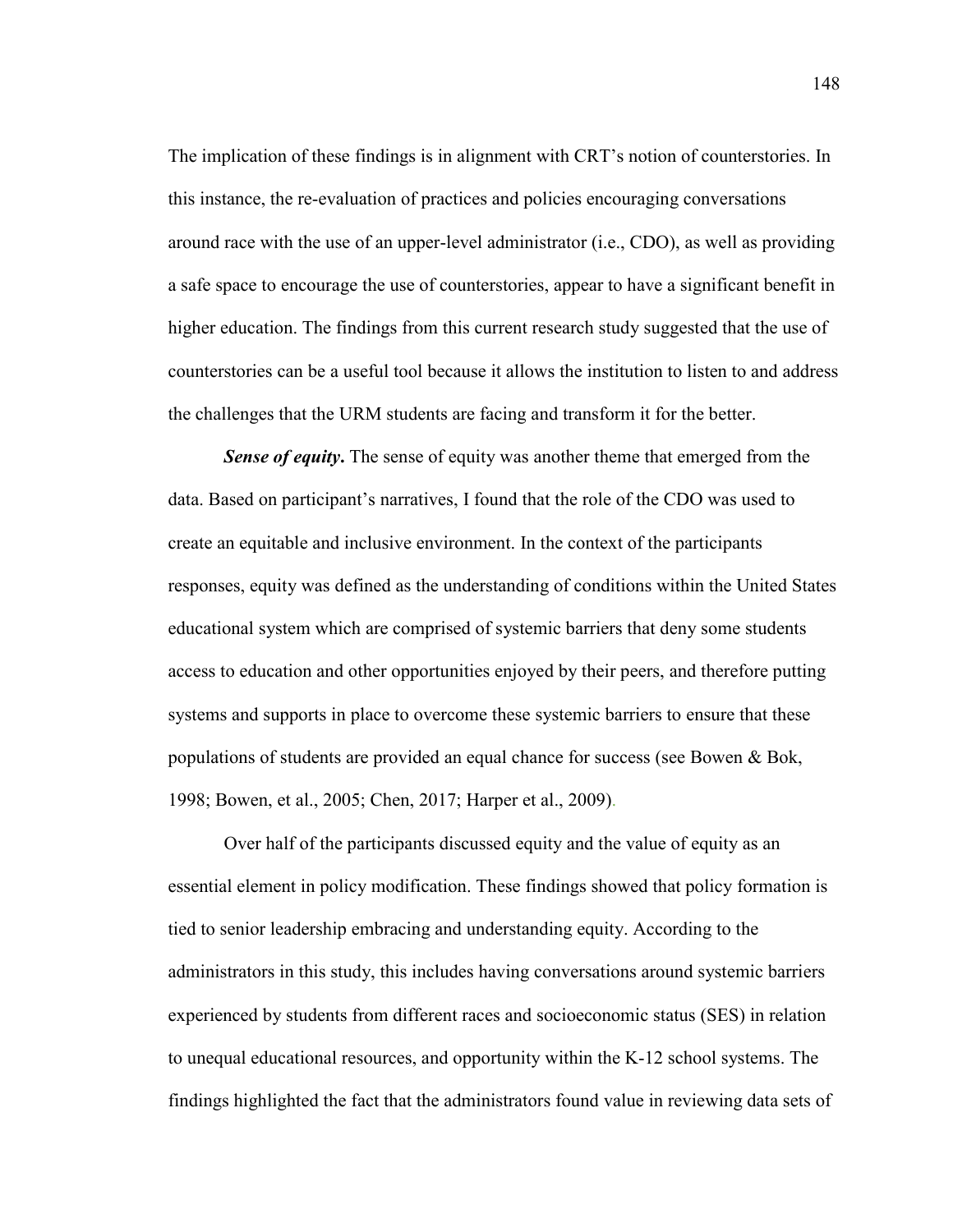The implication of these findings is in alignment with CRT's notion of counterstories. In this instance, the re-evaluation of practices and policies encouraging conversations around race with the use of an upper-level administrator (i.e., CDO), as well as providing a safe space to encourage the use of counterstories, appear to have a significant benefit in higher education. The findings from this current research study suggested that the use of counterstories can be a useful tool because it allows the institution to listen to and address the challenges that the URM students are facing and transform it for the better.

***Sense of equity*.** The sense of equity was another theme that emerged from the data. Based on participant's narratives, I found that the role of the CDO was used to create an equitable and inclusive environment. In the context of the participants responses, equity was defined as the understanding of conditions within the United States educational system which are comprised of systemic barriers that deny some students access to education and other opportunities enjoyed by their peers, and therefore putting systems and supports in place to overcome these systemic barriers to ensure that these populations of students are provided an equal chance for success (see Bowen & Bok, 1998; Bowen, et al., 2005; Chen, 2017; Harper et al., 2009).

Over half of the participants discussed equity and the value of equity as an essential element in policy modification. These findings showed that policy formation is tied to senior leadership embracing and understanding equity. According to the administrators in this study, this includes having conversations around systemic barriers experienced by students from different races and socioeconomic status (SES) in relation to unequal educational resources, and opportunity within the K-12 school systems. The findings highlighted the fact that the administrators found value in reviewing data sets of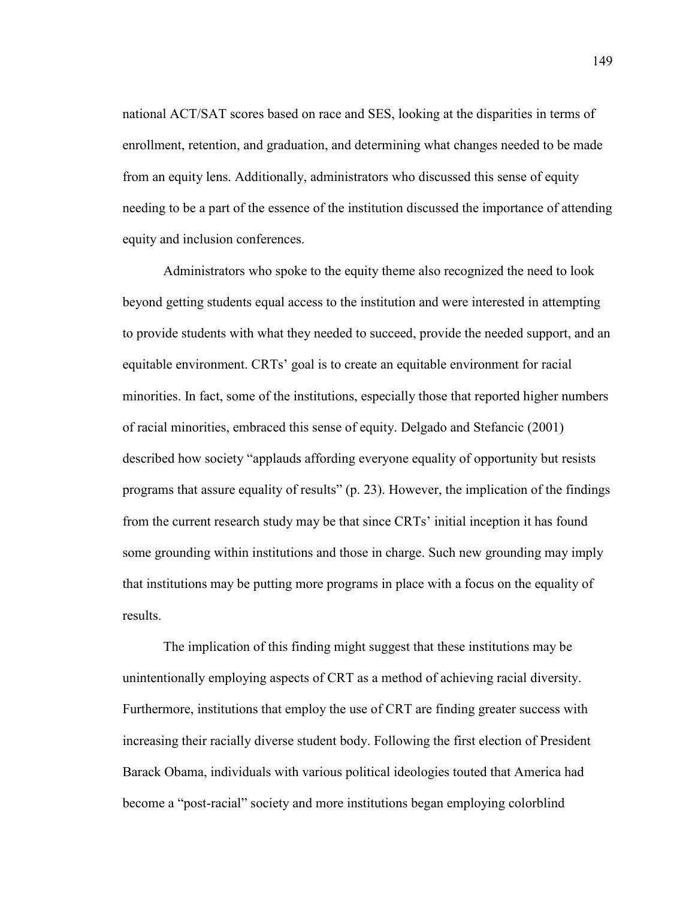national ACT/SAT scores based on race and SES, looking at the disparities in terms of enrollment, retention, and graduation, and determining what changes needed to be made from an equity lens. Additionally, administrators who discussed this sense of equity needing to be a part of the essence of the institution discussed the importance of attending equity and inclusion conferences.

Administrators who spoke to the equity theme also recognized the need to look beyond getting students equal access to the institution and were interested in attempting to provide students with what they needed to succeed, provide the needed support, and an equitable environment. CRTs' goal is to create an equitable environment for racial minorities. In fact, some of the institutions, especially those that reported higher numbers of racial minorities, embraced this sense of equity. Delgado and Stefancic (2001) described how society "applauds affording everyone equality of opportunity but resists programs that assure equality of results" (p. 23). However, the implication of the findings from the current research study may be that since CRTs' initial inception it has found some grounding within institutions and those in charge. Such new grounding may imply that institutions may be putting more programs in place with a focus on the equality of results.

The implication of this finding might suggest that these institutions may be unintentionally employing aspects of CRT as a method of achieving racial diversity. Furthermore, institutions that employ the use of CRT are finding greater success with increasing their racially diverse student body. Following the first election of President Barack Obama, individuals with various political ideologies touted that America had become a "post-racial" society and more institutions began employing colorblind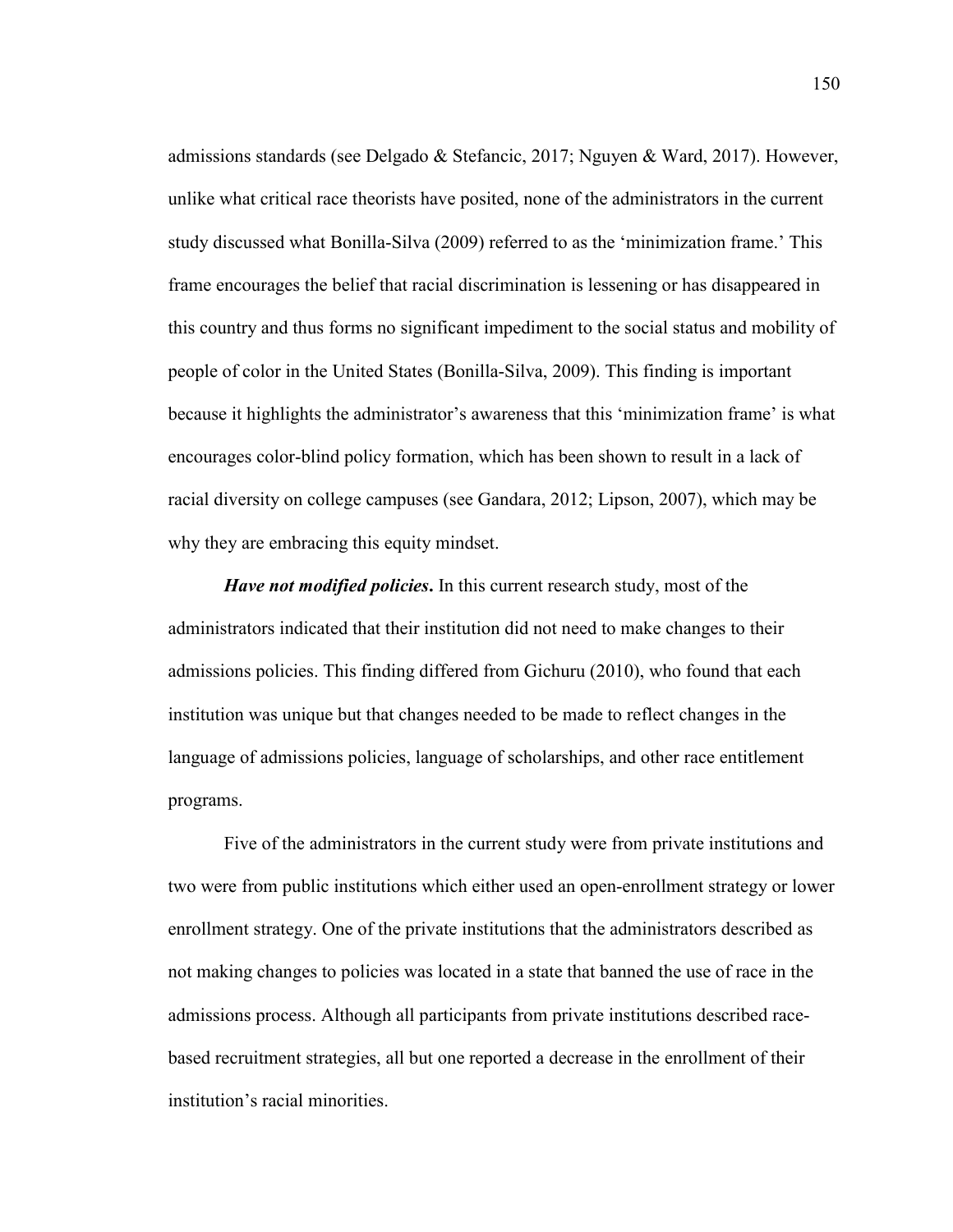admissions standards (see Delgado & Stefancic, 2017; Nguyen & Ward, 2017). However, unlike what critical race theorists have posited, none of the administrators in the current study discussed what Bonilla-Silva (2009) referred to as the 'minimization frame.' This frame encourages the belief that racial discrimination is lessening or has disappeared in this country and thus forms no significant impediment to the social status and mobility of people of color in the United States (Bonilla-Silva, 2009). This finding is important because it highlights the administrator's awareness that this 'minimization frame' is what encourages color-blind policy formation, which has been shown to result in a lack of racial diversity on college campuses (see Gandara, 2012; Lipson, 2007), which may be why they are embracing this equity mindset.

***Have not modified policies*.** In this current research study, most of the administrators indicated that their institution did not need to make changes to their admissions policies. This finding differed from Gichuru (2010), who found that each institution was unique but that changes needed to be made to reflect changes in the language of admissions policies, language of scholarships, and other race entitlement programs.

Five of the administrators in the current study were from private institutions and two were from public institutions which either used an open-enrollment strategy or lower enrollment strategy. One of the private institutions that the administrators described as not making changes to policies was located in a state that banned the use of race in the admissions process. Although all participants from private institutions described race-based recruitment strategies, all but one reported a decrease in the enrollment of their institution's racial minorities.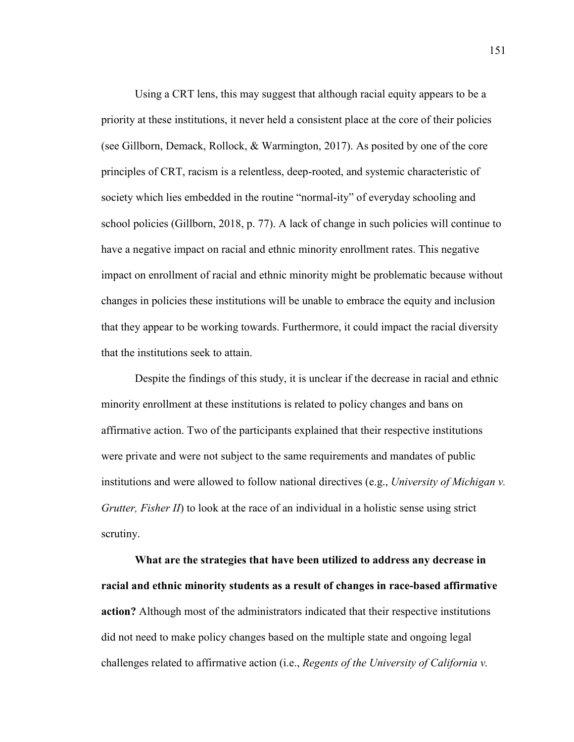Using a CRT lens, this may suggest that although racial equity appears to be a priority at these institutions, it never held a consistent place at the core of their policies (see Gillborn, Demack, Rollock, & Warmington, 2017). As posited by one of the core principles of CRT, racism is a relentless, deep-rooted, and systemic characteristic of society which lies embedded in the routine "normal-ity" of everyday schooling and school policies (Gillborn, 2018, p. 77). A lack of change in such policies will continue to have a negative impact on racial and ethnic minority enrollment rates. This negative impact on enrollment of racial and ethnic minority might be problematic because without changes in policies these institutions will be unable to embrace the equity and inclusion that they appear to be working towards. Furthermore, it could impact the racial diversity that the institutions seek to attain.

Despite the findings of this study, it is unclear if the decrease in racial and ethnic minority enrollment at these institutions is related to policy changes and bans on affirmative action. Two of the participants explained that their respective institutions were private and were not subject to the same requirements and mandates of public institutions and were allowed to follow national directives (e.g., *University of Michigan v. Grutter, Fisher II*) to look at the race of an individual in a holistic sense using strict scrutiny.

**What are the strategies that have been utilized to address any decrease in racial and ethnic minority students as a result of changes in race-based affirmative action?** Although most of the administrators indicated that their respective institutions did not need to make policy changes based on the multiple state and ongoing legal challenges related to affirmative action (i.e., *Regents of the University of California v.*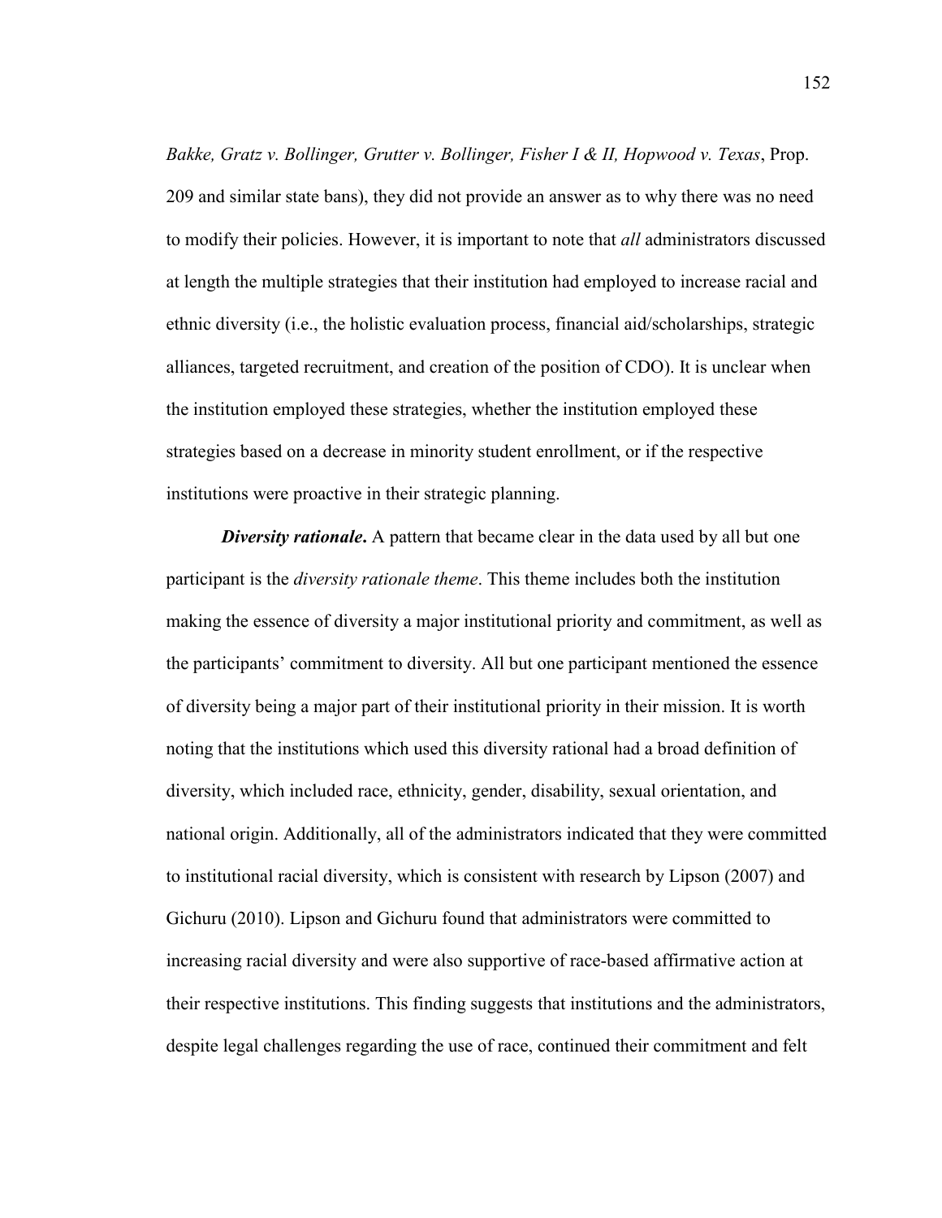*Bakke, Gratz v. Bollinger, Grutter v. Bollinger, Fisher I & II, Hopwood v. Texas*, Prop. 209 and similar state bans), they did not provide an answer as to why there was no need to modify their policies. However, it is important to note that *all* administrators discussed at length the multiple strategies that their institution had employed to increase racial and ethnic diversity (i.e., the holistic evaluation process, financial aid/scholarships, strategic alliances, targeted recruitment, and creation of the position of CDO). It is unclear when the institution employed these strategies, whether the institution employed these strategies based on a decrease in minority student enrollment, or if the respective institutions were proactive in their strategic planning.

***Diversity rationale***. A pattern that became clear in the data used by all but one participant is the *diversity rationale theme*. This theme includes both the institution making the essence of diversity a major institutional priority and commitment, as well as the participants' commitment to diversity. All but one participant mentioned the essence of diversity being a major part of their institutional priority in their mission. It is worth noting that the institutions which used this diversity rational had a broad definition of diversity, which included race, ethnicity, gender, disability, sexual orientation, and national origin. Additionally, all of the administrators indicated that they were committed to institutional racial diversity, which is consistent with research by Lipson (2007) and Gichuru (2010). Lipson and Gichuru found that administrators were committed to increasing racial diversity and were also supportive of race-based affirmative action at their respective institutions. This finding suggests that institutions and the administrators, despite legal challenges regarding the use of race, continued their commitment and felt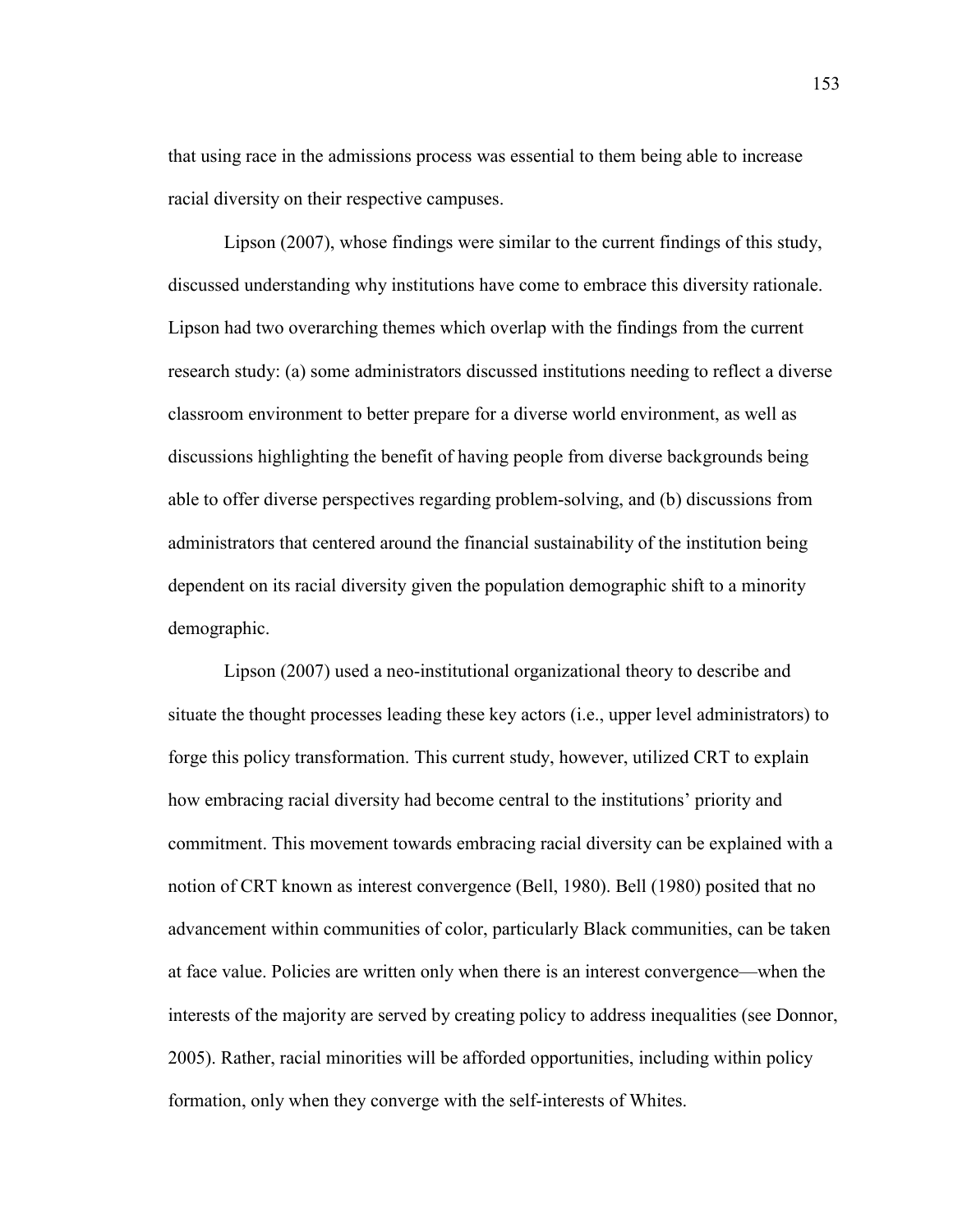that using race in the admissions process was essential to them being able to increase racial diversity on their respective campuses.

Lipson (2007), whose findings were similar to the current findings of this study, discussed understanding why institutions have come to embrace this diversity rationale. Lipson had two overarching themes which overlap with the findings from the current research study: (a) some administrators discussed institutions needing to reflect a diverse classroom environment to better prepare for a diverse world environment, as well as discussions highlighting the benefit of having people from diverse backgrounds being able to offer diverse perspectives regarding problem-solving, and (b) discussions from administrators that centered around the financial sustainability of the institution being dependent on its racial diversity given the population demographic shift to a minority demographic.

Lipson (2007) used a neo-institutional organizational theory to describe and situate the thought processes leading these key actors (i.e., upper level administrators) to forge this policy transformation. This current study, however, utilized CRT to explain how embracing racial diversity had become central to the institutions' priority and commitment. This movement towards embracing racial diversity can be explained with a notion of CRT known as interest convergence (Bell, 1980). Bell (1980) posited that no advancement within communities of color, particularly Black communities, can be taken at face value. Policies are written only when there is an interest convergence—when the interests of the majority are served by creating policy to address inequalities (see Donnor, 2005). Rather, racial minorities will be afforded opportunities, including within policy formation, only when they converge with the self-interests of Whites.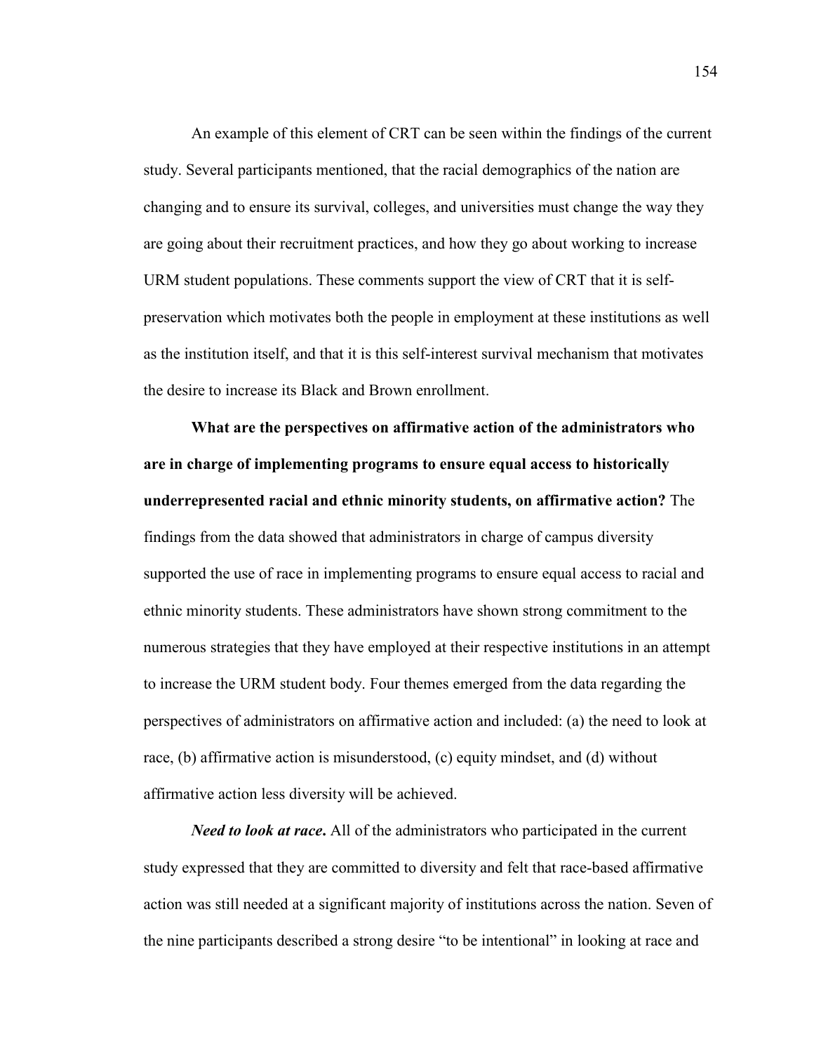An example of this element of CRT can be seen within the findings of the current study. Several participants mentioned, that the racial demographics of the nation are changing and to ensure its survival, colleges, and universities must change the way they are going about their recruitment practices, and how they go about working to increase URM student populations. These comments support the view of CRT that it is self-preservation which motivates both the people in employment at these institutions as well as the institution itself, and that it is this self-interest survival mechanism that motivates the desire to increase its Black and Brown enrollment.

**What are the perspectives on affirmative action of the administrators who are in charge of implementing programs to ensure equal access to historically underrepresented racial and ethnic minority students, on affirmative action?** The findings from the data showed that administrators in charge of campus diversity supported the use of race in implementing programs to ensure equal access to racial and ethnic minority students. These administrators have shown strong commitment to the numerous strategies that they have employed at their respective institutions in an attempt to increase the URM student body. Four themes emerged from the data regarding the perspectives of administrators on affirmative action and included: (a) the need to look at race, (b) affirmative action is misunderstood, (c) equity mindset, and (d) without affirmative action less diversity will be achieved.

***Need to look at race*.** All of the administrators who participated in the current study expressed that they are committed to diversity and felt that race-based affirmative action was still needed at a significant majority of institutions across the nation. Seven of the nine participants described a strong desire "to be intentional" in looking at race and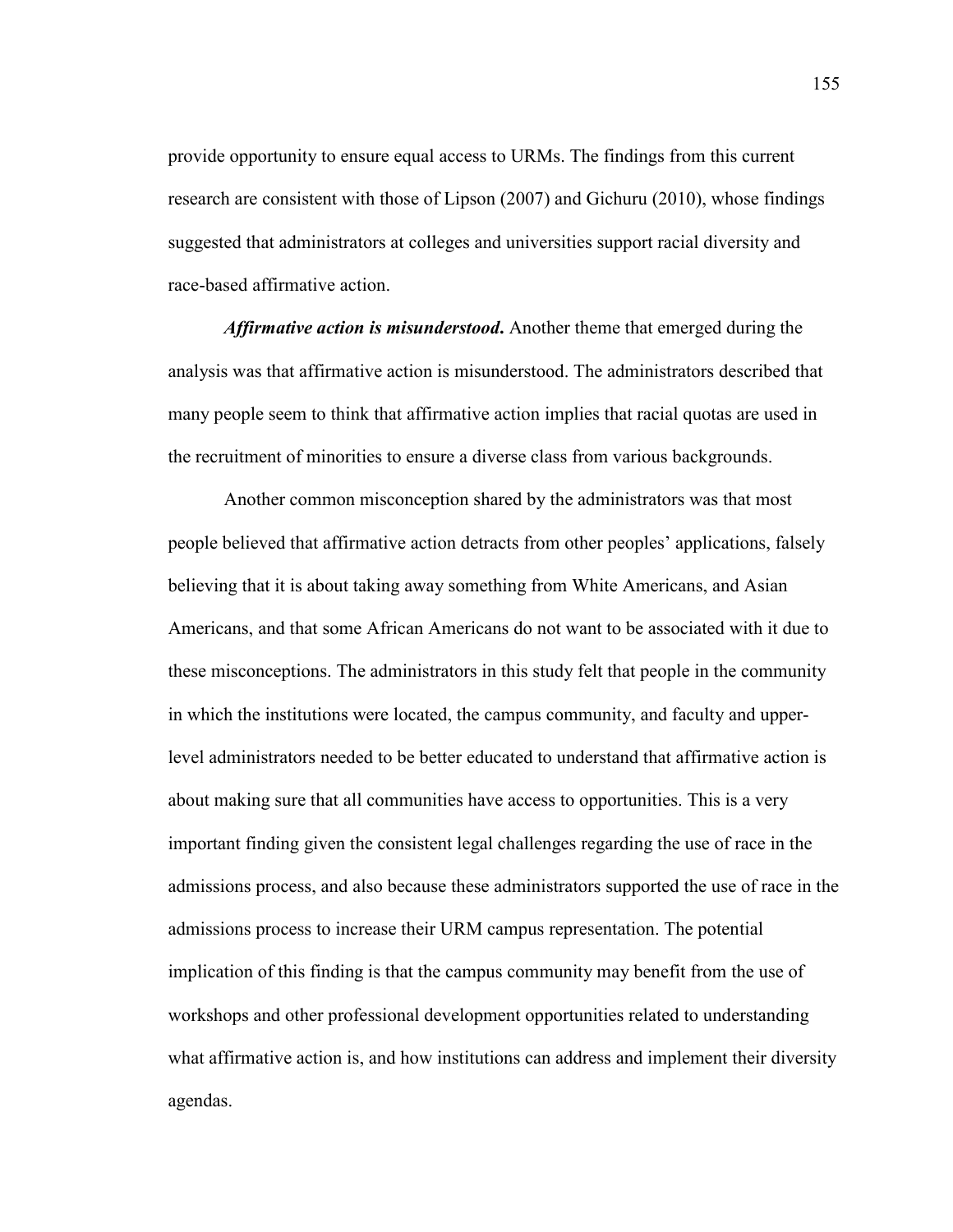provide opportunity to ensure equal access to URMs. The findings from this current research are consistent with those of Lipson (2007) and Gichuru (2010), whose findings suggested that administrators at colleges and universities support racial diversity and race-based affirmative action.

***Affirmative action is misunderstood*.** Another theme that emerged during the analysis was that affirmative action is misunderstood. The administrators described that many people seem to think that affirmative action implies that racial quotas are used in the recruitment of minorities to ensure a diverse class from various backgrounds.

Another common misconception shared by the administrators was that most people believed that affirmative action detracts from other peoples' applications, falsely believing that it is about taking away something from White Americans, and Asian Americans, and that some African Americans do not want to be associated with it due to these misconceptions. The administrators in this study felt that people in the community in which the institutions were located, the campus community, and faculty and upper-level administrators needed to be better educated to understand that affirmative action is about making sure that all communities have access to opportunities. This is a very important finding given the consistent legal challenges regarding the use of race in the admissions process, and also because these administrators supported the use of race in the admissions process to increase their URM campus representation. The potential implication of this finding is that the campus community may benefit from the use of workshops and other professional development opportunities related to understanding what affirmative action is, and how institutions can address and implement their diversity agendas.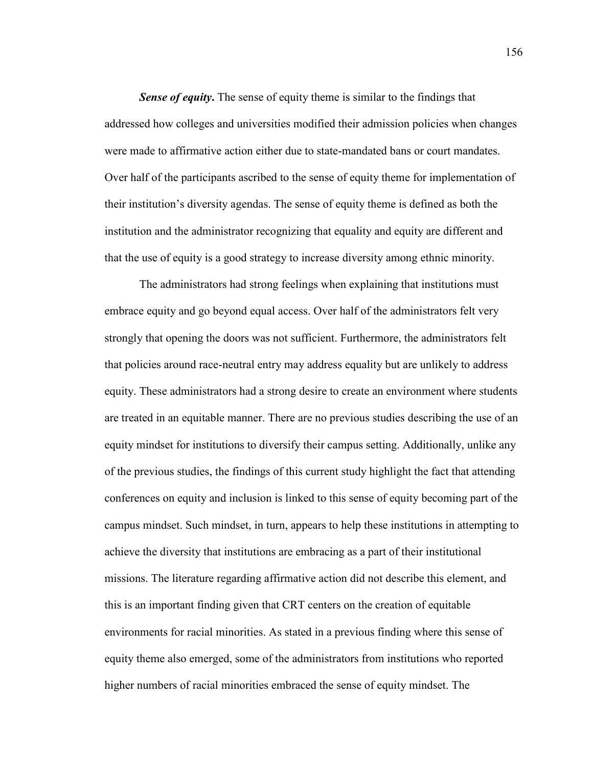***Sense of equity*.** The sense of equity theme is similar to the findings that addressed how colleges and universities modified their admission policies when changes were made to affirmative action either due to state-mandated bans or court mandates. Over half of the participants ascribed to the sense of equity theme for implementation of their institution's diversity agendas. The sense of equity theme is defined as both the institution and the administrator recognizing that equality and equity are different and that the use of equity is a good strategy to increase diversity among ethnic minority.

The administrators had strong feelings when explaining that institutions must embrace equity and go beyond equal access. Over half of the administrators felt very strongly that opening the doors was not sufficient. Furthermore, the administrators felt that policies around race-neutral entry may address equality but are unlikely to address equity. These administrators had a strong desire to create an environment where students are treated in an equitable manner. There are no previous studies describing the use of an equity mindset for institutions to diversify their campus setting. Additionally, unlike any of the previous studies, the findings of this current study highlight the fact that attending conferences on equity and inclusion is linked to this sense of equity becoming part of the campus mindset. Such mindset, in turn, appears to help these institutions in attempting to achieve the diversity that institutions are embracing as a part of their institutional missions. The literature regarding affirmative action did not describe this element, and this is an important finding given that CRT centers on the creation of equitable environments for racial minorities. As stated in a previous finding where this sense of equity theme also emerged, some of the administrators from institutions who reported higher numbers of racial minorities embraced the sense of equity mindset. The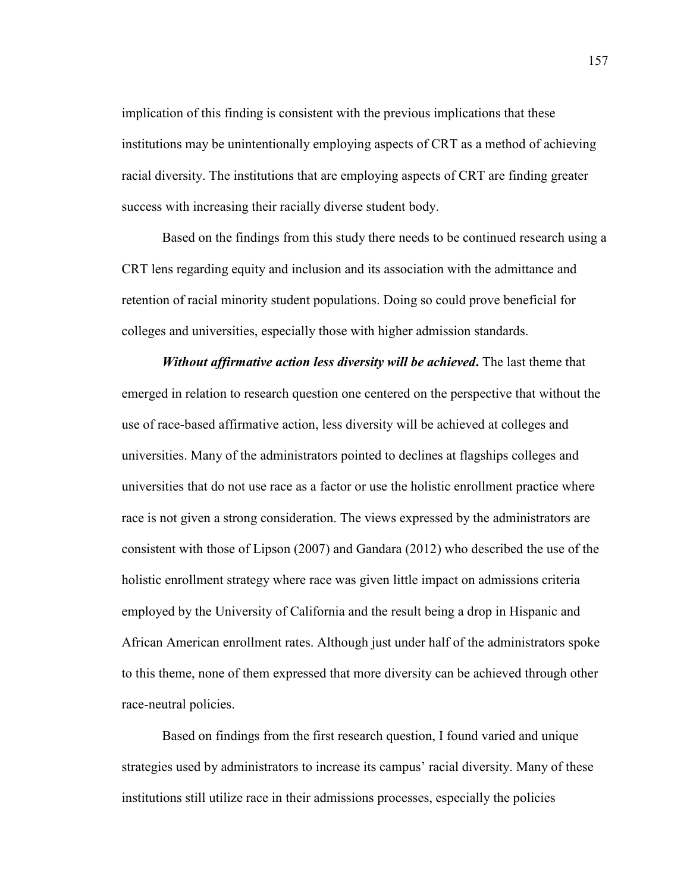implication of this finding is consistent with the previous implications that these institutions may be unintentionally employing aspects of CRT as a method of achieving racial diversity. The institutions that are employing aspects of CRT are finding greater success with increasing their racially diverse student body.

Based on the findings from this study there needs to be continued research using a CRT lens regarding equity and inclusion and its association with the admittance and retention of racial minority student populations. Doing so could prove beneficial for colleges and universities, especially those with higher admission standards.

***Without affirmative action less diversity will be achieved*.** The last theme that emerged in relation to research question one centered on the perspective that without the use of race-based affirmative action, less diversity will be achieved at colleges and universities. Many of the administrators pointed to declines at flagships colleges and universities that do not use race as a factor or use the holistic enrollment practice where race is not given a strong consideration. The views expressed by the administrators are consistent with those of Lipson (2007) and Gandara (2012) who described the use of the holistic enrollment strategy where race was given little impact on admissions criteria employed by the University of California and the result being a drop in Hispanic and African American enrollment rates. Although just under half of the administrators spoke to this theme, none of them expressed that more diversity can be achieved through other race-neutral policies.

Based on findings from the first research question, I found varied and unique strategies used by administrators to increase its campus' racial diversity. Many of these institutions still utilize race in their admissions processes, especially the policies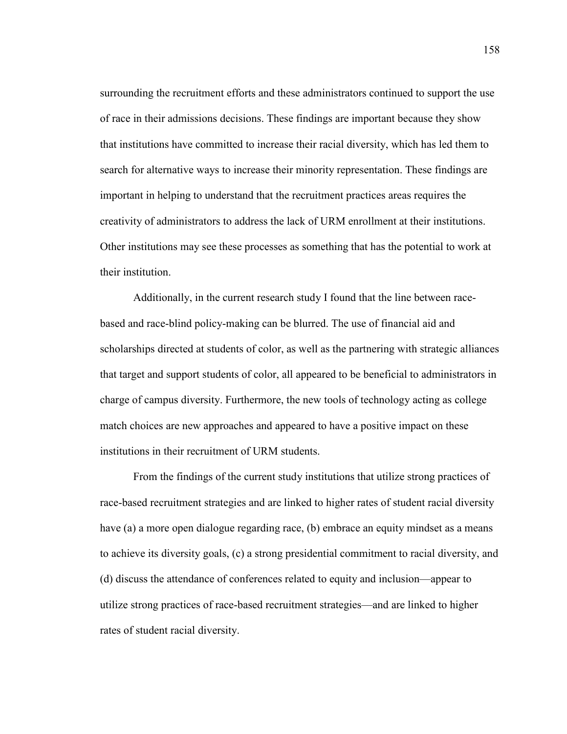surrounding the recruitment efforts and these administrators continued to support the use of race in their admissions decisions. These findings are important because they show that institutions have committed to increase their racial diversity, which has led them to search for alternative ways to increase their minority representation. These findings are important in helping to understand that the recruitment practices areas requires the creativity of administrators to address the lack of URM enrollment at their institutions. Other institutions may see these processes as something that has the potential to work at their institution.

Additionally, in the current research study I found that the line between race-based and race-blind policy-making can be blurred. The use of financial aid and scholarships directed at students of color, as well as the partnering with strategic alliances that target and support students of color, all appeared to be beneficial to administrators in charge of campus diversity. Furthermore, the new tools of technology acting as college match choices are new approaches and appeared to have a positive impact on these institutions in their recruitment of URM students.

From the findings of the current study institutions that utilize strong practices of race-based recruitment strategies and are linked to higher rates of student racial diversity have (a) a more open dialogue regarding race, (b) embrace an equity mindset as a means to achieve its diversity goals, (c) a strong presidential commitment to racial diversity, and (d) discuss the attendance of conferences related to equity and inclusion—appear to utilize strong practices of race-based recruitment strategies—and are linked to higher rates of student racial diversity.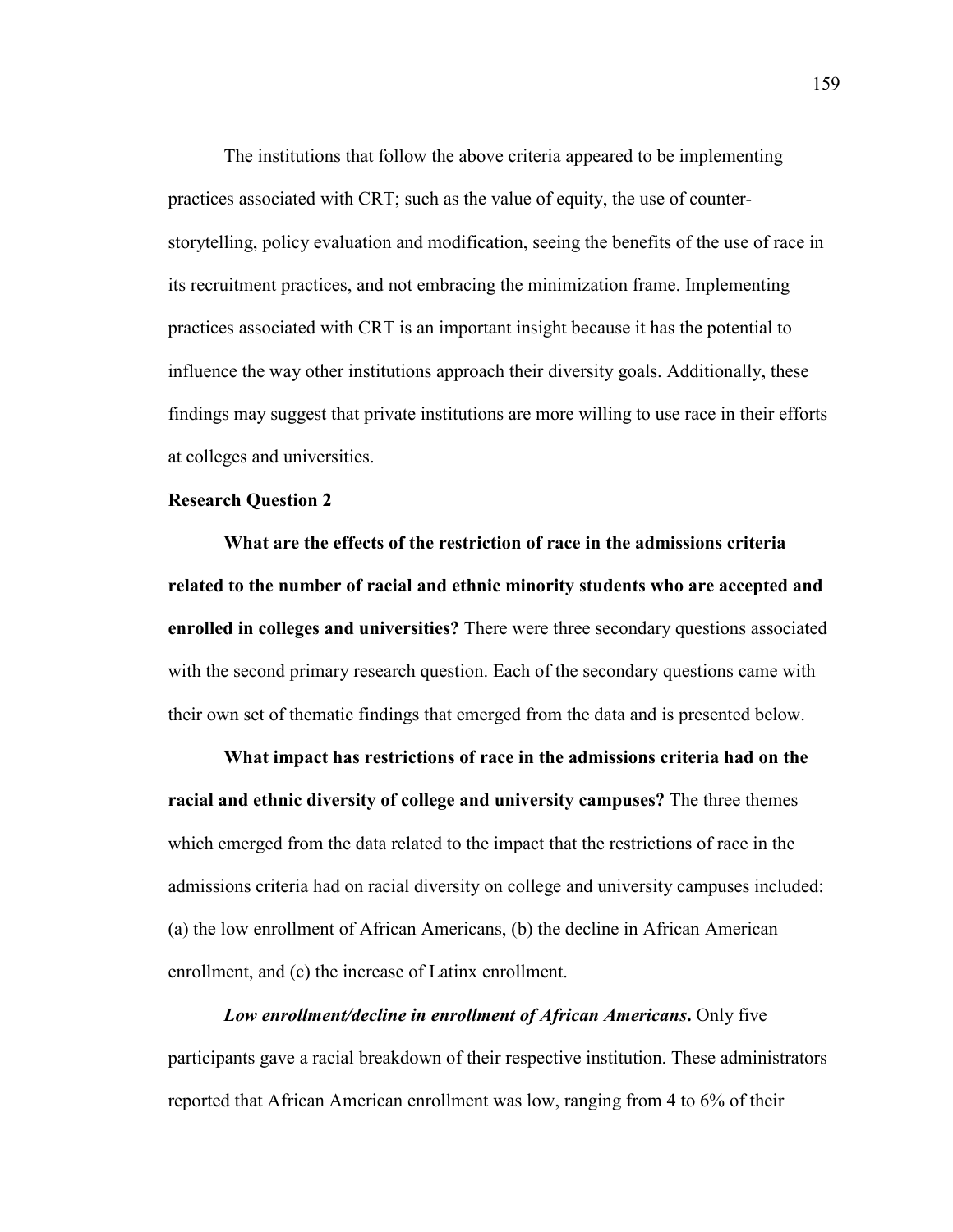The institutions that follow the above criteria appeared to be implementing practices associated with CRT; such as the value of equity, the use of counter-storytelling, policy evaluation and modification, seeing the benefits of the use of race in its recruitment practices, and not embracing the minimization frame. Implementing practices associated with CRT is an important insight because it has the potential to influence the way other institutions approach their diversity goals. Additionally, these findings may suggest that private institutions are more willing to use race in their efforts at colleges and universities.

**Research Question 2**

**What are the effects of the restriction of race in the admissions criteria related to the number of racial and ethnic minority students who are accepted and enrolled in colleges and universities?** There were three secondary questions associated with the second primary research question. Each of the secondary questions came with their own set of thematic findings that emerged from the data and is presented below.

**What impact has restrictions of race in the admissions criteria had on the racial and ethnic diversity of college and university campuses?** The three themes which emerged from the data related to the impact that the restrictions of race in the admissions criteria had on racial diversity on college and university campuses included: (a) the low enrollment of African Americans, (b) the decline in African American enrollment, and (c) the increase of Latinx enrollment.

***Low enrollment/decline in enrollment of African Americans.*** Only five participants gave a racial breakdown of their respective institution. These administrators reported that African American enrollment was low, ranging from 4 to 6% of their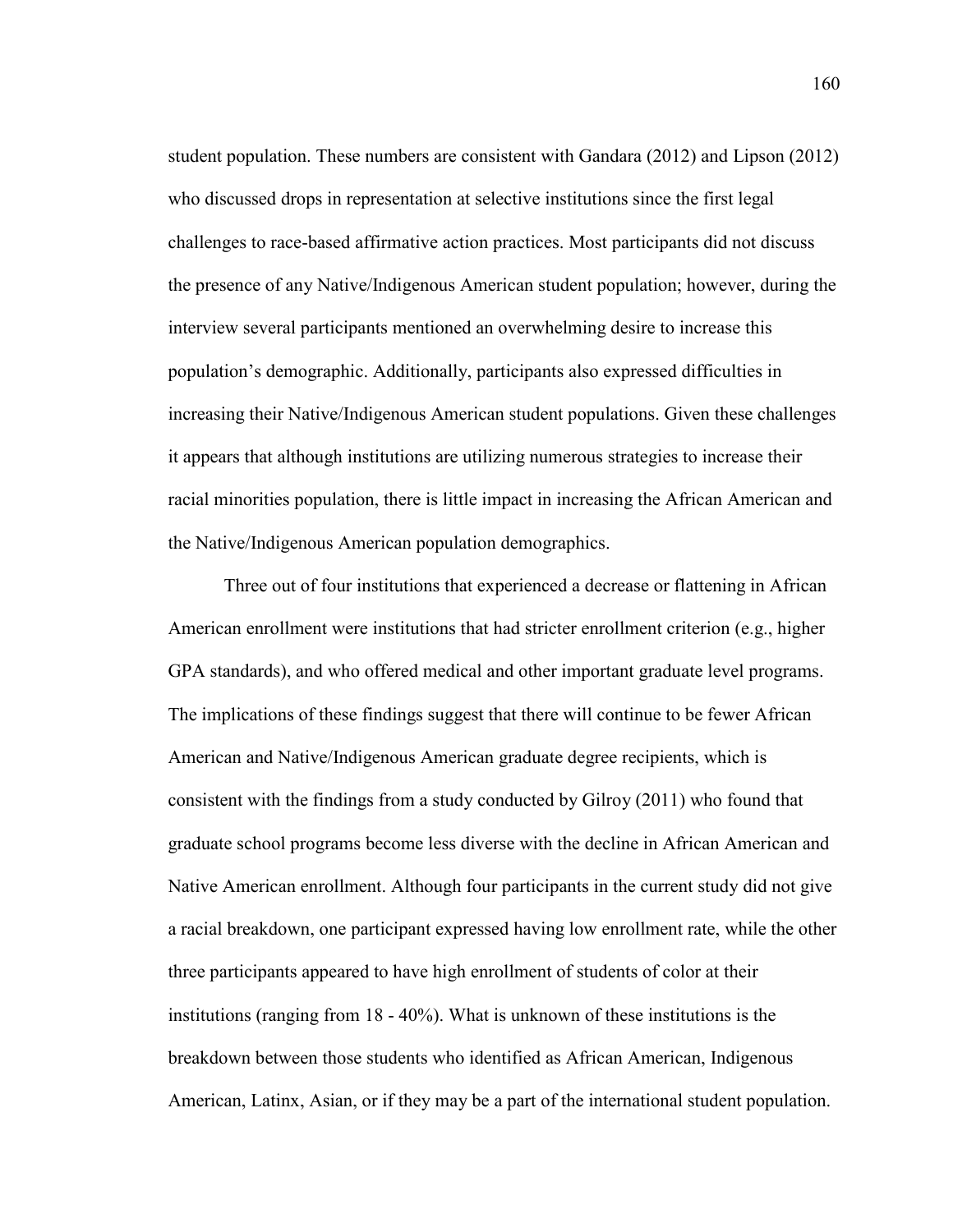student population. These numbers are consistent with Gandara (2012) and Lipson (2012) who discussed drops in representation at selective institutions since the first legal challenges to race-based affirmative action practices. Most participants did not discuss the presence of any Native/Indigenous American student population; however, during the interview several participants mentioned an overwhelming desire to increase this population's demographic. Additionally, participants also expressed difficulties in increasing their Native/Indigenous American student populations. Given these challenges it appears that although institutions are utilizing numerous strategies to increase their racial minorities population, there is little impact in increasing the African American and the Native/Indigenous American population demographics.

Three out of four institutions that experienced a decrease or flattening in African American enrollment were institutions that had stricter enrollment criterion (e.g., higher GPA standards), and who offered medical and other important graduate level programs. The implications of these findings suggest that there will continue to be fewer African American and Native/Indigenous American graduate degree recipients, which is consistent with the findings from a study conducted by Gilroy (2011) who found that graduate school programs become less diverse with the decline in African American and Native American enrollment. Although four participants in the current study did not give a racial breakdown, one participant expressed having low enrollment rate, while the other three participants appeared to have high enrollment of students of color at their institutions (ranging from 18 - 40%). What is unknown of these institutions is the breakdown between those students who identified as African American, Indigenous American, Latinx, Asian, or if they may be a part of the international student population.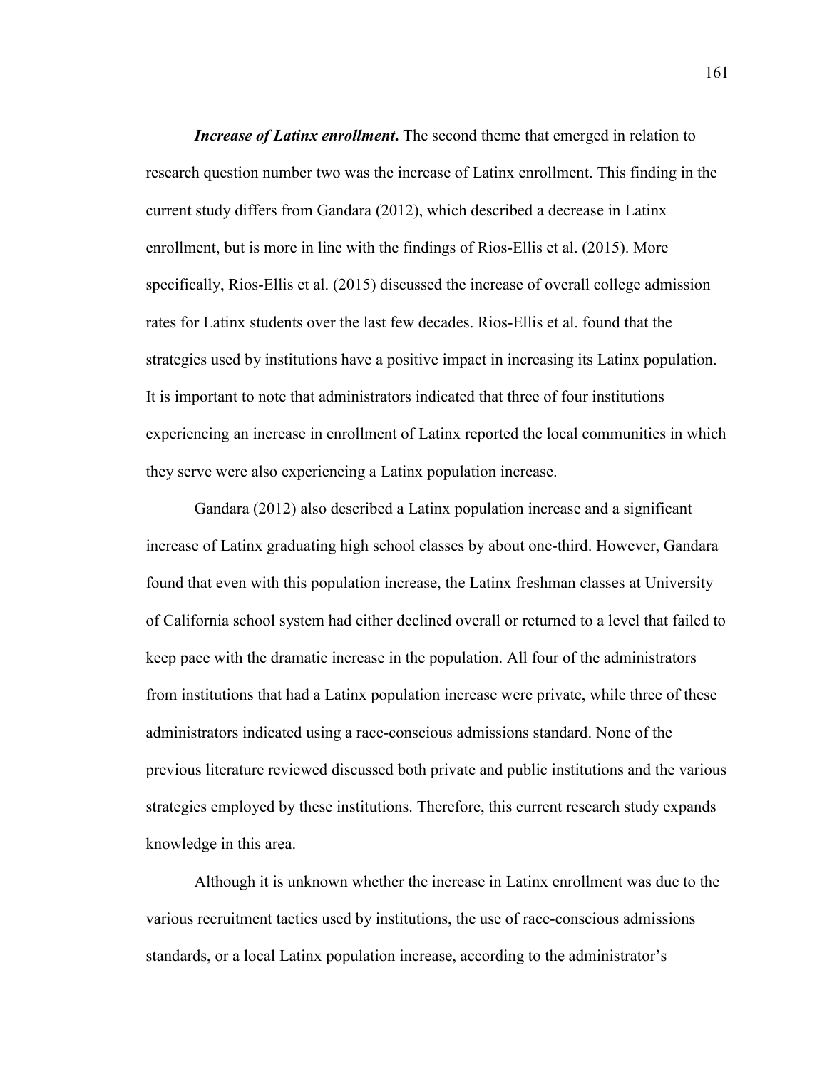***Increase of Latinx enrollment*.** The second theme that emerged in relation to research question number two was the increase of Latinx enrollment. This finding in the current study differs from Gandara (2012), which described a decrease in Latinx enrollment, but is more in line with the findings of Rios-Ellis et al. (2015). More specifically, Rios-Ellis et al. (2015) discussed the increase of overall college admission rates for Latinx students over the last few decades. Rios-Ellis et al. found that the strategies used by institutions have a positive impact in increasing its Latinx population. It is important to note that administrators indicated that three of four institutions experiencing an increase in enrollment of Latinx reported the local communities in which they serve were also experiencing a Latinx population increase.

Gandara (2012) also described a Latinx population increase and a significant increase of Latinx graduating high school classes by about one-third. However, Gandara found that even with this population increase, the Latinx freshman classes at University of California school system had either declined overall or returned to a level that failed to keep pace with the dramatic increase in the population. All four of the administrators from institutions that had a Latinx population increase were private, while three of these administrators indicated using a race-conscious admissions standard. None of the previous literature reviewed discussed both private and public institutions and the various strategies employed by these institutions. Therefore, this current research study expands knowledge in this area.

Although it is unknown whether the increase in Latinx enrollment was due to the various recruitment tactics used by institutions, the use of race-conscious admissions standards, or a local Latinx population increase, according to the administrator's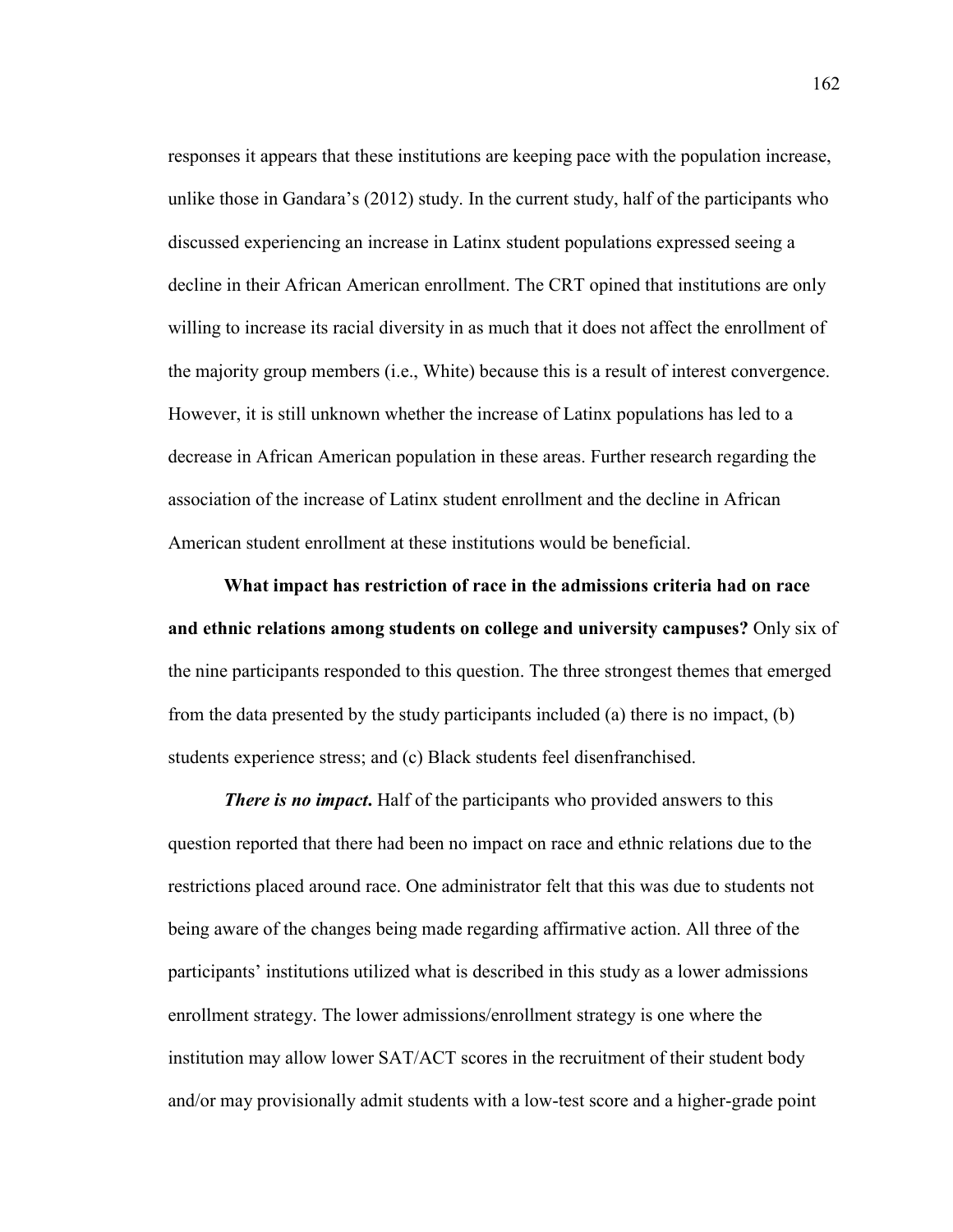responses it appears that these institutions are keeping pace with the population increase, unlike those in Gandara's (2012) study. In the current study, half of the participants who discussed experiencing an increase in Latinx student populations expressed seeing a decline in their African American enrollment. The CRT opined that institutions are only willing to increase its racial diversity in as much that it does not affect the enrollment of the majority group members (i.e., White) because this is a result of interest convergence. However, it is still unknown whether the increase of Latinx populations has led to a decrease in African American population in these areas. Further research regarding the association of the increase of Latinx student enrollment and the decline in African American student enrollment at these institutions would be beneficial.

**What impact has restriction of race in the admissions criteria had on race and ethnic relations among students on college and university campuses?** Only six of the nine participants responded to this question. The three strongest themes that emerged from the data presented by the study participants included (a) there is no impact, (b) students experience stress; and (c) Black students feel disenfranchised.

***There is no impact*.** Half of the participants who provided answers to this question reported that there had been no impact on race and ethnic relations due to the restrictions placed around race. One administrator felt that this was due to students not being aware of the changes being made regarding affirmative action. All three of the participants' institutions utilized what is described in this study as a lower admissions enrollment strategy. The lower admissions/enrollment strategy is one where the institution may allow lower SAT/ACT scores in the recruitment of their student body and/or may provisionally admit students with a low-test score and a higher-grade point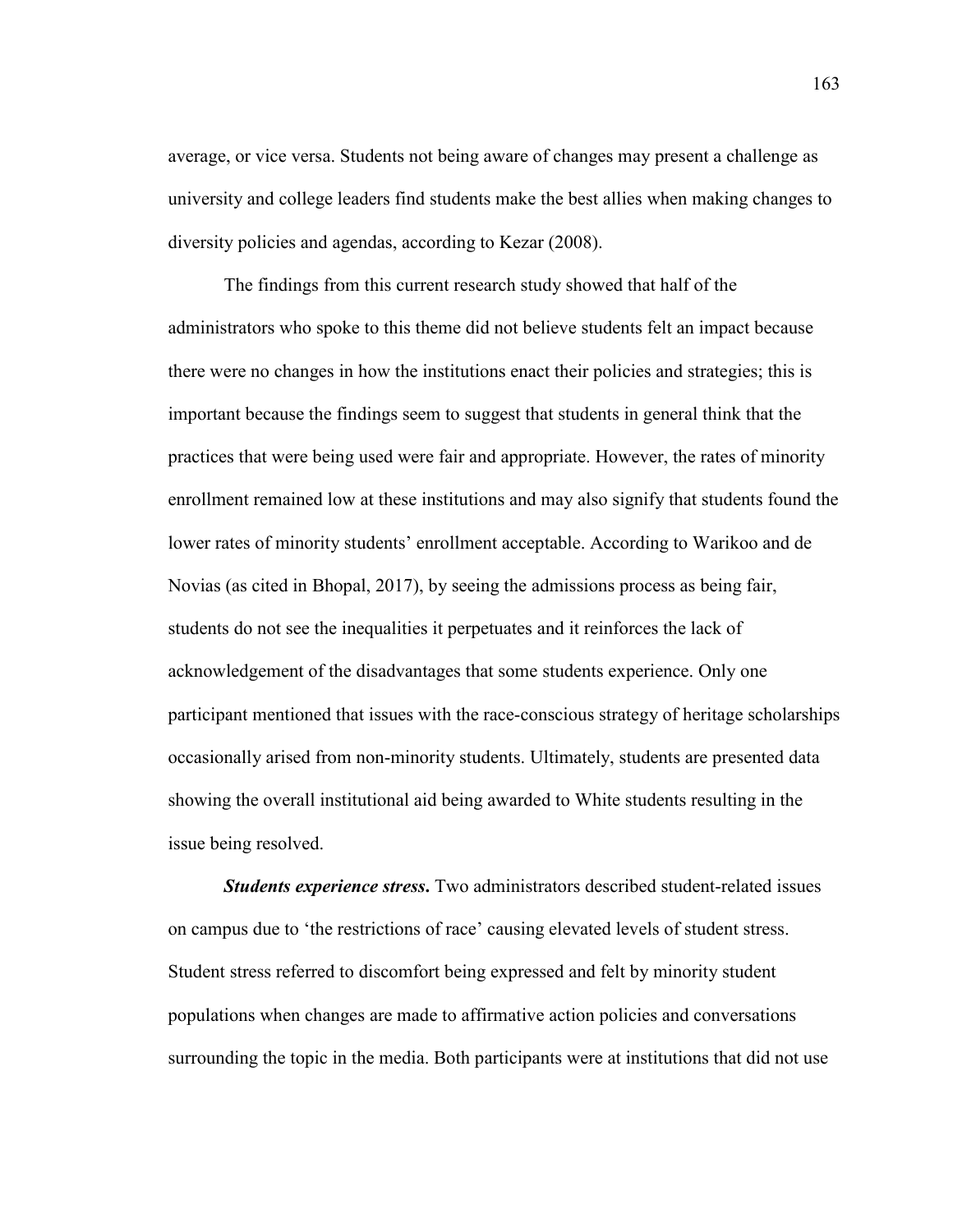average, or vice versa. Students not being aware of changes may present a challenge as university and college leaders find students make the best allies when making changes to diversity policies and agendas, according to Kezar (2008).

The findings from this current research study showed that half of the administrators who spoke to this theme did not believe students felt an impact because there were no changes in how the institutions enact their policies and strategies; this is important because the findings seem to suggest that students in general think that the practices that were being used were fair and appropriate. However, the rates of minority enrollment remained low at these institutions and may also signify that students found the lower rates of minority students' enrollment acceptable. According to Warikoo and de Novias (as cited in Bhopal, 2017), by seeing the admissions process as being fair, students do not see the inequalities it perpetuates and it reinforces the lack of acknowledgement of the disadvantages that some students experience. Only one participant mentioned that issues with the race-conscious strategy of heritage scholarships occasionally arised from non-minority students. Ultimately, students are presented data showing the overall institutional aid being awarded to White students resulting in the issue being resolved.

***Students experience stress*.** Two administrators described student-related issues on campus due to 'the restrictions of race' causing elevated levels of student stress. Student stress referred to discomfort being expressed and felt by minority student populations when changes are made to affirmative action policies and conversations surrounding the topic in the media. Both participants were at institutions that did not use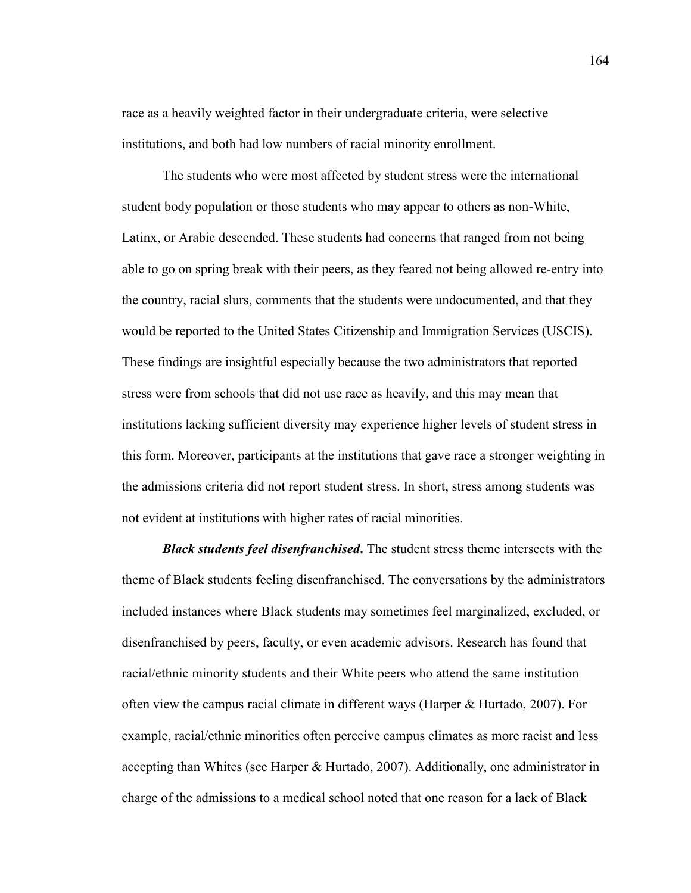race as a heavily weighted factor in their undergraduate criteria, were selective institutions, and both had low numbers of racial minority enrollment.

The students who were most affected by student stress were the international student body population or those students who may appear to others as non-White, Latinx, or Arabic descended. These students had concerns that ranged from not being able to go on spring break with their peers, as they feared not being allowed re-entry into the country, racial slurs, comments that the students were undocumented, and that they would be reported to the United States Citizenship and Immigration Services (USCIS). These findings are insightful especially because the two administrators that reported stress were from schools that did not use race as heavily, and this may mean that institutions lacking sufficient diversity may experience higher levels of student stress in this form. Moreover, participants at the institutions that gave race a stronger weighting in the admissions criteria did not report student stress. In short, stress among students was not evident at institutions with higher rates of racial minorities.

***Black students feel disenfranchised*.** The student stress theme intersects with the theme of Black students feeling disenfranchised. The conversations by the administrators included instances where Black students may sometimes feel marginalized, excluded, or disenfranchised by peers, faculty, or even academic advisors. Research has found that racial/ethnic minority students and their White peers who attend the same institution often view the campus racial climate in different ways (Harper & Hurtado, 2007). For example, racial/ethnic minorities often perceive campus climates as more racist and less accepting than Whites (see Harper & Hurtado, 2007). Additionally, one administrator in charge of the admissions to a medical school noted that one reason for a lack of Black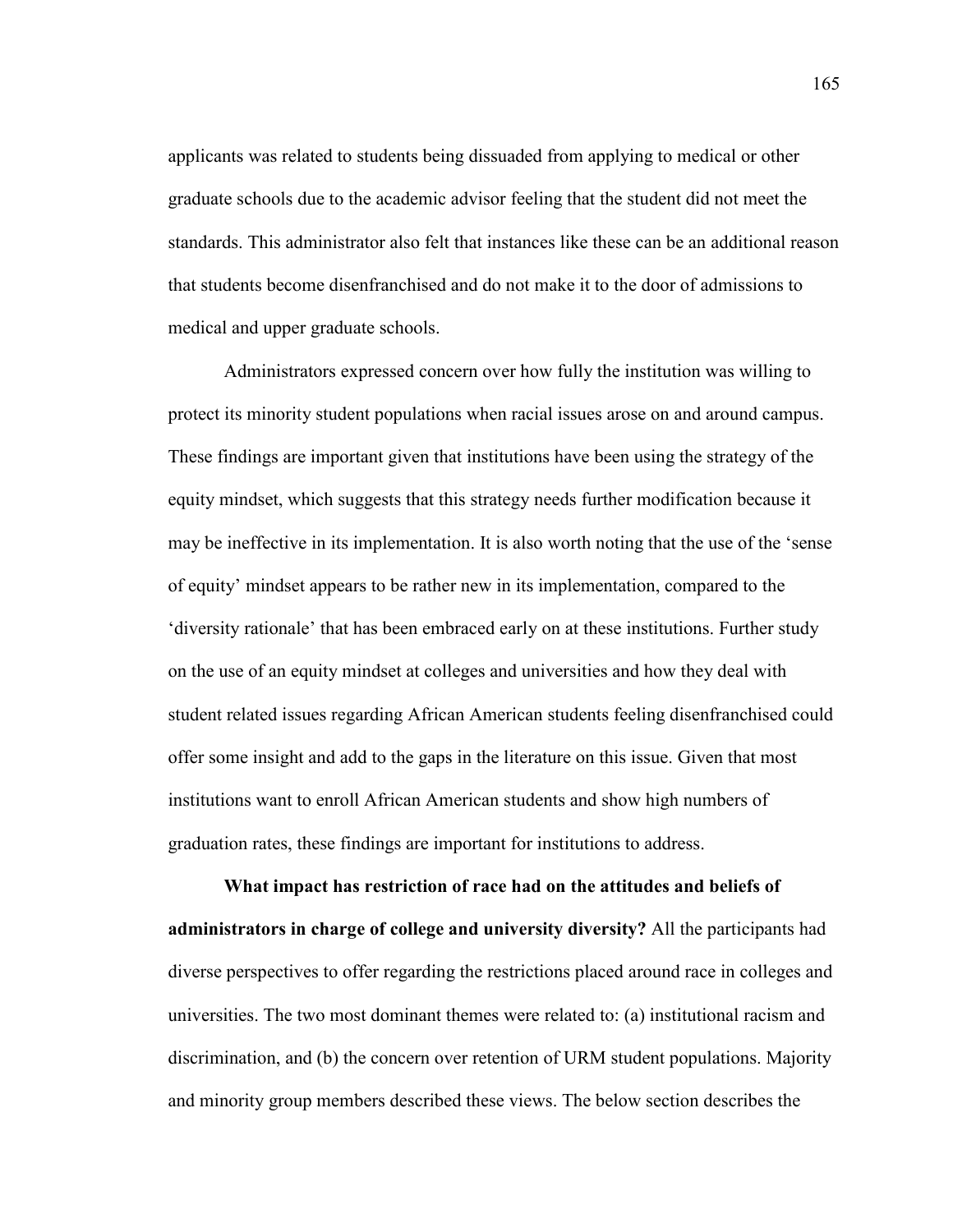applicants was related to students being dissuaded from applying to medical or other graduate schools due to the academic advisor feeling that the student did not meet the standards. This administrator also felt that instances like these can be an additional reason that students become disenfranchised and do not make it to the door of admissions to medical and upper graduate schools.

Administrators expressed concern over how fully the institution was willing to protect its minority student populations when racial issues arose on and around campus. These findings are important given that institutions have been using the strategy of the equity mindset, which suggests that this strategy needs further modification because it may be ineffective in its implementation. It is also worth noting that the use of the 'sense of equity' mindset appears to be rather new in its implementation, compared to the 'diversity rationale' that has been embraced early on at these institutions. Further study on the use of an equity mindset at colleges and universities and how they deal with student related issues regarding African American students feeling disenfranchised could offer some insight and add to the gaps in the literature on this issue. Given that most institutions want to enroll African American students and show high numbers of graduation rates, these findings are important for institutions to address.

**What impact has restriction of race had on the attitudes and beliefs of administrators in charge of college and university diversity?** All the participants had diverse perspectives to offer regarding the restrictions placed around race in colleges and universities. The two most dominant themes were related to: (a) institutional racism and discrimination, and (b) the concern over retention of URM student populations. Majority and minority group members described these views. The below section describes the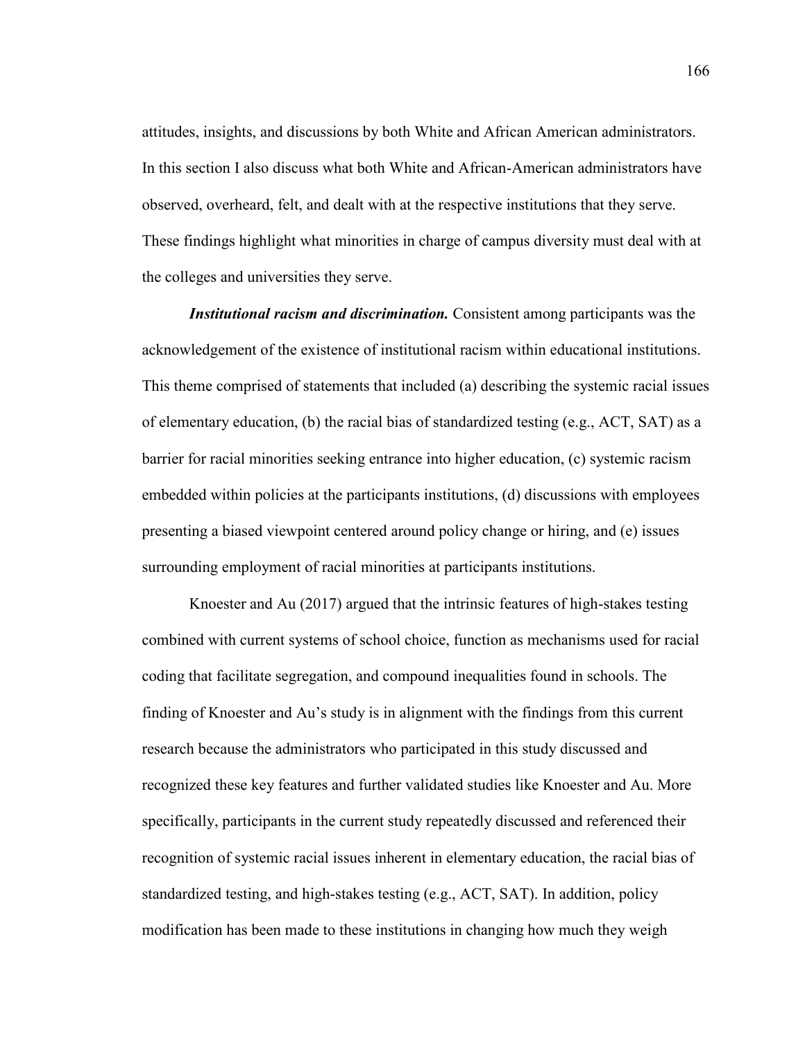attitudes, insights, and discussions by both White and African American administrators. In this section I also discuss what both White and African-American administrators have observed, overheard, felt, and dealt with at the respective institutions that they serve. These findings highlight what minorities in charge of campus diversity must deal with at the colleges and universities they serve.

***Institutional racism and discrimination.*** Consistent among participants was the acknowledgement of the existence of institutional racism within educational institutions. This theme comprised of statements that included (a) describing the systemic racial issues of elementary education, (b) the racial bias of standardized testing (e.g., ACT, SAT) as a barrier for racial minorities seeking entrance into higher education, (c) systemic racism embedded within policies at the participants institutions, (d) discussions with employees presenting a biased viewpoint centered around policy change or hiring, and (e) issues surrounding employment of racial minorities at participants institutions.

Knoester and Au (2017) argued that the intrinsic features of high-stakes testing combined with current systems of school choice, function as mechanisms used for racial coding that facilitate segregation, and compound inequalities found in schools. The finding of Knoester and Au's study is in alignment with the findings from this current research because the administrators who participated in this study discussed and recognized these key features and further validated studies like Knoester and Au. More specifically, participants in the current study repeatedly discussed and referenced their recognition of systemic racial issues inherent in elementary education, the racial bias of standardized testing, and high-stakes testing (e.g., ACT, SAT). In addition, policy modification has been made to these institutions in changing how much they weigh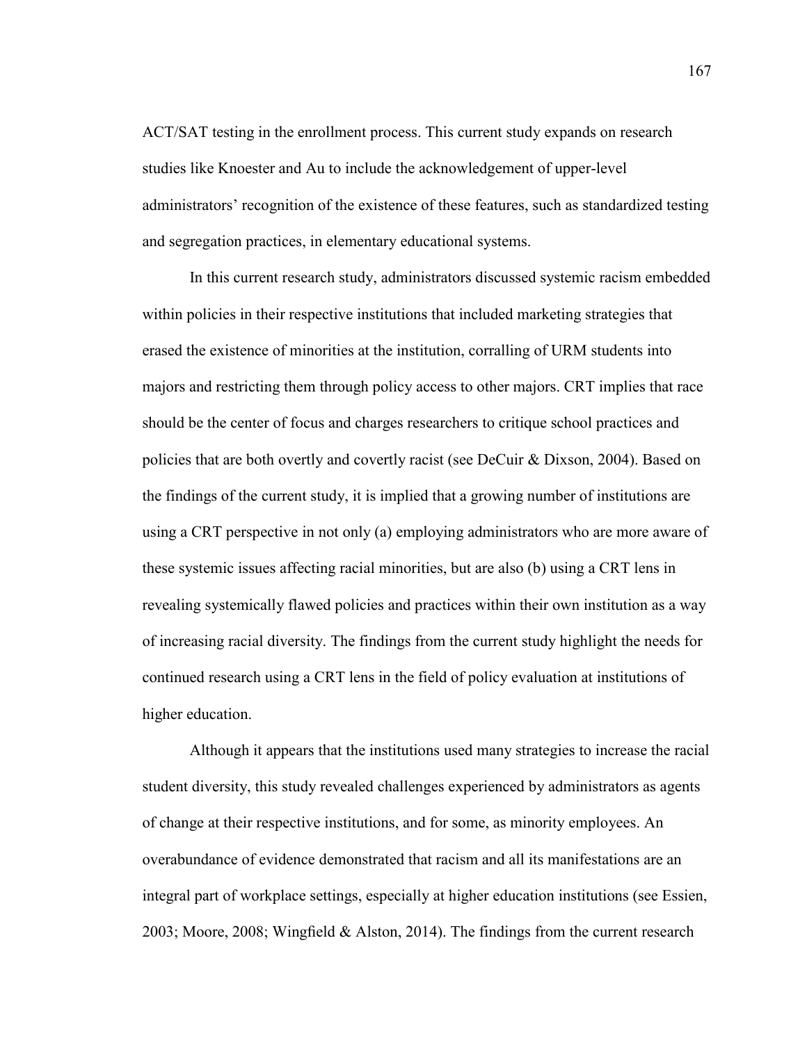ACT/SAT testing in the enrollment process. This current study expands on research studies like Knoester and Au to include the acknowledgement of upper-level administrators' recognition of the existence of these features, such as standardized testing and segregation practices, in elementary educational systems.

In this current research study, administrators discussed systemic racism embedded within policies in their respective institutions that included marketing strategies that erased the existence of minorities at the institution, corralling of URM students into majors and restricting them through policy access to other majors. CRT implies that race should be the center of focus and charges researchers to critique school practices and policies that are both overtly and covertly racist (see DeCuir & Dixson, 2004). Based on the findings of the current study, it is implied that a growing number of institutions are using a CRT perspective in not only (a) employing administrators who are more aware of these systemic issues affecting racial minorities, but are also (b) using a CRT lens in revealing systemically flawed policies and practices within their own institution as a way of increasing racial diversity. The findings from the current study highlight the needs for continued research using a CRT lens in the field of policy evaluation at institutions of higher education.

Although it appears that the institutions used many strategies to increase the racial student diversity, this study revealed challenges experienced by administrators as agents of change at their respective institutions, and for some, as minority employees. An overabundance of evidence demonstrated that racism and all its manifestations are an integral part of workplace settings, especially at higher education institutions (see Essien, 2003; Moore, 2008; Wingfield & Alston, 2014). The findings from the current research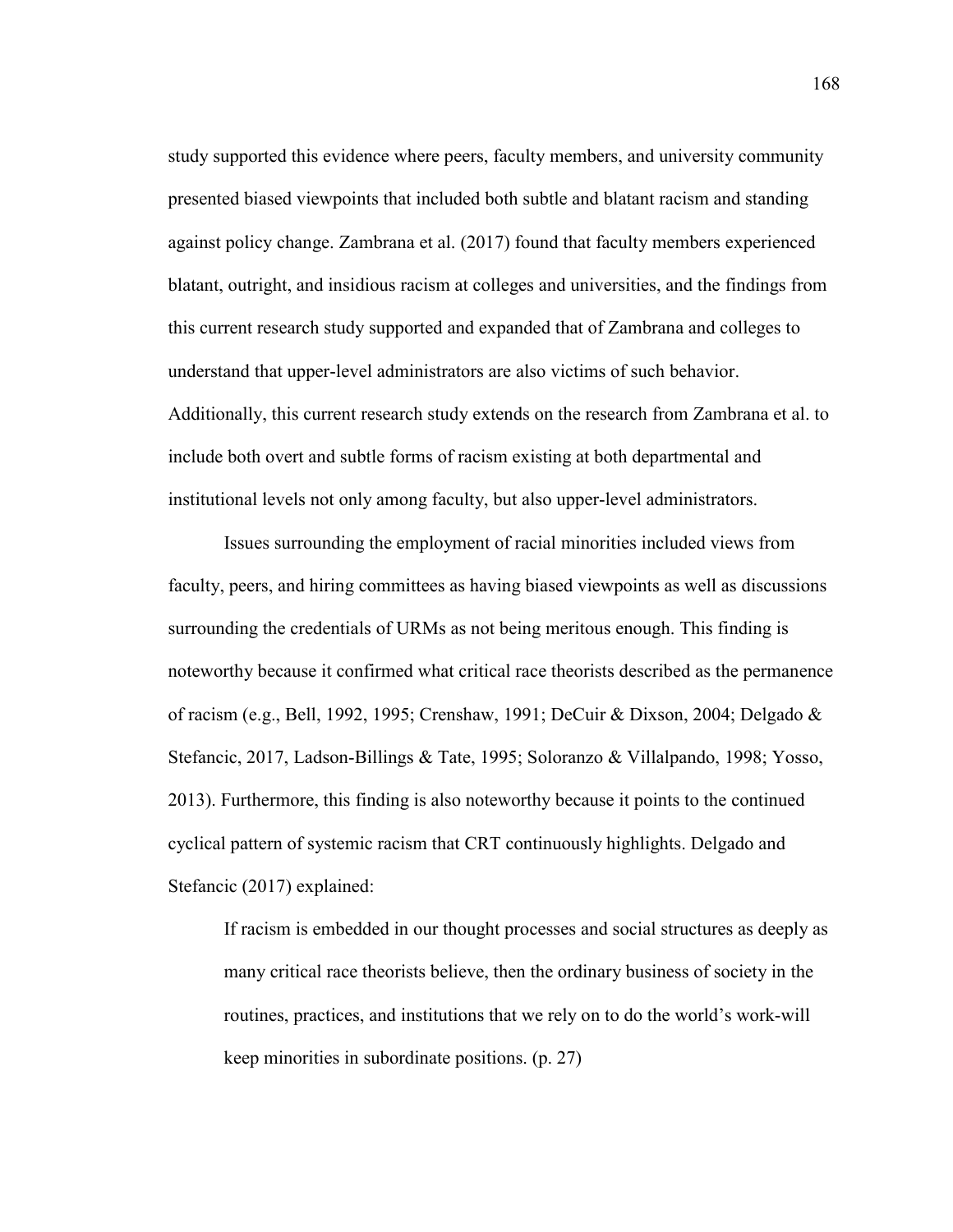study supported this evidence where peers, faculty members, and university community presented biased viewpoints that included both subtle and blatant racism and standing against policy change. Zambrana et al. (2017) found that faculty members experienced blatant, outright, and insidious racism at colleges and universities, and the findings from this current research study supported and expanded that of Zambrana and colleges to understand that upper-level administrators are also victims of such behavior. Additionally, this current research study extends on the research from Zambrana et al. to include both overt and subtle forms of racism existing at both departmental and institutional levels not only among faculty, but also upper-level administrators.

Issues surrounding the employment of racial minorities included views from faculty, peers, and hiring committees as having biased viewpoints as well as discussions surrounding the credentials of URMs as not being meritous enough. This finding is noteworthy because it confirmed what critical race theorists described as the permanence of racism (e.g., Bell, 1992, 1995; Crenshaw, 1991; DeCuir & Dixson, 2004; Delgado & Stefancic, 2017, Ladson-Billings & Tate, 1995; Soloranzo & Villalpando, 1998; Yosso, 2013). Furthermore, this finding is also noteworthy because it points to the continued cyclical pattern of systemic racism that CRT continuously highlights. Delgado and Stefancic (2017) explained:

> If racism is embedded in our thought processes and social structures as deeply as many critical race theorists believe, then the ordinary business of society in the routines, practices, and institutions that we rely on to do the world's work-will keep minorities in subordinate positions. (p. 27)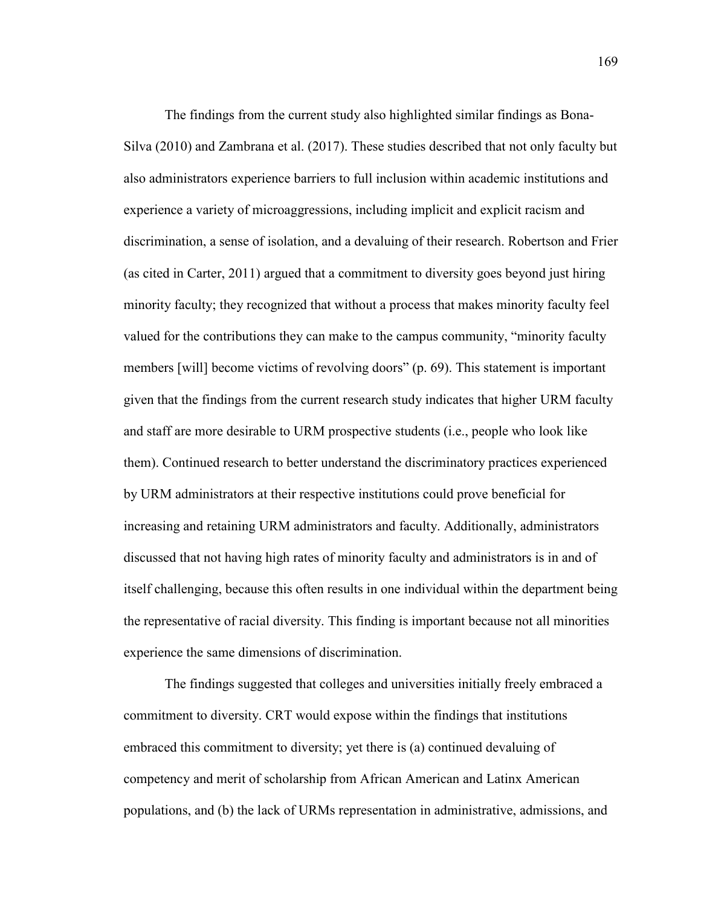The findings from the current study also highlighted similar findings as Bona-Silva (2010) and Zambrana et al. (2017). These studies described that not only faculty but also administrators experience barriers to full inclusion within academic institutions and experience a variety of microaggressions, including implicit and explicit racism and discrimination, a sense of isolation, and a devaluing of their research. Robertson and Frier (as cited in Carter, 2011) argued that a commitment to diversity goes beyond just hiring minority faculty; they recognized that without a process that makes minority faculty feel valued for the contributions they can make to the campus community, "minority faculty members [will] become victims of revolving doors" (p. 69). This statement is important given that the findings from the current research study indicates that higher URM faculty and staff are more desirable to URM prospective students (i.e., people who look like them). Continued research to better understand the discriminatory practices experienced by URM administrators at their respective institutions could prove beneficial for increasing and retaining URM administrators and faculty. Additionally, administrators discussed that not having high rates of minority faculty and administrators is in and of itself challenging, because this often results in one individual within the department being the representative of racial diversity. This finding is important because not all minorities experience the same dimensions of discrimination.

The findings suggested that colleges and universities initially freely embraced a commitment to diversity. CRT would expose within the findings that institutions embraced this commitment to diversity; yet there is (a) continued devaluing of competency and merit of scholarship from African American and Latinx American populations, and (b) the lack of URMs representation in administrative, admissions, and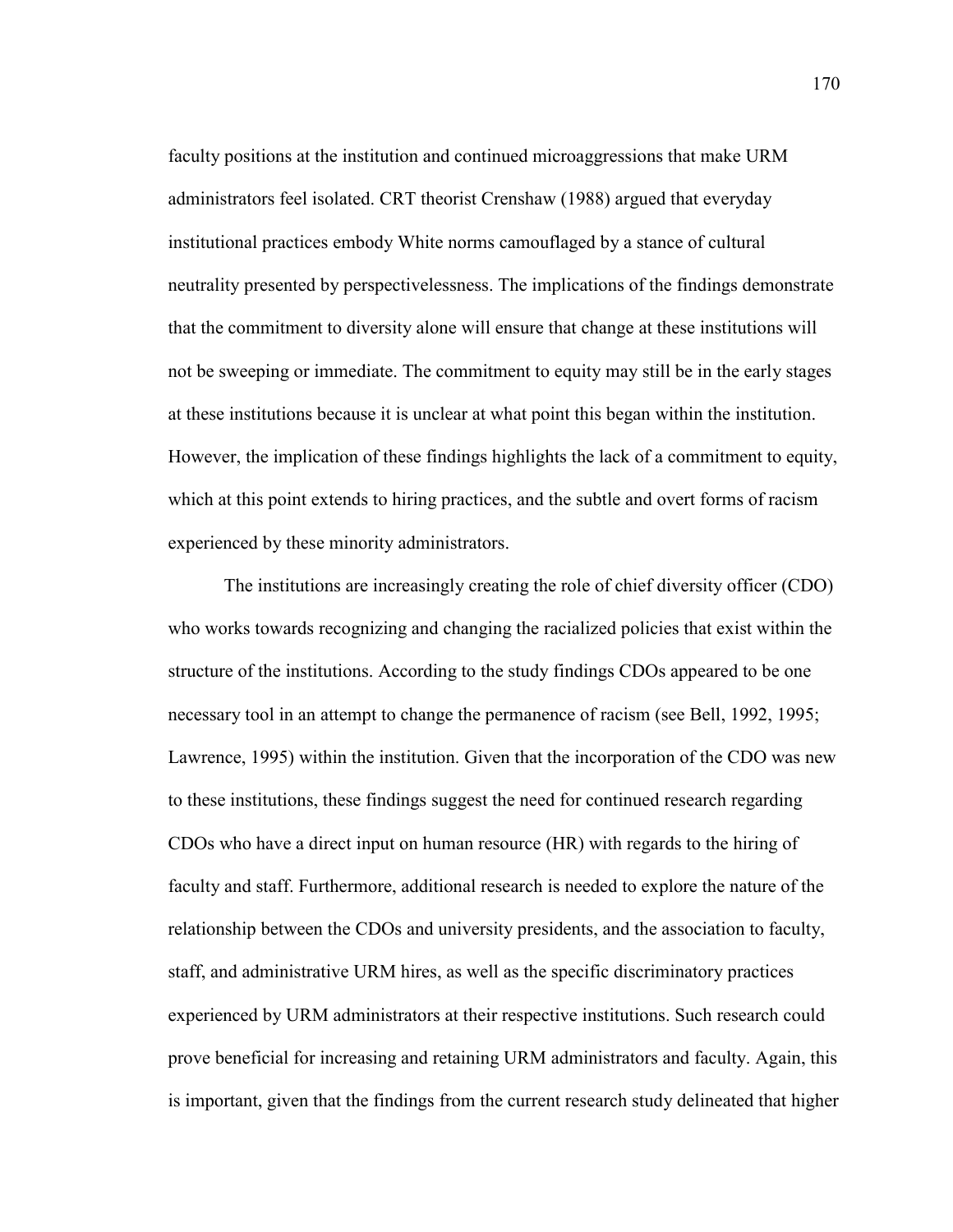faculty positions at the institution and continued microaggressions that make URM administrators feel isolated. CRT theorist Crenshaw (1988) argued that everyday institutional practices embody White norms camouflaged by a stance of cultural neutrality presented by perspectivelessness. The implications of the findings demonstrate that the commitment to diversity alone will ensure that change at these institutions will not be sweeping or immediate. The commitment to equity may still be in the early stages at these institutions because it is unclear at what point this began within the institution. However, the implication of these findings highlights the lack of a commitment to equity, which at this point extends to hiring practices, and the subtle and overt forms of racism experienced by these minority administrators.

The institutions are increasingly creating the role of chief diversity officer (CDO) who works towards recognizing and changing the racialized policies that exist within the structure of the institutions. According to the study findings CDOs appeared to be one necessary tool in an attempt to change the permanence of racism (see Bell, 1992, 1995; Lawrence, 1995) within the institution. Given that the incorporation of the CDO was new to these institutions, these findings suggest the need for continued research regarding CDOs who have a direct input on human resource (HR) with regards to the hiring of faculty and staff. Furthermore, additional research is needed to explore the nature of the relationship between the CDOs and university presidents, and the association to faculty, staff, and administrative URM hires, as well as the specific discriminatory practices experienced by URM administrators at their respective institutions. Such research could prove beneficial for increasing and retaining URM administrators and faculty. Again, this is important, given that the findings from the current research study delineated that higher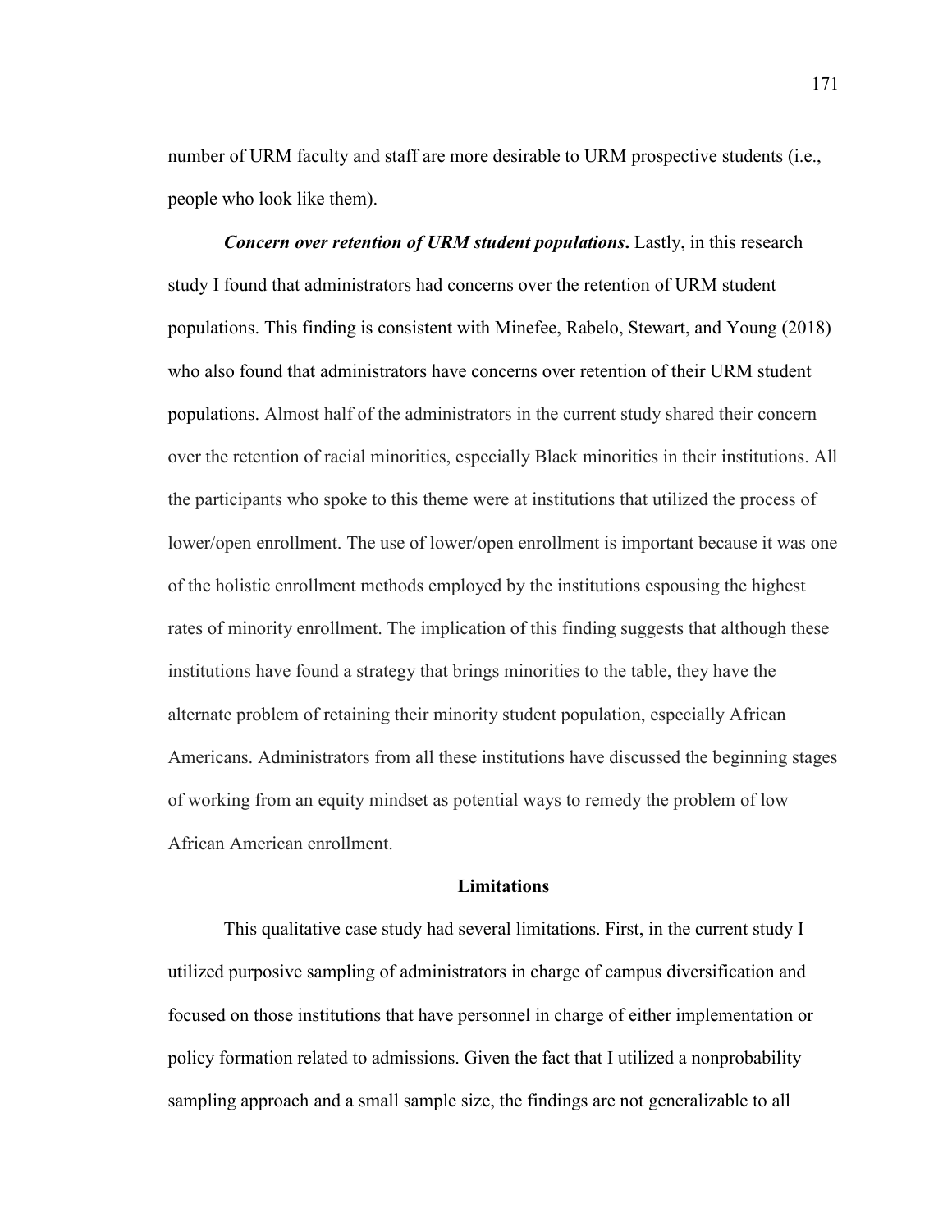number of URM faculty and staff are more desirable to URM prospective students (i.e., people who look like them).

***Concern over retention of URM student populations*.** Lastly, in this research study I found that administrators had concerns over the retention of URM student populations. This finding is consistent with Minefee, Rabelo, Stewart, and Young (2018) who also found that administrators have concerns over retention of their URM student populations. Almost half of the administrators in the current study shared their concern over the retention of racial minorities, especially Black minorities in their institutions. All the participants who spoke to this theme were at institutions that utilized the process of lower/open enrollment. The use of lower/open enrollment is important because it was one of the holistic enrollment methods employed by the institutions espousing the highest rates of minority enrollment. The implication of this finding suggests that although these institutions have found a strategy that brings minorities to the table, they have the alternate problem of retaining their minority student population, especially African Americans. Administrators from all these institutions have discussed the beginning stages of working from an equity mindset as potential ways to remedy the problem of low African American enrollment.

## Limitations

This qualitative case study had several limitations. First, in the current study I utilized purposive sampling of administrators in charge of campus diversification and focused on those institutions that have personnel in charge of either implementation or policy formation related to admissions. Given the fact that I utilized a nonprobability sampling approach and a small sample size, the findings are not generalizable to all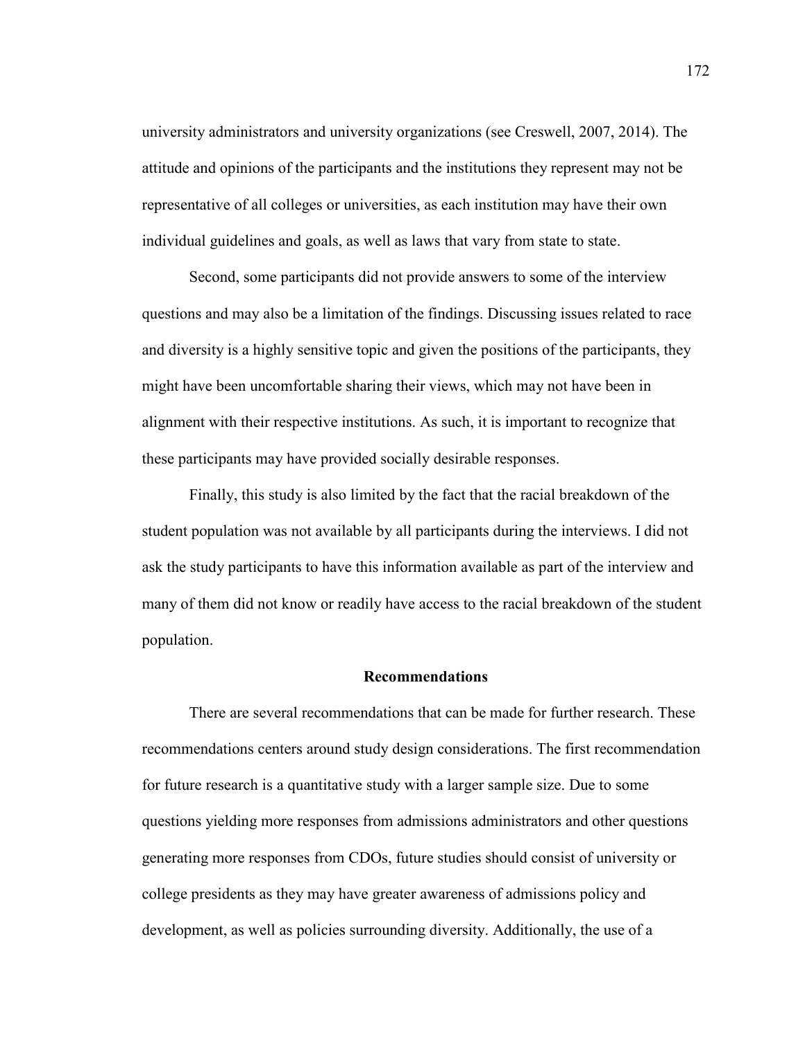university administrators and university organizations (see Creswell, 2007, 2014). The attitude and opinions of the participants and the institutions they represent may not be representative of all colleges or universities, as each institution may have their own individual guidelines and goals, as well as laws that vary from state to state.

Second, some participants did not provide answers to some of the interview questions and may also be a limitation of the findings. Discussing issues related to race and diversity is a highly sensitive topic and given the positions of the participants, they might have been uncomfortable sharing their views, which may not have been in alignment with their respective institutions. As such, it is important to recognize that these participants may have provided socially desirable responses.

Finally, this study is also limited by the fact that the racial breakdown of the student population was not available by all participants during the interviews. I did not ask the study participants to have this information available as part of the interview and many of them did not know or readily have access to the racial breakdown of the student population.

## Recommendations

There are several recommendations that can be made for further research. These recommendations centers around study design considerations. The first recommendation for future research is a quantitative study with a larger sample size. Due to some questions yielding more responses from admissions administrators and other questions generating more responses from CDOs, future studies should consist of university or college presidents as they may have greater awareness of admissions policy and development, as well as policies surrounding diversity. Additionally, the use of a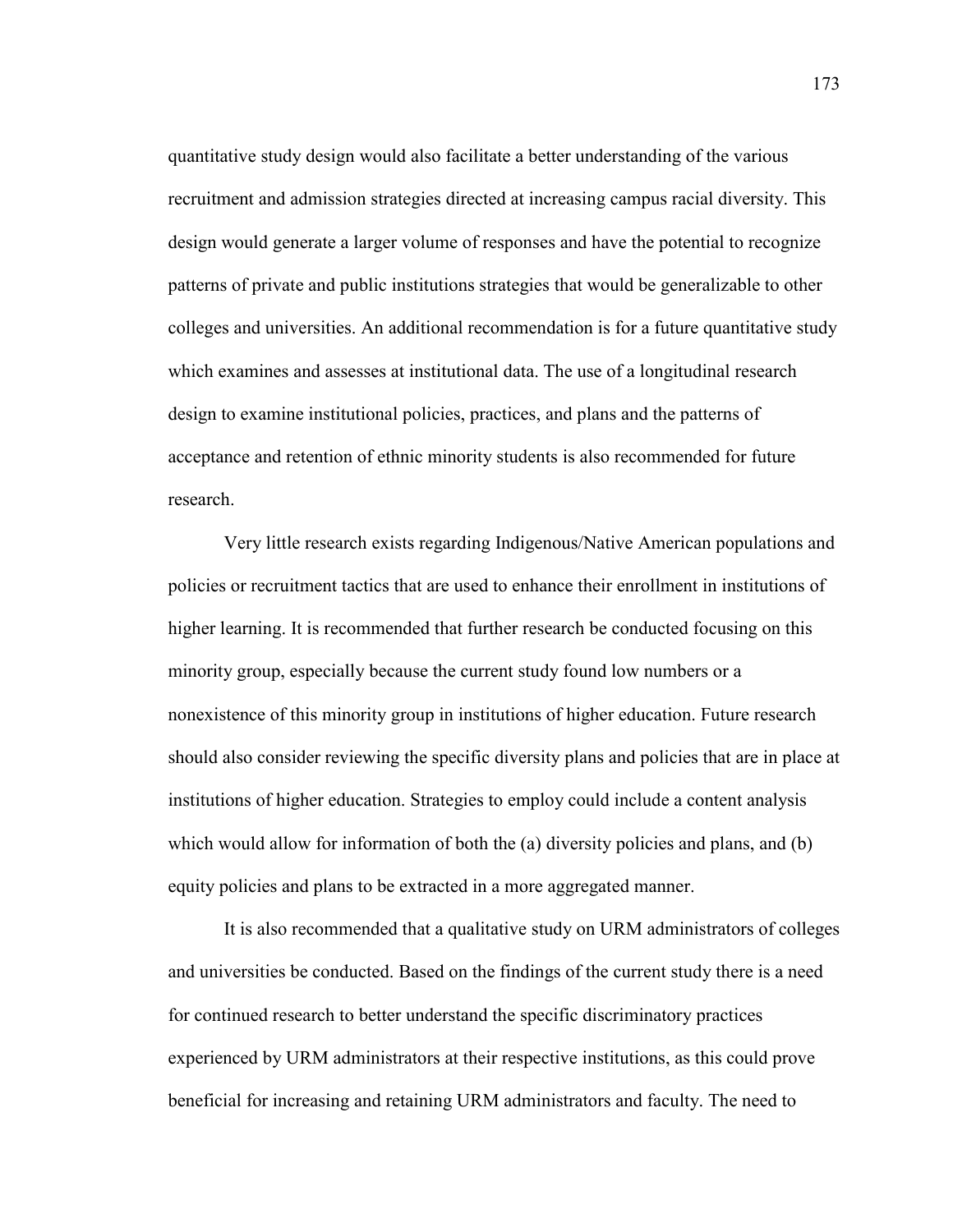quantitative study design would also facilitate a better understanding of the various recruitment and admission strategies directed at increasing campus racial diversity. This design would generate a larger volume of responses and have the potential to recognize patterns of private and public institutions strategies that would be generalizable to other colleges and universities. An additional recommendation is for a future quantitative study which examines and assesses at institutional data. The use of a longitudinal research design to examine institutional policies, practices, and plans and the patterns of acceptance and retention of ethnic minority students is also recommended for future research.

Very little research exists regarding Indigenous/Native American populations and policies or recruitment tactics that are used to enhance their enrollment in institutions of higher learning. It is recommended that further research be conducted focusing on this minority group, especially because the current study found low numbers or a nonexistence of this minority group in institutions of higher education. Future research should also consider reviewing the specific diversity plans and policies that are in place at institutions of higher education. Strategies to employ could include a content analysis which would allow for information of both the (a) diversity policies and plans, and (b) equity policies and plans to be extracted in a more aggregated manner.

It is also recommended that a qualitative study on URM administrators of colleges and universities be conducted. Based on the findings of the current study there is a need for continued research to better understand the specific discriminatory practices experienced by URM administrators at their respective institutions, as this could prove beneficial for increasing and retaining URM administrators and faculty. The need to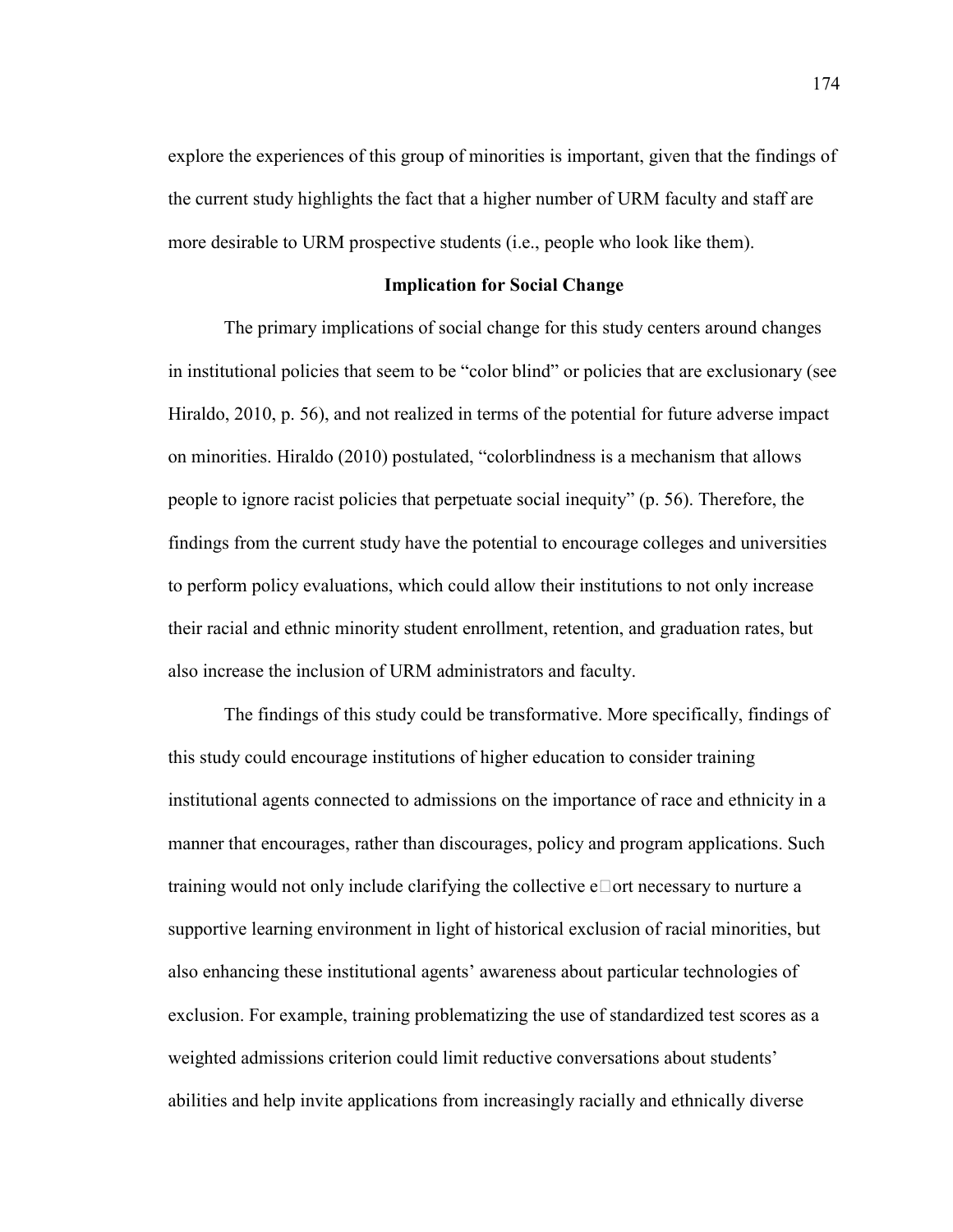explore the experiences of this group of minorities is important, given that the findings of the current study highlights the fact that a higher number of URM faculty and staff are more desirable to URM prospective students (i.e., people who look like them).

## Implication for Social Change

The primary implications of social change for this study centers around changes in institutional policies that seem to be "color blind" or policies that are exclusionary (see Hiraldo, 2010, p. 56), and not realized in terms of the potential for future adverse impact on minorities. Hiraldo (2010) postulated, "colorblindness is a mechanism that allows people to ignore racist policies that perpetuate social inequity" (p. 56). Therefore, the findings from the current study have the potential to encourage colleges and universities to perform policy evaluations, which could allow their institutions to not only increase their racial and ethnic minority student enrollment, retention, and graduation rates, but also increase the inclusion of URM administrators and faculty.

The findings of this study could be transformative. More specifically, findings of this study could encourage institutions of higher education to consider training institutional agents connected to admissions on the importance of race and ethnicity in a manner that encourages, rather than discourages, policy and program applications. Such training would not only include clarifying the collective effort necessary to nurture a supportive learning environment in light of historical exclusion of racial minorities, but also enhancing these institutional agents' awareness about particular technologies of exclusion. For example, training problematizing the use of standardized test scores as a weighted admissions criterion could limit reductive conversations about students' abilities and help invite applications from increasingly racially and ethnically diverse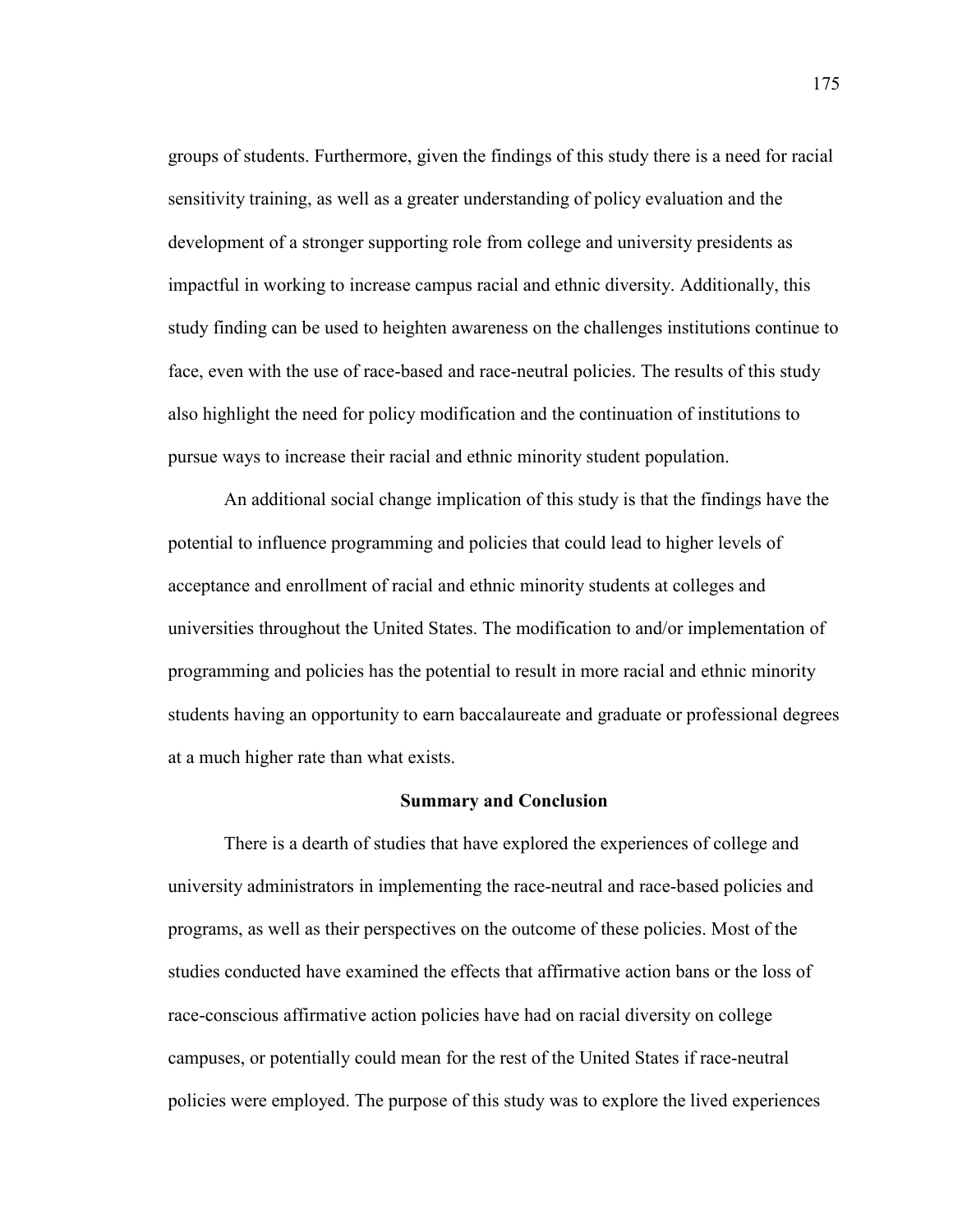groups of students. Furthermore, given the findings of this study there is a need for racial sensitivity training, as well as a greater understanding of policy evaluation and the development of a stronger supporting role from college and university presidents as impactful in working to increase campus racial and ethnic diversity. Additionally, this study finding can be used to heighten awareness on the challenges institutions continue to face, even with the use of race-based and race-neutral policies. The results of this study also highlight the need for policy modification and the continuation of institutions to pursue ways to increase their racial and ethnic minority student population.

An additional social change implication of this study is that the findings have the potential to influence programming and policies that could lead to higher levels of acceptance and enrollment of racial and ethnic minority students at colleges and universities throughout the United States. The modification to and/or implementation of programming and policies has the potential to result in more racial and ethnic minority students having an opportunity to earn baccalaureate and graduate or professional degrees at a much higher rate than what exists.

## Summary and Conclusion

There is a dearth of studies that have explored the experiences of college and university administrators in implementing the race-neutral and race-based policies and programs, as well as their perspectives on the outcome of these policies. Most of the studies conducted have examined the effects that affirmative action bans or the loss of race-conscious affirmative action policies have had on racial diversity on college campuses, or potentially could mean for the rest of the United States if race-neutral policies were employed. The purpose of this study was to explore the lived experiences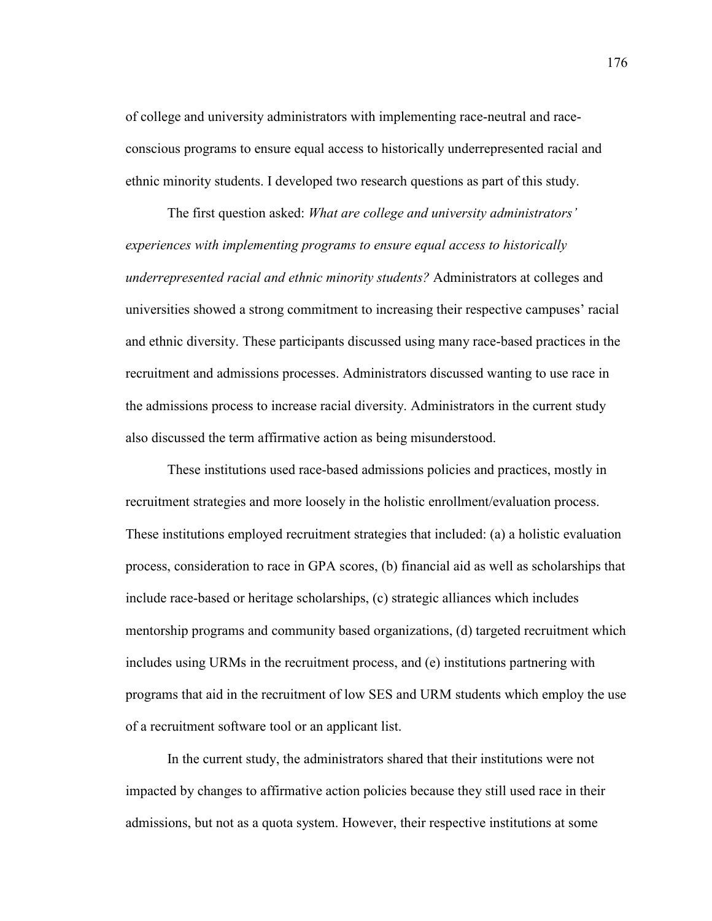of college and university administrators with implementing race-neutral and race-conscious programs to ensure equal access to historically underrepresented racial and ethnic minority students. I developed two research questions as part of this study.

The first question asked: *What are college and university administrators' experiences with implementing programs to ensure equal access to historically underrepresented racial and ethnic minority students?* Administrators at colleges and universities showed a strong commitment to increasing their respective campuses' racial and ethnic diversity. These participants discussed using many race-based practices in the recruitment and admissions processes. Administrators discussed wanting to use race in the admissions process to increase racial diversity. Administrators in the current study also discussed the term affirmative action as being misunderstood.

These institutions used race-based admissions policies and practices, mostly in recruitment strategies and more loosely in the holistic enrollment/evaluation process. These institutions employed recruitment strategies that included: (a) a holistic evaluation process, consideration to race in GPA scores, (b) financial aid as well as scholarships that include race-based or heritage scholarships, (c) strategic alliances which includes mentorship programs and community based organizations, (d) targeted recruitment which includes using URMs in the recruitment process, and (e) institutions partnering with programs that aid in the recruitment of low SES and URM students which employ the use of a recruitment software tool or an applicant list.

In the current study, the administrators shared that their institutions were not impacted by changes to affirmative action policies because they still used race in their admissions, but not as a quota system. However, their respective institutions at some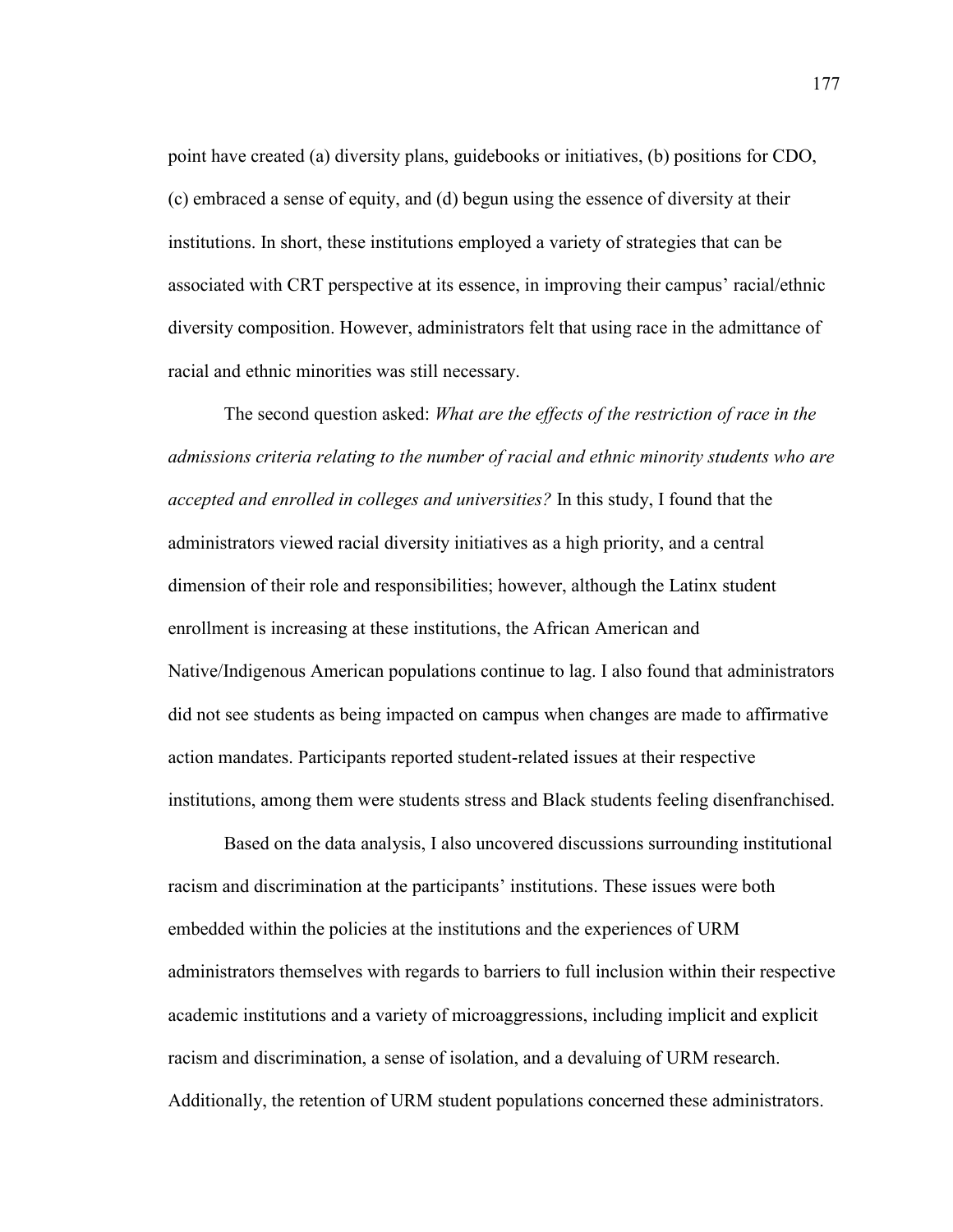point have created (a) diversity plans, guidebooks or initiatives, (b) positions for CDO, (c) embraced a sense of equity, and (d) begun using the essence of diversity at their institutions. In short, these institutions employed a variety of strategies that can be associated with CRT perspective at its essence, in improving their campus' racial/ethnic diversity composition. However, administrators felt that using race in the admittance of racial and ethnic minorities was still necessary.

The second question asked: *What are the effects of the restriction of race in the admissions criteria relating to the number of racial and ethnic minority students who are accepted and enrolled in colleges and universities?* In this study, I found that the administrators viewed racial diversity initiatives as a high priority, and a central dimension of their role and responsibilities; however, although the Latinx student enrollment is increasing at these institutions, the African American and Native/Indigenous American populations continue to lag. I also found that administrators did not see students as being impacted on campus when changes are made to affirmative action mandates. Participants reported student-related issues at their respective institutions, among them were students stress and Black students feeling disenfranchised.

Based on the data analysis, I also uncovered discussions surrounding institutional racism and discrimination at the participants' institutions. These issues were both embedded within the policies at the institutions and the experiences of URM administrators themselves with regards to barriers to full inclusion within their respective academic institutions and a variety of microaggressions, including implicit and explicit racism and discrimination, a sense of isolation, and a devaluing of URM research. Additionally, the retention of URM student populations concerned these administrators.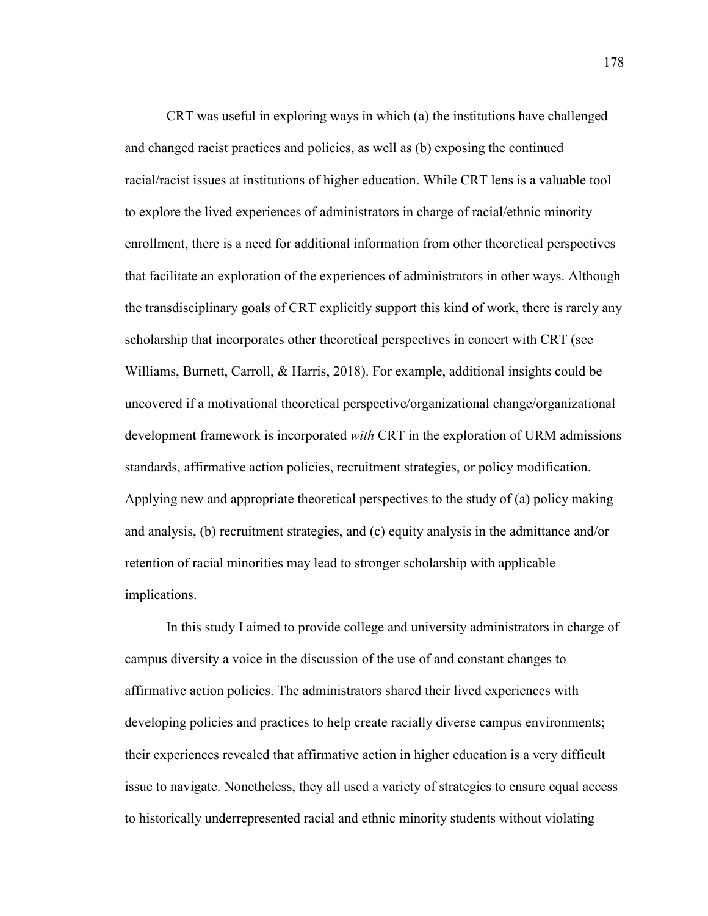CRT was useful in exploring ways in which (a) the institutions have challenged and changed racist practices and policies, as well as (b) exposing the continued racial/racist issues at institutions of higher education. While CRT lens is a valuable tool to explore the lived experiences of administrators in charge of racial/ethnic minority enrollment, there is a need for additional information from other theoretical perspectives that facilitate an exploration of the experiences of administrators in other ways. Although the transdisciplinary goals of CRT explicitly support this kind of work, there is rarely any scholarship that incorporates other theoretical perspectives in concert with CRT (see Williams, Burnett, Carroll, & Harris, 2018). For example, additional insights could be uncovered if a motivational theoretical perspective/organizational change/organizational development framework is incorporated *with* CRT in the exploration of URM admissions standards, affirmative action policies, recruitment strategies, or policy modification. Applying new and appropriate theoretical perspectives to the study of (a) policy making and analysis, (b) recruitment strategies, and (c) equity analysis in the admittance and/or retention of racial minorities may lead to stronger scholarship with applicable implications.

In this study I aimed to provide college and university administrators in charge of campus diversity a voice in the discussion of the use of and constant changes to affirmative action policies. The administrators shared their lived experiences with developing policies and practices to help create racially diverse campus environments; their experiences revealed that affirmative action in higher education is a very difficult issue to navigate. Nonetheless, they all used a variety of strategies to ensure equal access to historically underrepresented racial and ethnic minority students without violating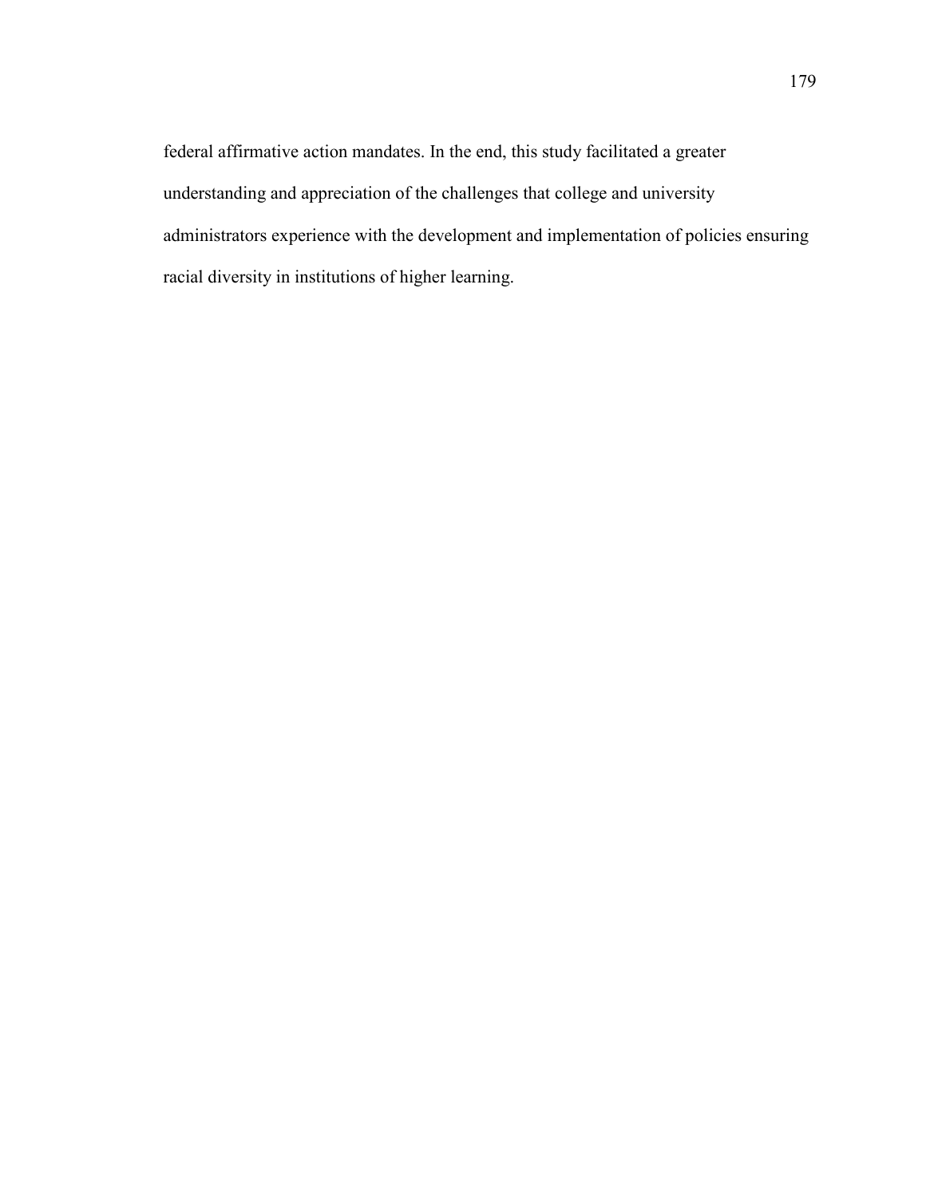federal affirmative action mandates. In the end, this study facilitated a greater understanding and appreciation of the challenges that college and university administrators experience with the development and implementation of policies ensuring racial diversity in institutions of higher learning.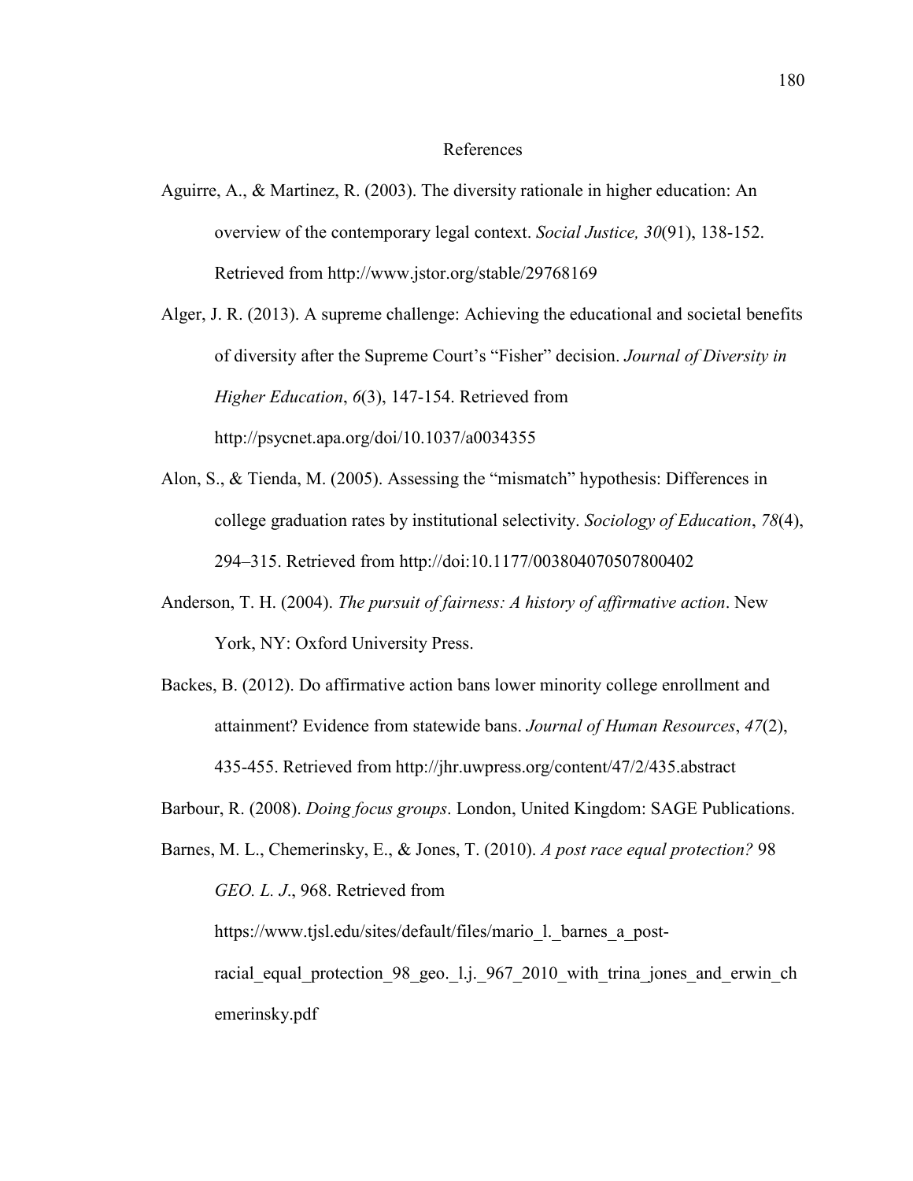# References

Aguirre, A., & Martinez, R. (2003). The diversity rationale in higher education: An overview of the contemporary legal context. *Social Justice, 30*(91), 138-152. Retrieved from http://www.jstor.org/stable/29768169

Alger, J. R. (2013). A supreme challenge: Achieving the educational and societal benefits of diversity after the Supreme Court's "Fisher" decision. *Journal of Diversity in Higher Education*, *6*(3), 147-154. Retrieved from http://psycnet.apa.org/doi/10.1037/a0034355

Alon, S., & Tienda, M. (2005). Assessing the "mismatch" hypothesis: Differences in college graduation rates by institutional selectivity. *Sociology of Education*, *78*(4), 294–315. Retrieved from http://doi:10.1177/003804070507800402

Anderson, T. H. (2004). *The pursuit of fairness: A history of affirmative action*. New York, NY: Oxford University Press.

Backes, B. (2012). Do affirmative action bans lower minority college enrollment and attainment? Evidence from statewide bans. *Journal of Human Resources*, *47*(2), 435-455. Retrieved from http://jhr.uwpress.org/content/47/2/435.abstract

Barbour, R. (2008). *Doing focus groups*. London, United Kingdom: SAGE Publications.

Barnes, M. L., Chemerinsky, E., & Jones, T. (2010). *A post race equal protection?* 98 *GEO. L. J*., 968. Retrieved from https://www.tjsl.edu/sites/default/files/mario_l._barnes_a_post-racial_equal_protection_98_geo._l.j._967_2010_with_trina_jones_and_erwin_chemerinsky.pdf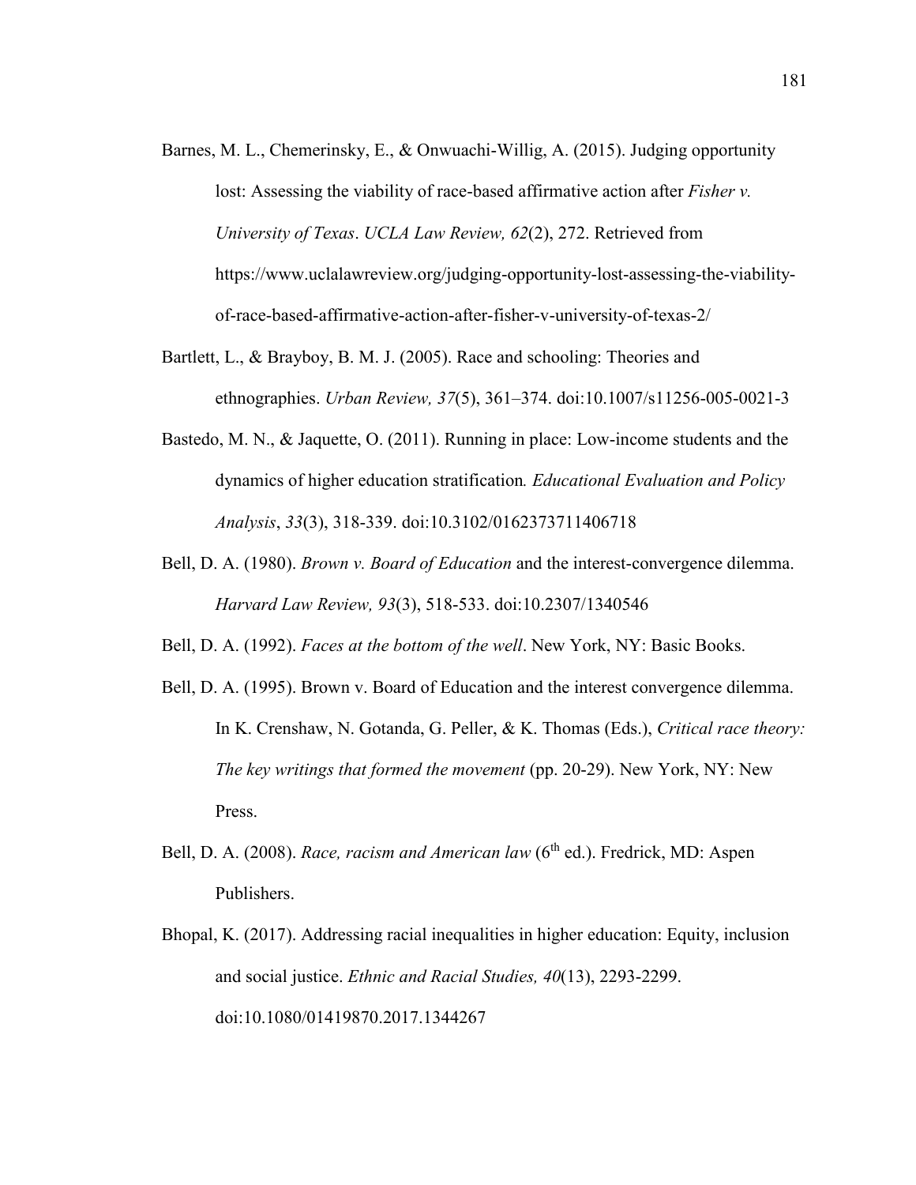Barnes, M. L., Chemerinsky, E., & Onwuachi-Willig, A. (2015). Judging opportunity lost: Assessing the viability of race-based affirmative action after *Fisher v. University of Texas*. *UCLA Law Review, 62*(2), 272. Retrieved from https://www.uclalawreview.org/judging-opportunity-lost-assessing-the-viability-of-race-based-affirmative-action-after-fisher-v-university-of-texas-2/

Bartlett, L., & Brayboy, B. M. J. (2005). Race and schooling: Theories and ethnographies. *Urban Review, 37*(5), 361–374. doi:10.1007/s11256-005-0021-3

Bastedo, M. N., & Jaquette, O. (2011). Running in place: Low-income students and the dynamics of higher education stratification*. Educational Evaluation and Policy Analysis*, *33*(3), 318-339. doi:10.3102/0162373711406718

Bell, D. A. (1980). *Brown v. Board of Education* and the interest-convergence dilemma. *Harvard Law Review, 93*(3), 518-533. doi:10.2307/1340546

Bell, D. A. (1992). *Faces at the bottom of the well*. New York, NY: Basic Books.

Bell, D. A. (1995). Brown v. Board of Education and the interest convergence dilemma. In K. Crenshaw, N. Gotanda, G. Peller, & K. Thomas (Eds.), *Critical race theory: The key writings that formed the movement* (pp. 20-29). New York, NY: New Press.

Bell, D. A. (2008). *Race, racism and American law* (6th ed.). Fredrick, MD: Aspen Publishers.

Bhopal, K. (2017). Addressing racial inequalities in higher education: Equity, inclusion and social justice. *Ethnic and Racial Studies, 40*(13), 2293-2299. doi:10.1080/01419870.2017.1344267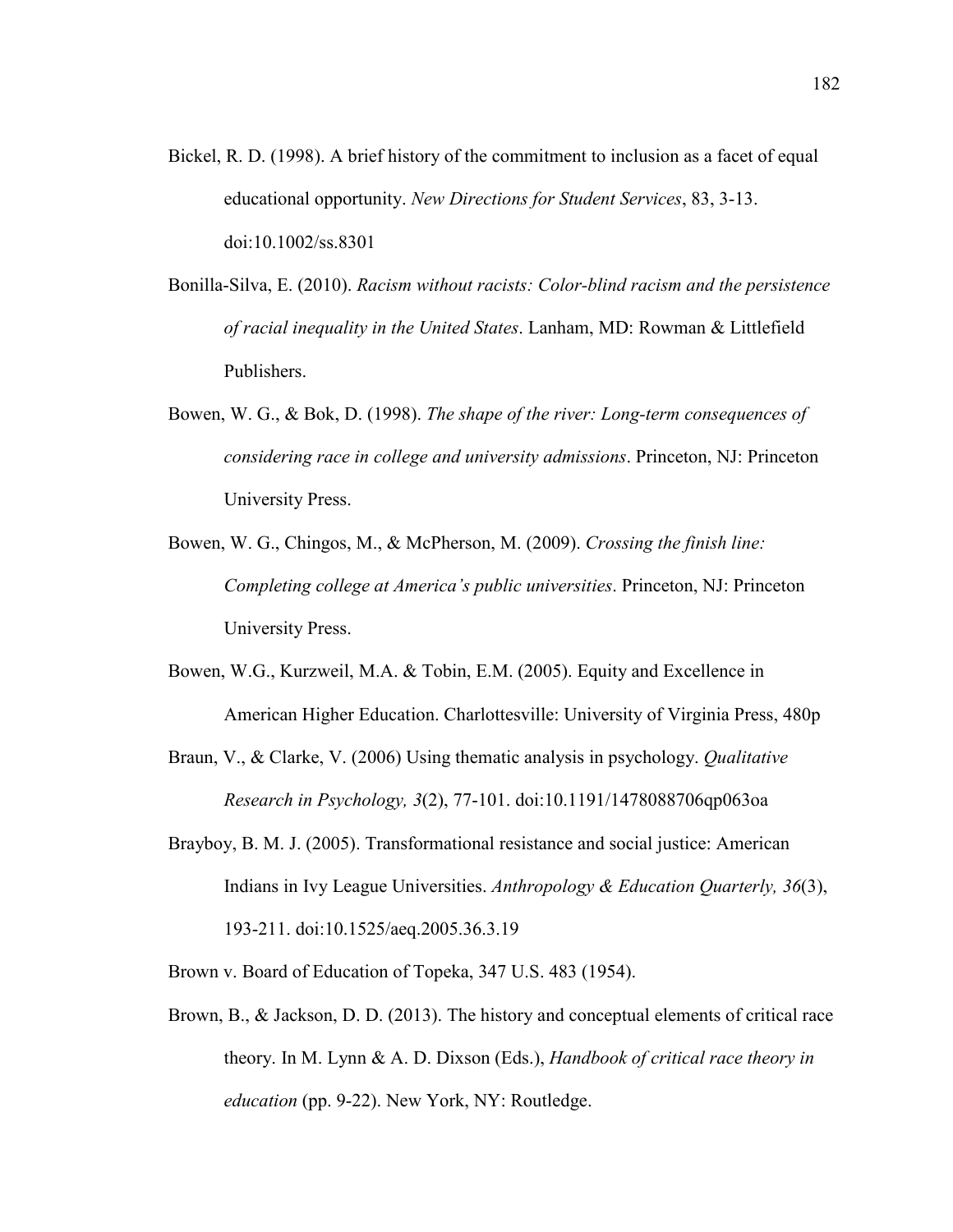Bickel, R. D. (1998). A brief history of the commitment to inclusion as a facet of equal educational opportunity. *New Directions for Student Services*, 83, 3-13. doi:10.1002/ss.8301

Bonilla-Silva, E. (2010). *Racism without racists: Color-blind racism and the persistence of racial inequality in the United States*. Lanham, MD: Rowman & Littlefield Publishers.

Bowen, W. G., & Bok, D. (1998). *The shape of the river: Long-term consequences of considering race in college and university admissions*. Princeton, NJ: Princeton University Press.

Bowen, W. G., Chingos, M., & McPherson, M. (2009). *Crossing the finish line: Completing college at America's public universities*. Princeton, NJ: Princeton University Press.

Bowen, W.G., Kurzweil, M.A. & Tobin, E.M. (2005). Equity and Excellence in American Higher Education. Charlottesville: University of Virginia Press, 480p

Braun, V., & Clarke, V. (2006) Using thematic analysis in psychology. *Qualitative Research in Psychology, 3*(2), 77-101. doi:10.1191/1478088706qp063oa

Brayboy, B. M. J. (2005). Transformational resistance and social justice: American Indians in Ivy League Universities. *Anthropology & Education Quarterly, 36*(3), 193-211. doi:10.1525/aeq.2005.36.3.19

Brown v. Board of Education of Topeka, 347 U.S. 483 (1954).

Brown, B., & Jackson, D. D. (2013). The history and conceptual elements of critical race theory. In M. Lynn & A. D. Dixson (Eds.), *Handbook of critical race theory in education* (pp. 9-22). New York, NY: Routledge.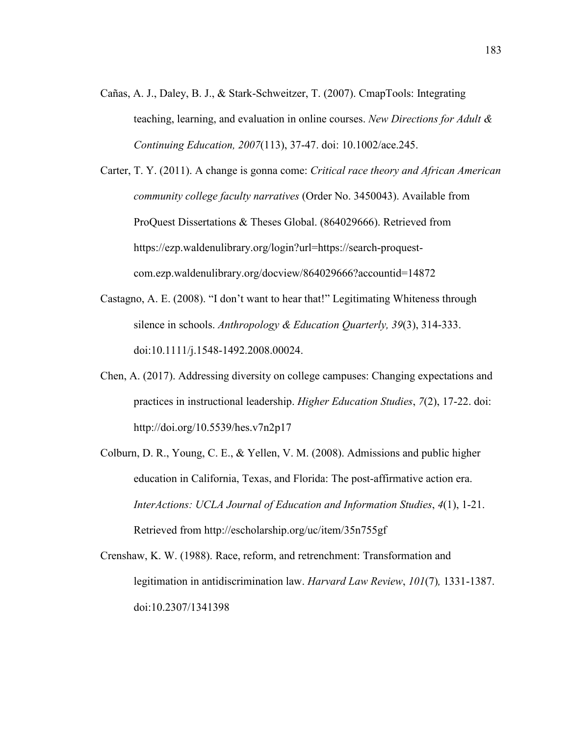Cañas, A. J., Daley, B. J., & Stark-Schweitzer, T. (2007). CmapTools: Integrating teaching, learning, and evaluation in online courses. *New Directions for Adult & Continuing Education, 2007*(113), 37-47. doi: 10.1002/ace.245.

Carter, T. Y. (2011). A change is gonna come: *Critical race theory and African American community college faculty narratives* (Order No. 3450043). Available from ProQuest Dissertations & Theses Global. (864029666). Retrieved from https://ezp.waldenulibrary.org/login?url=https://search-proquest-com.ezp.waldenulibrary.org/docview/864029666?accountid=14872

Castagno, A. E. (2008). "I don't want to hear that!" Legitimating Whiteness through silence in schools. *Anthropology & Education Quarterly, 39*(3), 314-333. doi:10.1111/j.1548-1492.2008.00024.

Chen, A. (2017). Addressing diversity on college campuses: Changing expectations and practices in instructional leadership. *Higher Education Studies*, *7*(2), 17-22. doi: http://doi.org/10.5539/hes.v7n2p17

Colburn, D. R., Young, C. E., & Yellen, V. M. (2008). Admissions and public higher education in California, Texas, and Florida: The post-affirmative action era. *InterActions: UCLA Journal of Education and Information Studies*, *4*(1), 1-21. Retrieved from http://escholarship.org/uc/item/35n755gf

Crenshaw, K. W. (1988). Race, reform, and retrenchment: Transformation and legitimation in antidiscrimination law. *Harvard Law Review*, *101*(7)*,* 1331-1387. doi:10.2307/1341398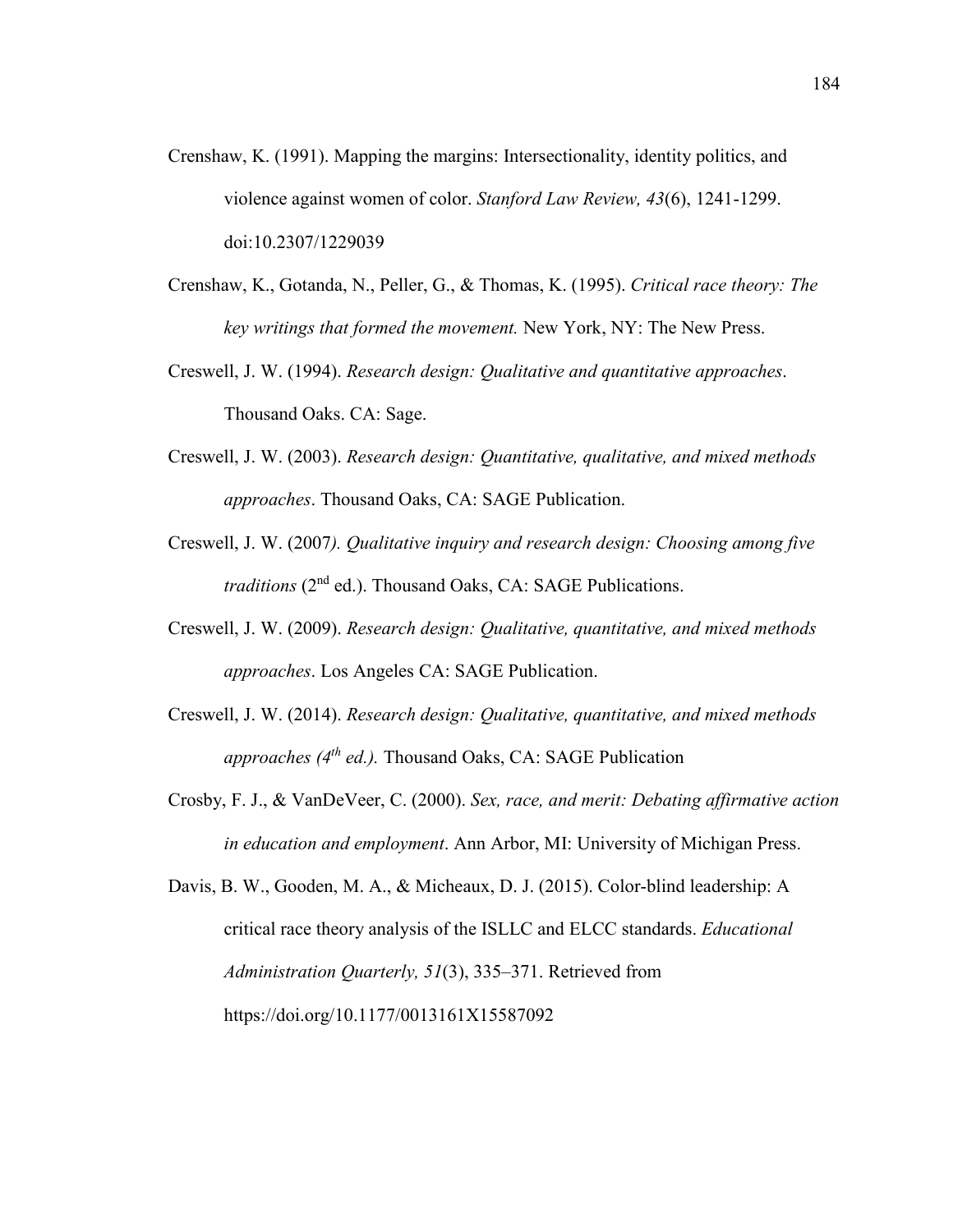Crenshaw, K. (1991). Mapping the margins: Intersectionality, identity politics, and violence against women of color. *Stanford Law Review, 43*(6), 1241-1299. doi:10.2307/1229039

Crenshaw, K., Gotanda, N., Peller, G., & Thomas, K. (1995). *Critical race theory: The key writings that formed the movement.* New York, NY: The New Press.

Creswell, J. W. (1994). *Research design: Qualitative and quantitative approaches*. Thousand Oaks. CA: Sage.

Creswell, J. W. (2003). *Research design: Quantitative, qualitative, and mixed methods approaches*. Thousand Oaks, CA: SAGE Publication.

Creswell, J. W. (2007*). Qualitative inquiry and research design: Choosing among five traditions* (2nd ed.). Thousand Oaks, CA: SAGE Publications.

Creswell, J. W. (2009). *Research design: Qualitative, quantitative, and mixed methods approaches*. Los Angeles CA: SAGE Publication.

Creswell, J. W. (2014). *Research design: Qualitative, quantitative, and mixed methods approaches (4th ed.).* Thousand Oaks, CA: SAGE Publication

Crosby, F. J., & VanDeVeer, C. (2000). *Sex, race, and merit: Debating affirmative action in education and employment*. Ann Arbor, MI: University of Michigan Press.

Davis, B. W., Gooden, M. A., & Micheaux, D. J. (2015). Color-blind leadership: A critical race theory analysis of the ISLLC and ELCC standards. *Educational Administration Quarterly, 51*(3), 335–371. Retrieved from https://doi.org/10.1177/0013161X15587092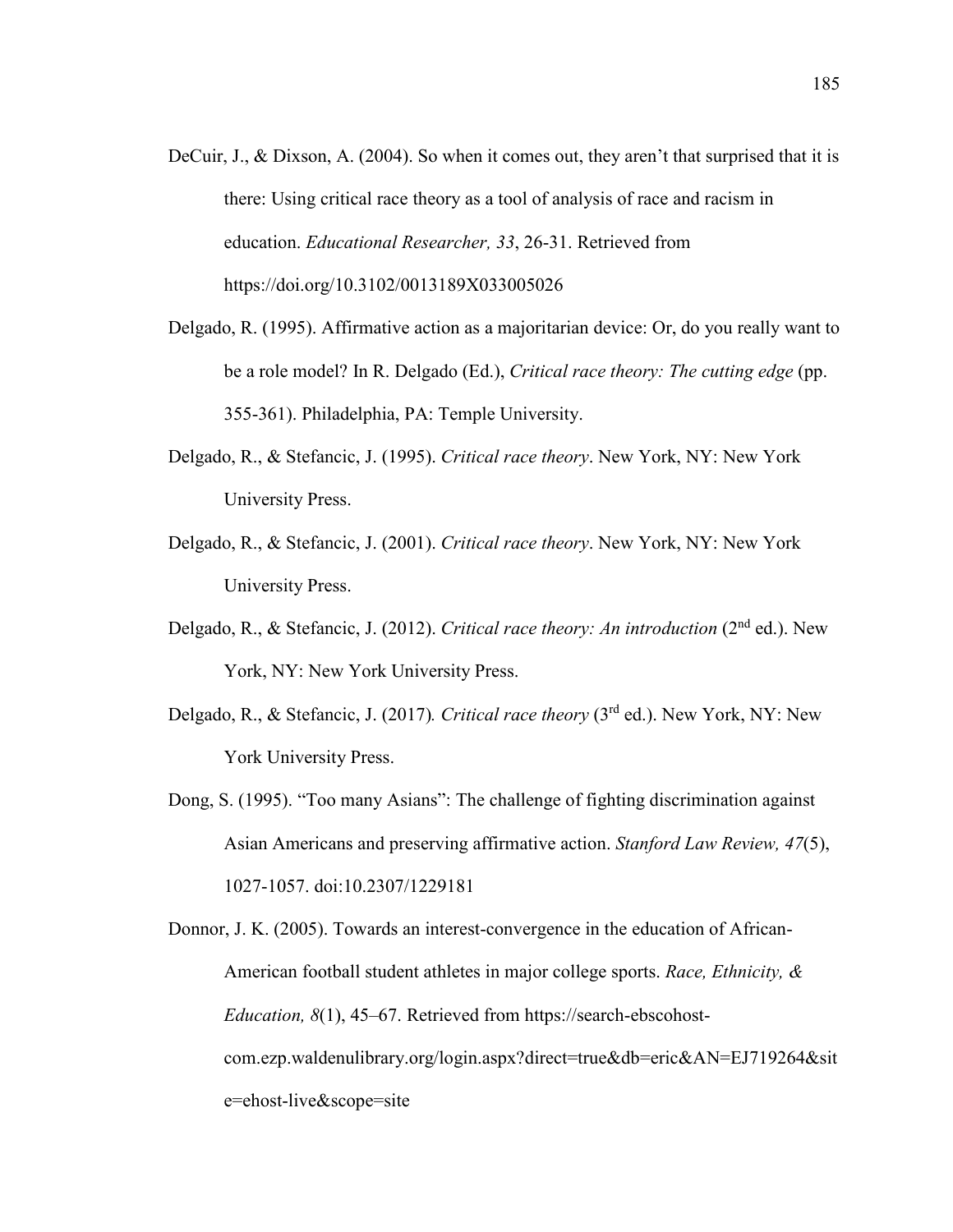DeCuir, J., & Dixson, A. (2004). So when it comes out, they aren't that surprised that it is there: Using critical race theory as a tool of analysis of race and racism in education. *Educational Researcher, 33*, 26-31. Retrieved from https://doi.org/10.3102/0013189X033005026

Delgado, R. (1995). Affirmative action as a majoritarian device: Or, do you really want to be a role model? In R. Delgado (Ed.), *Critical race theory: The cutting edge* (pp. 355-361). Philadelphia, PA: Temple University.

Delgado, R., & Stefancic, J. (1995). *Critical race theory*. New York, NY: New York University Press.

Delgado, R., & Stefancic, J. (2001). *Critical race theory*. New York, NY: New York University Press.

Delgado, R., & Stefancic, J. (2012). *Critical race theory: An introduction* (2nd ed.). New York, NY: New York University Press.

Delgado, R., & Stefancic, J. (2017). *Critical race theory* (3rd ed.). New York, NY: New York University Press.

Dong, S. (1995). "Too many Asians": The challenge of fighting discrimination against Asian Americans and preserving affirmative action. *Stanford Law Review, 47*(5), 1027-1057. doi:10.2307/1229181

Donnor, J. K. (2005). Towards an interest-convergence in the education of African-American football student athletes in major college sports. *Race, Ethnicity, & Education, 8*(1), 45–67. Retrieved from https://search-ebscohost-com.ezp.waldenulibrary.org/login.aspx?direct=true&db=eric&AN=EJ719264&site=ehost-live&scope=site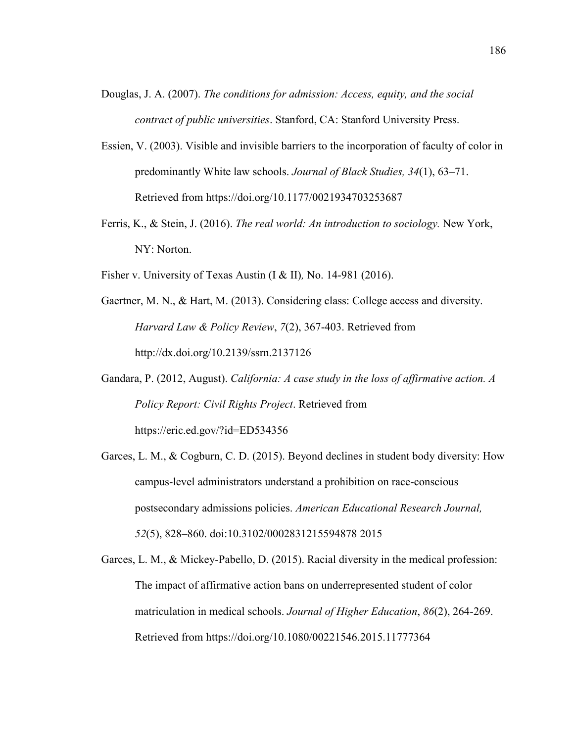Douglas, J. A. (2007). *The conditions for admission: Access, equity, and the social contract of public universities*. Stanford, CA: Stanford University Press.

Essien, V. (2003). Visible and invisible barriers to the incorporation of faculty of color in predominantly White law schools. *Journal of Black Studies, 34*(1), 63–71. Retrieved from https://doi.org/10.1177/0021934703253687

Ferris, K., & Stein, J. (2016). *The real world: An introduction to sociology.* New York, NY: Norton.

Fisher v. University of Texas Austin (I & II)*,* No. 14-981 (2016).

Gaertner, M. N., & Hart, M. (2013). Considering class: College access and diversity. *Harvard Law & Policy Review*, *7*(2), 367-403. Retrieved from http://dx.doi.org/10.2139/ssrn.2137126

Gandara, P. (2012, August). *California: A case study in the loss of affirmative action. A Policy Report: Civil Rights Project*. Retrieved from https://eric.ed.gov/?id=ED534356

Garces, L. M., & Cogburn, C. D. (2015). Beyond declines in student body diversity: How campus-level administrators understand a prohibition on race-conscious postsecondary admissions policies. *American Educational Research Journal, 52*(5), 828–860. doi:10.3102/0002831215594878 2015

Garces, L. M., & Mickey-Pabello, D. (2015). Racial diversity in the medical profession: The impact of affirmative action bans on underrepresented student of color matriculation in medical schools. *Journal of Higher Education*, *86*(2), 264-269. Retrieved from https://doi.org/10.1080/00221546.2015.11777364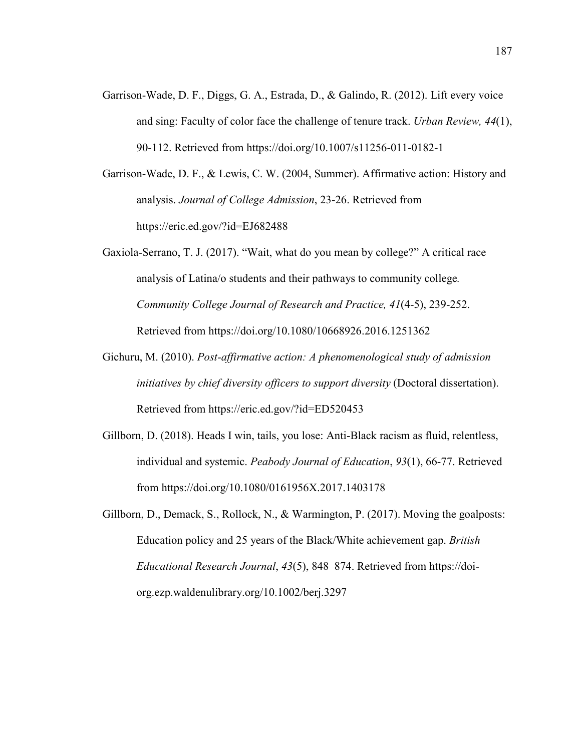Garrison-Wade, D. F., Diggs, G. A., Estrada, D., & Galindo, R. (2012). Lift every voice and sing: Faculty of color face the challenge of tenure track. *Urban Review, 44*(1), 90-112. Retrieved from https://doi.org/10.1007/s11256-011-0182-1

Garrison-Wade, D. F., & Lewis, C. W. (2004, Summer). Affirmative action: History and analysis. *Journal of College Admission*, 23-26. Retrieved from https://eric.ed.gov/?id=EJ682488

Gaxiola-Serrano, T. J. (2017). "Wait, what do you mean by college?" A critical race analysis of Latina/o students and their pathways to community college. *Community College Journal of Research and Practice, 41*(4-5), 239-252. Retrieved from https://doi.org/10.1080/10668926.2016.1251362

Gichuru, M. (2010). *Post-affirmative action: A phenomenological study of admission initiatives by chief diversity officers to support diversity* (Doctoral dissertation). Retrieved from https://eric.ed.gov/?id=ED520453

Gillborn, D. (2018). Heads I win, tails, you lose: Anti-Black racism as fluid, relentless, individual and systemic. *Peabody Journal of Education*, *93*(1), 66-77. Retrieved from https://doi.org/10.1080/0161956X.2017.1403178

Gillborn, D., Demack, S., Rollock, N., & Warmington, P. (2017). Moving the goalposts: Education policy and 25 years of the Black/White achievement gap. *British Educational Research Journal*, *43*(5), 848–874. Retrieved from https://doi-org.ezp.waldenulibrary.org/10.1002/berj.3297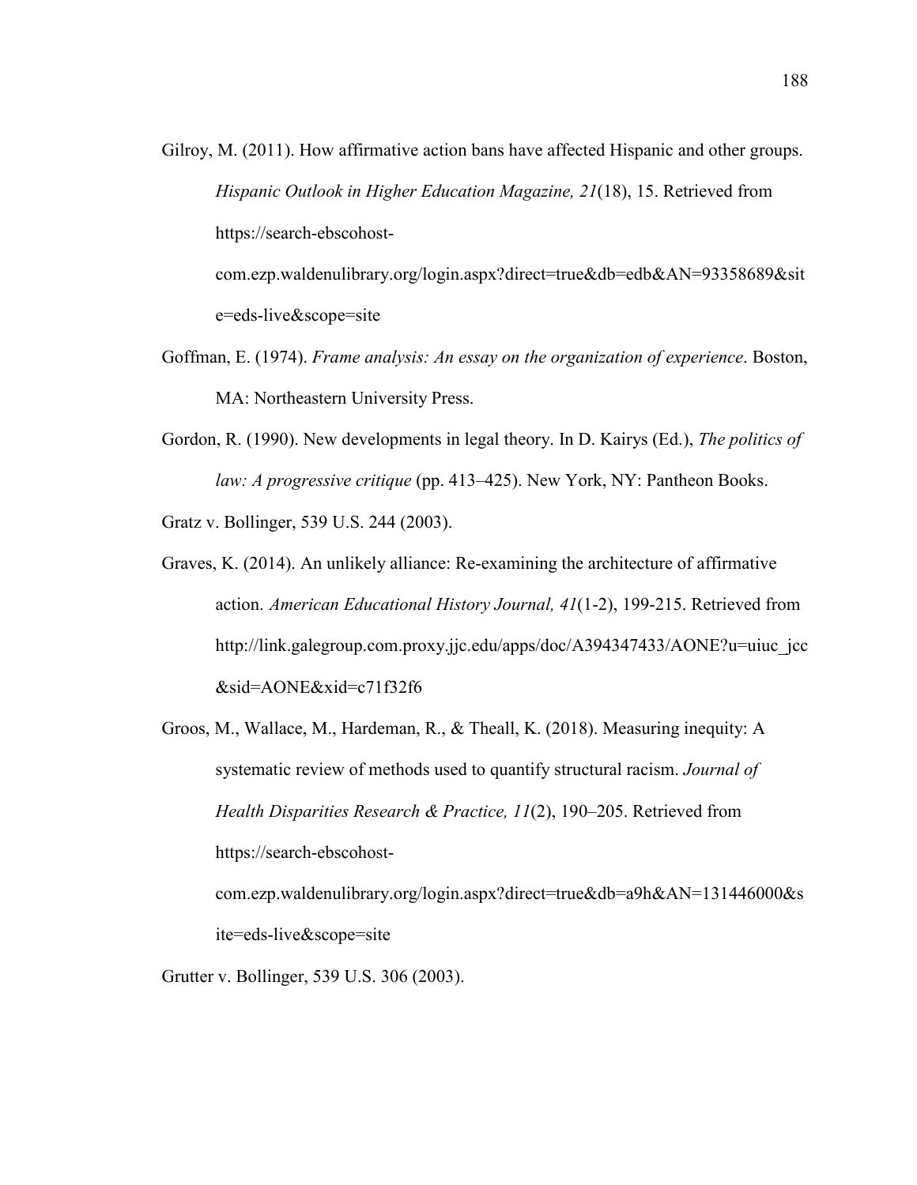Gilroy, M. (2011). How affirmative action bans have affected Hispanic and other groups. *Hispanic Outlook in Higher Education Magazine, 21*(18), 15. Retrieved from https://search-ebscohost-com.ezp.waldenulibrary.org/login.aspx?direct=true&db=edb&AN=93358689&site=eds-live&scope=site

Goffman, E. (1974). *Frame analysis: An essay on the organization of experience*. Boston, MA: Northeastern University Press.

Gordon, R. (1990). New developments in legal theory. In D. Kairys (Ed.), *The politics of law: A progressive critique* (pp. 413–425). New York, NY: Pantheon Books.

Gratz v. Bollinger, 539 U.S. 244 (2003).

Graves, K. (2014). An unlikely alliance: Re-examining the architecture of affirmative action. *American Educational History Journal, 41*(1-2), 199-215. Retrieved from http://link.galegroup.com.proxy.jjc.edu/apps/doc/A394347433/AONE?u=uiuc_jcc&sid=AONE&xid=c71f32f6

Groos, M., Wallace, M., Hardeman, R., & Theall, K. (2018). Measuring inequity: A systematic review of methods used to quantify structural racism. *Journal of Health Disparities Research & Practice, 11*(2), 190–205. Retrieved from https://search-ebscohost-com.ezp.waldenulibrary.org/login.aspx?direct=true&db=a9h&AN=131446000&site=eds-live&scope=site

Grutter v. Bollinger, 539 U.S. 306 (2003).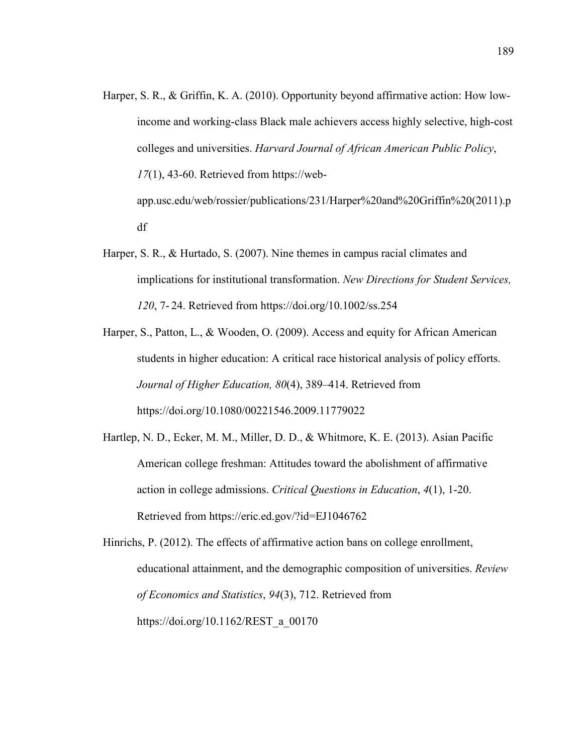Harper, S. R., & Griffin, K. A. (2010). Opportunity beyond affirmative action: How low-income and working-class Black male achievers access highly selective, high-cost colleges and universities. *Harvard Journal of African American Public Policy*, *17*(1), 43-60. Retrieved from https://web-app.usc.edu/web/rossier/publications/231/Harper%20and%20Griffin%20(2011).pdf

Harper, S. R., & Hurtado, S. (2007). Nine themes in campus racial climates and implications for institutional transformation. *New Directions for Student Services, 120*, 7- 24. Retrieved from https://doi.org/10.1002/ss.254

Harper, S., Patton, L., & Wooden, O. (2009). Access and equity for African American students in higher education: A critical race historical analysis of policy efforts. *Journal of Higher Education, 80*(4), 389–414. Retrieved from https://doi.org/10.1080/00221546.2009.11779022

Hartlep, N. D., Ecker, M. M., Miller, D. D., & Whitmore, K. E. (2013). Asian Pacific American college freshman: Attitudes toward the abolishment of affirmative action in college admissions. *Critical Questions in Education*, *4*(1), 1-20. Retrieved from https://eric.ed.gov/?id=EJ1046762

Hinrichs, P. (2012). The effects of affirmative action bans on college enrollment, educational attainment, and the demographic composition of universities. *Review of Economics and Statistics*, *94*(3), 712. Retrieved from https://doi.org/10.1162/REST_a_00170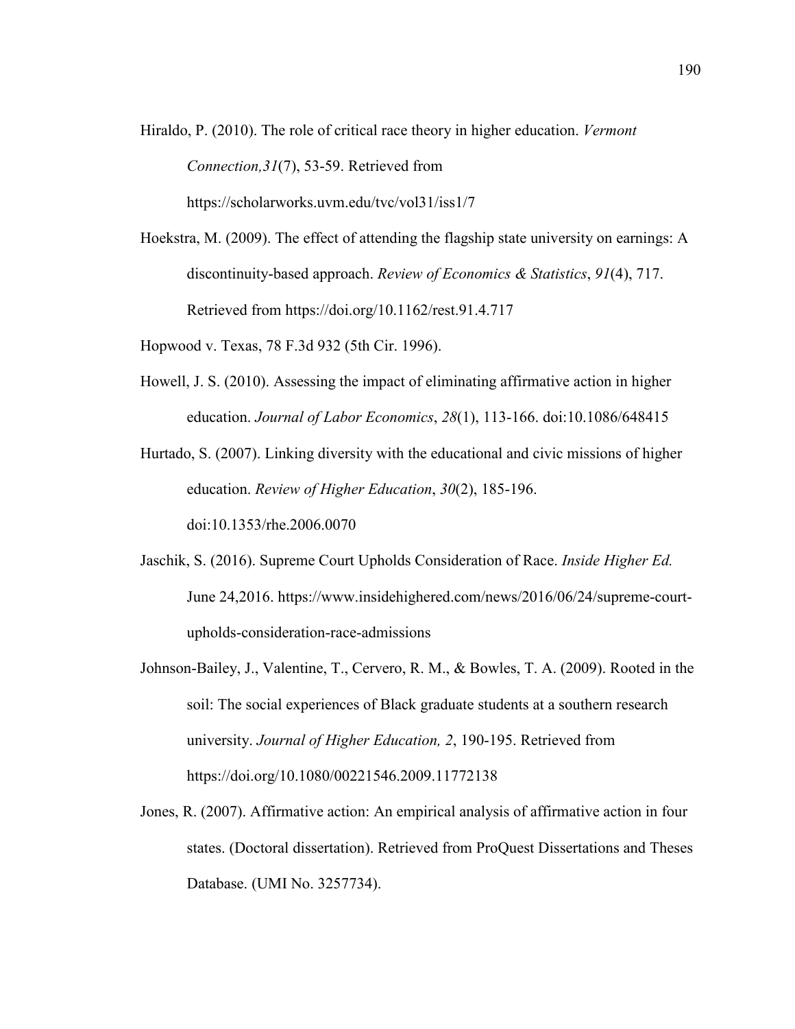Hiraldo, P. (2010). The role of critical race theory in higher education. *Vermont Connection,31*(7), 53-59. Retrieved from https://scholarworks.uvm.edu/tvc/vol31/iss1/7

Hoekstra, M. (2009). The effect of attending the flagship state university on earnings: A discontinuity-based approach. *Review of Economics & Statistics*, *91*(4), 717. Retrieved from https://doi.org/10.1162/rest.91.4.717

Hopwood v. Texas, 78 F.3d 932 (5th Cir. 1996).

Howell, J. S. (2010). Assessing the impact of eliminating affirmative action in higher education. *Journal of Labor Economics*, *28*(1), 113-166. doi:10.1086/648415

Hurtado, S. (2007). Linking diversity with the educational and civic missions of higher education. *Review of Higher Education*, *30*(2), 185-196. doi:10.1353/rhe.2006.0070

Jaschik, S. (2016). Supreme Court Upholds Consideration of Race. *Inside Higher Ed.* June 24,2016. https://www.insidehighered.com/news/2016/06/24/supreme-court-upholds-consideration-race-admissions

Johnson-Bailey, J., Valentine, T., Cervero, R. M., & Bowles, T. A. (2009). Rooted in the soil: The social experiences of Black graduate students at a southern research university. *Journal of Higher Education, 2*, 190-195. Retrieved from https://doi.org/10.1080/00221546.2009.11772138

Jones, R. (2007). Affirmative action: An empirical analysis of affirmative action in four states. (Doctoral dissertation). Retrieved from ProQuest Dissertations and Theses Database. (UMI No. 3257734).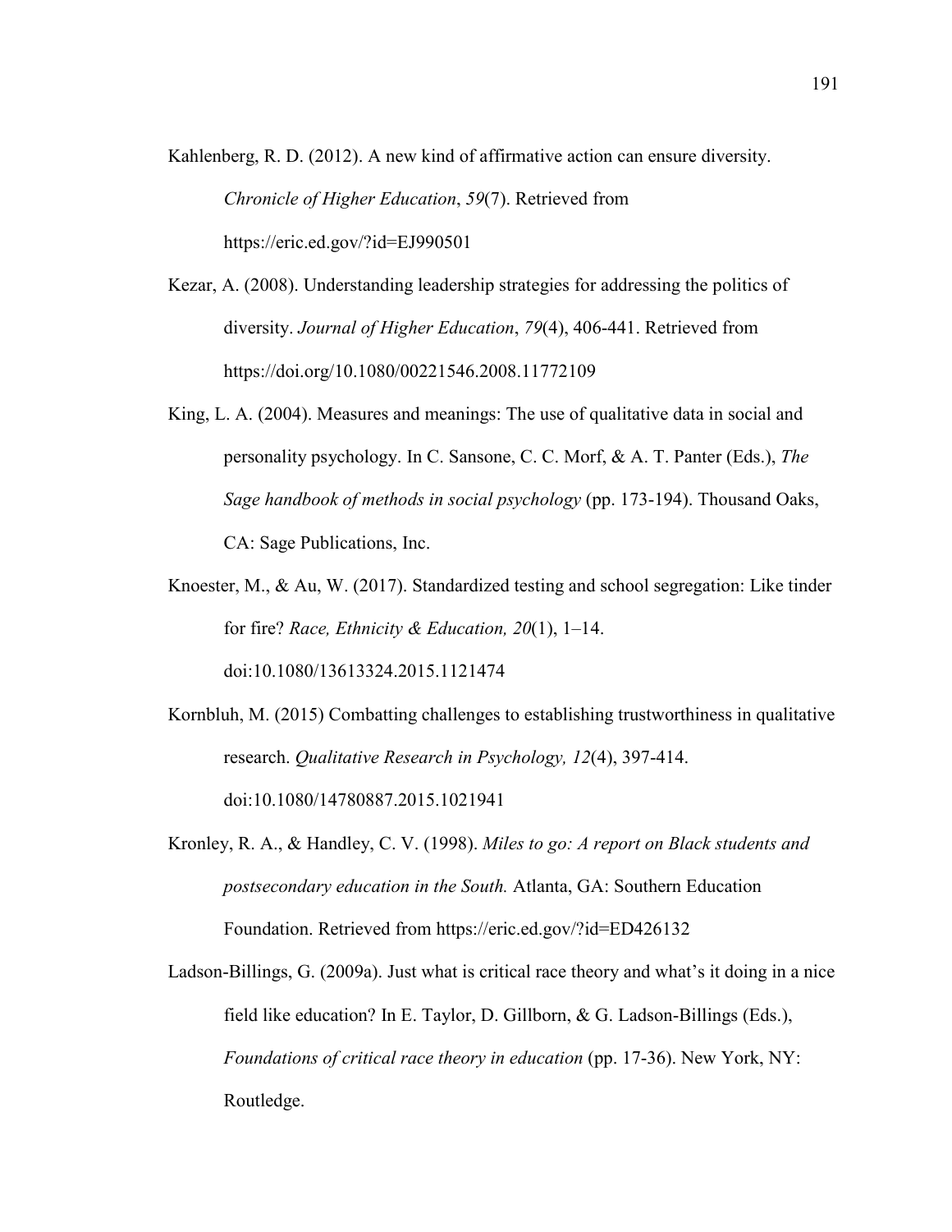Kahlenberg, R. D. (2012). A new kind of affirmative action can ensure diversity. *Chronicle of Higher Education*, *59*(7). Retrieved from https://eric.ed.gov/?id=EJ990501

Kezar, A. (2008). Understanding leadership strategies for addressing the politics of diversity. *Journal of Higher Education*, *79*(4), 406-441. Retrieved from https://doi.org/10.1080/00221546.2008.11772109

King, L. A. (2004). Measures and meanings: The use of qualitative data in social and personality psychology. In C. Sansone, C. C. Morf, & A. T. Panter (Eds.), *The Sage handbook of methods in social psychology* (pp. 173-194). Thousand Oaks, CA: Sage Publications, Inc.

Knoester, M., & Au, W. (2017). Standardized testing and school segregation: Like tinder for fire? *Race, Ethnicity & Education, 20*(1), 1–14. doi:10.1080/13613324.2015.1121474

Kornbluh, M. (2015) Combatting challenges to establishing trustworthiness in qualitative research. *Qualitative Research in Psychology, 12*(4), 397-414. doi:10.1080/14780887.2015.1021941

Kronley, R. A., & Handley, C. V. (1998). *Miles to go: A report on Black students and postsecondary education in the South.* Atlanta, GA: Southern Education Foundation. Retrieved from https://eric.ed.gov/?id=ED426132

Ladson-Billings, G. (2009a). Just what is critical race theory and what's it doing in a nice field like education? In E. Taylor, D. Gillborn, & G. Ladson-Billings (Eds.), *Foundations of critical race theory in education* (pp. 17-36). New York, NY: Routledge.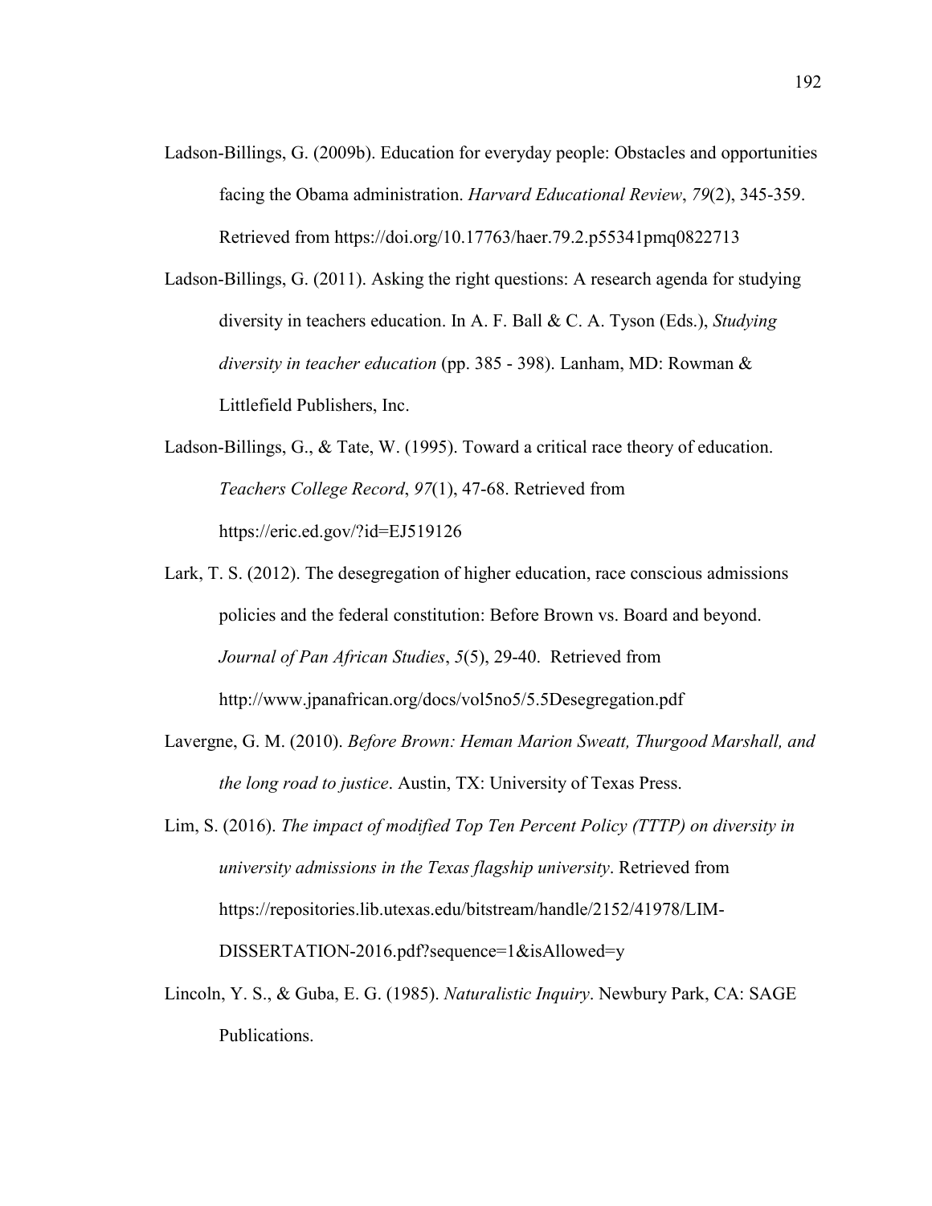Ladson-Billings, G. (2009b). Education for everyday people: Obstacles and opportunities facing the Obama administration. *Harvard Educational Review*, *79*(2), 345-359. Retrieved from https://doi.org/10.17763/haer.79.2.p55341pmq0822713

Ladson-Billings, G. (2011). Asking the right questions: A research agenda for studying diversity in teachers education. In A. F. Ball & C. A. Tyson (Eds.), *Studying diversity in teacher education* (pp. 385 - 398). Lanham, MD: Rowman & Littlefield Publishers, Inc.

Ladson-Billings, G., & Tate, W. (1995). Toward a critical race theory of education. *Teachers College Record*, *97*(1), 47-68. Retrieved from https://eric.ed.gov/?id=EJ519126

Lark, T. S. (2012). The desegregation of higher education, race conscious admissions policies and the federal constitution: Before Brown vs. Board and beyond. *Journal of Pan African Studies*, *5*(5), 29-40. Retrieved from http://www.jpanafrican.org/docs/vol5no5/5.5Desegregation.pdf

Lavergne, G. M. (2010). *Before Brown: Heman Marion Sweatt, Thurgood Marshall, and the long road to justice*. Austin, TX: University of Texas Press.

Lim, S. (2016). *The impact of modified Top Ten Percent Policy (TTTP) on diversity in university admissions in the Texas flagship university*. Retrieved from https://repositories.lib.utexas.edu/bitstream/handle/2152/41978/LIM-DISSERTATION-2016.pdf?sequence=1&isAllowed=y

Lincoln, Y. S., & Guba, E. G. (1985). *Naturalistic Inquiry*. Newbury Park, CA: SAGE Publications.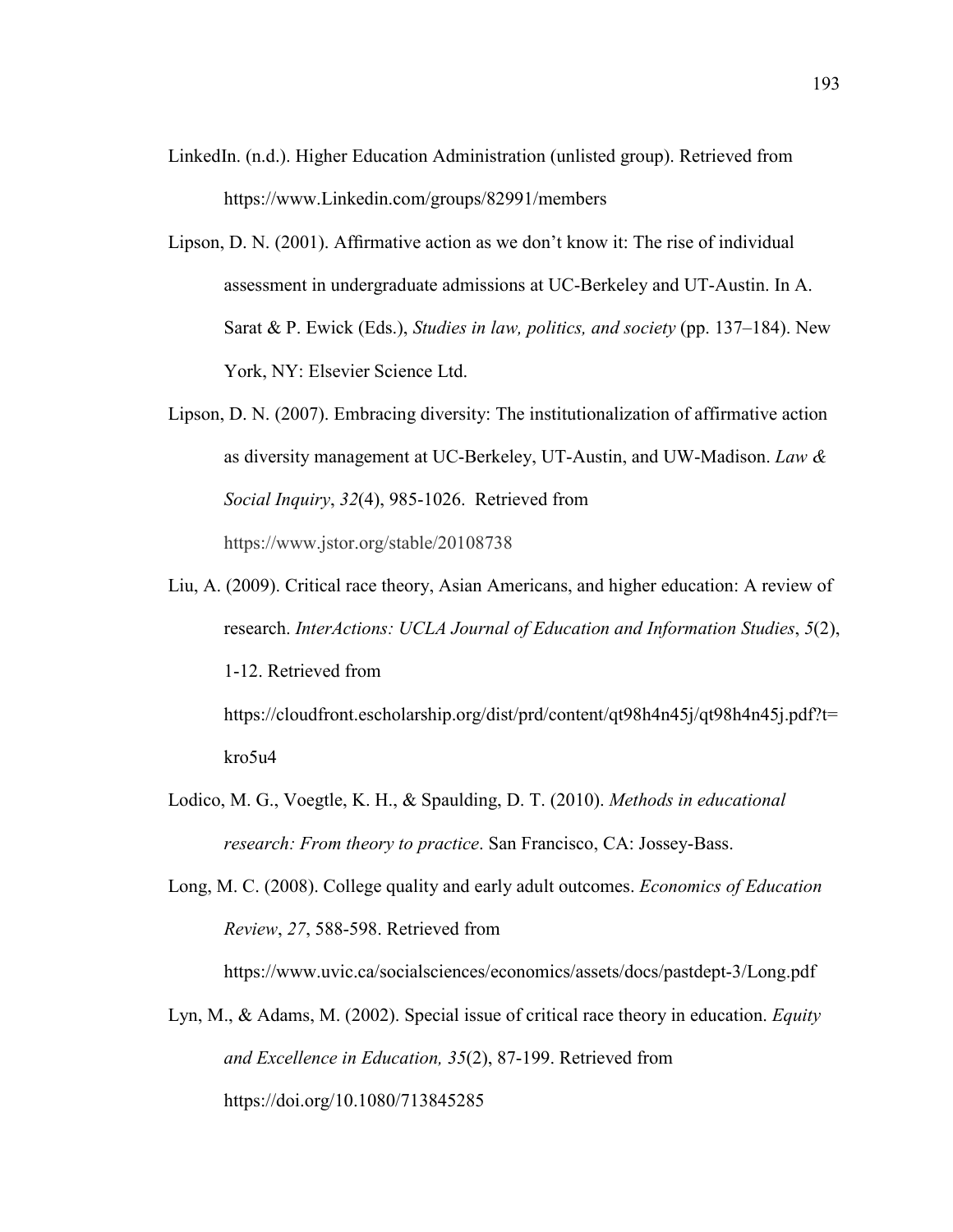LinkedIn. (n.d.). Higher Education Administration (unlisted group). Retrieved from https://www.Linkedin.com/groups/82991/members

Lipson, D. N. (2001). Affirmative action as we don't know it: The rise of individual assessment in undergraduate admissions at UC-Berkeley and UT-Austin. In A. Sarat & P. Ewick (Eds.), *Studies in law, politics, and society* (pp. 137–184). New York, NY: Elsevier Science Ltd.

Lipson, D. N. (2007). Embracing diversity: The institutionalization of affirmative action as diversity management at UC-Berkeley, UT-Austin, and UW-Madison. *Law & Social Inquiry*, *32*(4), 985-1026. Retrieved from https://www.jstor.org/stable/20108738

Liu, A. (2009). Critical race theory, Asian Americans, and higher education: A review of research. *InterActions: UCLA Journal of Education and Information Studies*, *5*(2), 1-12. Retrieved from https://cloudfront.escholarship.org/dist/prd/content/qt98h4n45j/qt98h4n45j.pdf?t=kro5u4

Lodico, M. G., Voegtle, K. H., & Spaulding, D. T. (2010). *Methods in educational research: From theory to practice*. San Francisco, CA: Jossey-Bass.

Long, M. C. (2008). College quality and early adult outcomes. *Economics of Education Review*, *27*, 588-598. Retrieved from https://www.uvic.ca/socialsciences/economics/assets/docs/pastdept-3/Long.pdf

Lyn, M., & Adams, M. (2002). Special issue of critical race theory in education. *Equity and Excellence in Education, 35*(2), 87-199. Retrieved from https://doi.org/10.1080/713845285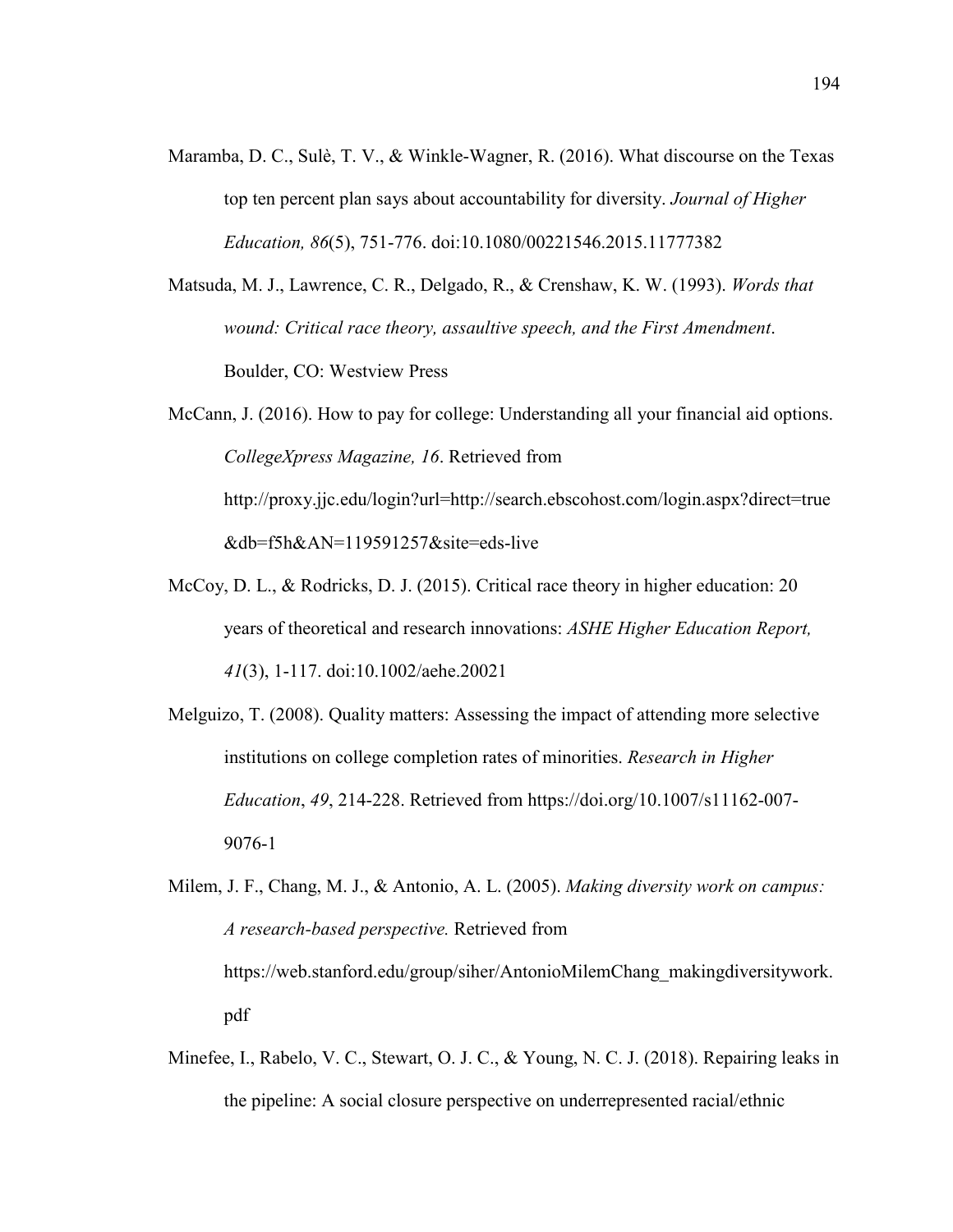Maramba, D. C., Sulè, T. V., & Winkle-Wagner, R. (2016). What discourse on the Texas top ten percent plan says about accountability for diversity. *Journal of Higher Education, 86*(5), 751-776. doi:10.1080/00221546.2015.11777382

Matsuda, M. J., Lawrence, C. R., Delgado, R., & Crenshaw, K. W. (1993). *Words that wound: Critical race theory, assaultive speech, and the First Amendment*. Boulder, CO: Westview Press

McCann, J. (2016). How to pay for college: Understanding all your financial aid options. *CollegeXpress Magazine, 16*. Retrieved from http://proxy.jjc.edu/login?url=http://search.ebscohost.com/login.aspx?direct=true&db=f5h&AN=119591257&site=eds-live

McCoy, D. L., & Rodricks, D. J. (2015). Critical race theory in higher education: 20 years of theoretical and research innovations: *ASHE Higher Education Report, 41*(3), 1-117. doi:10.1002/aehe.20021

Melguizo, T. (2008). Quality matters: Assessing the impact of attending more selective institutions on college completion rates of minorities. *Research in Higher Education*, *49*, 214-228. Retrieved from https://doi.org/10.1007/s11162-007-9076-1

Milem, J. F., Chang, M. J., & Antonio, A. L. (2005). *Making diversity work on campus: A research-based perspective.* Retrieved from https://web.stanford.edu/group/siher/AntonioMilemChang_makingdiversitywork.pdf

Minefee, I., Rabelo, V. C., Stewart, O. J. C., & Young, N. C. J. (2018). Repairing leaks in the pipeline: A social closure perspective on underrepresented racial/ethnic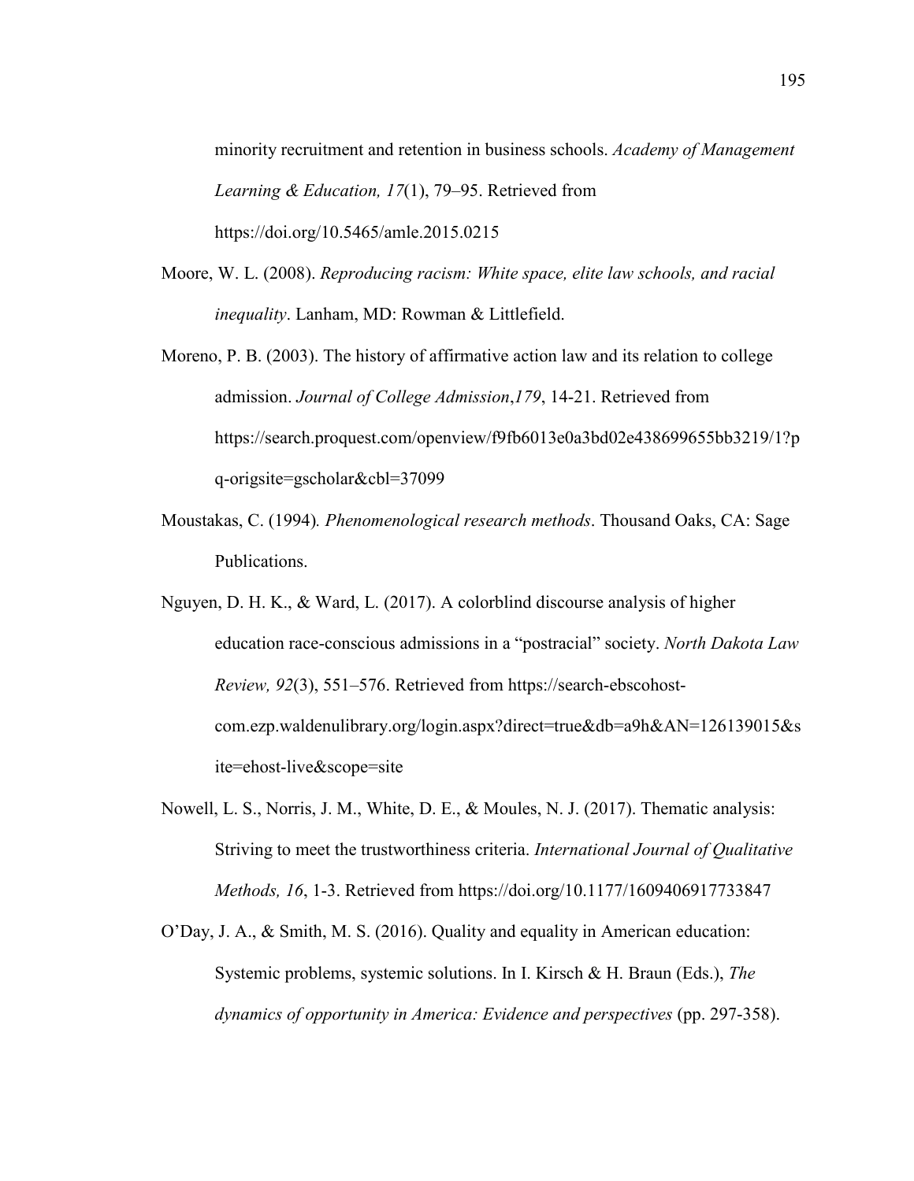minority recruitment and retention in business schools. *Academy of Management Learning & Education, 17*(1), 79–95. Retrieved from https://doi.org/10.5465/amle.2015.0215

Moore, W. L. (2008). *Reproducing racism: White space, elite law schools, and racial inequality*. Lanham, MD: Rowman & Littlefield.

Moreno, P. B. (2003). The history of affirmative action law and its relation to college admission. *Journal of College Admission*,*179*, 14-21. Retrieved from https://search.proquest.com/openview/f9fb6013e0a3bd02e438699655bb3219/1?pq-origsite=gscholar&cbl=37099

Moustakas, C. (1994)*. Phenomenological research methods*. Thousand Oaks, CA: Sage Publications.

Nguyen, D. H. K., & Ward, L. (2017). A colorblind discourse analysis of higher education race-conscious admissions in a "postracial" society. *North Dakota Law Review, 92*(3), 551–576. Retrieved from https://search-ebscohost-com.ezp.waldenulibrary.org/login.aspx?direct=true&db=a9h&AN=126139015&site=ehost-live&scope=site

Nowell, L. S., Norris, J. M., White, D. E., & Moules, N. J. (2017). Thematic analysis: Striving to meet the trustworthiness criteria. *International Journal of Qualitative Methods, 16*, 1-3. Retrieved from https://doi.org/10.1177/1609406917733847

O'Day, J. A., & Smith, M. S. (2016). Quality and equality in American education: Systemic problems, systemic solutions. In I. Kirsch & H. Braun (Eds.), *The dynamics of opportunity in America: Evidence and perspectives* (pp. 297-358).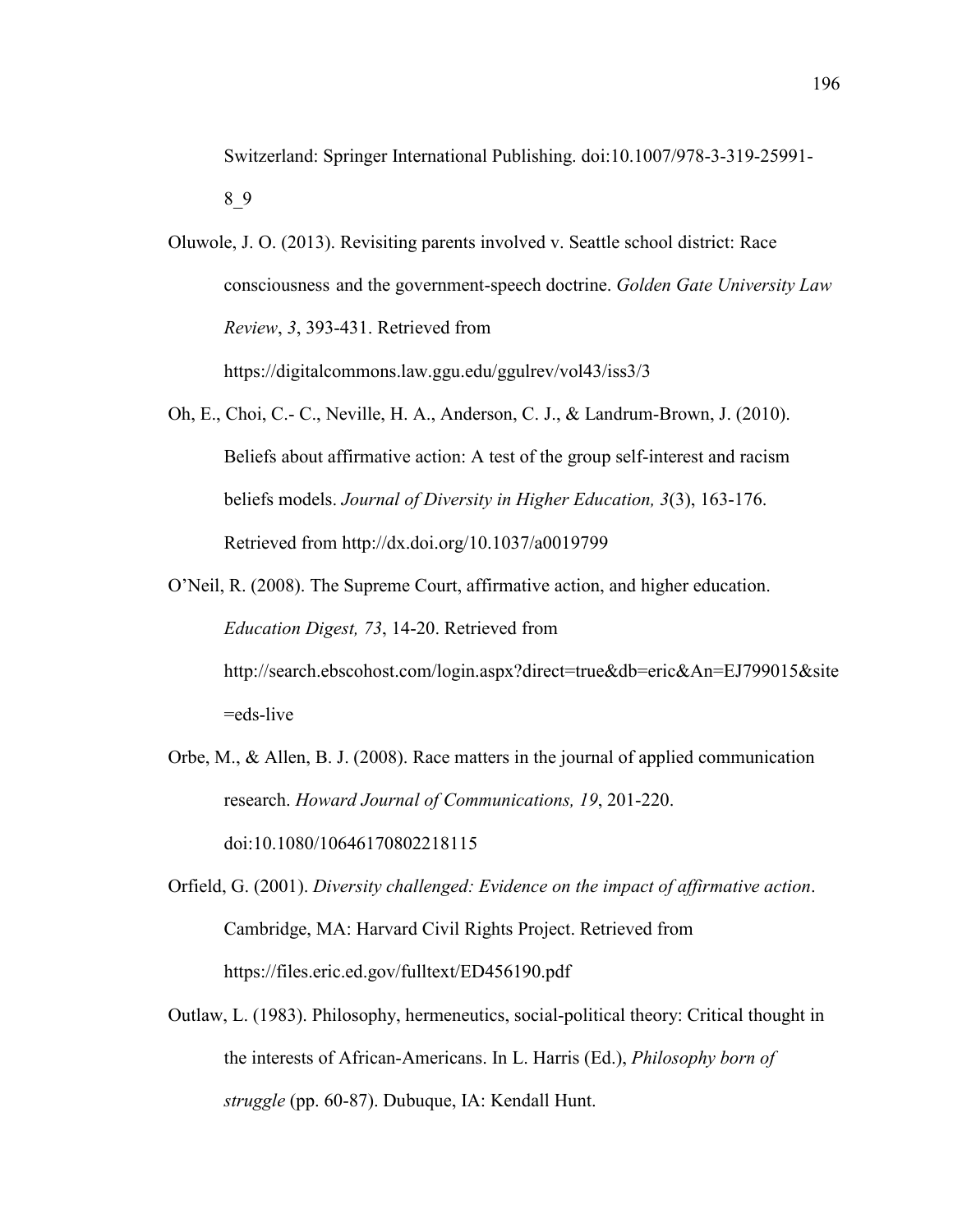Switzerland: Springer International Publishing. doi:10.1007/978-3-319-25991-8_9

Oluwole, J. O. (2013). Revisiting parents involved v. Seattle school district: Race consciousness and the government-speech doctrine. *Golden Gate University Law Review*, *3*, 393-431. Retrieved from https://digitalcommons.law.ggu.edu/ggulrev/vol43/iss3/3

Oh, E., Choi, C.- C., Neville, H. A., Anderson, C. J., & Landrum-Brown, J. (2010). Beliefs about affirmative action: A test of the group self-interest and racism beliefs models. *Journal of Diversity in Higher Education, 3*(3), 163-176. Retrieved from http://dx.doi.org/10.1037/a0019799

O'Neil, R. (2008). The Supreme Court, affirmative action, and higher education. *Education Digest, 73*, 14-20. Retrieved from http://search.ebscohost.com/login.aspx?direct=true&db=eric&An=EJ799015&site=eds-live

Orbe, M., & Allen, B. J. (2008). Race matters in the journal of applied communication research. *Howard Journal of Communications, 19*, 201-220. doi:10.1080/10646170802218115

Orfield, G. (2001). *Diversity challenged: Evidence on the impact of affirmative action*. Cambridge, MA: Harvard Civil Rights Project. Retrieved from https://files.eric.ed.gov/fulltext/ED456190.pdf

Outlaw, L. (1983). Philosophy, hermeneutics, social-political theory: Critical thought in the interests of African-Americans. In L. Harris (Ed.), *Philosophy born of struggle* (pp. 60-87). Dubuque, IA: Kendall Hunt.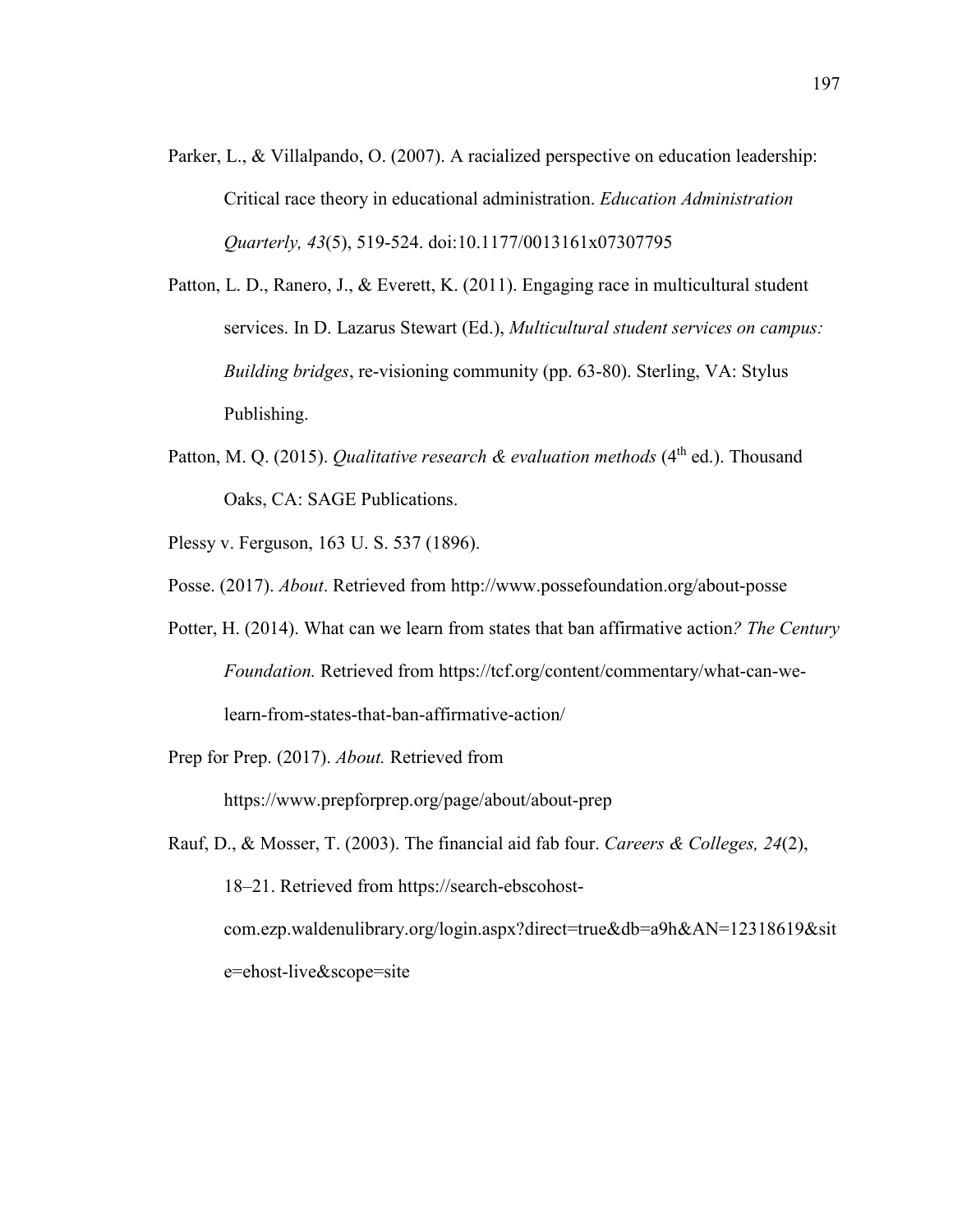Parker, L., & Villalpando, O. (2007). A racialized perspective on education leadership: Critical race theory in educational administration. *Education Administration Quarterly, 43*(5), 519-524. doi:10.1177/0013161x07307795

Patton, L. D., Ranero, J., & Everett, K. (2011). Engaging race in multicultural student services. In D. Lazarus Stewart (Ed.), *Multicultural student services on campus: Building bridges*, re-visioning community (pp. 63-80). Sterling, VA: Stylus Publishing.

Patton, M. Q. (2015). *Qualitative research & evaluation methods* (4th ed.). Thousand Oaks, CA: SAGE Publications.

Plessy v. Ferguson, 163 U. S. 537 (1896).

Posse. (2017). *About*. Retrieved from http://www.possefoundation.org/about-posse

Potter, H. (2014). What can we learn from states that ban affirmative action*? The Century Foundation.* Retrieved from https://tcf.org/content/commentary/what-can-we-learn-from-states-that-ban-affirmative-action/

Prep for Prep. (2017). *About.* Retrieved from https://www.prepforprep.org/page/about/about-prep

Rauf, D., & Mosser, T. (2003). The financial aid fab four. *Careers & Colleges, 24*(2), 18–21. Retrieved from https://search-ebscohost-com.ezp.waldenulibrary.org/login.aspx?direct=true&db=a9h&AN=12318619&site=ehost-live&scope=site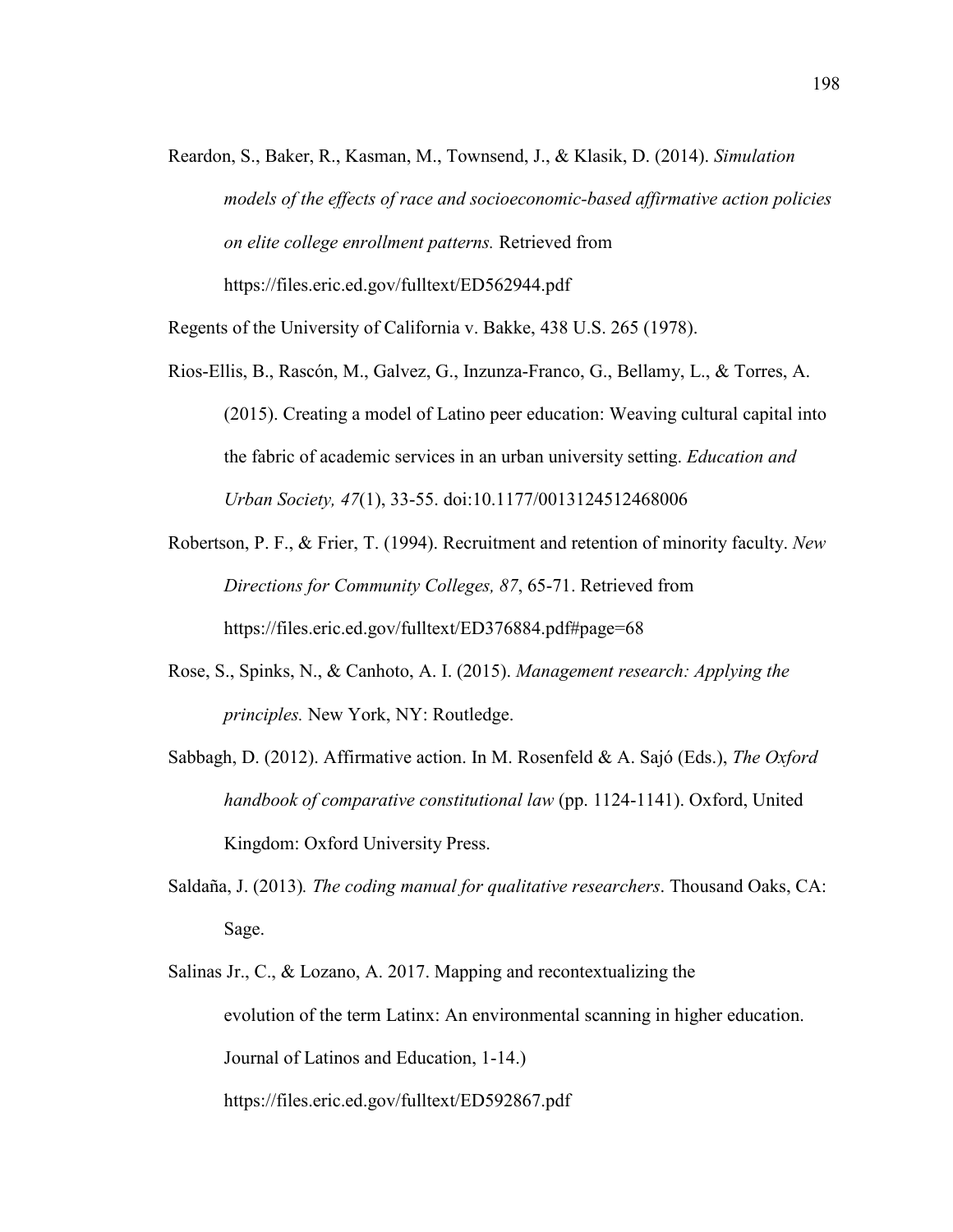Reardon, S., Baker, R., Kasman, M., Townsend, J., & Klasik, D. (2014). *Simulation models of the effects of race and socioeconomic-based affirmative action policies on elite college enrollment patterns.* Retrieved from https://files.eric.ed.gov/fulltext/ED562944.pdf

Regents of the University of California v. Bakke, 438 U.S. 265 (1978).

Rios-Ellis, B., Rascón, M., Galvez, G., Inzunza-Franco, G., Bellamy, L., & Torres, A. (2015). Creating a model of Latino peer education: Weaving cultural capital into the fabric of academic services in an urban university setting. *Education and Urban Society, 47*(1), 33-55. doi:10.1177/0013124512468006

Robertson, P. F., & Frier, T. (1994). Recruitment and retention of minority faculty. *New Directions for Community Colleges, 87*, 65-71. Retrieved from https://files.eric.ed.gov/fulltext/ED376884.pdf#page=68

Rose, S., Spinks, N., & Canhoto, A. I. (2015). *Management research: Applying the principles.* New York, NY: Routledge.

Sabbagh, D. (2012). Affirmative action. In M. Rosenfeld & A. Sajó (Eds.), *The Oxford handbook of comparative constitutional law* (pp. 1124-1141). Oxford, United Kingdom: Oxford University Press.

Saldaña, J. (2013). *The coding manual for qualitative researchers*. Thousand Oaks, CA: Sage.

Salinas Jr., C., & Lozano, A. 2017. Mapping and recontextualizing the evolution of the term Latinx: An environmental scanning in higher education. Journal of Latinos and Education, 1-14.) https://files.eric.ed.gov/fulltext/ED592867.pdf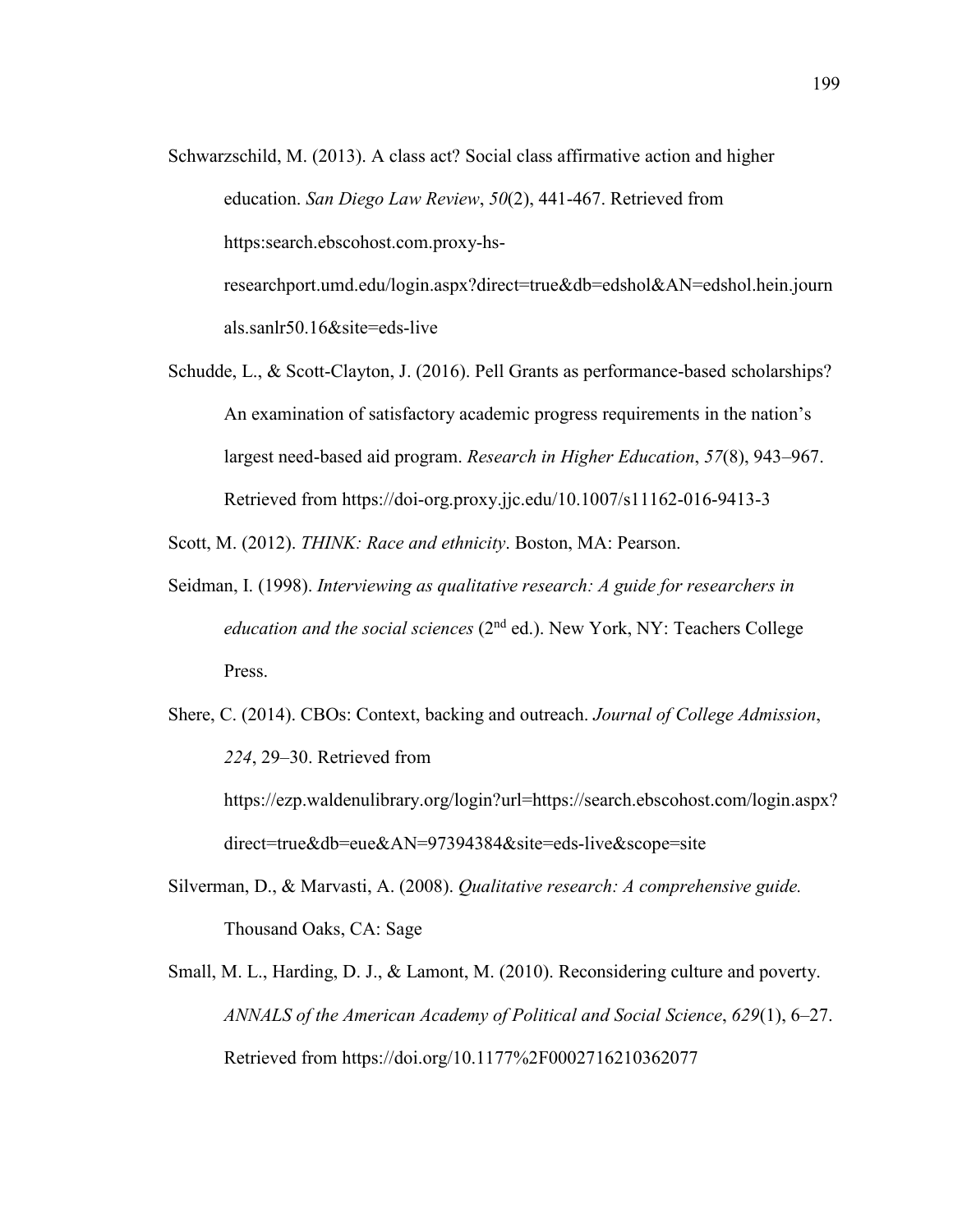Schwarzschild, M. (2013). A class act? Social class affirmative action and higher education. *San Diego Law Review*, *50*(2), 441-467. Retrieved from https:search.ebscohost.com.proxy-hs-researchport.umd.edu/login.aspx?direct=true&db=edshol&AN=edshol.hein.journals.sanlr50.16&site=eds-live

Schudde, L., & Scott-Clayton, J. (2016). Pell Grants as performance-based scholarships? An examination of satisfactory academic progress requirements in the nation's largest need-based aid program. *Research in Higher Education*, *57*(8), 943–967. Retrieved from https://doi-org.proxy.jjc.edu/10.1007/s11162-016-9413-3

Scott, M. (2012). *THINK: Race and ethnicity*. Boston, MA: Pearson.

Seidman, I. (1998). *Interviewing as qualitative research: A guide for researchers in education and the social sciences* (2nd ed.). New York, NY: Teachers College Press.

Shere, C. (2014). CBOs: Context, backing and outreach. *Journal of College Admission*, *224*, 29–30. Retrieved from https://ezp.waldenulibrary.org/login?url=https://search.ebscohost.com/login.aspx?direct=true&db=eue&AN=97394384&site=eds-live&scope=site

Silverman, D., & Marvasti, A. (2008). *Qualitative research: A comprehensive guide.* Thousand Oaks, CA: Sage

Small, M. L., Harding, D. J., & Lamont, M. (2010). Reconsidering culture and poverty. *ANNALS of the American Academy of Political and Social Science*, *629*(1), 6–27. Retrieved from https://doi.org/10.1177%2F0002716210362077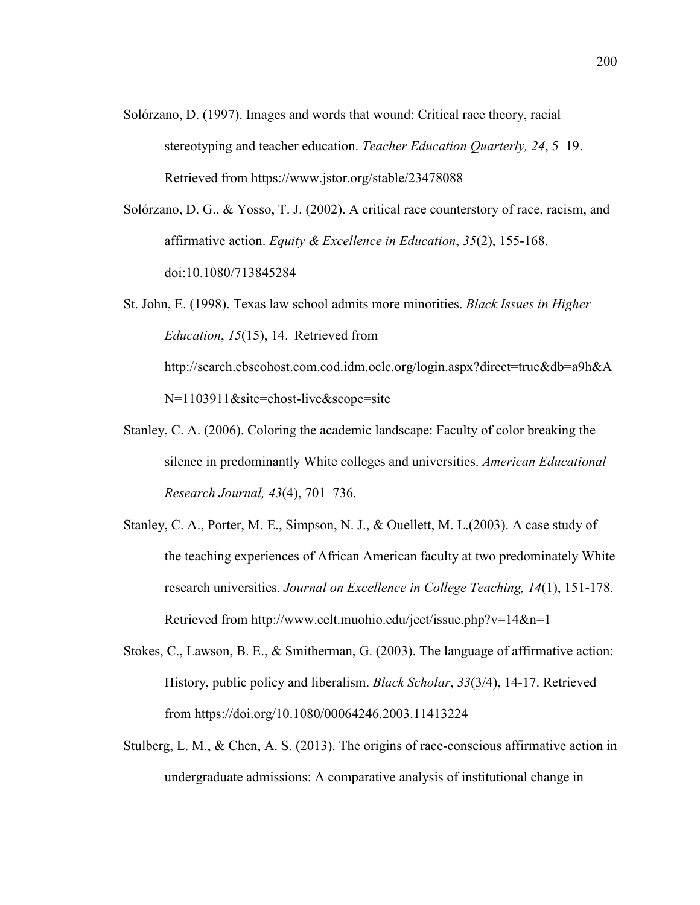Solórzano, D. (1997). Images and words that wound: Critical race theory, racial stereotyping and teacher education. *Teacher Education Quarterly, 24*, 5–19. Retrieved from https://www.jstor.org/stable/23478088

Solórzano, D. G., & Yosso, T. J. (2002). A critical race counterstory of race, racism, and affirmative action. *Equity & Excellence in Education*, *35*(2), 155-168. doi:10.1080/713845284

St. John, E. (1998). Texas law school admits more minorities. *Black Issues in Higher Education*, *15*(15), 14. Retrieved from http://search.ebscohost.com.cod.idm.oclc.org/login.aspx?direct=true&db=a9h&AN=1103911&site=ehost-live&scope=site

Stanley, C. A. (2006). Coloring the academic landscape: Faculty of color breaking the silence in predominantly White colleges and universities. *American Educational Research Journal, 43*(4), 701–736.

Stanley, C. A., Porter, M. E., Simpson, N. J., & Ouellett, M. L.(2003). A case study of the teaching experiences of African American faculty at two predominately White research universities. *Journal on Excellence in College Teaching, 14*(1), 151-178. Retrieved from http://www.celt.muohio.edu/ject/issue.php?v=14&n=1

Stokes, C., Lawson, B. E., & Smitherman, G. (2003). The language of affirmative action: History, public policy and liberalism. *Black Scholar*, *33*(3/4), 14-17. Retrieved from https://doi.org/10.1080/00064246.2003.11413224

Stulberg, L. M., & Chen, A. S. (2013). The origins of race-conscious affirmative action in undergraduate admissions: A comparative analysis of institutional change in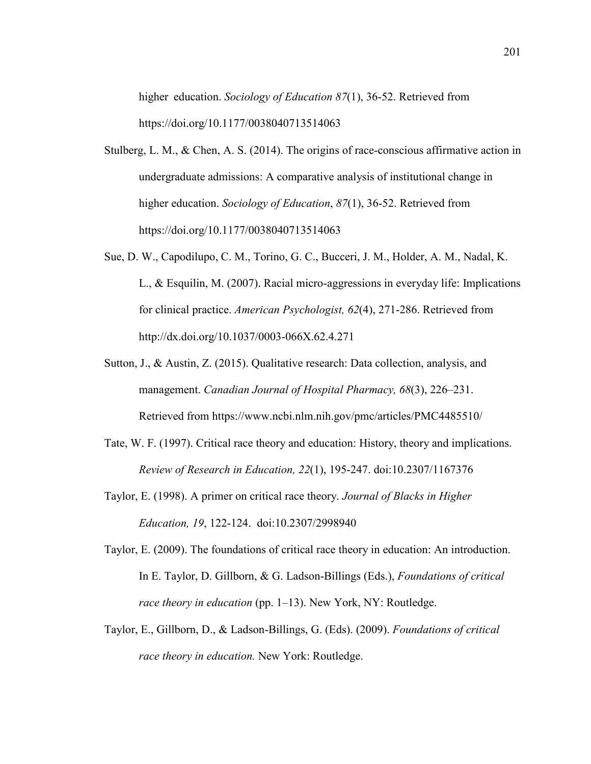higher  education. *Sociology of Education 87*(1), 36-52. Retrieved from https://doi.org/10.1177/0038040713514063

Stulberg, L. M., & Chen, A. S. (2014). The origins of race-conscious affirmative action in undergraduate admissions: A comparative analysis of institutional change in higher education. *Sociology of Education*, *87*(1), 36-52. Retrieved from https://doi.org/10.1177/0038040713514063

Sue, D. W., Capodilupo, C. M., Torino, G. C., Bucceri, J. M., Holder, A. M., Nadal, K. L., & Esquilin, M. (2007). Racial micro-aggressions in everyday life: Implications for clinical practice. *American Psychologist, 62*(4), 271-286. Retrieved from http://dx.doi.org/10.1037/0003-066X.62.4.271

Sutton, J., & Austin, Z. (2015). Qualitative research: Data collection, analysis, and management. *Canadian Journal of Hospital Pharmacy, 68*(3), 226–231. Retrieved from https://www.ncbi.nlm.nih.gov/pmc/articles/PMC4485510/

Tate, W. F. (1997). Critical race theory and education: History, theory and implications. *Review of Research in Education, 22*(1), 195-247. doi:10.2307/1167376

Taylor, E. (1998). A primer on critical race theory. *Journal of Blacks in Higher Education, 19*, 122-124.  doi:10.2307/2998940

Taylor, E. (2009). The foundations of critical race theory in education: An introduction. In E. Taylor, D. Gillborn, & G. Ladson-Billings (Eds.), *Foundations of critical race theory in education* (pp. 1–13). New York, NY: Routledge.

Taylor, E., Gillborn, D., & Ladson-Billings, G. (Eds). (2009). *Foundations of critical race theory in education.* New York: Routledge.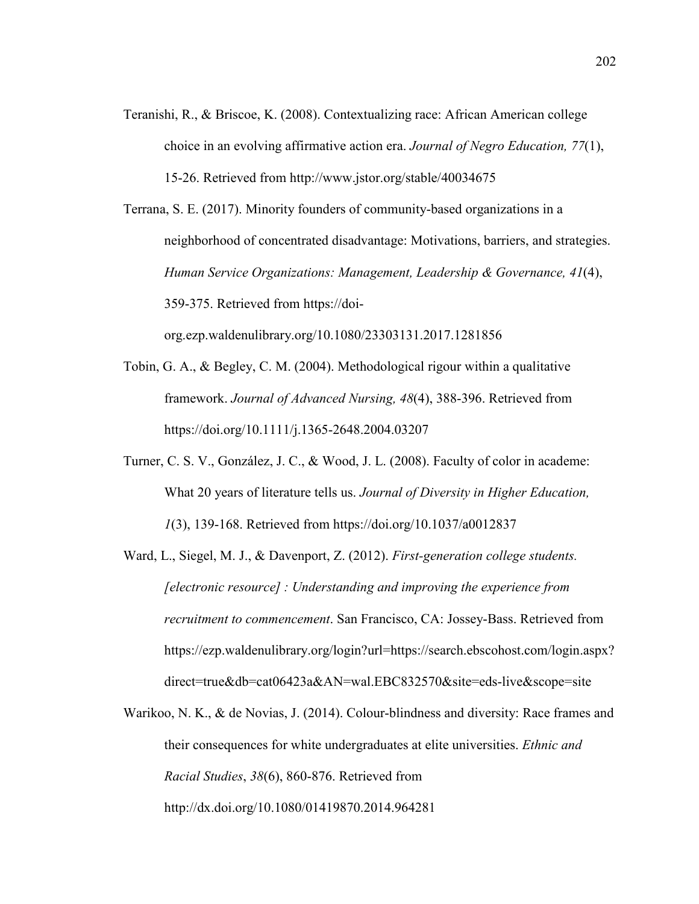Teranishi, R., & Briscoe, K. (2008). Contextualizing race: African American college choice in an evolving affirmative action era. *Journal of Negro Education, 77*(1), 15-26. Retrieved from http://www.jstor.org/stable/40034675

Terrana, S. E. (2017). Minority founders of community-based organizations in a neighborhood of concentrated disadvantage: Motivations, barriers, and strategies. *Human Service Organizations: Management, Leadership & Governance, 41*(4), 359-375. Retrieved from https://doi-org.ezp.waldenulibrary.org/10.1080/23303131.2017.1281856

Tobin, G. A., & Begley, C. M. (2004). Methodological rigour within a qualitative framework. *Journal of Advanced Nursing, 48*(4), 388-396. Retrieved from https://doi.org/10.1111/j.1365-2648.2004.03207

Turner, C. S. V., González, J. C., & Wood, J. L. (2008). Faculty of color in academe: What 20 years of literature tells us. *Journal of Diversity in Higher Education, 1*(3), 139-168. Retrieved from https://doi.org/10.1037/a0012837

Ward, L., Siegel, M. J., & Davenport, Z. (2012). *First-generation college students. [electronic resource] : Understanding and improving the experience from recruitment to commencement*. San Francisco, CA: Jossey-Bass. Retrieved from https://ezp.waldenulibrary.org/login?url=https://search.ebscohost.com/login.aspx?direct=true&db=cat06423a&AN=wal.EBC832570&site=eds-live&scope=site

Warikoo, N. K., & de Novias, J. (2014). Colour-blindness and diversity: Race frames and their consequences for white undergraduates at elite universities. *Ethnic and Racial Studies*, *38*(6), 860-876. Retrieved from http://dx.doi.org/10.1080/01419870.2014.964281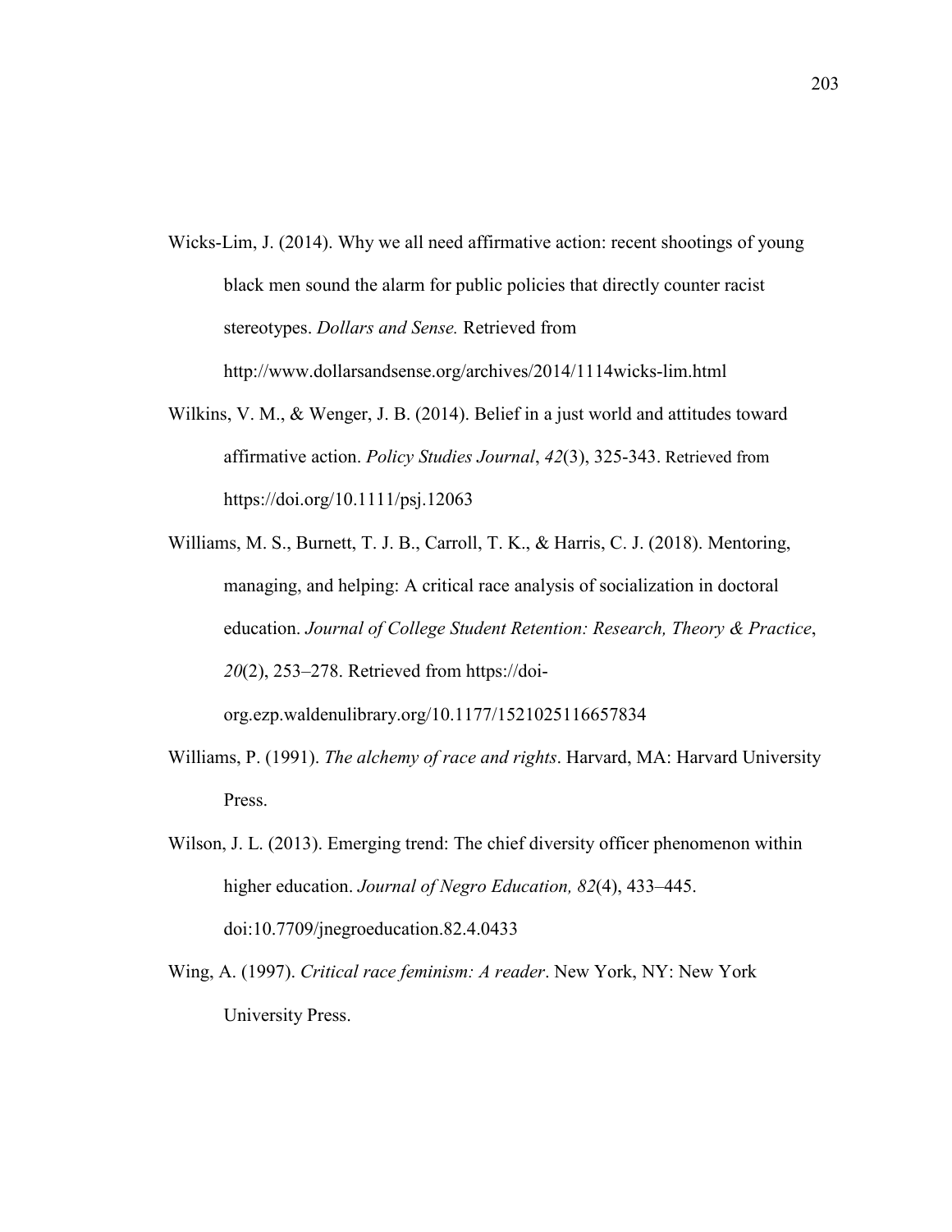Wicks-Lim, J. (2014). Why we all need affirmative action: recent shootings of young black men sound the alarm for public policies that directly counter racist stereotypes. *Dollars and Sense.* Retrieved from http://www.dollarsandsense.org/archives/2014/1114wicks-lim.html

Wilkins, V. M., & Wenger, J. B. (2014). Belief in a just world and attitudes toward affirmative action. *Policy Studies Journal*, *42*(3), 325-343. Retrieved from https://doi.org/10.1111/psj.12063

Williams, M. S., Burnett, T. J. B., Carroll, T. K., & Harris, C. J. (2018). Mentoring, managing, and helping: A critical race analysis of socialization in doctoral education. *Journal of College Student Retention: Research, Theory & Practice*, *20*(2), 253–278. Retrieved from https://doi-org.ezp.waldenulibrary.org/10.1177/1521025116657834

Williams, P. (1991). *The alchemy of race and rights*. Harvard, MA: Harvard University Press.

Wilson, J. L. (2013). Emerging trend: The chief diversity officer phenomenon within higher education. *Journal of Negro Education, 82*(4), 433–445. doi:10.7709/jnegroeducation.82.4.0433

Wing, A. (1997). *Critical race feminism: A reader*. New York, NY: New York University Press.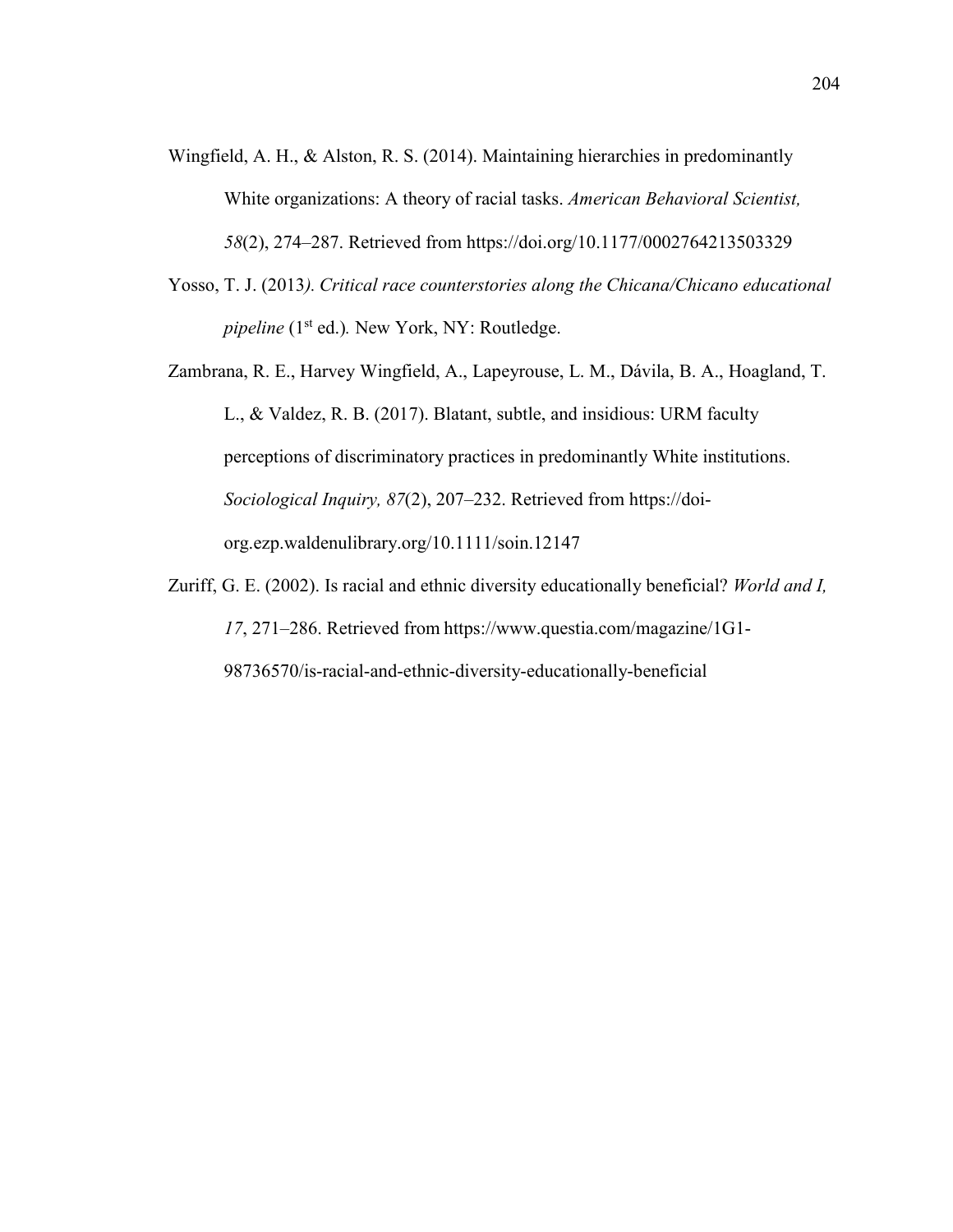Wingfield, A. H., & Alston, R. S. (2014). Maintaining hierarchies in predominantly White organizations: A theory of racial tasks. *American Behavioral Scientist, 58*(2), 274–287. Retrieved from https://doi.org/10.1177/0002764213503329

Yosso, T. J. (2013*). Critical race counterstories along the Chicana/Chicano educational pipeline* (1st ed.)*.* New York, NY: Routledge.

Zambrana, R. E., Harvey Wingfield, A., Lapeyrouse, L. M., Dávila, B. A., Hoagland, T. L., & Valdez, R. B. (2017). Blatant, subtle, and insidious: URM faculty perceptions of discriminatory practices in predominantly White institutions. *Sociological Inquiry, 87*(2), 207–232. Retrieved from https://doi-org.ezp.waldenulibrary.org/10.1111/soin.12147

Zuriff, G. E. (2002). Is racial and ethnic diversity educationally beneficial? *World and I, 17*, 271–286. Retrieved from https://www.questia.com/magazine/1G1-98736570/is-racial-and-ethnic-diversity-educationally-beneficial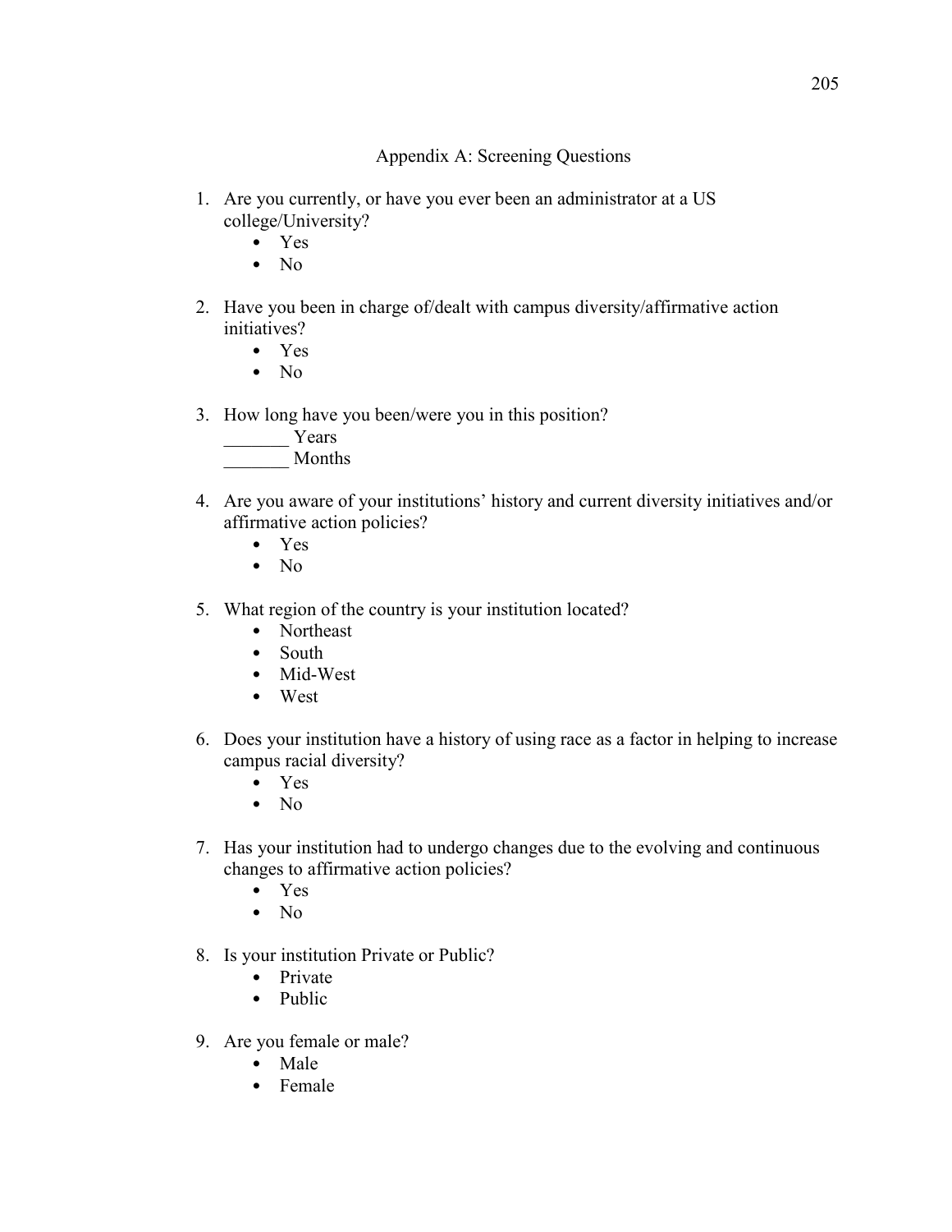# Appendix A: Screening Questions

1. Are you currently, or have you ever been an administrator at a US college/University?
    - Yes
    - No

2. Have you been in charge of/dealt with campus diversity/affirmative action initiatives?
    - Yes
    - No

3. How long have you been/were you in this position?
   _______ Years
   _______ Months

4. Are you aware of your institutions' history and current diversity initiatives and/or affirmative action policies?
    - Yes
    - No

5. What region of the country is your institution located?
    - Northeast
    - South
    - Mid-West
    - West

6. Does your institution have a history of using race as a factor in helping to increase campus racial diversity?
    - Yes
    - No

7. Has your institution had to undergo changes due to the evolving and continuous changes to affirmative action policies?
    - Yes
    - No

8. Is your institution Private or Public?
    - Private
    - Public

9. Are you female or male?
    - Male
    - Female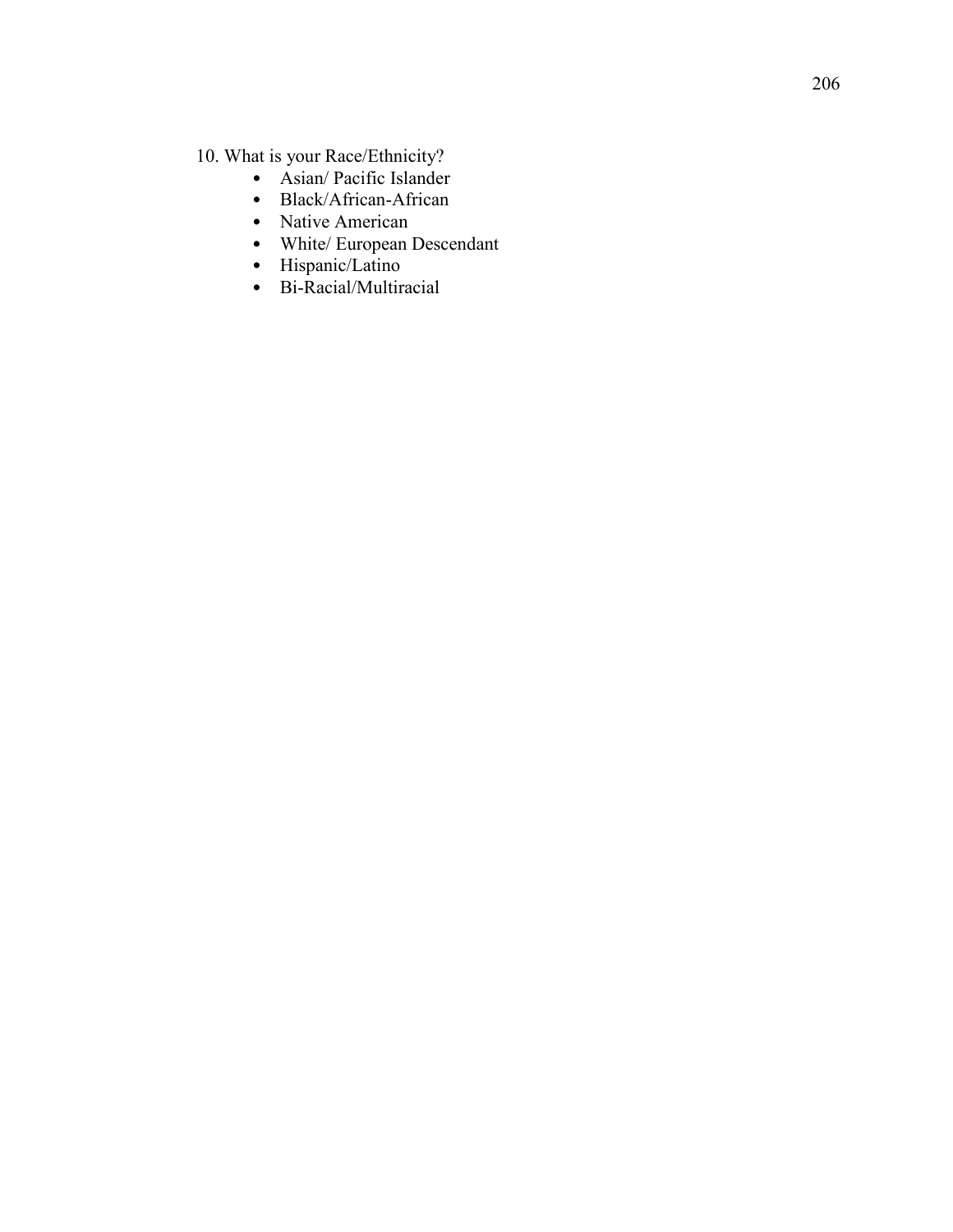10. What is your Race/Ethnicity?

- Asian/ Pacific Islander
- Black/African-African
- Native American
- White/ European Descendant
- Hispanic/Latino
- Bi-Racial/Multiracial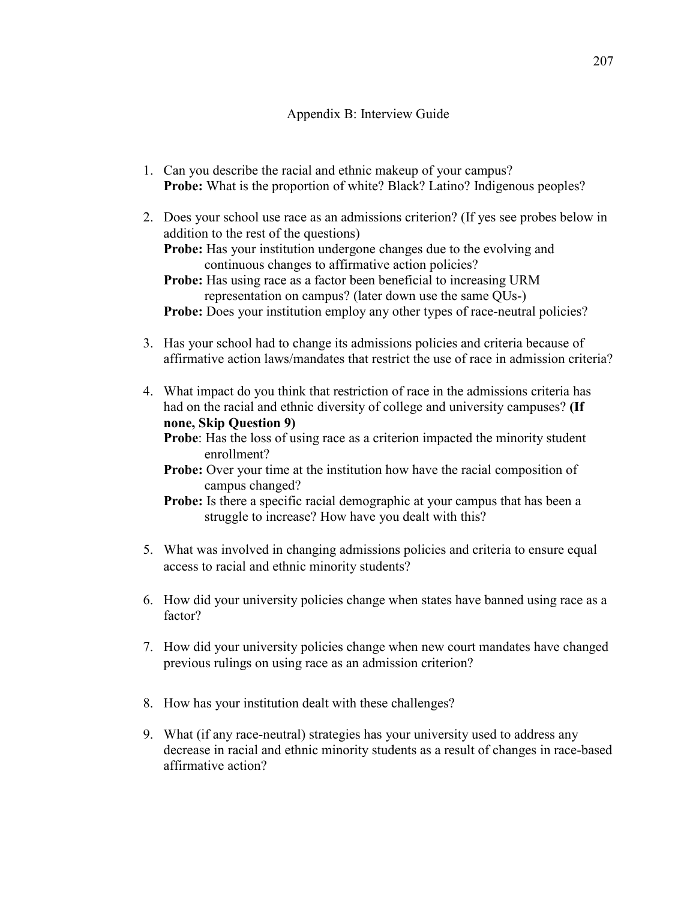# Appendix B: Interview Guide

1. Can you describe the racial and ethnic makeup of your campus?
   **Probe:** What is the proportion of white? Black? Latino? Indigenous peoples?

2. Does your school use race as an admissions criterion? (If yes see probes below in addition to the rest of the questions)
   **Probe:** Has your institution undergone changes due to the evolving and continuous changes to affirmative action policies?
   **Probe:** Has using race as a factor been beneficial to increasing URM representation on campus? (later down use the same QUs-)
   **Probe:** Does your institution employ any other types of race-neutral policies?

3. Has your school had to change its admissions policies and criteria because of affirmative action laws/mandates that restrict the use of race in admission criteria?

4. What impact do you think that restriction of race in the admissions criteria has had on the racial and ethnic diversity of college and university campuses? **(If none, Skip Question 9)**
   **Probe**: Has the loss of using race as a criterion impacted the minority student enrollment?
   **Probe:** Over your time at the institution how have the racial composition of campus changed?
   **Probe:** Is there a specific racial demographic at your campus that has been a struggle to increase? How have you dealt with this?

5. What was involved in changing admissions policies and criteria to ensure equal access to racial and ethnic minority students?

6. How did your university policies change when states have banned using race as a factor?

7. How did your university policies change when new court mandates have changed previous rulings on using race as an admission criterion?

8. How has your institution dealt with these challenges?

9. What (if any race-neutral) strategies has your university used to address any decrease in racial and ethnic minority students as a result of changes in race-based affirmative action?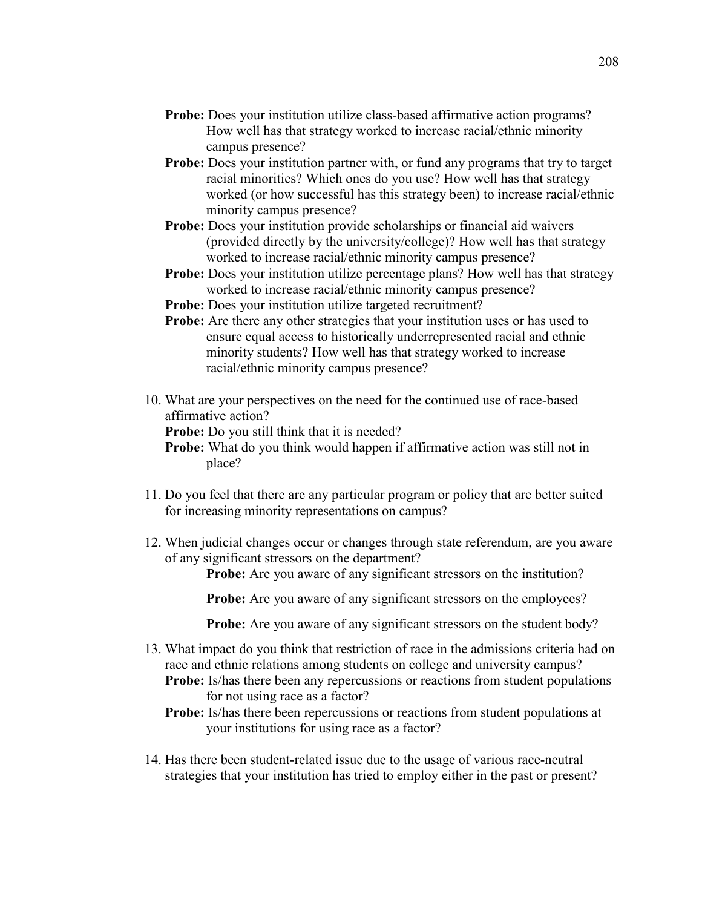**Probe:** Does your institution utilize class-based affirmative action programs? How well has that strategy worked to increase racial/ethnic minority campus presence?

**Probe:** Does your institution partner with, or fund any programs that try to target racial minorities? Which ones do you use? How well has that strategy worked (or how successful has this strategy been) to increase racial/ethnic minority campus presence?

**Probe:** Does your institution provide scholarships or financial aid waivers (provided directly by the university/college)? How well has that strategy worked to increase racial/ethnic minority campus presence?

**Probe:** Does your institution utilize percentage plans? How well has that strategy worked to increase racial/ethnic minority campus presence?

**Probe:** Does your institution utilize targeted recruitment?

**Probe:** Are there any other strategies that your institution uses or has used to ensure equal access to historically underrepresented racial and ethnic minority students? How well has that strategy worked to increase racial/ethnic minority campus presence?

10. What are your perspectives on the need for the continued use of race-based affirmative action?

    **Probe:** Do you still think that it is needed?

    **Probe:** What do you think would happen if affirmative action was still not in place?

11. Do you feel that there are any particular program or policy that are better suited for increasing minority representations on campus?

12. When judicial changes occur or changes through state referendum, are you aware of any significant stressors on the department?

    **Probe:** Are you aware of any significant stressors on the institution?

    **Probe:** Are you aware of any significant stressors on the employees?

    **Probe:** Are you aware of any significant stressors on the student body?

13. What impact do you think that restriction of race in the admissions criteria had on race and ethnic relations among students on college and university campus?

    **Probe:** Is/has there been any repercussions or reactions from student populations for not using race as a factor?

    **Probe:** Is/has there been repercussions or reactions from student populations at your institutions for using race as a factor?

14. Has there been student-related issue due to the usage of various race-neutral strategies that your institution has tried to employ either in the past or present?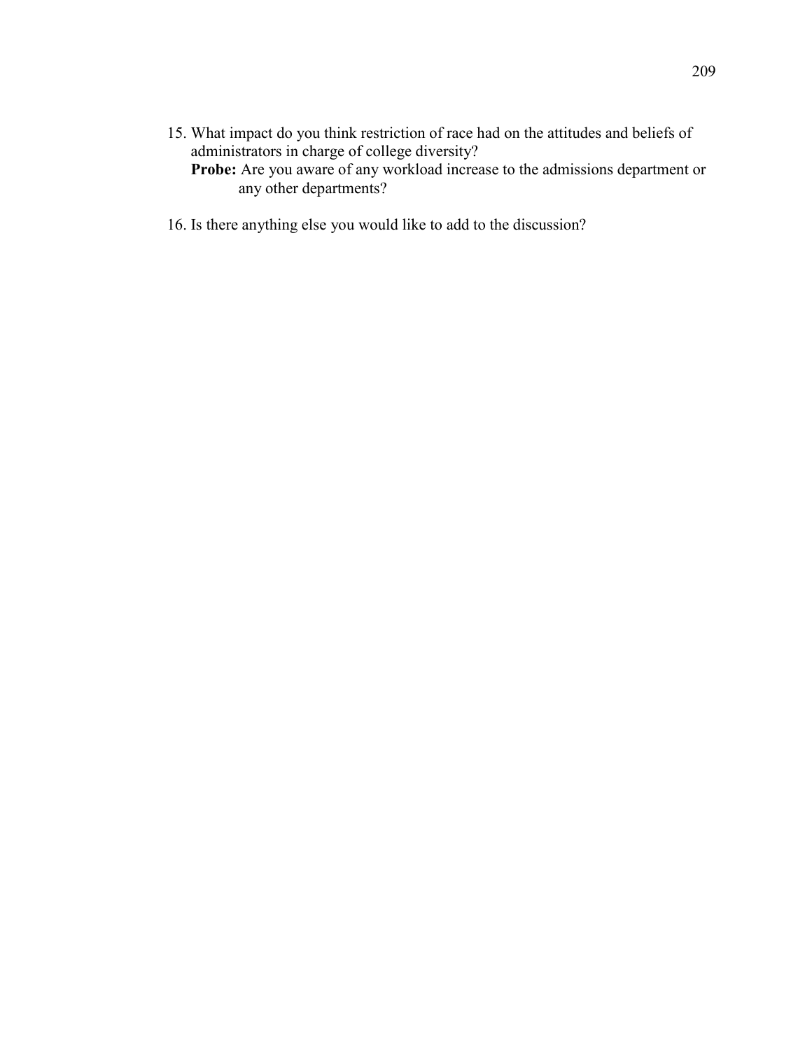15. What impact do you think restriction of race had on the attitudes and beliefs of administrators in charge of college diversity?
    **Probe:** Are you aware of any workload increase to the admissions department or any other departments?

16. Is there anything else you would like to add to the discussion?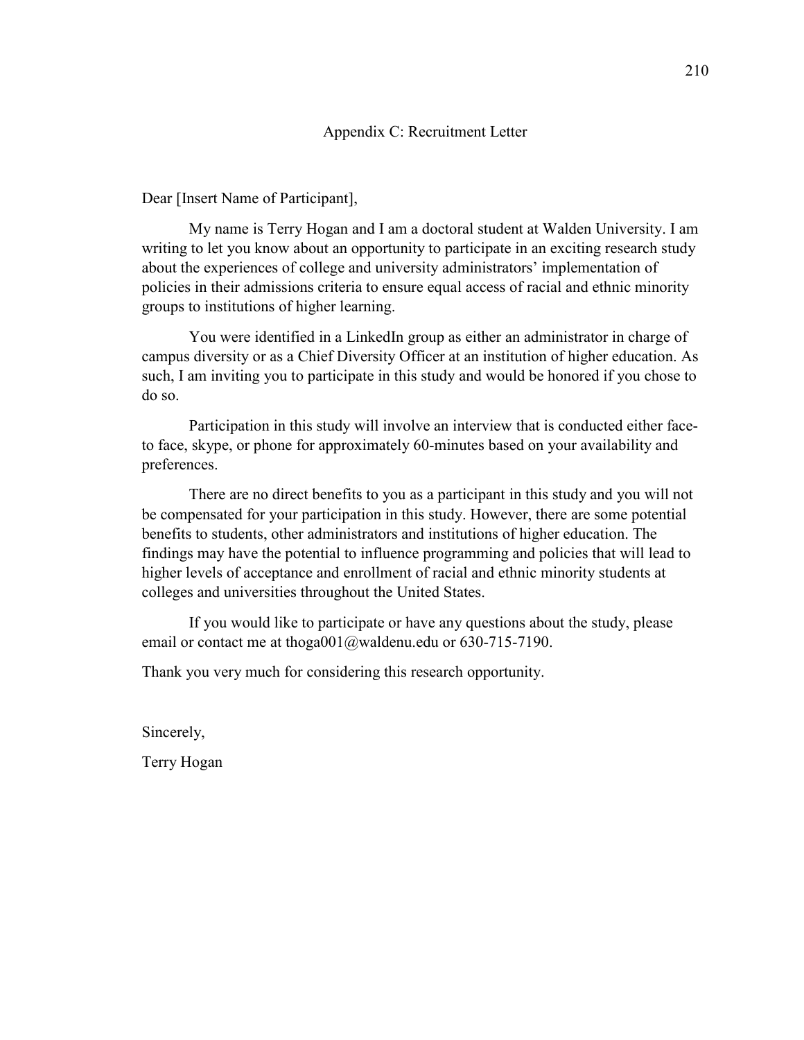# Appendix C: Recruitment Letter

Dear [Insert Name of Participant],

My name is Terry Hogan and I am a doctoral student at Walden University. I am writing to let you know about an opportunity to participate in an exciting research study about the experiences of college and university administrators' implementation of policies in their admissions criteria to ensure equal access of racial and ethnic minority groups to institutions of higher learning.

You were identified in a LinkedIn group as either an administrator in charge of campus diversity or as a Chief Diversity Officer at an institution of higher education. As such, I am inviting you to participate in this study and would be honored if you chose to do so.

Participation in this study will involve an interview that is conducted either face-to face, skype, or phone for approximately 60-minutes based on your availability and preferences.

There are no direct benefits to you as a participant in this study and you will not be compensated for your participation in this study. However, there are some potential benefits to students, other administrators and institutions of higher education. The findings may have the potential to influence programming and policies that will lead to higher levels of acceptance and enrollment of racial and ethnic minority students at colleges and universities throughout the United States.

If you would like to participate or have any questions about the study, please email or contact me at thoga001@waldenu.edu or 630-715-7190.

Thank you very much for considering this research opportunity.

Sincerely,

Terry Hogan